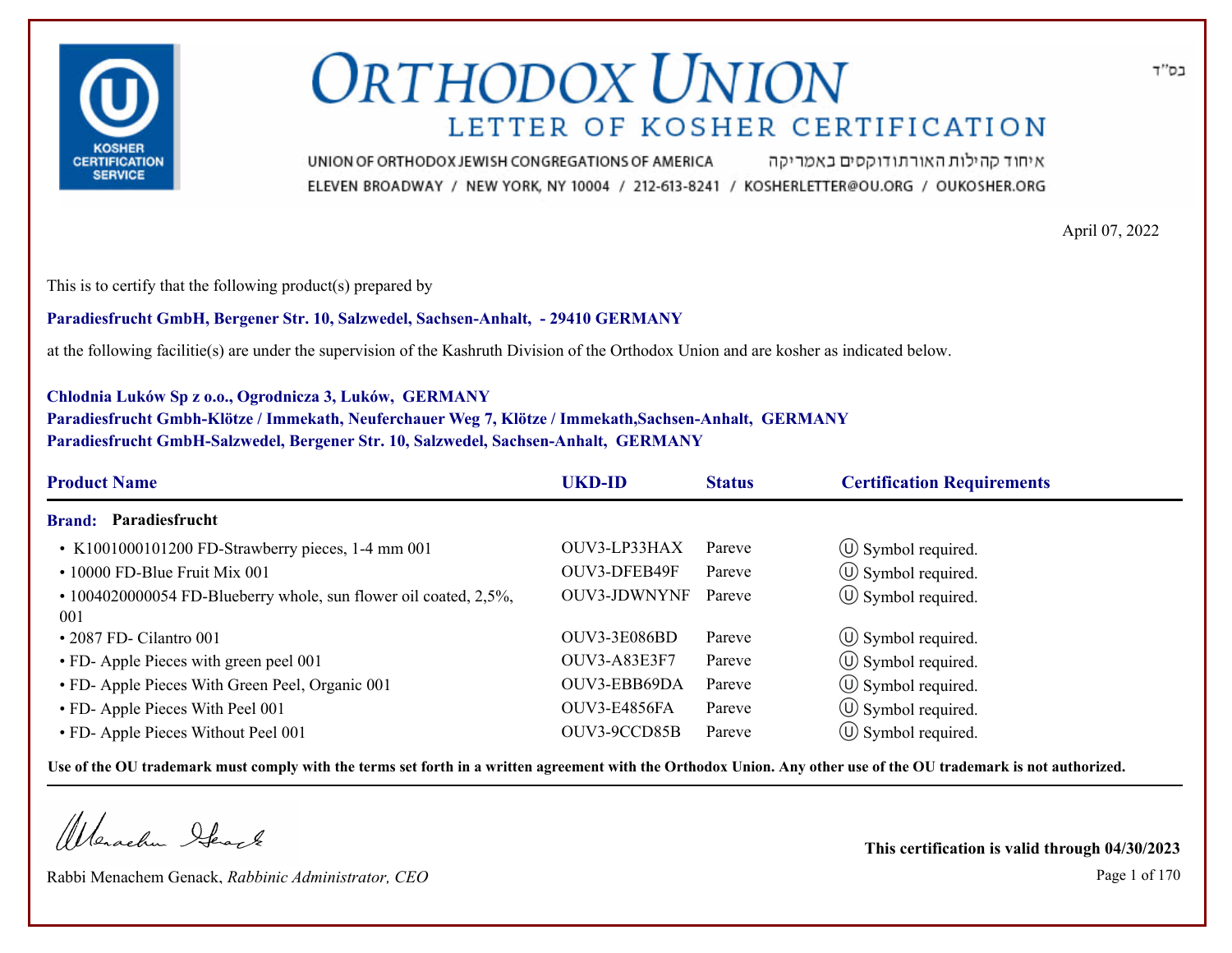# ORTHODOX UNION

## LETTER OF KOSHER CERTIFICATION

בס"ד

UNION OF ORTHODOX JEWISH CONGREGATIONS OF AMERICA איחוד קהילות האורתודוקסים באמריקה

ELEVEN BROADWAY / NEW YORK, NY 10004 / 212-613-8241 / KOSHERLETTER@OU.ORG / OUKOSHER.ORG

April 07, 2022

This is to certify that the following product(s) prepared by

**Paradiesfrucht GmbH, Bergener Str. 10, Salzwedel, Sachsen-Anhalt, - 29410 GERMANY**

at the following facilitie(s) are under the supervision of the Kashruth Division of the Orthodox Union and are kosher as indicated below.

**Chlodnia Luków Sp z o.o., Ogrodnicza 3, Luków, GERMANY**
**Paradiesfrucht Gmbh-Klötze / Immekath, Neuferchauer Weg 7, Klötze / Immekath,Sachsen-Anhalt, GERMANY**
**Paradiesfrucht GmbH-Salzwedel, Bergener Str. 10, Salzwedel, Sachsen-Anhalt, GERMANY**

| Product Name | UKD-ID | Status | Certification Requirements |
|---|---|---|---|
| **Brand: Paradiesfrucht** | | | |
| • K1001000101200 FD-Strawberry pieces, 1-4 mm 001 | OUV3-LP33HAX | Pareve | Ⓤ Symbol required. |
| • 10000 FD-Blue Fruit Mix 001 | OUV3-DFEB49F | Pareve | Ⓤ Symbol required. |
| • 1004020000054 FD-Blueberry whole, sun flower oil coated, 2,5%, 001 | OUV3-JDWNYNF | Pareve | Ⓤ Symbol required. |
| • 2087 FD- Cilantro 001 | OUV3-3E086BD | Pareve | Ⓤ Symbol required. |
| • FD- Apple Pieces with green peel 001 | OUV3-A83E3F7 | Pareve | Ⓤ Symbol required. |
| • FD- Apple Pieces With Green Peel, Organic 001 | OUV3-EBB69DA | Pareve | Ⓤ Symbol required. |
| • FD- Apple Pieces With Peel 001 | OUV3-E4856FA | Pareve | Ⓤ Symbol required. |
| • FD- Apple Pieces Without Peel 001 | OUV3-9CCD85B | Pareve | Ⓤ Symbol required. |

**Use of the OU trademark must comply with the terms set forth in a written agreement with the Orthodox Union. Any other use of the OU trademark is not authorized.**

Rabbi Menachem Genack, *Rabbinic Administrator, CEO*

**This certification is valid through 04/30/2023**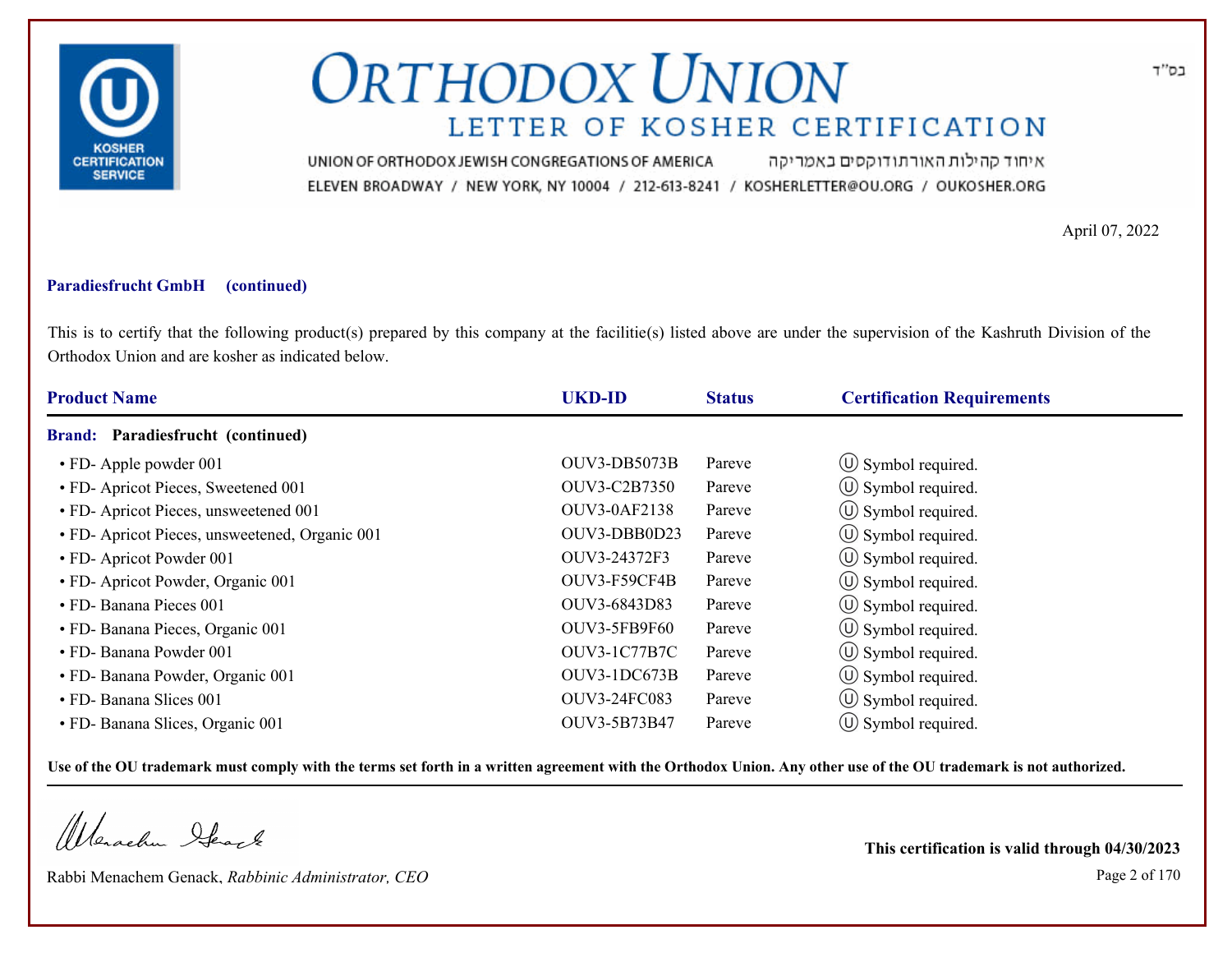# ORTHODOX UNION
## LETTER OF KOSHER CERTIFICATION

UNION OF ORTHODOX JEWISH CONGREGATIONS OF AMERICA איחוד קהילות האורתודוקסים באמריקה
ELEVEN BROADWAY / NEW YORK, NY 10004 / 212-613-8241 / KOSHERLETTER@OU.ORG / OUKOSHER.ORG

בס"ד

April 07, 2022

**Paradiesfrucht GmbH (continued)**

This is to certify that the following product(s) prepared by this company at the facilitie(s) listed above are under the supervision of the Kashruth Division of the Orthodox Union and are kosher as indicated below.

| Product Name | UKD-ID | Status | Certification Requirements |
|---|---|---|---|
| **Brand: Paradiesfrucht (continued)** | | | |
| • FD- Apple powder 001 | OUV3-DB5073B | Pareve | Ⓤ Symbol required. |
| • FD- Apricot Pieces, Sweetened 001 | OUV3-C2B7350 | Pareve | Ⓤ Symbol required. |
| • FD- Apricot Pieces, unsweetened 001 | OUV3-0AF2138 | Pareve | Ⓤ Symbol required. |
| • FD- Apricot Pieces, unsweetened, Organic 001 | OUV3-DBB0D23 | Pareve | Ⓤ Symbol required. |
| • FD- Apricot Powder 001 | OUV3-24372F3 | Pareve | Ⓤ Symbol required. |
| • FD- Apricot Powder, Organic 001 | OUV3-F59CF4B | Pareve | Ⓤ Symbol required. |
| • FD- Banana Pieces 001 | OUV3-6843D83 | Pareve | Ⓤ Symbol required. |
| • FD- Banana Pieces, Organic 001 | OUV3-5FB9F60 | Pareve | Ⓤ Symbol required. |
| • FD- Banana Powder 001 | OUV3-1C77B7C | Pareve | Ⓤ Symbol required. |
| • FD- Banana Powder, Organic 001 | OUV3-1DC673B | Pareve | Ⓤ Symbol required. |
| • FD- Banana Slices 001 | OUV3-24FC083 | Pareve | Ⓤ Symbol required. |
| • FD- Banana Slices, Organic 001 | OUV3-5B73B47 | Pareve | Ⓤ Symbol required. |

**Use of the OU trademark must comply with the terms set forth in a written agreement with the Orthodox Union. Any other use of the OU trademark is not authorized.**

Rabbi Menachem Genack, *Rabbinic Administrator, CEO*

**This certification is valid through 04/30/2023**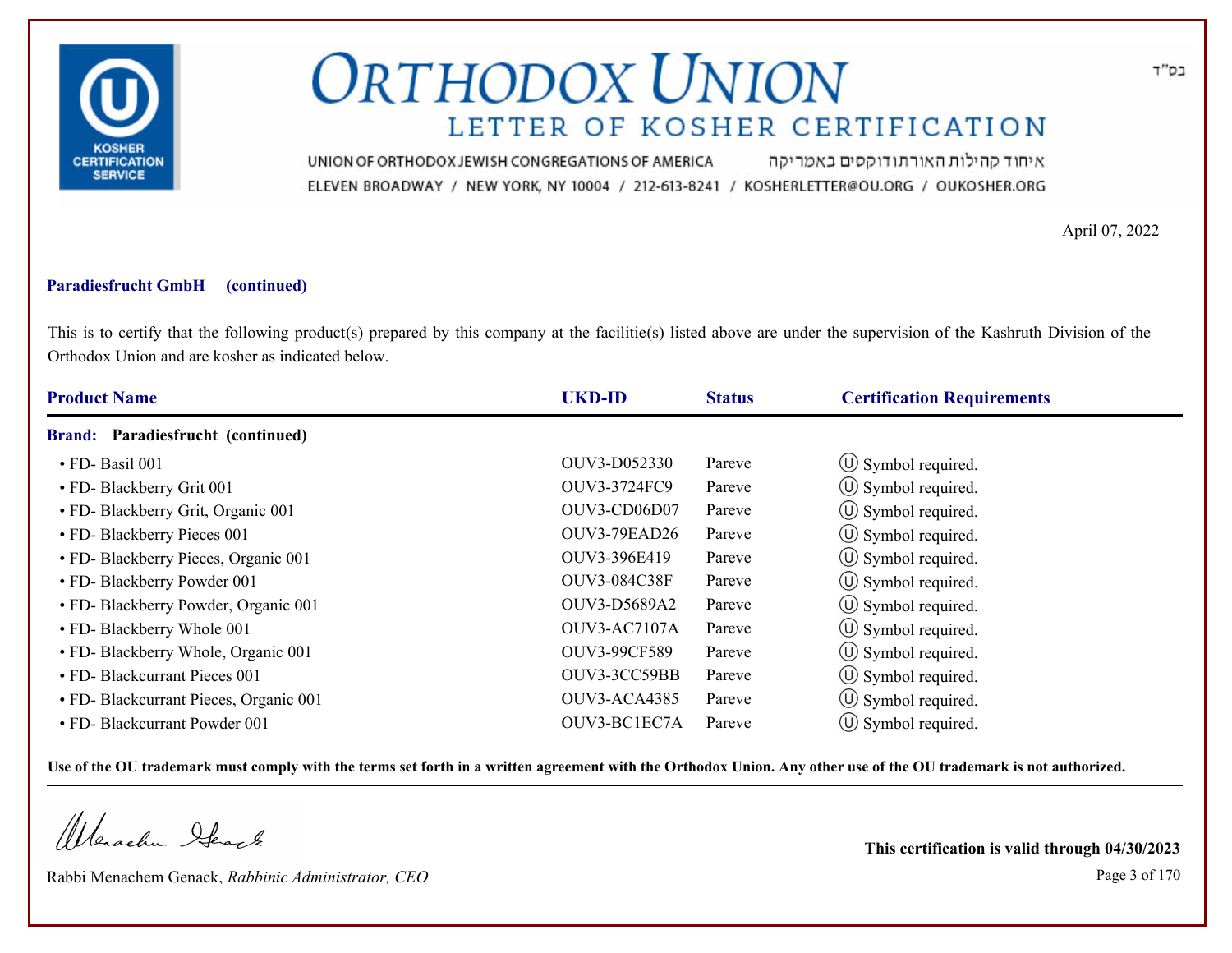# ORTHODOX UNION

## LETTER OF KOSHER CERTIFICATION

UNION OF ORTHODOX JEWISH CONGREGATIONS OF AMERICA איחוד קהילות האורתודוקסים באמריקה

ELEVEN BROADWAY / NEW YORK, NY 10004 / 212-613-8241 / KOSHERLETTER@OU.ORG / OUKOSHER.ORG

בס"ד

April 07, 2022

**Paradiesfrucht GmbH (continued)**

This is to certify that the following product(s) prepared by this company at the facilitie(s) listed above are under the supervision of the Kashruth Division of the Orthodox Union and are kosher as indicated below.

| Product Name | UKD-ID | Status | Certification Requirements |
|---|---|---|---|
| **Brand: Paradiesfrucht (continued)** | | | |
| • FD- Basil 001 | OUV3-D052330 | Pareve | Ⓤ Symbol required. |
| • FD- Blackberry Grit 001 | OUV3-3724FC9 | Pareve | Ⓤ Symbol required. |
| • FD- Blackberry Grit, Organic 001 | OUV3-CD06D07 | Pareve | Ⓤ Symbol required. |
| • FD- Blackberry Pieces 001 | OUV3-79EAD26 | Pareve | Ⓤ Symbol required. |
| • FD- Blackberry Pieces, Organic 001 | OUV3-396E419 | Pareve | Ⓤ Symbol required. |
| • FD- Blackberry Powder 001 | OUV3-084C38F | Pareve | Ⓤ Symbol required. |
| • FD- Blackberry Powder, Organic 001 | OUV3-D5689A2 | Pareve | Ⓤ Symbol required. |
| • FD- Blackberry Whole 001 | OUV3-AC7107A | Pareve | Ⓤ Symbol required. |
| • FD- Blackberry Whole, Organic 001 | OUV3-99CF589 | Pareve | Ⓤ Symbol required. |
| • FD- Blackcurrant Pieces 001 | OUV3-3CC59BB | Pareve | Ⓤ Symbol required. |
| • FD- Blackcurrant Pieces, Organic 001 | OUV3-ACA4385 | Pareve | Ⓤ Symbol required. |
| • FD- Blackcurrant Powder 001 | OUV3-BC1EC7A | Pareve | Ⓤ Symbol required. |

**Use of the OU trademark must comply with the terms set forth in a written agreement with the Orthodox Union. Any other use of the OU trademark is not authorized.**

Rabbi Menachem Genack, *Rabbinic Administrator, CEO*

**This certification is valid through 04/30/2023**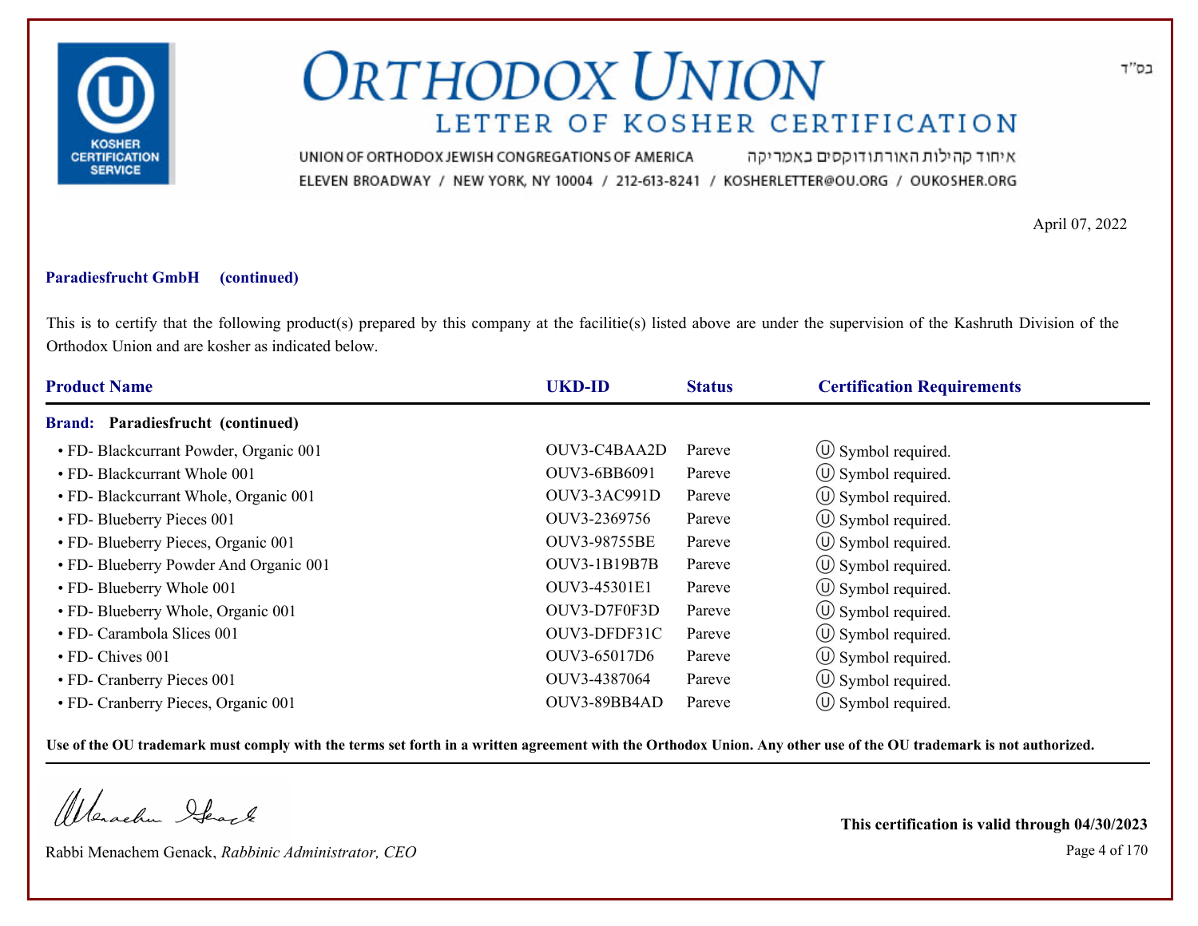# ORTHODOX UNION

## LETTER OF KOSHER CERTIFICATION

UNION OF ORTHODOX JEWISH CONGREGATIONS OF AMERICA איחוד קהילות האורתודוקסים באמריקה
ELEVEN BROADWAY / NEW YORK, NY 10004 / 212-613-8241 / KOSHERLETTER@OU.ORG / OUKOSHER.ORG

בס"ד

April 07, 2022

**Paradiesfrucht GmbH (continued)**

This is to certify that the following product(s) prepared by this company at the facilitie(s) listed above are under the supervision of the Kashruth Division of the Orthodox Union and are kosher as indicated below.

| Product Name | UKD-ID | Status | Certification Requirements |
|---|---|---|---|
| **Brand: Paradiesfrucht (continued)** | | | |
| • FD- Blackcurrant Powder, Organic 001 | OUV3-C4BAA2D | Pareve | Ⓤ Symbol required. |
| • FD- Blackcurrant Whole 001 | OUV3-6BB6091 | Pareve | Ⓤ Symbol required. |
| • FD- Blackcurrant Whole, Organic 001 | OUV3-3AC991D | Pareve | Ⓤ Symbol required. |
| • FD- Blueberry Pieces 001 | OUV3-2369756 | Pareve | Ⓤ Symbol required. |
| • FD- Blueberry Pieces, Organic 001 | OUV3-98755BE | Pareve | Ⓤ Symbol required. |
| • FD- Blueberry Powder And Organic 001 | OUV3-1B19B7B | Pareve | Ⓤ Symbol required. |
| • FD- Blueberry Whole 001 | OUV3-45301E1 | Pareve | Ⓤ Symbol required. |
| • FD- Blueberry Whole, Organic 001 | OUV3-D7F0F3D | Pareve | Ⓤ Symbol required. |
| • FD- Carambola Slices 001 | OUV3-DFDF31C | Pareve | Ⓤ Symbol required. |
| • FD- Chives 001 | OUV3-65017D6 | Pareve | Ⓤ Symbol required. |
| • FD- Cranberry Pieces 001 | OUV3-4387064 | Pareve | Ⓤ Symbol required. |
| • FD- Cranberry Pieces, Organic 001 | OUV3-89BB4AD | Pareve | Ⓤ Symbol required. |

**Use of the OU trademark must comply with the terms set forth in a written agreement with the Orthodox Union. Any other use of the OU trademark is not authorized.**

Rabbi Menachem Genack, *Rabbinic Administrator, CEO*

**This certification is valid through 04/30/2023**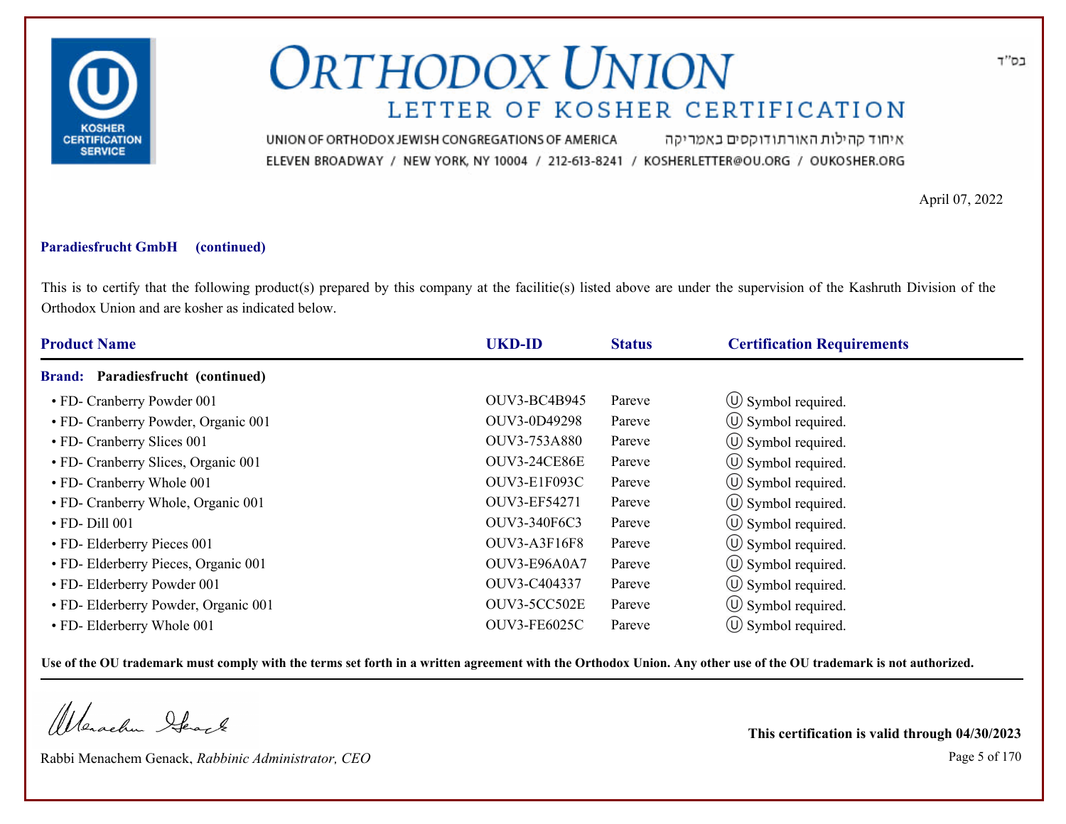# ORTHODOX UNION

## LETTER OF KOSHER CERTIFICATION

UNION OF ORTHODOX JEWISH CONGREGATIONS OF AMERICA איחוד קהילות האורתודוקסים באמריקה

ELEVEN BROADWAY / NEW YORK, NY 10004 / 212-613-8241 / KOSHERLETTER@OU.ORG / OUKOSHER.ORG

בס"ד

April 07, 2022

**Paradiesfrucht GmbH (continued)**

This is to certify that the following product(s) prepared by this company at the facilitie(s) listed above are under the supervision of the Kashruth Division of the Orthodox Union and are kosher as indicated below.

| Product Name | UKD-ID | Status | Certification Requirements |
|---|---|---|---|
| **Brand: Paradiesfrucht (continued)** | | | |
| • FD- Cranberry Powder 001 | OUV3-BC4B945 | Pareve | Ⓤ Symbol required. |
| • FD- Cranberry Powder, Organic 001 | OUV3-0D49298 | Pareve | Ⓤ Symbol required. |
| • FD- Cranberry Slices 001 | OUV3-753A880 | Pareve | Ⓤ Symbol required. |
| • FD- Cranberry Slices, Organic 001 | OUV3-24CE86E | Pareve | Ⓤ Symbol required. |
| • FD- Cranberry Whole 001 | OUV3-E1F093C | Pareve | Ⓤ Symbol required. |
| • FD- Cranberry Whole, Organic 001 | OUV3-EF54271 | Pareve | Ⓤ Symbol required. |
| • FD- Dill 001 | OUV3-340F6C3 | Pareve | Ⓤ Symbol required. |
| • FD- Elderberry Pieces 001 | OUV3-A3F16F8 | Pareve | Ⓤ Symbol required. |
| • FD- Elderberry Pieces, Organic 001 | OUV3-E96A0A7 | Pareve | Ⓤ Symbol required. |
| • FD- Elderberry Powder 001 | OUV3-C404337 | Pareve | Ⓤ Symbol required. |
| • FD- Elderberry Powder, Organic 001 | OUV3-5CC502E | Pareve | Ⓤ Symbol required. |
| • FD- Elderberry Whole 001 | OUV3-FE6025C | Pareve | Ⓤ Symbol required. |

**Use of the OU trademark must comply with the terms set forth in a written agreement with the Orthodox Union. Any other use of the OU trademark is not authorized.**

Rabbi Menachem Genack, *Rabbinic Administrator, CEO*

**This certification is valid through 04/30/2023**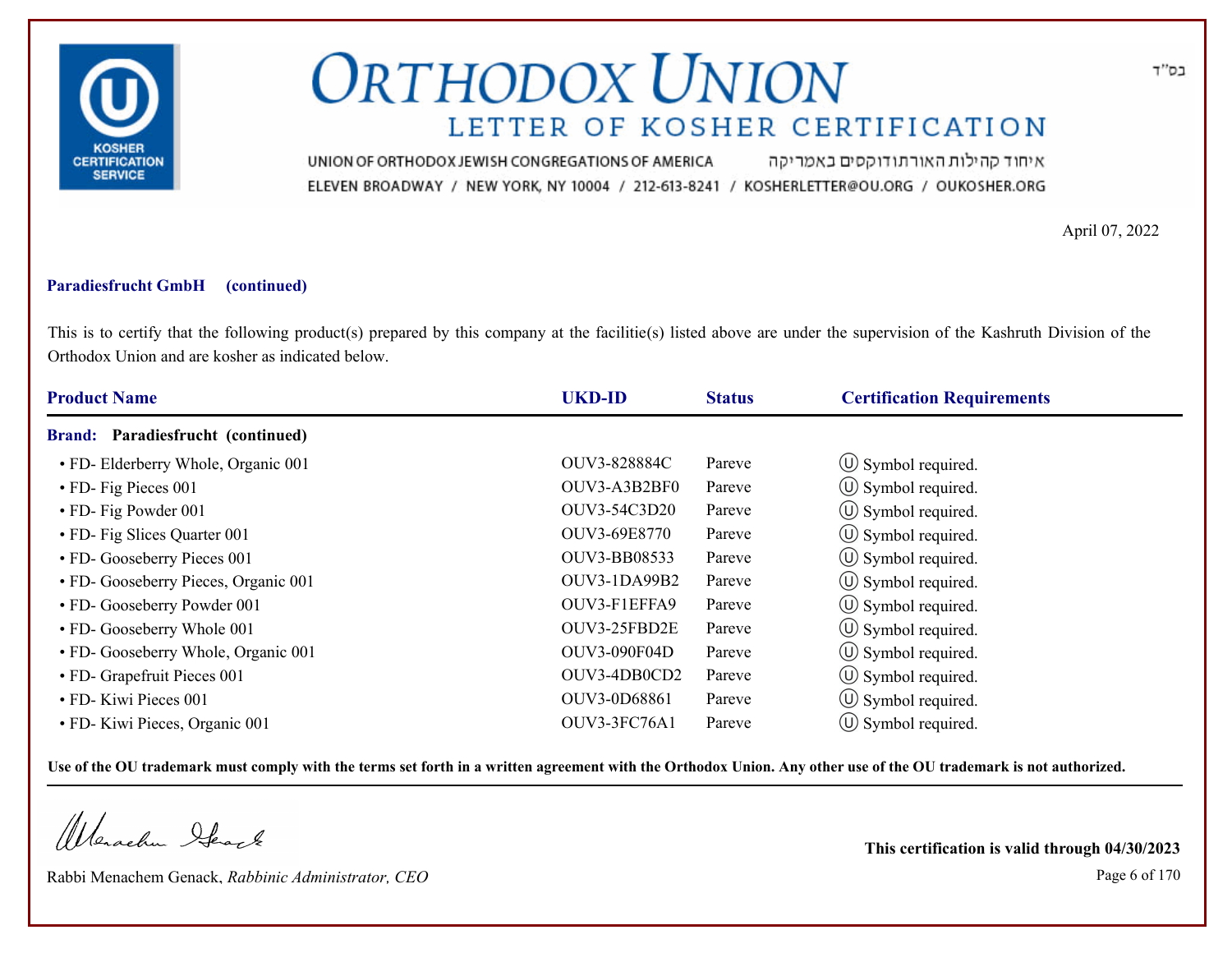# ORTHODOX UNION

## LETTER OF KOSHER CERTIFICATION

UNION OF ORTHODOX JEWISH CONGREGATIONS OF AMERICA איחוד קהילות האורתודוקסים באמריקה

ELEVEN BROADWAY / NEW YORK, NY 10004 / 212-613-8241 / KOSHERLETTER@OU.ORG / OUKOSHER.ORG

בס"ד

April 07, 2022

**Paradiesfrucht GmbH (continued)**

This is to certify that the following product(s) prepared by this company at the facilitie(s) listed above are under the supervision of the Kashruth Division of the Orthodox Union and are kosher as indicated below.

| Product Name | UKD-ID | Status | Certification Requirements |
|---|---|---|---|
| **Brand: Paradiesfrucht (continued)** | | | |
| • FD- Elderberry Whole, Organic 001 | OUV3-828884C | Pareve | Ⓤ Symbol required. |
| • FD- Fig Pieces 001 | OUV3-A3B2BF0 | Pareve | Ⓤ Symbol required. |
| • FD- Fig Powder 001 | OUV3-54C3D20 | Pareve | Ⓤ Symbol required. |
| • FD- Fig Slices Quarter 001 | OUV3-69E8770 | Pareve | Ⓤ Symbol required. |
| • FD- Gooseberry Pieces 001 | OUV3-BB08533 | Pareve | Ⓤ Symbol required. |
| • FD- Gooseberry Pieces, Organic 001 | OUV3-1DA99B2 | Pareve | Ⓤ Symbol required. |
| • FD- Gooseberry Powder 001 | OUV3-F1EFFA9 | Pareve | Ⓤ Symbol required. |
| • FD- Gooseberry Whole 001 | OUV3-25FBD2E | Pareve | Ⓤ Symbol required. |
| • FD- Gooseberry Whole, Organic 001 | OUV3-090F04D | Pareve | Ⓤ Symbol required. |
| • FD- Grapefruit Pieces 001 | OUV3-4DB0CD2 | Pareve | Ⓤ Symbol required. |
| • FD- Kiwi Pieces 001 | OUV3-0D68861 | Pareve | Ⓤ Symbol required. |
| • FD- Kiwi Pieces, Organic 001 | OUV3-3FC76A1 | Pareve | Ⓤ Symbol required. |

**Use of the OU trademark must comply with the terms set forth in a written agreement with the Orthodox Union. Any other use of the OU trademark is not authorized.**

Rabbi Menachem Genack, *Rabbinic Administrator, CEO*

**This certification is valid through 04/30/2023**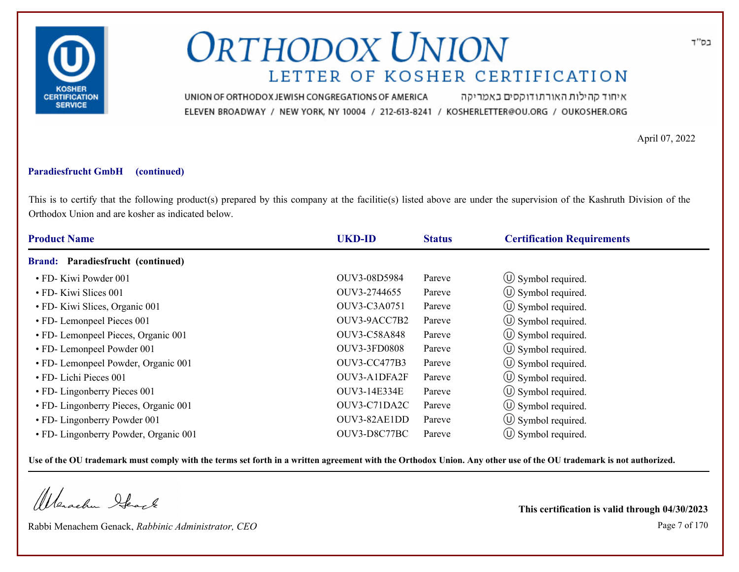KOSHER CERTIFICATION SERVICE

# ORTHODOX UNION

## LETTER OF KOSHER CERTIFICATION

בס"ד

UNION OF ORTHODOX JEWISH CONGREGATIONS OF AMERICA איחוד קהילות האורתודוקסים באמריקה

ELEVEN BROADWAY / NEW YORK, NY 10004 / 212-613-8241 / KOSHERLETTER@OU.ORG / OUKOSHER.ORG

April 07, 2022

**Paradiesfrucht GmbH (continued)**

This is to certify that the following product(s) prepared by this company at the facilitie(s) listed above are under the supervision of the Kashruth Division of the Orthodox Union and are kosher as indicated below.

| Product Name | UKD-ID | Status | Certification Requirements |
|---|---|---|---|
| **Brand: Paradiesfrucht (continued)** | | | |
| • FD- Kiwi Powder 001 | OUV3-08D5984 | Pareve | Ⓤ Symbol required. |
| • FD- Kiwi Slices 001 | OUV3-2744655 | Pareve | Ⓤ Symbol required. |
| • FD- Kiwi Slices, Organic 001 | OUV3-C3A0751 | Pareve | Ⓤ Symbol required. |
| • FD- Lemonpeel Pieces 001 | OUV3-9ACC7B2 | Pareve | Ⓤ Symbol required. |
| • FD- Lemonpeel Pieces, Organic 001 | OUV3-C58A848 | Pareve | Ⓤ Symbol required. |
| • FD- Lemonpeel Powder 001 | OUV3-3FD0808 | Pareve | Ⓤ Symbol required. |
| • FD- Lemonpeel Powder, Organic 001 | OUV3-CC477B3 | Pareve | Ⓤ Symbol required. |
| • FD- Lichi Pieces 001 | OUV3-A1DFA2F | Pareve | Ⓤ Symbol required. |
| • FD- Lingonberry Pieces 001 | OUV3-14E334E | Pareve | Ⓤ Symbol required. |
| • FD- Lingonberry Pieces, Organic 001 | OUV3-C71DA2C | Pareve | Ⓤ Symbol required. |
| • FD- Lingonberry Powder 001 | OUV3-82AE1DD | Pareve | Ⓤ Symbol required. |
| • FD- Lingonberry Powder, Organic 001 | OUV3-D8C77BC | Pareve | Ⓤ Symbol required. |

**Use of the OU trademark must comply with the terms set forth in a written agreement with the Orthodox Union. Any other use of the OU trademark is not authorized.**

Rabbi Menachem Genack, *Rabbinic Administrator, CEO*

**This certification is valid through 04/30/2023**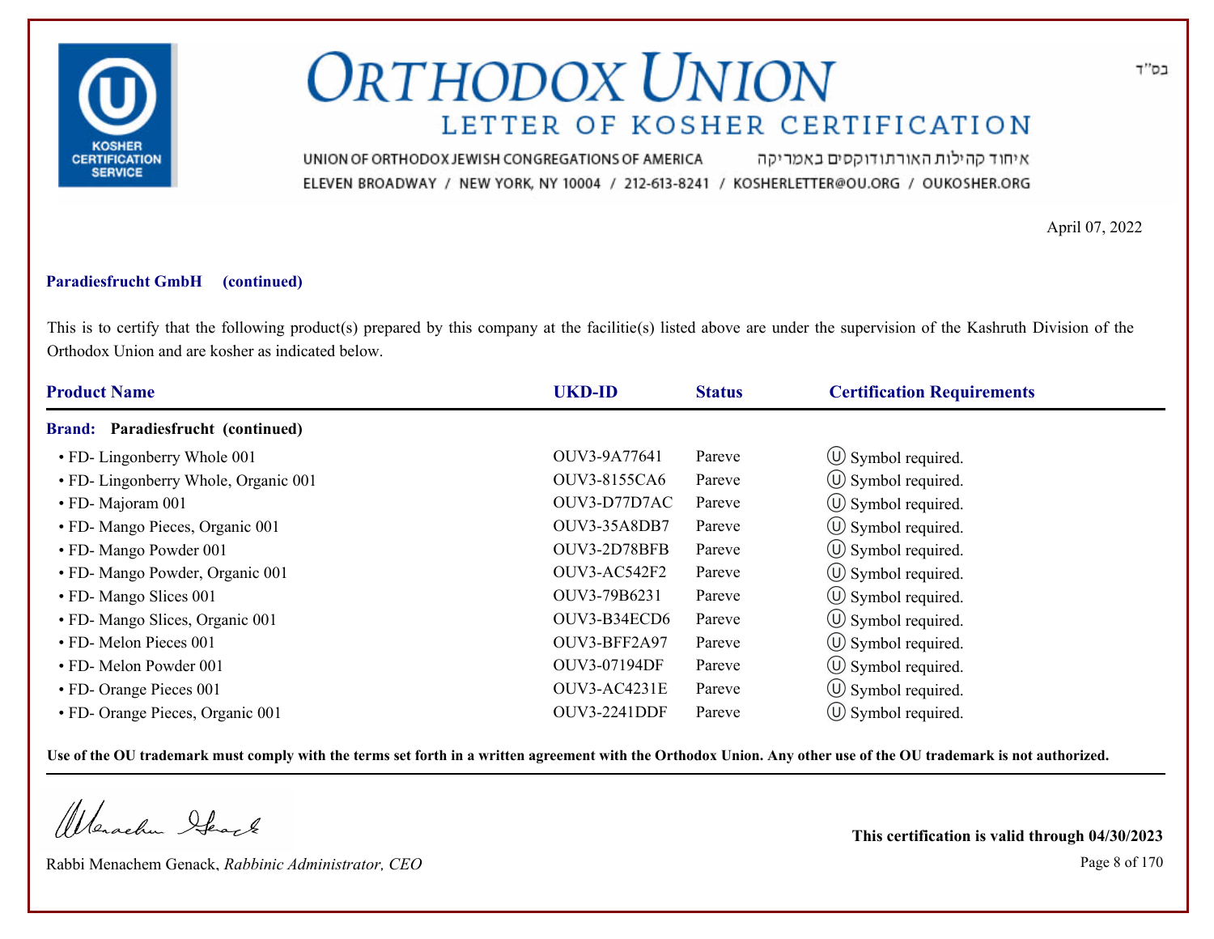# ORTHODOX UNION

## LETTER OF KOSHER CERTIFICATION

UNION OF ORTHODOX JEWISH CONGREGATIONS OF AMERICA איחוד קהילות האורתודוקסים באמריקה

ELEVEN BROADWAY / NEW YORK, NY 10004 / 212-613-8241 / KOSHERLETTER@OU.ORG / OUKOSHER.ORG

בס"ד

April 07, 2022

**Paradiesfrucht GmbH (continued)**

This is to certify that the following product(s) prepared by this company at the facilitie(s) listed above are under the supervision of the Kashruth Division of the Orthodox Union and are kosher as indicated below.

| Product Name | UKD-ID | Status | Certification Requirements |
|---|---|---|---|
| **Brand: Paradiesfrucht (continued)** | | | |
| • FD- Lingonberry Whole 001 | OUV3-9A77641 | Pareve | Ⓤ Symbol required. |
| • FD- Lingonberry Whole, Organic 001 | OUV3-8155CA6 | Pareve | Ⓤ Symbol required. |
| • FD- Majoram 001 | OUV3-D77D7AC | Pareve | Ⓤ Symbol required. |
| • FD- Mango Pieces, Organic 001 | OUV3-35A8DB7 | Pareve | Ⓤ Symbol required. |
| • FD- Mango Powder 001 | OUV3-2D78BFB | Pareve | Ⓤ Symbol required. |
| • FD- Mango Powder, Organic 001 | OUV3-AC542F2 | Pareve | Ⓤ Symbol required. |
| • FD- Mango Slices 001 | OUV3-79B6231 | Pareve | Ⓤ Symbol required. |
| • FD- Mango Slices, Organic 001 | OUV3-B34ECD6 | Pareve | Ⓤ Symbol required. |
| • FD- Melon Pieces 001 | OUV3-BFF2A97 | Pareve | Ⓤ Symbol required. |
| • FD- Melon Powder 001 | OUV3-07194DF | Pareve | Ⓤ Symbol required. |
| • FD- Orange Pieces 001 | OUV3-AC4231E | Pareve | Ⓤ Symbol required. |
| • FD- Orange Pieces, Organic 001 | OUV3-2241DDF | Pareve | Ⓤ Symbol required. |

**Use of the OU trademark must comply with the terms set forth in a written agreement with the Orthodox Union. Any other use of the OU trademark is not authorized.**

Rabbi Menachem Genack, *Rabbinic Administrator, CEO*

**This certification is valid through 04/30/2023**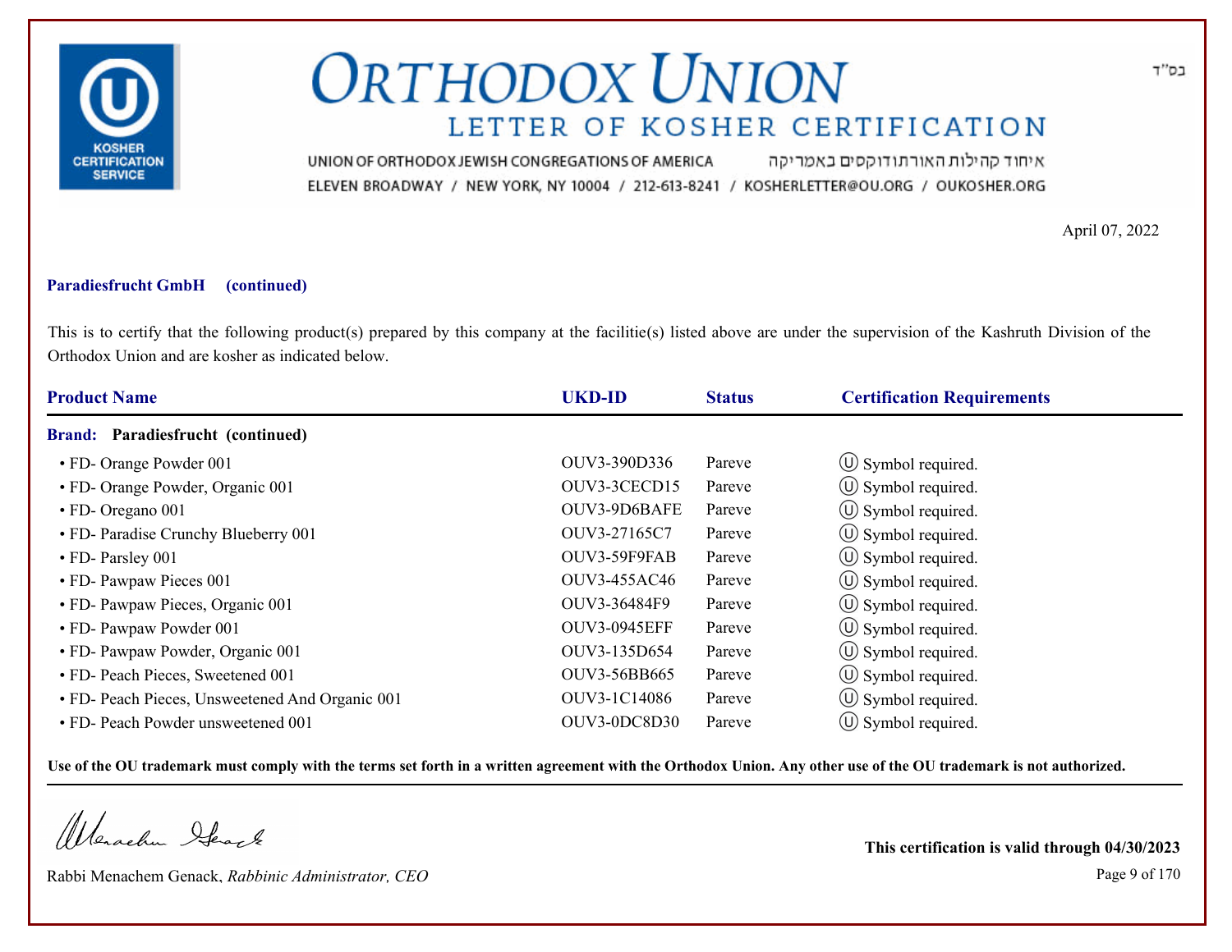בס"ד

# ORTHODOX UNION

## LETTER OF KOSHER CERTIFICATION

UNION OF ORTHODOX JEWISH CONGREGATIONS OF AMERICA איחוד קהילות האורתודוקסים באמריקה

ELEVEN BROADWAY / NEW YORK, NY 10004 / 212-613-8241 / KOSHERLETTER@OU.ORG / OUKOSHER.ORG

April 07, 2022

**Paradiesfrucht GmbH (continued)**

This is to certify that the following product(s) prepared by this company at the facilitie(s) listed above are under the supervision of the Kashruth Division of the Orthodox Union and are kosher as indicated below.

| Product Name | UKD-ID | Status | Certification Requirements |
|---|---|---|---|
| **Brand: Paradiesfrucht (continued)** | | | |
| • FD- Orange Powder 001 | OUV3-390D336 | Pareve | Ⓤ Symbol required. |
| • FD- Orange Powder, Organic 001 | OUV3-3CECD15 | Pareve | Ⓤ Symbol required. |
| • FD- Oregano 001 | OUV3-9D6BAFE | Pareve | Ⓤ Symbol required. |
| • FD- Paradise Crunchy Blueberry 001 | OUV3-27165C7 | Pareve | Ⓤ Symbol required. |
| • FD- Parsley 001 | OUV3-59F9FAB | Pareve | Ⓤ Symbol required. |
| • FD- Pawpaw Pieces 001 | OUV3-455AC46 | Pareve | Ⓤ Symbol required. |
| • FD- Pawpaw Pieces, Organic 001 | OUV3-36484F9 | Pareve | Ⓤ Symbol required. |
| • FD- Pawpaw Powder 001 | OUV3-0945EFF | Pareve | Ⓤ Symbol required. |
| • FD- Pawpaw Powder, Organic 001 | OUV3-135D654 | Pareve | Ⓤ Symbol required. |
| • FD- Peach Pieces, Sweetened 001 | OUV3-56BB665 | Pareve | Ⓤ Symbol required. |
| • FD- Peach Pieces, Unsweetened And Organic 001 | OUV3-1C14086 | Pareve | Ⓤ Symbol required. |
| • FD- Peach Powder unsweetened 001 | OUV3-0DC8D30 | Pareve | Ⓤ Symbol required. |

**Use of the OU trademark must comply with the terms set forth in a written agreement with the Orthodox Union. Any other use of the OU trademark is not authorized.**

Rabbi Menachem Genack, *Rabbinic Administrator, CEO*

**This certification is valid through 04/30/2023**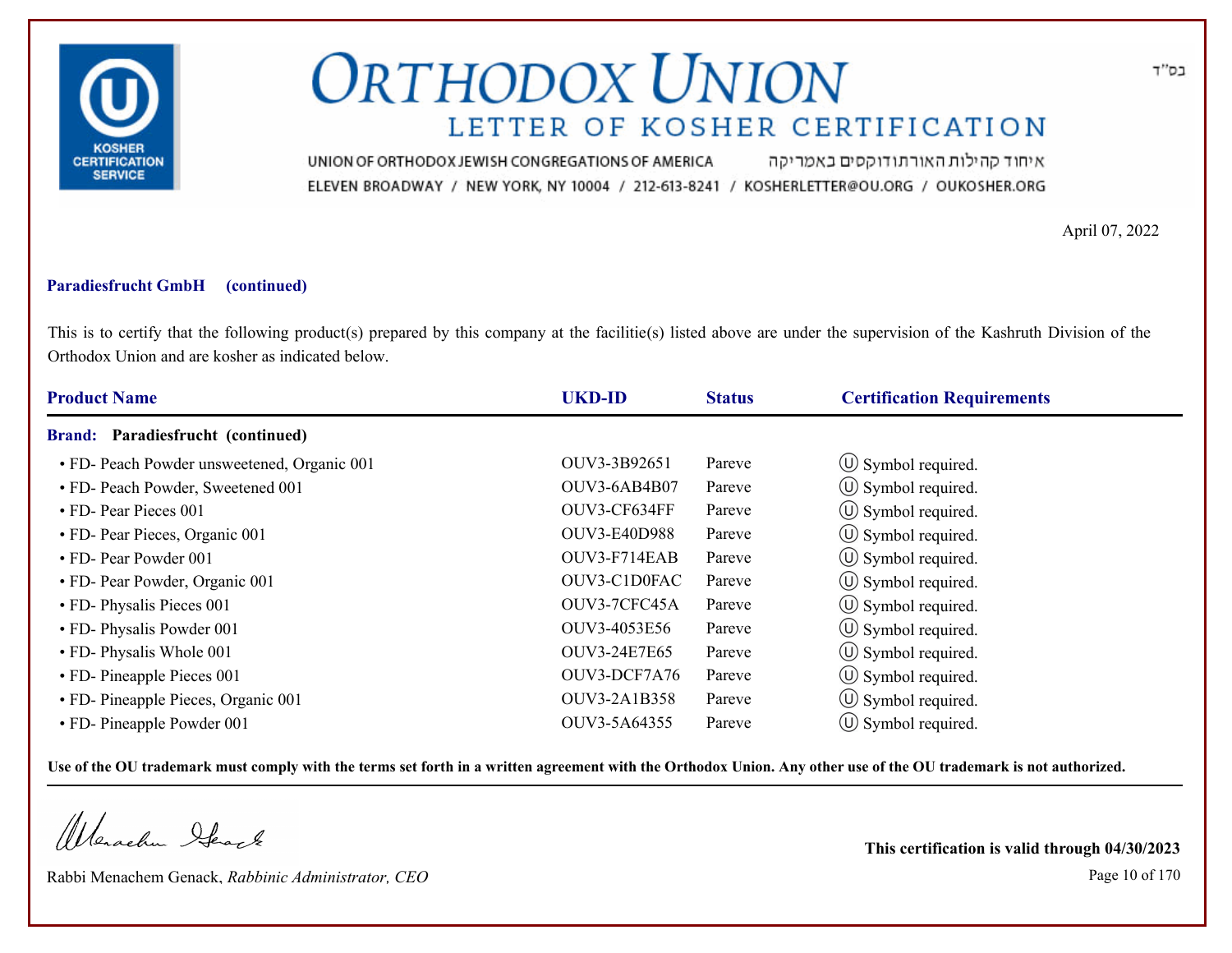# ORTHODOX UNION

## LETTER OF KOSHER CERTIFICATION

UNION OF ORTHODOX JEWISH CONGREGATIONS OF AMERICA איחוד קהילות האורתודוקסים באמריקה

ELEVEN BROADWAY / NEW YORK, NY 10004 / 212-613-8241 / KOSHERLETTER@OU.ORG / OUKOSHER.ORG

בס"ד

April 07, 2022

**Paradiesfrucht GmbH (continued)**

This is to certify that the following product(s) prepared by this company at the facilitie(s) listed above are under the supervision of the Kashruth Division of the Orthodox Union and are kosher as indicated below.

| Product Name | UKD-ID | Status | Certification Requirements |
|---|---|---|---|
| **Brand: Paradiesfrucht (continued)** | | | |
| • FD- Peach Powder unsweetened, Organic 001 | OUV3-3B92651 | Pareve | Ⓤ Symbol required. |
| • FD- Peach Powder, Sweetened 001 | OUV3-6AB4B07 | Pareve | Ⓤ Symbol required. |
| • FD- Pear Pieces 001 | OUV3-CF634FF | Pareve | Ⓤ Symbol required. |
| • FD- Pear Pieces, Organic 001 | OUV3-E40D988 | Pareve | Ⓤ Symbol required. |
| • FD- Pear Powder 001 | OUV3-F714EAB | Pareve | Ⓤ Symbol required. |
| • FD- Pear Powder, Organic 001 | OUV3-C1D0FAC | Pareve | Ⓤ Symbol required. |
| • FD- Physalis Pieces 001 | OUV3-7CFC45A | Pareve | Ⓤ Symbol required. |
| • FD- Physalis Powder 001 | OUV3-4053E56 | Pareve | Ⓤ Symbol required. |
| • FD- Physalis Whole 001 | OUV3-24E7E65 | Pareve | Ⓤ Symbol required. |
| • FD- Pineapple Pieces 001 | OUV3-DCF7A76 | Pareve | Ⓤ Symbol required. |
| • FD- Pineapple Pieces, Organic 001 | OUV3-2A1B358 | Pareve | Ⓤ Symbol required. |
| • FD- Pineapple Powder 001 | OUV3-5A64355 | Pareve | Ⓤ Symbol required. |

**Use of the OU trademark must comply with the terms set forth in a written agreement with the Orthodox Union. Any other use of the OU trademark is not authorized.**

Rabbi Menachem Genack, *Rabbinic Administrator, CEO*

**This certification is valid through 04/30/2023**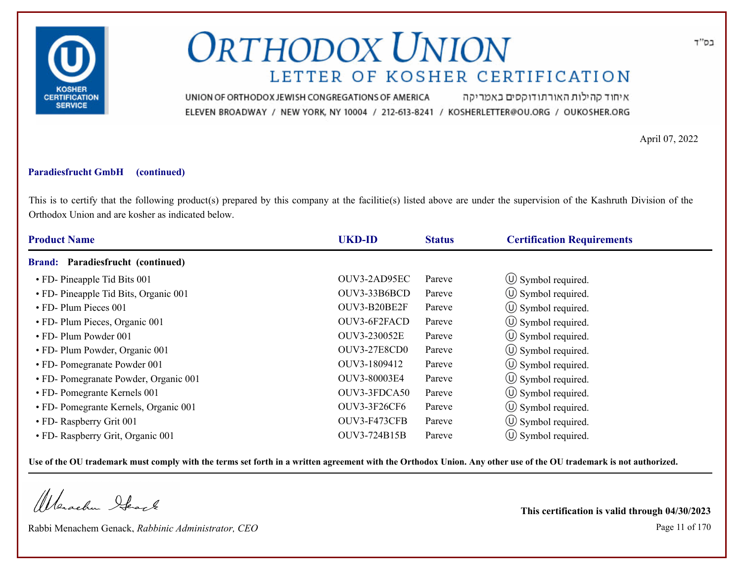# ORTHODOX UNION

## LETTER OF KOSHER CERTIFICATION

UNION OF ORTHODOX JEWISH CONGREGATIONS OF AMERICA איחוד קהילות האורתודוקסים באמריקה

ELEVEN BROADWAY / NEW YORK, NY 10004 / 212-613-8241 / KOSHERLETTER@OU.ORG / OUKOSHER.ORG

בס"ד

April 07, 2022

**Paradiesfrucht GmbH (continued)**

This is to certify that the following product(s) prepared by this company at the facilitie(s) listed above are under the supervision of the Kashruth Division of the Orthodox Union and are kosher as indicated below.

| Product Name | UKD-ID | Status | Certification Requirements |
|---|---|---|---|
| **Brand: Paradiesfrucht (continued)** | | | |
| • FD- Pineapple Tid Bits 001 | OUV3-2AD95EC | Pareve | Ⓤ Symbol required. |
| • FD- Pineapple Tid Bits, Organic 001 | OUV3-33B6BCD | Pareve | Ⓤ Symbol required. |
| • FD- Plum Pieces 001 | OUV3-B20BE2F | Pareve | Ⓤ Symbol required. |
| • FD- Plum Pieces, Organic 001 | OUV3-6F2FACD | Pareve | Ⓤ Symbol required. |
| • FD- Plum Powder 001 | OUV3-230052E | Pareve | Ⓤ Symbol required. |
| • FD- Plum Powder, Organic 001 | OUV3-27E8CD0 | Pareve | Ⓤ Symbol required. |
| • FD- Pomegranate Powder 001 | OUV3-1809412 | Pareve | Ⓤ Symbol required. |
| • FD- Pomegranate Powder, Organic 001 | OUV3-80003E4 | Pareve | Ⓤ Symbol required. |
| • FD- Pomegrante Kernels 001 | OUV3-3FDCA50 | Pareve | Ⓤ Symbol required. |
| • FD- Pomegrante Kernels, Organic 001 | OUV3-3F26CF6 | Pareve | Ⓤ Symbol required. |
| • FD- Raspberry Grit 001 | OUV3-F473CFB | Pareve | Ⓤ Symbol required. |
| • FD- Raspberry Grit, Organic 001 | OUV3-724B15B | Pareve | Ⓤ Symbol required. |

**Use of the OU trademark must comply with the terms set forth in a written agreement with the Orthodox Union. Any other use of the OU trademark is not authorized.**

Rabbi Menachem Genack, *Rabbinic Administrator, CEO*

**This certification is valid through 04/30/2023**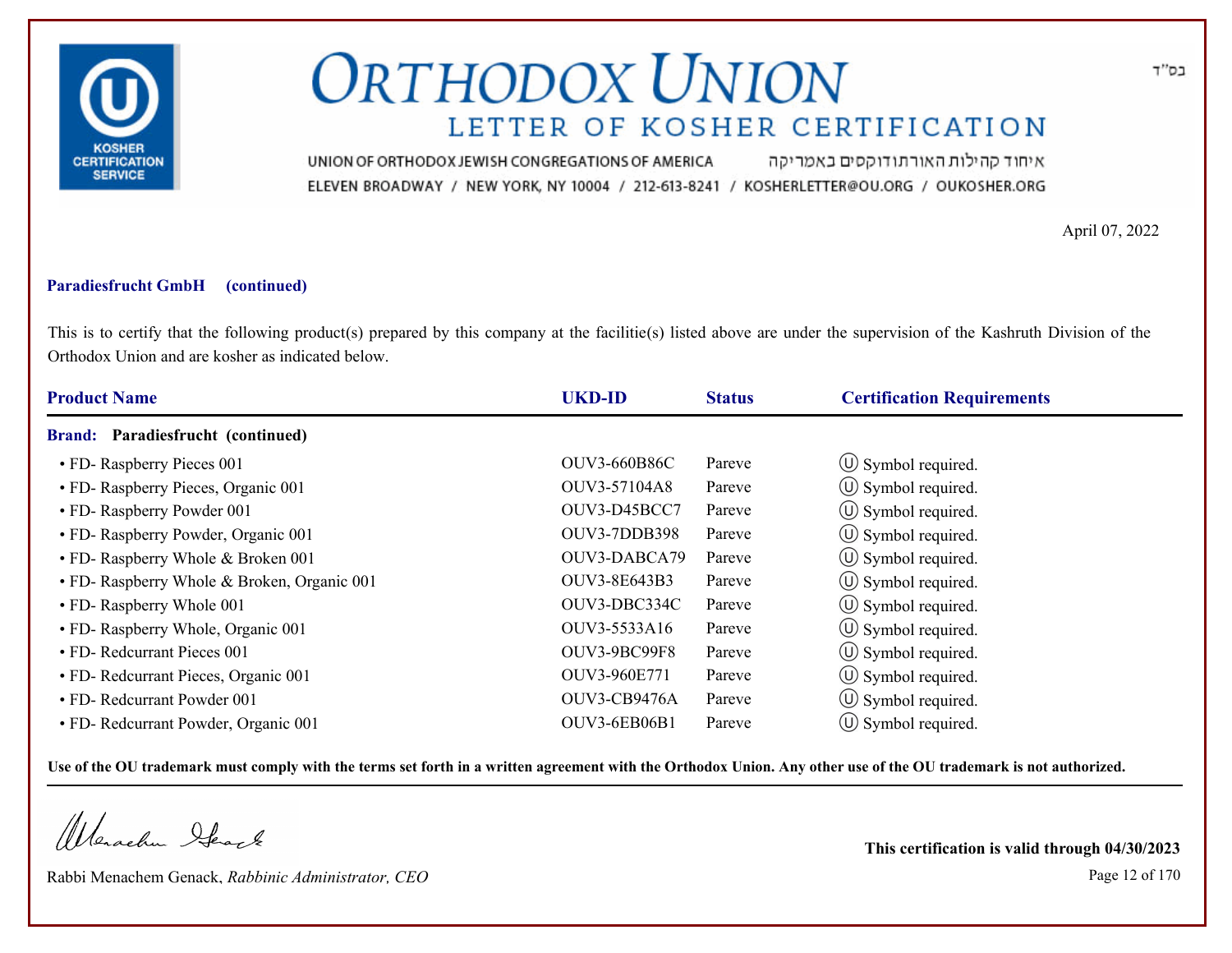# ORTHODOX UNION

## LETTER OF KOSHER CERTIFICATION

בס"ד

UNION OF ORTHODOX JEWISH CONGREGATIONS OF AMERICA איחוד קהילות האורתודוקסים באמריקה

ELEVEN BROADWAY / NEW YORK, NY 10004 / 212-613-8241 / KOSHERLETTER@OU.ORG / OUKOSHER.ORG

April 07, 2022

**Paradiesfrucht GmbH (continued)**

This is to certify that the following product(s) prepared by this company at the facilitie(s) listed above are under the supervision of the Kashruth Division of the Orthodox Union and are kosher as indicated below.

| Product Name | UKD-ID | Status | Certification Requirements |
|---|---|---|---|
| **Brand: Paradiesfrucht (continued)** | | | |
| • FD- Raspberry Pieces 001 | OUV3-660B86C | Pareve | Ⓤ Symbol required. |
| • FD- Raspberry Pieces, Organic 001 | OUV3-57104A8 | Pareve | Ⓤ Symbol required. |
| • FD- Raspberry Powder 001 | OUV3-D45BCC7 | Pareve | Ⓤ Symbol required. |
| • FD- Raspberry Powder, Organic 001 | OUV3-7DDB398 | Pareve | Ⓤ Symbol required. |
| • FD- Raspberry Whole & Broken 001 | OUV3-DABCA79 | Pareve | Ⓤ Symbol required. |
| • FD- Raspberry Whole & Broken, Organic 001 | OUV3-8E643B3 | Pareve | Ⓤ Symbol required. |
| • FD- Raspberry Whole 001 | OUV3-DBC334C | Pareve | Ⓤ Symbol required. |
| • FD- Raspberry Whole, Organic 001 | OUV3-5533A16 | Pareve | Ⓤ Symbol required. |
| • FD- Redcurrant Pieces 001 | OUV3-9BC99F8 | Pareve | Ⓤ Symbol required. |
| • FD- Redcurrant Pieces, Organic 001 | OUV3-960E771 | Pareve | Ⓤ Symbol required. |
| • FD- Redcurrant Powder 001 | OUV3-CB9476A | Pareve | Ⓤ Symbol required. |
| • FD- Redcurrant Powder, Organic 001 | OUV3-6EB06B1 | Pareve | Ⓤ Symbol required. |

**Use of the OU trademark must comply with the terms set forth in a written agreement with the Orthodox Union. Any other use of the OU trademark is not authorized.**

Rabbi Menachem Genack, *Rabbinic Administrator, CEO*

**This certification is valid through 04/30/2023**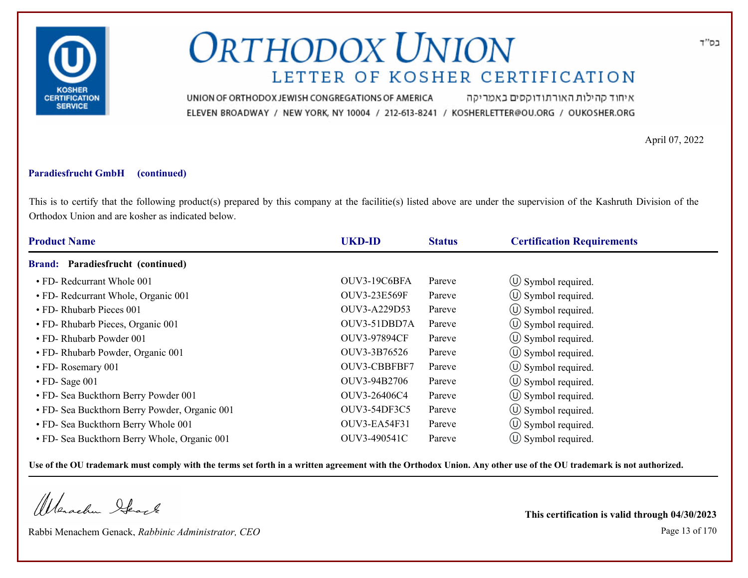# ORTHODOX UNION

## LETTER OF KOSHER CERTIFICATION

בס"ד

UNION OF ORTHODOX JEWISH CONGREGATIONS OF AMERICA איחוד קהילות האורתודוקסים באמריקה

ELEVEN BROADWAY / NEW YORK, NY 10004 / 212-613-8241 / KOSHERLETTER@OU.ORG / OUKOSHER.ORG

April 07, 2022

**Paradiesfrucht GmbH (continued)**

This is to certify that the following product(s) prepared by this company at the facilitie(s) listed above are under the supervision of the Kashruth Division of the Orthodox Union and are kosher as indicated below.

| Product Name | UKD-ID | Status | Certification Requirements |
|---|---|---|---|
| **Brand: Paradiesfrucht (continued)** | | | |
| • FD- Redcurrant Whole 001 | OUV3-19C6BFA | Pareve | Ⓤ Symbol required. |
| • FD- Redcurrant Whole, Organic 001 | OUV3-23E569F | Pareve | Ⓤ Symbol required. |
| • FD- Rhubarb Pieces 001 | OUV3-A229D53 | Pareve | Ⓤ Symbol required. |
| • FD- Rhubarb Pieces, Organic 001 | OUV3-51DBD7A | Pareve | Ⓤ Symbol required. |
| • FD- Rhubarb Powder 001 | OUV3-97894CF | Pareve | Ⓤ Symbol required. |
| • FD- Rhubarb Powder, Organic 001 | OUV3-3B76526 | Pareve | Ⓤ Symbol required. |
| • FD- Rosemary 001 | OUV3-CBBFBF7 | Pareve | Ⓤ Symbol required. |
| • FD- Sage 001 | OUV3-94B2706 | Pareve | Ⓤ Symbol required. |
| • FD- Sea Buckthorn Berry Powder 001 | OUV3-26406C4 | Pareve | Ⓤ Symbol required. |
| • FD- Sea Buckthorn Berry Powder, Organic 001 | OUV3-54DF3C5 | Pareve | Ⓤ Symbol required. |
| • FD- Sea Buckthorn Berry Whole 001 | OUV3-EA54F31 | Pareve | Ⓤ Symbol required. |
| • FD- Sea Buckthorn Berry Whole, Organic 001 | OUV3-490541C | Pareve | Ⓤ Symbol required. |

**Use of the OU trademark must comply with the terms set forth in a written agreement with the Orthodox Union. Any other use of the OU trademark is not authorized.**

Rabbi Menachem Genack, *Rabbinic Administrator, CEO*

**This certification is valid through 04/30/2023**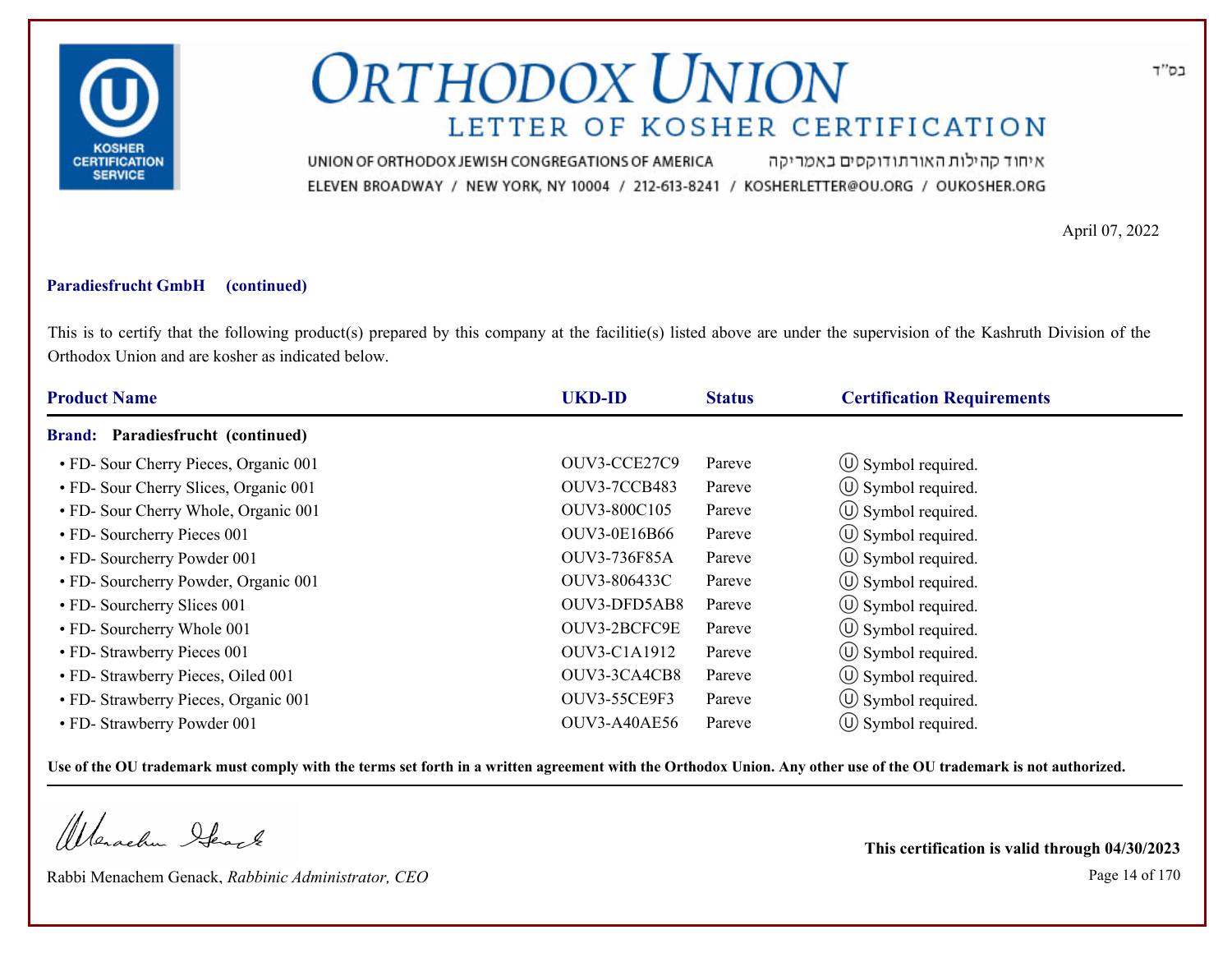# ORTHODOX UNION

## LETTER OF KOSHER CERTIFICATION

בס"ד

UNION OF ORTHODOX JEWISH CONGREGATIONS OF AMERICA איחוד קהילות האורתודוקסים באמריקה

ELEVEN BROADWAY / NEW YORK, NY 10004 / 212-613-8241 / KOSHERLETTER@OU.ORG / OUKOSHER.ORG

April 07, 2022

**Paradiesfrucht GmbH (continued)**

This is to certify that the following product(s) prepared by this company at the facilitie(s) listed above are under the supervision of the Kashruth Division of the Orthodox Union and are kosher as indicated below.

| Product Name | UKD-ID | Status | Certification Requirements |
|---|---|---|---|
| **Brand: Paradiesfrucht (continued)** | | | |
| • FD- Sour Cherry Pieces, Organic 001 | OUV3-CCE27C9 | Pareve | Ⓤ Symbol required. |
| • FD- Sour Cherry Slices, Organic 001 | OUV3-7CCB483 | Pareve | Ⓤ Symbol required. |
| • FD- Sour Cherry Whole, Organic 001 | OUV3-800C105 | Pareve | Ⓤ Symbol required. |
| • FD- Sourcherry Pieces 001 | OUV3-0E16B66 | Pareve | Ⓤ Symbol required. |
| • FD- Sourcherry Powder 001 | OUV3-736F85A | Pareve | Ⓤ Symbol required. |
| • FD- Sourcherry Powder, Organic 001 | OUV3-806433C | Pareve | Ⓤ Symbol required. |
| • FD- Sourcherry Slices 001 | OUV3-DFD5AB8 | Pareve | Ⓤ Symbol required. |
| • FD- Sourcherry Whole 001 | OUV3-2BCFC9E | Pareve | Ⓤ Symbol required. |
| • FD- Strawberry Pieces 001 | OUV3-C1A1912 | Pareve | Ⓤ Symbol required. |
| • FD- Strawberry Pieces, Oiled 001 | OUV3-3CA4CB8 | Pareve | Ⓤ Symbol required. |
| • FD- Strawberry Pieces, Organic 001 | OUV3-55CE9F3 | Pareve | Ⓤ Symbol required. |
| • FD- Strawberry Powder 001 | OUV3-A40AE56 | Pareve | Ⓤ Symbol required. |

**Use of the OU trademark must comply with the terms set forth in a written agreement with the Orthodox Union. Any other use of the OU trademark is not authorized.**

Rabbi Menachem Genack, *Rabbinic Administrator, CEO*

**This certification is valid through 04/30/2023**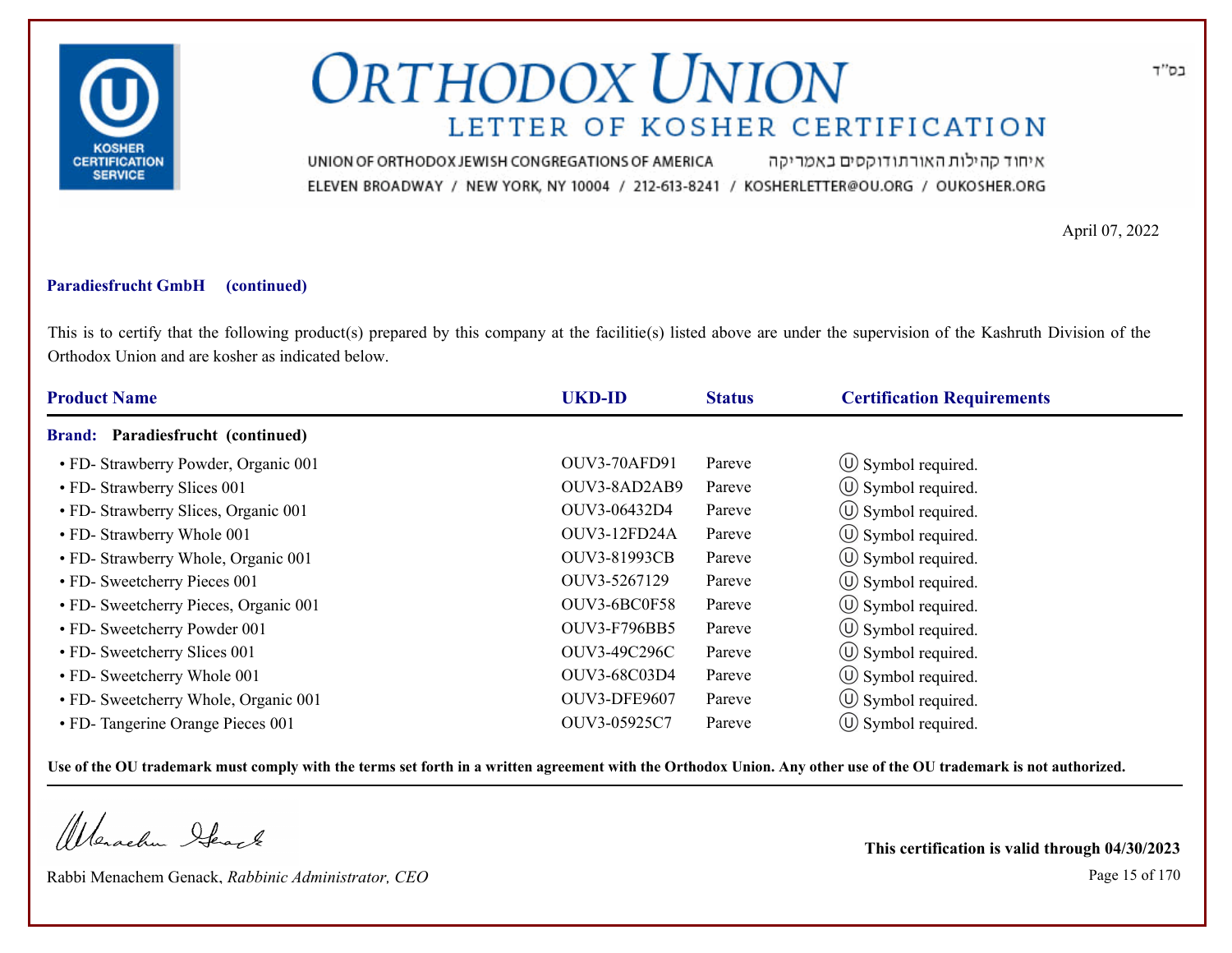# ORTHODOX UNION

## LETTER OF KOSHER CERTIFICATION

UNION OF ORTHODOX JEWISH CONGREGATIONS OF AMERICA איחוד קהילות האורתודוקסים באמריקה

ELEVEN BROADWAY / NEW YORK, NY 10004 / 212-613-8241 / KOSHERLETTER@OU.ORG / OUKOSHER.ORG

בס"ד

April 07, 2022

**Paradiesfrucht GmbH (continued)**

This is to certify that the following product(s) prepared by this company at the facilitie(s) listed above are under the supervision of the Kashruth Division of the Orthodox Union and are kosher as indicated below.

| Product Name | UKD-ID | Status | Certification Requirements |
|---|---|---|---|
| **Brand: Paradiesfrucht (continued)** | | | |
| • FD- Strawberry Powder, Organic 001 | OUV3-70AFD91 | Pareve | Ⓤ Symbol required. |
| • FD- Strawberry Slices 001 | OUV3-8AD2AB9 | Pareve | Ⓤ Symbol required. |
| • FD- Strawberry Slices, Organic 001 | OUV3-06432D4 | Pareve | Ⓤ Symbol required. |
| • FD- Strawberry Whole 001 | OUV3-12FD24A | Pareve | Ⓤ Symbol required. |
| • FD- Strawberry Whole, Organic 001 | OUV3-81993CB | Pareve | Ⓤ Symbol required. |
| • FD- Sweetcherry Pieces 001 | OUV3-5267129 | Pareve | Ⓤ Symbol required. |
| • FD- Sweetcherry Pieces, Organic 001 | OUV3-6BC0F58 | Pareve | Ⓤ Symbol required. |
| • FD- Sweetcherry Powder 001 | OUV3-F796BB5 | Pareve | Ⓤ Symbol required. |
| • FD- Sweetcherry Slices 001 | OUV3-49C296C | Pareve | Ⓤ Symbol required. |
| • FD- Sweetcherry Whole 001 | OUV3-68C03D4 | Pareve | Ⓤ Symbol required. |
| • FD- Sweetcherry Whole, Organic 001 | OUV3-DFE9607 | Pareve | Ⓤ Symbol required. |
| • FD- Tangerine Orange Pieces 001 | OUV3-05925C7 | Pareve | Ⓤ Symbol required. |

**Use of the OU trademark must comply with the terms set forth in a written agreement with the Orthodox Union. Any other use of the OU trademark is not authorized.**

Rabbi Menachem Genack, *Rabbinic Administrator, CEO*

**This certification is valid through 04/30/2023**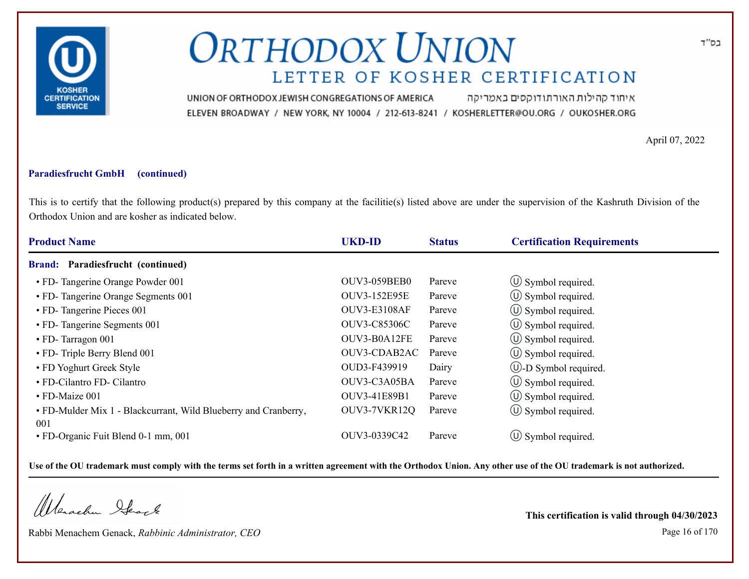# ORTHODOX UNION

## LETTER OF KOSHER CERTIFICATION

UNION OF ORTHODOX JEWISH CONGREGATIONS OF AMERICA איחוד קהילות האורתודוקסים באמריקה

ELEVEN BROADWAY / NEW YORK, NY 10004 / 212-613-8241 / KOSHERLETTER@OU.ORG / OUKOSHER.ORG

בס"ד

April 07, 2022

**Paradiesfrucht GmbH (continued)**

This is to certify that the following product(s) prepared by this company at the facilitie(s) listed above are under the supervision of the Kashruth Division of the Orthodox Union and are kosher as indicated below.

| Product Name | UKD-ID | Status | Certification Requirements |
| --- | --- | --- | --- |
| **Brand: Paradiesfrucht (continued)** | | | |
| • FD- Tangerine Orange Powder 001 | OUV3-059BEB0 | Pareve | Ⓤ Symbol required. |
| • FD- Tangerine Orange Segments 001 | OUV3-152E95E | Pareve | Ⓤ Symbol required. |
| • FD- Tangerine Pieces 001 | OUV3-E3108AF | Pareve | Ⓤ Symbol required. |
| • FD- Tangerine Segments 001 | OUV3-C85306C | Pareve | Ⓤ Symbol required. |
| • FD- Tarragon 001 | OUV3-B0A12FE | Pareve | Ⓤ Symbol required. |
| • FD- Triple Berry Blend 001 | OUV3-CDAB2AC | Pareve | Ⓤ Symbol required. |
| • FD Yoghurt Greek Style | OUD3-F439919 | Dairy | Ⓤ-D Symbol required. |
| • FD-Cilantro FD- Cilantro | OUV3-C3A05BA | Pareve | Ⓤ Symbol required. |
| • FD-Maize 001 | OUV3-41E89B1 | Pareve | Ⓤ Symbol required. |
| • FD-Mulder Mix 1 - Blackcurrant, Wild Blueberry and Cranberry, 001 | OUV3-7VKR12Q | Pareve | Ⓤ Symbol required. |
| • FD-Organic Fuit Blend 0-1 mm, 001 | OUV3-0339C42 | Pareve | Ⓤ Symbol required. |

**Use of the OU trademark must comply with the terms set forth in a written agreement with the Orthodox Union. Any other use of the OU trademark is not authorized.**

Rabbi Menachem Genack, *Rabbinic Administrator, CEO*

**This certification is valid through 04/30/2023**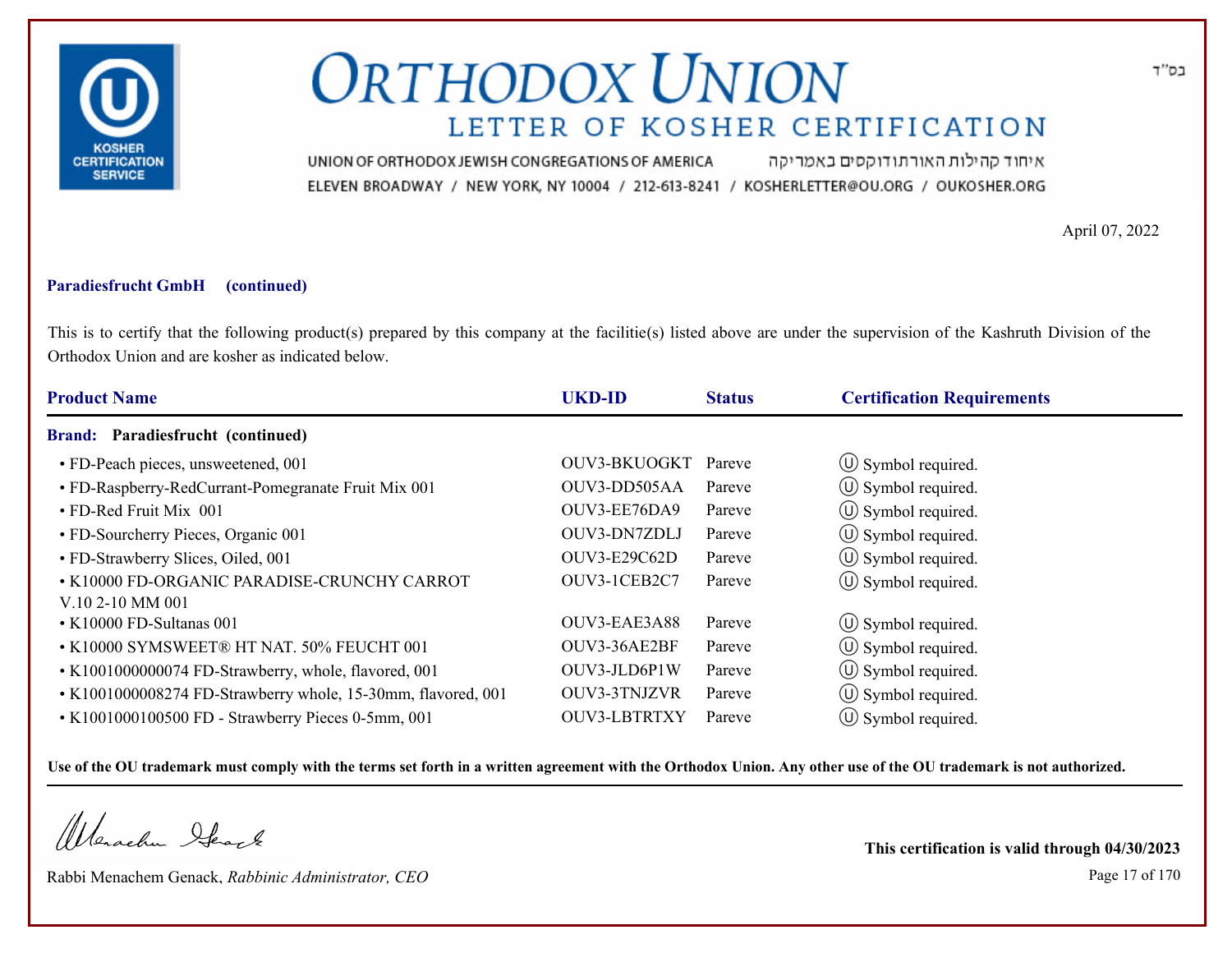# ORTHODOX UNION

## LETTER OF KOSHER CERTIFICATION

UNION OF ORTHODOX JEWISH CONGREGATIONS OF AMERICA איחוד קהילות האורתודוקסים באמריקה

ELEVEN BROADWAY / NEW YORK, NY 10004 / 212-613-8241 / KOSHERLETTER@OU.ORG / OUKOSHER.ORG

בס"ד

April 07, 2022

**Paradiesfrucht GmbH (continued)**

This is to certify that the following product(s) prepared by this company at the facilitie(s) listed above are under the supervision of the Kashruth Division of the Orthodox Union and are kosher as indicated below.

| Product Name | UKD-ID | Status | Certification Requirements |
|---|---|---|---|
| **Brand: Paradiesfrucht (continued)** | | | |
| • FD-Peach pieces, unsweetened, 001 | OUV3-BKUOGKT | Pareve | Ⓤ Symbol required. |
| • FD-Raspberry-RedCurrant-Pomegranate Fruit Mix 001 | OUV3-DD505AA | Pareve | Ⓤ Symbol required. |
| • FD-Red Fruit Mix 001 | OUV3-EE76DA9 | Pareve | Ⓤ Symbol required. |
| • FD-Sourcherry Pieces, Organic 001 | OUV3-DN7ZDLJ | Pareve | Ⓤ Symbol required. |
| • FD-Strawberry Slices, Oiled, 001 | OUV3-E29C62D | Pareve | Ⓤ Symbol required. |
| • K10000 FD-ORGANIC PARADISE-CRUNCHY CARROT V.10 2-10 MM 001 | OUV3-1CEB2C7 | Pareve | Ⓤ Symbol required. |
| • K10000 FD-Sultanas 001 | OUV3-EAE3A88 | Pareve | Ⓤ Symbol required. |
| • K10000 SYMSWEET® HT NAT. 50% FEUCHT 001 | OUV3-36AE2BF | Pareve | Ⓤ Symbol required. |
| • K1001000000074 FD-Strawberry, whole, flavored, 001 | OUV3-JLD6P1W | Pareve | Ⓤ Symbol required. |
| • K1001000008274 FD-Strawberry whole, 15-30mm, flavored, 001 | OUV3-3TNJZVR | Pareve | Ⓤ Symbol required. |
| • K1001000100500 FD - Strawberry Pieces 0-5mm, 001 | OUV3-LBTRTXY | Pareve | Ⓤ Symbol required. |

**Use of the OU trademark must comply with the terms set forth in a written agreement with the Orthodox Union. Any other use of the OU trademark is not authorized.**

Rabbi Menachem Genack, *Rabbinic Administrator, CEO*

**This certification is valid through 04/30/2023**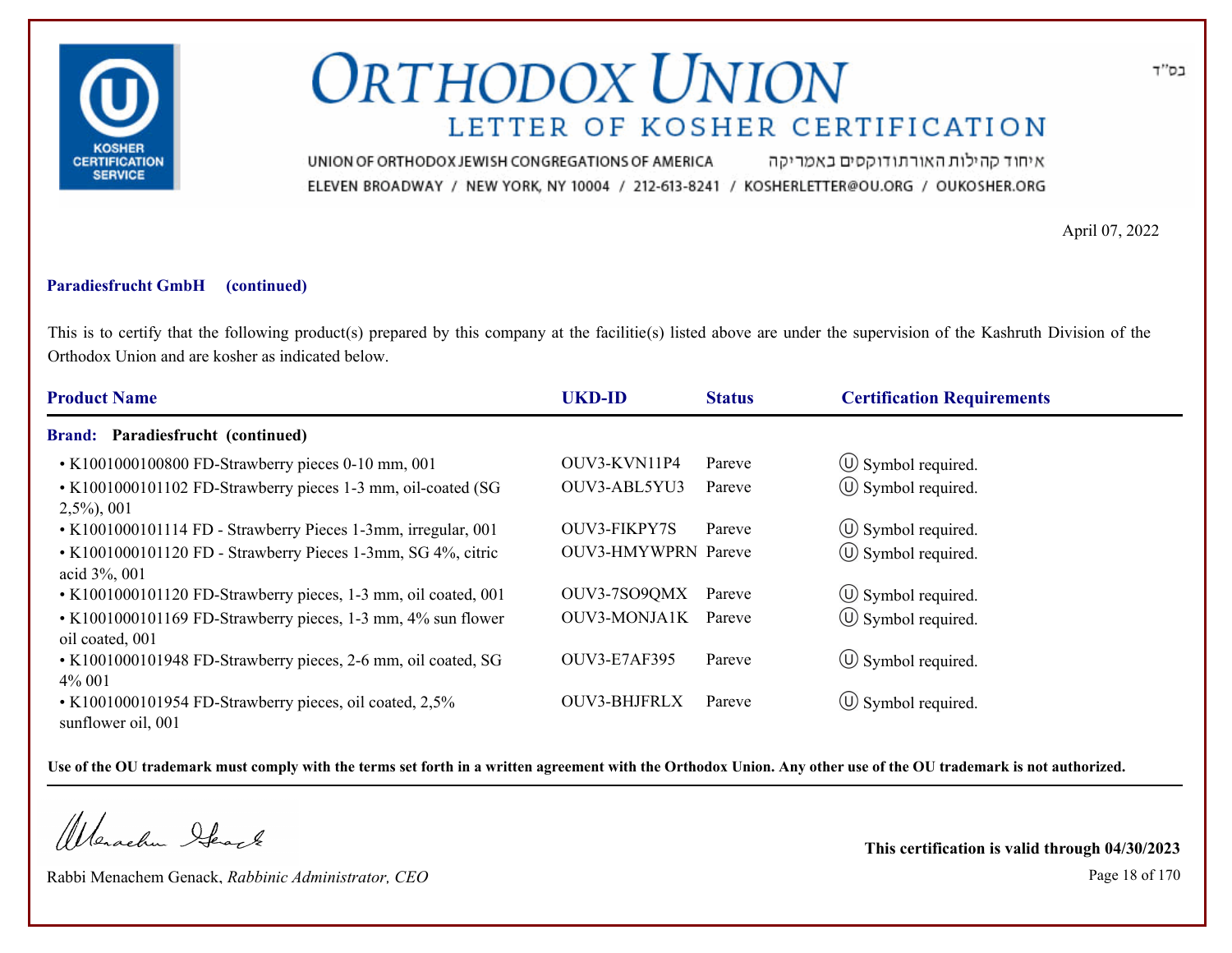# ORTHODOX UNION

## LETTER OF KOSHER CERTIFICATION

UNION OF ORTHODOX JEWISH CONGREGATIONS OF AMERICA איחוד קהילות האורתודוקסים באמריקה

ELEVEN BROADWAY / NEW YORK, NY 10004 / 212-613-8241 / KOSHERLETTER@OU.ORG / OUKOSHER.ORG

בס"ד

April 07, 2022

**Paradiesfrucht GmbH (continued)**

This is to certify that the following product(s) prepared by this company at the facilitie(s) listed above are under the supervision of the Kashruth Division of the Orthodox Union and are kosher as indicated below.

| Product Name | UKD-ID | Status | Certification Requirements |
|---|---|---|---|
| **Brand: Paradiesfrucht (continued)** | | | |
| • K1001000100800 FD-Strawberry pieces 0-10 mm, 001 | OUV3-KVN11P4 | Pareve | Ⓤ Symbol required. |
| • K1001000101102 FD-Strawberry pieces 1-3 mm, oil-coated (SG 2,5%), 001 | OUV3-ABL5YU3 | Pareve | Ⓤ Symbol required. |
| • K1001000101114 FD - Strawberry Pieces 1-3mm, irregular, 001 | OUV3-FIKPY7S | Pareve | Ⓤ Symbol required. |
| • K1001000101120 FD - Strawberry Pieces 1-3mm, SG 4%, citric acid 3%, 001 | OUV3-HMYWPRN | Pareve | Ⓤ Symbol required. |
| • K1001000101120 FD-Strawberry pieces, 1-3 mm, oil coated, 001 | OUV3-7SO9QMX | Pareve | Ⓤ Symbol required. |
| • K1001000101169 FD-Strawberry pieces, 1-3 mm, 4% sun flower oil coated, 001 | OUV3-MONJA1K | Pareve | Ⓤ Symbol required. |
| • K1001000101948 FD-Strawberry pieces, 2-6 mm, oil coated, SG 4% 001 | OUV3-E7AF395 | Pareve | Ⓤ Symbol required. |
| • K1001000101954 FD-Strawberry pieces, oil coated, 2,5% sunflower oil, 001 | OUV3-BHJFRLX | Pareve | Ⓤ Symbol required. |

**Use of the OU trademark must comply with the terms set forth in a written agreement with the Orthodox Union. Any other use of the OU trademark is not authorized.**

Rabbi Menachem Genack, *Rabbinic Administrator, CEO*

**This certification is valid through 04/30/2023**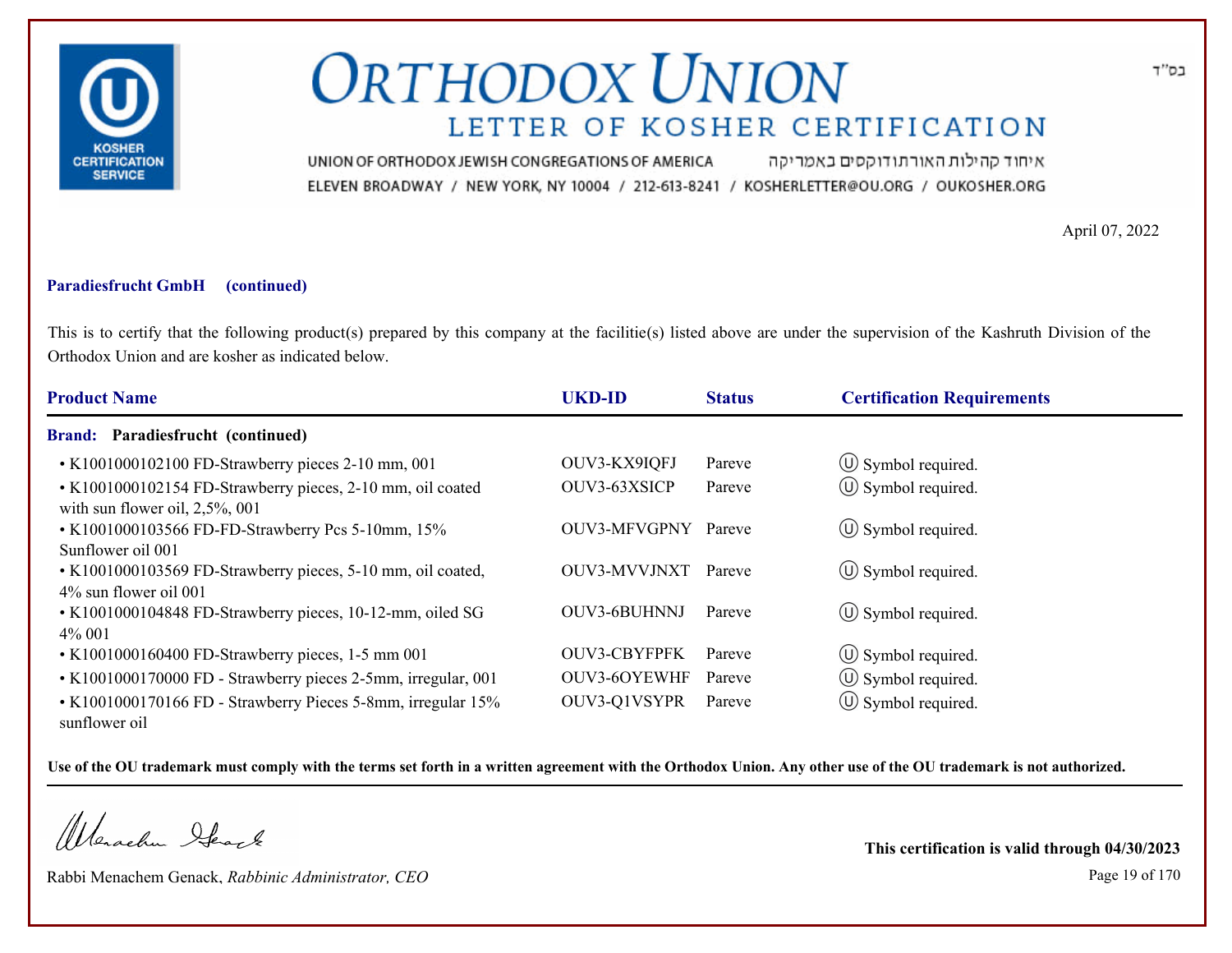# ORTHODOX UNION
## LETTER OF KOSHER CERTIFICATION

בס"ד

UNION OF ORTHODOX JEWISH CONGREGATIONS OF AMERICA איחוד קהילות האורתודוקסים באמריקה
ELEVEN BROADWAY / NEW YORK, NY 10004 / 212-613-8241 / KOSHERLETTER@OU.ORG / OUKOSHER.ORG

April 07, 2022

**Paradiesfrucht GmbH (continued)**

This is to certify that the following product(s) prepared by this company at the facilitie(s) listed above are under the supervision of the Kashruth Division of the Orthodox Union and are kosher as indicated below.

| Product Name | UKD-ID | Status | Certification Requirements |
|---|---|---|---|
| **Brand: Paradiesfrucht (continued)** | | | |
| • K1001000102100 FD-Strawberry pieces 2-10 mm, 001 | OUV3-KX9IQFJ | Pareve | Ⓤ Symbol required. |
| • K1001000102154 FD-Strawberry pieces, 2-10 mm, oil coated with sun flower oil, 2,5%, 001 | OUV3-63XSICP | Pareve | Ⓤ Symbol required. |
| • K1001000103566 FD-FD-Strawberry Pcs 5-10mm, 15% Sunflower oil 001 | OUV3-MFVGPNY | Pareve | Ⓤ Symbol required. |
| • K1001000103569 FD-Strawberry pieces, 5-10 mm, oil coated, 4% sun flower oil 001 | OUV3-MVVJNXT | Pareve | Ⓤ Symbol required. |
| • K1001000104848 FD-Strawberry pieces, 10-12-mm, oiled SG 4% 001 | OUV3-6BUHNNJ | Pareve | Ⓤ Symbol required. |
| • K1001000160400 FD-Strawberry pieces, 1-5 mm 001 | OUV3-CBYFPFK | Pareve | Ⓤ Symbol required. |
| • K1001000170000 FD - Strawberry pieces 2-5mm, irregular, 001 | OUV3-6OYEWHF | Pareve | Ⓤ Symbol required. |
| • K1001000170166 FD - Strawberry Pieces 5-8mm, irregular 15% sunflower oil | OUV3-Q1VSYPR | Pareve | Ⓤ Symbol required. |

**Use of the OU trademark must comply with the terms set forth in a written agreement with the Orthodox Union. Any other use of the OU trademark is not authorized.**

Rabbi Menachem Genack, *Rabbinic Administrator, CEO*

**This certification is valid through 04/30/2023**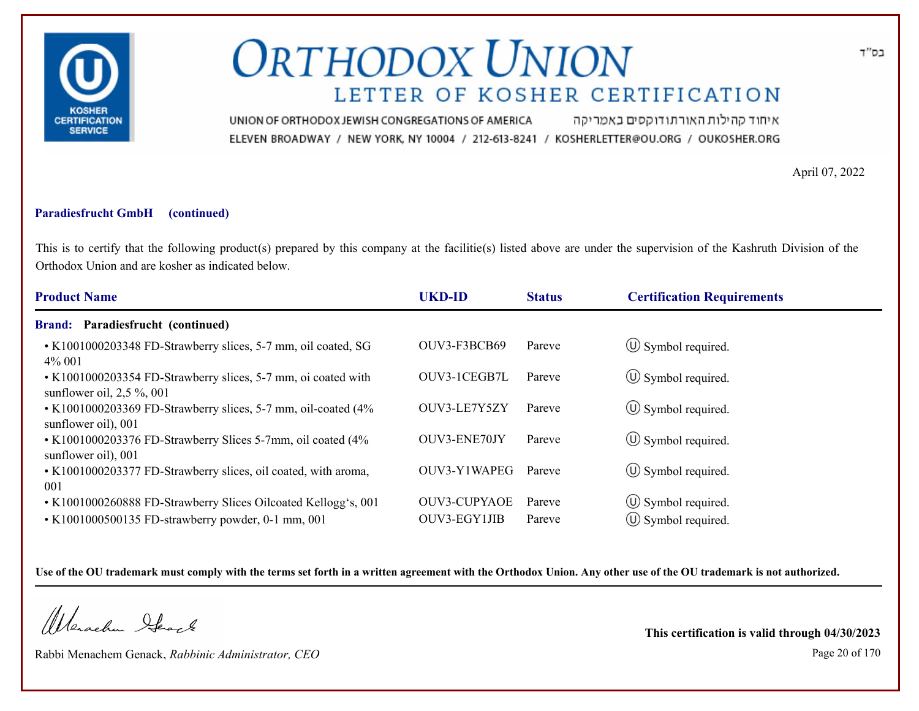# ORTHODOX UNION

## LETTER OF KOSHER CERTIFICATION

UNION OF ORTHODOX JEWISH CONGREGATIONS OF AMERICA איחוד קהילות האורתודוקסים באמריקה

ELEVEN BROADWAY / NEW YORK, NY 10004 / 212-613-8241 / KOSHERLETTER@OU.ORG / OUKOSHER.ORG

בס"ד

April 07, 2022

**Paradiesfrucht GmbH (continued)**

This is to certify that the following product(s) prepared by this company at the facilitie(s) listed above are under the supervision of the Kashruth Division of the Orthodox Union and are kosher as indicated below.

| Product Name | UKD-ID | Status | Certification Requirements |
|---|---|---|---|
| **Brand: Paradiesfrucht (continued)** | | | |
| • K1001000203348 FD-Strawberry slices, 5-7 mm, oil coated, SG 4% 001 | OUV3-F3BCB69 | Pareve | Ⓤ Symbol required. |
| • K1001000203354 FD-Strawberry slices, 5-7 mm, oi coated with sunflower oil, 2,5 %, 001 | OUV3-1CEGB7L | Pareve | Ⓤ Symbol required. |
| • K1001000203369 FD-Strawberry slices, 5-7 mm, oil-coated (4% sunflower oil), 001 | OUV3-LE7Y5ZY | Pareve | Ⓤ Symbol required. |
| • K1001000203376 FD-Strawberry Slices 5-7mm, oil coated (4% sunflower oil), 001 | OUV3-ENE70JY | Pareve | Ⓤ Symbol required. |
| • K1001000203377 FD-Strawberry slices, oil coated, with aroma, 001 | OUV3-Y1WAPEG | Pareve | Ⓤ Symbol required. |
| • K1001000260888 FD-Strawberry Slices Oilcoated Kellogg's, 001 | OUV3-CUPYAOE | Pareve | Ⓤ Symbol required. |
| • K1001000500135 FD-strawberry powder, 0-1 mm, 001 | OUV3-EGY1JIB | Pareve | Ⓤ Symbol required. |

**Use of the OU trademark must comply with the terms set forth in a written agreement with the Orthodox Union. Any other use of the OU trademark is not authorized.**

Rabbi Menachem Genack, *Rabbinic Administrator, CEO*

**This certification is valid through 04/30/2023**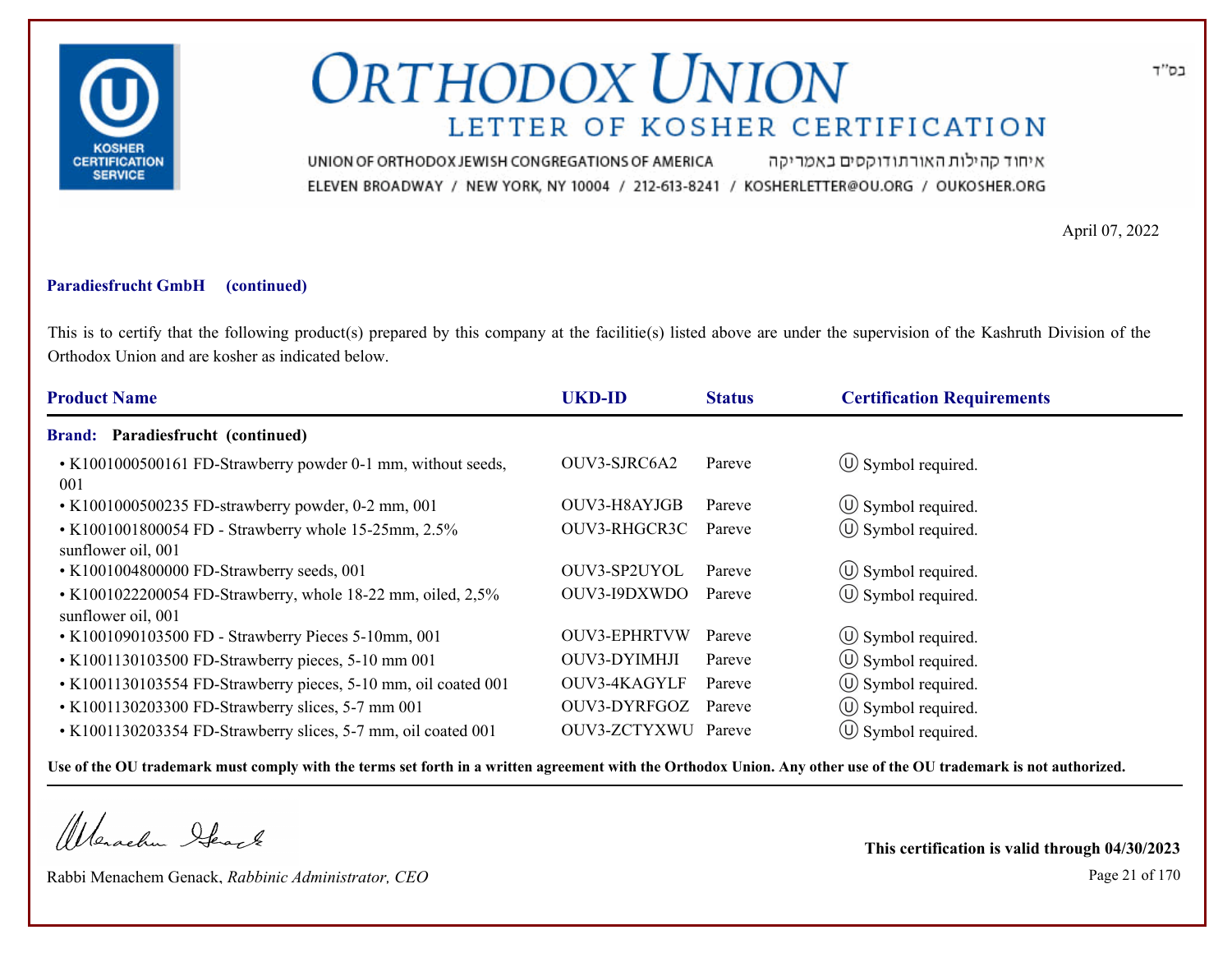# ORTHODOX UNION

## LETTER OF KOSHER CERTIFICATION

UNION OF ORTHODOX JEWISH CONGREGATIONS OF AMERICA איחוד קהילות האורתודוקסים באמריקה

ELEVEN BROADWAY / NEW YORK, NY 10004 / 212-613-8241 / KOSHERLETTER@OU.ORG / OUKOSHER.ORG

בס"ד

April 07, 2022

**Paradiesfrucht GmbH (continued)**

This is to certify that the following product(s) prepared by this company at the facilitie(s) listed above are under the supervision of the Kashruth Division of the Orthodox Union and are kosher as indicated below.

| Product Name | UKD-ID | Status | Certification Requirements |
|---|---|---|---|
| **Brand: Paradiesfrucht (continued)** | | | |
| • K1001000500161 FD-Strawberry powder 0-1 mm, without seeds, 001 | OUV3-SJRC6A2 | Pareve | Ⓤ Symbol required. |
| • K1001000500235 FD-strawberry powder, 0-2 mm, 001 | OUV3-H8AYJGB | Pareve | Ⓤ Symbol required. |
| • K1001001800054 FD - Strawberry whole 15-25mm, 2.5% sunflower oil, 001 | OUV3-RHGCR3C | Pareve | Ⓤ Symbol required. |
| • K1001004800000 FD-Strawberry seeds, 001 | OUV3-SP2UYOL | Pareve | Ⓤ Symbol required. |
| • K1001022200054 FD-Strawberry, whole 18-22 mm, oiled, 2,5% sunflower oil, 001 | OUV3-I9DXWDO | Pareve | Ⓤ Symbol required. |
| • K1001090103500 FD - Strawberry Pieces 5-10mm, 001 | OUV3-EPHRTVW | Pareve | Ⓤ Symbol required. |
| • K1001130103500 FD-Strawberry pieces, 5-10 mm 001 | OUV3-DYIMHJI | Pareve | Ⓤ Symbol required. |
| • K1001130103554 FD-Strawberry pieces, 5-10 mm, oil coated 001 | OUV3-4KAGYLF | Pareve | Ⓤ Symbol required. |
| • K1001130203300 FD-Strawberry slices, 5-7 mm 001 | OUV3-DYRFGOZ | Pareve | Ⓤ Symbol required. |
| • K1001130203354 FD-Strawberry slices, 5-7 mm, oil coated 001 | OUV3-ZCTYXWU | Pareve | Ⓤ Symbol required. |

**Use of the OU trademark must comply with the terms set forth in a written agreement with the Orthodox Union. Any other use of the OU trademark is not authorized.**

Rabbi Menachem Genack, *Rabbinic Administrator, CEO*

**This certification is valid through 04/30/2023**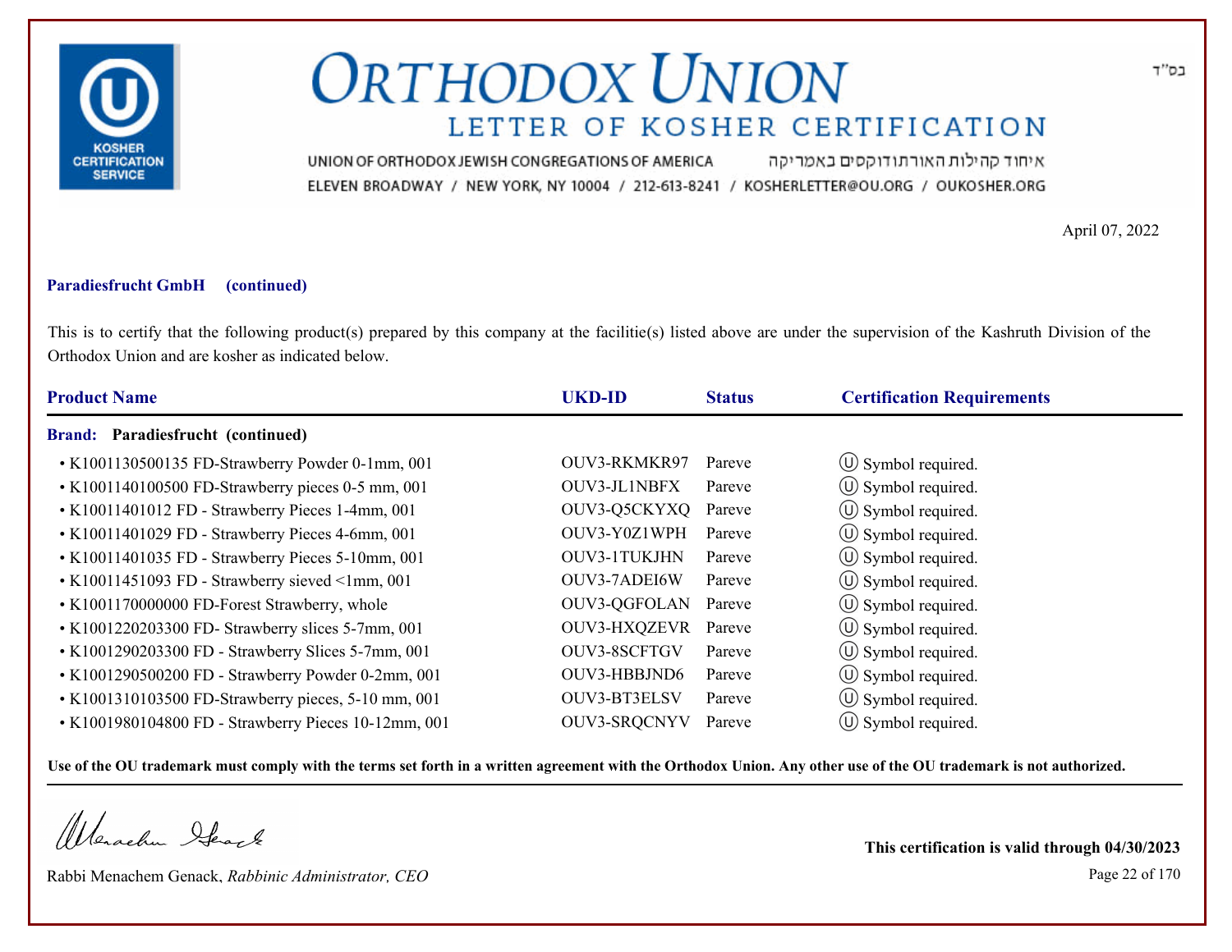# ORTHODOX UNION

## LETTER OF KOSHER CERTIFICATION

UNION OF ORTHODOX JEWISH CONGREGATIONS OF AMERICA איחוד קהילות האורתודוקסים באמריקה

ELEVEN BROADWAY / NEW YORK, NY 10004 / 212-613-8241 / KOSHERLETTER@OU.ORG / OUKOSHER.ORG

בס"ד

April 07, 2022

**Paradiesfrucht GmbH (continued)**

This is to certify that the following product(s) prepared by this company at the facilitie(s) listed above are under the supervision of the Kashruth Division of the Orthodox Union and are kosher as indicated below.

| Product Name | UKD-ID | Status | Certification Requirements |
|---|---|---|---|
| **Brand: Paradiesfrucht (continued)** | | | |
| • K1001130500135 FD-Strawberry Powder 0-1mm, 001 | OUV3-RKMKR97 | Pareve | Ⓤ Symbol required. |
| • K1001140100500 FD-Strawberry pieces 0-5 mm, 001 | OUV3-JL1NBFX | Pareve | Ⓤ Symbol required. |
| • K10011401012 FD - Strawberry Pieces 1-4mm, 001 | OUV3-Q5CKYXQ | Pareve | Ⓤ Symbol required. |
| • K10011401029 FD - Strawberry Pieces 4-6mm, 001 | OUV3-Y0Z1WPH | Pareve | Ⓤ Symbol required. |
| • K10011401035 FD - Strawberry Pieces 5-10mm, 001 | OUV3-1TUKJHN | Pareve | Ⓤ Symbol required. |
| • K10011451093 FD - Strawberry sieved <1mm, 001 | OUV3-7ADEI6W | Pareve | Ⓤ Symbol required. |
| • K1001170000000 FD-Forest Strawberry, whole | OUV3-QGFOLAN | Pareve | Ⓤ Symbol required. |
| • K1001220203300 FD- Strawberry slices 5-7mm, 001 | OUV3-HXQZEVR | Pareve | Ⓤ Symbol required. |
| • K1001290203300 FD - Strawberry Slices 5-7mm, 001 | OUV3-8SCFTGV | Pareve | Ⓤ Symbol required. |
| • K1001290500200 FD - Strawberry Powder 0-2mm, 001 | OUV3-HBBJND6 | Pareve | Ⓤ Symbol required. |
| • K1001310103500 FD-Strawberry pieces, 5-10 mm, 001 | OUV3-BT3ELSV | Pareve | Ⓤ Symbol required. |
| • K1001980104800 FD - Strawberry Pieces 10-12mm, 001 | OUV3-SRQCNYV | Pareve | Ⓤ Symbol required. |

**Use of the OU trademark must comply with the terms set forth in a written agreement with the Orthodox Union. Any other use of the OU trademark is not authorized.**

Rabbi Menachem Genack, *Rabbinic Administrator, CEO*

**This certification is valid through 04/30/2023**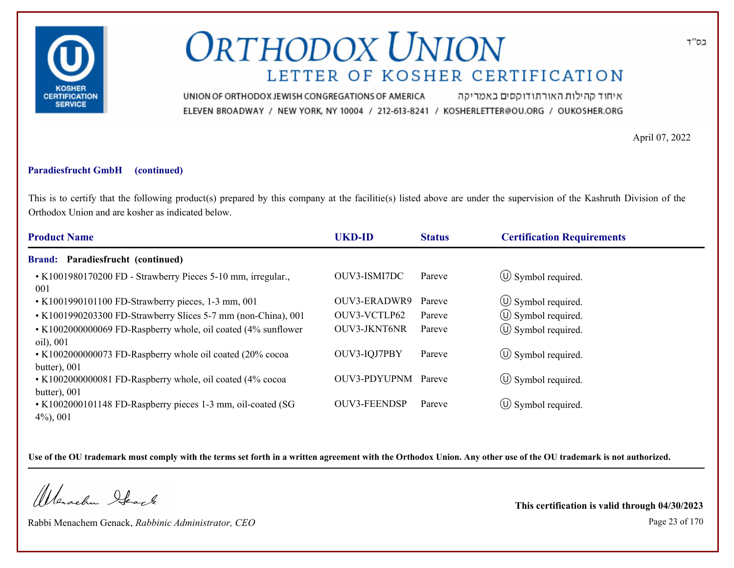# ORTHODOX UNION

## LETTER OF KOSHER CERTIFICATION

UNION OF ORTHODOX JEWISH CONGREGATIONS OF AMERICA איחוד קהילות האורתודוקסים באמריקה

ELEVEN BROADWAY / NEW YORK, NY 10004 / 212-613-8241 / KOSHERLETTER@OU.ORG / OUKOSHER.ORG

בס"ד

April 07, 2022

**Paradiesfrucht GmbH (continued)**

This is to certify that the following product(s) prepared by this company at the facilitie(s) listed above are under the supervision of the Kashruth Division of the Orthodox Union and are kosher as indicated below.

| Product Name | UKD-ID | Status | Certification Requirements |
|---|---|---|---|
| **Brand: Paradiesfrucht (continued)** | | | |
| • K1001980170200 FD - Strawberry Pieces 5-10 mm, irregular., 001 | OUV3-ISMI7DC | Pareve | Ⓤ Symbol required. |
| • K1001990101100 FD-Strawberry pieces, 1-3 mm, 001 | OUV3-ERADWR9 | Pareve | Ⓤ Symbol required. |
| • K1001990203300 FD-Strawberry Slices 5-7 mm (non-China), 001 | OUV3-VCTLP62 | Pareve | Ⓤ Symbol required. |
| • K1002000000069 FD-Raspberry whole, oil coated (4% sunflower oil), 001 | OUV3-JKNT6NR | Pareve | Ⓤ Symbol required. |
| • K1002000000073 FD-Raspberry whole oil coated (20% cocoa butter), 001 | OUV3-IQJ7PBY | Pareve | Ⓤ Symbol required. |
| • K1002000000081 FD-Raspberry whole, oil coated (4% cocoa butter), 001 | OUV3-PDYUPNM | Pareve | Ⓤ Symbol required. |
| • K1002000101148 FD-Raspberry pieces 1-3 mm, oil-coated (SG 4%), 001 | OUV3-FEENDSP | Pareve | Ⓤ Symbol required. |

**Use of the OU trademark must comply with the terms set forth in a written agreement with the Orthodox Union. Any other use of the OU trademark is not authorized.**

Rabbi Menachem Genack, *Rabbinic Administrator, CEO*

**This certification is valid through 04/30/2023**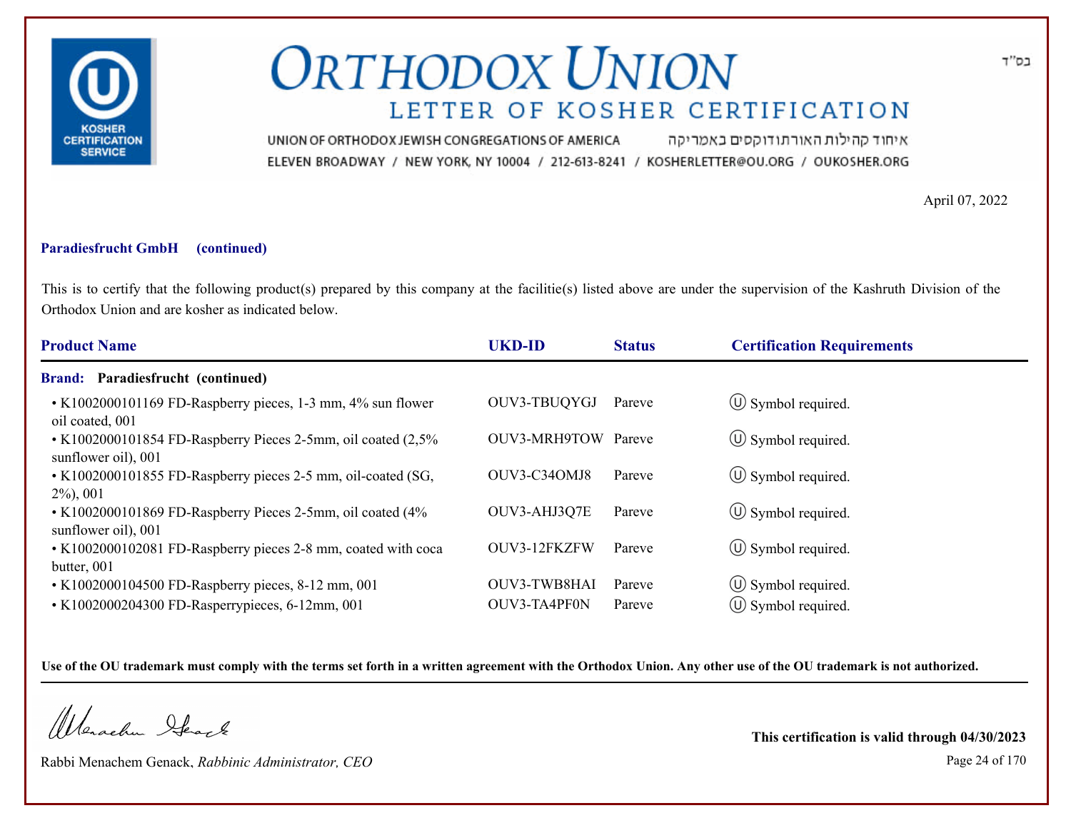# ORTHODOX UNION

## LETTER OF KOSHER CERTIFICATION

UNION OF ORTHODOX JEWISH CONGREGATIONS OF AMERICA איחוד קהילות האורתודוקסים באמריקה
ELEVEN BROADWAY / NEW YORK, NY 10004 / 212-613-8241 / KOSHERLETTER@OU.ORG / OUKOSHER.ORG

בס"ד

April 07, 2022

**Paradiesfrucht GmbH (continued)**

This is to certify that the following product(s) prepared by this company at the facilitie(s) listed above are under the supervision of the Kashruth Division of the Orthodox Union and are kosher as indicated below.

| Product Name | UKD-ID | Status | Certification Requirements |
|---|---|---|---|
| **Brand: Paradiesfrucht (continued)** | | | |
| • K1002000101169 FD-Raspberry pieces, 1-3 mm, 4% sun flower oil coated, 001 | OUV3-TBUQYGJ | Pareve | Ⓤ Symbol required. |
| • K1002000101854 FD-Raspberry Pieces 2-5mm, oil coated (2,5% sunflower oil), 001 | OUV3-MRH9TOW | Pareve | Ⓤ Symbol required. |
| • K1002000101855 FD-Raspberry pieces 2-5 mm, oil-coated (SG, 2%), 001 | OUV3-C34OMJ8 | Pareve | Ⓤ Symbol required. |
| • K1002000101869 FD-Raspberry Pieces 2-5mm, oil coated (4% sunflower oil), 001 | OUV3-AHJ3Q7E | Pareve | Ⓤ Symbol required. |
| • K1002000102081 FD-Raspberry pieces 2-8 mm, coated with coca butter, 001 | OUV3-12FKZFW | Pareve | Ⓤ Symbol required. |
| • K1002000104500 FD-Raspberry pieces, 8-12 mm, 001 | OUV3-TWB8HAI | Pareve | Ⓤ Symbol required. |
| • K1002000204300 FD-Rasperrypieces, 6-12mm, 001 | OUV3-TA4PF0N | Pareve | Ⓤ Symbol required. |

**Use of the OU trademark must comply with the terms set forth in a written agreement with the Orthodox Union. Any other use of the OU trademark is not authorized.**

Rabbi Menachem Genack, *Rabbinic Administrator, CEO*

**This certification is valid through 04/30/2023**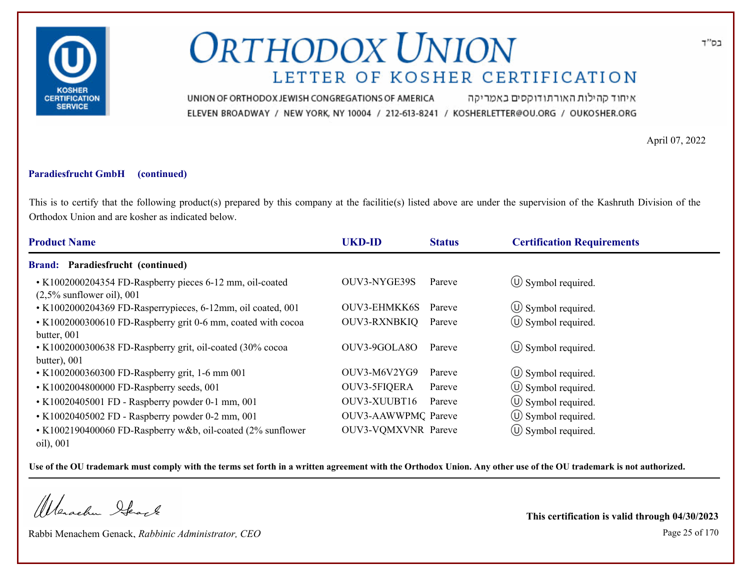בס"ד

# ORTHODOX UNION

## LETTER OF KOSHER CERTIFICATION

UNION OF ORTHODOX JEWISH CONGREGATIONS OF AMERICA איחוד קהילות האורתודוקסים באמריקה

ELEVEN BROADWAY / NEW YORK, NY 10004 / 212-613-8241 / KOSHERLETTER@OU.ORG / OUKOSHER.ORG

April 07, 2022

**Paradiesfrucht GmbH (continued)**

This is to certify that the following product(s) prepared by this company at the facilitie(s) listed above are under the supervision of the Kashruth Division of the Orthodox Union and are kosher as indicated below.

| Product Name | UKD-ID | Status | Certification Requirements |
|---|---|---|---|
| **Brand: Paradiesfrucht (continued)** | | | |
| • K1002000204354 FD-Raspberry pieces 6-12 mm, oil-coated (2,5% sunflower oil), 001 | OUV3-NYGE39S | Pareve | Ⓤ Symbol required. |
| • K1002000204369 FD-Rasperrypieces, 6-12mm, oil coated, 001 | OUV3-EHMKK6S | Pareve | Ⓤ Symbol required. |
| • K1002000300610 FD-Raspberry grit 0-6 mm, coated with cocoa butter, 001 | OUV3-RXNBKIQ | Pareve | Ⓤ Symbol required. |
| • K1002000300638 FD-Raspberry grit, oil-coated (30% cocoa butter), 001 | OUV3-9GOLA8O | Pareve | Ⓤ Symbol required. |
| • K1002000360300 FD-Raspberry grit, 1-6 mm 001 | OUV3-M6V2YG9 | Pareve | Ⓤ Symbol required. |
| • K1002004800000 FD-Raspberry seeds, 001 | OUV3-5FIQERA | Pareve | Ⓤ Symbol required. |
| • K10020405001 FD - Raspberry powder 0-1 mm, 001 | OUV3-XUUBT16 | Pareve | Ⓤ Symbol required. |
| • K10020405002 FD - Raspberry powder 0-2 mm, 001 | OUV3-AAWWPMQ | Pareve | Ⓤ Symbol required. |
| • K1002190400060 FD-Raspberry w&b, oil-coated (2% sunflower oil), 001 | OUV3-VQMXVNR | Pareve | Ⓤ Symbol required. |

**Use of the OU trademark must comply with the terms set forth in a written agreement with the Orthodox Union. Any other use of the OU trademark is not authorized.**

Rabbi Menachem Genack, *Rabbinic Administrator, CEO*

**This certification is valid through 04/30/2023**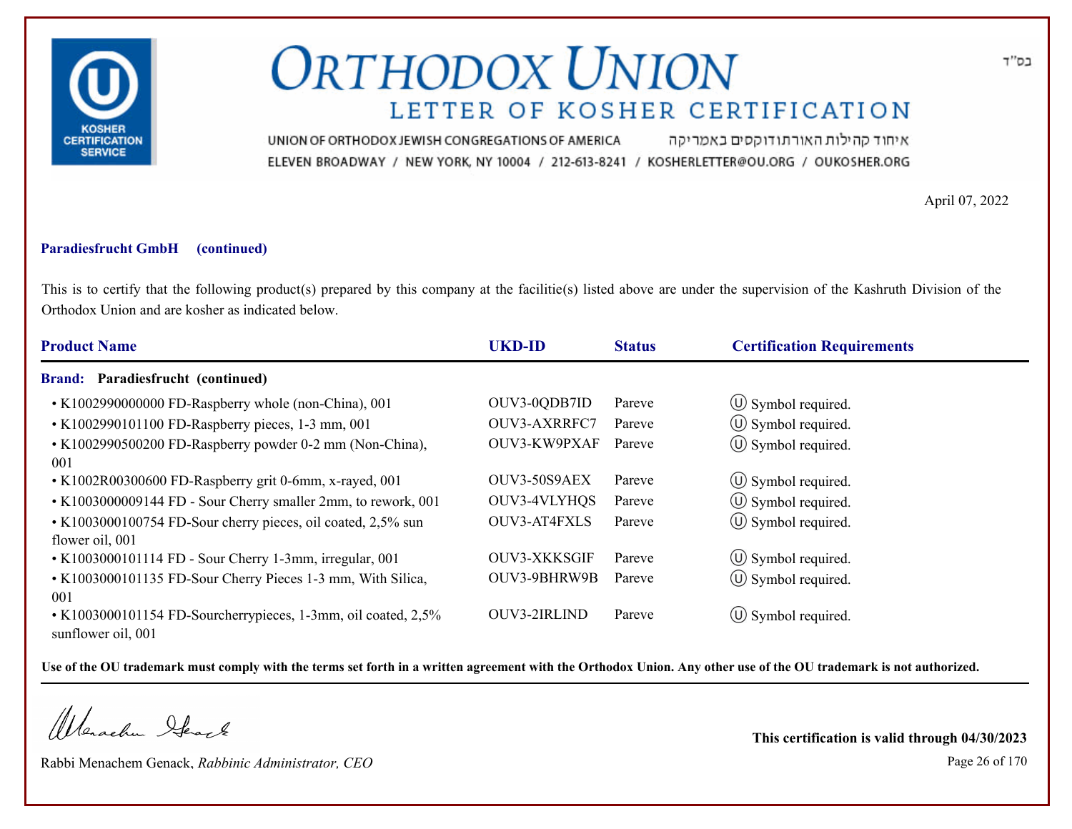# ORTHODOX UNION

## LETTER OF KOSHER CERTIFICATION

UNION OF ORTHODOX JEWISH CONGREGATIONS OF AMERICA איחוד קהילות האורתודוקסים באמריקה

ELEVEN BROADWAY / NEW YORK, NY 10004 / 212-613-8241 / KOSHERLETTER@OU.ORG / OUKOSHER.ORG

בס"ד

April 07, 2022

**Paradiesfrucht GmbH (continued)**

This is to certify that the following product(s) prepared by this company at the facilitie(s) listed above are under the supervision of the Kashruth Division of the Orthodox Union and are kosher as indicated below.

| Product Name | UKD-ID | Status | Certification Requirements |
|---|---|---|---|
| **Brand: Paradiesfrucht (continued)** | | | |
| • K1002990000000 FD-Raspberry whole (non-China), 001 | OUV3-0QDB7ID | Pareve | Ⓤ Symbol required. |
| • K1002990101100 FD-Raspberry pieces, 1-3 mm, 001 | OUV3-AXRRFC7 | Pareve | Ⓤ Symbol required. |
| • K1002990500200 FD-Raspberry powder 0-2 mm (Non-China), 001 | OUV3-KW9PXAF | Pareve | Ⓤ Symbol required. |
| • K1002R00300600 FD-Raspberry grit 0-6mm, x-rayed, 001 | OUV3-50S9AEX | Pareve | Ⓤ Symbol required. |
| • K1003000009144 FD - Sour Cherry smaller 2mm, to rework, 001 | OUV3-4VLYHQS | Pareve | Ⓤ Symbol required. |
| • K1003000100754 FD-Sour cherry pieces, oil coated, 2,5% sun flower oil, 001 | OUV3-AT4FXLS | Pareve | Ⓤ Symbol required. |
| • K1003000101114 FD - Sour Cherry 1-3mm, irregular, 001 | OUV3-XKKSGIF | Pareve | Ⓤ Symbol required. |
| • K1003000101135 FD-Sour Cherry Pieces 1-3 mm, With Silica, 001 | OUV3-9BHRW9B | Pareve | Ⓤ Symbol required. |
| • K1003000101154 FD-Sourcherrypieces, 1-3mm, oil coated, 2,5% sunflower oil, 001 | OUV3-2IRLIND | Pareve | Ⓤ Symbol required. |

**Use of the OU trademark must comply with the terms set forth in a written agreement with the Orthodox Union. Any other use of the OU trademark is not authorized.**

Rabbi Menachem Genack, *Rabbinic Administrator, CEO*

**This certification is valid through 04/30/2023**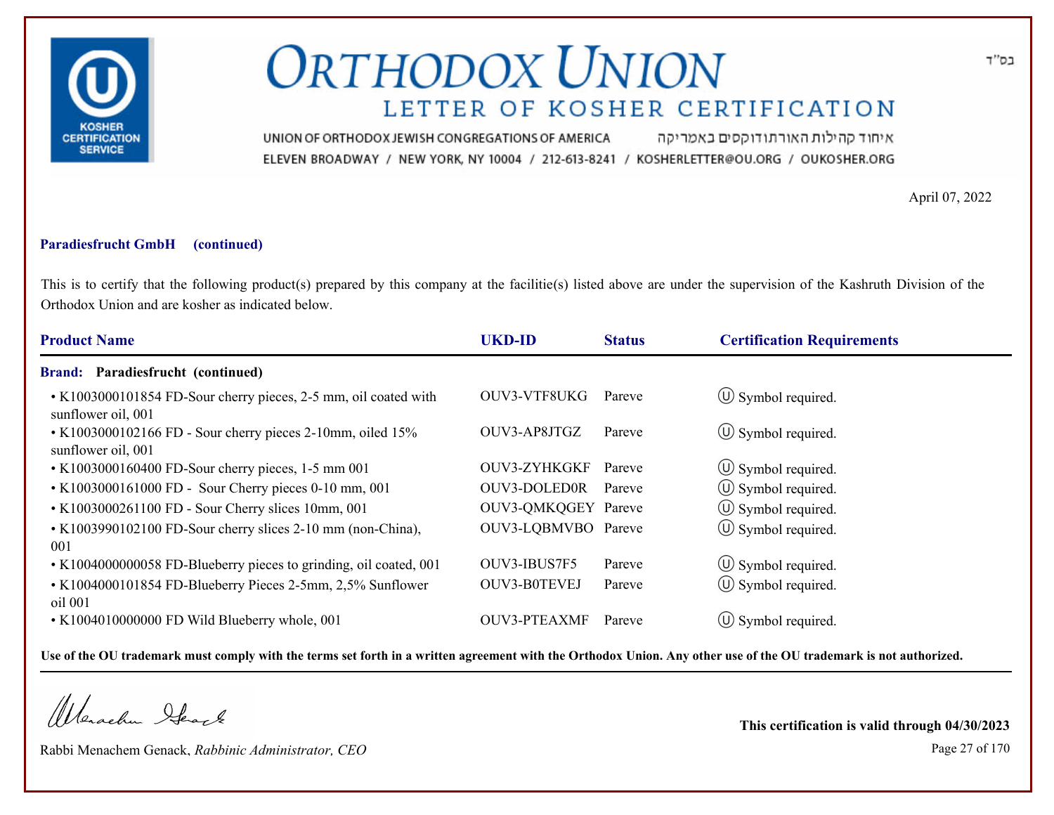בס"ד

# ORTHODOX UNION

## LETTER OF KOSHER CERTIFICATION

UNION OF ORTHODOX JEWISH CONGREGATIONS OF AMERICA איחוד קהילות האורתודוקסים באמריקה

ELEVEN BROADWAY / NEW YORK, NY 10004 / 212-613-8241 / KOSHERLETTER@OU.ORG / OUKOSHER.ORG

April 07, 2022

**Paradiesfrucht GmbH (continued)**

This is to certify that the following product(s) prepared by this company at the facilitie(s) listed above are under the supervision of the Kashruth Division of the Orthodox Union and are kosher as indicated below.

| Product Name | UKD-ID | Status | Certification Requirements |
|---|---|---|---|
| **Brand: Paradiesfrucht (continued)** | | | |
| • K1003000101854 FD-Sour cherry pieces, 2-5 mm, oil coated with sunflower oil, 001 | OUV3-VTF8UKG | Pareve | Ⓤ Symbol required. |
| • K1003000102166 FD - Sour cherry pieces 2-10mm, oiled 15% sunflower oil, 001 | OUV3-AP8JTGZ | Pareve | Ⓤ Symbol required. |
| • K1003000160400 FD-Sour cherry pieces, 1-5 mm 001 | OUV3-ZYHKGKF | Pareve | Ⓤ Symbol required. |
| • K1003000161000 FD - Sour Cherry pieces 0-10 mm, 001 | OUV3-DOLED0R | Pareve | Ⓤ Symbol required. |
| • K1003000261100 FD - Sour Cherry slices 10mm, 001 | OUV3-QMKQGEY | Pareve | Ⓤ Symbol required. |
| • K1003990102100 FD-Sour cherry slices 2-10 mm (non-China), 001 | OUV3-LQBMVBO | Pareve | Ⓤ Symbol required. |
| • K1004000000058 FD-Blueberry pieces to grinding, oil coated, 001 | OUV3-IBUS7F5 | Pareve | Ⓤ Symbol required. |
| • K1004000101854 FD-Blueberry Pieces 2-5mm, 2,5% Sunflower oil 001 | OUV3-B0TEVEJ | Pareve | Ⓤ Symbol required. |
| • K1004010000000 FD Wild Blueberry whole, 001 | OUV3-PTEAXMF | Pareve | Ⓤ Symbol required. |

**Use of the OU trademark must comply with the terms set forth in a written agreement with the Orthodox Union. Any other use of the OU trademark is not authorized.**

Rabbi Menachem Genack, *Rabbinic Administrator, CEO*

**This certification is valid through 04/30/2023**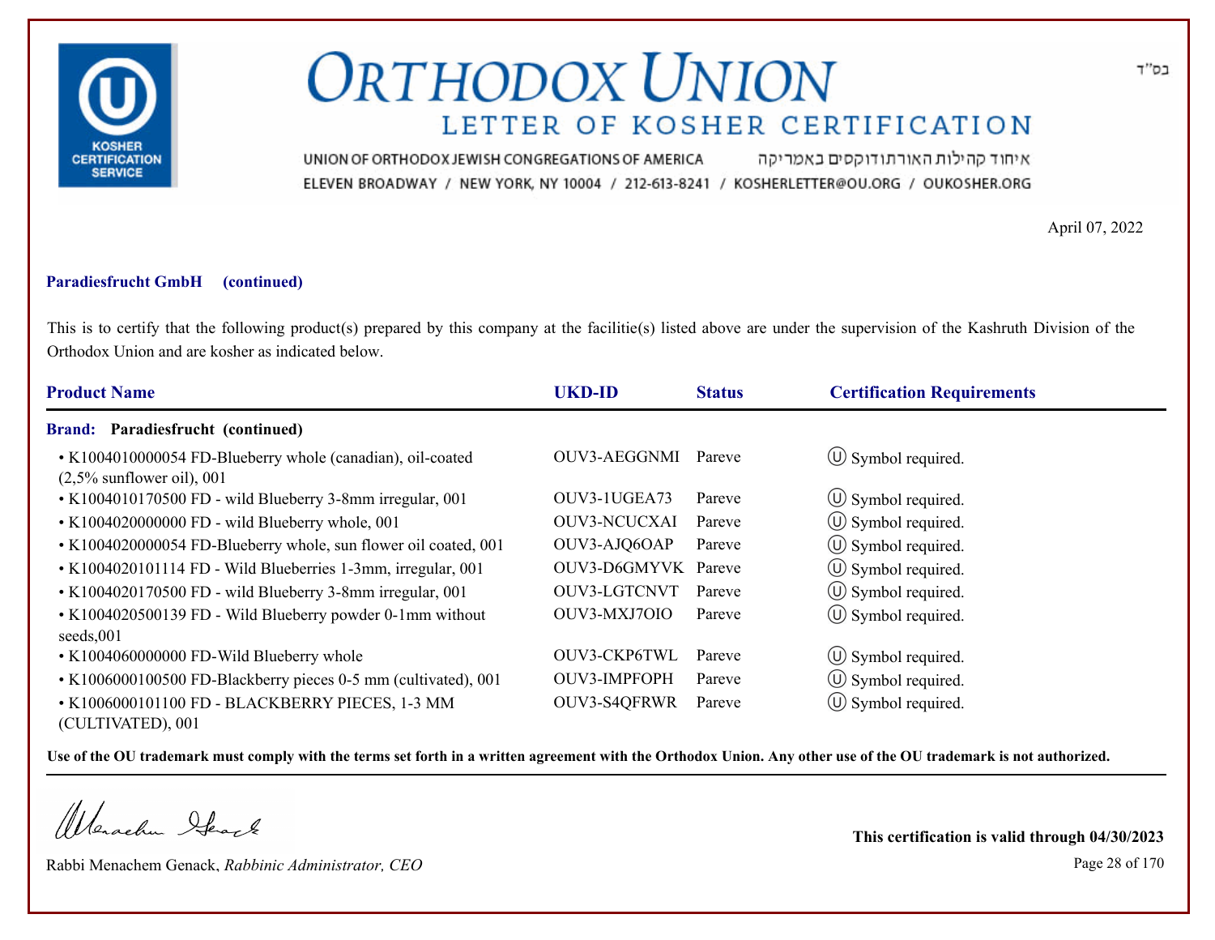בס"ד

# ORTHODOX UNION

## LETTER OF KOSHER CERTIFICATION

UNION OF ORTHODOX JEWISH CONGREGATIONS OF AMERICA איחוד קהילות האורתודוקסים באמריקה
ELEVEN BROADWAY / NEW YORK, NY 10004 / 212-613-8241 / KOSHERLETTER@OU.ORG / OUKOSHER.ORG

April 07, 2022

**Paradiesfrucht GmbH (continued)**

This is to certify that the following product(s) prepared by this company at the facilitie(s) listed above are under the supervision of the Kashruth Division of the Orthodox Union and are kosher as indicated below.

| Product Name | UKD-ID | Status | Certification Requirements |
|---|---|---|---|
| **Brand: Paradiesfrucht (continued)** | | | |
| • K1004010000054 FD-Blueberry whole (canadian), oil-coated (2,5% sunflower oil), 001 | OUV3-AEGGNMI | Pareve | Ⓤ Symbol required. |
| • K1004010170500 FD - wild Blueberry 3-8mm irregular, 001 | OUV3-1UGEA73 | Pareve | Ⓤ Symbol required. |
| • K1004020000000 FD - wild Blueberry whole, 001 | OUV3-NCUCXAI | Pareve | Ⓤ Symbol required. |
| • K1004020000054 FD-Blueberry whole, sun flower oil coated, 001 | OUV3-AJQ6OAP | Pareve | Ⓤ Symbol required. |
| • K1004020101114 FD - Wild Blueberries 1-3mm, irregular, 001 | OUV3-D6GMYVK | Pareve | Ⓤ Symbol required. |
| • K1004020170500 FD - wild Blueberry 3-8mm irregular, 001 | OUV3-LGTCNVT | Pareve | Ⓤ Symbol required. |
| • K1004020500139 FD - Wild Blueberry powder 0-1mm without seeds,001 | OUV3-MXJ7OIO | Pareve | Ⓤ Symbol required. |
| • K1004060000000 FD-Wild Blueberry whole | OUV3-CKP6TWL | Pareve | Ⓤ Symbol required. |
| • K1006000100500 FD-Blackberry pieces 0-5 mm (cultivated), 001 | OUV3-IMPFOPH | Pareve | Ⓤ Symbol required. |
| • K1006000101100 FD - BLACKBERRY PIECES, 1-3 MM (CULTIVATED), 001 | OUV3-S4QFRWR | Pareve | Ⓤ Symbol required. |

**Use of the OU trademark must comply with the terms set forth in a written agreement with the Orthodox Union. Any other use of the OU trademark is not authorized.**

Rabbi Menachem Genack, *Rabbinic Administrator, CEO*

**This certification is valid through 04/30/2023**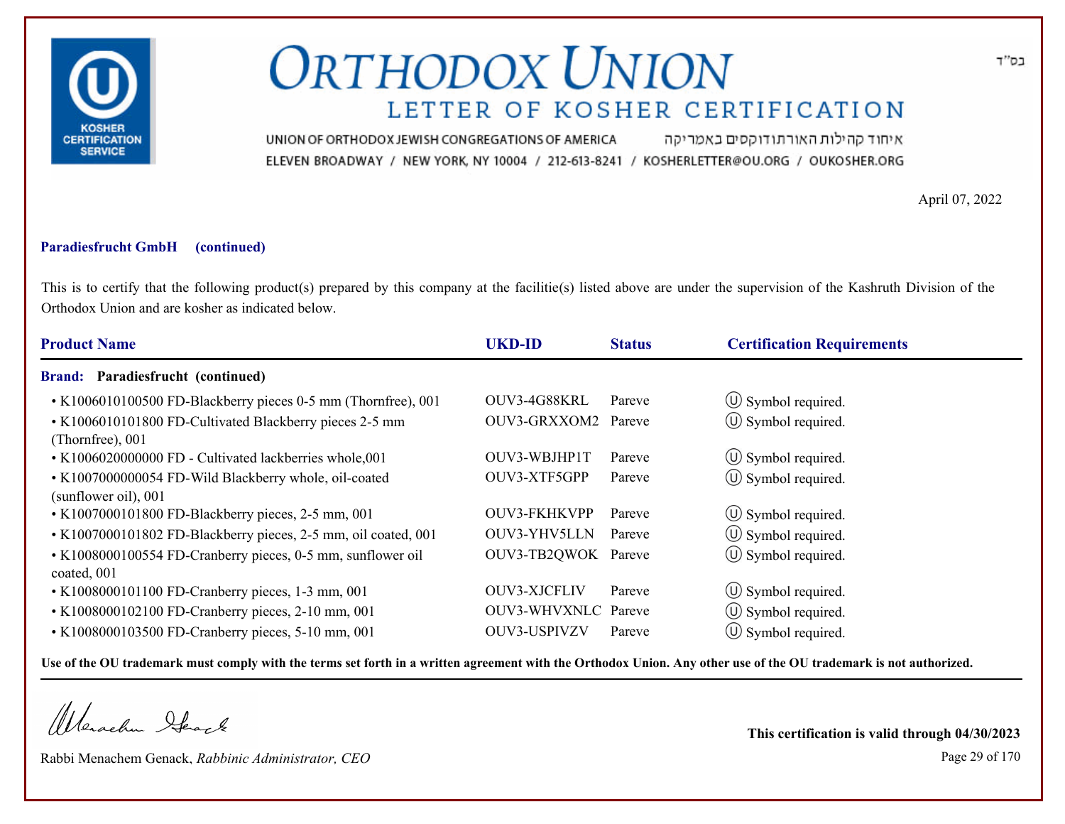# ORTHODOX UNION

## LETTER OF KOSHER CERTIFICATION

UNION OF ORTHODOX JEWISH CONGREGATIONS OF AMERICA איחוד קהילות האורתודוקסים באמריקה

ELEVEN BROADWAY / NEW YORK, NY 10004 / 212-613-8241 / KOSHERLETTER@OU.ORG / OUKOSHER.ORG

בס"ד

April 07, 2022

**Paradiesfrucht GmbH (continued)**

This is to certify that the following product(s) prepared by this company at the facilitie(s) listed above are under the supervision of the Kashruth Division of the Orthodox Union and are kosher as indicated below.

| Product Name | UKD-ID | Status | Certification Requirements |
|---|---|---|---|
| **Brand: Paradiesfrucht (continued)** | | | |
| • K1006010100500 FD-Blackberry pieces 0-5 mm (Thornfree), 001 | OUV3-4G88KRL | Pareve | Ⓤ Symbol required. |
| • K1006010101800 FD-Cultivated Blackberry pieces 2-5 mm (Thornfree), 001 | OUV3-GRXXOM2 | Pareve | Ⓤ Symbol required. |
| • K1006020000000 FD - Cultivated lackberries whole,001 | OUV3-WBJHP1T | Pareve | Ⓤ Symbol required. |
| • K1007000000054 FD-Wild Blackberry whole, oil-coated (sunflower oil), 001 | OUV3-XTF5GPP | Pareve | Ⓤ Symbol required. |
| • K1007000101800 FD-Blackberry pieces, 2-5 mm, 001 | OUV3-FKHKVPP | Pareve | Ⓤ Symbol required. |
| • K1007000101802 FD-Blackberry pieces, 2-5 mm, oil coated, 001 | OUV3-YHV5LLN | Pareve | Ⓤ Symbol required. |
| • K1008000100554 FD-Cranberry pieces, 0-5 mm, sunflower oil coated, 001 | OUV3-TB2QWOK | Pareve | Ⓤ Symbol required. |
| • K1008000101100 FD-Cranberry pieces, 1-3 mm, 001 | OUV3-XJCFLIV | Pareve | Ⓤ Symbol required. |
| • K1008000102100 FD-Cranberry pieces, 2-10 mm, 001 | OUV3-WHVXNLC | Pareve | Ⓤ Symbol required. |
| • K1008000103500 FD-Cranberry pieces, 5-10 mm, 001 | OUV3-USPIVZV | Pareve | Ⓤ Symbol required. |

**Use of the OU trademark must comply with the terms set forth in a written agreement with the Orthodox Union. Any other use of the OU trademark is not authorized.**

Rabbi Menachem Genack, *Rabbinic Administrator, CEO*

**This certification is valid through 04/30/2023**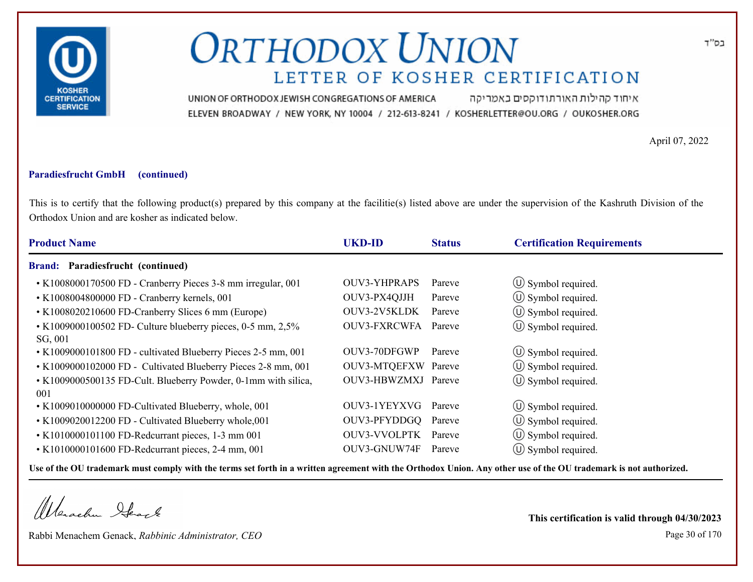בס"ד

# ORTHODOX UNION

## LETTER OF KOSHER CERTIFICATION

UNION OF ORTHODOX JEWISH CONGREGATIONS OF AMERICA איחוד קהילות האורתודוקסים באמריקה

ELEVEN BROADWAY / NEW YORK, NY 10004 / 212-613-8241 / KOSHERLETTER@OU.ORG / OUKOSHER.ORG

April 07, 2022

**Paradiesfrucht GmbH (continued)**

This is to certify that the following product(s) prepared by this company at the facilitie(s) listed above are under the supervision of the Kashruth Division of the Orthodox Union and are kosher as indicated below.

| Product Name | UKD-ID | Status | Certification Requirements |
|---|---|---|---|
| **Brand: Paradiesfrucht (continued)** | | | |
| • K1008000170500 FD - Cranberry Pieces 3-8 mm irregular, 001 | OUV3-YHPRAPS | Pareve | Ⓤ Symbol required. |
| • K1008004800000 FD - Cranberry kernels, 001 | OUV3-PX4QJJH | Pareve | Ⓤ Symbol required. |
| • K1008020210600 FD-Cranberry Slices 6 mm (Europe) | OUV3-2V5KLDK | Pareve | Ⓤ Symbol required. |
| • K1009000100502 FD- Culture blueberry pieces, 0-5 mm, 2,5% SG, 001 | OUV3-FXRCWFA | Pareve | Ⓤ Symbol required. |
| • K1009000101800 FD - cultivated Blueberry Pieces 2-5 mm, 001 | OUV3-70DFGWP | Pareve | Ⓤ Symbol required. |
| • K1009000102000 FD - Cultivated Blueberry Pieces 2-8 mm, 001 | OUV3-MTQEFXW | Pareve | Ⓤ Symbol required. |
| • K1009000500135 FD-Cult. Blueberry Powder, 0-1mm with silica, 001 | OUV3-HBWZMXJ | Pareve | Ⓤ Symbol required. |
| • K1009010000000 FD-Cultivated Blueberry, whole, 001 | OUV3-1YEYXVG | Pareve | Ⓤ Symbol required. |
| • K1009020012200 FD - Cultivated Blueberry whole,001 | OUV3-PFYDDGQ | Pareve | Ⓤ Symbol required. |
| • K1010000101100 FD-Redcurrant pieces, 1-3 mm 001 | OUV3-VVOLPTK | Pareve | Ⓤ Symbol required. |
| • K1010000101600 FD-Redcurrant pieces, 2-4 mm, 001 | OUV3-GNUW74F | Pareve | Ⓤ Symbol required. |

**Use of the OU trademark must comply with the terms set forth in a written agreement with the Orthodox Union. Any other use of the OU trademark is not authorized.**

Rabbi Menachem Genack, *Rabbinic Administrator, CEO*

**This certification is valid through 04/30/2023**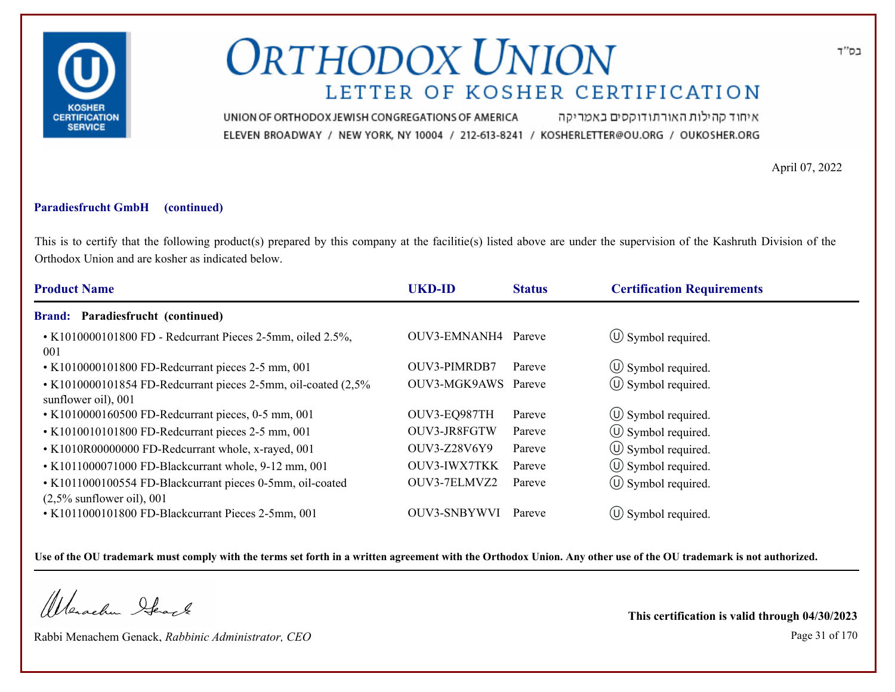# ORTHODOX UNION

## LETTER OF KOSHER CERTIFICATION

UNION OF ORTHODOX JEWISH CONGREGATIONS OF AMERICA איחוד קהילות האורתודוקסים באמריקה

ELEVEN BROADWAY / NEW YORK, NY 10004 / 212-613-8241 / KOSHERLETTER@OU.ORG / OUKOSHER.ORG

בס"ד

April 07, 2022

**Paradiesfrucht GmbH (continued)**

This is to certify that the following product(s) prepared by this company at the facilitie(s) listed above are under the supervision of the Kashruth Division of the Orthodox Union and are kosher as indicated below.

| Product Name | UKD-ID | Status | Certification Requirements |
|---|---|---|---|
| **Brand: Paradiesfrucht (continued)** | | | |
| • K1010000101800 FD - Redcurrant Pieces 2-5mm, oiled 2.5%, 001 | OUV3-EMNANH4 | Pareve | Ⓤ Symbol required. |
| • K1010000101800 FD-Redcurrant pieces 2-5 mm, 001 | OUV3-PIMRDB7 | Pareve | Ⓤ Symbol required. |
| • K1010000101854 FD-Redcurrant pieces 2-5mm, oil-coated (2,5% sunflower oil), 001 | OUV3-MGK9AWS | Pareve | Ⓤ Symbol required. |
| • K1010000160500 FD-Redcurrant pieces, 0-5 mm, 001 | OUV3-EQ987TH | Pareve | Ⓤ Symbol required. |
| • K1010010101800 FD-Redcurrant pieces 2-5 mm, 001 | OUV3-JR8FGTW | Pareve | Ⓤ Symbol required. |
| • K1010R00000000 FD-Redcurrant whole, x-rayed, 001 | OUV3-Z28V6Y9 | Pareve | Ⓤ Symbol required. |
| • K1011000071000 FD-Blackcurrant whole, 9-12 mm, 001 | OUV3-IWX7TKK | Pareve | Ⓤ Symbol required. |
| • K1011000100554 FD-Blackcurrant pieces 0-5mm, oil-coated (2,5% sunflower oil), 001 | OUV3-7ELMVZ2 | Pareve | Ⓤ Symbol required. |
| • K1011000101800 FD-Blackcurrant Pieces 2-5mm, 001 | OUV3-SNBYWVI | Pareve | Ⓤ Symbol required. |

**Use of the OU trademark must comply with the terms set forth in a written agreement with the Orthodox Union. Any other use of the OU trademark is not authorized.**

Rabbi Menachem Genack, *Rabbinic Administrator, CEO*

**This certification is valid through 04/30/2023**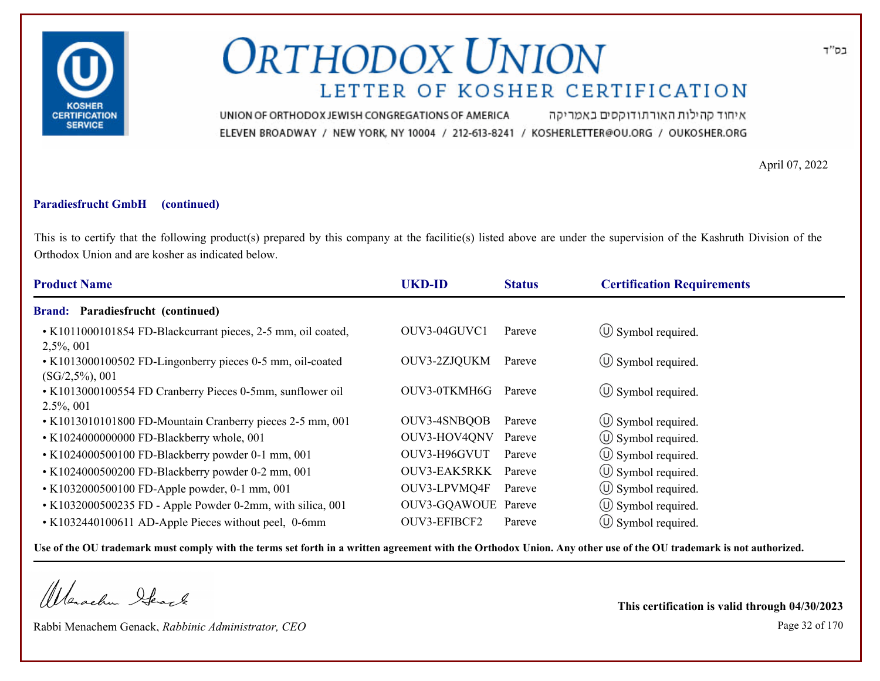בס"ד

# ORTHODOX UNION

## LETTER OF KOSHER CERTIFICATION

UNION OF ORTHODOX JEWISH CONGREGATIONS OF AMERICA איחוד קהילות האורתודוקסים באמריקה

ELEVEN BROADWAY / NEW YORK, NY 10004 / 212-613-8241 / KOSHERLETTER@OU.ORG / OUKOSHER.ORG

April 07, 2022

**Paradiesfrucht GmbH (continued)**

This is to certify that the following product(s) prepared by this company at the facilitie(s) listed above are under the supervision of the Kashruth Division of the Orthodox Union and are kosher as indicated below.

| Product Name | UKD-ID | Status | Certification Requirements |
|---|---|---|---|
| **Brand: Paradiesfrucht (continued)** | | | |
| • K1011000101854 FD-Blackcurrant pieces, 2-5 mm, oil coated, 2,5%, 001 | OUV3-04GUVC1 | Pareve | Ⓤ Symbol required. |
| • K1013000100502 FD-Lingonberry pieces 0-5 mm, oil-coated (SG/2,5%), 001 | OUV3-2ZJQUKM | Pareve | Ⓤ Symbol required. |
| • K1013000100554 FD Cranberry Pieces 0-5mm, sunflower oil 2.5%, 001 | OUV3-0TKMH6G | Pareve | Ⓤ Symbol required. |
| • K1013010101800 FD-Mountain Cranberry pieces 2-5 mm, 001 | OUV3-4SNBQOB | Pareve | Ⓤ Symbol required. |
| • K1024000000000 FD-Blackberry whole, 001 | OUV3-HOV4QNV | Pareve | Ⓤ Symbol required. |
| • K1024000500100 FD-Blackberry powder 0-1 mm, 001 | OUV3-H96GVUT | Pareve | Ⓤ Symbol required. |
| • K1024000500200 FD-Blackberry powder 0-2 mm, 001 | OUV3-EAK5RKK | Pareve | Ⓤ Symbol required. |
| • K1032000500100 FD-Apple powder, 0-1 mm, 001 | OUV3-LPVMQ4F | Pareve | Ⓤ Symbol required. |
| • K1032000500235 FD - Apple Powder 0-2mm, with silica, 001 | OUV3-GQAWOUE | Pareve | Ⓤ Symbol required. |
| • K1032440100611 AD-Apple Pieces without peel, 0-6mm | OUV3-EFIBCF2 | Pareve | Ⓤ Symbol required. |

**Use of the OU trademark must comply with the terms set forth in a written agreement with the Orthodox Union. Any other use of the OU trademark is not authorized.**

Rabbi Menachem Genack, *Rabbinic Administrator, CEO*

**This certification is valid through 04/30/2023**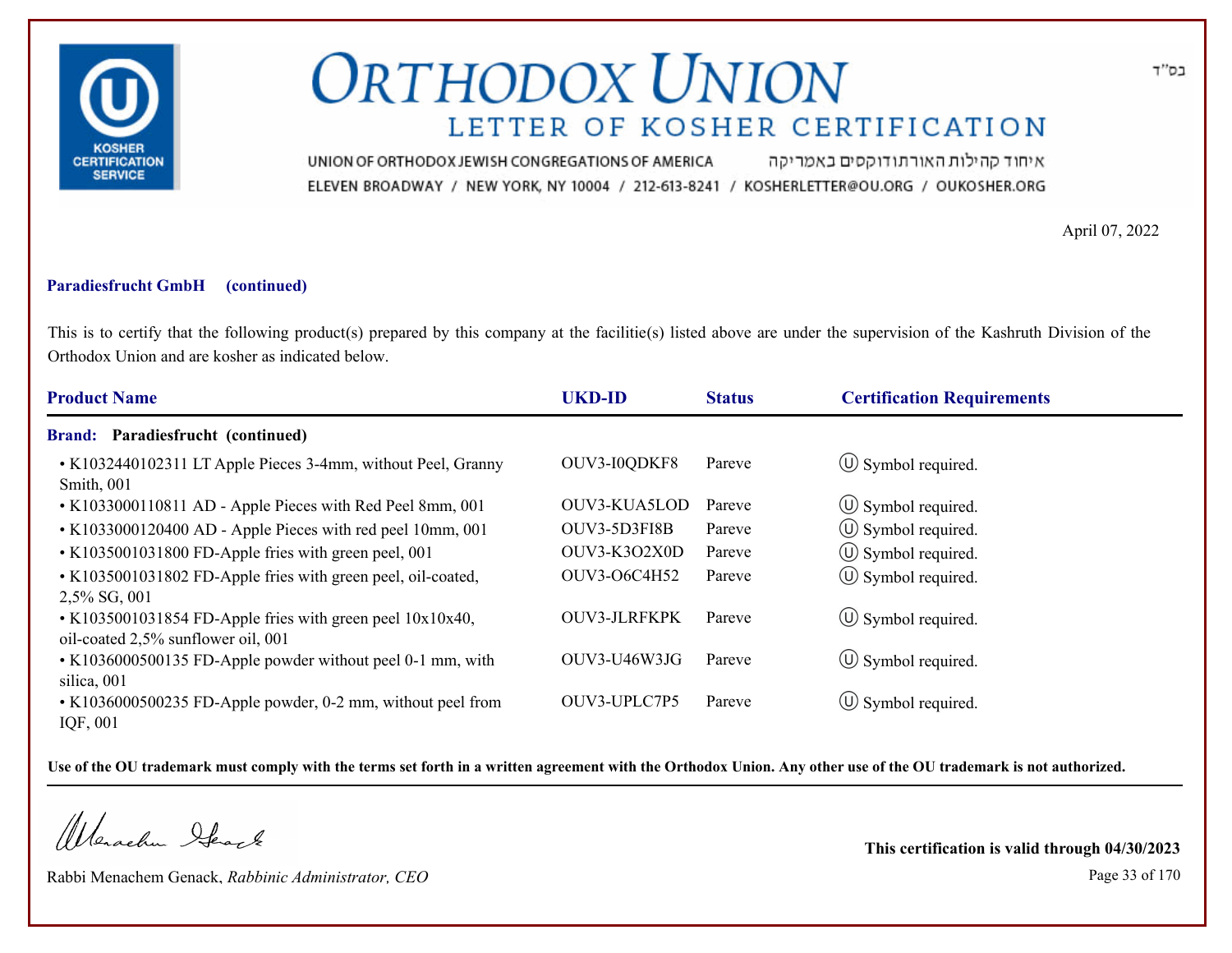# ORTHODOX UNION

## LETTER OF KOSHER CERTIFICATION

UNION OF ORTHODOX JEWISH CONGREGATIONS OF AMERICA איחוד קהילות האורתודוקסים באמריקה

ELEVEN BROADWAY / NEW YORK, NY 10004 / 212-613-8241 / KOSHERLETTER@OU.ORG / OUKOSHER.ORG

בס"ד

April 07, 2022

**Paradiesfrucht GmbH (continued)**

This is to certify that the following product(s) prepared by this company at the facilitie(s) listed above are under the supervision of the Kashruth Division of the Orthodox Union and are kosher as indicated below.

| Product Name | UKD-ID | Status | Certification Requirements |
|---|---|---|---|
| **Brand: Paradiesfrucht (continued)** | | | |
| • K1032440102311 LT Apple Pieces 3-4mm, without Peel, Granny Smith, 001 | OUV3-I0QDKF8 | Pareve | Ⓤ Symbol required. |
| • K1033000110811 AD - Apple Pieces with Red Peel 8mm, 001 | OUV3-KUA5LOD | Pareve | Ⓤ Symbol required. |
| • K1033000120400 AD - Apple Pieces with red peel 10mm, 001 | OUV3-5D3FI8B | Pareve | Ⓤ Symbol required. |
| • K1035001031800 FD-Apple fries with green peel, 001 | OUV3-K3O2X0D | Pareve | Ⓤ Symbol required. |
| • K1035001031802 FD-Apple fries with green peel, oil-coated, 2,5% SG, 001 | OUV3-O6C4H52 | Pareve | Ⓤ Symbol required. |
| • K1035001031854 FD-Apple fries with green peel 10x10x40, oil-coated 2,5% sunflower oil, 001 | OUV3-JLRFKPK | Pareve | Ⓤ Symbol required. |
| • K1036000500135 FD-Apple powder without peel 0-1 mm, with silica, 001 | OUV3-U46W3JG | Pareve | Ⓤ Symbol required. |
| • K1036000500235 FD-Apple powder, 0-2 mm, without peel from IQF, 001 | OUV3-UPLC7P5 | Pareve | Ⓤ Symbol required. |

**Use of the OU trademark must comply with the terms set forth in a written agreement with the Orthodox Union. Any other use of the OU trademark is not authorized.**

Rabbi Menachem Genack, *Rabbinic Administrator, CEO*

**This certification is valid through 04/30/2023**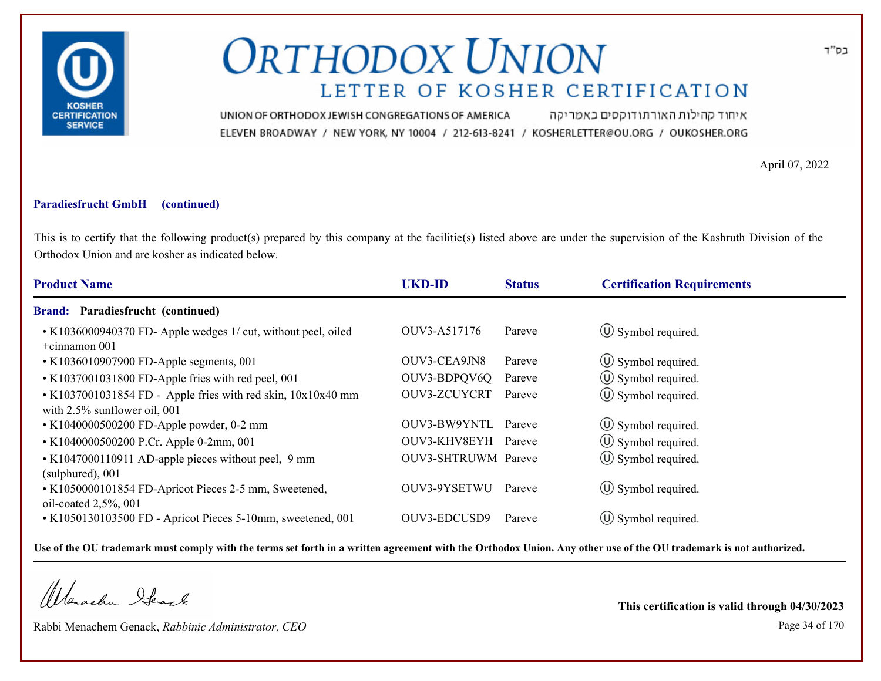בס"ד

# ORTHODOX UNION

## LETTER OF KOSHER CERTIFICATION

UNION OF ORTHODOX JEWISH CONGREGATIONS OF AMERICA איחוד קהילות האורתודוקסים באמריקה
ELEVEN BROADWAY / NEW YORK, NY 10004 / 212-613-8241 / KOSHERLETTER@OU.ORG / OUKOSHER.ORG

April 07, 2022

**Paradiesfrucht GmbH (continued)**

This is to certify that the following product(s) prepared by this company at the facilitie(s) listed above are under the supervision of the Kashruth Division of the Orthodox Union and are kosher as indicated below.

| Product Name | UKD-ID | Status | Certification Requirements |
|---|---|---|---|
| **Brand: Paradiesfrucht (continued)** | | | |
| • K1036000940370 FD- Apple wedges 1/ cut, without peel, oiled +cinnamon 001 | OUV3-A517176 | Pareve | Ⓤ Symbol required. |
| • K1036010907900 FD-Apple segments, 001 | OUV3-CEA9JN8 | Pareve | Ⓤ Symbol required. |
| • K1037001031800 FD-Apple fries with red peel, 001 | OUV3-BDPQV6Q | Pareve | Ⓤ Symbol required. |
| • K1037001031854 FD - Apple fries with red skin, 10x10x40 mm with 2.5% sunflower oil, 001 | OUV3-ZCUYCRT | Pareve | Ⓤ Symbol required. |
| • K1040000500200 FD-Apple powder, 0-2 mm | OUV3-BW9YNTL | Pareve | Ⓤ Symbol required. |
| • K1040000500200 P.Cr. Apple 0-2mm, 001 | OUV3-KHV8EYH | Pareve | Ⓤ Symbol required. |
| • K1047000110911 AD-apple pieces without peel, 9 mm (sulphured), 001 | OUV3-SHTRUWM | Pareve | Ⓤ Symbol required. |
| • K1050000101854 FD-Apricot Pieces 2-5 mm, Sweetened, oil-coated 2,5%, 001 | OUV3-9YSETWU | Pareve | Ⓤ Symbol required. |
| • K1050130103500 FD - Apricot Pieces 5-10mm, sweetened, 001 | OUV3-EDCUSD9 | Pareve | Ⓤ Symbol required. |

**Use of the OU trademark must comply with the terms set forth in a written agreement with the Orthodox Union. Any other use of the OU trademark is not authorized.**

Rabbi Menachem Genack, *Rabbinic Administrator, CEO*

**This certification is valid through 04/30/2023**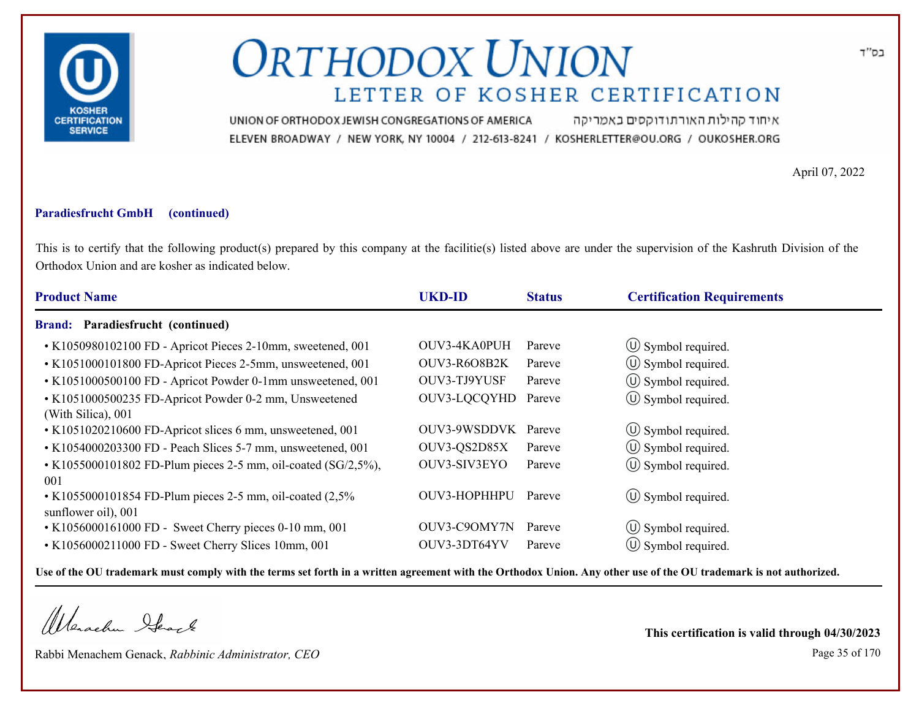# ORTHODOX UNION

## LETTER OF KOSHER CERTIFICATION

UNION OF ORTHODOX JEWISH CONGREGATIONS OF AMERICA איחוד קהילות האורתודוקסים באמריקה

ELEVEN BROADWAY / NEW YORK, NY 10004 / 212-613-8241 / KOSHERLETTER@OU.ORG / OUKOSHER.ORG

בס"ד

April 07, 2022

**Paradiesfrucht GmbH (continued)**

This is to certify that the following product(s) prepared by this company at the facilitie(s) listed above are under the supervision of the Kashruth Division of the Orthodox Union and are kosher as indicated below.

| Product Name | UKD-ID | Status | Certification Requirements |
|---|---|---|---|
| **Brand: Paradiesfrucht (continued)** | | | |
| • K1050980102100 FD - Apricot Pieces 2-10mm, sweetened, 001 | OUV3-4KA0PUH | Pareve | Ⓤ Symbol required. |
| • K1051000101800 FD-Apricot Pieces 2-5mm, unsweetened, 001 | OUV3-R6O8B2K | Pareve | Ⓤ Symbol required. |
| • K1051000500100 FD - Apricot Powder 0-1mm unsweetened, 001 | OUV3-TJ9YUSF | Pareve | Ⓤ Symbol required. |
| • K1051000500235 FD-Apricot Powder 0-2 mm, Unsweetened (With Silica), 001 | OUV3-LQCQYHD | Pareve | Ⓤ Symbol required. |
| • K1051020210600 FD-Apricot slices 6 mm, unsweetened, 001 | OUV3-9WSDDVK | Pareve | Ⓤ Symbol required. |
| • K1054000203300 FD - Peach Slices 5-7 mm, unsweetened, 001 | OUV3-QS2D85X | Pareve | Ⓤ Symbol required. |
| • K1055000101802 FD-Plum pieces 2-5 mm, oil-coated (SG/2,5%), 001 | OUV3-SIV3EYO | Pareve | Ⓤ Symbol required. |
| • K1055000101854 FD-Plum pieces 2-5 mm, oil-coated (2,5% sunflower oil), 001 | OUV3-HOPHHPU | Pareve | Ⓤ Symbol required. |
| • K1056000161000 FD - Sweet Cherry pieces 0-10 mm, 001 | OUV3-C9OMY7N | Pareve | Ⓤ Symbol required. |
| • K1056000211000 FD - Sweet Cherry Slices 10mm, 001 | OUV3-3DT64YV | Pareve | Ⓤ Symbol required. |

**Use of the OU trademark must comply with the terms set forth in a written agreement with the Orthodox Union. Any other use of the OU trademark is not authorized.**

Rabbi Menachem Genack, *Rabbinic Administrator, CEO*

**This certification is valid through 04/30/2023**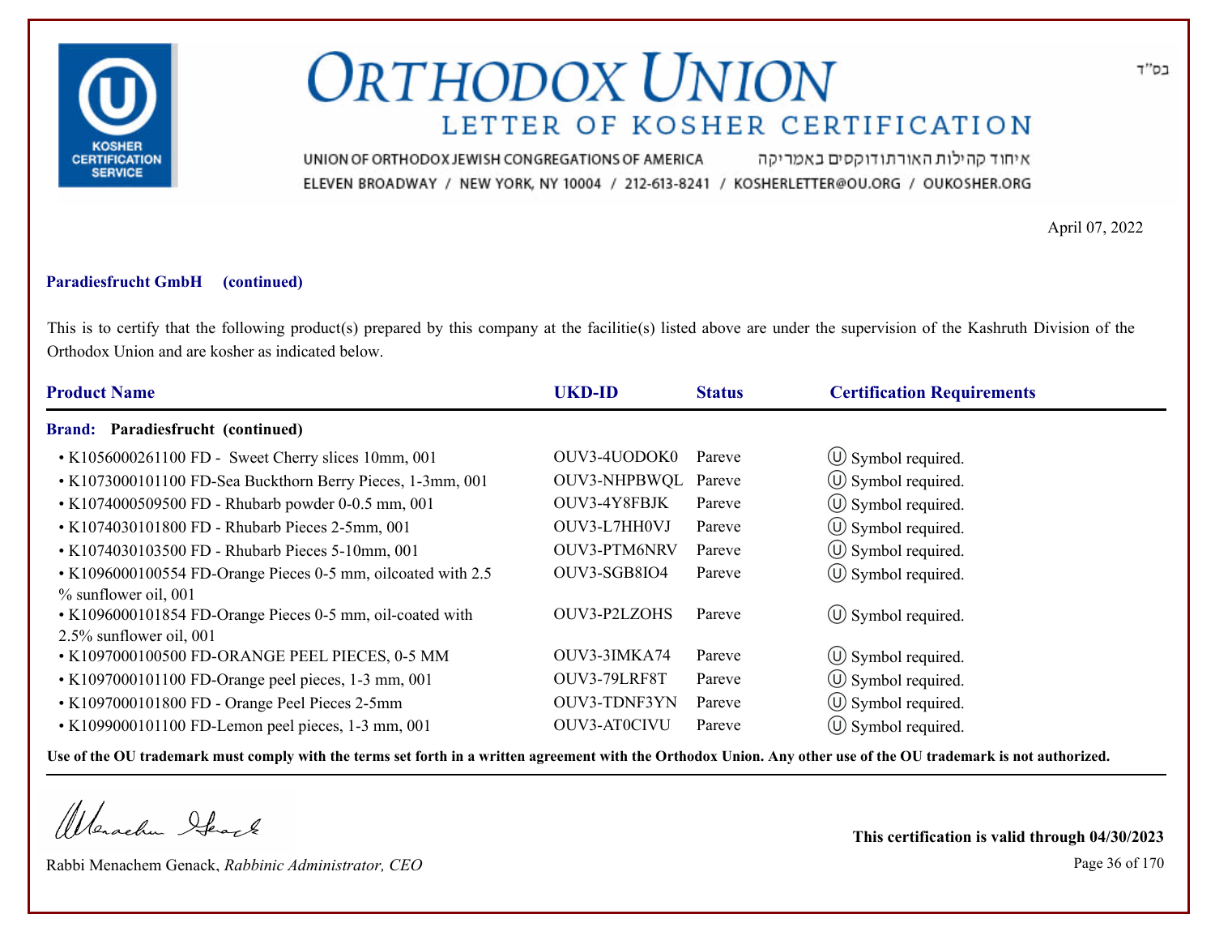בס"ד

# ORTHODOX UNION

## LETTER OF KOSHER CERTIFICATION

UNION OF ORTHODOX JEWISH CONGREGATIONS OF AMERICA איחוד קהילות האורתודוקסים באמריקה

ELEVEN BROADWAY / NEW YORK, NY 10004 / 212-613-8241 / KOSHERLETTER@OU.ORG / OUKOSHER.ORG

April 07, 2022

**Paradiesfrucht GmbH (continued)**

This is to certify that the following product(s) prepared by this company at the facilitie(s) listed above are under the supervision of the Kashruth Division of the Orthodox Union and are kosher as indicated below.

| Product Name | UKD-ID | Status | Certification Requirements |
|---|---|---|---|
| **Brand: Paradiesfrucht (continued)** | | | |
| • K1056000261100 FD - Sweet Cherry slices 10mm, 001 | OUV3-4UODOK0 | Pareve | Ⓤ Symbol required. |
| • K1073000101100 FD-Sea Buckthorn Berry Pieces, 1-3mm, 001 | OUV3-NHPBWQL | Pareve | Ⓤ Symbol required. |
| • K1074000509500 FD - Rhubarb powder 0-0.5 mm, 001 | OUV3-4Y8FBJK | Pareve | Ⓤ Symbol required. |
| • K1074030101800 FD - Rhubarb Pieces 2-5mm, 001 | OUV3-L7HH0VJ | Pareve | Ⓤ Symbol required. |
| • K1074030103500 FD - Rhubarb Pieces 5-10mm, 001 | OUV3-PTM6NRV | Pareve | Ⓤ Symbol required. |
| • K1096000100554 FD-Orange Pieces 0-5 mm, oilcoated with 2.5 % sunflower oil, 001 | OUV3-SGB8IO4 | Pareve | Ⓤ Symbol required. |
| • K1096000101854 FD-Orange Pieces 0-5 mm, oil-coated with 2.5% sunflower oil, 001 | OUV3-P2LZOHS | Pareve | Ⓤ Symbol required. |
| • K1097000100500 FD-ORANGE PEEL PIECES, 0-5 MM | OUV3-3IMKA74 | Pareve | Ⓤ Symbol required. |
| • K1097000101100 FD-Orange peel pieces, 1-3 mm, 001 | OUV3-79LRF8T | Pareve | Ⓤ Symbol required. |
| • K1097000101800 FD - Orange Peel Pieces 2-5mm | OUV3-TDNF3YN | Pareve | Ⓤ Symbol required. |
| • K1099000101100 FD-Lemon peel pieces, 1-3 mm, 001 | OUV3-AT0CIVU | Pareve | Ⓤ Symbol required. |

**Use of the OU trademark must comply with the terms set forth in a written agreement with the Orthodox Union. Any other use of the OU trademark is not authorized.**

Rabbi Menachem Genack, *Rabbinic Administrator, CEO*

**This certification is valid through 04/30/2023**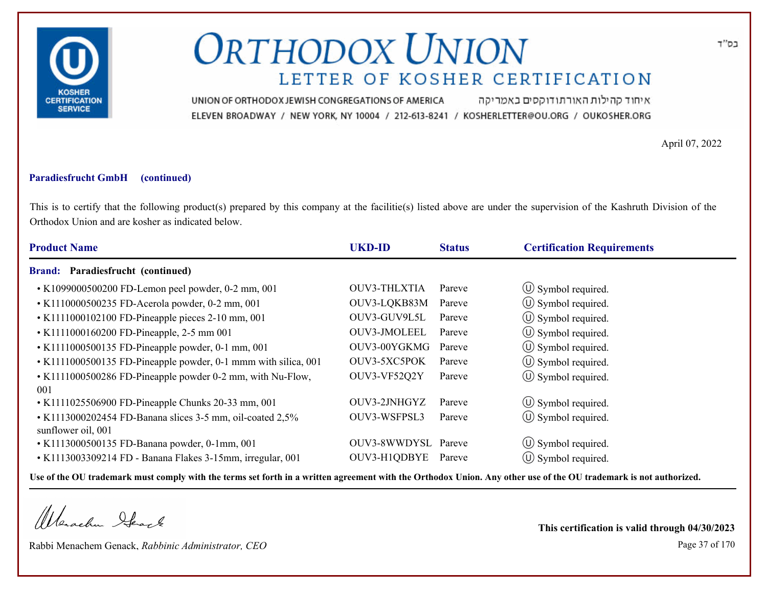# ORTHODOX UNION

## LETTER OF KOSHER CERTIFICATION

UNION OF ORTHODOX JEWISH CONGREGATIONS OF AMERICA איחוד קהילות האורתודוקסים באמריקה

ELEVEN BROADWAY / NEW YORK, NY 10004 / 212-613-8241 / KOSHERLETTER@OU.ORG / OUKOSHER.ORG

בס"ד

April 07, 2022

**Paradiesfrucht GmbH (continued)**

This is to certify that the following product(s) prepared by this company at the facilitie(s) listed above are under the supervision of the Kashruth Division of the Orthodox Union and are kosher as indicated below.

| Product Name | UKD-ID | Status | Certification Requirements |
|---|---|---|---|
| **Brand: Paradiesfrucht (continued)** | | | |
| • K1099000500200 FD-Lemon peel powder, 0-2 mm, 001 | OUV3-THLXTIA | Pareve | Ⓤ Symbol required. |
| • K1110000500235 FD-Acerola powder, 0-2 mm, 001 | OUV3-LQKB83M | Pareve | Ⓤ Symbol required. |
| • K1111000102100 FD-Pineapple pieces 2-10 mm, 001 | OUV3-GUV9L5L | Pareve | Ⓤ Symbol required. |
| • K1111000160200 FD-Pineapple, 2-5 mm 001 | OUV3-JMOLEEL | Pareve | Ⓤ Symbol required. |
| • K1111000500135 FD-Pineapple powder, 0-1 mm, 001 | OUV3-00YGKMG | Pareve | Ⓤ Symbol required. |
| • K1111000500135 FD-Pineapple powder, 0-1 mmm with silica, 001 | OUV3-5XC5POK | Pareve | Ⓤ Symbol required. |
| • K1111000500286 FD-Pineapple powder 0-2 mm, with Nu-Flow, 001 | OUV3-VF52Q2Y | Pareve | Ⓤ Symbol required. |
| • K1111025506900 FD-Pineapple Chunks 20-33 mm, 001 | OUV3-2JNHGYZ | Pareve | Ⓤ Symbol required. |
| • K1113000202454 FD-Banana slices 3-5 mm, oil-coated 2,5% sunflower oil, 001 | OUV3-WSFPSL3 | Pareve | Ⓤ Symbol required. |
| • K1113000500135 FD-Banana powder, 0-1mm, 001 | OUV3-8WWDYSL | Pareve | Ⓤ Symbol required. |
| • K1113003309214 FD - Banana Flakes 3-15mm, irregular, 001 | OUV3-H1QDBYE | Pareve | Ⓤ Symbol required. |

**Use of the OU trademark must comply with the terms set forth in a written agreement with the Orthodox Union. Any other use of the OU trademark is not authorized.**

Rabbi Menachem Genack, *Rabbinic Administrator, CEO*

**This certification is valid through 04/30/2023**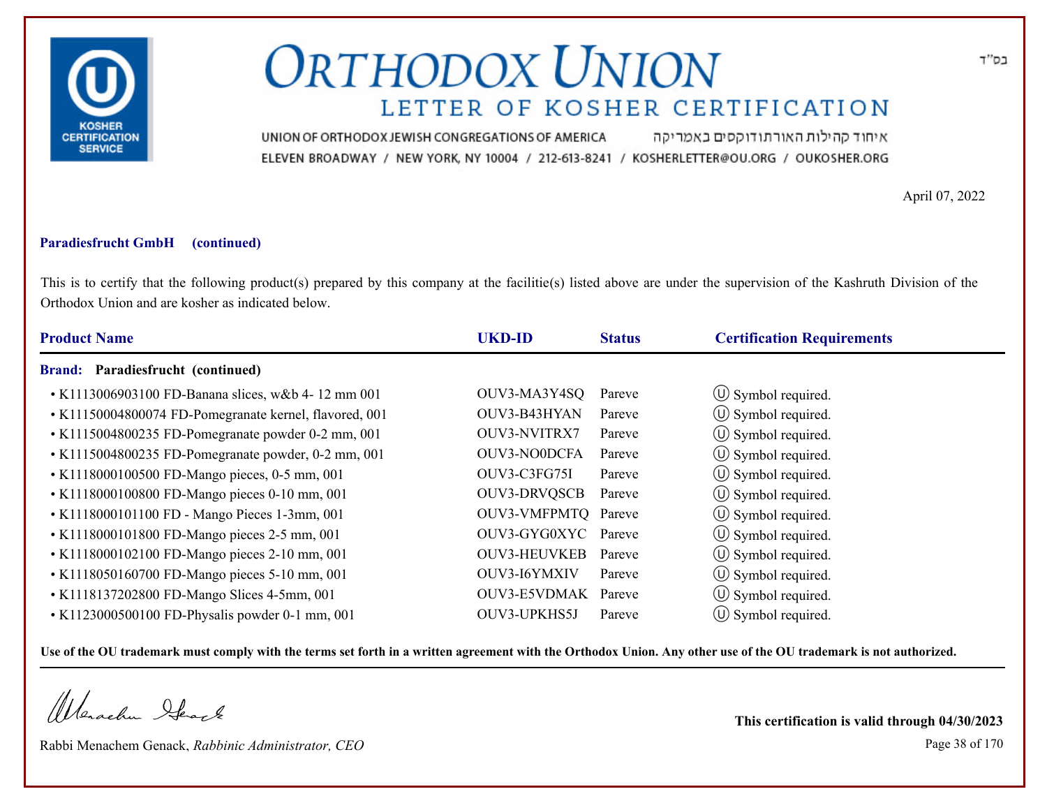# ORTHODOX UNION

## LETTER OF KOSHER CERTIFICATION

UNION OF ORTHODOX JEWISH CONGREGATIONS OF AMERICA איחוד קהילות האורתודוקסים באמריקה

ELEVEN BROADWAY / NEW YORK, NY 10004 / 212-613-8241 / KOSHERLETTER@OU.ORG / OUKOSHER.ORG

בס"ד

April 07, 2022

**Paradiesfrucht GmbH (continued)**

This is to certify that the following product(s) prepared by this company at the facilitie(s) listed above are under the supervision of the Kashruth Division of the Orthodox Union and are kosher as indicated below.

| Product Name | UKD-ID | Status | Certification Requirements |
|---|---|---|---|
| **Brand: Paradiesfrucht (continued)** | | | |
| • K1113006903100 FD-Banana slices, w&b 4- 12 mm 001 | OUV3-MA3Y4SQ | Pareve | Ⓤ Symbol required. |
| • K11150004800074 FD-Pomegranate kernel, flavored, 001 | OUV3-B43HYAN | Pareve | Ⓤ Symbol required. |
| • K1115004800235 FD-Pomegranate powder 0-2 mm, 001 | OUV3-NVITRX7 | Pareve | Ⓤ Symbol required. |
| • K1115004800235 FD-Pomegranate powder, 0-2 mm, 001 | OUV3-NO0DCFA | Pareve | Ⓤ Symbol required. |
| • K1118000100500 FD-Mango pieces, 0-5 mm, 001 | OUV3-C3FG75I | Pareve | Ⓤ Symbol required. |
| • K1118000100800 FD-Mango pieces 0-10 mm, 001 | OUV3-DRVQSCB | Pareve | Ⓤ Symbol required. |
| • K1118000101100 FD - Mango Pieces 1-3mm, 001 | OUV3-VMFPMTQ | Pareve | Ⓤ Symbol required. |
| • K1118000101800 FD-Mango pieces 2-5 mm, 001 | OUV3-GYG0XYC | Pareve | Ⓤ Symbol required. |
| • K1118000102100 FD-Mango pieces 2-10 mm, 001 | OUV3-HEUVKEB | Pareve | Ⓤ Symbol required. |
| • K1118050160700 FD-Mango pieces 5-10 mm, 001 | OUV3-I6YMXIV | Pareve | Ⓤ Symbol required. |
| • K1118137202800 FD-Mango Slices 4-5mm, 001 | OUV3-E5VDMAK | Pareve | Ⓤ Symbol required. |
| • K1123000500100 FD-Physalis powder 0-1 mm, 001 | OUV3-UPKHS5J | Pareve | Ⓤ Symbol required. |

**Use of the OU trademark must comply with the terms set forth in a written agreement with the Orthodox Union. Any other use of the OU trademark is not authorized.**

Rabbi Menachem Genack, *Rabbinic Administrator, CEO*

**This certification is valid through 04/30/2023**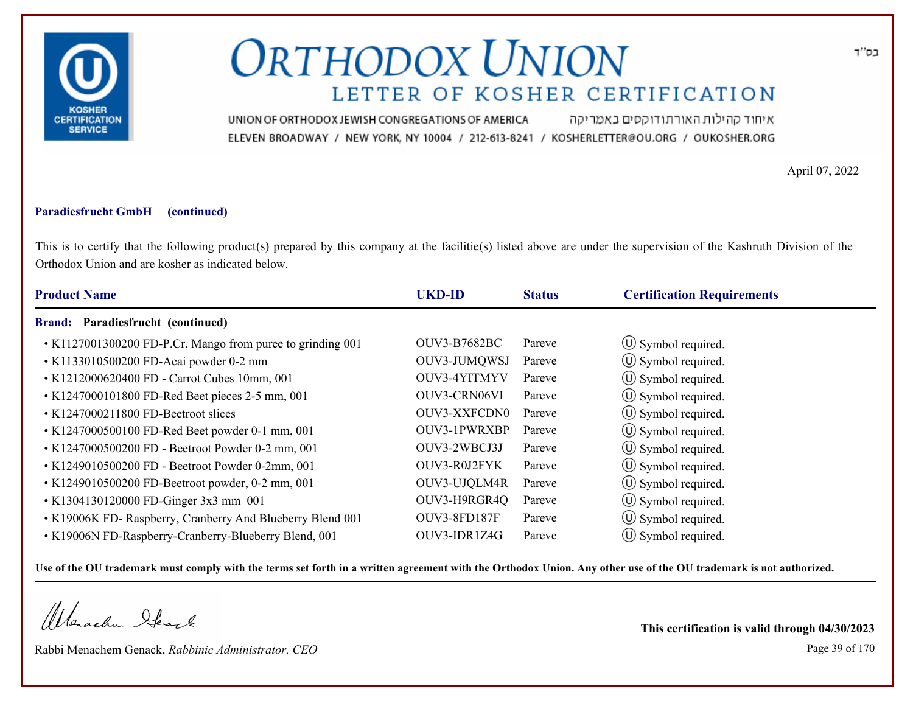# ORTHODOX UNION

## LETTER OF KOSHER CERTIFICATION

UNION OF ORTHODOX JEWISH CONGREGATIONS OF AMERICA איחוד קהילות האורתודוקסים באמריקה

ELEVEN BROADWAY / NEW YORK, NY 10004 / 212-613-8241 / KOSHERLETTER@OU.ORG / OUKOSHER.ORG

בס"ד

April 07, 2022

**Paradiesfrucht GmbH (continued)**

This is to certify that the following product(s) prepared by this company at the facilitie(s) listed above are under the supervision of the Kashruth Division of the Orthodox Union and are kosher as indicated below.

| Product Name | UKD-ID | Status | Certification Requirements |
|---|---|---|---|
| **Brand: Paradiesfrucht (continued)** | | | |
| • K1127001300200 FD-P.Cr. Mango from puree to grinding 001 | OUV3-B7682BC | Pareve | Ⓤ Symbol required. |
| • K1133010500200 FD-Acai powder 0-2 mm | OUV3-JUMQWSJ | Pareve | Ⓤ Symbol required. |
| • K1212000620400 FD - Carrot Cubes 10mm, 001 | OUV3-4YITMYV | Pareve | Ⓤ Symbol required. |
| • K1247000101800 FD-Red Beet pieces 2-5 mm, 001 | OUV3-CRN06VI | Pareve | Ⓤ Symbol required. |
| • K1247000211800 FD-Beetroot slices | OUV3-XXFCDN0 | Pareve | Ⓤ Symbol required. |
| • K1247000500100 FD-Red Beet powder 0-1 mm, 001 | OUV3-1PWRXBP | Pareve | Ⓤ Symbol required. |
| • K1247000500200 FD - Beetroot Powder 0-2 mm, 001 | OUV3-2WBCJ3J | Pareve | Ⓤ Symbol required. |
| • K1249010500200 FD - Beetroot Powder 0-2mm, 001 | OUV3-R0J2FYK | Pareve | Ⓤ Symbol required. |
| • K1249010500200 FD-Beetroot powder, 0-2 mm, 001 | OUV3-UJQLM4R | Pareve | Ⓤ Symbol required. |
| • K1304130120000 FD-Ginger 3x3 mm 001 | OUV3-H9RGR4Q | Pareve | Ⓤ Symbol required. |
| • K19006K FD- Raspberry, Cranberry And Blueberry Blend 001 | OUV3-8FD187F | Pareve | Ⓤ Symbol required. |
| • K19006N FD-Raspberry-Cranberry-Blueberry Blend, 001 | OUV3-IDR1Z4G | Pareve | Ⓤ Symbol required. |

**Use of the OU trademark must comply with the terms set forth in a written agreement with the Orthodox Union. Any other use of the OU trademark is not authorized.**

Rabbi Menachem Genack, *Rabbinic Administrator, CEO*

**This certification is valid through 04/30/2023**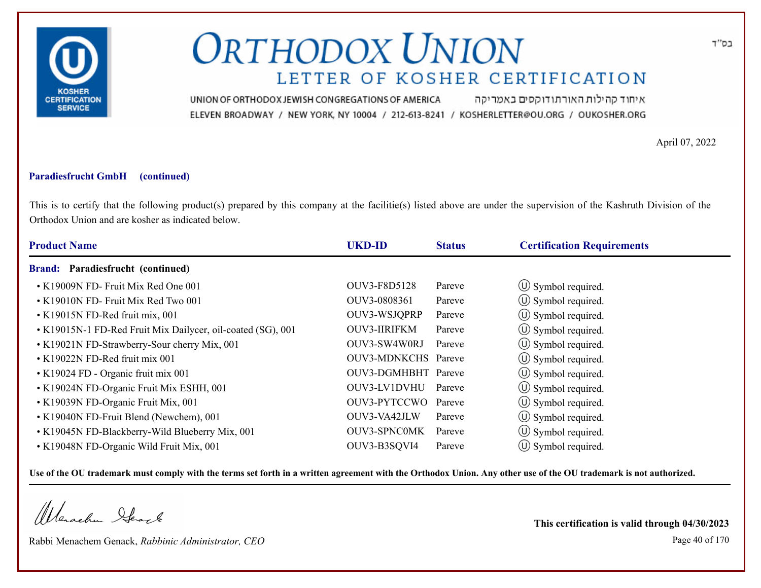# ORTHODOX UNION

## LETTER OF KOSHER CERTIFICATION

UNION OF ORTHODOX JEWISH CONGREGATIONS OF AMERICA איחוד קהילות האורתודוקסים באמריקה

ELEVEN BROADWAY / NEW YORK, NY 10004 / 212-613-8241 / KOSHERLETTER@OU.ORG / OUKOSHER.ORG

בס"ד

April 07, 2022

**Paradiesfrucht GmbH (continued)**

This is to certify that the following product(s) prepared by this company at the facilitie(s) listed above are under the supervision of the Kashruth Division of the Orthodox Union and are kosher as indicated below.

| Product Name | UKD-ID | Status | Certification Requirements |
|---|---|---|---|
| **Brand: Paradiesfrucht (continued)** | | | |
| • K19009N FD- Fruit Mix Red One 001 | OUV3-F8D5128 | Pareve | Ⓤ Symbol required. |
| • K19010N FD- Fruit Mix Red Two 001 | OUV3-0808361 | Pareve | Ⓤ Symbol required. |
| • K19015N FD-Red fruit mix, 001 | OUV3-WSJQPRP | Pareve | Ⓤ Symbol required. |
| • K19015N-1 FD-Red Fruit Mix Dailycer, oil-coated (SG), 001 | OUV3-IIRIFKM | Pareve | Ⓤ Symbol required. |
| • K19021N FD-Strawberry-Sour cherry Mix, 001 | OUV3-SW4W0RJ | Pareve | Ⓤ Symbol required. |
| • K19022N FD-Red fruit mix 001 | OUV3-MDNKCHS | Pareve | Ⓤ Symbol required. |
| • K19024 FD - Organic fruit mix 001 | OUV3-DGMHBHT | Pareve | Ⓤ Symbol required. |
| • K19024N FD-Organic Fruit Mix ESHH, 001 | OUV3-LV1DVHU | Pareve | Ⓤ Symbol required. |
| • K19039N FD-Organic Fruit Mix, 001 | OUV3-PYTCCWO | Pareve | Ⓤ Symbol required. |
| • K19040N FD-Fruit Blend (Newchem), 001 | OUV3-VA42JLW | Pareve | Ⓤ Symbol required. |
| • K19045N FD-Blackberry-Wild Blueberry Mix, 001 | OUV3-SPNC0MK | Pareve | Ⓤ Symbol required. |
| • K19048N FD-Organic Wild Fruit Mix, 001 | OUV3-B3SQVI4 | Pareve | Ⓤ Symbol required. |

**Use of the OU trademark must comply with the terms set forth in a written agreement with the Orthodox Union. Any other use of the OU trademark is not authorized.**

Rabbi Menachem Genack, *Rabbinic Administrator, CEO*

**This certification is valid through 04/30/2023**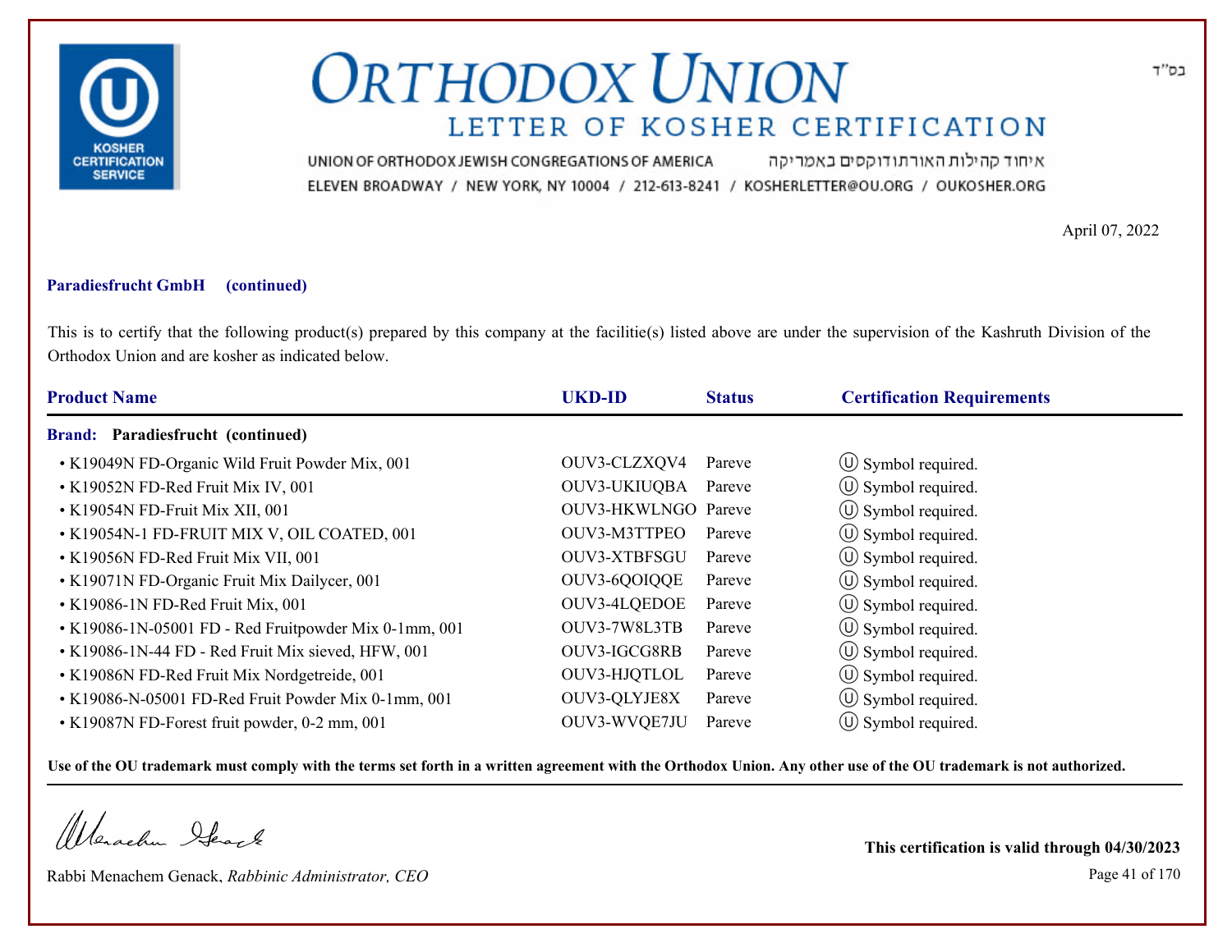# ORTHODOX UNION

## LETTER OF KOSHER CERTIFICATION

UNION OF ORTHODOX JEWISH CONGREGATIONS OF AMERICA איחוד קהילות האורתודוקסים באמריקה

ELEVEN BROADWAY / NEW YORK, NY 10004 / 212-613-8241 / KOSHERLETTER@OU.ORG / OUKOSHER.ORG

בס"ד

April 07, 2022

**Paradiesfrucht GmbH (continued)**

This is to certify that the following product(s) prepared by this company at the facilitie(s) listed above are under the supervision of the Kashruth Division of the Orthodox Union and are kosher as indicated below.

| Product Name | UKD-ID | Status | Certification Requirements |
|---|---|---|---|
| **Brand: Paradiesfrucht (continued)** | | | |
| • K19049N FD-Organic Wild Fruit Powder Mix, 001 | OUV3-CLZXQV4 | Pareve | Ⓤ Symbol required. |
| • K19052N FD-Red Fruit Mix IV, 001 | OUV3-UKIUQBA | Pareve | Ⓤ Symbol required. |
| • K19054N FD-Fruit Mix XII, 001 | OUV3-HKWLNGO | Pareve | Ⓤ Symbol required. |
| • K19054N-1 FD-FRUIT MIX V, OIL COATED, 001 | OUV3-M3TTPEO | Pareve | Ⓤ Symbol required. |
| • K19056N FD-Red Fruit Mix VII, 001 | OUV3-XTBFSGU | Pareve | Ⓤ Symbol required. |
| • K19071N FD-Organic Fruit Mix Dailycer, 001 | OUV3-6QOIQQE | Pareve | Ⓤ Symbol required. |
| • K19086-1N FD-Red Fruit Mix, 001 | OUV3-4LQEDOE | Pareve | Ⓤ Symbol required. |
| • K19086-1N-05001 FD - Red Fruitpowder Mix 0-1mm, 001 | OUV3-7W8L3TB | Pareve | Ⓤ Symbol required. |
| • K19086-1N-44 FD - Red Fruit Mix sieved, HFW, 001 | OUV3-IGCG8RB | Pareve | Ⓤ Symbol required. |
| • K19086N FD-Red Fruit Mix Nordgetreide, 001 | OUV3-HJQTLOL | Pareve | Ⓤ Symbol required. |
| • K19086-N-05001 FD-Red Fruit Powder Mix 0-1mm, 001 | OUV3-QLYJE8X | Pareve | Ⓤ Symbol required. |
| • K19087N FD-Forest fruit powder, 0-2 mm, 001 | OUV3-WVQE7JU | Pareve | Ⓤ Symbol required. |

**Use of the OU trademark must comply with the terms set forth in a written agreement with the Orthodox Union. Any other use of the OU trademark is not authorized.**

Rabbi Menachem Genack, *Rabbinic Administrator, CEO*

**This certification is valid through 04/30/2023**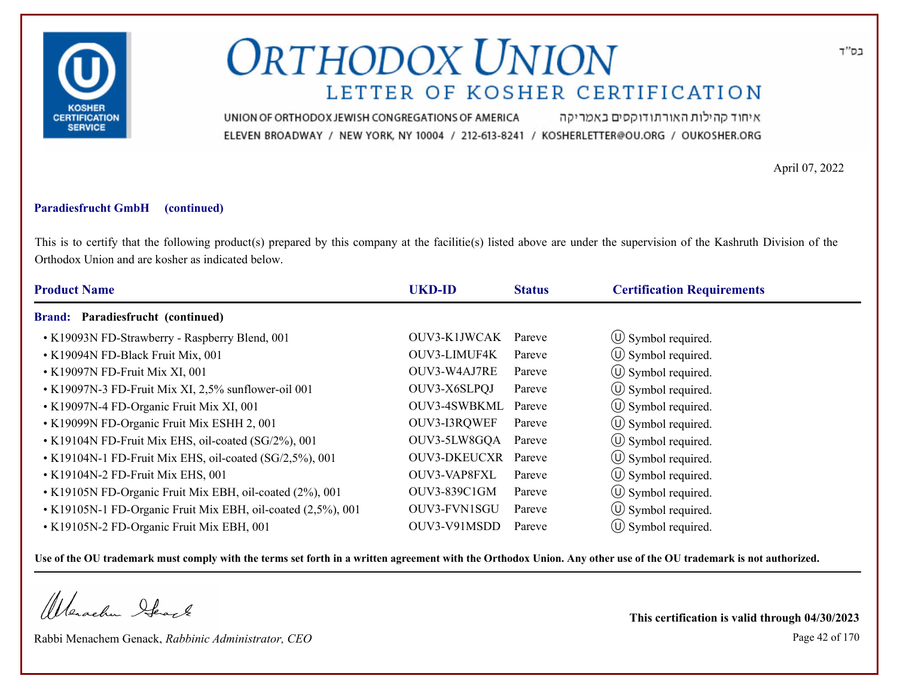בס"ד

# ORTHODOX UNION

## LETTER OF KOSHER CERTIFICATION

UNION OF ORTHODOX JEWISH CONGREGATIONS OF AMERICA איחוד קהילות האורתודוקסים באמריקה

ELEVEN BROADWAY / NEW YORK, NY 10004 / 212-613-8241 / KOSHERLETTER@OU.ORG / OUKOSHER.ORG

April 07, 2022

**Paradiesfrucht GmbH (continued)**

This is to certify that the following product(s) prepared by this company at the facilitie(s) listed above are under the supervision of the Kashruth Division of the Orthodox Union and are kosher as indicated below.

| Product Name | UKD-ID | Status | Certification Requirements |
|---|---|---|---|
| **Brand: Paradiesfrucht (continued)** | | | |
| • K19093N FD-Strawberry - Raspberry Blend, 001 | OUV3-K1JWCAK | Pareve | Ⓤ Symbol required. |
| • K19094N FD-Black Fruit Mix, 001 | OUV3-LIMUF4K | Pareve | Ⓤ Symbol required. |
| • K19097N FD-Fruit Mix XI, 001 | OUV3-W4AJ7RE | Pareve | Ⓤ Symbol required. |
| • K19097N-3 FD-Fruit Mix XI, 2,5% sunflower-oil 001 | OUV3-X6SLPQJ | Pareve | Ⓤ Symbol required. |
| • K19097N-4 FD-Organic Fruit Mix XI, 001 | OUV3-4SWBKML | Pareve | Ⓤ Symbol required. |
| • K19099N FD-Organic Fruit Mix ESHH 2, 001 | OUV3-I3RQWEF | Pareve | Ⓤ Symbol required. |
| • K19104N FD-Fruit Mix EHS, oil-coated (SG/2%), 001 | OUV3-5LW8GQA | Pareve | Ⓤ Symbol required. |
| • K19104N-1 FD-Fruit Mix EHS, oil-coated (SG/2,5%), 001 | OUV3-DKEUCXR | Pareve | Ⓤ Symbol required. |
| • K19104N-2 FD-Fruit Mix EHS, 001 | OUV3-VAP8FXL | Pareve | Ⓤ Symbol required. |
| • K19105N FD-Organic Fruit Mix EBH, oil-coated (2%), 001 | OUV3-839C1GM | Pareve | Ⓤ Symbol required. |
| • K19105N-1 FD-Organic Fruit Mix EBH, oil-coated (2,5%), 001 | OUV3-FVN1SGU | Pareve | Ⓤ Symbol required. |
| • K19105N-2 FD-Organic Fruit Mix EBH, 001 | OUV3-V91MSDD | Pareve | Ⓤ Symbol required. |

**Use of the OU trademark must comply with the terms set forth in a written agreement with the Orthodox Union. Any other use of the OU trademark is not authorized.**

Rabbi Menachem Genack, *Rabbinic Administrator, CEO*

**This certification is valid through 04/30/2023**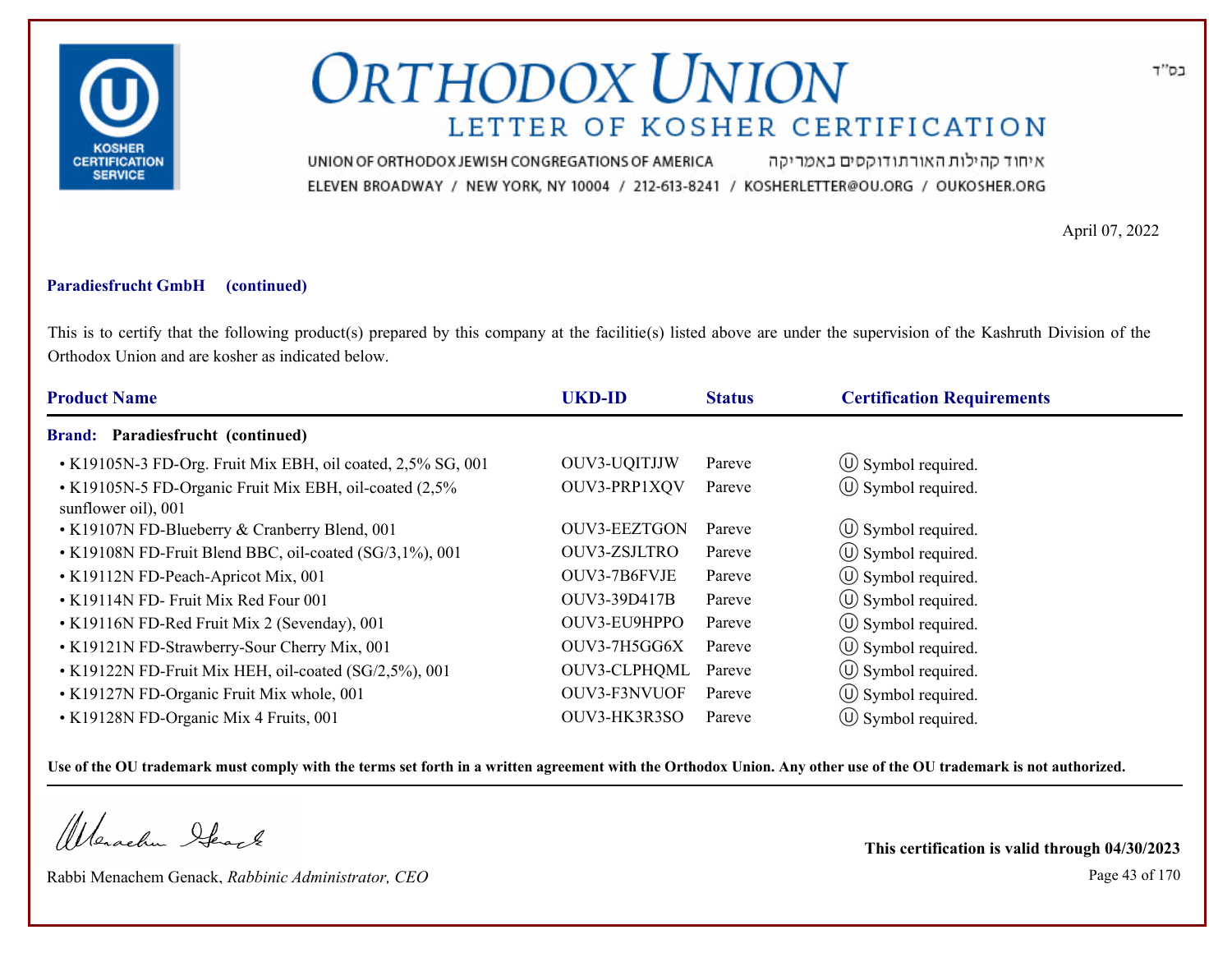# ORTHODOX UNION
## LETTER OF KOSHER CERTIFICATION

UNION OF ORTHODOX JEWISH CONGREGATIONS OF AMERICA איחוד קהילות האורתודוקסים באמריקה
ELEVEN BROADWAY / NEW YORK, NY 10004 / 212-613-8241 / KOSHERLETTER@OU.ORG / OUKOSHER.ORG

בס"ד

April 07, 2022

**Paradiesfrucht GmbH (continued)**

This is to certify that the following product(s) prepared by this company at the facilitie(s) listed above are under the supervision of the Kashruth Division of the Orthodox Union and are kosher as indicated below.

| Product Name | UKD-ID | Status | Certification Requirements |
|---|---|---|---|
| **Brand: Paradiesfrucht (continued)** | | | |
| • K19105N-3 FD-Org. Fruit Mix EBH, oil coated, 2,5% SG, 001 | OUV3-UQITJJW | Pareve | Ⓤ Symbol required. |
| • K19105N-5 FD-Organic Fruit Mix EBH, oil-coated (2,5% sunflower oil), 001 | OUV3-PRP1XQV | Pareve | Ⓤ Symbol required. |
| • K19107N FD-Blueberry & Cranberry Blend, 001 | OUV3-EEZTGON | Pareve | Ⓤ Symbol required. |
| • K19108N FD-Fruit Blend BBC, oil-coated (SG/3,1%), 001 | OUV3-ZSJLTRO | Pareve | Ⓤ Symbol required. |
| • K19112N FD-Peach-Apricot Mix, 001 | OUV3-7B6FVJE | Pareve | Ⓤ Symbol required. |
| • K19114N FD- Fruit Mix Red Four 001 | OUV3-39D417B | Pareve | Ⓤ Symbol required. |
| • K19116N FD-Red Fruit Mix 2 (Sevenday), 001 | OUV3-EU9HPPO | Pareve | Ⓤ Symbol required. |
| • K19121N FD-Strawberry-Sour Cherry Mix, 001 | OUV3-7H5GG6X | Pareve | Ⓤ Symbol required. |
| • K19122N FD-Fruit Mix HEH, oil-coated (SG/2,5%), 001 | OUV3-CLPHQML | Pareve | Ⓤ Symbol required. |
| • K19127N FD-Organic Fruit Mix whole, 001 | OUV3-F3NVUOF | Pareve | Ⓤ Symbol required. |
| • K19128N FD-Organic Mix 4 Fruits, 001 | OUV3-HK3R3SO | Pareve | Ⓤ Symbol required. |

**Use of the OU trademark must comply with the terms set forth in a written agreement with the Orthodox Union. Any other use of the OU trademark is not authorized.**

Rabbi Menachem Genack, *Rabbinic Administrator, CEO*

**This certification is valid through 04/30/2023**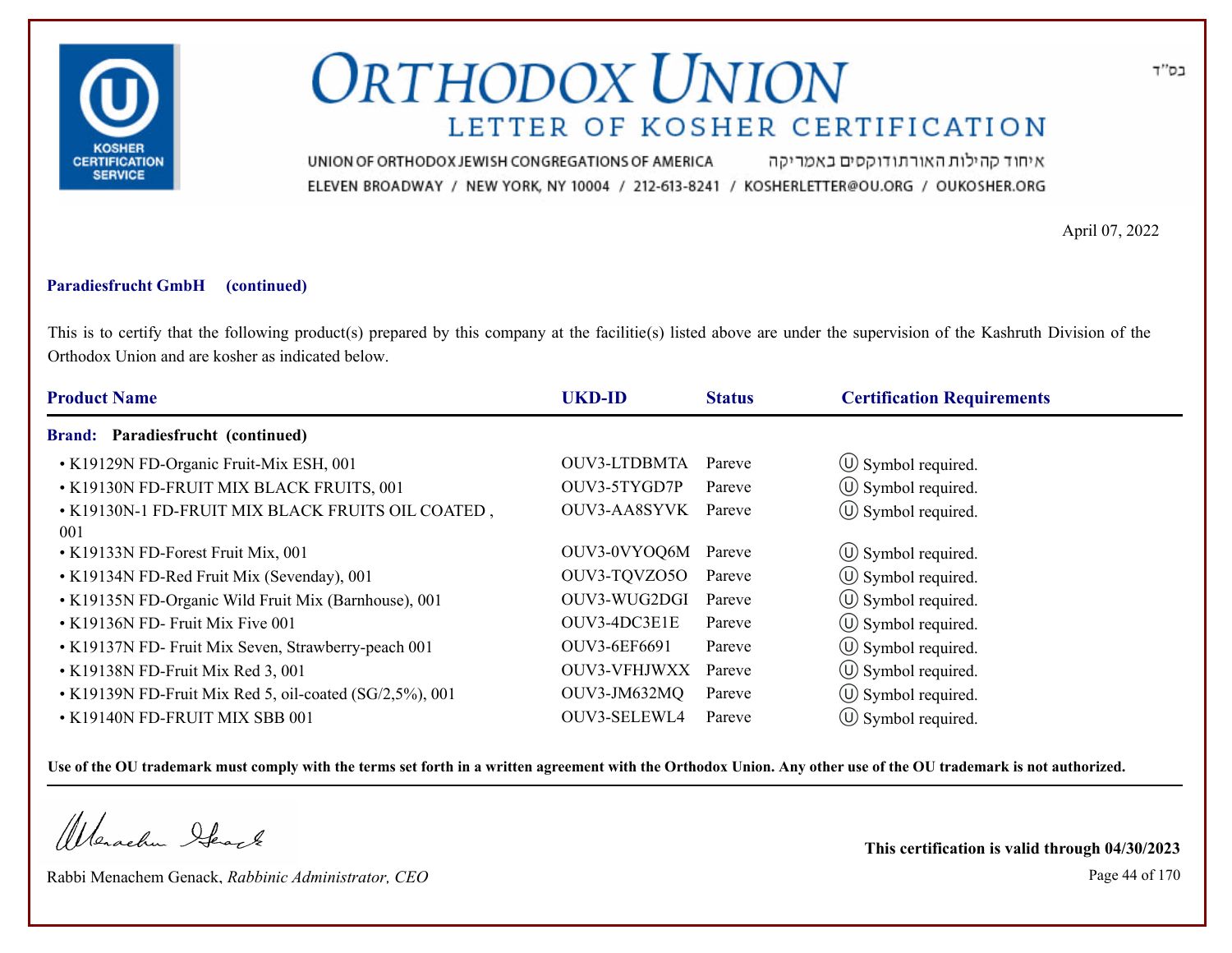# ORTHODOX UNION

## LETTER OF KOSHER CERTIFICATION

בס"ד

UNION OF ORTHODOX JEWISH CONGREGATIONS OF AMERICA איחוד קהילות האורתודוקסים באמריקה

ELEVEN BROADWAY / NEW YORK, NY 10004 / 212-613-8241 / KOSHERLETTER@OU.ORG / OUKOSHER.ORG

April 07, 2022

**Paradiesfrucht GmbH (continued)**

This is to certify that the following product(s) prepared by this company at the facilitie(s) listed above are under the supervision of the Kashruth Division of the Orthodox Union and are kosher as indicated below.

| Product Name | UKD-ID | Status | Certification Requirements |
|---|---|---|---|
| **Brand: Paradiesfrucht (continued)** | | | |
| • K19129N FD-Organic Fruit-Mix ESH, 001 | OUV3-LTDBMTA | Pareve | Ⓤ Symbol required. |
| • K19130N FD-FRUIT MIX BLACK FRUITS, 001 | OUV3-5TYGD7P | Pareve | Ⓤ Symbol required. |
| • K19130N-1 FD-FRUIT MIX BLACK FRUITS OIL COATED , 001 | OUV3-AA8SYVK | Pareve | Ⓤ Symbol required. |
| • K19133N FD-Forest Fruit Mix, 001 | OUV3-0VYOQ6M | Pareve | Ⓤ Symbol required. |
| • K19134N FD-Red Fruit Mix (Sevenday), 001 | OUV3-TQVZO5O | Pareve | Ⓤ Symbol required. |
| • K19135N FD-Organic Wild Fruit Mix (Barnhouse), 001 | OUV3-WUG2DGI | Pareve | Ⓤ Symbol required. |
| • K19136N FD- Fruit Mix Five 001 | OUV3-4DC3E1E | Pareve | Ⓤ Symbol required. |
| • K19137N FD- Fruit Mix Seven, Strawberry-peach 001 | OUV3-6EF6691 | Pareve | Ⓤ Symbol required. |
| • K19138N FD-Fruit Mix Red 3, 001 | OUV3-VFHJWXX | Pareve | Ⓤ Symbol required. |
| • K19139N FD-Fruit Mix Red 5, oil-coated (SG/2,5%), 001 | OUV3-JM632MQ | Pareve | Ⓤ Symbol required. |
| • K19140N FD-FRUIT MIX SBB 001 | OUV3-SELEWL4 | Pareve | Ⓤ Symbol required. |

**Use of the OU trademark must comply with the terms set forth in a written agreement with the Orthodox Union. Any other use of the OU trademark is not authorized.**

Rabbi Menachem Genack, *Rabbinic Administrator, CEO*

**This certification is valid through 04/30/2023**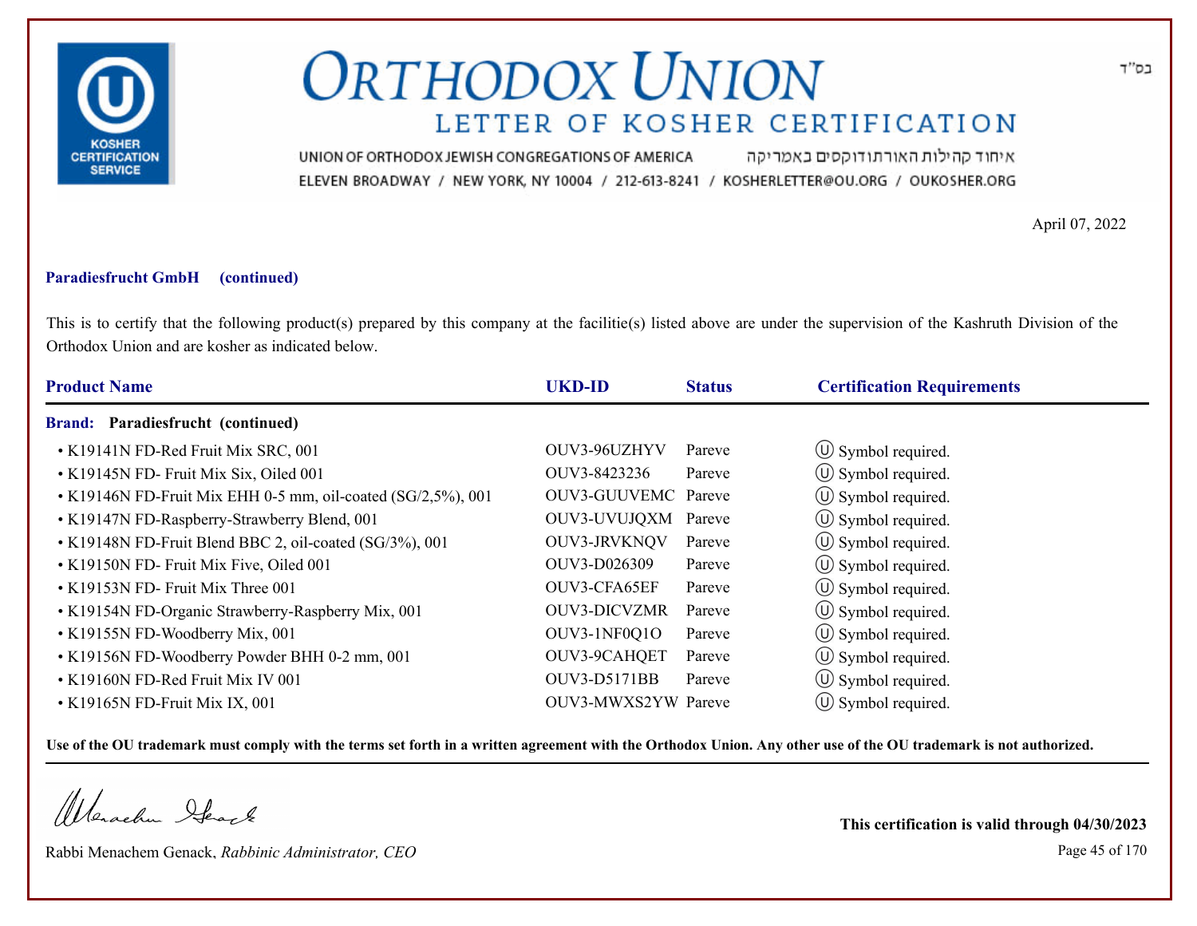בס"ד

# ORTHODOX UNION
## LETTER OF KOSHER CERTIFICATION

UNION OF ORTHODOX JEWISH CONGREGATIONS OF AMERICA איחוד קהילות האורתודוקסים באמריקה
ELEVEN BROADWAY / NEW YORK, NY 10004 / 212-613-8241 / KOSHERLETTER@OU.ORG / OUKOSHER.ORG

April 07, 2022

**Paradiesfrucht GmbH (continued)**

This is to certify that the following product(s) prepared by this company at the facilitie(s) listed above are under the supervision of the Kashruth Division of the Orthodox Union and are kosher as indicated below.

| Product Name | UKD-ID | Status | Certification Requirements |
|---|---|---|---|
| **Brand: Paradiesfrucht (continued)** | | | |
| • K19141N FD-Red Fruit Mix SRC, 001 | OUV3-96UZHYV | Pareve | Ⓤ Symbol required. |
| • K19145N FD- Fruit Mix Six, Oiled 001 | OUV3-8423236 | Pareve | Ⓤ Symbol required. |
| • K19146N FD-Fruit Mix EHH 0-5 mm, oil-coated (SG/2,5%), 001 | OUV3-GUUVEMC | Pareve | Ⓤ Symbol required. |
| • K19147N FD-Raspberry-Strawberry Blend, 001 | OUV3-UVUJQXM | Pareve | Ⓤ Symbol required. |
| • K19148N FD-Fruit Blend BBC 2, oil-coated (SG/3%), 001 | OUV3-JRVKNQV | Pareve | Ⓤ Symbol required. |
| • K19150N FD- Fruit Mix Five, Oiled 001 | OUV3-D026309 | Pareve | Ⓤ Symbol required. |
| • K19153N FD- Fruit Mix Three 001 | OUV3-CFA65EF | Pareve | Ⓤ Symbol required. |
| • K19154N FD-Organic Strawberry-Raspberry Mix, 001 | OUV3-DICVZMR | Pareve | Ⓤ Symbol required. |
| • K19155N FD-Woodberry Mix, 001 | OUV3-1NF0Q1O | Pareve | Ⓤ Symbol required. |
| • K19156N FD-Woodberry Powder BHH 0-2 mm, 001 | OUV3-9CAHQET | Pareve | Ⓤ Symbol required. |
| • K19160N FD-Red Fruit Mix IV 001 | OUV3-D5171BB | Pareve | Ⓤ Symbol required. |
| • K19165N FD-Fruit Mix IX, 001 | OUV3-MWXS2YW | Pareve | Ⓤ Symbol required. |

**Use of the OU trademark must comply with the terms set forth in a written agreement with the Orthodox Union. Any other use of the OU trademark is not authorized.**

Rabbi Menachem Genack, *Rabbinic Administrator, CEO*

**This certification is valid through 04/30/2023**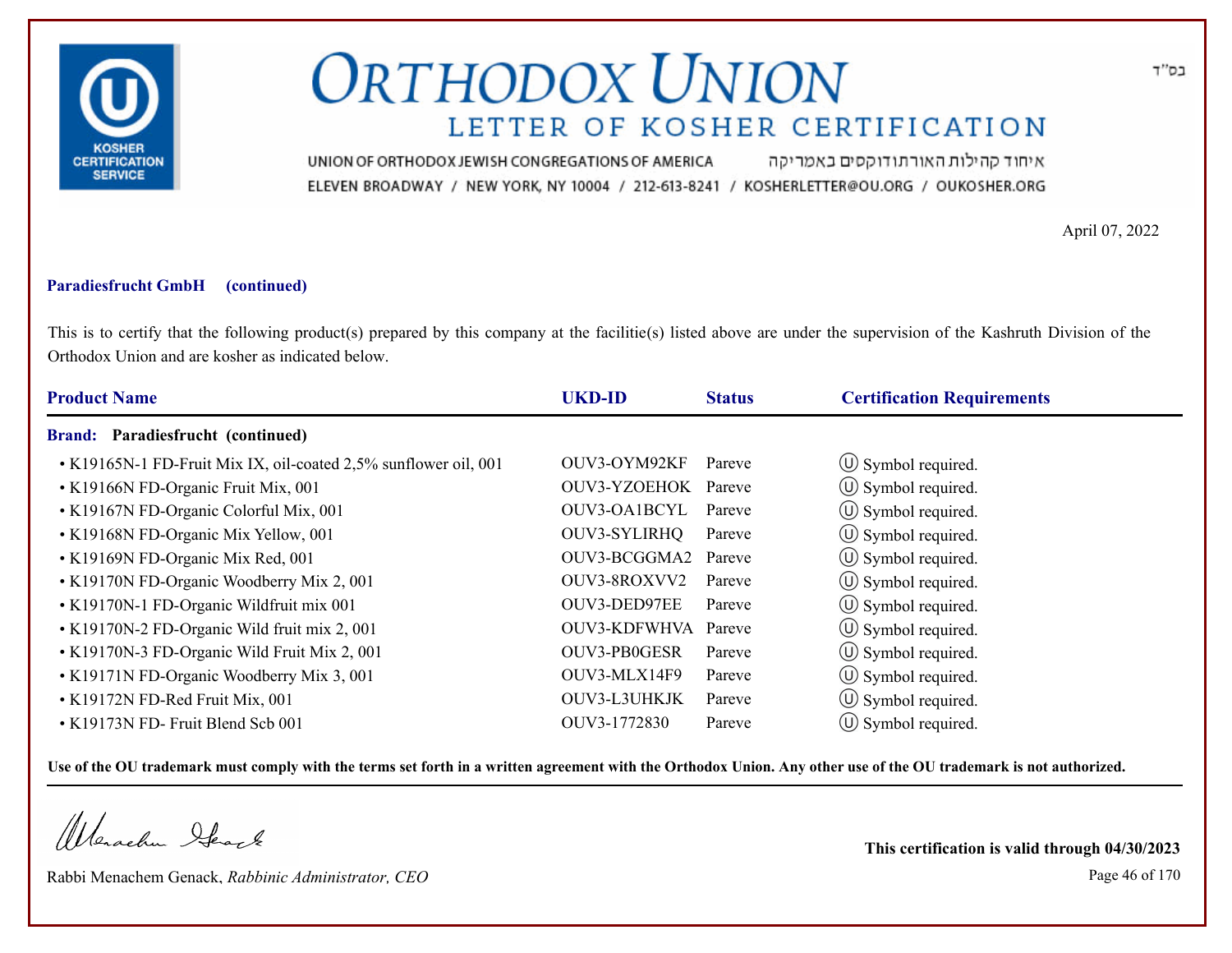# ORTHODOX UNION

## LETTER OF KOSHER CERTIFICATION

UNION OF ORTHODOX JEWISH CONGREGATIONS OF AMERICA איחוד קהילות האורתודוקסים באמריקה

ELEVEN BROADWAY / NEW YORK, NY 10004 / 212-613-8241 / KOSHERLETTER@OU.ORG / OUKOSHER.ORG

בס"ד

April 07, 2022

**Paradiesfrucht GmbH (continued)**

This is to certify that the following product(s) prepared by this company at the facilitie(s) listed above are under the supervision of the Kashruth Division of the Orthodox Union and are kosher as indicated below.

| Product Name | UKD-ID | Status | Certification Requirements |
|---|---|---|---|
| **Brand: Paradiesfrucht (continued)** | | | |
| • K19165N-1 FD-Fruit Mix IX, oil-coated 2,5% sunflower oil, 001 | OUV3-OYM92KF | Pareve | Ⓤ Symbol required. |
| • K19166N FD-Organic Fruit Mix, 001 | OUV3-YZOEHOK | Pareve | Ⓤ Symbol required. |
| • K19167N FD-Organic Colorful Mix, 001 | OUV3-OA1BCYL | Pareve | Ⓤ Symbol required. |
| • K19168N FD-Organic Mix Yellow, 001 | OUV3-SYLIRHQ | Pareve | Ⓤ Symbol required. |
| • K19169N FD-Organic Mix Red, 001 | OUV3-BCGGMA2 | Pareve | Ⓤ Symbol required. |
| • K19170N FD-Organic Woodberry Mix 2, 001 | OUV3-8ROXVV2 | Pareve | Ⓤ Symbol required. |
| • K19170N-1 FD-Organic Wildfruit mix 001 | OUV3-DED97EE | Pareve | Ⓤ Symbol required. |
| • K19170N-2 FD-Organic Wild fruit mix 2, 001 | OUV3-KDFWHVA | Pareve | Ⓤ Symbol required. |
| • K19170N-3 FD-Organic Wild Fruit Mix 2, 001 | OUV3-PB0GESR | Pareve | Ⓤ Symbol required. |
| • K19171N FD-Organic Woodberry Mix 3, 001 | OUV3-MLX14F9 | Pareve | Ⓤ Symbol required. |
| • K19172N FD-Red Fruit Mix, 001 | OUV3-L3UHKJK | Pareve | Ⓤ Symbol required. |
| • K19173N FD- Fruit Blend Scb 001 | OUV3-1772830 | Pareve | Ⓤ Symbol required. |

**Use of the OU trademark must comply with the terms set forth in a written agreement with the Orthodox Union. Any other use of the OU trademark is not authorized.**

Rabbi Menachem Genack, *Rabbinic Administrator, CEO*

**This certification is valid through 04/30/2023**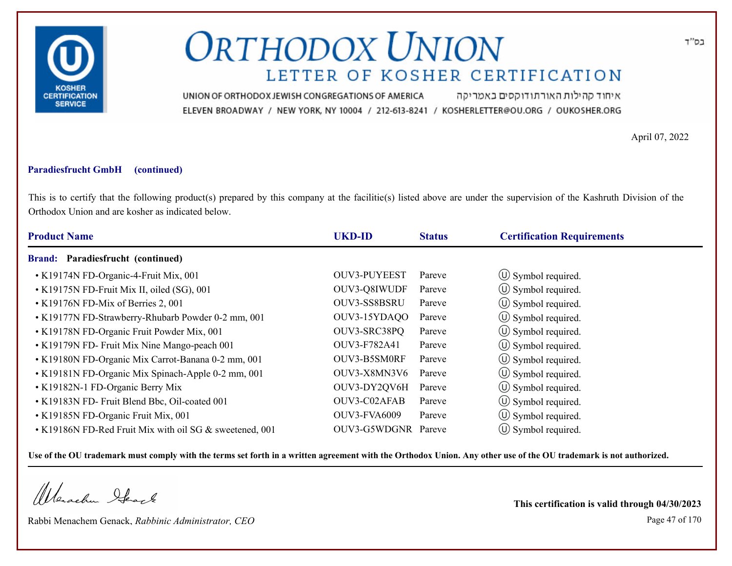# ORTHODOX UNION

## LETTER OF KOSHER CERTIFICATION

UNION OF ORTHODOX JEWISH CONGREGATIONS OF AMERICA איחוד קהילות האורתודוקסים באמריקה
ELEVEN BROADWAY / NEW YORK, NY 10004 / 212-613-8241 / KOSHERLETTER@OU.ORG / OUKOSHER.ORG

בס"ד

April 07, 2022

**Paradiesfrucht GmbH (continued)**

This is to certify that the following product(s) prepared by this company at the facilitie(s) listed above are under the supervision of the Kashruth Division of the Orthodox Union and are kosher as indicated below.

| Product Name | UKD-ID | Status | Certification Requirements |
|---|---|---|---|
| **Brand: Paradiesfrucht (continued)** | | | |
| • K19174N FD-Organic-4-Fruit Mix, 001 | OUV3-PUYEEST | Pareve | Ⓤ Symbol required. |
| • K19175N FD-Fruit Mix II, oiled (SG), 001 | OUV3-Q8IWUDF | Pareve | Ⓤ Symbol required. |
| • K19176N FD-Mix of Berries 2, 001 | OUV3-SS8BSRU | Pareve | Ⓤ Symbol required. |
| • K19177N FD-Strawberry-Rhubarb Powder 0-2 mm, 001 | OUV3-15YDAQO | Pareve | Ⓤ Symbol required. |
| • K19178N FD-Organic Fruit Powder Mix, 001 | OUV3-SRC38PQ | Pareve | Ⓤ Symbol required. |
| • K19179N FD- Fruit Mix Nine Mango-peach 001 | OUV3-F782A41 | Pareve | Ⓤ Symbol required. |
| • K19180N FD-Organic Mix Carrot-Banana 0-2 mm, 001 | OUV3-B5SM0RF | Pareve | Ⓤ Symbol required. |
| • K19181N FD-Organic Mix Spinach-Apple 0-2 mm, 001 | OUV3-X8MN3V6 | Pareve | Ⓤ Symbol required. |
| • K19182N-1 FD-Organic Berry Mix | OUV3-DY2QV6H | Pareve | Ⓤ Symbol required. |
| • K19183N FD- Fruit Blend Bbc, Oil-coated 001 | OUV3-C02AFAB | Pareve | Ⓤ Symbol required. |
| • K19185N FD-Organic Fruit Mix, 001 | OUV3-FVA6009 | Pareve | Ⓤ Symbol required. |
| • K19186N FD-Red Fruit Mix with oil SG & sweetened, 001 | OUV3-G5WDGNR | Pareve | Ⓤ Symbol required. |

**Use of the OU trademark must comply with the terms set forth in a written agreement with the Orthodox Union. Any other use of the OU trademark is not authorized.**

Rabbi Menachem Genack, *Rabbinic Administrator, CEO*

**This certification is valid through 04/30/2023**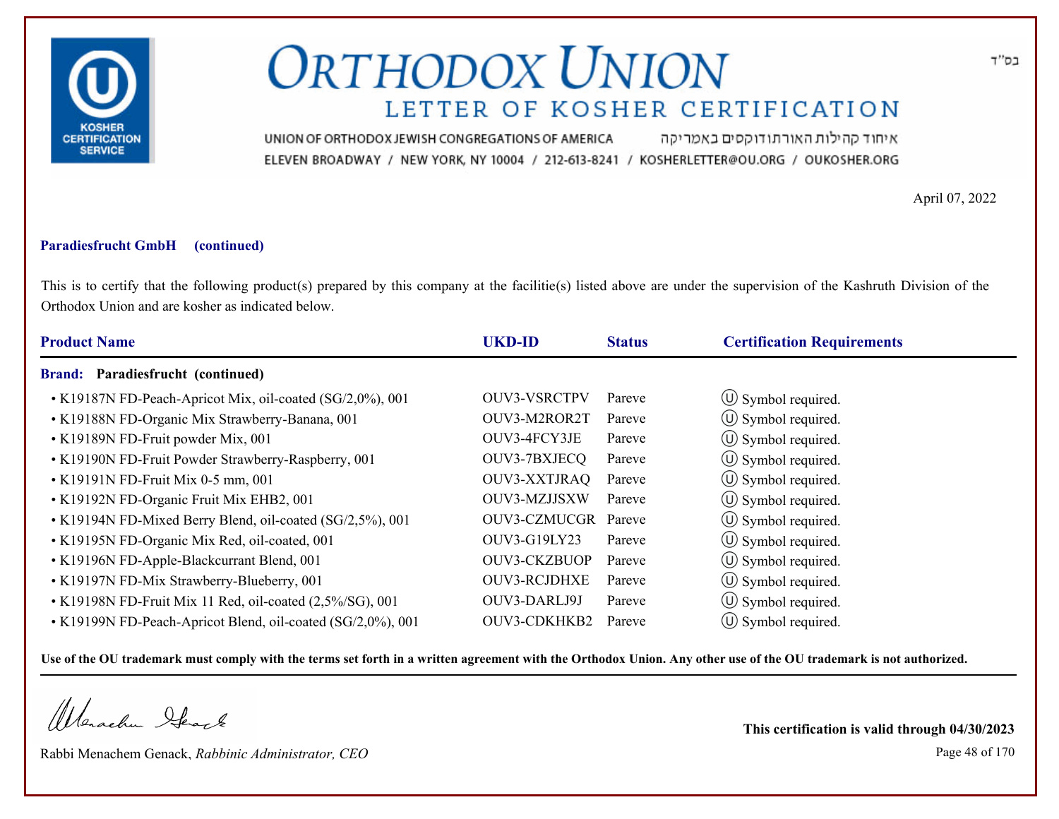# ORTHODOX UNION

## LETTER OF KOSHER CERTIFICATION

UNION OF ORTHODOX JEWISH CONGREGATIONS OF AMERICA איחוד קהילות האורתודוקסים באמריקה

ELEVEN BROADWAY / NEW YORK, NY 10004 / 212-613-8241 / KOSHERLETTER@OU.ORG / OUKOSHER.ORG

בס"ד

April 07, 2022

**Paradiesfrucht GmbH (continued)**

This is to certify that the following product(s) prepared by this company at the facilitie(s) listed above are under the supervision of the Kashruth Division of the Orthodox Union and are kosher as indicated below.

| Product Name | UKD-ID | Status | Certification Requirements |
|---|---|---|---|
| **Brand: Paradiesfrucht (continued)** | | | |
| • K19187N FD-Peach-Apricot Mix, oil-coated (SG/2,0%), 001 | OUV3-VSRCTPV | Pareve | Ⓤ Symbol required. |
| • K19188N FD-Organic Mix Strawberry-Banana, 001 | OUV3-M2ROR2T | Pareve | Ⓤ Symbol required. |
| • K19189N FD-Fruit powder Mix, 001 | OUV3-4FCY3JE | Pareve | Ⓤ Symbol required. |
| • K19190N FD-Fruit Powder Strawberry-Raspberry, 001 | OUV3-7BXJECQ | Pareve | Ⓤ Symbol required. |
| • K19191N FD-Fruit Mix 0-5 mm, 001 | OUV3-XXTJRAQ | Pareve | Ⓤ Symbol required. |
| • K19192N FD-Organic Fruit Mix EHB2, 001 | OUV3-MZJJSXW | Pareve | Ⓤ Symbol required. |
| • K19194N FD-Mixed Berry Blend, oil-coated (SG/2,5%), 001 | OUV3-CZMUCGR | Pareve | Ⓤ Symbol required. |
| • K19195N FD-Organic Mix Red, oil-coated, 001 | OUV3-G19LY23 | Pareve | Ⓤ Symbol required. |
| • K19196N FD-Apple-Blackcurrant Blend, 001 | OUV3-CKZBUOP | Pareve | Ⓤ Symbol required. |
| • K19197N FD-Mix Strawberry-Blueberry, 001 | OUV3-RCJDHXE | Pareve | Ⓤ Symbol required. |
| • K19198N FD-Fruit Mix 11 Red, oil-coated (2,5%/SG), 001 | OUV3-DARLJ9J | Pareve | Ⓤ Symbol required. |
| • K19199N FD-Peach-Apricot Blend, oil-coated (SG/2,0%), 001 | OUV3-CDKHKB2 | Pareve | Ⓤ Symbol required. |

**Use of the OU trademark must comply with the terms set forth in a written agreement with the Orthodox Union. Any other use of the OU trademark is not authorized.**

Rabbi Menachem Genack, *Rabbinic Administrator, CEO*

**This certification is valid through 04/30/2023**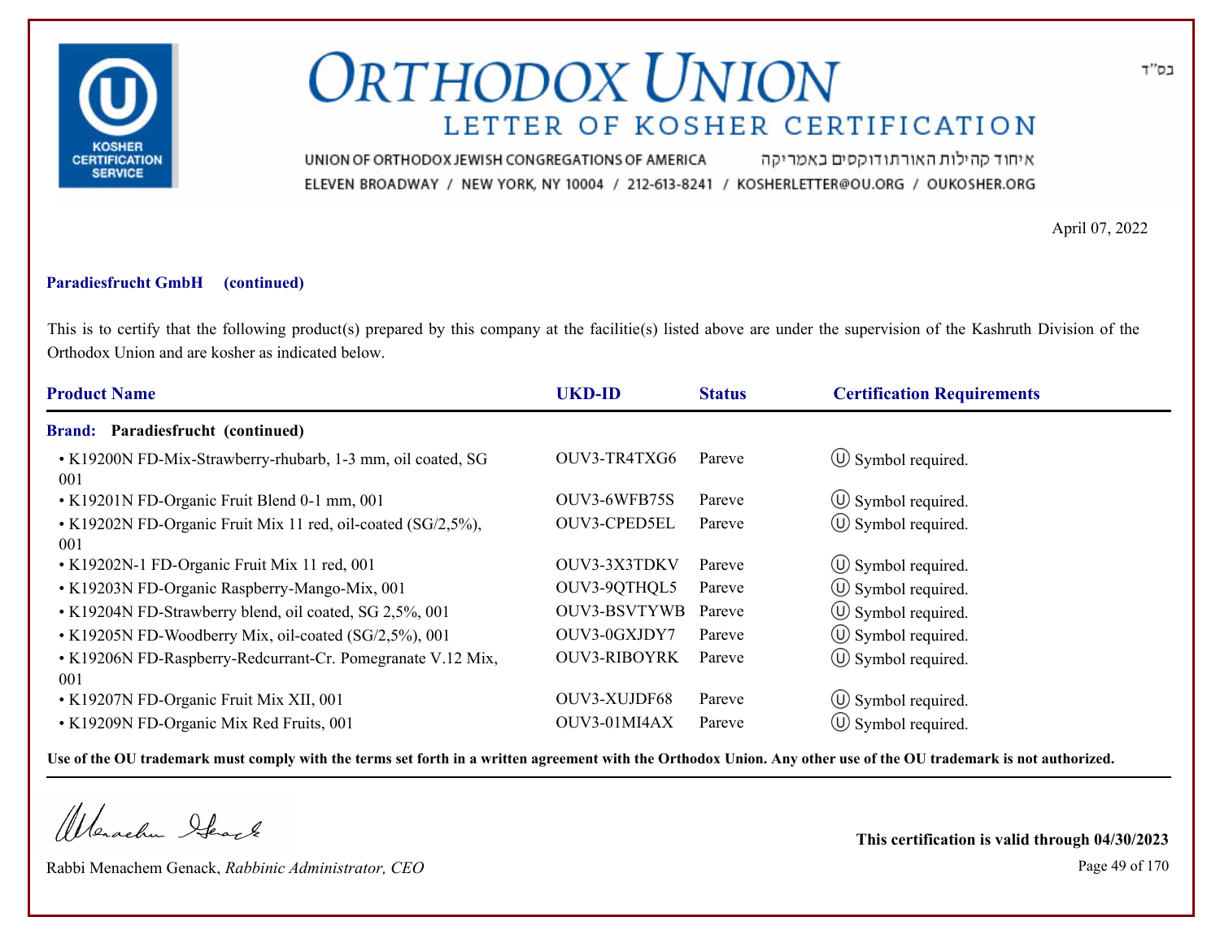# ORTHODOX UNION

## LETTER OF KOSHER CERTIFICATION

UNION OF ORTHODOX JEWISH CONGREGATIONS OF AMERICA איחוד קהילות האורתודוקסים באמריקה
ELEVEN BROADWAY / NEW YORK, NY 10004 / 212-613-8241 / KOSHERLETTER@OU.ORG / OUKOSHER.ORG

בס"ד

April 07, 2022

**Paradiesfrucht GmbH (continued)**

This is to certify that the following product(s) prepared by this company at the facilitie(s) listed above are under the supervision of the Kashruth Division of the Orthodox Union and are kosher as indicated below.

| Product Name | UKD-ID | Status | Certification Requirements |
|---|---|---|---|
| **Brand: Paradiesfrucht (continued)** | | | |
| • K19200N FD-Mix-Strawberry-rhubarb, 1-3 mm, oil coated, SG 001 | OUV3-TR4TXG6 | Pareve | Ⓤ Symbol required. |
| • K19201N FD-Organic Fruit Blend 0-1 mm, 001 | OUV3-6WFB75S | Pareve | Ⓤ Symbol required. |
| • K19202N FD-Organic Fruit Mix 11 red, oil-coated (SG/2,5%), 001 | OUV3-CPED5EL | Pareve | Ⓤ Symbol required. |
| • K19202N-1 FD-Organic Fruit Mix 11 red, 001 | OUV3-3X3TDKV | Pareve | Ⓤ Symbol required. |
| • K19203N FD-Organic Raspberry-Mango-Mix, 001 | OUV3-9QTHQL5 | Pareve | Ⓤ Symbol required. |
| • K19204N FD-Strawberry blend, oil coated, SG 2,5%, 001 | OUV3-BSVTYWB | Pareve | Ⓤ Symbol required. |
| • K19205N FD-Woodberry Mix, oil-coated (SG/2,5%), 001 | OUV3-0GXJDY7 | Pareve | Ⓤ Symbol required. |
| • K19206N FD-Raspberry-Redcurrant-Cr. Pomegranate V.12 Mix, 001 | OUV3-RIBOYRK | Pareve | Ⓤ Symbol required. |
| • K19207N FD-Organic Fruit Mix XII, 001 | OUV3-XUJDF68 | Pareve | Ⓤ Symbol required. |
| • K19209N FD-Organic Mix Red Fruits, 001 | OUV3-01MI4AX | Pareve | Ⓤ Symbol required. |

**Use of the OU trademark must comply with the terms set forth in a written agreement with the Orthodox Union. Any other use of the OU trademark is not authorized.**

Rabbi Menachem Genack, *Rabbinic Administrator, CEO*

**This certification is valid through 04/30/2023**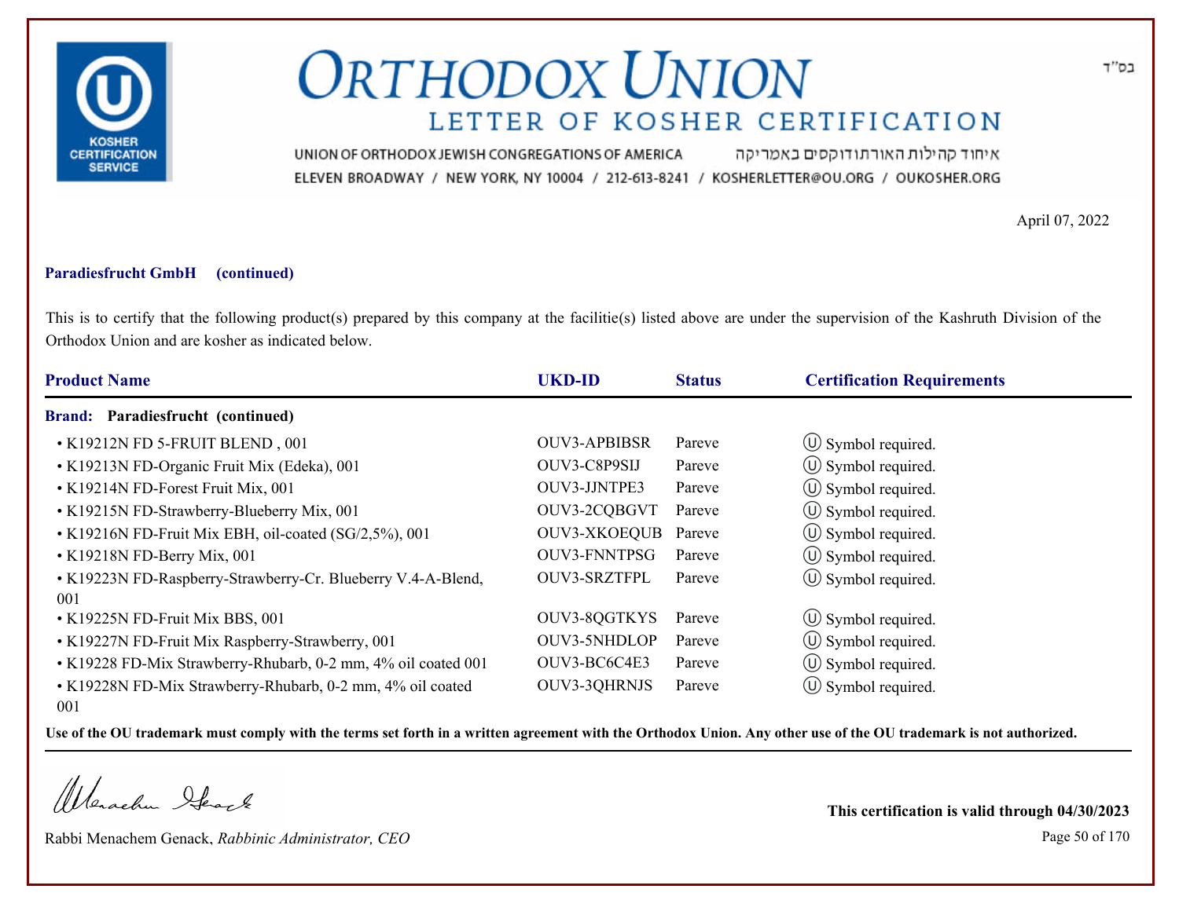# ORTHODOX UNION

## LETTER OF KOSHER CERTIFICATION

UNION OF ORTHODOX JEWISH CONGREGATIONS OF AMERICA איחוד קהילות האורתודוקסים באמריקה

ELEVEN BROADWAY / NEW YORK, NY 10004 / 212-613-8241 / KOSHERLETTER@OU.ORG / OUKOSHER.ORG

בס"ד

April 07, 2022

**Paradiesfrucht GmbH (continued)**

This is to certify that the following product(s) prepared by this company at the facilitie(s) listed above are under the supervision of the Kashruth Division of the Orthodox Union and are kosher as indicated below.

| Product Name | UKD-ID | Status | Certification Requirements |
|---|---|---|---|
| **Brand: Paradiesfrucht (continued)** | | | |
| • K19212N FD 5-FRUIT BLEND , 001 | OUV3-APBIBSR | Pareve | Ⓤ Symbol required. |
| • K19213N FD-Organic Fruit Mix (Edeka), 001 | OUV3-C8P9SIJ | Pareve | Ⓤ Symbol required. |
| • K19214N FD-Forest Fruit Mix, 001 | OUV3-JJNTPE3 | Pareve | Ⓤ Symbol required. |
| • K19215N FD-Strawberry-Blueberry Mix, 001 | OUV3-2CQBGVT | Pareve | Ⓤ Symbol required. |
| • K19216N FD-Fruit Mix EBH, oil-coated (SG/2,5%), 001 | OUV3-XKOEQUB | Pareve | Ⓤ Symbol required. |
| • K19218N FD-Berry Mix, 001 | OUV3-FNNTPSG | Pareve | Ⓤ Symbol required. |
| • K19223N FD-Raspberry-Strawberry-Cr. Blueberry V.4-A-Blend, 001 | OUV3-SRZTFPL | Pareve | Ⓤ Symbol required. |
| • K19225N FD-Fruit Mix BBS, 001 | OUV3-8QGTKYS | Pareve | Ⓤ Symbol required. |
| • K19227N FD-Fruit Mix Raspberry-Strawberry, 001 | OUV3-5NHDLOP | Pareve | Ⓤ Symbol required. |
| • K19228 FD-Mix Strawberry-Rhubarb, 0-2 mm, 4% oil coated 001 | OUV3-BC6C4E3 | Pareve | Ⓤ Symbol required. |
| • K19228N FD-Mix Strawberry-Rhubarb, 0-2 mm, 4% oil coated 001 | OUV3-3QHRNJS | Pareve | Ⓤ Symbol required. |

**Use of the OU trademark must comply with the terms set forth in a written agreement with the Orthodox Union. Any other use of the OU trademark is not authorized.**

Rabbi Menachem Genack, *Rabbinic Administrator, CEO*

**This certification is valid through 04/30/2023**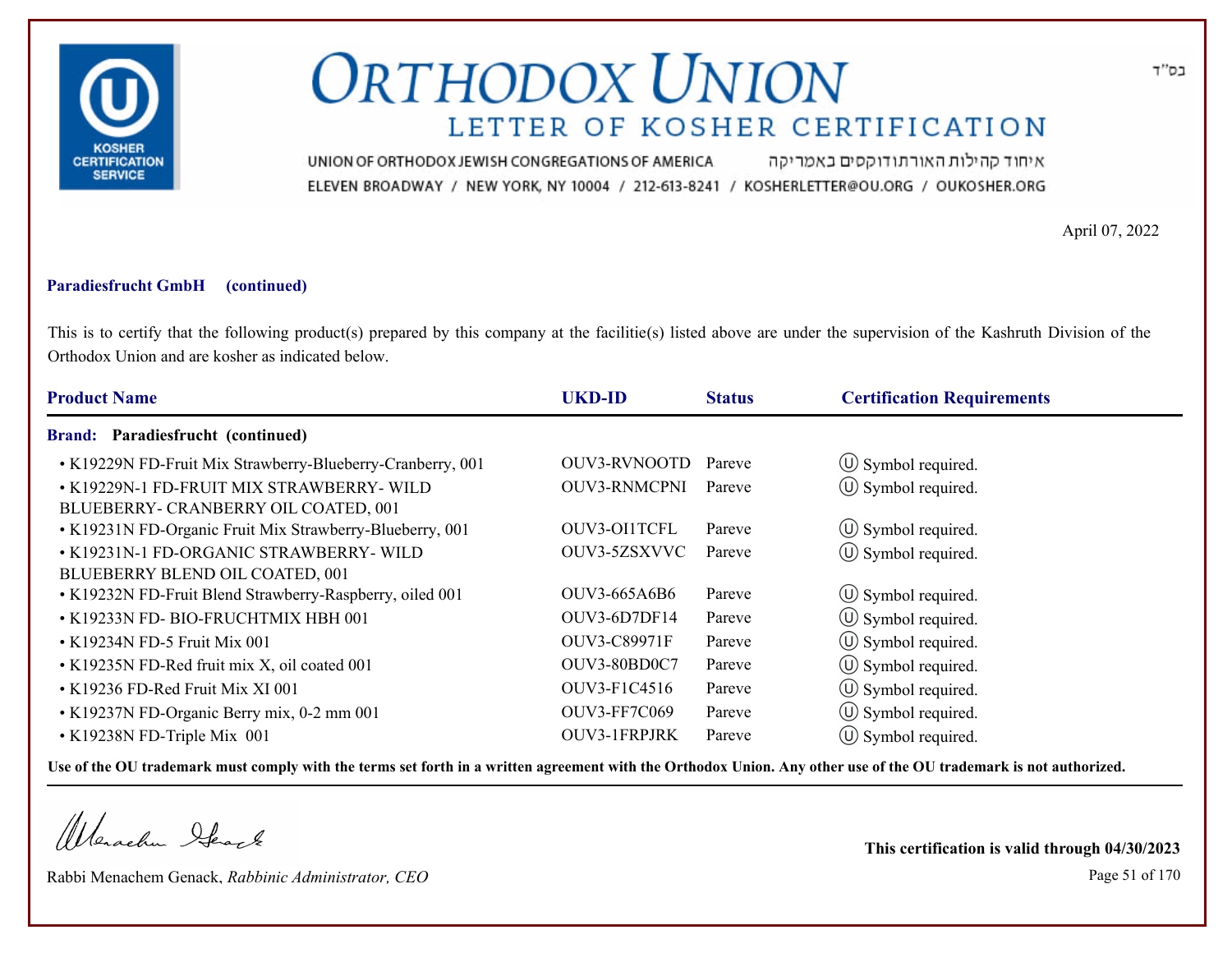# ORTHODOX UNION

## LETTER OF KOSHER CERTIFICATION

בס"ד

UNION OF ORTHODOX JEWISH CONGREGATIONS OF AMERICA איחוד קהילות האורתודוקסים באמריקה

ELEVEN BROADWAY / NEW YORK, NY 10004 / 212-613-8241 / KOSHERLETTER@OU.ORG / OUKOSHER.ORG

April 07, 2022

**Paradiesfrucht GmbH (continued)**

This is to certify that the following product(s) prepared by this company at the facilitie(s) listed above are under the supervision of the Kashruth Division of the Orthodox Union and are kosher as indicated below.

| Product Name | UKD-ID | Status | Certification Requirements |
|---|---|---|---|
| **Brand: Paradiesfrucht (continued)** | | | |
| • K19229N FD-Fruit Mix Strawberry-Blueberry-Cranberry, 001 | OUV3-RVNOOTD | Pareve | Ⓤ Symbol required. |
| • K19229N-1 FD-FRUIT MIX STRAWBERRY- WILD BLUEBERRY- CRANBERRY OIL COATED, 001 | OUV3-RNMCPNI | Pareve | Ⓤ Symbol required. |
| • K19231N FD-Organic Fruit Mix Strawberry-Blueberry, 001 | OUV3-OI1TCFL | Pareve | Ⓤ Symbol required. |
| • K19231N-1 FD-ORGANIC STRAWBERRY- WILD BLUEBERRY BLEND OIL COATED, 001 | OUV3-5ZSXVVC | Pareve | Ⓤ Symbol required. |
| • K19232N FD-Fruit Blend Strawberry-Raspberry, oiled 001 | OUV3-665A6B6 | Pareve | Ⓤ Symbol required. |
| • K19233N FD- BIO-FRUCHTMIX HBH 001 | OUV3-6D7DF14 | Pareve | Ⓤ Symbol required. |
| • K19234N FD-5 Fruit Mix 001 | OUV3-C89971F | Pareve | Ⓤ Symbol required. |
| • K19235N FD-Red fruit mix X, oil coated 001 | OUV3-80BD0C7 | Pareve | Ⓤ Symbol required. |
| • K19236 FD-Red Fruit Mix XI 001 | OUV3-F1C4516 | Pareve | Ⓤ Symbol required. |
| • K19237N FD-Organic Berry mix, 0-2 mm 001 | OUV3-FF7C069 | Pareve | Ⓤ Symbol required. |
| • K19238N FD-Triple Mix 001 | OUV3-1FRPJRK | Pareve | Ⓤ Symbol required. |

**Use of the OU trademark must comply with the terms set forth in a written agreement with the Orthodox Union. Any other use of the OU trademark is not authorized.**

Rabbi Menachem Genack, *Rabbinic Administrator, CEO*

**This certification is valid through 04/30/2023**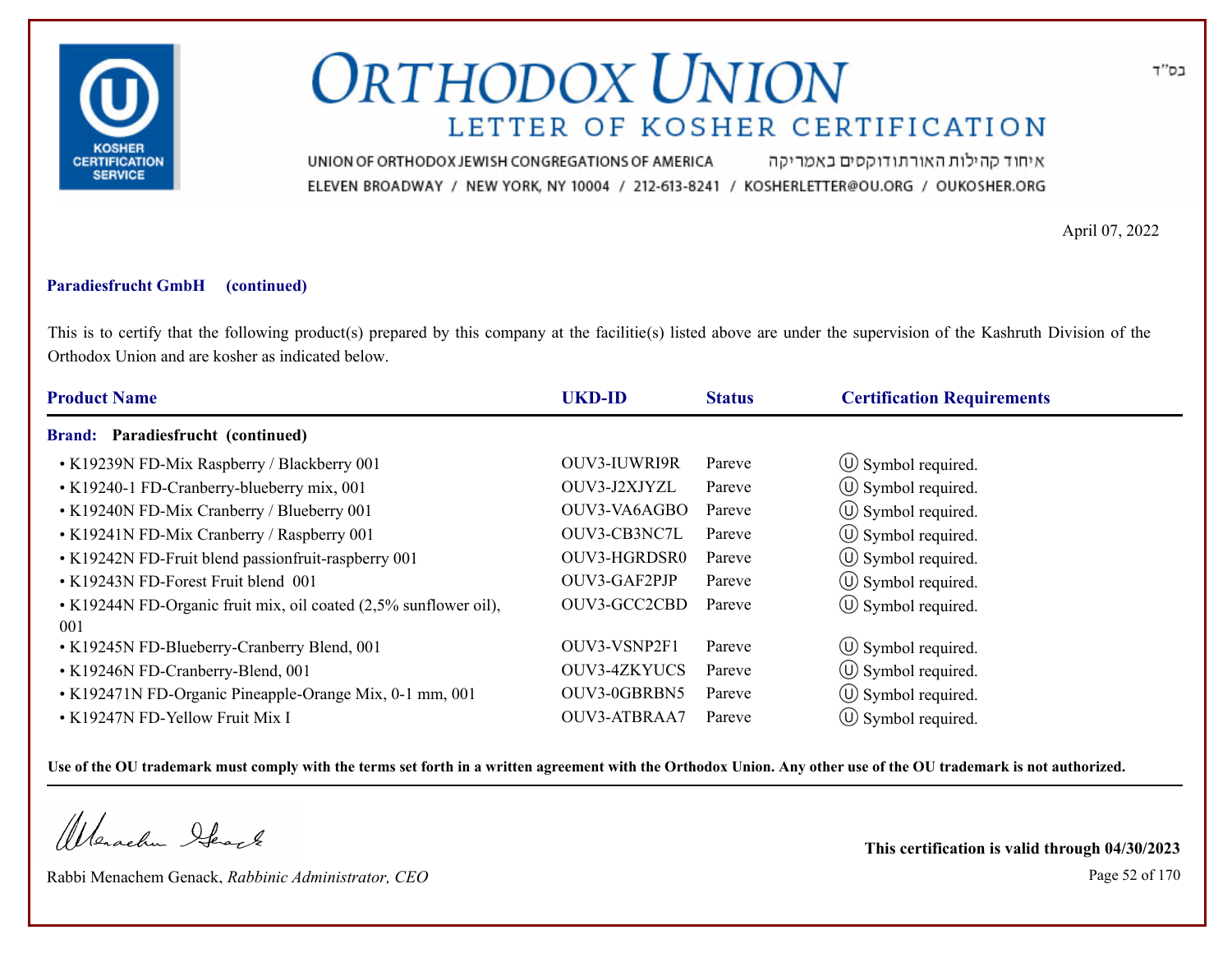# ORTHODOX UNION

## LETTER OF KOSHER CERTIFICATION

UNION OF ORTHODOX JEWISH CONGREGATIONS OF AMERICA איחוד קהילות האורתודוקסים באמריקה

ELEVEN BROADWAY / NEW YORK, NY 10004 / 212-613-8241 / KOSHERLETTER@OU.ORG / OUKOSHER.ORG

בס"ד

April 07, 2022

**Paradiesfrucht GmbH (continued)**

This is to certify that the following product(s) prepared by this company at the facilitie(s) listed above are under the supervision of the Kashruth Division of the Orthodox Union and are kosher as indicated below.

| Product Name | UKD-ID | Status | Certification Requirements |
|---|---|---|---|
| **Brand: Paradiesfrucht (continued)** | | | |
| • K19239N FD-Mix Raspberry / Blackberry 001 | OUV3-IUWRI9R | Pareve | Ⓤ Symbol required. |
| • K19240-1 FD-Cranberry-blueberry mix, 001 | OUV3-J2XJYZL | Pareve | Ⓤ Symbol required. |
| • K19240N FD-Mix Cranberry / Blueberry 001 | OUV3-VA6AGBO | Pareve | Ⓤ Symbol required. |
| • K19241N FD-Mix Cranberry / Raspberry 001 | OUV3-CB3NC7L | Pareve | Ⓤ Symbol required. |
| • K19242N FD-Fruit blend passionfruit-raspberry 001 | OUV3-HGRDSR0 | Pareve | Ⓤ Symbol required. |
| • K19243N FD-Forest Fruit blend 001 | OUV3-GAF2PJP | Pareve | Ⓤ Symbol required. |
| • K19244N FD-Organic fruit mix, oil coated (2,5% sunflower oil), 001 | OUV3-GCC2CBD | Pareve | Ⓤ Symbol required. |
| • K19245N FD-Blueberry-Cranberry Blend, 001 | OUV3-VSNP2F1 | Pareve | Ⓤ Symbol required. |
| • K19246N FD-Cranberry-Blend, 001 | OUV3-4ZKYUCS | Pareve | Ⓤ Symbol required. |
| • K192471N FD-Organic Pineapple-Orange Mix, 0-1 mm, 001 | OUV3-0GBRBN5 | Pareve | Ⓤ Symbol required. |
| • K19247N FD-Yellow Fruit Mix I | OUV3-ATBRAA7 | Pareve | Ⓤ Symbol required. |

**Use of the OU trademark must comply with the terms set forth in a written agreement with the Orthodox Union. Any other use of the OU trademark is not authorized.**

Rabbi Menachem Genack, *Rabbinic Administrator, CEO*

**This certification is valid through 04/30/2023**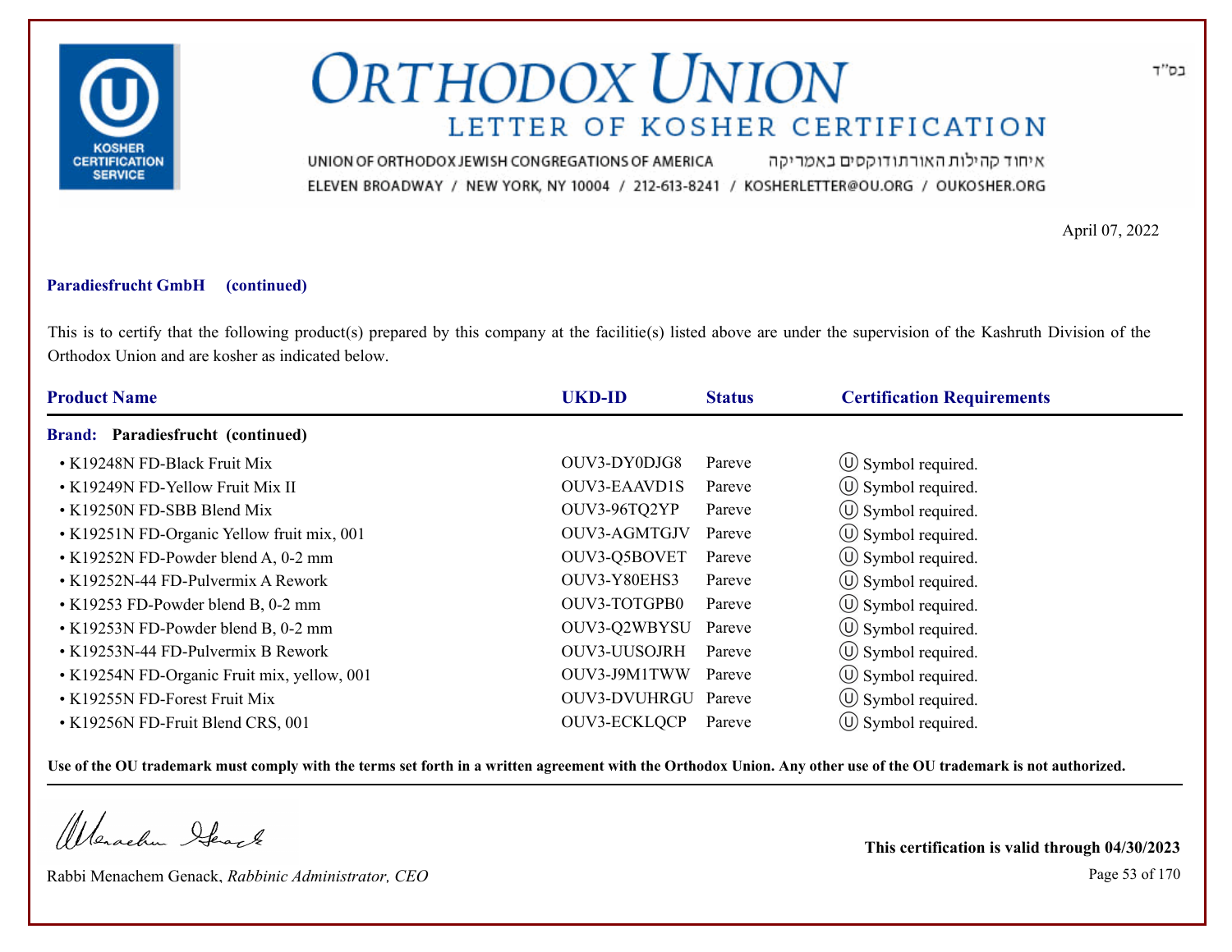# ORTHODOX UNION
## LETTER OF KOSHER CERTIFICATION

UNION OF ORTHODOX JEWISH CONGREGATIONS OF AMERICA איחוד קהילות האורתודוקסים באמריקה
ELEVEN BROADWAY / NEW YORK, NY 10004 / 212-613-8241 / KOSHERLETTER@OU.ORG / OUKOSHER.ORG

בס"ד

April 07, 2022

**Paradiesfrucht GmbH (continued)**

This is to certify that the following product(s) prepared by this company at the facilitie(s) listed above are under the supervision of the Kashruth Division of the Orthodox Union and are kosher as indicated below.

| Product Name | UKD-ID | Status | Certification Requirements |
|---|---|---|---|
| **Brand: Paradiesfrucht (continued)** | | | |
| • K19248N FD-Black Fruit Mix | OUV3-DY0DJG8 | Pareve | Ⓤ Symbol required. |
| • K19249N FD-Yellow Fruit Mix II | OUV3-EAAVD1S | Pareve | Ⓤ Symbol required. |
| • K19250N FD-SBB Blend Mix | OUV3-96TQ2YP | Pareve | Ⓤ Symbol required. |
| • K19251N FD-Organic Yellow fruit mix, 001 | OUV3-AGMTGJV | Pareve | Ⓤ Symbol required. |
| • K19252N FD-Powder blend A, 0-2 mm | OUV3-Q5BOVET | Pareve | Ⓤ Symbol required. |
| • K19252N-44 FD-Pulvermix A Rework | OUV3-Y80EHS3 | Pareve | Ⓤ Symbol required. |
| • K19253 FD-Powder blend B, 0-2 mm | OUV3-TOTGPB0 | Pareve | Ⓤ Symbol required. |
| • K19253N FD-Powder blend B, 0-2 mm | OUV3-Q2WBYSU | Pareve | Ⓤ Symbol required. |
| • K19253N-44 FD-Pulvermix B Rework | OUV3-UUSOJRH | Pareve | Ⓤ Symbol required. |
| • K19254N FD-Organic Fruit mix, yellow, 001 | OUV3-J9M1TWW | Pareve | Ⓤ Symbol required. |
| • K19255N FD-Forest Fruit Mix | OUV3-DVUHRGU | Pareve | Ⓤ Symbol required. |
| • K19256N FD-Fruit Blend CRS, 001 | OUV3-ECKLQCP | Pareve | Ⓤ Symbol required. |

**Use of the OU trademark must comply with the terms set forth in a written agreement with the Orthodox Union. Any other use of the OU trademark is not authorized.**

Rabbi Menachem Genack, *Rabbinic Administrator, CEO*

**This certification is valid through 04/30/2023**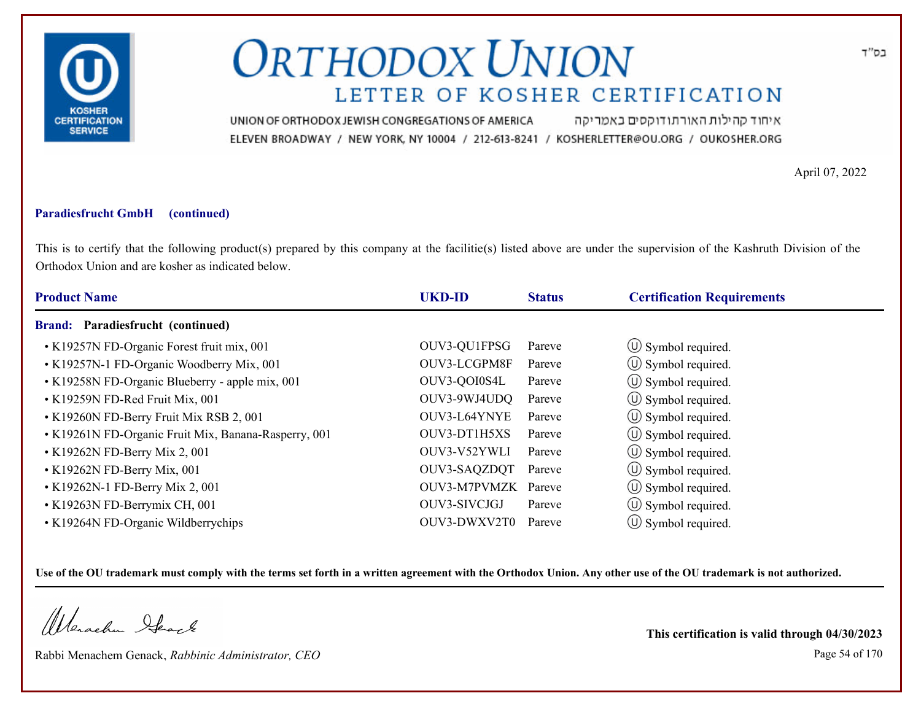# ORTHODOX UNION

## LETTER OF KOSHER CERTIFICATION

UNION OF ORTHODOX JEWISH CONGREGATIONS OF AMERICA איחוד קהילות האורתודוקסים באמריקה

ELEVEN BROADWAY / NEW YORK, NY 10004 / 212-613-8241 / KOSHERLETTER@OU.ORG / OUKOSHER.ORG

בס"ד

April 07, 2022

**Paradiesfrucht GmbH (continued)**

This is to certify that the following product(s) prepared by this company at the facilitie(s) listed above are under the supervision of the Kashruth Division of the Orthodox Union and are kosher as indicated below.

| Product Name | UKD-ID | Status | Certification Requirements |
| --- | --- | --- | --- |
| **Brand: Paradiesfrucht (continued)** | | | |
| • K19257N FD-Organic Forest fruit mix, 001 | OUV3-QU1FPSG | Pareve | Ⓤ Symbol required. |
| • K19257N-1 FD-Organic Woodberry Mix, 001 | OUV3-LCGPM8F | Pareve | Ⓤ Symbol required. |
| • K19258N FD-Organic Blueberry - apple mix, 001 | OUV3-QOI0S4L | Pareve | Ⓤ Symbol required. |
| • K19259N FD-Red Fruit Mix, 001 | OUV3-9WJ4UDQ | Pareve | Ⓤ Symbol required. |
| • K19260N FD-Berry Fruit Mix RSB 2, 001 | OUV3-L64YNYE | Pareve | Ⓤ Symbol required. |
| • K19261N FD-Organic Fruit Mix, Banana-Rasperry, 001 | OUV3-DT1H5XS | Pareve | Ⓤ Symbol required. |
| • K19262N FD-Berry Mix 2, 001 | OUV3-V52YWLI | Pareve | Ⓤ Symbol required. |
| • K19262N FD-Berry Mix, 001 | OUV3-SAQZDQT | Pareve | Ⓤ Symbol required. |
| • K19262N-1 FD-Berry Mix 2, 001 | OUV3-M7PVMZK | Pareve | Ⓤ Symbol required. |
| • K19263N FD-Berrymix CH, 001 | OUV3-SIVCJGJ | Pareve | Ⓤ Symbol required. |
| • K19264N FD-Organic Wildberrychips | OUV3-DWXV2T0 | Pareve | Ⓤ Symbol required. |

**Use of the OU trademark must comply with the terms set forth in a written agreement with the Orthodox Union. Any other use of the OU trademark is not authorized.**

Rabbi Menachem Genack, *Rabbinic Administrator, CEO*

**This certification is valid through 04/30/2023**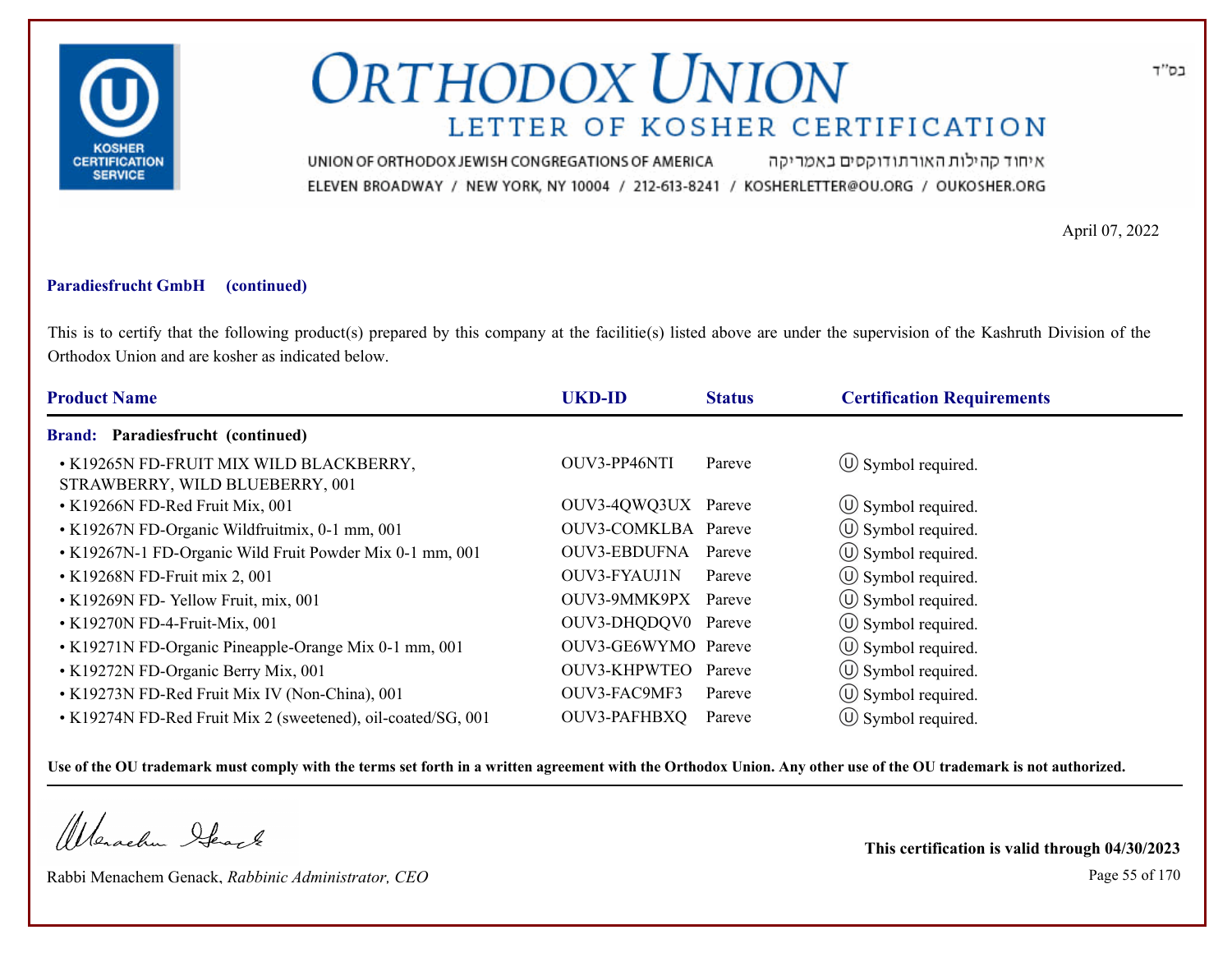בס"ד

# ORTHODOX UNION

## LETTER OF KOSHER CERTIFICATION

UNION OF ORTHODOX JEWISH CONGREGATIONS OF AMERICA איחוד קהילות האורתודוקסים באמריקה

ELEVEN BROADWAY / NEW YORK, NY 10004 / 212-613-8241 / KOSHERLETTER@OU.ORG / OUKOSHER.ORG

April 07, 2022

**Paradiesfrucht GmbH (continued)**

This is to certify that the following product(s) prepared by this company at the facilitie(s) listed above are under the supervision of the Kashruth Division of the Orthodox Union and are kosher as indicated below.

| Product Name | UKD-ID | Status | Certification Requirements |
|---|---|---|---|
| **Brand: Paradiesfrucht (continued)** | | | |
| • K19265N FD-FRUIT MIX WILD BLACKBERRY, STRAWBERRY, WILD BLUEBERRY, 001 | OUV3-PP46NTI | Pareve | Ⓤ Symbol required. |
| • K19266N FD-Red Fruit Mix, 001 | OUV3-4QWQ3UX | Pareve | Ⓤ Symbol required. |
| • K19267N FD-Organic Wildfruitmix, 0-1 mm, 001 | OUV3-COMKLBA | Pareve | Ⓤ Symbol required. |
| • K19267N-1 FD-Organic Wild Fruit Powder Mix 0-1 mm, 001 | OUV3-EBDUFNA | Pareve | Ⓤ Symbol required. |
| • K19268N FD-Fruit mix 2, 001 | OUV3-FYAUJ1N | Pareve | Ⓤ Symbol required. |
| • K19269N FD- Yellow Fruit, mix, 001 | OUV3-9MMK9PX | Pareve | Ⓤ Symbol required. |
| • K19270N FD-4-Fruit-Mix, 001 | OUV3-DHQDQV0 | Pareve | Ⓤ Symbol required. |
| • K19271N FD-Organic Pineapple-Orange Mix 0-1 mm, 001 | OUV3-GE6WYMO | Pareve | Ⓤ Symbol required. |
| • K19272N FD-Organic Berry Mix, 001 | OUV3-KHPWTEO | Pareve | Ⓤ Symbol required. |
| • K19273N FD-Red Fruit Mix IV (Non-China), 001 | OUV3-FAC9MF3 | Pareve | Ⓤ Symbol required. |
| • K19274N FD-Red Fruit Mix 2 (sweetened), oil-coated/SG, 001 | OUV3-PAFHBXQ | Pareve | Ⓤ Symbol required. |

**Use of the OU trademark must comply with the terms set forth in a written agreement with the Orthodox Union. Any other use of the OU trademark is not authorized.**

Rabbi Menachem Genack, *Rabbinic Administrator, CEO*

**This certification is valid through 04/30/2023**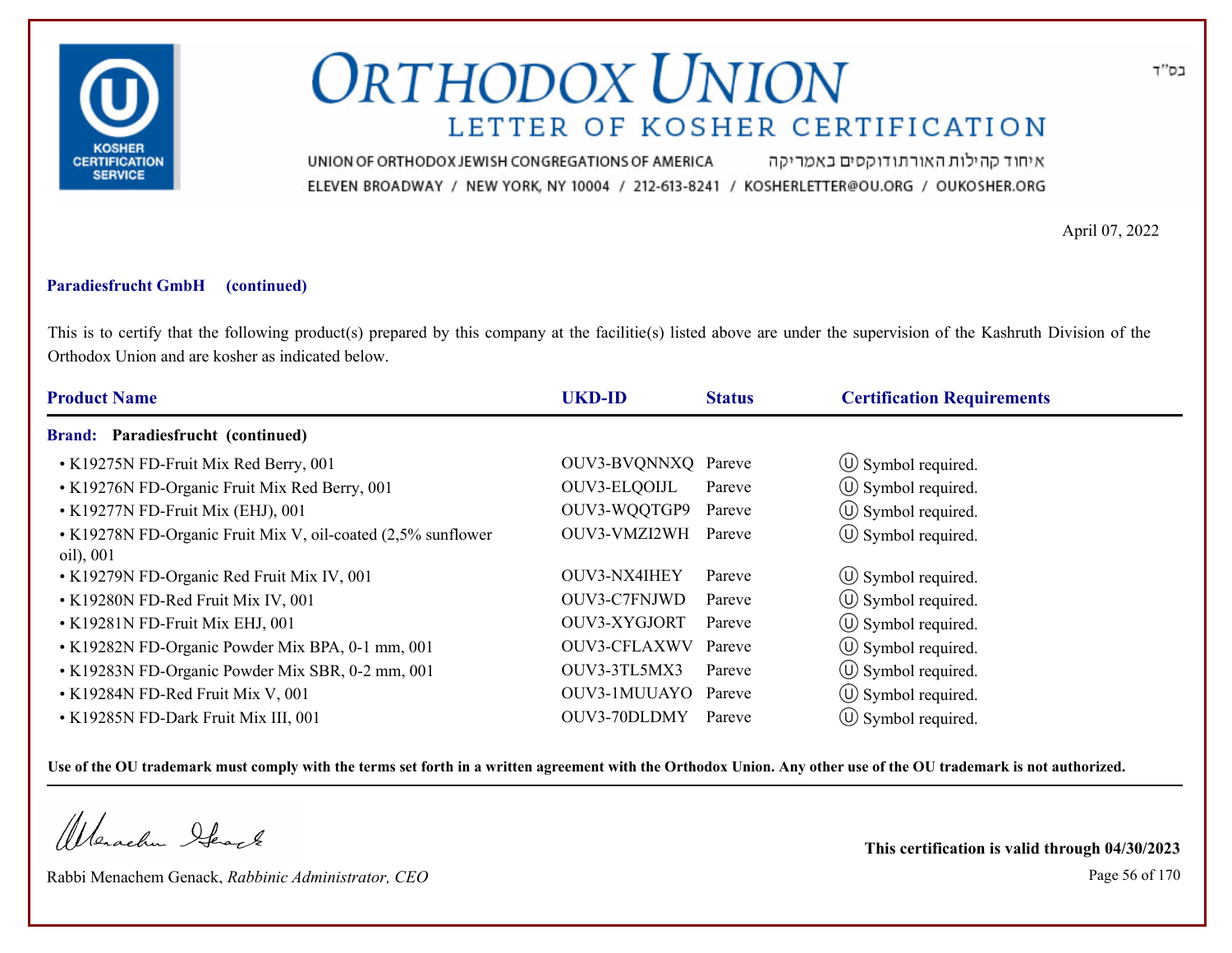# ORTHODOX UNION

## LETTER OF KOSHER CERTIFICATION

UNION OF ORTHODOX JEWISH CONGREGATIONS OF AMERICA איחוד קהילות האורתודוקסים באמריקה

ELEVEN BROADWAY / NEW YORK, NY 10004 / 212-613-8241 / KOSHERLETTER@OU.ORG / OUKOSHER.ORG

בס"ד

April 07, 2022

**Paradiesfrucht GmbH (continued)**

This is to certify that the following product(s) prepared by this company at the facilitie(s) listed above are under the supervision of the Kashruth Division of the Orthodox Union and are kosher as indicated below.

| Product Name | UKD-ID | Status | Certification Requirements |
|---|---|---|---|
| **Brand: Paradiesfrucht (continued)** | | | |
| • K19275N FD-Fruit Mix Red Berry, 001 | OUV3-BVQNNXQ | Pareve | Ⓤ Symbol required. |
| • K19276N FD-Organic Fruit Mix Red Berry, 001 | OUV3-ELQOIJL | Pareve | Ⓤ Symbol required. |
| • K19277N FD-Fruit Mix (EHJ), 001 | OUV3-WQQTGP9 | Pareve | Ⓤ Symbol required. |
| • K19278N FD-Organic Fruit Mix V, oil-coated (2,5% sunflower oil), 001 | OUV3-VMZI2WH | Pareve | Ⓤ Symbol required. |
| • K19279N FD-Organic Red Fruit Mix IV, 001 | OUV3-NX4IHEY | Pareve | Ⓤ Symbol required. |
| • K19280N FD-Red Fruit Mix IV, 001 | OUV3-C7FNJWD | Pareve | Ⓤ Symbol required. |
| • K19281N FD-Fruit Mix EHJ, 001 | OUV3-XYGJORT | Pareve | Ⓤ Symbol required. |
| • K19282N FD-Organic Powder Mix BPA, 0-1 mm, 001 | OUV3-CFLAXWV | Pareve | Ⓤ Symbol required. |
| • K19283N FD-Organic Powder Mix SBR, 0-2 mm, 001 | OUV3-3TL5MX3 | Pareve | Ⓤ Symbol required. |
| • K19284N FD-Red Fruit Mix V, 001 | OUV3-1MUUAYO | Pareve | Ⓤ Symbol required. |
| • K19285N FD-Dark Fruit Mix III, 001 | OUV3-70DLDMY | Pareve | Ⓤ Symbol required. |

**Use of the OU trademark must comply with the terms set forth in a written agreement with the Orthodox Union. Any other use of the OU trademark is not authorized.**

Rabbi Menachem Genack, *Rabbinic Administrator, CEO*

**This certification is valid through 04/30/2023**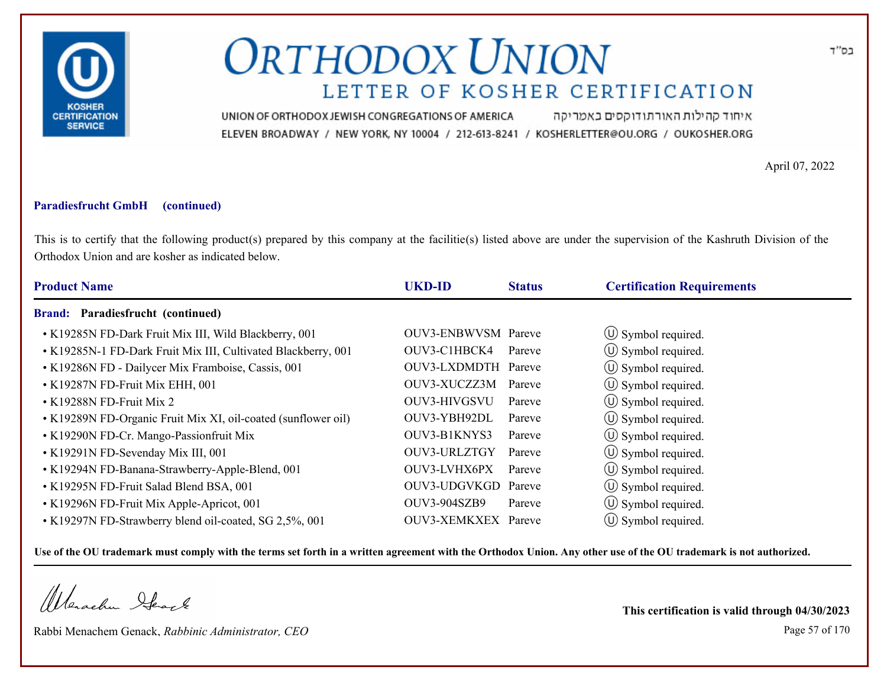בס"ד

# ORTHODOX UNION

## LETTER OF KOSHER CERTIFICATION

UNION OF ORTHODOX JEWISH CONGREGATIONS OF AMERICA איחוד קהילות האורתודוקסים באמריקה

ELEVEN BROADWAY / NEW YORK, NY 10004 / 212-613-8241 / KOSHERLETTER@OU.ORG / OUKOSHER.ORG

April 07, 2022

**Paradiesfrucht GmbH (continued)**

This is to certify that the following product(s) prepared by this company at the facilitie(s) listed above are under the supervision of the Kashruth Division of the Orthodox Union and are kosher as indicated below.

| Product Name | UKD-ID | Status | Certification Requirements |
|---|---|---|---|
| **Brand: Paradiesfrucht (continued)** | | | |
| • K19285N FD-Dark Fruit Mix III, Wild Blackberry, 001 | OUV3-ENBWVSM | Pareve | Ⓤ Symbol required. |
| • K19285N-1 FD-Dark Fruit Mix III, Cultivated Blackberry, 001 | OUV3-C1HBCK4 | Pareve | Ⓤ Symbol required. |
| • K19286N FD - Dailycer Mix Framboise, Cassis, 001 | OUV3-LXDMDTH | Pareve | Ⓤ Symbol required. |
| • K19287N FD-Fruit Mix EHH, 001 | OUV3-XUCZZ3M | Pareve | Ⓤ Symbol required. |
| • K19288N FD-Fruit Mix 2 | OUV3-HIVGSVU | Pareve | Ⓤ Symbol required. |
| • K19289N FD-Organic Fruit Mix XI, oil-coated (sunflower oil) | OUV3-YBH92DL | Pareve | Ⓤ Symbol required. |
| • K19290N FD-Cr. Mango-Passionfruit Mix | OUV3-B1KNYS3 | Pareve | Ⓤ Symbol required. |
| • K19291N FD-Sevenday Mix III, 001 | OUV3-URLZTGY | Pareve | Ⓤ Symbol required. |
| • K19294N FD-Banana-Strawberry-Apple-Blend, 001 | OUV3-LVHX6PX | Pareve | Ⓤ Symbol required. |
| • K19295N FD-Fruit Salad Blend BSA, 001 | OUV3-UDGVKGD | Pareve | Ⓤ Symbol required. |
| • K19296N FD-Fruit Mix Apple-Apricot, 001 | OUV3-904SZB9 | Pareve | Ⓤ Symbol required. |
| • K19297N FD-Strawberry blend oil-coated, SG 2,5%, 001 | OUV3-XEMKXEX | Pareve | Ⓤ Symbol required. |

**Use of the OU trademark must comply with the terms set forth in a written agreement with the Orthodox Union. Any other use of the OU trademark is not authorized.**

Rabbi Menachem Genack, *Rabbinic Administrator, CEO*

**This certification is valid through 04/30/2023**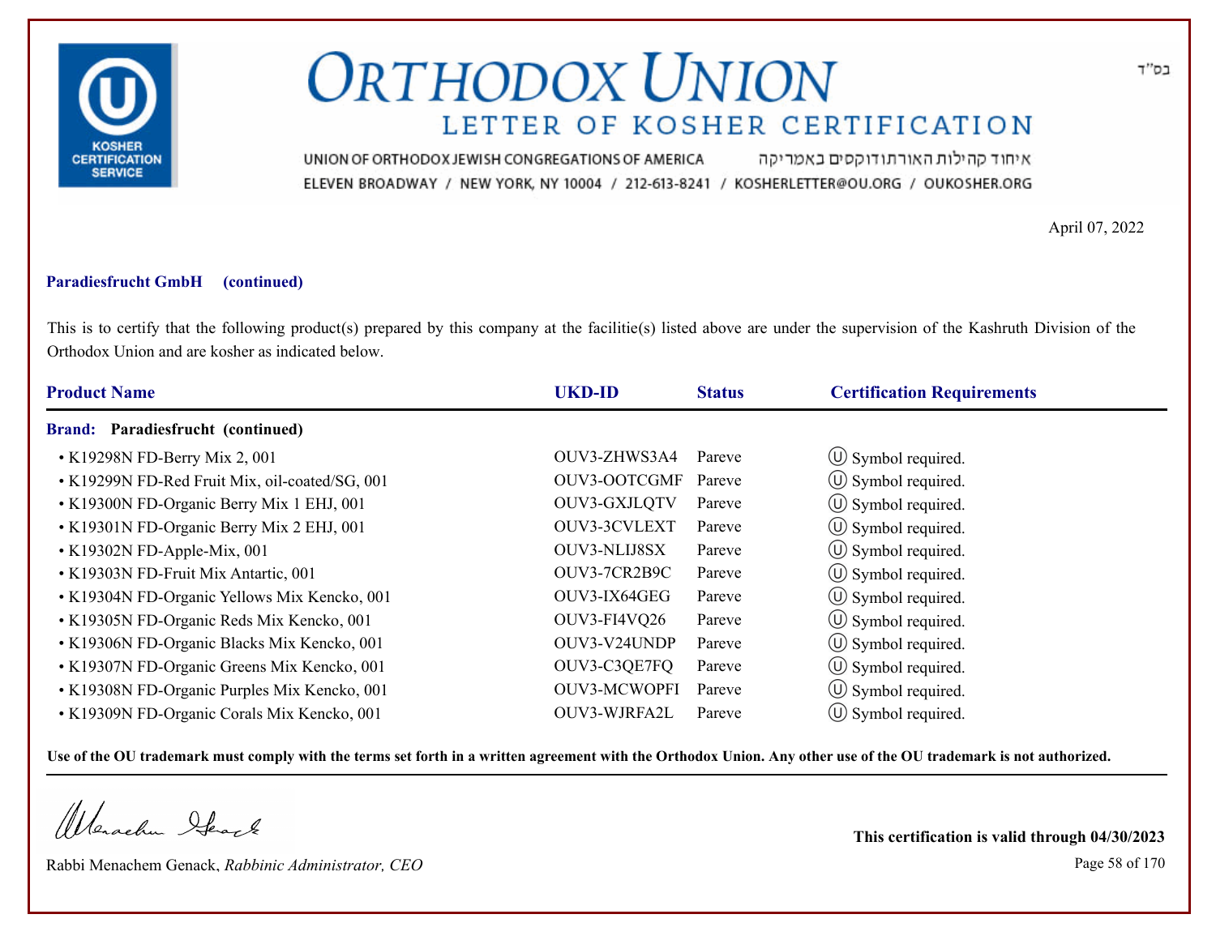# ORTHODOX UNION

## LETTER OF KOSHER CERTIFICATION

UNION OF ORTHODOX JEWISH CONGREGATIONS OF AMERICA איחוד קהילות האורתודוקסים באמריקה

ELEVEN BROADWAY / NEW YORK, NY 10004 / 212-613-8241 / KOSHERLETTER@OU.ORG / OUKOSHER.ORG

בס"ד

April 07, 2022

**Paradiesfrucht GmbH (continued)**

This is to certify that the following product(s) prepared by this company at the facilitie(s) listed above are under the supervision of the Kashruth Division of the Orthodox Union and are kosher as indicated below.

| Product Name | UKD-ID | Status | Certification Requirements |
|---|---|---|---|
| **Brand: Paradiesfrucht (continued)** | | | |
| • K19298N FD-Berry Mix 2, 001 | OUV3-ZHWS3A4 | Pareve | Ⓤ Symbol required. |
| • K19299N FD-Red Fruit Mix, oil-coated/SG, 001 | OUV3-OOTCGMF | Pareve | Ⓤ Symbol required. |
| • K19300N FD-Organic Berry Mix 1 EHJ, 001 | OUV3-GXJLQTV | Pareve | Ⓤ Symbol required. |
| • K19301N FD-Organic Berry Mix 2 EHJ, 001 | OUV3-3CVLEXT | Pareve | Ⓤ Symbol required. |
| • K19302N FD-Apple-Mix, 001 | OUV3-NLIJ8SX | Pareve | Ⓤ Symbol required. |
| • K19303N FD-Fruit Mix Antartic, 001 | OUV3-7CR2B9C | Pareve | Ⓤ Symbol required. |
| • K19304N FD-Organic Yellows Mix Kencko, 001 | OUV3-IX64GEG | Pareve | Ⓤ Symbol required. |
| • K19305N FD-Organic Reds Mix Kencko, 001 | OUV3-FI4VQ26 | Pareve | Ⓤ Symbol required. |
| • K19306N FD-Organic Blacks Mix Kencko, 001 | OUV3-V24UNDP | Pareve | Ⓤ Symbol required. |
| • K19307N FD-Organic Greens Mix Kencko, 001 | OUV3-C3QE7FQ | Pareve | Ⓤ Symbol required. |
| • K19308N FD-Organic Purples Mix Kencko, 001 | OUV3-MCWOPFI | Pareve | Ⓤ Symbol required. |
| • K19309N FD-Organic Corals Mix Kencko, 001 | OUV3-WJRFA2L | Pareve | Ⓤ Symbol required. |

**Use of the OU trademark must comply with the terms set forth in a written agreement with the Orthodox Union. Any other use of the OU trademark is not authorized.**

Rabbi Menachem Genack, *Rabbinic Administrator, CEO*

**This certification is valid through 04/30/2023**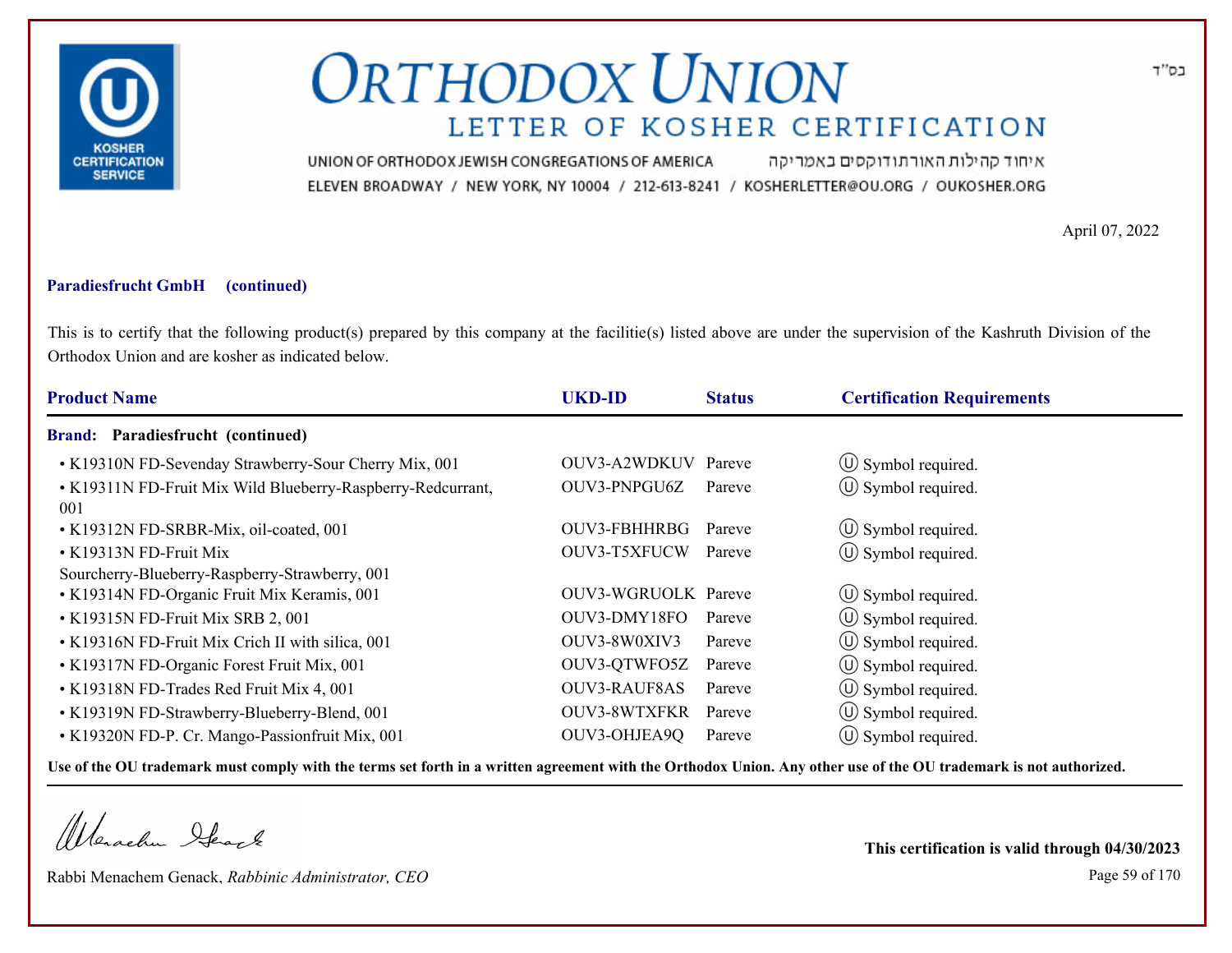# ORTHODOX UNION

## LETTER OF KOSHER CERTIFICATION

UNION OF ORTHODOX JEWISH CONGREGATIONS OF AMERICA איחוד קהילות האורתודוקסים באמריקה

ELEVEN BROADWAY / NEW YORK, NY 10004 / 212-613-8241 / KOSHERLETTER@OU.ORG / OUKOSHER.ORG

בס"ד

April 07, 2022

**Paradiesfrucht GmbH (continued)**

This is to certify that the following product(s) prepared by this company at the facilitie(s) listed above are under the supervision of the Kashruth Division of the Orthodox Union and are kosher as indicated below.

| Product Name | UKD-ID | Status | Certification Requirements |
|---|---|---|---|
| **Brand: Paradiesfrucht (continued)** | | | |
| • K19310N FD-Sevenday Strawberry-Sour Cherry Mix, 001 | OUV3-A2WDKUV | Pareve | Ⓤ Symbol required. |
| • K19311N FD-Fruit Mix Wild Blueberry-Raspberry-Redcurrant, 001 | OUV3-PNPGU6Z | Pareve | Ⓤ Symbol required. |
| • K19312N FD-SRBR-Mix, oil-coated, 001 | OUV3-FBHHRBG | Pareve | Ⓤ Symbol required. |
| • K19313N FD-Fruit Mix Sourcherry-Blueberry-Raspberry-Strawberry, 001 | OUV3-T5XFUCW | Pareve | Ⓤ Symbol required. |
| • K19314N FD-Organic Fruit Mix Keramis, 001 | OUV3-WGRUOLK | Pareve | Ⓤ Symbol required. |
| • K19315N FD-Fruit Mix SRB 2, 001 | OUV3-DMY18FO | Pareve | Ⓤ Symbol required. |
| • K19316N FD-Fruit Mix Crich II with silica, 001 | OUV3-8W0XIV3 | Pareve | Ⓤ Symbol required. |
| • K19317N FD-Organic Forest Fruit Mix, 001 | OUV3-QTWFO5Z | Pareve | Ⓤ Symbol required. |
| • K19318N FD-Trades Red Fruit Mix 4, 001 | OUV3-RAUF8AS | Pareve | Ⓤ Symbol required. |
| • K19319N FD-Strawberry-Blueberry-Blend, 001 | OUV3-8WTXFKR | Pareve | Ⓤ Symbol required. |
| • K19320N FD-P. Cr. Mango-Passionfruit Mix, 001 | OUV3-OHJEA9Q | Pareve | Ⓤ Symbol required. |

**Use of the OU trademark must comply with the terms set forth in a written agreement with the Orthodox Union. Any other use of the OU trademark is not authorized.**

Rabbi Menachem Genack, *Rabbinic Administrator, CEO*

**This certification is valid through 04/30/2023**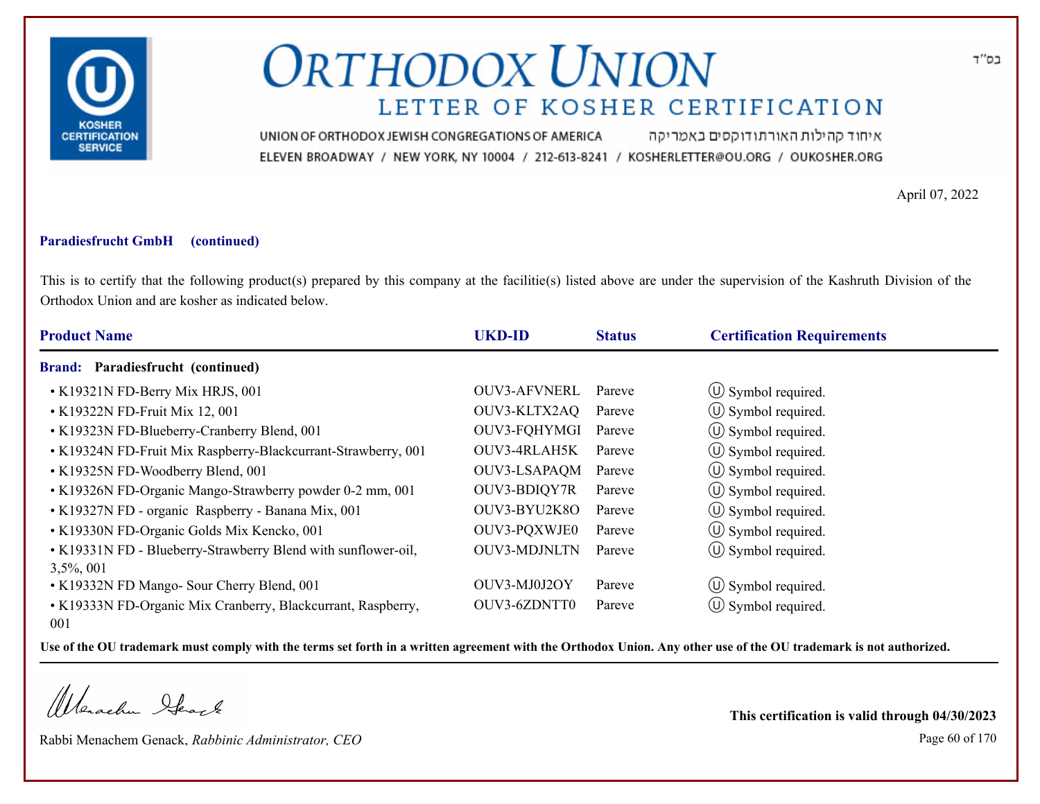בס"ד

# ORTHODOX UNION

## LETTER OF KOSHER CERTIFICATION

UNION OF ORTHODOX JEWISH CONGREGATIONS OF AMERICA איחוד קהילות האורתודוקסים באמריקה

ELEVEN BROADWAY / NEW YORK, NY 10004 / 212-613-8241 / KOSHERLETTER@OU.ORG / OUKOSHER.ORG

April 07, 2022

**Paradiesfrucht GmbH (continued)**

This is to certify that the following product(s) prepared by this company at the facilitie(s) listed above are under the supervision of the Kashruth Division of the Orthodox Union and are kosher as indicated below.

| Product Name | UKD-ID | Status | Certification Requirements |
|---|---|---|---|
| **Brand: Paradiesfrucht (continued)** | | | |
| • K19321N FD-Berry Mix HRJS, 001 | OUV3-AFVNERL | Pareve | Ⓤ Symbol required. |
| • K19322N FD-Fruit Mix 12, 001 | OUV3-KLTX2AQ | Pareve | Ⓤ Symbol required. |
| • K19323N FD-Blueberry-Cranberry Blend, 001 | OUV3-FQHYMGI | Pareve | Ⓤ Symbol required. |
| • K19324N FD-Fruit Mix Raspberry-Blackcurrant-Strawberry, 001 | OUV3-4RLAH5K | Pareve | Ⓤ Symbol required. |
| • K19325N FD-Woodberry Blend, 001 | OUV3-LSAPAQM | Pareve | Ⓤ Symbol required. |
| • K19326N FD-Organic Mango-Strawberry powder 0-2 mm, 001 | OUV3-BDIQY7R | Pareve | Ⓤ Symbol required. |
| • K19327N FD - organic Raspberry - Banana Mix, 001 | OUV3-BYU2K8O | Pareve | Ⓤ Symbol required. |
| • K19330N FD-Organic Golds Mix Kencko, 001 | OUV3-PQXWJE0 | Pareve | Ⓤ Symbol required. |
| • K19331N FD - Blueberry-Strawberry Blend with sunflower-oil, 3,5%, 001 | OUV3-MDJNLTN | Pareve | Ⓤ Symbol required. |
| • K19332N FD Mango- Sour Cherry Blend, 001 | OUV3-MJ0J2OY | Pareve | Ⓤ Symbol required. |
| • K19333N FD-Organic Mix Cranberry, Blackcurrant, Raspberry, 001 | OUV3-6ZDNTT0 | Pareve | Ⓤ Symbol required. |

**Use of the OU trademark must comply with the terms set forth in a written agreement with the Orthodox Union. Any other use of the OU trademark is not authorized.**

Rabbi Menachem Genack, *Rabbinic Administrator, CEO*

**This certification is valid through 04/30/2023**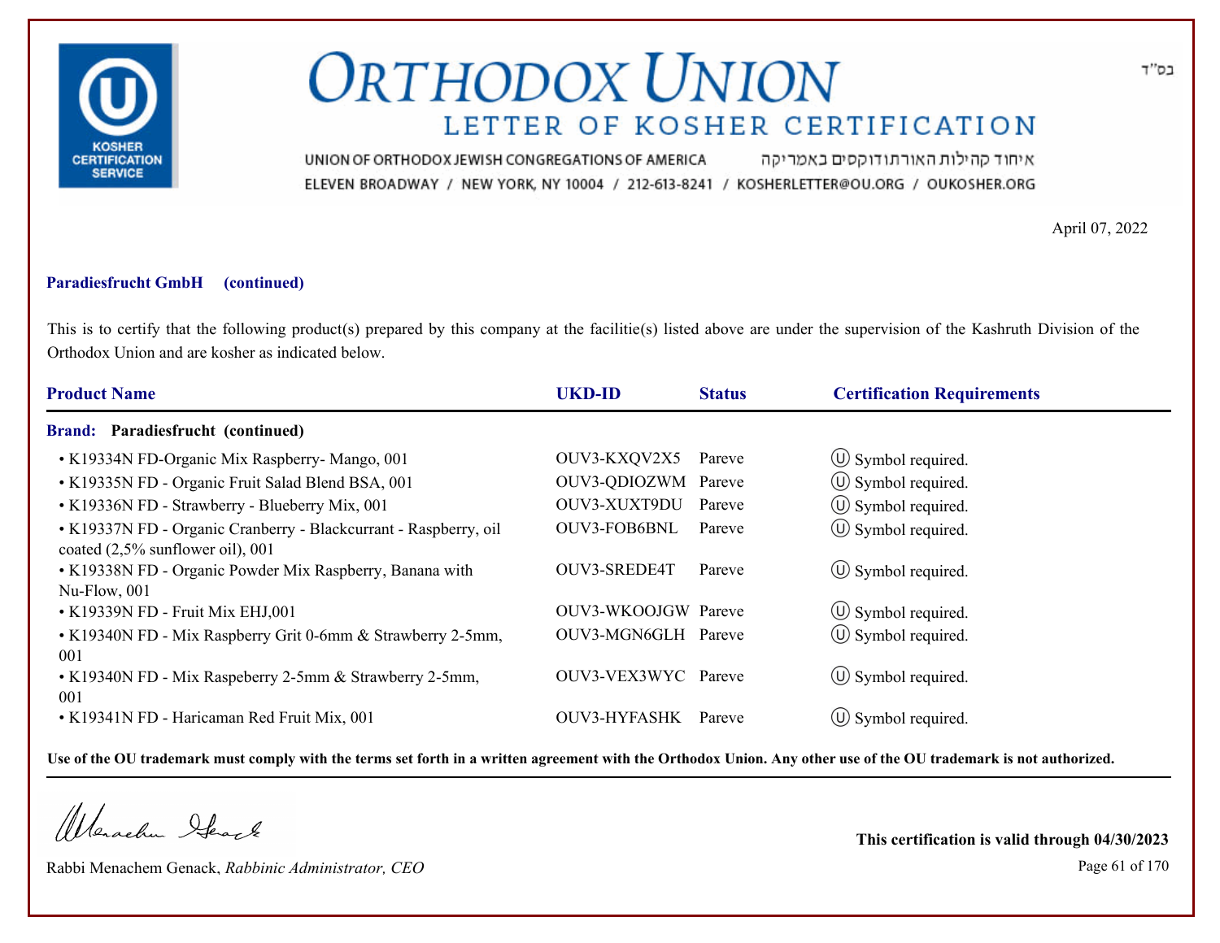# ORTHODOX UNION

## LETTER OF KOSHER CERTIFICATION

UNION OF ORTHODOX JEWISH CONGREGATIONS OF AMERICA איחוד קהילות האורתודוקסים באמריקה

ELEVEN BROADWAY / NEW YORK, NY 10004 / 212-613-8241 / KOSHERLETTER@OU.ORG / OUKOSHER.ORG

בס"ד

April 07, 2022

**Paradiesfrucht GmbH (continued)**

This is to certify that the following product(s) prepared by this company at the facilitie(s) listed above are under the supervision of the Kashruth Division of the Orthodox Union and are kosher as indicated below.

| Product Name | UKD-ID | Status | Certification Requirements |
|---|---|---|---|
| **Brand: Paradiesfrucht (continued)** | | | |
| • K19334N FD-Organic Mix Raspberry- Mango, 001 | OUV3-KXQV2X5 | Pareve | Ⓤ Symbol required. |
| • K19335N FD - Organic Fruit Salad Blend BSA, 001 | OUV3-QDIOZWM | Pareve | Ⓤ Symbol required. |
| • K19336N FD - Strawberry - Blueberry Mix, 001 | OUV3-XUXT9DU | Pareve | Ⓤ Symbol required. |
| • K19337N FD - Organic Cranberry - Blackcurrant - Raspberry, oil coated (2,5% sunflower oil), 001 | OUV3-FOB6BNL | Pareve | Ⓤ Symbol required. |
| • K19338N FD - Organic Powder Mix Raspberry, Banana with Nu-Flow, 001 | OUV3-SREDE4T | Pareve | Ⓤ Symbol required. |
| • K19339N FD - Fruit Mix EHJ,001 | OUV3-WKOOJGW | Pareve | Ⓤ Symbol required. |
| • K19340N FD - Mix Raspberry Grit 0-6mm & Strawberry 2-5mm, 001 | OUV3-MGN6GLH | Pareve | Ⓤ Symbol required. |
| • K19340N FD - Mix Raspeberry 2-5mm & Strawberry 2-5mm, 001 | OUV3-VEX3WYC | Pareve | Ⓤ Symbol required. |
| • K19341N FD - Haricaman Red Fruit Mix, 001 | OUV3-HYFASHK | Pareve | Ⓤ Symbol required. |

**Use of the OU trademark must comply with the terms set forth in a written agreement with the Orthodox Union. Any other use of the OU trademark is not authorized.**

Rabbi Menachem Genack, *Rabbinic Administrator, CEO*

**This certification is valid through 04/30/2023**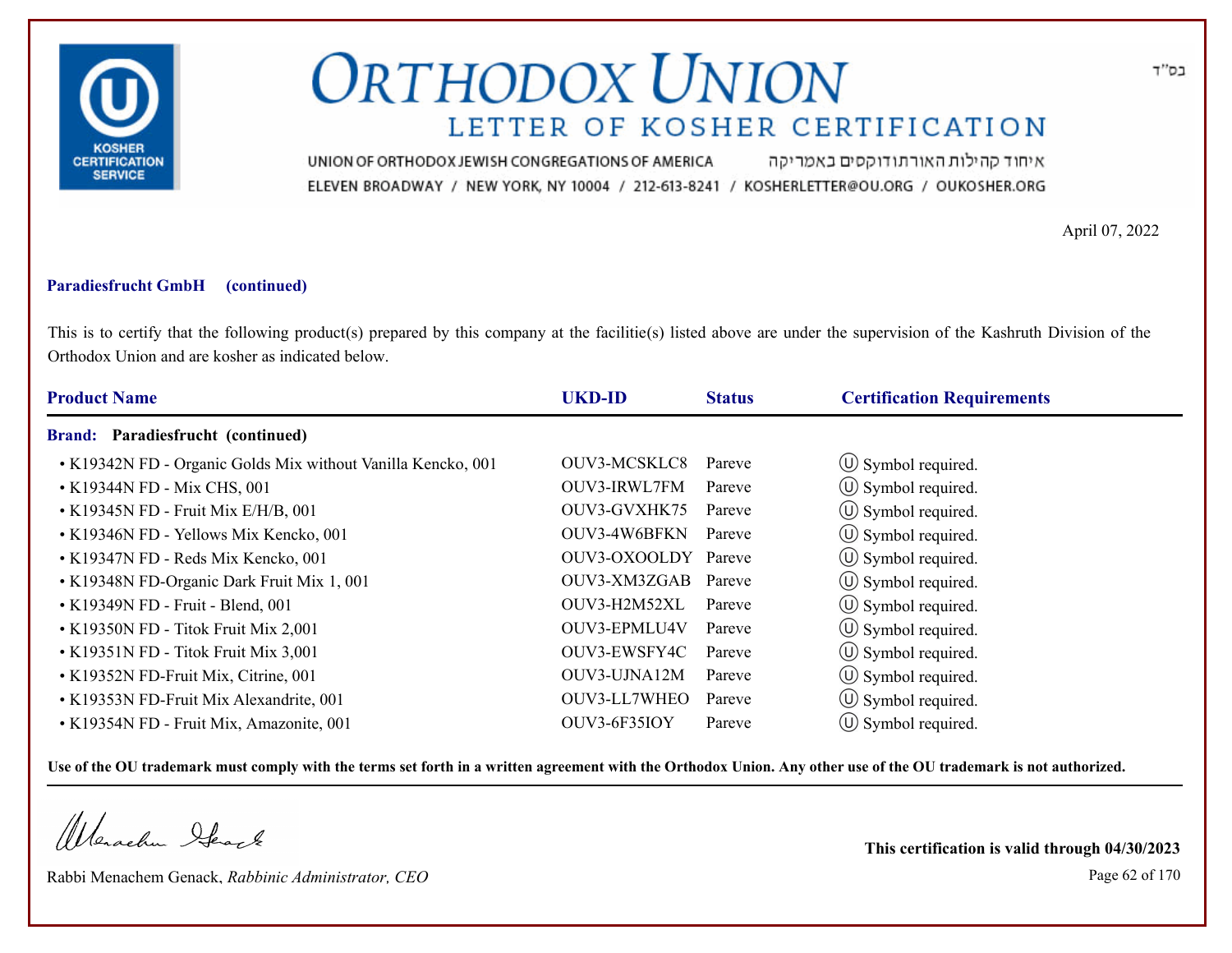# ORTHODOX UNION

## LETTER OF KOSHER CERTIFICATION

בס"ד

UNION OF ORTHODOX JEWISH CONGREGATIONS OF AMERICA איחוד קהילות האורתודוקסים באמריקה

ELEVEN BROADWAY / NEW YORK, NY 10004 / 212-613-8241 / KOSHERLETTER@OU.ORG / OUKOSHER.ORG

April 07, 2022

**Paradiesfrucht GmbH (continued)**

This is to certify that the following product(s) prepared by this company at the facilitie(s) listed above are under the supervision of the Kashruth Division of the Orthodox Union and are kosher as indicated below.

| Product Name | UKD-ID | Status | Certification Requirements |
|---|---|---|---|
| **Brand: Paradiesfrucht (continued)** | | | |
| • K19342N FD - Organic Golds Mix without Vanilla Kencko, 001 | OUV3-MCSKLC8 | Pareve | Ⓤ Symbol required. |
| • K19344N FD - Mix CHS, 001 | OUV3-IRWL7FM | Pareve | Ⓤ Symbol required. |
| • K19345N FD - Fruit Mix E/H/B, 001 | OUV3-GVXHK75 | Pareve | Ⓤ Symbol required. |
| • K19346N FD - Yellows Mix Kencko, 001 | OUV3-4W6BFKN | Pareve | Ⓤ Symbol required. |
| • K19347N FD - Reds Mix Kencko, 001 | OUV3-OXOOLDY | Pareve | Ⓤ Symbol required. |
| • K19348N FD-Organic Dark Fruit Mix 1, 001 | OUV3-XM3ZGAB | Pareve | Ⓤ Symbol required. |
| • K19349N FD - Fruit - Blend, 001 | OUV3-H2M52XL | Pareve | Ⓤ Symbol required. |
| • K19350N FD - Titok Fruit Mix 2,001 | OUV3-EPMLU4V | Pareve | Ⓤ Symbol required. |
| • K19351N FD - Titok Fruit Mix 3,001 | OUV3-EWSFY4C | Pareve | Ⓤ Symbol required. |
| • K19352N FD-Fruit Mix, Citrine, 001 | OUV3-UJNA12M | Pareve | Ⓤ Symbol required. |
| • K19353N FD-Fruit Mix Alexandrite, 001 | OUV3-LL7WHEO | Pareve | Ⓤ Symbol required. |
| • K19354N FD - Fruit Mix, Amazonite, 001 | OUV3-6F35IOY | Pareve | Ⓤ Symbol required. |

**Use of the OU trademark must comply with the terms set forth in a written agreement with the Orthodox Union. Any other use of the OU trademark is not authorized.**

Rabbi Menachem Genack, *Rabbinic Administrator, CEO*

**This certification is valid through 04/30/2023**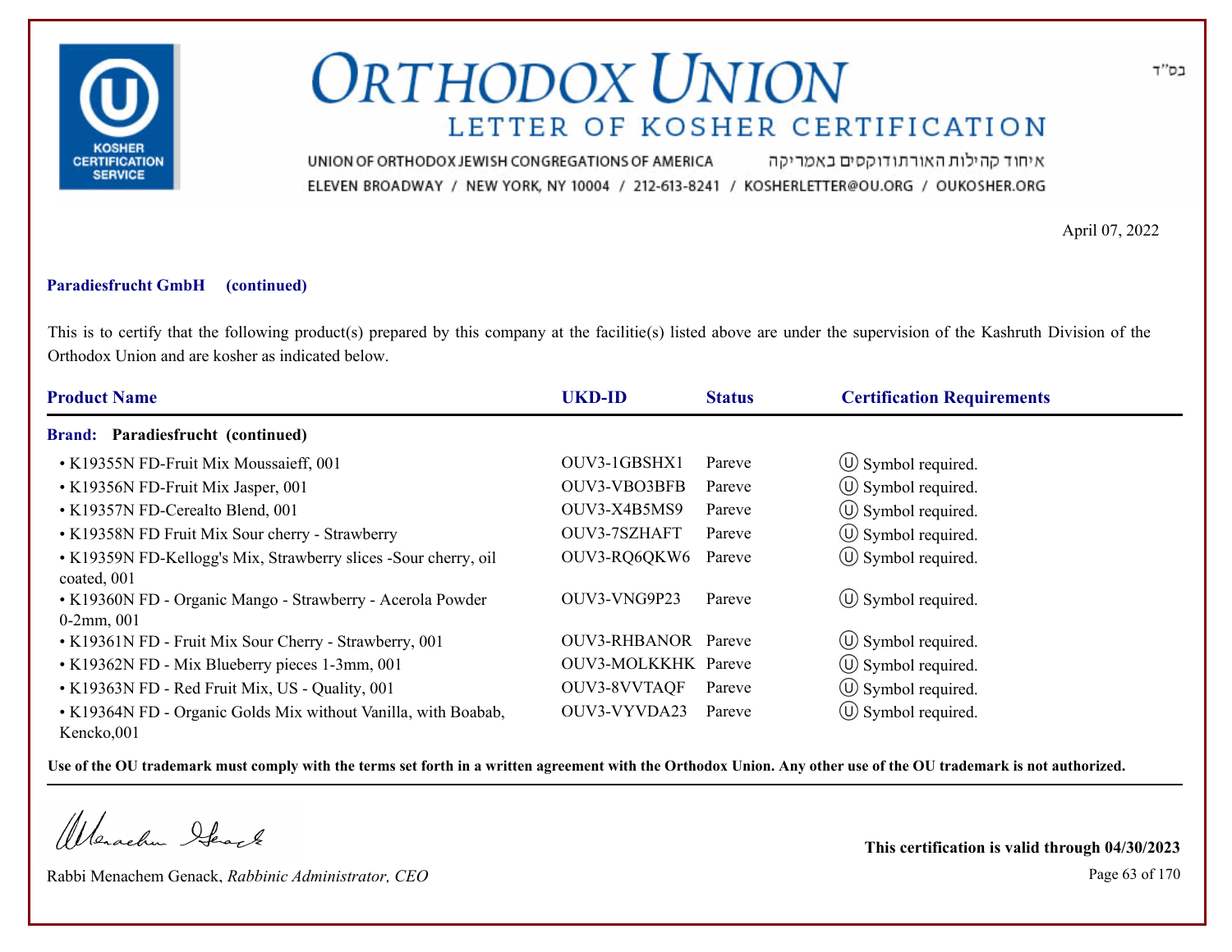# ORTHODOX UNION

## LETTER OF KOSHER CERTIFICATION

UNION OF ORTHODOX JEWISH CONGREGATIONS OF AMERICA איחוד קהילות האורתודוקסים באמריקה

ELEVEN BROADWAY / NEW YORK, NY 10004 / 212-613-8241 / KOSHERLETTER@OU.ORG / OUKOSHER.ORG

בס"ד

April 07, 2022

**Paradiesfrucht GmbH (continued)**

This is to certify that the following product(s) prepared by this company at the facilitie(s) listed above are under the supervision of the Kashruth Division of the Orthodox Union and are kosher as indicated below.

| Product Name | UKD-ID | Status | Certification Requirements |
|---|---|---|---|
| **Brand: Paradiesfrucht (continued)** | | | |
| • K19355N FD-Fruit Mix Moussaieff, 001 | OUV3-1GBSHX1 | Pareve | Ⓤ Symbol required. |
| • K19356N FD-Fruit Mix Jasper, 001 | OUV3-VBO3BFB | Pareve | Ⓤ Symbol required. |
| • K19357N FD-Cerealto Blend, 001 | OUV3-X4B5MS9 | Pareve | Ⓤ Symbol required. |
| • K19358N FD Fruit Mix Sour cherry - Strawberry | OUV3-7SZHAFT | Pareve | Ⓤ Symbol required. |
| • K19359N FD-Kellogg's Mix, Strawberry slices -Sour cherry, oil coated, 001 | OUV3-RQ6QKW6 | Pareve | Ⓤ Symbol required. |
| • K19360N FD - Organic Mango - Strawberry - Acerola Powder 0-2mm, 001 | OUV3-VNG9P23 | Pareve | Ⓤ Symbol required. |
| • K19361N FD - Fruit Mix Sour Cherry - Strawberry, 001 | OUV3-RHBANOR | Pareve | Ⓤ Symbol required. |
| • K19362N FD - Mix Blueberry pieces 1-3mm, 001 | OUV3-MOLKKHK | Pareve | Ⓤ Symbol required. |
| • K19363N FD - Red Fruit Mix, US - Quality, 001 | OUV3-8VVTAQF | Pareve | Ⓤ Symbol required. |
| • K19364N FD - Organic Golds Mix without Vanilla, with Boabab, Kencko,001 | OUV3-VYVDA23 | Pareve | Ⓤ Symbol required. |

**Use of the OU trademark must comply with the terms set forth in a written agreement with the Orthodox Union. Any other use of the OU trademark is not authorized.**

Rabbi Menachem Genack, *Rabbinic Administrator, CEO*

**This certification is valid through 04/30/2023**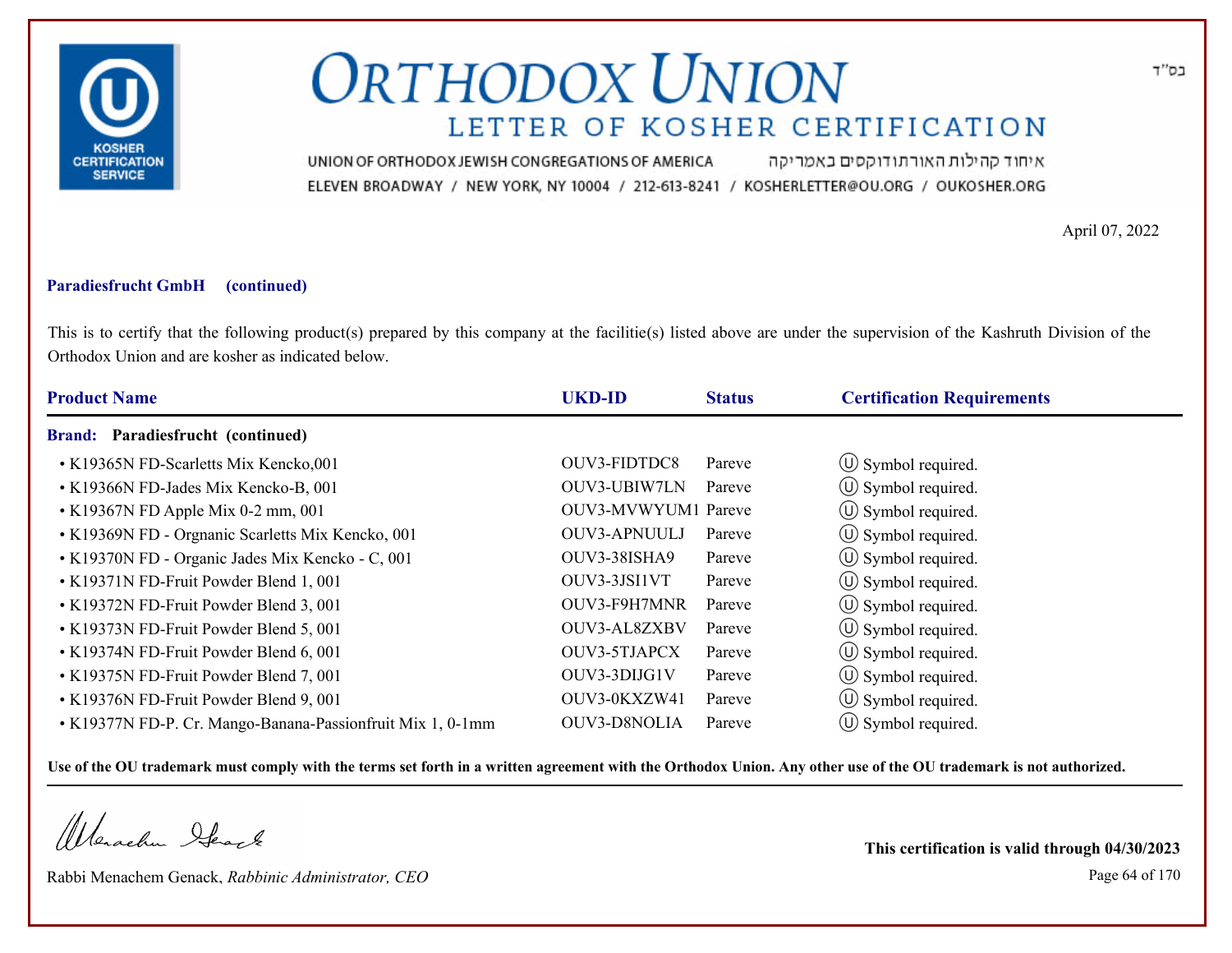# ORTHODOX UNION

## LETTER OF KOSHER CERTIFICATION

בס"ד

UNION OF ORTHODOX JEWISH CONGREGATIONS OF AMERICA איחוד קהילות האורתודוקסים באמריקה

ELEVEN BROADWAY / NEW YORK, NY 10004 / 212-613-8241 / KOSHERLETTER@OU.ORG / OUKOSHER.ORG

April 07, 2022

**Paradiesfrucht GmbH (continued)**

This is to certify that the following product(s) prepared by this company at the facilitie(s) listed above are under the supervision of the Kashruth Division of the Orthodox Union and are kosher as indicated below.

| Product Name | UKD-ID | Status | Certification Requirements |
|---|---|---|---|
| **Brand: Paradiesfrucht (continued)** | | | |
| • K19365N FD-Scarletts Mix Kencko,001 | OUV3-FIDTDC8 | Pareve | Ⓤ Symbol required. |
| • K19366N FD-Jades Mix Kencko-B, 001 | OUV3-UBIW7LN | Pareve | Ⓤ Symbol required. |
| • K19367N FD Apple Mix 0-2 mm, 001 | OUV3-MVWYUM1 | Pareve | Ⓤ Symbol required. |
| • K19369N FD - Orgnanic Scarletts Mix Kencko, 001 | OUV3-APNUULJ | Pareve | Ⓤ Symbol required. |
| • K19370N FD - Organic Jades Mix Kencko - C, 001 | OUV3-38ISHA9 | Pareve | Ⓤ Symbol required. |
| • K19371N FD-Fruit Powder Blend 1, 001 | OUV3-3JSI1VT | Pareve | Ⓤ Symbol required. |
| • K19372N FD-Fruit Powder Blend 3, 001 | OUV3-F9H7MNR | Pareve | Ⓤ Symbol required. |
| • K19373N FD-Fruit Powder Blend 5, 001 | OUV3-AL8ZXBV | Pareve | Ⓤ Symbol required. |
| • K19374N FD-Fruit Powder Blend 6, 001 | OUV3-5TJAPCX | Pareve | Ⓤ Symbol required. |
| • K19375N FD-Fruit Powder Blend 7, 001 | OUV3-3DIJG1V | Pareve | Ⓤ Symbol required. |
| • K19376N FD-Fruit Powder Blend 9, 001 | OUV3-0KXZW41 | Pareve | Ⓤ Symbol required. |
| • K19377N FD-P. Cr. Mango-Banana-Passionfruit Mix 1, 0-1mm | OUV3-D8NOLIA | Pareve | Ⓤ Symbol required. |

**Use of the OU trademark must comply with the terms set forth in a written agreement with the Orthodox Union. Any other use of the OU trademark is not authorized.**

Rabbi Menachem Genack, *Rabbinic Administrator, CEO*

**This certification is valid through 04/30/2023**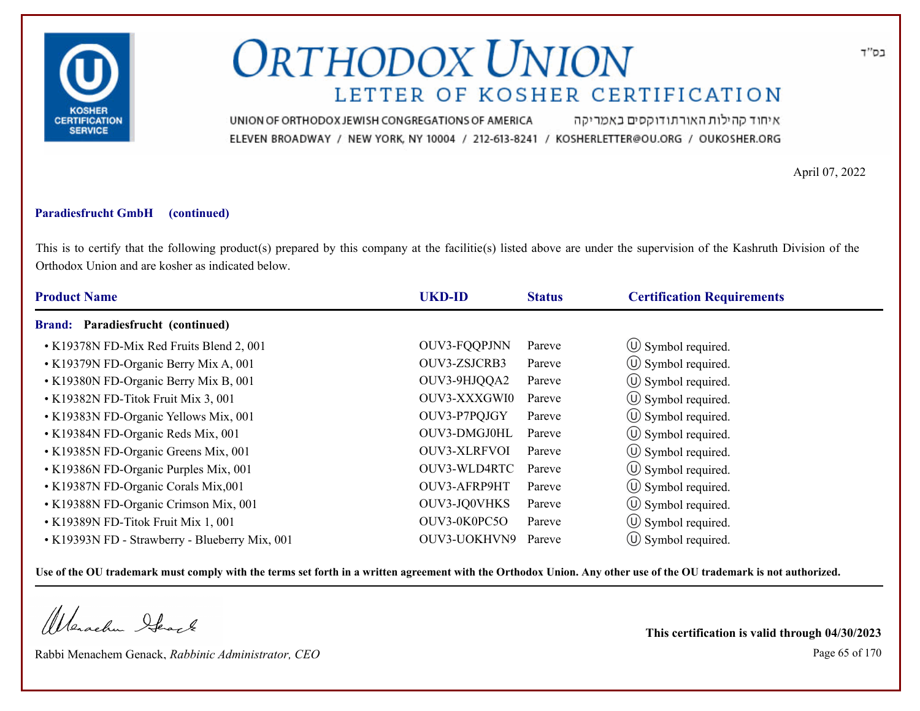# ORTHODOX UNION

## LETTER OF KOSHER CERTIFICATION

בס"ד

UNION OF ORTHODOX JEWISH CONGREGATIONS OF AMERICA איחוד קהילות האורתודוקסים באמריקה

ELEVEN BROADWAY / NEW YORK, NY 10004 / 212-613-8241 / KOSHERLETTER@OU.ORG / OUKOSHER.ORG

April 07, 2022

**Paradiesfrucht GmbH (continued)**

This is to certify that the following product(s) prepared by this company at the facilitie(s) listed above are under the supervision of the Kashruth Division of the Orthodox Union and are kosher as indicated below.

| Product Name | UKD-ID | Status | Certification Requirements |
|---|---|---|---|
| **Brand: Paradiesfrucht (continued)** | | | |
| • K19378N FD-Mix Red Fruits Blend 2, 001 | OUV3-FQQPJNN | Pareve | Ⓤ Symbol required. |
| • K19379N FD-Organic Berry Mix A, 001 | OUV3-ZSJCRB3 | Pareve | Ⓤ Symbol required. |
| • K19380N FD-Organic Berry Mix B, 001 | OUV3-9HJQQA2 | Pareve | Ⓤ Symbol required. |
| • K19382N FD-Titok Fruit Mix 3, 001 | OUV3-XXXGWI0 | Pareve | Ⓤ Symbol required. |
| • K19383N FD-Organic Yellows Mix, 001 | OUV3-P7PQJGY | Pareve | Ⓤ Symbol required. |
| • K19384N FD-Organic Reds Mix, 001 | OUV3-DMGJ0HL | Pareve | Ⓤ Symbol required. |
| • K19385N FD-Organic Greens Mix, 001 | OUV3-XLRFVOI | Pareve | Ⓤ Symbol required. |
| • K19386N FD-Organic Purples Mix, 001 | OUV3-WLD4RTC | Pareve | Ⓤ Symbol required. |
| • K19387N FD-Organic Corals Mix,001 | OUV3-AFRP9HT | Pareve | Ⓤ Symbol required. |
| • K19388N FD-Organic Crimson Mix, 001 | OUV3-JQ0VHKS | Pareve | Ⓤ Symbol required. |
| • K19389N FD-Titok Fruit Mix 1, 001 | OUV3-0K0PC5O | Pareve | Ⓤ Symbol required. |
| • K19393N FD - Strawberry - Blueberry Mix, 001 | OUV3-UOKHVN9 | Pareve | Ⓤ Symbol required. |

**Use of the OU trademark must comply with the terms set forth in a written agreement with the Orthodox Union. Any other use of the OU trademark is not authorized.**

Rabbi Menachem Genack, *Rabbinic Administrator, CEO*

**This certification is valid through 04/30/2023**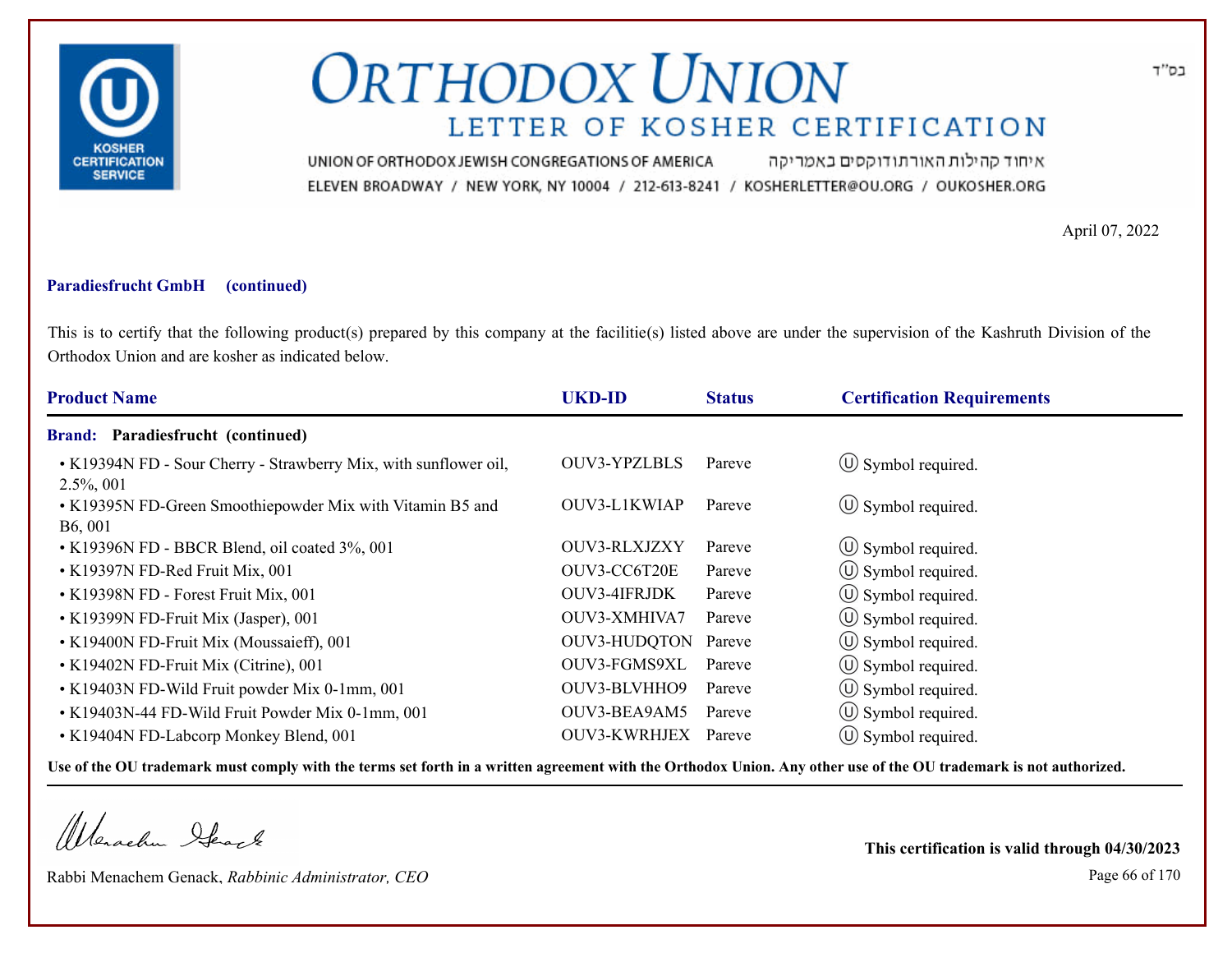# ORTHODOX UNION

## LETTER OF KOSHER CERTIFICATION

UNION OF ORTHODOX JEWISH CONGREGATIONS OF AMERICA איחוד קהילות האורתודוקסים באמריקה

ELEVEN BROADWAY / NEW YORK, NY 10004 / 212-613-8241 / KOSHERLETTER@OU.ORG / OUKOSHER.ORG

בס"ד

April 07, 2022

**Paradiesfrucht GmbH (continued)**

This is to certify that the following product(s) prepared by this company at the facilitie(s) listed above are under the supervision of the Kashruth Division of the Orthodox Union and are kosher as indicated below.

| Product Name | UKD-ID | Status | Certification Requirements |
|---|---|---|---|
| **Brand: Paradiesfrucht (continued)** | | | |
| • K19394N FD - Sour Cherry - Strawberry Mix, with sunflower oil, 2.5%, 001 | OUV3-YPZLBLS | Pareve | Ⓤ Symbol required. |
| • K19395N FD-Green Smoothiepowder Mix with Vitamin B5 and B6, 001 | OUV3-L1KWIAP | Pareve | Ⓤ Symbol required. |
| • K19396N FD - BBCR Blend, oil coated 3%, 001 | OUV3-RLXJZXY | Pareve | Ⓤ Symbol required. |
| • K19397N FD-Red Fruit Mix, 001 | OUV3-CC6T20E | Pareve | Ⓤ Symbol required. |
| • K19398N FD - Forest Fruit Mix, 001 | OUV3-4IFRJDK | Pareve | Ⓤ Symbol required. |
| • K19399N FD-Fruit Mix (Jasper), 001 | OUV3-XMHIVA7 | Pareve | Ⓤ Symbol required. |
| • K19400N FD-Fruit Mix (Moussaieff), 001 | OUV3-HUDQTON | Pareve | Ⓤ Symbol required. |
| • K19402N FD-Fruit Mix (Citrine), 001 | OUV3-FGMS9XL | Pareve | Ⓤ Symbol required. |
| • K19403N FD-Wild Fruit powder Mix 0-1mm, 001 | OUV3-BLVHHO9 | Pareve | Ⓤ Symbol required. |
| • K19403N-44 FD-Wild Fruit Powder Mix 0-1mm, 001 | OUV3-BEA9AM5 | Pareve | Ⓤ Symbol required. |
| • K19404N FD-Labcorp Monkey Blend, 001 | OUV3-KWRHJEX | Pareve | Ⓤ Symbol required. |

**Use of the OU trademark must comply with the terms set forth in a written agreement with the Orthodox Union. Any other use of the OU trademark is not authorized.**

Rabbi Menachem Genack, *Rabbinic Administrator, CEO*

**This certification is valid through 04/30/2023**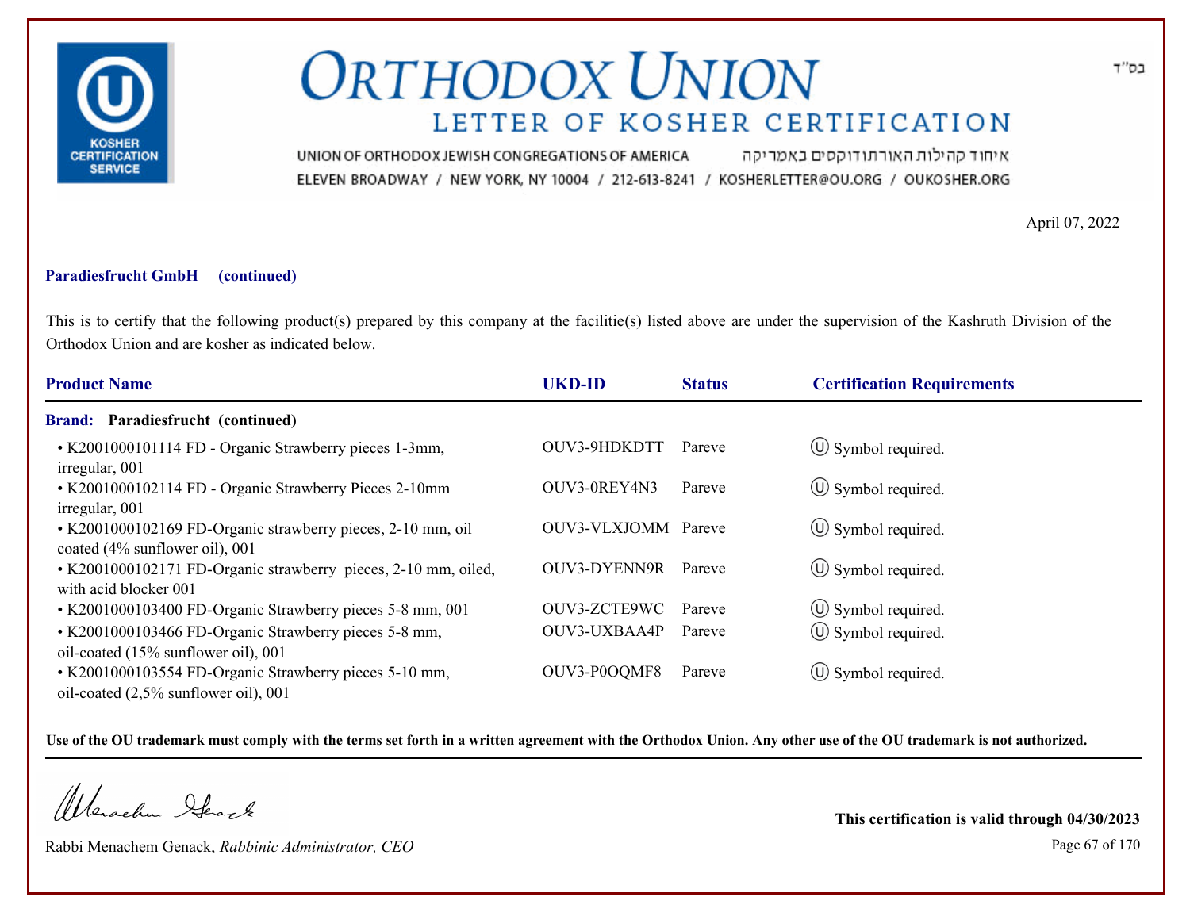# ORTHODOX UNION
## LETTER OF KOSHER CERTIFICATION

בס"ד

UNION OF ORTHODOX JEWISH CONGREGATIONS OF AMERICA איחוד קהילות האורתודוקסים באמריקה
ELEVEN BROADWAY / NEW YORK, NY 10004 / 212-613-8241 / KOSHERLETTER@OU.ORG / OUKOSHER.ORG

April 07, 2022

**Paradiesfrucht GmbH (continued)**

This is to certify that the following product(s) prepared by this company at the facilitie(s) listed above are under the supervision of the Kashruth Division of the Orthodox Union and are kosher as indicated below.

| Product Name | UKD-ID | Status | Certification Requirements |
|---|---|---|---|
| **Brand: Paradiesfrucht (continued)** | | | |
| • K2001000101114 FD - Organic Strawberry pieces 1-3mm, irregular, 001 | OUV3-9HDKDTT | Pareve | Ⓤ Symbol required. |
| • K2001000102114 FD - Organic Strawberry Pieces 2-10mm irregular, 001 | OUV3-0REY4N3 | Pareve | Ⓤ Symbol required. |
| • K2001000102169 FD-Organic strawberry pieces, 2-10 mm, oil coated (4% sunflower oil), 001 | OUV3-VLXJOMM | Pareve | Ⓤ Symbol required. |
| • K2001000102171 FD-Organic strawberry pieces, 2-10 mm, oiled, with acid blocker 001 | OUV3-DYENN9R | Pareve | Ⓤ Symbol required. |
| • K2001000103400 FD-Organic Strawberry pieces 5-8 mm, 001 | OUV3-ZCTE9WC | Pareve | Ⓤ Symbol required. |
| • K2001000103466 FD-Organic Strawberry pieces 5-8 mm, oil-coated (15% sunflower oil), 001 | OUV3-UXBAA4P | Pareve | Ⓤ Symbol required. |
| • K2001000103554 FD-Organic Strawberry pieces 5-10 mm, oil-coated (2,5% sunflower oil), 001 | OUV3-P0OQMF8 | Pareve | Ⓤ Symbol required. |

**Use of the OU trademark must comply with the terms set forth in a written agreement with the Orthodox Union. Any other use of the OU trademark is not authorized.**

Rabbi Menachem Genack, *Rabbinic Administrator, CEO*

**This certification is valid through 04/30/2023**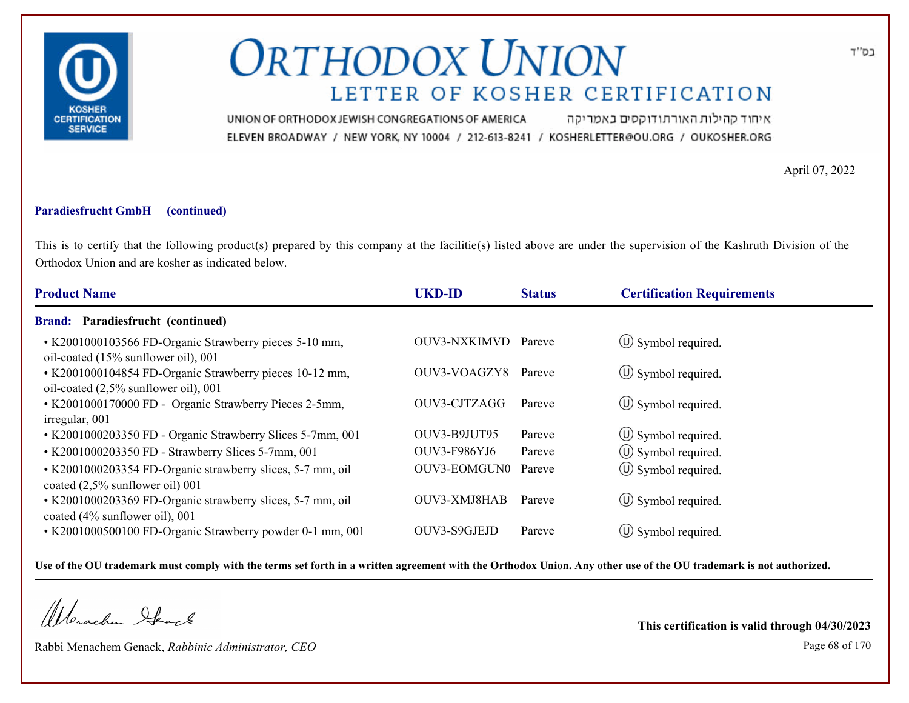# ORTHODOX UNION

## LETTER OF KOSHER CERTIFICATION

בס"ד

UNION OF ORTHODOX JEWISH CONGREGATIONS OF AMERICA איחוד קהילות האורתודוקסים באמריקה

ELEVEN BROADWAY / NEW YORK, NY 10004 / 212-613-8241 / KOSHERLETTER@OU.ORG / OUKOSHER.ORG

April 07, 2022

**Paradiesfrucht GmbH (continued)**

This is to certify that the following product(s) prepared by this company at the facilitie(s) listed above are under the supervision of the Kashruth Division of the Orthodox Union and are kosher as indicated below.

| Product Name | UKD-ID | Status | Certification Requirements |
|---|---|---|---|
| **Brand: Paradiesfrucht (continued)** | | | |
| • K2001000103566 FD-Organic Strawberry pieces 5-10 mm, oil-coated (15% sunflower oil), 001 | OUV3-NXKIMVD | Pareve | Ⓤ Symbol required. |
| • K2001000104854 FD-Organic Strawberry pieces 10-12 mm, oil-coated (2,5% sunflower oil), 001 | OUV3-VOAGZY8 | Pareve | Ⓤ Symbol required. |
| • K2001000170000 FD - Organic Strawberry Pieces 2-5mm, irregular, 001 | OUV3-CJTZAGG | Pareve | Ⓤ Symbol required. |
| • K2001000203350 FD - Organic Strawberry Slices 5-7mm, 001 | OUV3-B9JUT95 | Pareve | Ⓤ Symbol required. |
| • K2001000203350 FD - Strawberry Slices 5-7mm, 001 | OUV3-F986YJ6 | Pareve | Ⓤ Symbol required. |
| • K2001000203354 FD-Organic strawberry slices, 5-7 mm, oil coated (2,5% sunflower oil) 001 | OUV3-EOMGUN0 | Pareve | Ⓤ Symbol required. |
| • K2001000203369 FD-Organic strawberry slices, 5-7 mm, oil coated (4% sunflower oil), 001 | OUV3-XMJ8HAB | Pareve | Ⓤ Symbol required. |
| • K2001000500100 FD-Organic Strawberry powder 0-1 mm, 001 | OUV3-S9GJEJD | Pareve | Ⓤ Symbol required. |

**Use of the OU trademark must comply with the terms set forth in a written agreement with the Orthodox Union. Any other use of the OU trademark is not authorized.**

Rabbi Menachem Genack, *Rabbinic Administrator, CEO*

**This certification is valid through 04/30/2023**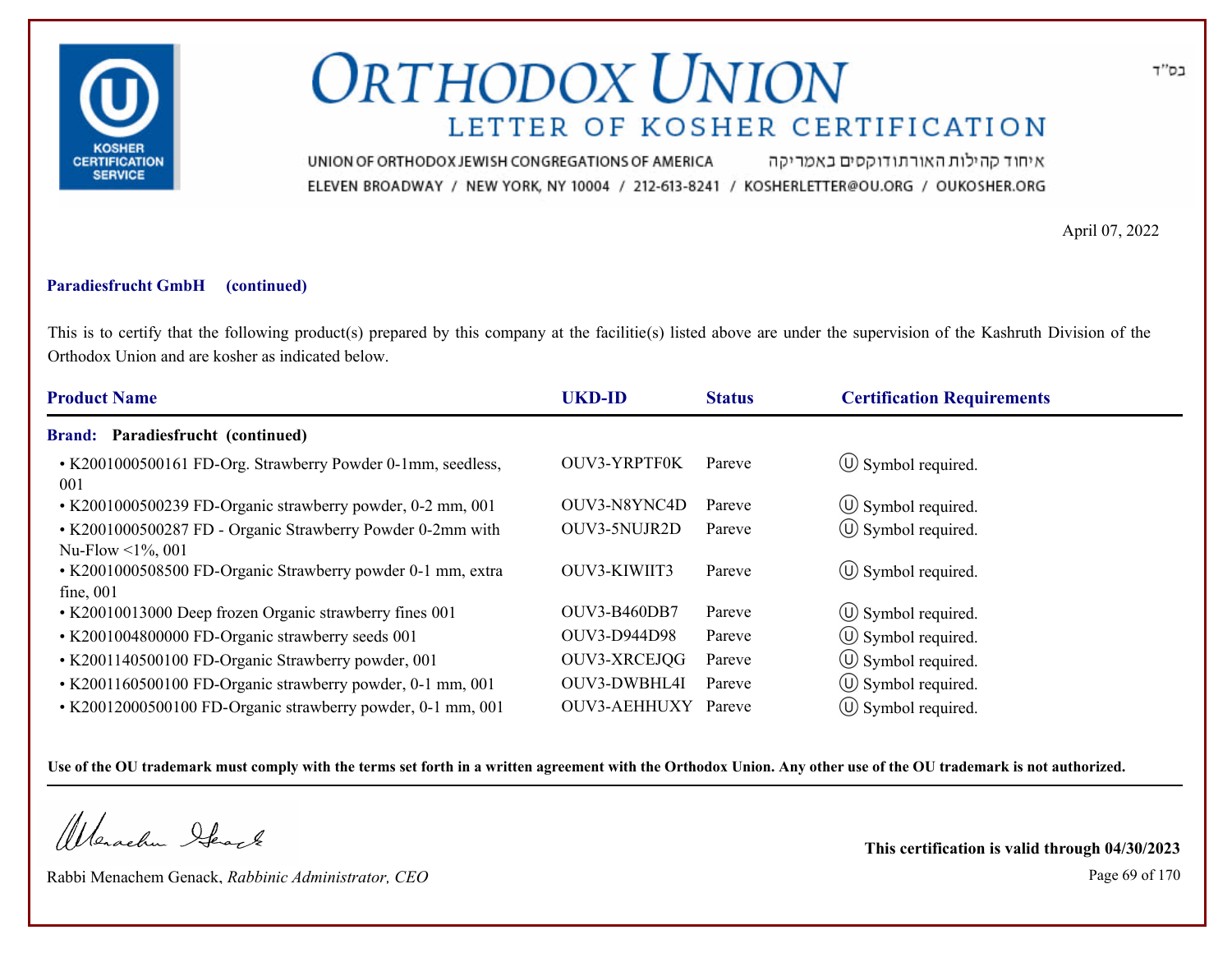בס"ד

# ORTHODOX UNION

## LETTER OF KOSHER CERTIFICATION

UNION OF ORTHODOX JEWISH CONGREGATIONS OF AMERICA איחוד קהילות האורתודוקסים באמריקה
ELEVEN BROADWAY / NEW YORK, NY 10004 / 212-613-8241 / KOSHERLETTER@OU.ORG / OUKOSHER.ORG

April 07, 2022

**Paradiesfrucht GmbH (continued)**

This is to certify that the following product(s) prepared by this company at the facilitie(s) listed above are under the supervision of the Kashruth Division of the Orthodox Union and are kosher as indicated below.

| Product Name | UKD-ID | Status | Certification Requirements |
|---|---|---|---|
| **Brand: Paradiesfrucht (continued)** | | | |
| • K2001000500161 FD-Org. Strawberry Powder 0-1mm, seedless, 001 | OUV3-YRPTF0K | Pareve | Ⓤ Symbol required. |
| • K2001000500239 FD-Organic strawberry powder, 0-2 mm, 001 | OUV3-N8YNC4D | Pareve | Ⓤ Symbol required. |
| • K2001000500287 FD - Organic Strawberry Powder 0-2mm with Nu-Flow <1%, 001 | OUV3-5NUJR2D | Pareve | Ⓤ Symbol required. |
| • K2001000508500 FD-Organic Strawberry powder 0-1 mm, extra fine, 001 | OUV3-KIWIIT3 | Pareve | Ⓤ Symbol required. |
| • K20010013000 Deep frozen Organic strawberry fines 001 | OUV3-B460DB7 | Pareve | Ⓤ Symbol required. |
| • K2001004800000 FD-Organic strawberry seeds 001 | OUV3-D944D98 | Pareve | Ⓤ Symbol required. |
| • K2001140500100 FD-Organic Strawberry powder, 001 | OUV3-XRCEJQG | Pareve | Ⓤ Symbol required. |
| • K2001160500100 FD-Organic strawberry powder, 0-1 mm, 001 | OUV3-DWBHL4I | Pareve | Ⓤ Symbol required. |
| • K20012000500100 FD-Organic strawberry powder, 0-1 mm, 001 | OUV3-AEHHUXY | Pareve | Ⓤ Symbol required. |

**Use of the OU trademark must comply with the terms set forth in a written agreement with the Orthodox Union. Any other use of the OU trademark is not authorized.**

Rabbi Menachem Genack, *Rabbinic Administrator, CEO*

**This certification is valid through 04/30/2023**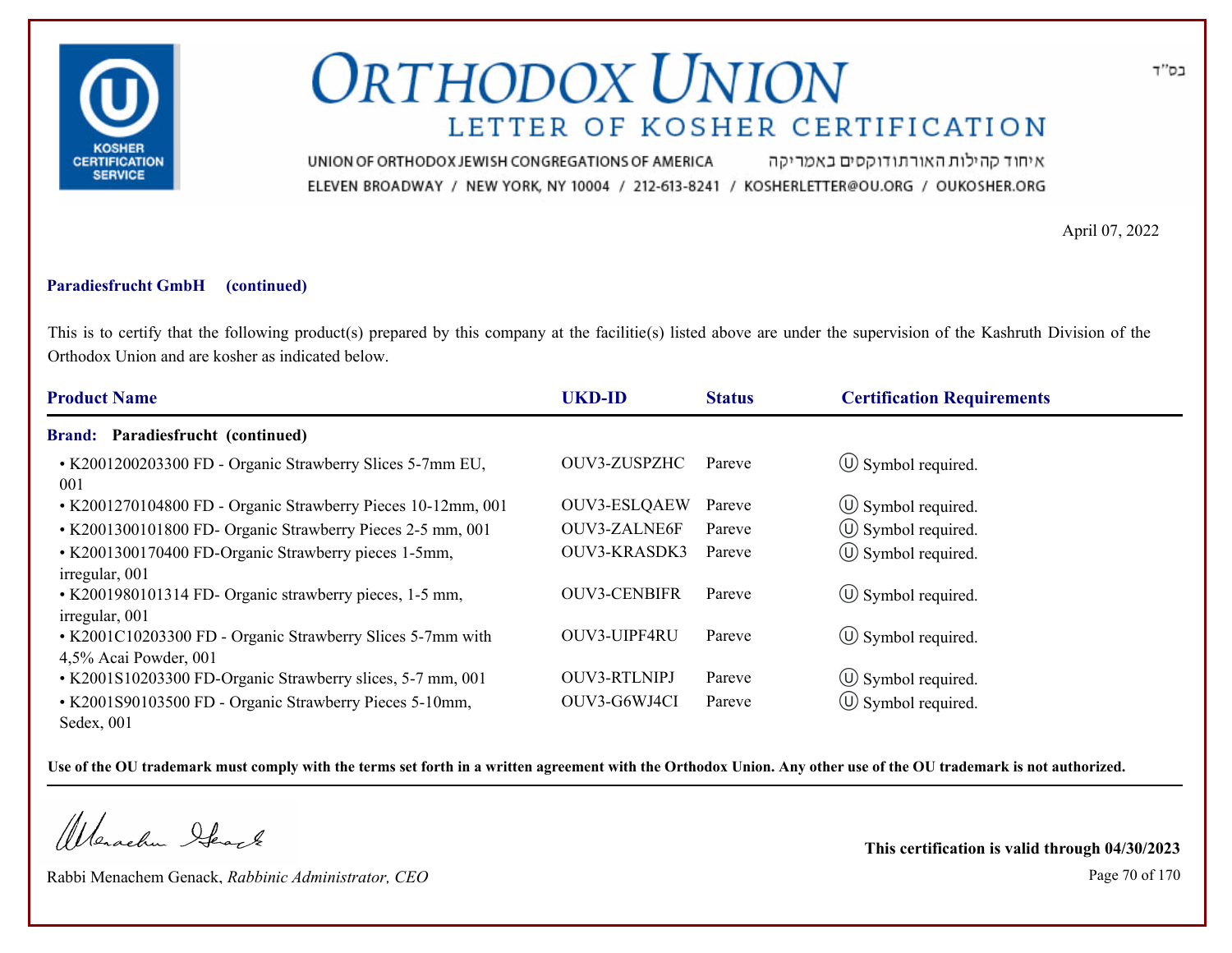# ORTHODOX UNION

## LETTER OF KOSHER CERTIFICATION

UNION OF ORTHODOX JEWISH CONGREGATIONS OF AMERICA איחוד קהילות האורתודוקסים באמריקה
ELEVEN BROADWAY / NEW YORK, NY 10004 / 212-613-8241 / KOSHERLETTER@OU.ORG / OUKOSHER.ORG

בס"ד

April 07, 2022

**Paradiesfrucht GmbH (continued)**

This is to certify that the following product(s) prepared by this company at the facilitie(s) listed above are under the supervision of the Kashruth Division of the Orthodox Union and are kosher as indicated below.

| Product Name | UKD-ID | Status | Certification Requirements |
|---|---|---|---|
| **Brand: Paradiesfrucht (continued)** | | | |
| • K2001200203300 FD - Organic Strawberry Slices 5-7mm EU, 001 | OUV3-ZUSPZHC | Pareve | Ⓤ Symbol required. |
| • K2001270104800 FD - Organic Strawberry Pieces 10-12mm, 001 | OUV3-ESLQAEW | Pareve | Ⓤ Symbol required. |
| • K2001300101800 FD- Organic Strawberry Pieces 2-5 mm, 001 | OUV3-ZALNE6F | Pareve | Ⓤ Symbol required. |
| • K2001300170400 FD-Organic Strawberry pieces 1-5mm, irregular, 001 | OUV3-KRASDK3 | Pareve | Ⓤ Symbol required. |
| • K2001980101314 FD- Organic strawberry pieces, 1-5 mm, irregular, 001 | OUV3-CENBIFR | Pareve | Ⓤ Symbol required. |
| • K2001C10203300 FD - Organic Strawberry Slices 5-7mm with 4,5% Acai Powder, 001 | OUV3-UIPF4RU | Pareve | Ⓤ Symbol required. |
| • K2001S10203300 FD-Organic Strawberry slices, 5-7 mm, 001 | OUV3-RTLNIPJ | Pareve | Ⓤ Symbol required. |
| • K2001S90103500 FD - Organic Strawberry Pieces 5-10mm, Sedex, 001 | OUV3-G6WJ4CI | Pareve | Ⓤ Symbol required. |

**Use of the OU trademark must comply with the terms set forth in a written agreement with the Orthodox Union. Any other use of the OU trademark is not authorized.**

Rabbi Menachem Genack, *Rabbinic Administrator, CEO*

**This certification is valid through 04/30/2023**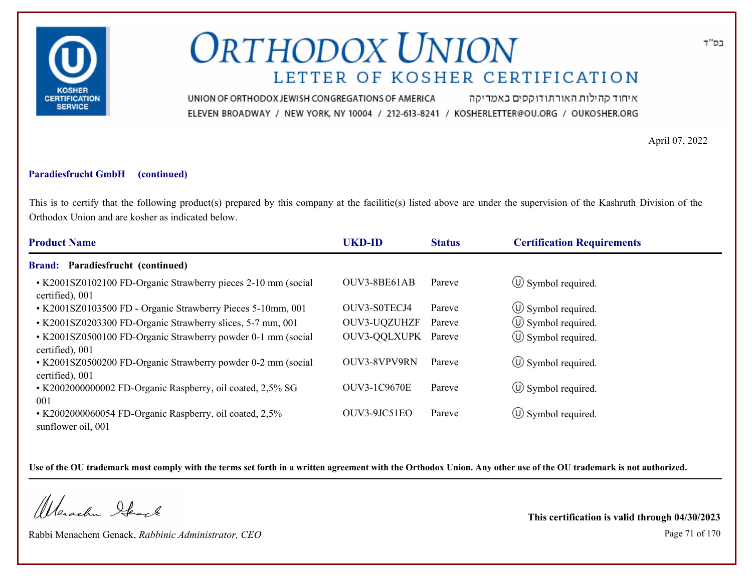# ORTHODOX UNION

## LETTER OF KOSHER CERTIFICATION

UNION OF ORTHODOX JEWISH CONGREGATIONS OF AMERICA איחוד קהילות האורתודוקסים באמריקה

ELEVEN BROADWAY / NEW YORK, NY 10004 / 212-613-8241 / KOSHERLETTER@OU.ORG / OUKOSHER.ORG

בס"ד

April 07, 2022

**Paradiesfrucht GmbH (continued)**

This is to certify that the following product(s) prepared by this company at the facilitie(s) listed above are under the supervision of the Kashruth Division of the Orthodox Union and are kosher as indicated below.

| Product Name | UKD-ID | Status | Certification Requirements |
|---|---|---|---|
| **Brand: Paradiesfrucht (continued)** | | | |
| • K2001SZ0102100 FD-Organic Strawberry pieces 2-10 mm (social certified), 001 | OUV3-8BE61AB | Pareve | Ⓤ Symbol required. |
| • K2001SZ0103500 FD - Organic Strawberry Pieces 5-10mm, 001 | OUV3-S0TECJ4 | Pareve | Ⓤ Symbol required. |
| • K2001SZ0203300 FD-Organic Strawberry slices, 5-7 mm, 001 | OUV3-UQZUHZF | Pareve | Ⓤ Symbol required. |
| • K2001SZ0500100 FD-Organic Strawberry powder 0-1 mm (social certified), 001 | OUV3-QQLXUPK | Pareve | Ⓤ Symbol required. |
| • K2001SZ0500200 FD-Organic Strawberry powder 0-2 mm (social certified), 001 | OUV3-8VPV9RN | Pareve | Ⓤ Symbol required. |
| • K2002000000002 FD-Organic Raspberry, oil coated, 2,5% SG 001 | OUV3-1C9670E | Pareve | Ⓤ Symbol required. |
| • K2002000060054 FD-Organic Raspberry, oil coated, 2,5% sunflower oil, 001 | OUV3-9JC51EO | Pareve | Ⓤ Symbol required. |

**Use of the OU trademark must comply with the terms set forth in a written agreement with the Orthodox Union. Any other use of the OU trademark is not authorized.**

Rabbi Menachem Genack, *Rabbinic Administrator, CEO*

**This certification is valid through 04/30/2023**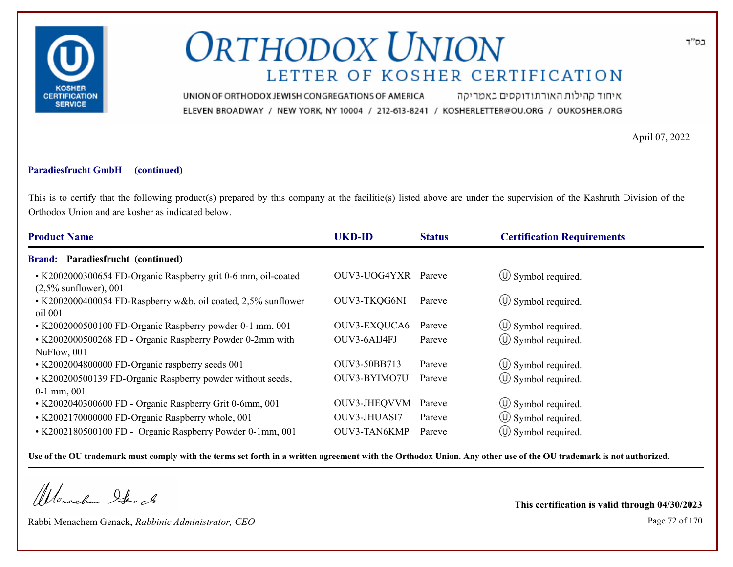# ORTHODOX UNION

## LETTER OF KOSHER CERTIFICATION

UNION OF ORTHODOX JEWISH CONGREGATIONS OF AMERICA איחוד קהילות האורתודוקסים באמריקה

ELEVEN BROADWAY / NEW YORK, NY 10004 / 212-613-8241 / KOSHERLETTER@OU.ORG / OUKOSHER.ORG

בס"ד

April 07, 2022

**Paradiesfrucht GmbH (continued)**

This is to certify that the following product(s) prepared by this company at the facilitie(s) listed above are under the supervision of the Kashruth Division of the Orthodox Union and are kosher as indicated below.

| Product Name | UKD-ID | Status | Certification Requirements |
|---|---|---|---|
| **Brand: Paradiesfrucht (continued)** | | | |
| • K2002000300654 FD-Organic Raspberry grit 0-6 mm, oil-coated (2,5% sunflower), 001 | OUV3-UOG4YXR | Pareve | Ⓤ Symbol required. |
| • K2002000400054 FD-Raspberry w&b, oil coated, 2,5% sunflower oil 001 | OUV3-TKQG6NI | Pareve | Ⓤ Symbol required. |
| • K2002000500100 FD-Organic Raspberry powder 0-1 mm, 001 | OUV3-EXQUCA6 | Pareve | Ⓤ Symbol required. |
| • K2002000500268 FD - Organic Raspberry Powder 0-2mm with NuFlow, 001 | OUV3-6AIJ4FJ | Pareve | Ⓤ Symbol required. |
| • K2002004800000 FD-Organic raspberry seeds 001 | OUV3-50BB713 | Pareve | Ⓤ Symbol required. |
| • K200200500139 FD-Organic Raspberry powder without seeds, 0-1 mm, 001 | OUV3-BYIMO7U | Pareve | Ⓤ Symbol required. |
| • K2002040300600 FD - Organic Raspberry Grit 0-6mm, 001 | OUV3-JHEQVVM | Pareve | Ⓤ Symbol required. |
| • K2002170000000 FD-Organic Raspberry whole, 001 | OUV3-JHUASI7 | Pareve | Ⓤ Symbol required. |
| • K2002180500100 FD - Organic Raspberry Powder 0-1mm, 001 | OUV3-TAN6KMP | Pareve | Ⓤ Symbol required. |

**Use of the OU trademark must comply with the terms set forth in a written agreement with the Orthodox Union. Any other use of the OU trademark is not authorized.**

Rabbi Menachem Genack, *Rabbinic Administrator, CEO*

**This certification is valid through 04/30/2023**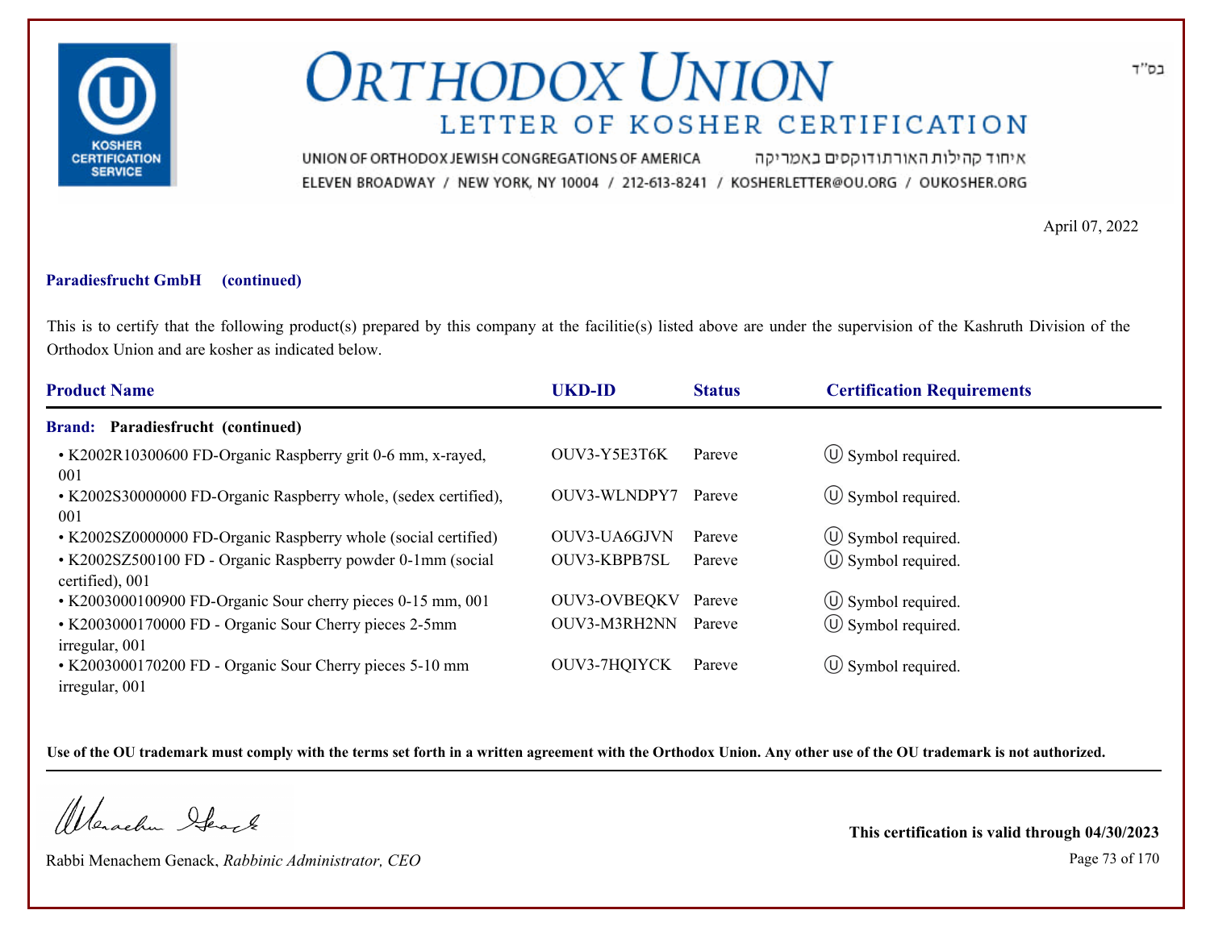# ORTHODOX UNION

## LETTER OF KOSHER CERTIFICATION

UNION OF ORTHODOX JEWISH CONGREGATIONS OF AMERICA איחוד קהילות האורתודוקסים באמריקה
ELEVEN BROADWAY / NEW YORK, NY 10004 / 212-613-8241 / KOSHERLETTER@OU.ORG / OUKOSHER.ORG

בס"ד

April 07, 2022

**Paradiesfrucht GmbH (continued)**

This is to certify that the following product(s) prepared by this company at the facilitie(s) listed above are under the supervision of the Kashruth Division of the Orthodox Union and are kosher as indicated below.

| Product Name | UKD-ID | Status | Certification Requirements |
|---|---|---|---|
| **Brand: Paradiesfrucht (continued)** | | | |
| • K2002R10300600 FD-Organic Raspberry grit 0-6 mm, x-rayed, 001 | OUV3-Y5E3T6K | Pareve | Ⓤ Symbol required. |
| • K2002S30000000 FD-Organic Raspberry whole, (sedex certified), 001 | OUV3-WLNDPY7 | Pareve | Ⓤ Symbol required. |
| • K2002SZ0000000 FD-Organic Raspberry whole (social certified) | OUV3-UA6GJVN | Pareve | Ⓤ Symbol required. |
| • K2002SZ500100 FD - Organic Raspberry powder 0-1mm (social certified), 001 | OUV3-KBPB7SL | Pareve | Ⓤ Symbol required. |
| • K2003000100900 FD-Organic Sour cherry pieces 0-15 mm, 001 | OUV3-OVBEQKV | Pareve | Ⓤ Symbol required. |
| • K2003000170000 FD - Organic Sour Cherry pieces 2-5mm irregular, 001 | OUV3-M3RH2NN | Pareve | Ⓤ Symbol required. |
| • K2003000170200 FD - Organic Sour Cherry pieces 5-10 mm irregular, 001 | OUV3-7HQIYCK | Pareve | Ⓤ Symbol required. |

**Use of the OU trademark must comply with the terms set forth in a written agreement with the Orthodox Union. Any other use of the OU trademark is not authorized.**

Rabbi Menachem Genack, *Rabbinic Administrator, CEO*

**This certification is valid through 04/30/2023**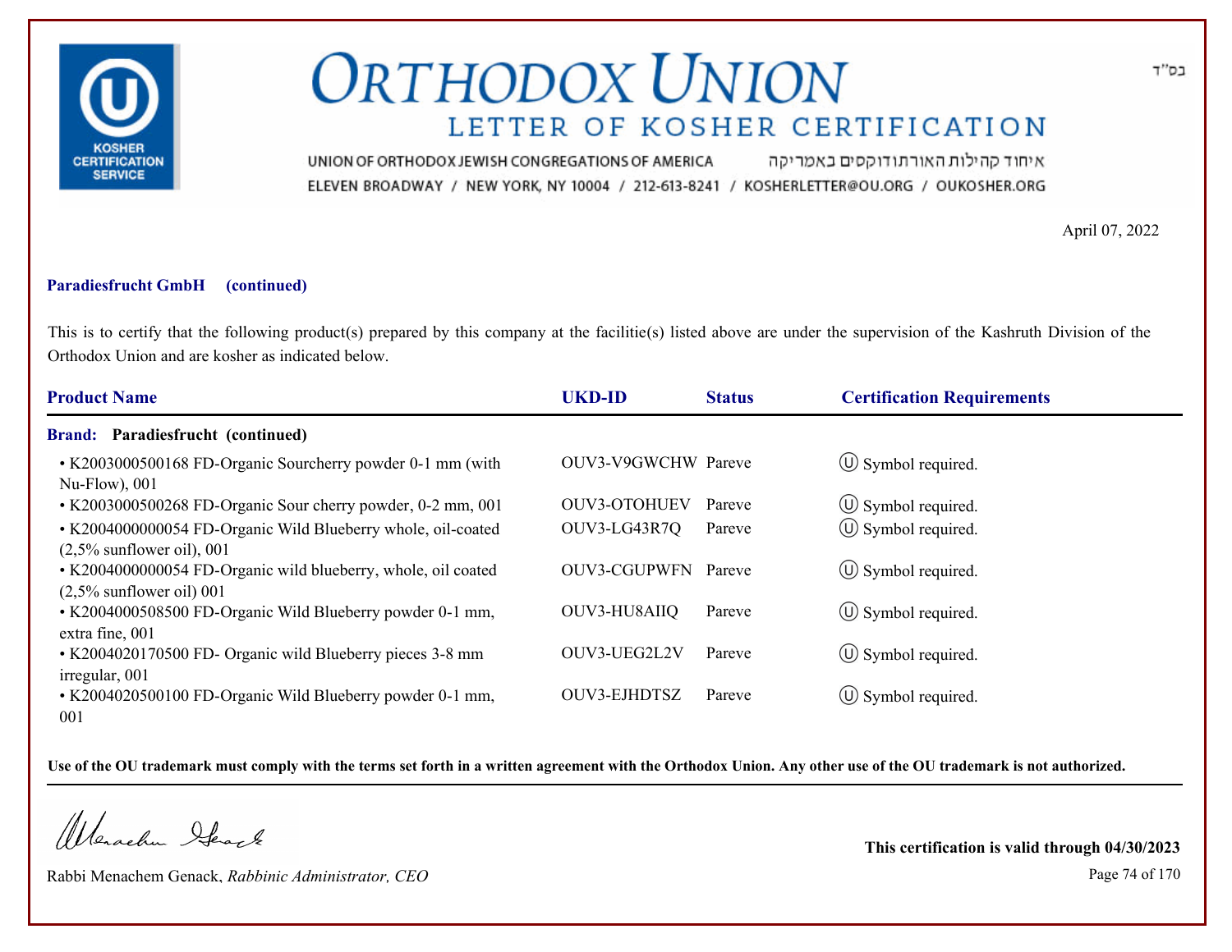# ORTHODOX UNION

## LETTER OF KOSHER CERTIFICATION

UNION OF ORTHODOX JEWISH CONGREGATIONS OF AMERICA איחוד קהילות האורתודוקסים באמריקה
ELEVEN BROADWAY / NEW YORK, NY 10004 / 212-613-8241 / KOSHERLETTER@OU.ORG / OUKOSHER.ORG

בס"ד

April 07, 2022

**Paradiesfrucht GmbH (continued)**

This is to certify that the following product(s) prepared by this company at the facilitie(s) listed above are under the supervision of the Kashruth Division of the Orthodox Union and are kosher as indicated below.

| Product Name | UKD-ID | Status | Certification Requirements |
|---|---|---|---|
| **Brand: Paradiesfrucht (continued)** | | | |
| • K2003000500168 FD-Organic Sourcherry powder 0-1 mm (with Nu-Flow), 001 | OUV3-V9GWCHW | Pareve | Ⓤ Symbol required. |
| • K2003000500268 FD-Organic Sour cherry powder, 0-2 mm, 001 | OUV3-OTOHUEV | Pareve | Ⓤ Symbol required. |
| • K2004000000054 FD-Organic Wild Blueberry whole, oil-coated (2,5% sunflower oil), 001 | OUV3-LG43R7Q | Pareve | Ⓤ Symbol required. |
| • K2004000000054 FD-Organic wild blueberry, whole, oil coated (2,5% sunflower oil) 001 | OUV3-CGUPWFN | Pareve | Ⓤ Symbol required. |
| • K2004000508500 FD-Organic Wild Blueberry powder 0-1 mm, extra fine, 001 | OUV3-HU8AIIQ | Pareve | Ⓤ Symbol required. |
| • K2004020170500 FD- Organic wild Blueberry pieces 3-8 mm irregular, 001 | OUV3-UEG2L2V | Pareve | Ⓤ Symbol required. |
| • K2004020500100 FD-Organic Wild Blueberry powder 0-1 mm, 001 | OUV3-EJHDTSZ | Pareve | Ⓤ Symbol required. |

**Use of the OU trademark must comply with the terms set forth in a written agreement with the Orthodox Union. Any other use of the OU trademark is not authorized.**

Rabbi Menachem Genack, *Rabbinic Administrator, CEO*

**This certification is valid through 04/30/2023**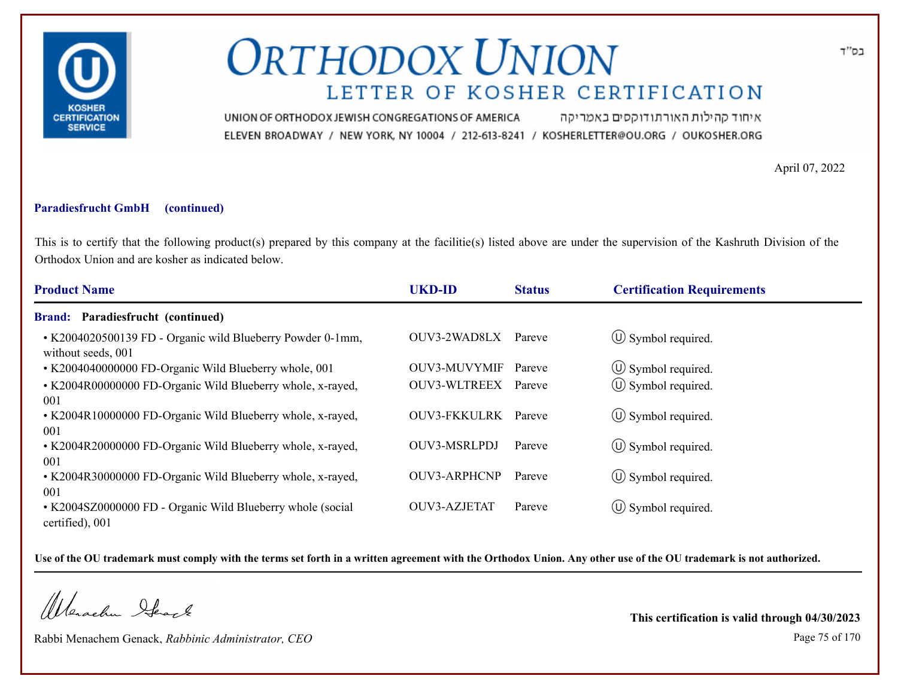# ORTHODOX UNION

## LETTER OF KOSHER CERTIFICATION

בס"ד

UNION OF ORTHODOX JEWISH CONGREGATIONS OF AMERICA איחוד קהילות האורתודוקסים באמריקה

ELEVEN BROADWAY / NEW YORK, NY 10004 / 212-613-8241 / KOSHERLETTER@OU.ORG / OUKOSHER.ORG

April 07, 2022

**Paradiesfrucht GmbH (continued)**

This is to certify that the following product(s) prepared by this company at the facilitie(s) listed above are under the supervision of the Kashruth Division of the Orthodox Union and are kosher as indicated below.

| Product Name | UKD-ID | Status | Certification Requirements |
|---|---|---|---|
| **Brand: Paradiesfrucht (continued)** | | | |
| • K2004020500139 FD - Organic wild Blueberry Powder 0-1mm, without seeds, 001 | OUV3-2WAD8LX | Pareve | Ⓤ Symbol required. |
| • K2004040000000 FD-Organic Wild Blueberry whole, 001 | OUV3-MUVYMIF | Pareve | Ⓤ Symbol required. |
| • K2004R00000000 FD-Organic Wild Blueberry whole, x-rayed, 001 | OUV3-WLTREEX | Pareve | Ⓤ Symbol required. |
| • K2004R10000000 FD-Organic Wild Blueberry whole, x-rayed, 001 | OUV3-FKKULRK | Pareve | Ⓤ Symbol required. |
| • K2004R20000000 FD-Organic Wild Blueberry whole, x-rayed, 001 | OUV3-MSRLPDJ | Pareve | Ⓤ Symbol required. |
| • K2004R30000000 FD-Organic Wild Blueberry whole, x-rayed, 001 | OUV3-ARPHCNP | Pareve | Ⓤ Symbol required. |
| • K2004SZ0000000 FD - Organic Wild Blueberry whole (social certified), 001 | OUV3-AZJETAT | Pareve | Ⓤ Symbol required. |

**Use of the OU trademark must comply with the terms set forth in a written agreement with the Orthodox Union. Any other use of the OU trademark is not authorized.**

Rabbi Menachem Genack, *Rabbinic Administrator, CEO*

**This certification is valid through 04/30/2023**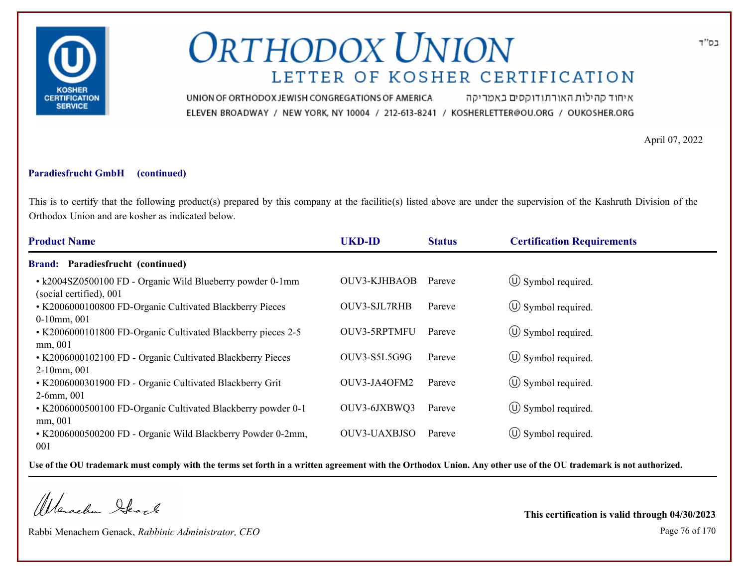בס"ד

# ORTHODOX UNION

## LETTER OF KOSHER CERTIFICATION

UNION OF ORTHODOX JEWISH CONGREGATIONS OF AMERICA איחוד קהילות האורתודוקסים באמריקה

ELEVEN BROADWAY / NEW YORK, NY 10004 / 212-613-8241 / KOSHERLETTER@OU.ORG / OUKOSHER.ORG

April 07, 2022

**Paradiesfrucht GmbH (continued)**

This is to certify that the following product(s) prepared by this company at the facilitie(s) listed above are under the supervision of the Kashruth Division of the Orthodox Union and are kosher as indicated below.

| Product Name | UKD-ID | Status | Certification Requirements |
|---|---|---|---|
| **Brand: Paradiesfrucht (continued)** | | | |
| • k2004SZ0500100 FD - Organic Wild Blueberry powder 0-1mm (social certified), 001 | OUV3-KJHBAOB | Pareve | Ⓤ Symbol required. |
| • K2006000100800 FD-Organic Cultivated Blackberry Pieces 0-10mm, 001 | OUV3-SJL7RHB | Pareve | Ⓤ Symbol required. |
| • K2006000101800 FD-Organic Cultivated Blackberry pieces 2-5 mm, 001 | OUV3-5RPTMFU | Pareve | Ⓤ Symbol required. |
| • K2006000102100 FD - Organic Cultivated Blackberry Pieces 2-10mm, 001 | OUV3-S5L5G9G | Pareve | Ⓤ Symbol required. |
| • K2006000301900 FD - Organic Cultivated Blackberry Grit 2-6mm, 001 | OUV3-JA4OFM2 | Pareve | Ⓤ Symbol required. |
| • K2006000500100 FD-Organic Cultivated Blackberry powder 0-1 mm, 001 | OUV3-6JXBWQ3 | Pareve | Ⓤ Symbol required. |
| • K2006000500200 FD - Organic Wild Blackberry Powder 0-2mm, 001 | OUV3-UAXBJSO | Pareve | Ⓤ Symbol required. |

**Use of the OU trademark must comply with the terms set forth in a written agreement with the Orthodox Union. Any other use of the OU trademark is not authorized.**

Rabbi Menachem Genack, *Rabbinic Administrator, CEO*

**This certification is valid through 04/30/2023**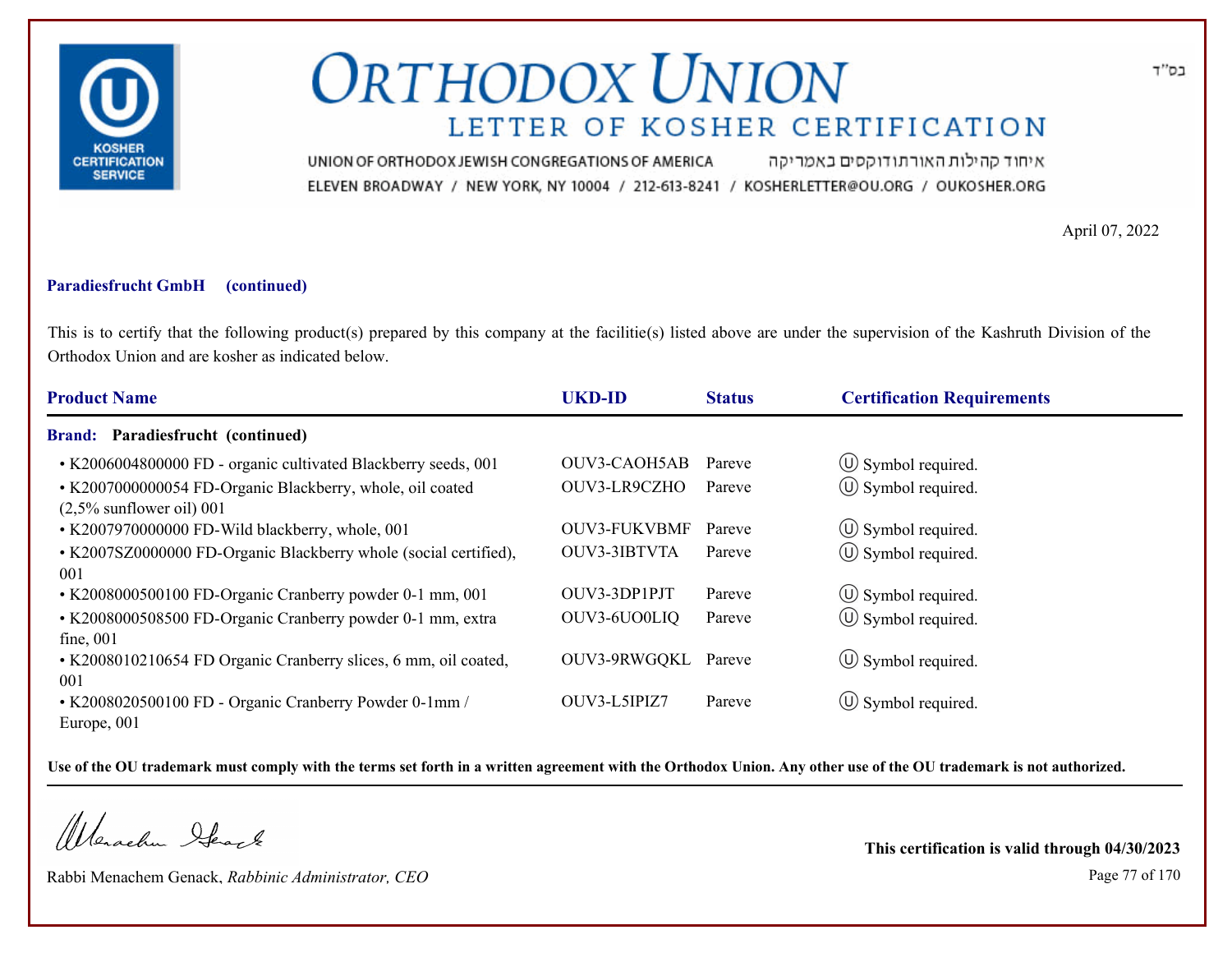# ORTHODOX UNION

## LETTER OF KOSHER CERTIFICATION

UNION OF ORTHODOX JEWISH CONGREGATIONS OF AMERICA איחוד קהילות האורתודוקסים באמריקה

ELEVEN BROADWAY / NEW YORK, NY 10004 / 212-613-8241 / KOSHERLETTER@OU.ORG / OUKOSHER.ORG

בס"ד

April 07, 2022

**Paradiesfrucht GmbH (continued)**

This is to certify that the following product(s) prepared by this company at the facilitie(s) listed above are under the supervision of the Kashruth Division of the Orthodox Union and are kosher as indicated below.

| Product Name | UKD-ID | Status | Certification Requirements |
|---|---|---|---|
| **Brand: Paradiesfrucht (continued)** | | | |
| • K2006004800000 FD - organic cultivated Blackberry seeds, 001 | OUV3-CAOH5AB | Pareve | Ⓤ Symbol required. |
| • K2007000000054 FD-Organic Blackberry, whole, oil coated (2,5% sunflower oil) 001 | OUV3-LR9CZHO | Pareve | Ⓤ Symbol required. |
| • K2007970000000 FD-Wild blackberry, whole, 001 | OUV3-FUKVBMF | Pareve | Ⓤ Symbol required. |
| • K2007SZ0000000 FD-Organic Blackberry whole (social certified), 001 | OUV3-3IBTVTA | Pareve | Ⓤ Symbol required. |
| • K2008000500100 FD-Organic Cranberry powder 0-1 mm, 001 | OUV3-3DP1PJT | Pareve | Ⓤ Symbol required. |
| • K2008000508500 FD-Organic Cranberry powder 0-1 mm, extra fine, 001 | OUV3-6UO0LIQ | Pareve | Ⓤ Symbol required. |
| • K2008010210654 FD Organic Cranberry slices, 6 mm, oil coated, 001 | OUV3-9RWGQKL | Pareve | Ⓤ Symbol required. |
| • K2008020500100 FD - Organic Cranberry Powder 0-1mm / Europe, 001 | OUV3-L5IPIZ7 | Pareve | Ⓤ Symbol required. |

**Use of the OU trademark must comply with the terms set forth in a written agreement with the Orthodox Union. Any other use of the OU trademark is not authorized.**

Rabbi Menachem Genack, *Rabbinic Administrator, CEO*

**This certification is valid through 04/30/2023**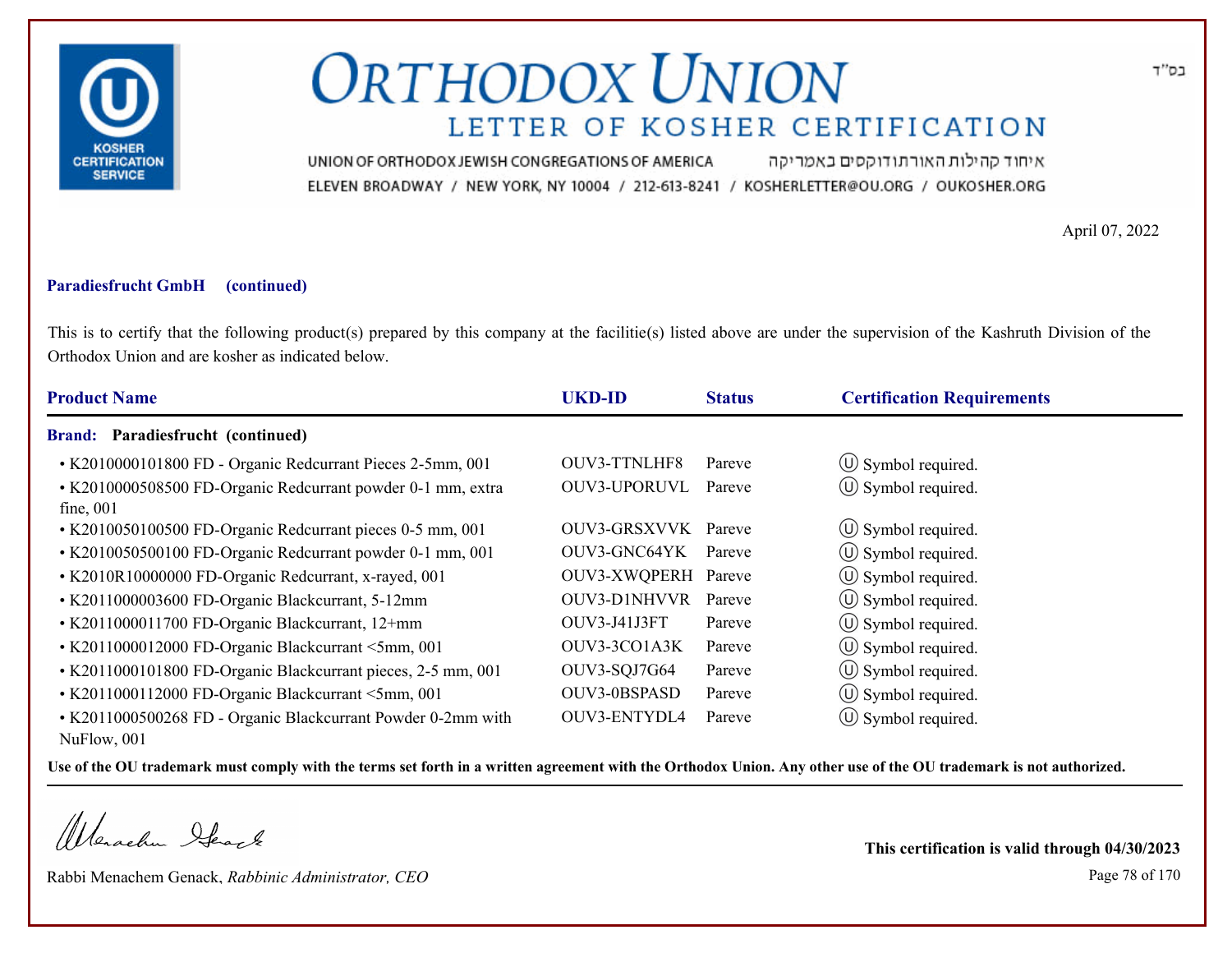# ORTHODOX UNION

## LETTER OF KOSHER CERTIFICATION

UNION OF ORTHODOX JEWISH CONGREGATIONS OF AMERICA איחוד קהילות האורתודוקסים באמריקה

ELEVEN BROADWAY / NEW YORK, NY 10004 / 212-613-8241 / KOSHERLETTER@OU.ORG / OUKOSHER.ORG

בס"ד

April 07, 2022

**Paradiesfrucht GmbH (continued)**

This is to certify that the following product(s) prepared by this company at the facilitie(s) listed above are under the supervision of the Kashruth Division of the Orthodox Union and are kosher as indicated below.

| Product Name | UKD-ID | Status | Certification Requirements |
|---|---|---|---|
| **Brand: Paradiesfrucht (continued)** | | | |
| • K2010000101800 FD - Organic Redcurrant Pieces 2-5mm, 001 | OUV3-TTNLHF8 | Pareve | Ⓤ Symbol required. |
| • K2010000508500 FD-Organic Redcurrant powder 0-1 mm, extra fine, 001 | OUV3-UPORUVL | Pareve | Ⓤ Symbol required. |
| • K2010050100500 FD-Organic Redcurrant pieces 0-5 mm, 001 | OUV3-GRSXVVK | Pareve | Ⓤ Symbol required. |
| • K2010050500100 FD-Organic Redcurrant powder 0-1 mm, 001 | OUV3-GNC64YK | Pareve | Ⓤ Symbol required. |
| • K2010R10000000 FD-Organic Redcurrant, x-rayed, 001 | OUV3-XWQPERH | Pareve | Ⓤ Symbol required. |
| • K2011000003600 FD-Organic Blackcurrant, 5-12mm | OUV3-D1NHVVR | Pareve | Ⓤ Symbol required. |
| • K2011000011700 FD-Organic Blackcurrant, 12+mm | OUV3-J41J3FT | Pareve | Ⓤ Symbol required. |
| • K2011000012000 FD-Organic Blackcurrant <5mm, 001 | OUV3-3CO1A3K | Pareve | Ⓤ Symbol required. |
| • K2011000101800 FD-Organic Blackcurrant pieces, 2-5 mm, 001 | OUV3-SQJ7G64 | Pareve | Ⓤ Symbol required. |
| • K2011000112000 FD-Organic Blackcurrant <5mm, 001 | OUV3-0BSPASD | Pareve | Ⓤ Symbol required. |
| • K2011000500268 FD - Organic Blackcurrant Powder 0-2mm with NuFlow, 001 | OUV3-ENTYDL4 | Pareve | Ⓤ Symbol required. |

**Use of the OU trademark must comply with the terms set forth in a written agreement with the Orthodox Union. Any other use of the OU trademark is not authorized.**

Rabbi Menachem Genack, *Rabbinic Administrator, CEO*

**This certification is valid through 04/30/2023**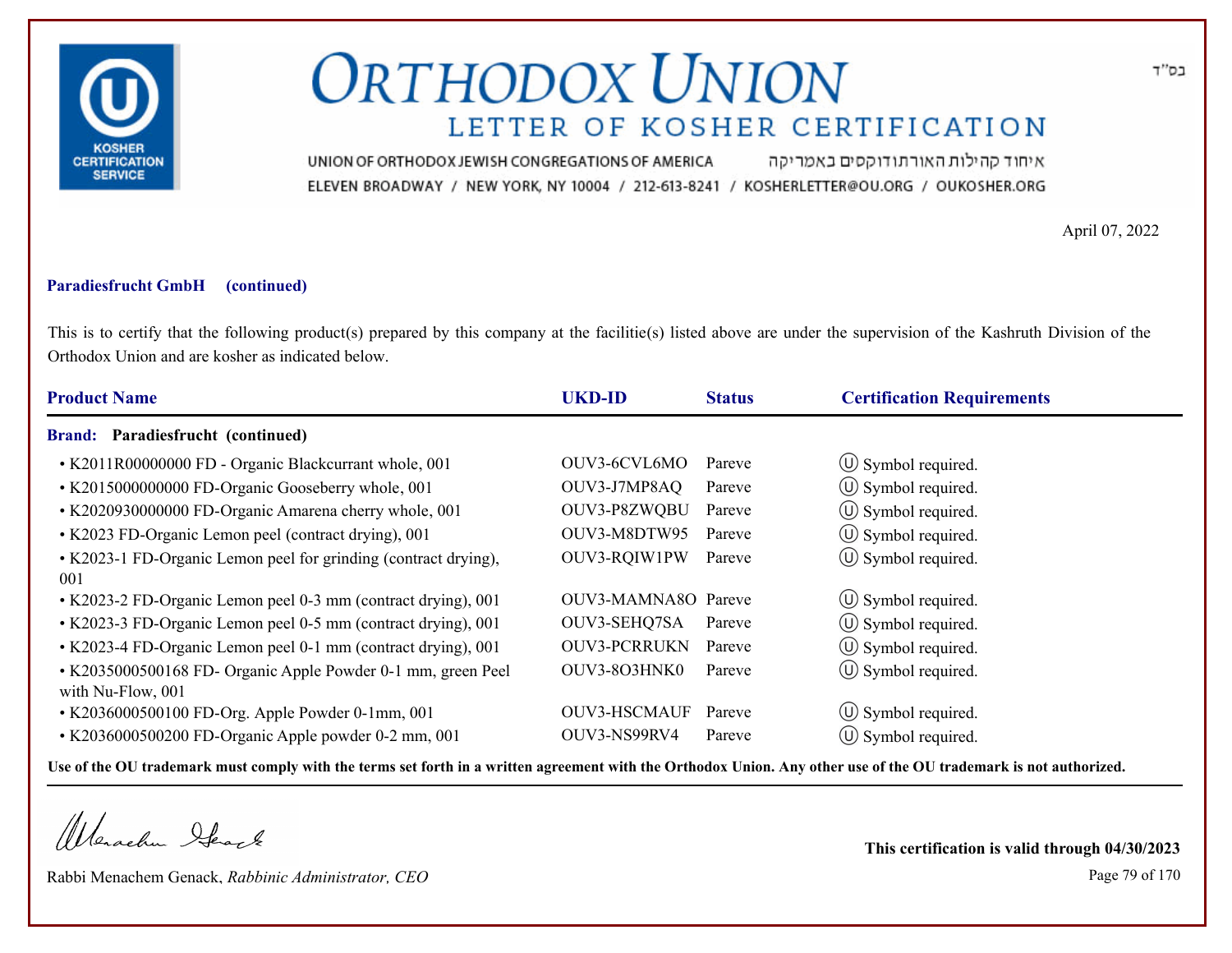# ORTHODOX UNION

## LETTER OF KOSHER CERTIFICATION

UNION OF ORTHODOX JEWISH CONGREGATIONS OF AMERICA איחוד קהילות האורתודוקסים באמריקה

ELEVEN BROADWAY / NEW YORK, NY 10004 / 212-613-8241 / KOSHERLETTER@OU.ORG / OUKOSHER.ORG

בס"ד

April 07, 2022

**Paradiesfrucht GmbH (continued)**

This is to certify that the following product(s) prepared by this company at the facilitie(s) listed above are under the supervision of the Kashruth Division of the Orthodox Union and are kosher as indicated below.

| Product Name | UKD-ID | Status | Certification Requirements |
|---|---|---|---|
| **Brand: Paradiesfrucht (continued)** | | | |
| • K2011R00000000 FD - Organic Blackcurrant whole, 001 | OUV3-6CVL6MO | Pareve | Ⓤ Symbol required. |
| • K2015000000000 FD-Organic Gooseberry whole, 001 | OUV3-J7MP8AQ | Pareve | Ⓤ Symbol required. |
| • K2020930000000 FD-Organic Amarena cherry whole, 001 | OUV3-P8ZWQBU | Pareve | Ⓤ Symbol required. |
| • K2023 FD-Organic Lemon peel (contract drying), 001 | OUV3-M8DTW95 | Pareve | Ⓤ Symbol required. |
| • K2023-1 FD-Organic Lemon peel for grinding (contract drying), 001 | OUV3-RQIW1PW | Pareve | Ⓤ Symbol required. |
| • K2023-2 FD-Organic Lemon peel 0-3 mm (contract drying), 001 | OUV3-MAMNA8O | Pareve | Ⓤ Symbol required. |
| • K2023-3 FD-Organic Lemon peel 0-5 mm (contract drying), 001 | OUV3-SEHQ7SA | Pareve | Ⓤ Symbol required. |
| • K2023-4 FD-Organic Lemon peel 0-1 mm (contract drying), 001 | OUV3-PCRRUKN | Pareve | Ⓤ Symbol required. |
| • K2035000500168 FD- Organic Apple Powder 0-1 mm, green Peel with Nu-Flow, 001 | OUV3-8O3HNK0 | Pareve | Ⓤ Symbol required. |
| • K2036000500100 FD-Org. Apple Powder 0-1mm, 001 | OUV3-HSCMAUF | Pareve | Ⓤ Symbol required. |
| • K2036000500200 FD-Organic Apple powder 0-2 mm, 001 | OUV3-NS99RV4 | Pareve | Ⓤ Symbol required. |

**Use of the OU trademark must comply with the terms set forth in a written agreement with the Orthodox Union. Any other use of the OU trademark is not authorized.**

Rabbi Menachem Genack, *Rabbinic Administrator, CEO*

**This certification is valid through 04/30/2023**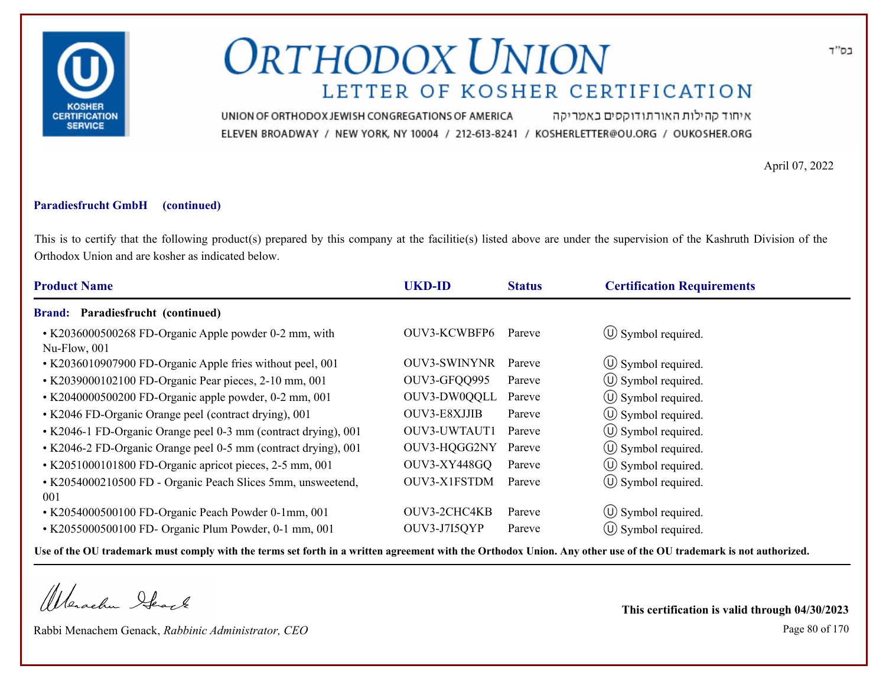# ORTHODOX UNION

## LETTER OF KOSHER CERTIFICATION

UNION OF ORTHODOX JEWISH CONGREGATIONS OF AMERICA איחוד קהילות האורתודוקסים באמריקה
ELEVEN BROADWAY / NEW YORK, NY 10004 / 212-613-8241 / KOSHERLETTER@OU.ORG / OUKOSHER.ORG

בס"ד

April 07, 2022

**Paradiesfrucht GmbH (continued)**

This is to certify that the following product(s) prepared by this company at the facilitie(s) listed above are under the supervision of the Kashruth Division of the Orthodox Union and are kosher as indicated below.

| Product Name | UKD-ID | Status | Certification Requirements |
|---|---|---|---|
| **Brand: Paradiesfrucht (continued)** | | | |
| • K2036000500268 FD-Organic Apple powder 0-2 mm, with Nu-Flow, 001 | OUV3-KCWBFP6 | Pareve | Ⓤ Symbol required. |
| • K2036010907900 FD-Organic Apple fries without peel, 001 | OUV3-SWINYNR | Pareve | Ⓤ Symbol required. |
| • K2039000102100 FD-Organic Pear pieces, 2-10 mm, 001 | OUV3-GFQQ995 | Pareve | Ⓤ Symbol required. |
| • K2040000500200 FD-Organic apple powder, 0-2 mm, 001 | OUV3-DW0QQLL | Pareve | Ⓤ Symbol required. |
| • K2046 FD-Organic Orange peel (contract drying), 001 | OUV3-E8XJJIB | Pareve | Ⓤ Symbol required. |
| • K2046-1 FD-Organic Orange peel 0-3 mm (contract drying), 001 | OUV3-UWTAUT1 | Pareve | Ⓤ Symbol required. |
| • K2046-2 FD-Organic Orange peel 0-5 mm (contract drying), 001 | OUV3-HQGG2NY | Pareve | Ⓤ Symbol required. |
| • K2051000101800 FD-Organic apricot pieces, 2-5 mm, 001 | OUV3-XY448GQ | Pareve | Ⓤ Symbol required. |
| • K2054000210500 FD - Organic Peach Slices 5mm, unsweetend, 001 | OUV3-X1FSTDM | Pareve | Ⓤ Symbol required. |
| • K2054000500100 FD-Organic Peach Powder 0-1mm, 001 | OUV3-2CHC4KB | Pareve | Ⓤ Symbol required. |
| • K2055000500100 FD- Organic Plum Powder, 0-1 mm, 001 | OUV3-J7I5QYP | Pareve | Ⓤ Symbol required. |

**Use of the OU trademark must comply with the terms set forth in a written agreement with the Orthodox Union. Any other use of the OU trademark is not authorized.**

Rabbi Menachem Genack, *Rabbinic Administrator, CEO*

**This certification is valid through 04/30/2023**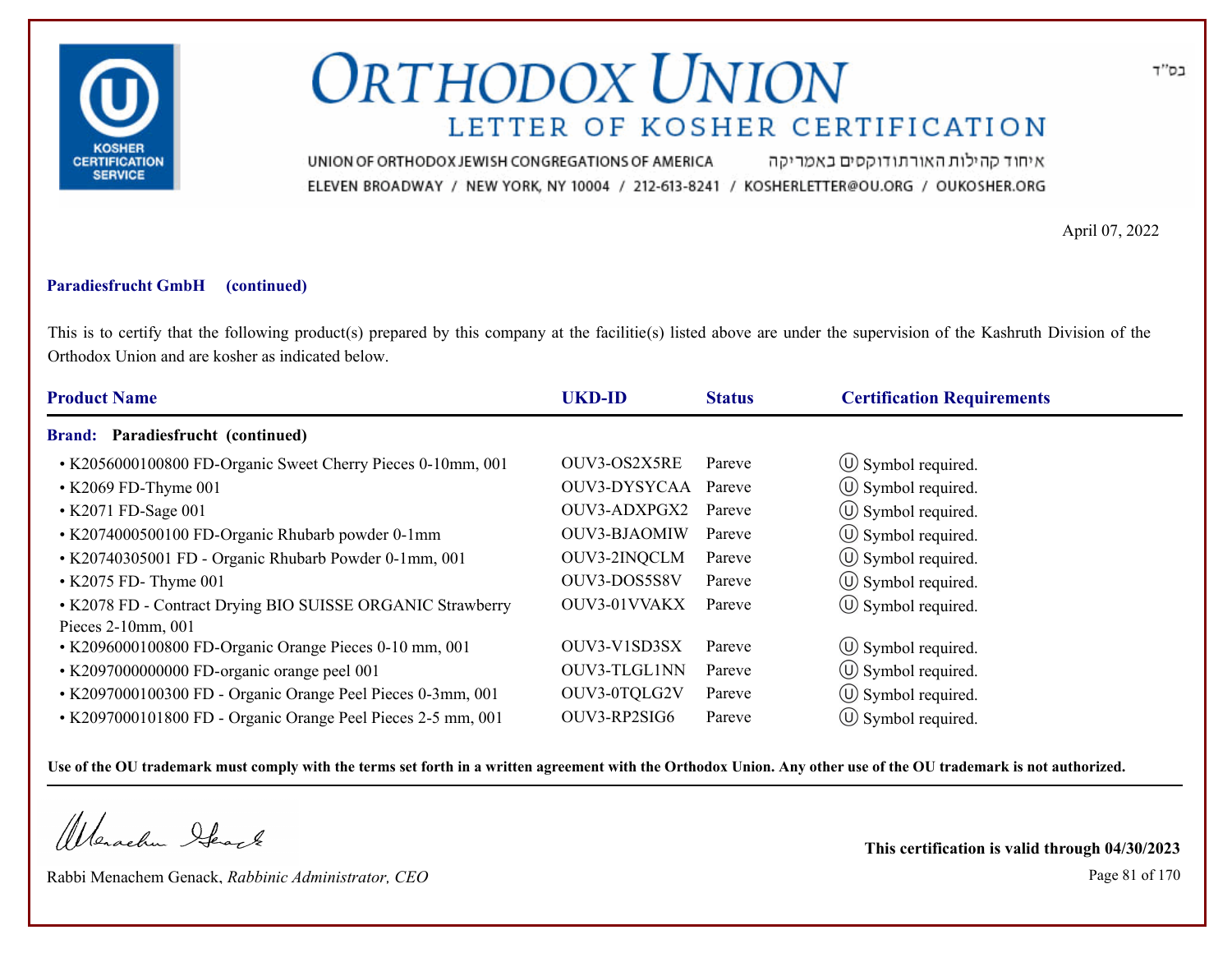# ORTHODOX UNION

## LETTER OF KOSHER CERTIFICATION

UNION OF ORTHODOX JEWISH CONGREGATIONS OF AMERICA איחוד קהילות האורתודוקסים באמריקה

ELEVEN BROADWAY / NEW YORK, NY 10004 / 212-613-8241 / KOSHERLETTER@OU.ORG / OUKOSHER.ORG

בס"ד

April 07, 2022

**Paradiesfrucht GmbH (continued)**

This is to certify that the following product(s) prepared by this company at the facilitie(s) listed above are under the supervision of the Kashruth Division of the Orthodox Union and are kosher as indicated below.

| Product Name | UKD-ID | Status | Certification Requirements |
|---|---|---|---|
| **Brand: Paradiesfrucht (continued)** | | | |
| • K2056000100800 FD-Organic Sweet Cherry Pieces 0-10mm, 001 | OUV3-OS2X5RE | Pareve | Ⓤ Symbol required. |
| • K2069 FD-Thyme 001 | OUV3-DYSYCAA | Pareve | Ⓤ Symbol required. |
| • K2071 FD-Sage 001 | OUV3-ADXPGX2 | Pareve | Ⓤ Symbol required. |
| • K2074000500100 FD-Organic Rhubarb powder 0-1mm | OUV3-BJAOMIW | Pareve | Ⓤ Symbol required. |
| • K20740305001 FD - Organic Rhubarb Powder 0-1mm, 001 | OUV3-2INQCLM | Pareve | Ⓤ Symbol required. |
| • K2075 FD- Thyme 001 | OUV3-DOS5S8V | Pareve | Ⓤ Symbol required. |
| • K2078 FD - Contract Drying BIO SUISSE ORGANIC Strawberry Pieces 2-10mm, 001 | OUV3-01VVAKX | Pareve | Ⓤ Symbol required. |
| • K2096000100800 FD-Organic Orange Pieces 0-10 mm, 001 | OUV3-V1SD3SX | Pareve | Ⓤ Symbol required. |
| • K2097000000000 FD-organic orange peel 001 | OUV3-TLGL1NN | Pareve | Ⓤ Symbol required. |
| • K2097000100300 FD - Organic Orange Peel Pieces 0-3mm, 001 | OUV3-0TQLG2V | Pareve | Ⓤ Symbol required. |
| • K2097000101800 FD - Organic Orange Peel Pieces 2-5 mm, 001 | OUV3-RP2SIG6 | Pareve | Ⓤ Symbol required. |

**Use of the OU trademark must comply with the terms set forth in a written agreement with the Orthodox Union. Any other use of the OU trademark is not authorized.**

Rabbi Menachem Genack, *Rabbinic Administrator, CEO*

**This certification is valid through 04/30/2023**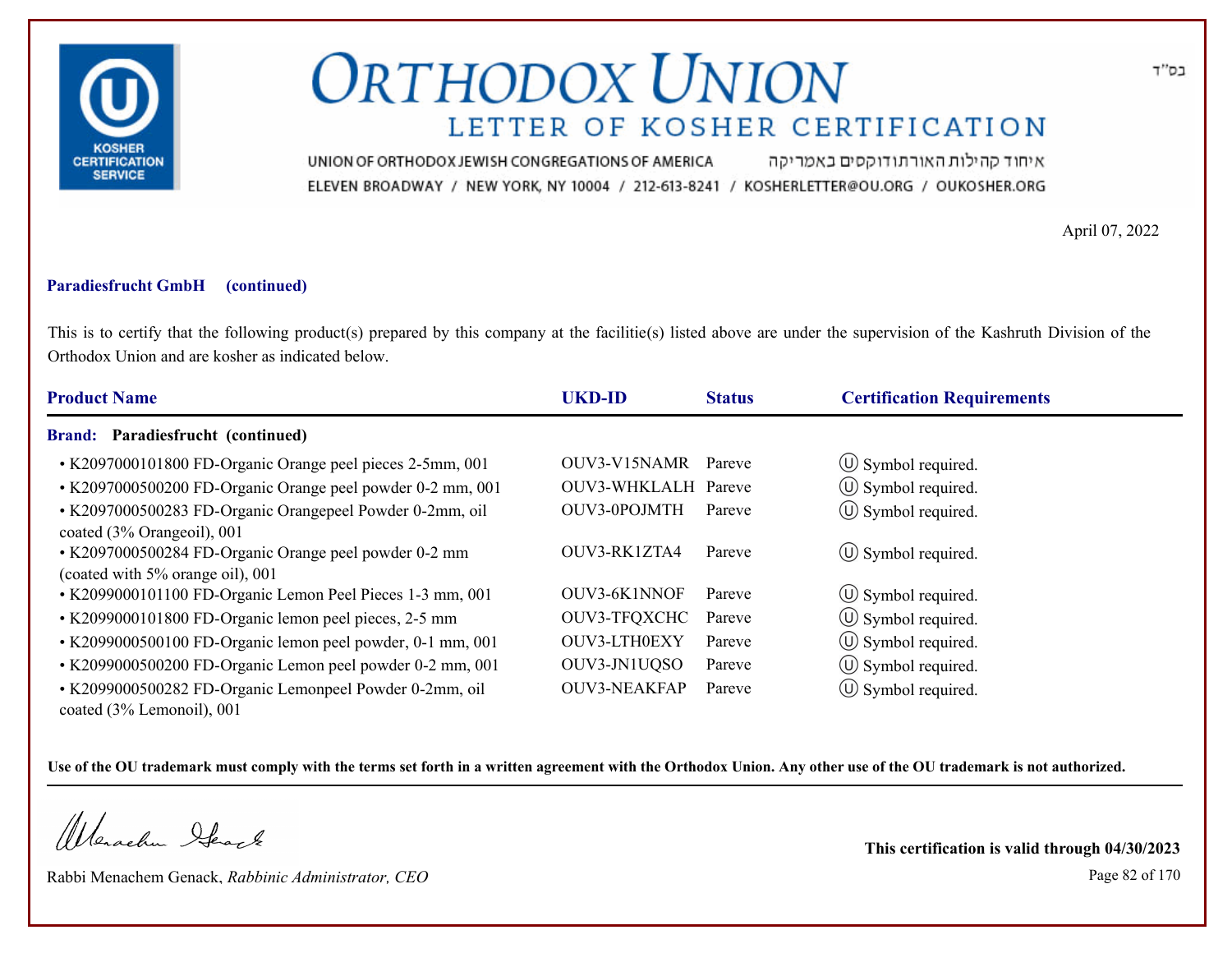# ORTHODOX UNION

## LETTER OF KOSHER CERTIFICATION

UNION OF ORTHODOX JEWISH CONGREGATIONS OF AMERICA איחוד קהילות האורתודוקסים באמריקה

ELEVEN BROADWAY / NEW YORK, NY 10004 / 212-613-8241 / KOSHERLETTER@OU.ORG / OUKOSHER.ORG

בס"ד

April 07, 2022

**Paradiesfrucht GmbH (continued)**

This is to certify that the following product(s) prepared by this company at the facilitie(s) listed above are under the supervision of the Kashruth Division of the Orthodox Union and are kosher as indicated below.

| Product Name | UKD-ID | Status | Certification Requirements |
|---|---|---|---|
| **Brand: Paradiesfrucht (continued)** | | | |
| • K2097000101800 FD-Organic Orange peel pieces 2-5mm, 001 | OUV3-V15NAMR | Pareve | Ⓤ Symbol required. |
| • K2097000500200 FD-Organic Orange peel powder 0-2 mm, 001 | OUV3-WHKLALH | Pareve | Ⓤ Symbol required. |
| • K2097000500283 FD-Organic Orangepeel Powder 0-2mm, oil coated (3% Orangeoil), 001 | OUV3-0POJMTH | Pareve | Ⓤ Symbol required. |
| • K2097000500284 FD-Organic Orange peel powder 0-2 mm (coated with 5% orange oil), 001 | OUV3-RK1ZTA4 | Pareve | Ⓤ Symbol required. |
| • K2099000101100 FD-Organic Lemon Peel Pieces 1-3 mm, 001 | OUV3-6K1NNOF | Pareve | Ⓤ Symbol required. |
| • K2099000101800 FD-Organic lemon peel pieces, 2-5 mm | OUV3-TFQXCHC | Pareve | Ⓤ Symbol required. |
| • K2099000500100 FD-Organic lemon peel powder, 0-1 mm, 001 | OUV3-LTH0EXY | Pareve | Ⓤ Symbol required. |
| • K2099000500200 FD-Organic Lemon peel powder 0-2 mm, 001 | OUV3-JN1UQSO | Pareve | Ⓤ Symbol required. |
| • K2099000500282 FD-Organic Lemonpeel Powder 0-2mm, oil coated (3% Lemonoil), 001 | OUV3-NEAKFAP | Pareve | Ⓤ Symbol required. |

**Use of the OU trademark must comply with the terms set forth in a written agreement with the Orthodox Union. Any other use of the OU trademark is not authorized.**

Rabbi Menachem Genack, *Rabbinic Administrator, CEO*

**This certification is valid through 04/30/2023**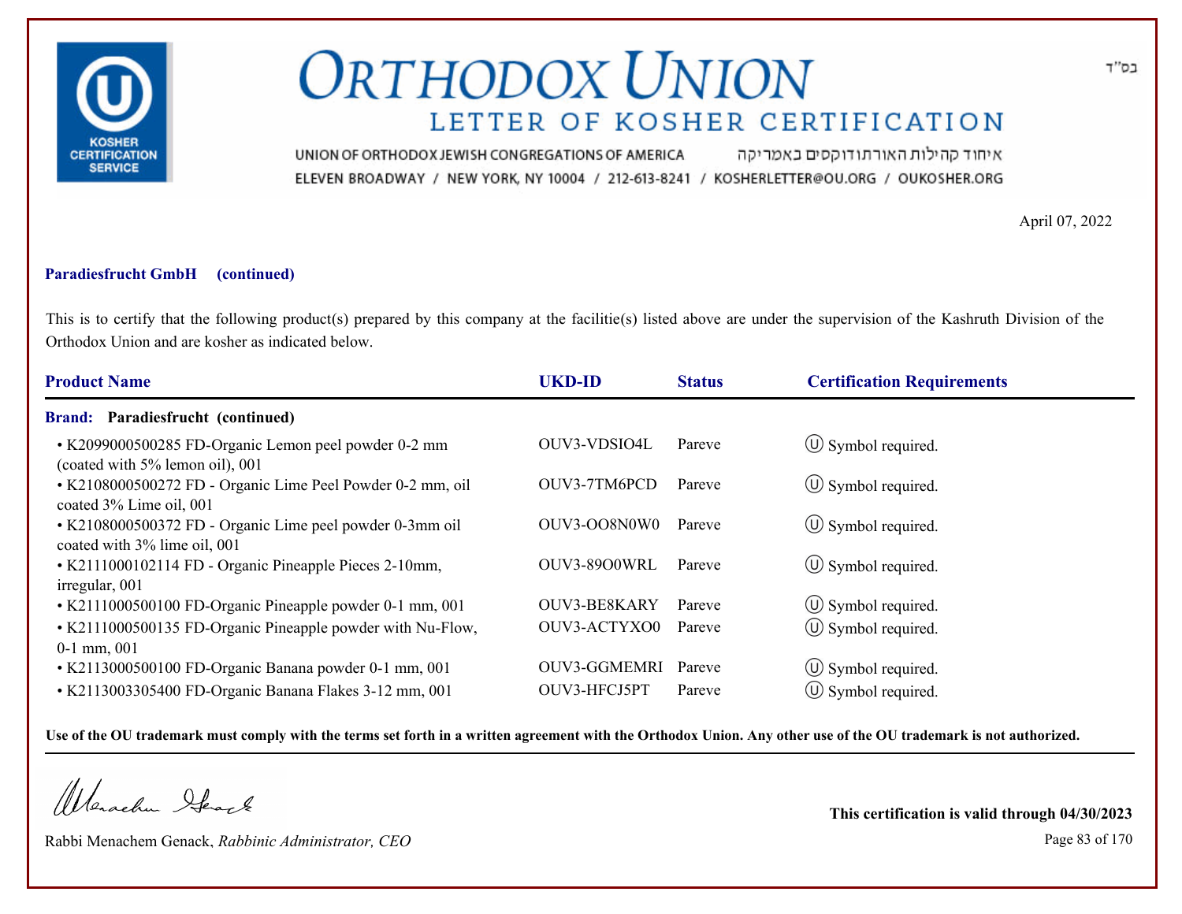# ORTHODOX UNION

## LETTER OF KOSHER CERTIFICATION

בס"ד

UNION OF ORTHODOX JEWISH CONGREGATIONS OF AMERICA איחוד קהילות האורתודוקסים באמריקה

ELEVEN BROADWAY / NEW YORK, NY 10004 / 212-613-8241 / KOSHERLETTER@OU.ORG / OUKOSHER.ORG

April 07, 2022

**Paradiesfrucht GmbH (continued)**

This is to certify that the following product(s) prepared by this company at the facilitie(s) listed above are under the supervision of the Kashruth Division of the Orthodox Union and are kosher as indicated below.

| Product Name | UKD-ID | Status | Certification Requirements |
|---|---|---|---|
| **Brand: Paradiesfrucht (continued)** | | | |
| • K2099000500285 FD-Organic Lemon peel powder 0-2 mm (coated with 5% lemon oil), 001 | OUV3-VDSIO4L | Pareve | Ⓤ Symbol required. |
| • K2108000500272 FD - Organic Lime Peel Powder 0-2 mm, oil coated 3% Lime oil, 001 | OUV3-7TM6PCD | Pareve | Ⓤ Symbol required. |
| • K2108000500372 FD - Organic Lime peel powder 0-3mm oil coated with 3% lime oil, 001 | OUV3-OO8N0W0 | Pareve | Ⓤ Symbol required. |
| • K2111000102114 FD - Organic Pineapple Pieces 2-10mm, irregular, 001 | OUV3-89O0WRL | Pareve | Ⓤ Symbol required. |
| • K2111000500100 FD-Organic Pineapple powder 0-1 mm, 001 | OUV3-BE8KARY | Pareve | Ⓤ Symbol required. |
| • K2111000500135 FD-Organic Pineapple powder with Nu-Flow, 0-1 mm, 001 | OUV3-ACTYXO0 | Pareve | Ⓤ Symbol required. |
| • K2113000500100 FD-Organic Banana powder 0-1 mm, 001 | OUV3-GGMEMRI | Pareve | Ⓤ Symbol required. |
| • K2113003305400 FD-Organic Banana Flakes 3-12 mm, 001 | OUV3-HFCJ5PT | Pareve | Ⓤ Symbol required. |

**Use of the OU trademark must comply with the terms set forth in a written agreement with the Orthodox Union. Any other use of the OU trademark is not authorized.**

Rabbi Menachem Genack, *Rabbinic Administrator, CEO*

**This certification is valid through 04/30/2023**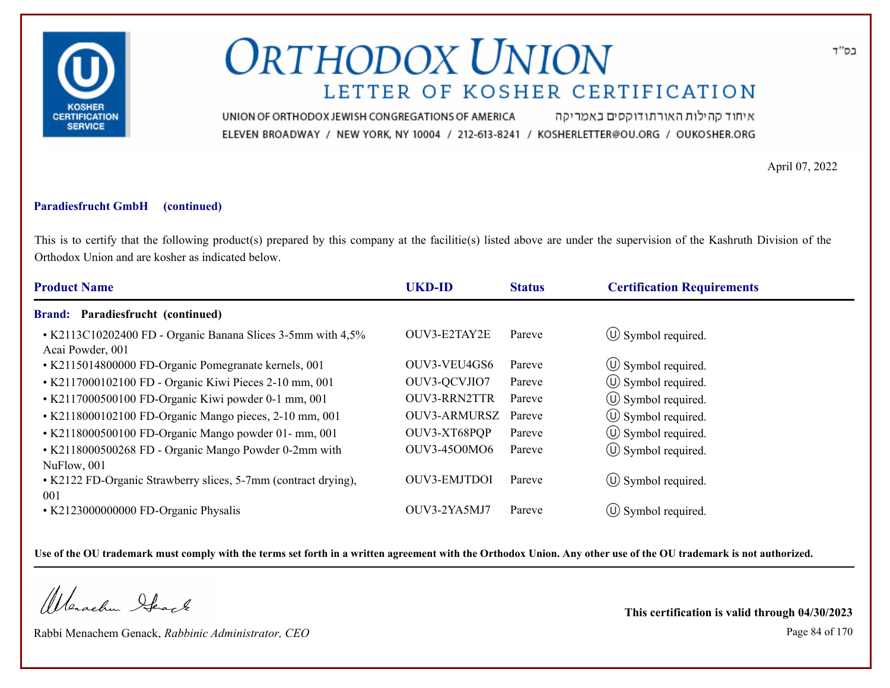# ORTHODOX UNION

## LETTER OF KOSHER CERTIFICATION

UNION OF ORTHODOX JEWISH CONGREGATIONS OF AMERICA איחוד קהילות האורתודוקסים באמריקה

ELEVEN BROADWAY / NEW YORK, NY 10004 / 212-613-8241 / KOSHERLETTER@OU.ORG / OUKOSHER.ORG

בס"ד

April 07, 2022

**Paradiesfrucht GmbH (continued)**

This is to certify that the following product(s) prepared by this company at the facilitie(s) listed above are under the supervision of the Kashruth Division of the Orthodox Union and are kosher as indicated below.

| Product Name | UKD-ID | Status | Certification Requirements |
|---|---|---|---|
| **Brand: Paradiesfrucht (continued)** | | | |
| • K2113C10202400 FD - Organic Banana Slices 3-5mm with 4,5% Acai Powder, 001 | OUV3-E2TAY2E | Pareve | Ⓤ Symbol required. |
| • K2115014800000 FD-Organic Pomegranate kernels, 001 | OUV3-VEU4GS6 | Pareve | Ⓤ Symbol required. |
| • K2117000102100 FD - Organic Kiwi Pieces 2-10 mm, 001 | OUV3-QCVJIO7 | Pareve | Ⓤ Symbol required. |
| • K2117000500100 FD-Organic Kiwi powder 0-1 mm, 001 | OUV3-RRN2TTR | Pareve | Ⓤ Symbol required. |
| • K2118000102100 FD-Organic Mango pieces, 2-10 mm, 001 | OUV3-ARMURSZ | Pareve | Ⓤ Symbol required. |
| • K2118000500100 FD-Organic Mango powder 01- mm, 001 | OUV3-XT68PQP | Pareve | Ⓤ Symbol required. |
| • K2118000500268 FD - Organic Mango Powder 0-2mm with NuFlow, 001 | OUV3-45O0MO6 | Pareve | Ⓤ Symbol required. |
| • K2122 FD-Organic Strawberry slices, 5-7mm (contract drying), 001 | OUV3-EMJTDOI | Pareve | Ⓤ Symbol required. |
| • K2123000000000 FD-Organic Physalis | OUV3-2YA5MJ7 | Pareve | Ⓤ Symbol required. |

**Use of the OU trademark must comply with the terms set forth in a written agreement with the Orthodox Union. Any other use of the OU trademark is not authorized.**

Rabbi Menachem Genack, *Rabbinic Administrator, CEO*

**This certification is valid through 04/30/2023**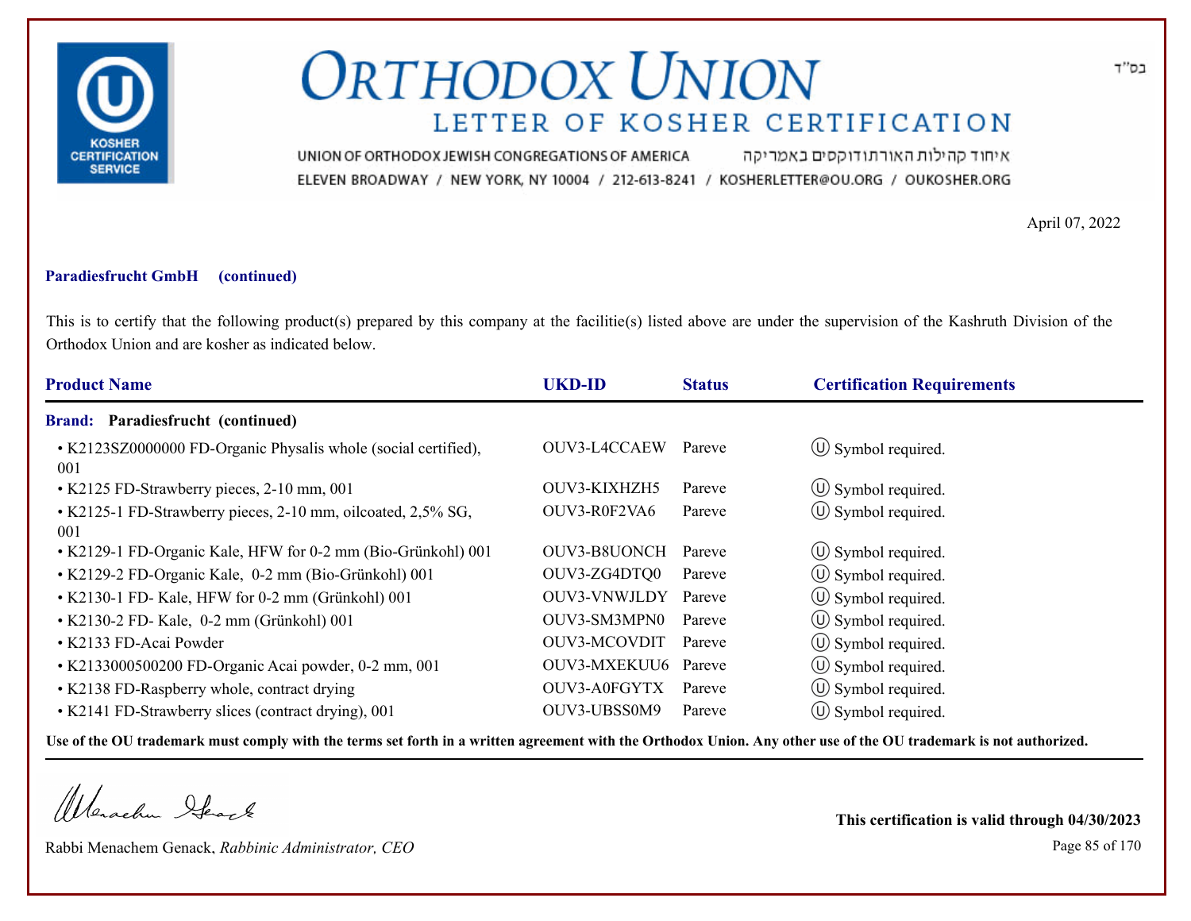בס"ד

# ORTHODOX UNION

## LETTER OF KOSHER CERTIFICATION

UNION OF ORTHODOX JEWISH CONGREGATIONS OF AMERICA איחוד קהילות האורתודוקסים באמריקה

ELEVEN BROADWAY / NEW YORK, NY 10004 / 212-613-8241 / KOSHERLETTER@OU.ORG / OUKOSHER.ORG

April 07, 2022

**Paradiesfrucht GmbH (continued)**

This is to certify that the following product(s) prepared by this company at the facilitie(s) listed above are under the supervision of the Kashruth Division of the Orthodox Union and are kosher as indicated below.

| Product Name | UKD-ID | Status | Certification Requirements |
|---|---|---|---|
| **Brand: Paradiesfrucht (continued)** | | | |
| • K2123SZ0000000 FD-Organic Physalis whole (social certified), 001 | OUV3-L4CCAEW | Pareve | Ⓤ Symbol required. |
| • K2125 FD-Strawberry pieces, 2-10 mm, 001 | OUV3-KIXHZH5 | Pareve | Ⓤ Symbol required. |
| • K2125-1 FD-Strawberry pieces, 2-10 mm, oilcoated, 2,5% SG, 001 | OUV3-R0F2VA6 | Pareve | Ⓤ Symbol required. |
| • K2129-1 FD-Organic Kale, HFW for 0-2 mm (Bio-Grünkohl) 001 | OUV3-B8UONCH | Pareve | Ⓤ Symbol required. |
| • K2129-2 FD-Organic Kale, 0-2 mm (Bio-Grünkohl) 001 | OUV3-ZG4DTQ0 | Pareve | Ⓤ Symbol required. |
| • K2130-1 FD- Kale, HFW for 0-2 mm (Grünkohl) 001 | OUV3-VNWJLDY | Pareve | Ⓤ Symbol required. |
| • K2130-2 FD- Kale, 0-2 mm (Grünkohl) 001 | OUV3-SM3MPN0 | Pareve | Ⓤ Symbol required. |
| • K2133 FD-Acai Powder | OUV3-MCOVDIT | Pareve | Ⓤ Symbol required. |
| • K2133000500200 FD-Organic Acai powder, 0-2 mm, 001 | OUV3-MXEKUU6 | Pareve | Ⓤ Symbol required. |
| • K2138 FD-Raspberry whole, contract drying | OUV3-A0FGYTX | Pareve | Ⓤ Symbol required. |
| • K2141 FD-Strawberry slices (contract drying), 001 | OUV3-UBSS0M9 | Pareve | Ⓤ Symbol required. |

**Use of the OU trademark must comply with the terms set forth in a written agreement with the Orthodox Union. Any other use of the OU trademark is not authorized.**

Rabbi Menachem Genack, *Rabbinic Administrator, CEO*

**This certification is valid through 04/30/2023**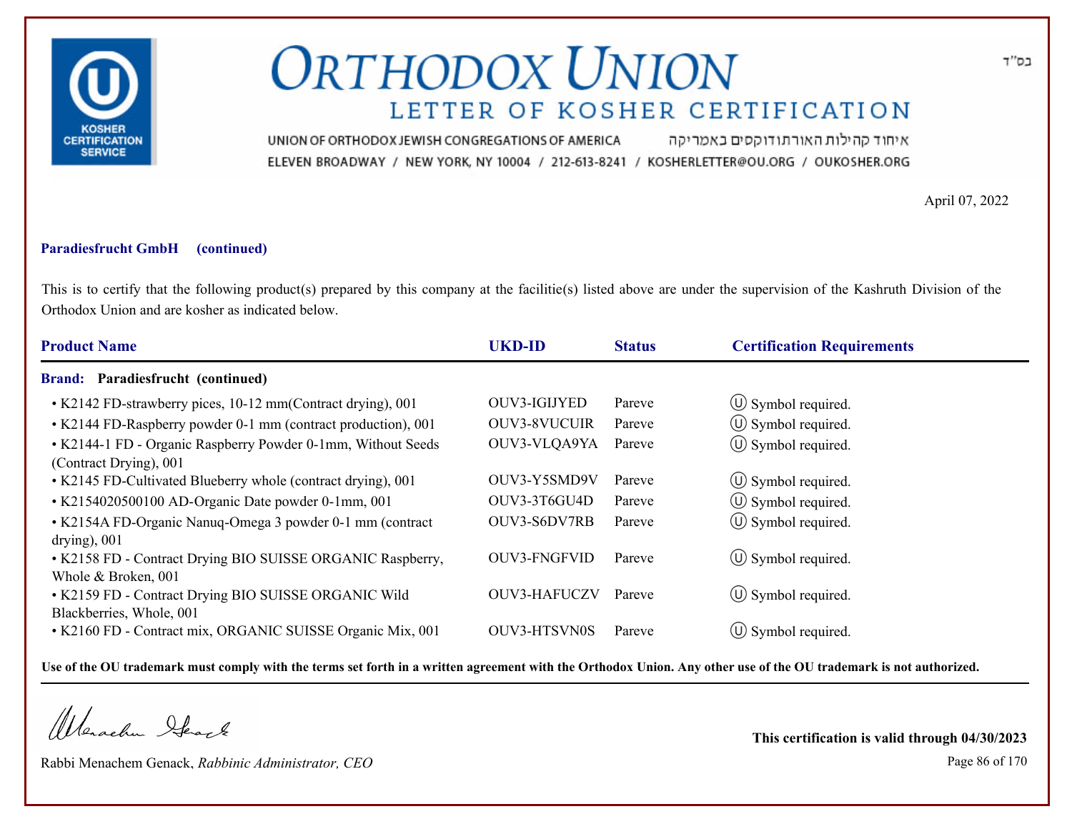בס"ד

# ORTHODOX UNION

## LETTER OF KOSHER CERTIFICATION

UNION OF ORTHODOX JEWISH CONGREGATIONS OF AMERICA איחוד קהילות האורתודוקסים באמריקה

ELEVEN BROADWAY / NEW YORK, NY 10004 / 212-613-8241 / KOSHERLETTER@OU.ORG / OUKOSHER.ORG

April 07, 2022

**Paradiesfrucht GmbH (continued)**

This is to certify that the following product(s) prepared by this company at the facilitie(s) listed above are under the supervision of the Kashruth Division of the Orthodox Union and are kosher as indicated below.

| Product Name | UKD-ID | Status | Certification Requirements |
|---|---|---|---|
| **Brand: Paradiesfrucht (continued)** | | | |
| • K2142 FD-strawberry pices, 10-12 mm(Contract drying), 001 | OUV3-IGIJYED | Pareve | Ⓤ Symbol required. |
| • K2144 FD-Raspberry powder 0-1 mm (contract production), 001 | OUV3-8VUCUIR | Pareve | Ⓤ Symbol required. |
| • K2144-1 FD - Organic Raspberry Powder 0-1mm, Without Seeds (Contract Drying), 001 | OUV3-VLQA9YA | Pareve | Ⓤ Symbol required. |
| • K2145 FD-Cultivated Blueberry whole (contract drying), 001 | OUV3-Y5SMD9V | Pareve | Ⓤ Symbol required. |
| • K2154020500100 AD-Organic Date powder 0-1mm, 001 | OUV3-3T6GU4D | Pareve | Ⓤ Symbol required. |
| • K2154A FD-Organic Nanuq-Omega 3 powder 0-1 mm (contract drying), 001 | OUV3-S6DV7RB | Pareve | Ⓤ Symbol required. |
| • K2158 FD - Contract Drying BIO SUISSE ORGANIC Raspberry, Whole & Broken, 001 | OUV3-FNGFVID | Pareve | Ⓤ Symbol required. |
| • K2159 FD - Contract Drying BIO SUISSE ORGANIC Wild Blackberries, Whole, 001 | OUV3-HAFUCZV | Pareve | Ⓤ Symbol required. |
| • K2160 FD - Contract mix, ORGANIC SUISSE Organic Mix, 001 | OUV3-HTSVN0S | Pareve | Ⓤ Symbol required. |

**Use of the OU trademark must comply with the terms set forth in a written agreement with the Orthodox Union. Any other use of the OU trademark is not authorized.**

Rabbi Menachem Genack, *Rabbinic Administrator, CEO*

**This certification is valid through 04/30/2023**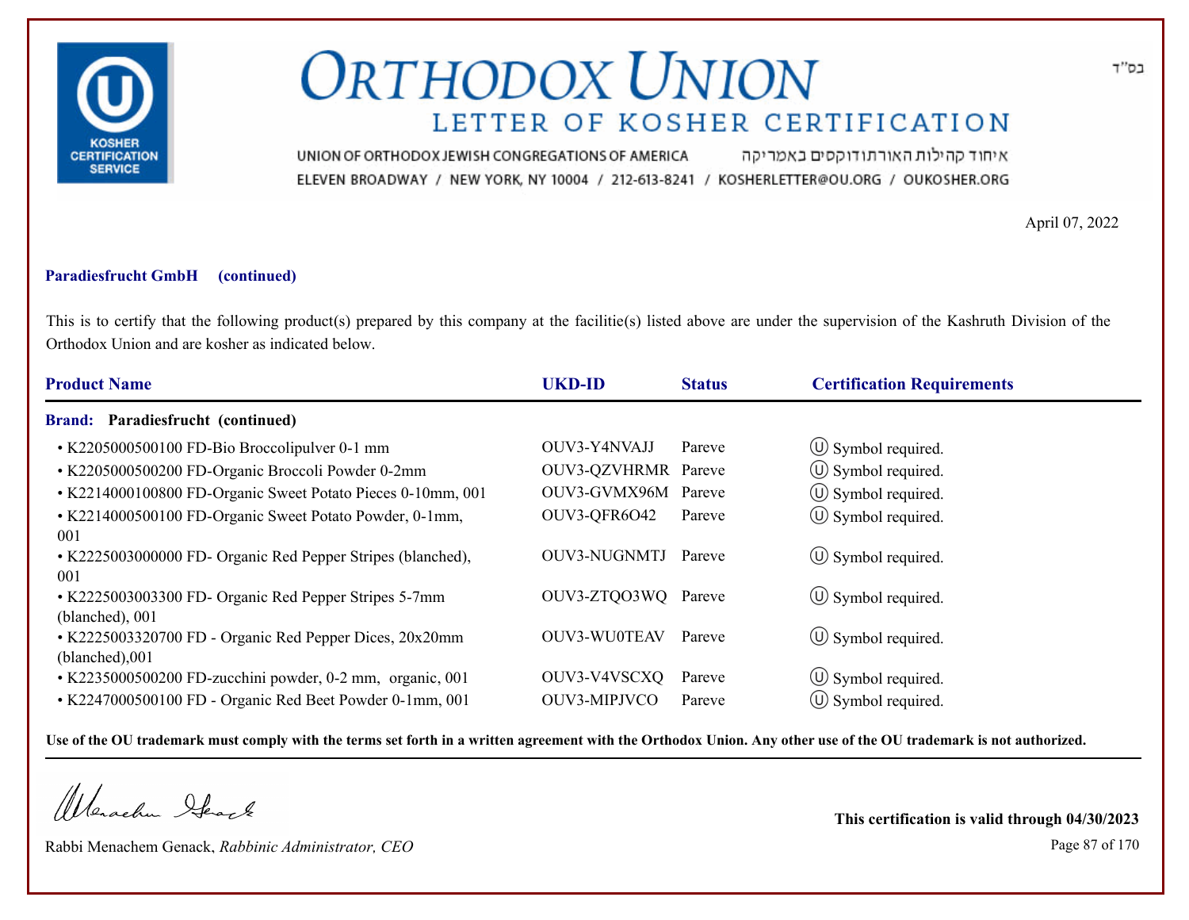בס"ד

# ORTHODOX UNION

## LETTER OF KOSHER CERTIFICATION

UNION OF ORTHODOX JEWISH CONGREGATIONS OF AMERICA איחוד קהילות האורתודוקסים באמריקה

ELEVEN BROADWAY / NEW YORK, NY 10004 / 212-613-8241 / KOSHERLETTER@OU.ORG / OUKOSHER.ORG

April 07, 2022

**Paradiesfrucht GmbH (continued)**

This is to certify that the following product(s) prepared by this company at the facilitie(s) listed above are under the supervision of the Kashruth Division of the Orthodox Union and are kosher as indicated below.

| Product Name | UKD-ID | Status | Certification Requirements |
|---|---|---|---|
| **Brand: Paradiesfrucht (continued)** | | | |
| • K2205000500100 FD-Bio Broccolipulver 0-1 mm | OUV3-Y4NVAJJ | Pareve | Ⓤ Symbol required. |
| • K2205000500200 FD-Organic Broccoli Powder 0-2mm | OUV3-QZVHRMR | Pareve | Ⓤ Symbol required. |
| • K2214000100800 FD-Organic Sweet Potato Pieces 0-10mm, 001 | OUV3-GVMX96M | Pareve | Ⓤ Symbol required. |
| • K2214000500100 FD-Organic Sweet Potato Powder, 0-1mm, 001 | OUV3-QFR6O42 | Pareve | Ⓤ Symbol required. |
| • K2225003000000 FD- Organic Red Pepper Stripes (blanched), 001 | OUV3-NUGNMTJ | Pareve | Ⓤ Symbol required. |
| • K2225003003300 FD- Organic Red Pepper Stripes 5-7mm (blanched), 001 | OUV3-ZTQO3WQ | Pareve | Ⓤ Symbol required. |
| • K2225003320700 FD - Organic Red Pepper Dices, 20x20mm (blanched),001 | OUV3-WU0TEAV | Pareve | Ⓤ Symbol required. |
| • K2235000500200 FD-zucchini powder, 0-2 mm, organic, 001 | OUV3-V4VSCXQ | Pareve | Ⓤ Symbol required. |
| • K2247000500100 FD - Organic Red Beet Powder 0-1mm, 001 | OUV3-MIPJVCO | Pareve | Ⓤ Symbol required. |

**Use of the OU trademark must comply with the terms set forth in a written agreement with the Orthodox Union. Any other use of the OU trademark is not authorized.**

Rabbi Menachem Genack, *Rabbinic Administrator, CEO*

**This certification is valid through 04/30/2023**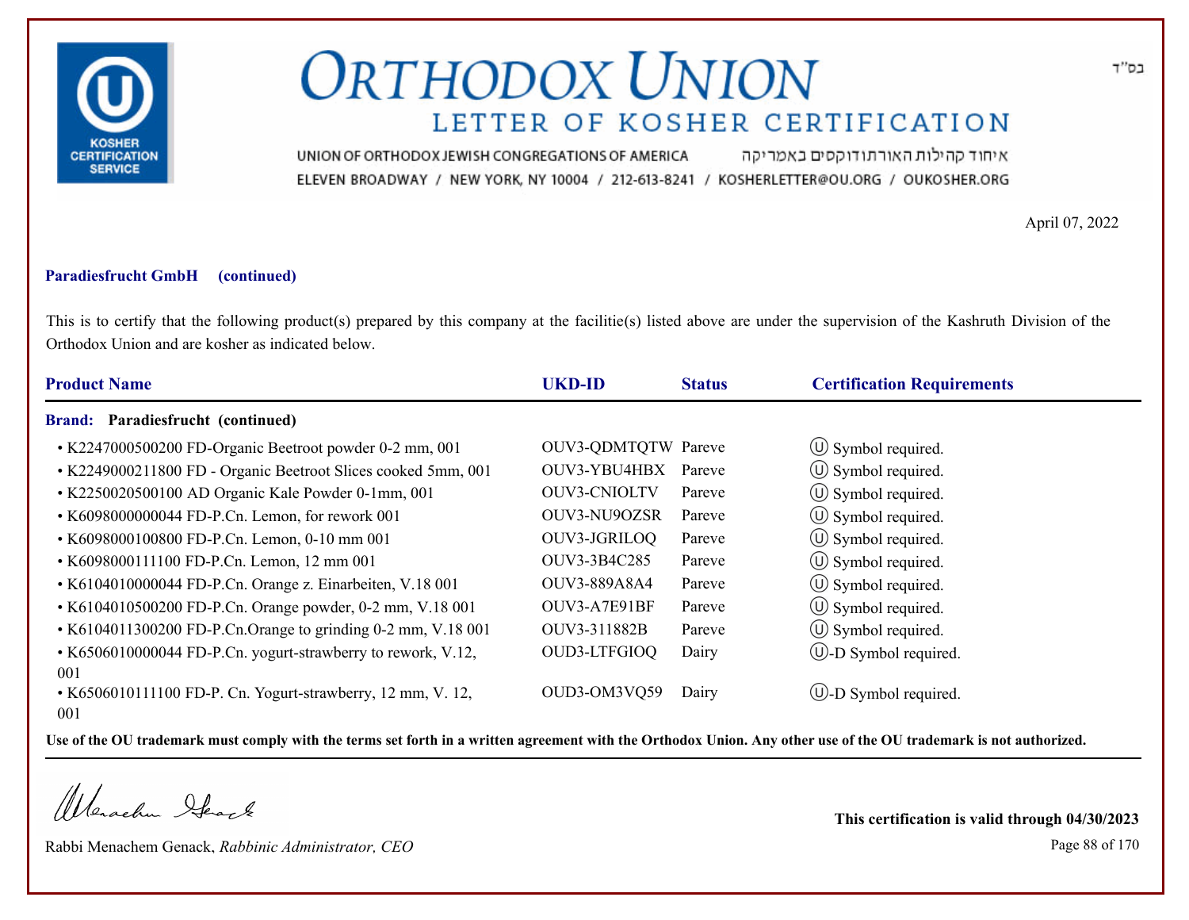בס"ד

# ORTHODOX UNION

## LETTER OF KOSHER CERTIFICATION

UNION OF ORTHODOX JEWISH CONGREGATIONS OF AMERICA איחוד קהילות האורתודוקסים באמריקה

ELEVEN BROADWAY / NEW YORK, NY 10004 / 212-613-8241 / KOSHERLETTER@OU.ORG / OUKOSHER.ORG

April 07, 2022

**Paradiesfrucht GmbH (continued)**

This is to certify that the following product(s) prepared by this company at the facilitie(s) listed above are under the supervision of the Kashruth Division of the Orthodox Union and are kosher as indicated below.

| Product Name | UKD-ID | Status | Certification Requirements |
|---|---|---|---|
| **Brand: Paradiesfrucht (continued)** | | | |
| • K2247000500200 FD-Organic Beetroot powder 0-2 mm, 001 | OUV3-QDMTQTW | Pareve | Ⓤ Symbol required. |
| • K2249000211800 FD - Organic Beetroot Slices cooked 5mm, 001 | OUV3-YBU4HBX | Pareve | Ⓤ Symbol required. |
| • K2250020500100 AD Organic Kale Powder 0-1mm, 001 | OUV3-CNIOLTV | Pareve | Ⓤ Symbol required. |
| • K6098000000044 FD-P.Cn. Lemon, for rework 001 | OUV3-NU9OZSR | Pareve | Ⓤ Symbol required. |
| • K6098000100800 FD-P.Cn. Lemon, 0-10 mm 001 | OUV3-JGRILOQ | Pareve | Ⓤ Symbol required. |
| • K6098000111100 FD-P.Cn. Lemon, 12 mm 001 | OUV3-3B4C285 | Pareve | Ⓤ Symbol required. |
| • K6104010000044 FD-P.Cn. Orange z. Einarbeiten, V.18 001 | OUV3-889A8A4 | Pareve | Ⓤ Symbol required. |
| • K6104010500200 FD-P.Cn. Orange powder, 0-2 mm, V.18 001 | OUV3-A7E91BF | Pareve | Ⓤ Symbol required. |
| • K6104011300200 FD-P.Cn.Orange to grinding 0-2 mm, V.18 001 | OUV3-311882B | Pareve | Ⓤ Symbol required. |
| • K6506010000044 FD-P.Cn. yogurt-strawberry to rework, V.12, 001 | OUD3-LTFGIOQ | Dairy | Ⓤ-D Symbol required. |
| • K6506010111100 FD-P. Cn. Yogurt-strawberry, 12 mm, V. 12, 001 | OUD3-OM3VQ59 | Dairy | Ⓤ-D Symbol required. |

**Use of the OU trademark must comply with the terms set forth in a written agreement with the Orthodox Union. Any other use of the OU trademark is not authorized.**

Rabbi Menachem Genack, *Rabbinic Administrator, CEO*

**This certification is valid through 04/30/2023**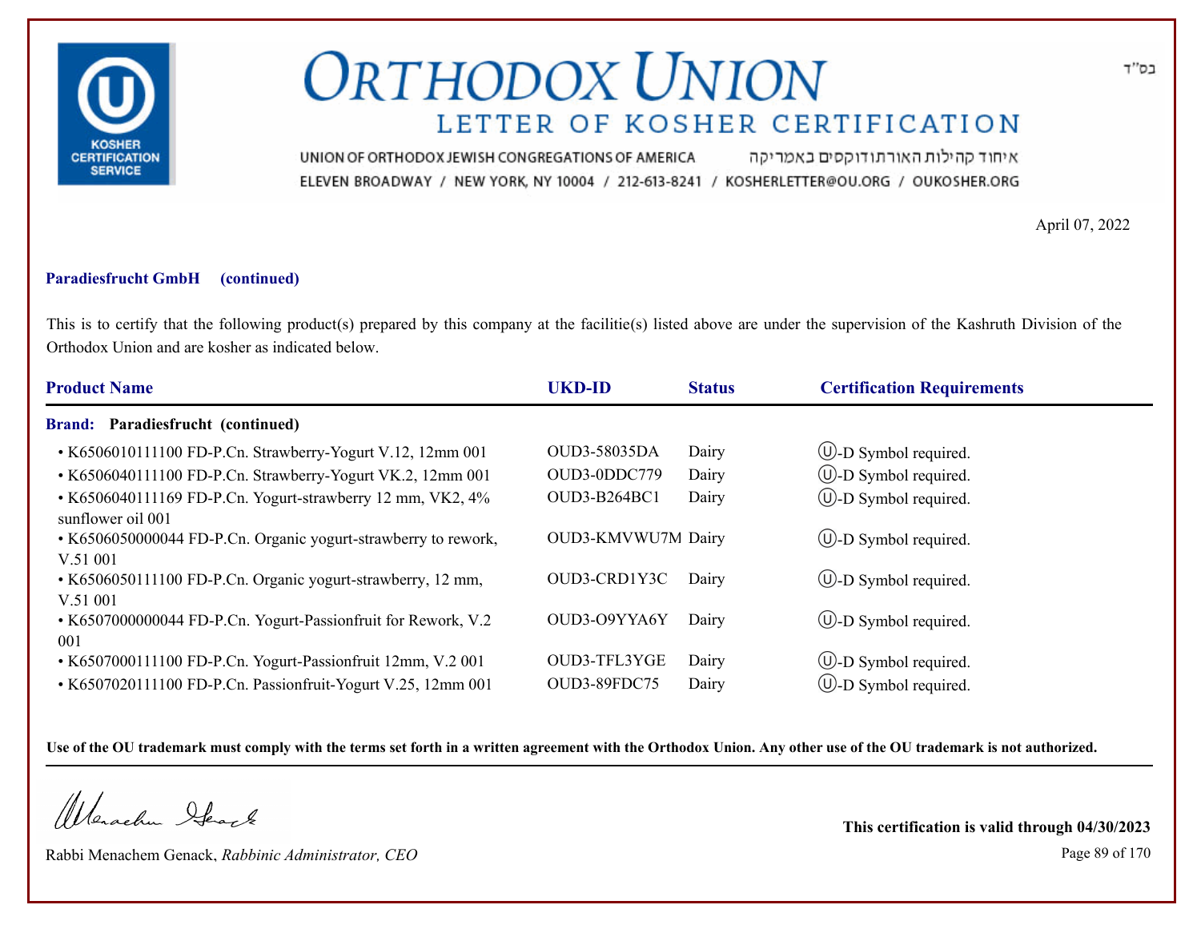# ORTHODOX UNION

## LETTER OF KOSHER CERTIFICATION

UNION OF ORTHODOX JEWISH CONGREGATIONS OF AMERICA איחוד קהילות האורתודוקסים באמריקה

ELEVEN BROADWAY / NEW YORK, NY 10004 / 212-613-8241 / KOSHERLETTER@OU.ORG / OUKOSHER.ORG

בס"ד

April 07, 2022

**Paradiesfrucht GmbH (continued)**

This is to certify that the following product(s) prepared by this company at the facilitie(s) listed above are under the supervision of the Kashruth Division of the Orthodox Union and are kosher as indicated below.

| Product Name | UKD-ID | Status | Certification Requirements |
|---|---|---|---|
| **Brand: Paradiesfrucht (continued)** | | | |
| • K6506010111100 FD-P.Cn. Strawberry-Yogurt V.12, 12mm 001 | OUD3-58035DA | Dairy | Ⓤ-D Symbol required. |
| • K6506040111100 FD-P.Cn. Strawberry-Yogurt VK.2, 12mm 001 | OUD3-0DDC779 | Dairy | Ⓤ-D Symbol required. |
| • K6506040111169 FD-P.Cn. Yogurt-strawberry 12 mm, VK2, 4% sunflower oil 001 | OUD3-B264BC1 | Dairy | Ⓤ-D Symbol required. |
| • K6506050000044 FD-P.Cn. Organic yogurt-strawberry to rework, V.51 001 | OUD3-KMVWU7M | Dairy | Ⓤ-D Symbol required. |
| • K6506050111100 FD-P.Cn. Organic yogurt-strawberry, 12 mm, V.51 001 | OUD3-CRD1Y3C | Dairy | Ⓤ-D Symbol required. |
| • K6507000000044 FD-P.Cn. Yogurt-Passionfruit for Rework, V.2 001 | OUD3-O9YYA6Y | Dairy | Ⓤ-D Symbol required. |
| • K6507000111100 FD-P.Cn. Yogurt-Passionfruit 12mm, V.2 001 | OUD3-TFL3YGE | Dairy | Ⓤ-D Symbol required. |
| • K6507020111100 FD-P.Cn. Passionfruit-Yogurt V.25, 12mm 001 | OUD3-89FDC75 | Dairy | Ⓤ-D Symbol required. |

**Use of the OU trademark must comply with the terms set forth in a written agreement with the Orthodox Union. Any other use of the OU trademark is not authorized.**

Rabbi Menachem Genack, *Rabbinic Administrator, CEO*

**This certification is valid through 04/30/2023**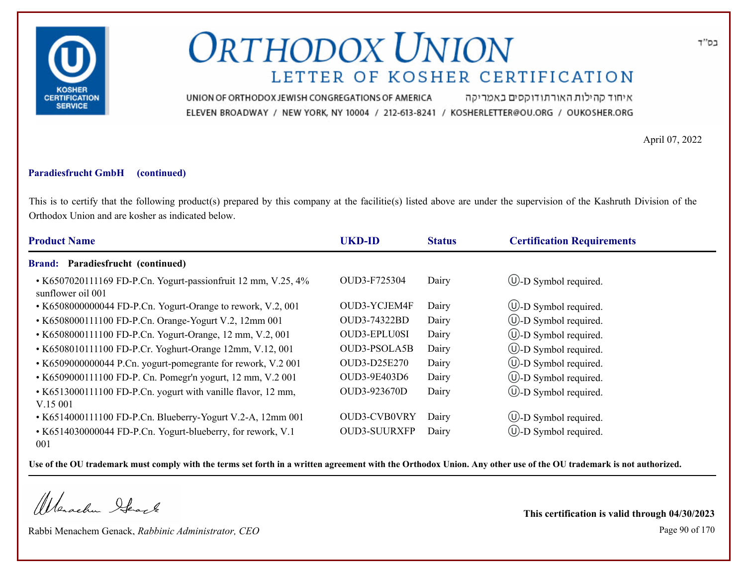# ORTHODOX UNION

## LETTER OF KOSHER CERTIFICATION

UNION OF ORTHODOX JEWISH CONGREGATIONS OF AMERICA איחוד קהילות האורתודוקסים באמריקה
ELEVEN BROADWAY / NEW YORK, NY 10004 / 212-613-8241 / KOSHERLETTER@OU.ORG / OUKOSHER.ORG

בס"ד

April 07, 2022

**Paradiesfrucht GmbH (continued)**

This is to certify that the following product(s) prepared by this company at the facilitie(s) listed above are under the supervision of the Kashruth Division of the Orthodox Union and are kosher as indicated below.

| Product Name | UKD-ID | Status | Certification Requirements |
|---|---|---|---|
| **Brand: Paradiesfrucht (continued)** | | | |
| • K6507020111169 FD-P.Cn. Yogurt-passionfruit 12 mm, V.25, 4% sunflower oil 001 | OUD3-F725304 | Dairy | Ⓤ-D Symbol required. |
| • K6508000000044 FD-P.Cn. Yogurt-Orange to rework, V.2, 001 | OUD3-YCJEM4F | Dairy | Ⓤ-D Symbol required. |
| • K6508000111100 FD-P.Cn. Orange-Yogurt V.2, 12mm 001 | OUD3-74322BD | Dairy | Ⓤ-D Symbol required. |
| • K6508000111100 FD-P.Cn. Yogurt-Orange, 12 mm, V.2, 001 | OUD3-EPLU0SI | Dairy | Ⓤ-D Symbol required. |
| • K6508010111100 FD-P.Cr. Yoghurt-Orange 12mm, V.12, 001 | OUD3-PSOLA5B | Dairy | Ⓤ-D Symbol required. |
| • K6509000000044 P.Cn. yogurt-pomegrante for rework, V.2 001 | OUD3-D25E270 | Dairy | Ⓤ-D Symbol required. |
| • K6509000111100 FD-P. Cn. Pomegr'n yogurt, 12 mm, V.2 001 | OUD3-9E403D6 | Dairy | Ⓤ-D Symbol required. |
| • K6513000111100 FD-P.Cn. yogurt with vanille flavor, 12 mm, V.15 001 | OUD3-923670D | Dairy | Ⓤ-D Symbol required. |
| • K6514000111100 FD-P.Cn. Blueberry-Yogurt V.2-A, 12mm 001 | OUD3-CVB0VRY | Dairy | Ⓤ-D Symbol required. |
| • K6514030000044 FD-P.Cn. Yogurt-blueberry, for rework, V.1 001 | OUD3-SUURXFP | Dairy | Ⓤ-D Symbol required. |

**Use of the OU trademark must comply with the terms set forth in a written agreement with the Orthodox Union. Any other use of the OU trademark is not authorized.**

Rabbi Menachem Genack, *Rabbinic Administrator, CEO*

**This certification is valid through 04/30/2023**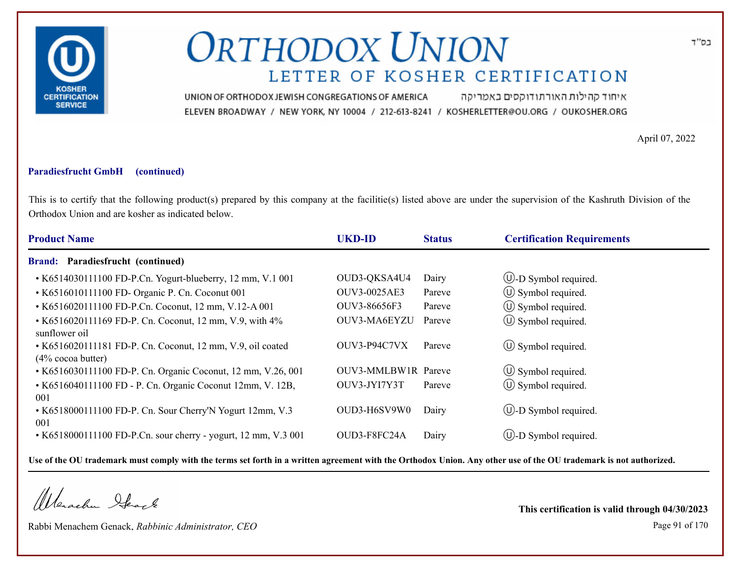# ORTHODOX UNION

## LETTER OF KOSHER CERTIFICATION

UNION OF ORTHODOX JEWISH CONGREGATIONS OF AMERICA איחוד קהילות האורתודוקסים באמריקה

ELEVEN BROADWAY / NEW YORK, NY 10004 / 212-613-8241 / KOSHERLETTER@OU.ORG / OUKOSHER.ORG

בס"ד

April 07, 2022

**Paradiesfrucht GmbH (continued)**

This is to certify that the following product(s) prepared by this company at the facilitie(s) listed above are under the supervision of the Kashruth Division of the Orthodox Union and are kosher as indicated below.

| Product Name | UKD-ID | Status | Certification Requirements |
|---|---|---|---|
| **Brand: Paradiesfrucht (continued)** | | | |
| • K6514030111100 FD-P.Cn. Yogurt-blueberry, 12 mm, V.1 001 | OUD3-QKSA4U4 | Dairy | Ⓤ-D Symbol required. |
| • K6516010111100 FD- Organic P. Cn. Coconut 001 | OUV3-0025AE3 | Pareve | Ⓤ Symbol required. |
| • K6516020111100 FD-P.Cn. Coconut, 12 mm, V.12-A 001 | OUV3-86656F3 | Pareve | Ⓤ Symbol required. |
| • K6516020111169 FD-P. Cn. Coconut, 12 mm, V.9, with 4% sunflower oil | OUV3-MA6EYZU | Pareve | Ⓤ Symbol required. |
| • K6516020111181 FD-P. Cn. Coconut, 12 mm, V.9, oil coated (4% cocoa butter) | OUV3-P94C7VX | Pareve | Ⓤ Symbol required. |
| • K6516030111100 FD-P. Cn. Organic Coconut, 12 mm, V.26, 001 | OUV3-MMLBW1R | Pareve | Ⓤ Symbol required. |
| • K6516040111100 FD - P. Cn. Organic Coconut 12mm, V. 12B, 001 | OUV3-JYI7Y3T | Pareve | Ⓤ Symbol required. |
| • K6518000111100 FD-P. Cn. Sour Cherry'N Yogurt 12mm, V.3 001 | OUD3-H6SV9W0 | Dairy | Ⓤ-D Symbol required. |
| • K6518000111100 FD-P.Cn. sour cherry - yogurt, 12 mm, V.3 001 | OUD3-F8FC24A | Dairy | Ⓤ-D Symbol required. |

**Use of the OU trademark must comply with the terms set forth in a written agreement with the Orthodox Union. Any other use of the OU trademark is not authorized.**

Rabbi Menachem Genack, *Rabbinic Administrator, CEO*

**This certification is valid through 04/30/2023**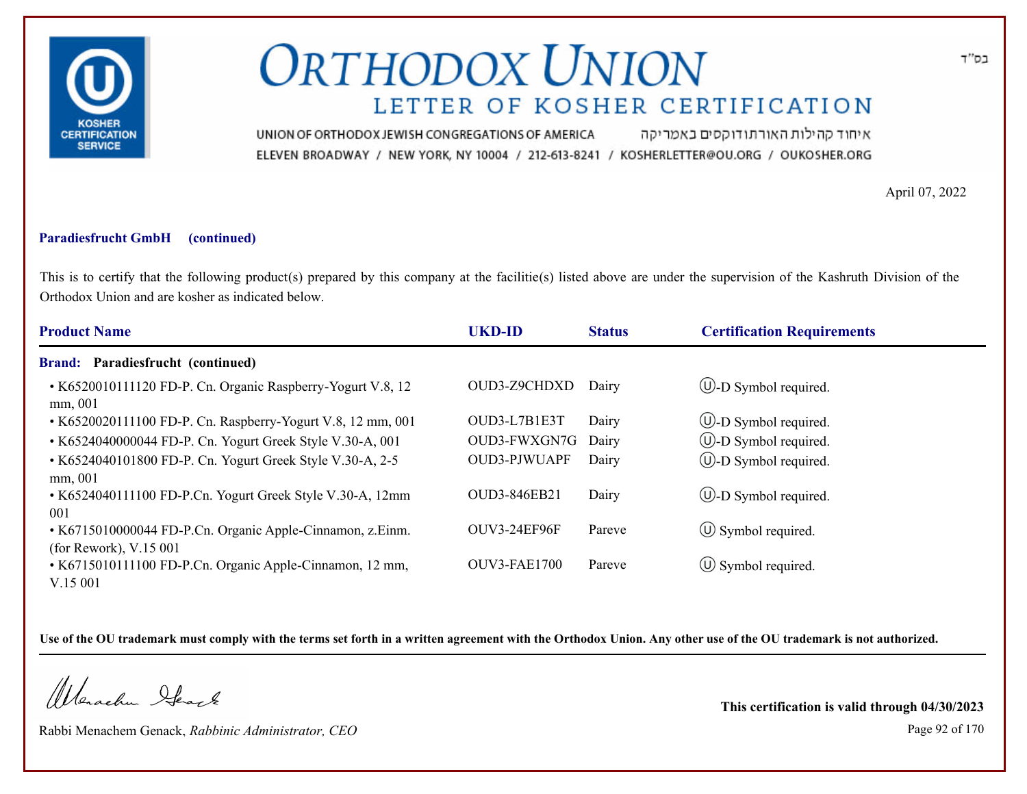בס"ד

# ORTHODOX UNION

## LETTER OF KOSHER CERTIFICATION

UNION OF ORTHODOX JEWISH CONGREGATIONS OF AMERICA איחוד קהילות האורתודוקסים באמריקה

ELEVEN BROADWAY / NEW YORK, NY 10004 / 212-613-8241 / KOSHERLETTER@OU.ORG / OUKOSHER.ORG

April 07, 2022

**Paradiesfrucht GmbH (continued)**

This is to certify that the following product(s) prepared by this company at the facilitie(s) listed above are under the supervision of the Kashruth Division of the Orthodox Union and are kosher as indicated below.

| Product Name | UKD-ID | Status | Certification Requirements |
|---|---|---|---|
| **Brand: Paradiesfrucht (continued)** | | | |
| • K6520010111120 FD-P. Cn. Organic Raspberry-Yogurt V.8, 12 mm, 001 | OUD3-Z9CHDXD | Dairy | Ⓤ-D Symbol required. |
| • K6520020111100 FD-P. Cn. Raspberry-Yogurt V.8, 12 mm, 001 | OUD3-L7B1E3T | Dairy | Ⓤ-D Symbol required. |
| • K6524040000044 FD-P. Cn. Yogurt Greek Style V.30-A, 001 | OUD3-FWXGN7G | Dairy | Ⓤ-D Symbol required. |
| • K6524040101800 FD-P. Cn. Yogurt Greek Style V.30-A, 2-5 mm, 001 | OUD3-PJWUAPF | Dairy | Ⓤ-D Symbol required. |
| • K6524040111100 FD-P.Cn. Yogurt Greek Style V.30-A, 12mm 001 | OUD3-846EB21 | Dairy | Ⓤ-D Symbol required. |
| • K6715010000044 FD-P.Cn. Organic Apple-Cinnamon, z.Einm. (for Rework), V.15 001 | OUV3-24EF96F | Pareve | Ⓤ Symbol required. |
| • K6715010111100 FD-P.Cn. Organic Apple-Cinnamon, 12 mm, V.15 001 | OUV3-FAE1700 | Pareve | Ⓤ Symbol required. |

**Use of the OU trademark must comply with the terms set forth in a written agreement with the Orthodox Union. Any other use of the OU trademark is not authorized.**

Rabbi Menachem Genack, *Rabbinic Administrator, CEO*

**This certification is valid through 04/30/2023**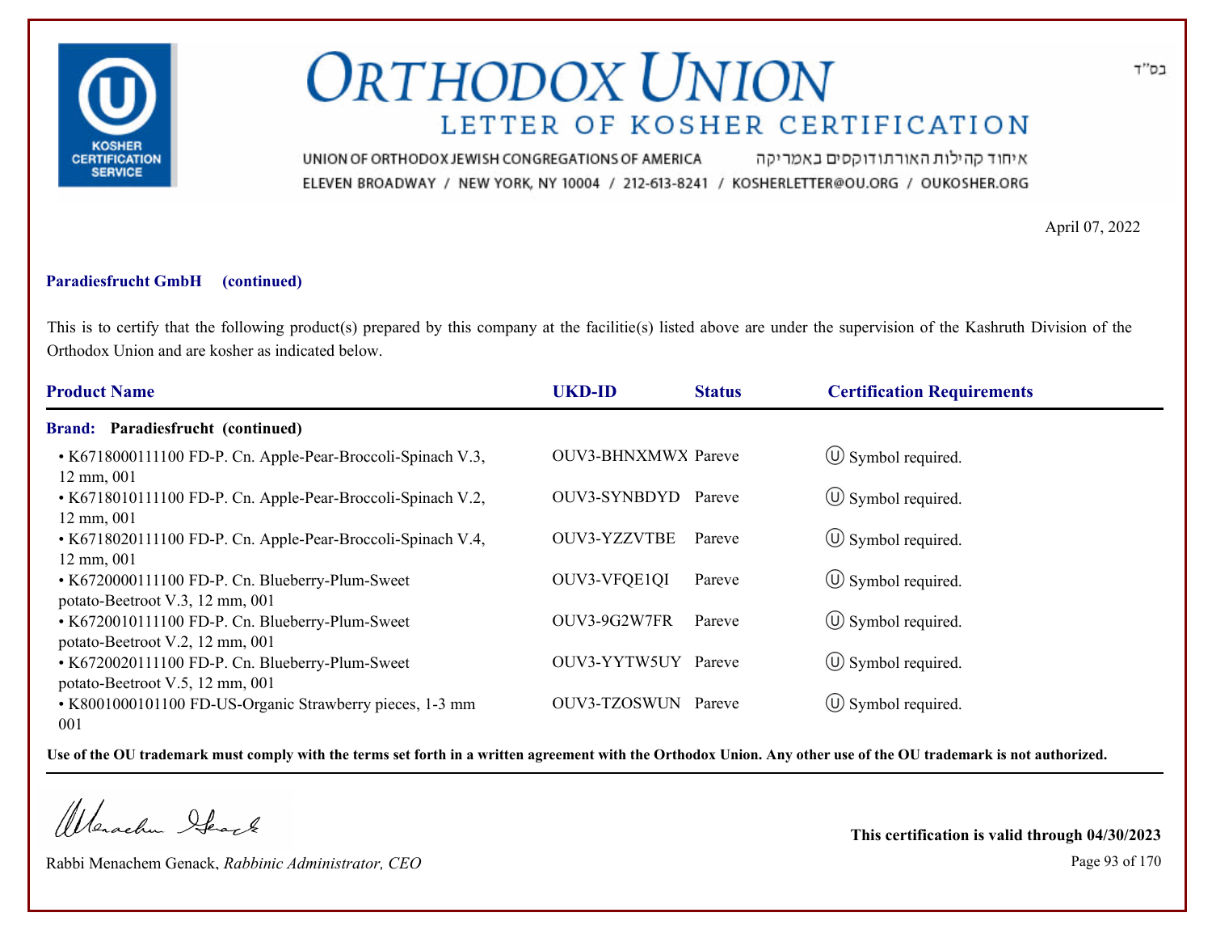# ORTHODOX UNION

## LETTER OF KOSHER CERTIFICATION

UNION OF ORTHODOX JEWISH CONGREGATIONS OF AMERICA איחוד קהילות האורתודוקסים באמריקה

ELEVEN BROADWAY / NEW YORK, NY 10004 / 212-613-8241 / KOSHERLETTER@OU.ORG / OUKOSHER.ORG

בס"ד

April 07, 2022

**Paradiesfrucht GmbH (continued)**

This is to certify that the following product(s) prepared by this company at the facilitie(s) listed above are under the supervision of the Kashruth Division of the Orthodox Union and are kosher as indicated below.

| Product Name | UKD-ID | Status | Certification Requirements |
|---|---|---|---|
| **Brand: Paradiesfrucht (continued)** | | | |
| • K6718000111100 FD-P. Cn. Apple-Pear-Broccoli-Spinach V.3, 12 mm, 001 | OUV3-BHNXMWX | Pareve | Ⓤ Symbol required. |
| • K6718010111100 FD-P. Cn. Apple-Pear-Broccoli-Spinach V.2, 12 mm, 001 | OUV3-SYNBDYD | Pareve | Ⓤ Symbol required. |
| • K6718020111100 FD-P. Cn. Apple-Pear-Broccoli-Spinach V.4, 12 mm, 001 | OUV3-YZZVTBE | Pareve | Ⓤ Symbol required. |
| • K6720000111100 FD-P. Cn. Blueberry-Plum-Sweet potato-Beetroot V.3, 12 mm, 001 | OUV3-VFQE1QI | Pareve | Ⓤ Symbol required. |
| • K6720010111100 FD-P. Cn. Blueberry-Plum-Sweet potato-Beetroot V.2, 12 mm, 001 | OUV3-9G2W7FR | Pareve | Ⓤ Symbol required. |
| • K6720020111100 FD-P. Cn. Blueberry-Plum-Sweet potato-Beetroot V.5, 12 mm, 001 | OUV3-YYTW5UY | Pareve | Ⓤ Symbol required. |
| • K8001000101100 FD-US-Organic Strawberry pieces, 1-3 mm 001 | OUV3-TZOSWUN | Pareve | Ⓤ Symbol required. |

**Use of the OU trademark must comply with the terms set forth in a written agreement with the Orthodox Union. Any other use of the OU trademark is not authorized.**

Rabbi Menachem Genack, *Rabbinic Administrator, CEO*

**This certification is valid through 04/30/2023**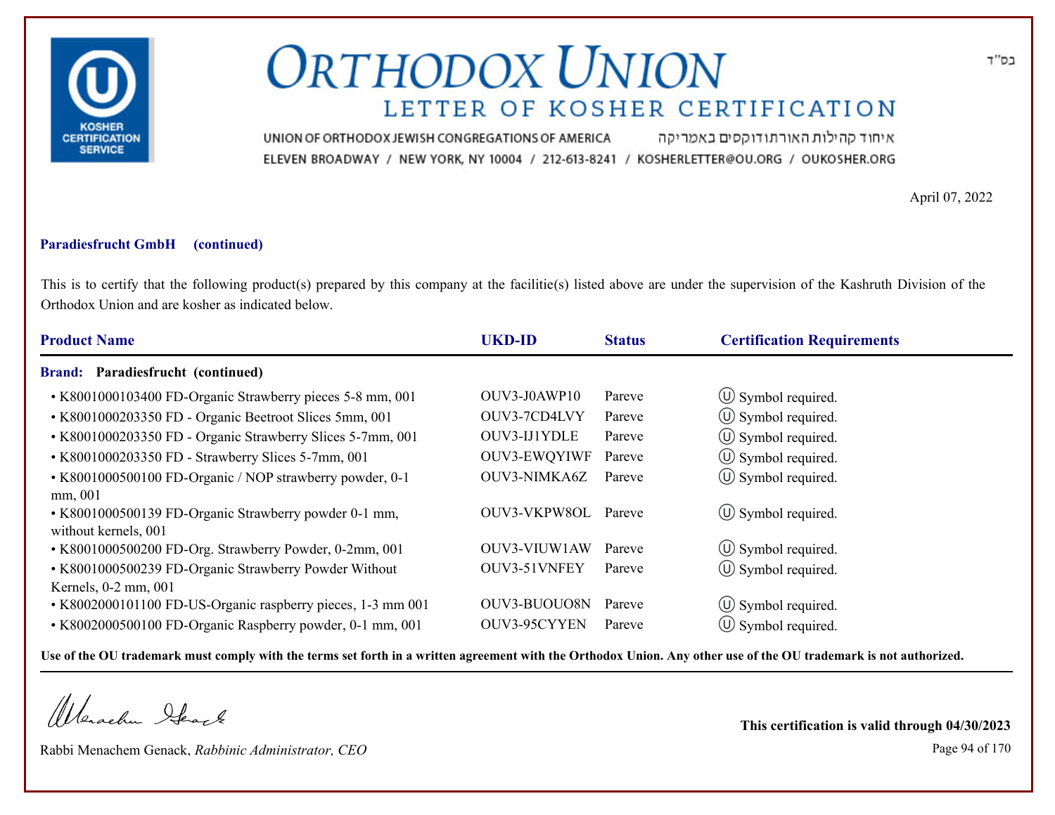# ORTHODOX UNION

## LETTER OF KOSHER CERTIFICATION

בס"ד

UNION OF ORTHODOX JEWISH CONGREGATIONS OF AMERICA איחוד קהילות האורתודוקסים באמריקה

ELEVEN BROADWAY / NEW YORK, NY 10004 / 212-613-8241 / KOSHERLETTER@OU.ORG / OUKOSHER.ORG

April 07, 2022

**Paradiesfrucht GmbH (continued)**

This is to certify that the following product(s) prepared by this company at the facilitie(s) listed above are under the supervision of the Kashruth Division of the Orthodox Union and are kosher as indicated below.

| Product Name | UKD-ID | Status | Certification Requirements |
|---|---|---|---|
| **Brand: Paradiesfrucht (continued)** | | | |
| • K8001000103400 FD-Organic Strawberry pieces 5-8 mm, 001 | OUV3-J0AWP10 | Pareve | Ⓤ Symbol required. |
| • K8001000203350 FD - Organic Beetroot Slices 5mm, 001 | OUV3-7CD4LVY | Pareve | Ⓤ Symbol required. |
| • K8001000203350 FD - Organic Strawberry Slices 5-7mm, 001 | OUV3-IJ1YDLE | Pareve | Ⓤ Symbol required. |
| • K8001000203350 FD - Strawberry Slices 5-7mm, 001 | OUV3-EWQYIWF | Pareve | Ⓤ Symbol required. |
| • K8001000500100 FD-Organic / NOP strawberry powder, 0-1 mm, 001 | OUV3-NIMKA6Z | Pareve | Ⓤ Symbol required. |
| • K8001000500139 FD-Organic Strawberry powder 0-1 mm, without kernels, 001 | OUV3-VKPW8OL | Pareve | Ⓤ Symbol required. |
| • K8001000500200 FD-Org. Strawberry Powder, 0-2mm, 001 | OUV3-VIUW1AW | Pareve | Ⓤ Symbol required. |
| • K8001000500239 FD-Organic Strawberry Powder Without Kernels, 0-2 mm, 001 | OUV3-51VNFEY | Pareve | Ⓤ Symbol required. |
| • K8002000101100 FD-US-Organic raspberry pieces, 1-3 mm 001 | OUV3-BUOUO8N | Pareve | Ⓤ Symbol required. |
| • K8002000500100 FD-Organic Raspberry powder, 0-1 mm, 001 | OUV3-95CYYEN | Pareve | Ⓤ Symbol required. |

**Use of the OU trademark must comply with the terms set forth in a written agreement with the Orthodox Union. Any other use of the OU trademark is not authorized.**

Rabbi Menachem Genack, *Rabbinic Administrator, CEO*

**This certification is valid through 04/30/2023**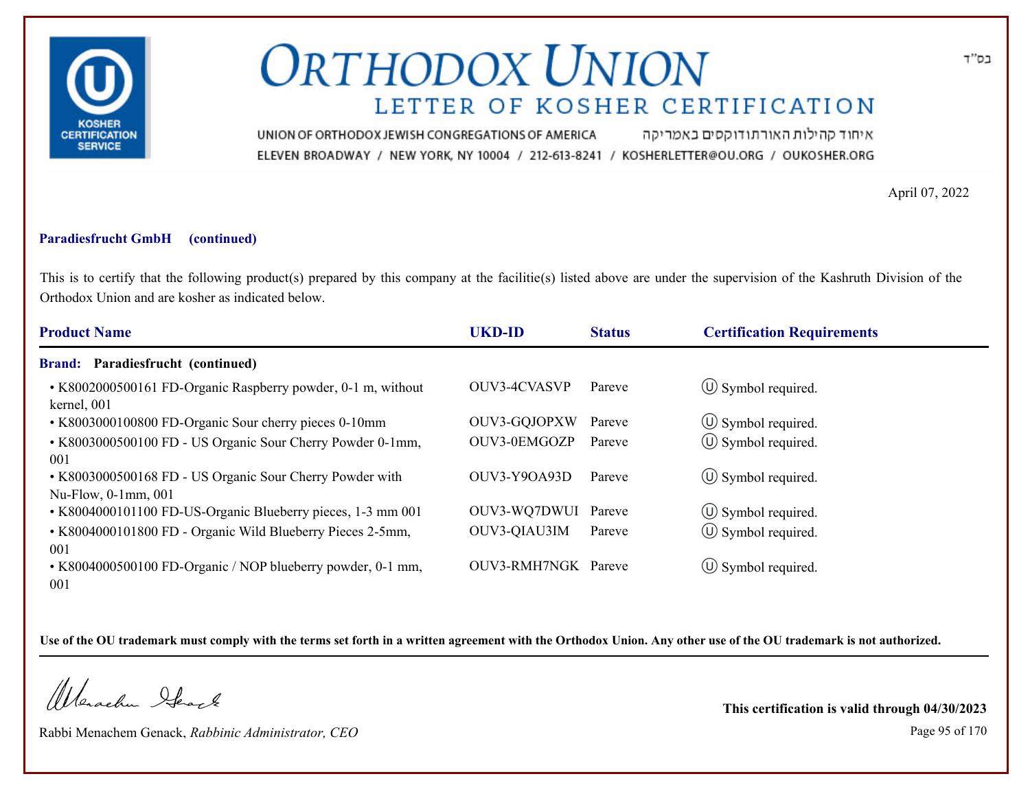בס"ד

# ORTHODOX UNION

## LETTER OF KOSHER CERTIFICATION

UNION OF ORTHODOX JEWISH CONGREGATIONS OF AMERICA איחוד קהילות האורתודוקסים באמריקה

ELEVEN BROADWAY / NEW YORK, NY 10004 / 212-613-8241 / KOSHERLETTER@OU.ORG / OUKOSHER.ORG

April 07, 2022

**Paradiesfrucht GmbH (continued)**

This is to certify that the following product(s) prepared by this company at the facilitie(s) listed above are under the supervision of the Kashruth Division of the Orthodox Union and are kosher as indicated below.

| Product Name | UKD-ID | Status | Certification Requirements |
|---|---|---|---|
| **Brand: Paradiesfrucht (continued)** | | | |
| • K8002000500161 FD-Organic Raspberry powder, 0-1 m, without kernel, 001 | OUV3-4CVASVP | Pareve | Ⓤ Symbol required. |
| • K8003000100800 FD-Organic Sour cherry pieces 0-10mm | OUV3-GQJOPXW | Pareve | Ⓤ Symbol required. |
| • K8003000500100 FD - US Organic Sour Cherry Powder 0-1mm, 001 | OUV3-0EMGOZP | Pareve | Ⓤ Symbol required. |
| • K8003000500168 FD - US Organic Sour Cherry Powder with Nu-Flow, 0-1mm, 001 | OUV3-Y9OA93D | Pareve | Ⓤ Symbol required. |
| • K8004000101100 FD-US-Organic Blueberry pieces, 1-3 mm 001 | OUV3-WQ7DWUI | Pareve | Ⓤ Symbol required. |
| • K8004000101800 FD - Organic Wild Blueberry Pieces 2-5mm, 001 | OUV3-QIAU3IM | Pareve | Ⓤ Symbol required. |
| • K8004000500100 FD-Organic / NOP blueberry powder, 0-1 mm, 001 | OUV3-RMH7NGK | Pareve | Ⓤ Symbol required. |

**Use of the OU trademark must comply with the terms set forth in a written agreement with the Orthodox Union. Any other use of the OU trademark is not authorized.**

Rabbi Menachem Genack, *Rabbinic Administrator, CEO*

**This certification is valid through 04/30/2023**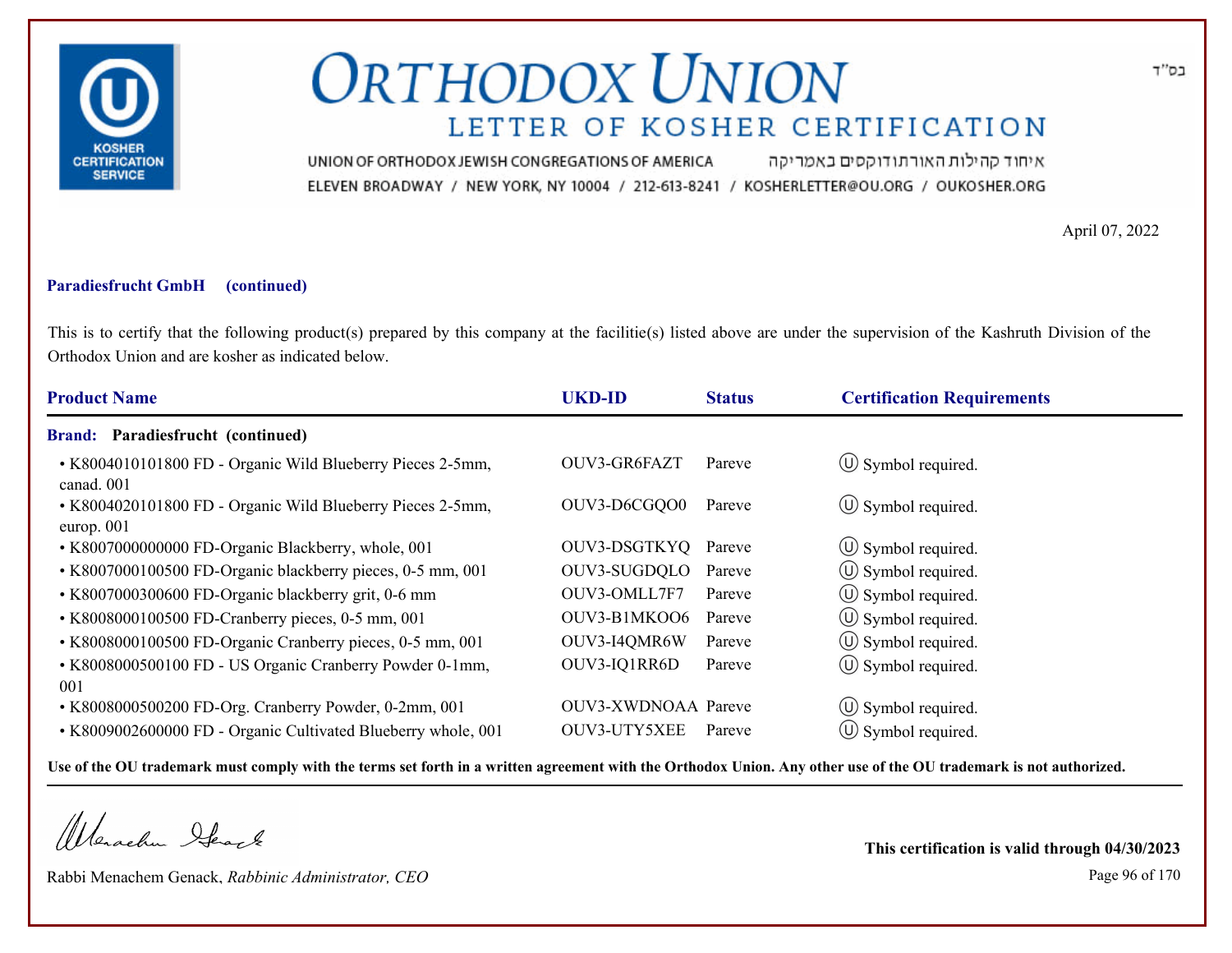# ORTHODOX UNION

## LETTER OF KOSHER CERTIFICATION

UNION OF ORTHODOX JEWISH CONGREGATIONS OF AMERICA איחוד קהילות האורתודוקסים באמריקה

ELEVEN BROADWAY / NEW YORK, NY 10004 / 212-613-8241 / KOSHERLETTER@OU.ORG / OUKOSHER.ORG

בס"ד

April 07, 2022

**Paradiesfrucht GmbH (continued)**

This is to certify that the following product(s) prepared by this company at the facilitie(s) listed above are under the supervision of the Kashruth Division of the Orthodox Union and are kosher as indicated below.

| Product Name | UKD-ID | Status | Certification Requirements |
|---|---|---|---|
| **Brand: Paradiesfrucht (continued)** | | | |
| • K8004010101800 FD - Organic Wild Blueberry Pieces 2-5mm, canad. 001 | OUV3-GR6FAZT | Pareve | Ⓤ Symbol required. |
| • K8004020101800 FD - Organic Wild Blueberry Pieces 2-5mm, europ. 001 | OUV3-D6CGQO0 | Pareve | Ⓤ Symbol required. |
| • K8007000000000 FD-Organic Blackberry, whole, 001 | OUV3-DSGTKYQ | Pareve | Ⓤ Symbol required. |
| • K8007000100500 FD-Organic blackberry pieces, 0-5 mm, 001 | OUV3-SUGDQLO | Pareve | Ⓤ Symbol required. |
| • K8007000300600 FD-Organic blackberry grit, 0-6 mm | OUV3-OMLL7F7 | Pareve | Ⓤ Symbol required. |
| • K8008000100500 FD-Cranberry pieces, 0-5 mm, 001 | OUV3-B1MKOO6 | Pareve | Ⓤ Symbol required. |
| • K8008000100500 FD-Organic Cranberry pieces, 0-5 mm, 001 | OUV3-I4QMR6W | Pareve | Ⓤ Symbol required. |
| • K8008000500100 FD - US Organic Cranberry Powder 0-1mm, 001 | OUV3-IQ1RR6D | Pareve | Ⓤ Symbol required. |
| • K8008000500200 FD-Org. Cranberry Powder, 0-2mm, 001 | OUV3-XWDNOAA | Pareve | Ⓤ Symbol required. |
| • K8009002600000 FD - Organic Cultivated Blueberry whole, 001 | OUV3-UTY5XEE | Pareve | Ⓤ Symbol required. |

**Use of the OU trademark must comply with the terms set forth in a written agreement with the Orthodox Union. Any other use of the OU trademark is not authorized.**

Rabbi Menachem Genack, *Rabbinic Administrator, CEO*

**This certification is valid through 04/30/2023**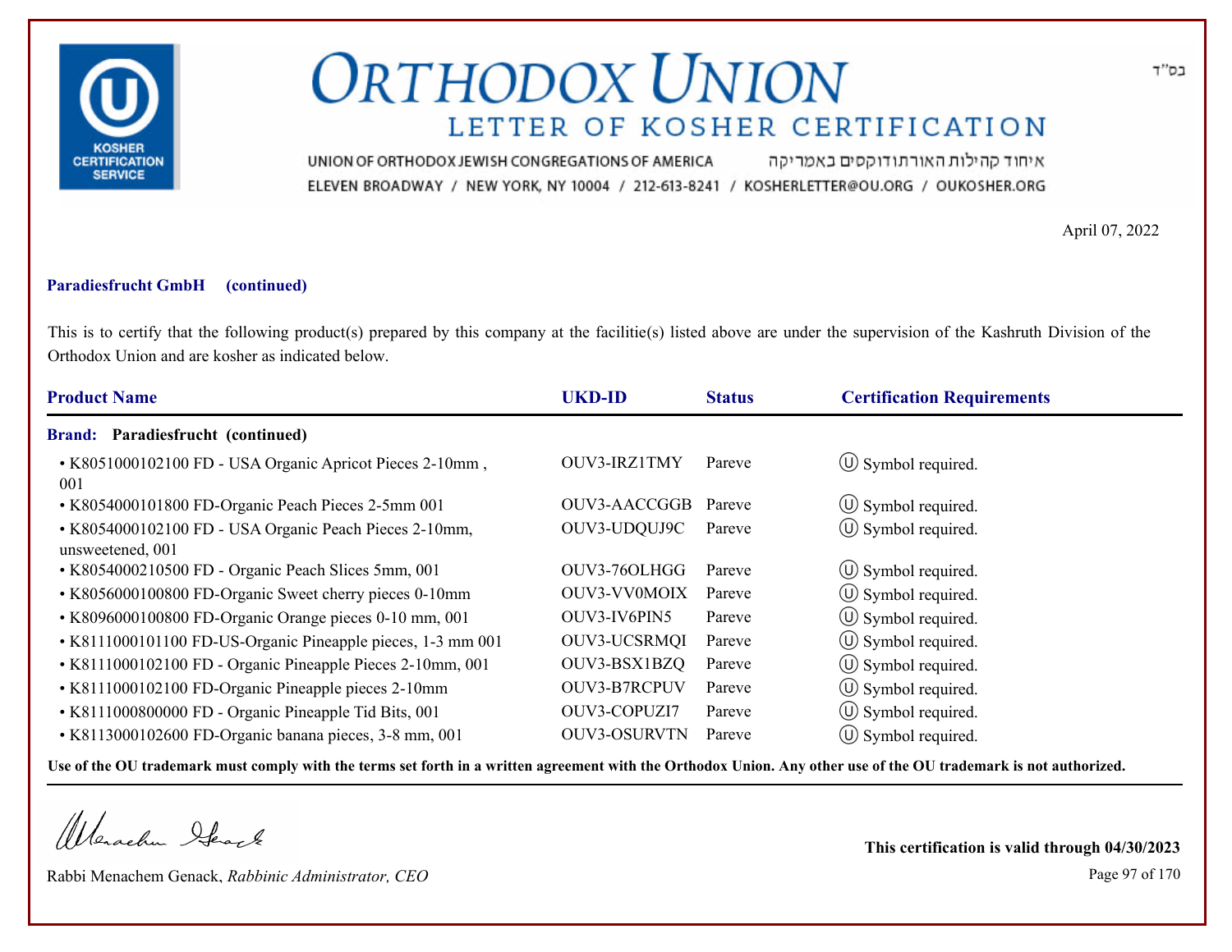בס"ד

# ORTHODOX UNION

## LETTER OF KOSHER CERTIFICATION

UNION OF ORTHODOX JEWISH CONGREGATIONS OF AMERICA איחוד קהילות האורתודוקסים באמריקה

ELEVEN BROADWAY / NEW YORK, NY 10004 / 212-613-8241 / KOSHERLETTER@OU.ORG / OUKOSHER.ORG

April 07, 2022

**Paradiesfrucht GmbH (continued)**

This is to certify that the following product(s) prepared by this company at the facilitie(s) listed above are under the supervision of the Kashruth Division of the Orthodox Union and are kosher as indicated below.

| Product Name | UKD-ID | Status | Certification Requirements |
|---|---|---|---|
| **Brand: Paradiesfrucht (continued)** | | | |
| • K8051000102100 FD - USA Organic Apricot Pieces 2-10mm , 001 | OUV3-IRZ1TMY | Pareve | Ⓤ Symbol required. |
| • K8054000101800 FD-Organic Peach Pieces 2-5mm 001 | OUV3-AACCGGB | Pareve | Ⓤ Symbol required. |
| • K8054000102100 FD - USA Organic Peach Pieces 2-10mm, unsweetened, 001 | OUV3-UDQUJ9C | Pareve | Ⓤ Symbol required. |
| • K8054000210500 FD - Organic Peach Slices 5mm, 001 | OUV3-76OLHGG | Pareve | Ⓤ Symbol required. |
| • K8056000100800 FD-Organic Sweet cherry pieces 0-10mm | OUV3-VV0MOIX | Pareve | Ⓤ Symbol required. |
| • K8096000100800 FD-Organic Orange pieces 0-10 mm, 001 | OUV3-IV6PIN5 | Pareve | Ⓤ Symbol required. |
| • K8111000101100 FD-US-Organic Pineapple pieces, 1-3 mm 001 | OUV3-UCSRMQI | Pareve | Ⓤ Symbol required. |
| • K8111000102100 FD - Organic Pineapple Pieces 2-10mm, 001 | OUV3-BSX1BZQ | Pareve | Ⓤ Symbol required. |
| • K8111000102100 FD-Organic Pineapple pieces 2-10mm | OUV3-B7RCPUV | Pareve | Ⓤ Symbol required. |
| • K8111000800000 FD - Organic Pineapple Tid Bits, 001 | OUV3-COPUZI7 | Pareve | Ⓤ Symbol required. |
| • K8113000102600 FD-Organic banana pieces, 3-8 mm, 001 | OUV3-OSURVTN | Pareve | Ⓤ Symbol required. |

**Use of the OU trademark must comply with the terms set forth in a written agreement with the Orthodox Union. Any other use of the OU trademark is not authorized.**

Rabbi Menachem Genack, *Rabbinic Administrator, CEO*

**This certification is valid through 04/30/2023**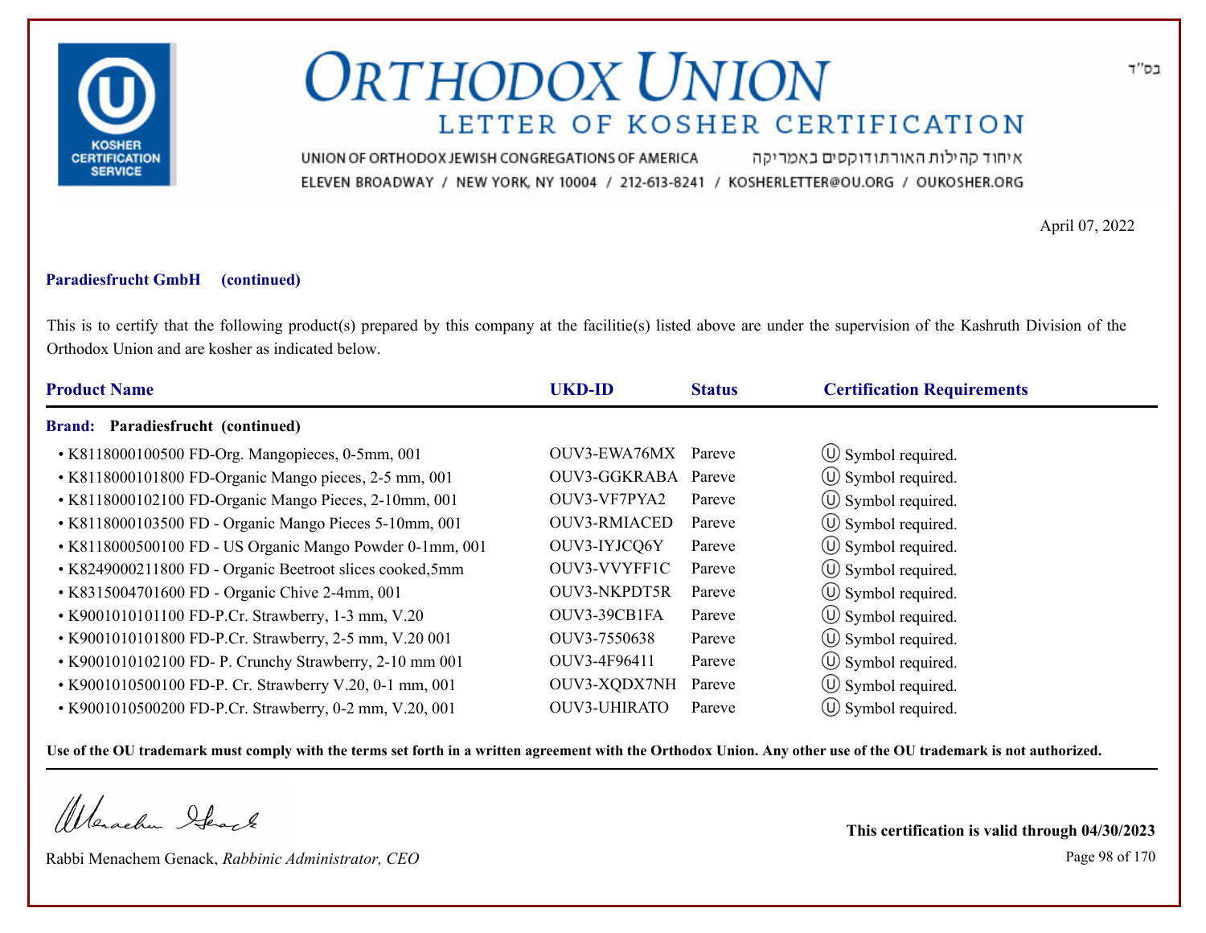# ORTHODOX UNION

## LETTER OF KOSHER CERTIFICATION

UNION OF ORTHODOX JEWISH CONGREGATIONS OF AMERICA איחוד קהילות האורתודוקסים באמריקה

ELEVEN BROADWAY / NEW YORK, NY 10004 / 212-613-8241 / KOSHERLETTER@OU.ORG / OUKOSHER.ORG

בס"ד

April 07, 2022

**Paradiesfrucht GmbH (continued)**

This is to certify that the following product(s) prepared by this company at the facilitie(s) listed above are under the supervision of the Kashruth Division of the Orthodox Union and are kosher as indicated below.

| Product Name | UKD-ID | Status | Certification Requirements |
|---|---|---|---|
| **Brand: Paradiesfrucht (continued)** | | | |
| • K8118000100500 FD-Org. Mangopieces, 0-5mm, 001 | OUV3-EWA76MX | Pareve | Ⓤ Symbol required. |
| • K8118000101800 FD-Organic Mango pieces, 2-5 mm, 001 | OUV3-GGKRABA | Pareve | Ⓤ Symbol required. |
| • K8118000102100 FD-Organic Mango Pieces, 2-10mm, 001 | OUV3-VF7PYA2 | Pareve | Ⓤ Symbol required. |
| • K8118000103500 FD - Organic Mango Pieces 5-10mm, 001 | OUV3-RMIACED | Pareve | Ⓤ Symbol required. |
| • K8118000500100 FD - US Organic Mango Powder 0-1mm, 001 | OUV3-IYJCQ6Y | Pareve | Ⓤ Symbol required. |
| • K8249000211800 FD - Organic Beetroot slices cooked,5mm | OUV3-VVYFF1C | Pareve | Ⓤ Symbol required. |
| • K8315004701600 FD - Organic Chive 2-4mm, 001 | OUV3-NKPDT5R | Pareve | Ⓤ Symbol required. |
| • K9001010101100 FD-P.Cr. Strawberry, 1-3 mm, V.20 | OUV3-39CB1FA | Pareve | Ⓤ Symbol required. |
| • K9001010101800 FD-P.Cr. Strawberry, 2-5 mm, V.20 001 | OUV3-7550638 | Pareve | Ⓤ Symbol required. |
| • K9001010102100 FD- P. Crunchy Strawberry, 2-10 mm 001 | OUV3-4F96411 | Pareve | Ⓤ Symbol required. |
| • K9001010500100 FD-P. Cr. Strawberry V.20, 0-1 mm, 001 | OUV3-XQDX7NH | Pareve | Ⓤ Symbol required. |
| • K9001010500200 FD-P.Cr. Strawberry, 0-2 mm, V.20, 001 | OUV3-UHIRATO | Pareve | Ⓤ Symbol required. |

**Use of the OU trademark must comply with the terms set forth in a written agreement with the Orthodox Union. Any other use of the OU trademark is not authorized.**

Rabbi Menachem Genack, *Rabbinic Administrator, CEO*

**This certification is valid through 04/30/2023**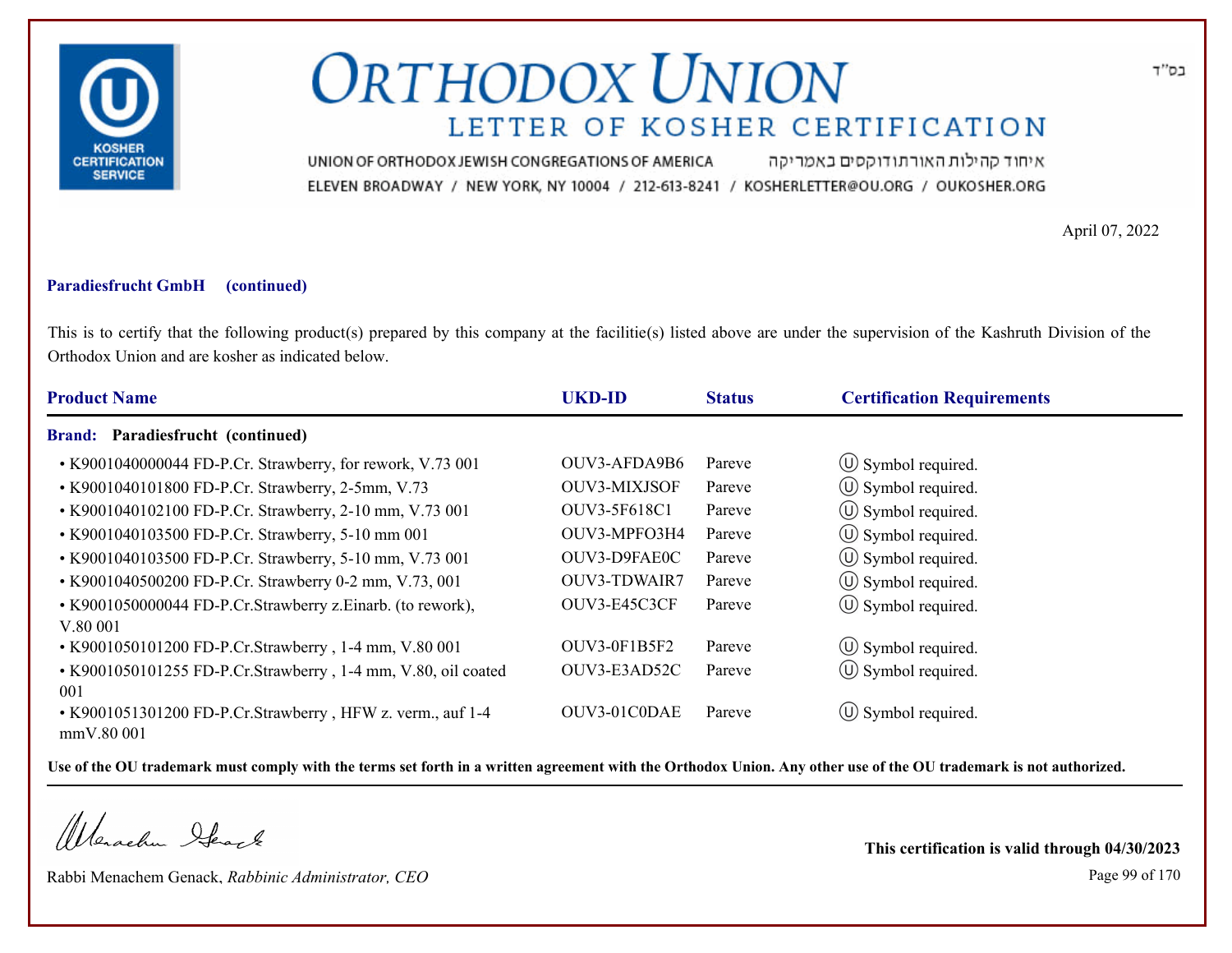# ORTHODOX UNION

## LETTER OF KOSHER CERTIFICATION

UNION OF ORTHODOX JEWISH CONGREGATIONS OF AMERICA איחוד קהילות האורתודוקסים באמריקה

ELEVEN BROADWAY / NEW YORK, NY 10004 / 212-613-8241 / KOSHERLETTER@OU.ORG / OUKOSHER.ORG

בס"ד

April 07, 2022

**Paradiesfrucht GmbH (continued)**

This is to certify that the following product(s) prepared by this company at the facilitie(s) listed above are under the supervision of the Kashruth Division of the Orthodox Union and are kosher as indicated below.

| Product Name | UKD-ID | Status | Certification Requirements |
|---|---|---|---|
| **Brand: Paradiesfrucht (continued)** | | | |
| • K9001040000044 FD-P.Cr. Strawberry, for rework, V.73 001 | OUV3-AFDA9B6 | Pareve | Ⓤ Symbol required. |
| • K9001040101800 FD-P.Cr. Strawberry, 2-5mm, V.73 | OUV3-MIXJSOF | Pareve | Ⓤ Symbol required. |
| • K9001040102100 FD-P.Cr. Strawberry, 2-10 mm, V.73 001 | OUV3-5F618C1 | Pareve | Ⓤ Symbol required. |
| • K9001040103500 FD-P.Cr. Strawberry, 5-10 mm 001 | OUV3-MPFO3H4 | Pareve | Ⓤ Symbol required. |
| • K9001040103500 FD-P.Cr. Strawberry, 5-10 mm, V.73 001 | OUV3-D9FAE0C | Pareve | Ⓤ Symbol required. |
| • K9001040500200 FD-P.Cr. Strawberry 0-2 mm, V.73, 001 | OUV3-TDWAIR7 | Pareve | Ⓤ Symbol required. |
| • K9001050000044 FD-P.Cr.Strawberry z.Einarb. (to rework), V.80 001 | OUV3-E45C3CF | Pareve | Ⓤ Symbol required. |
| • K9001050101200 FD-P.Cr.Strawberry , 1-4 mm, V.80 001 | OUV3-0F1B5F2 | Pareve | Ⓤ Symbol required. |
| • K9001050101255 FD-P.Cr.Strawberry , 1-4 mm, V.80, oil coated 001 | OUV3-E3AD52C | Pareve | Ⓤ Symbol required. |
| • K9001051301200 FD-P.Cr.Strawberry , HFW z. verm., auf 1-4 mmV.80 001 | OUV3-01C0DAE | Pareve | Ⓤ Symbol required. |

**Use of the OU trademark must comply with the terms set forth in a written agreement with the Orthodox Union. Any other use of the OU trademark is not authorized.**

Rabbi Menachem Genack, *Rabbinic Administrator, CEO*

**This certification is valid through 04/30/2023**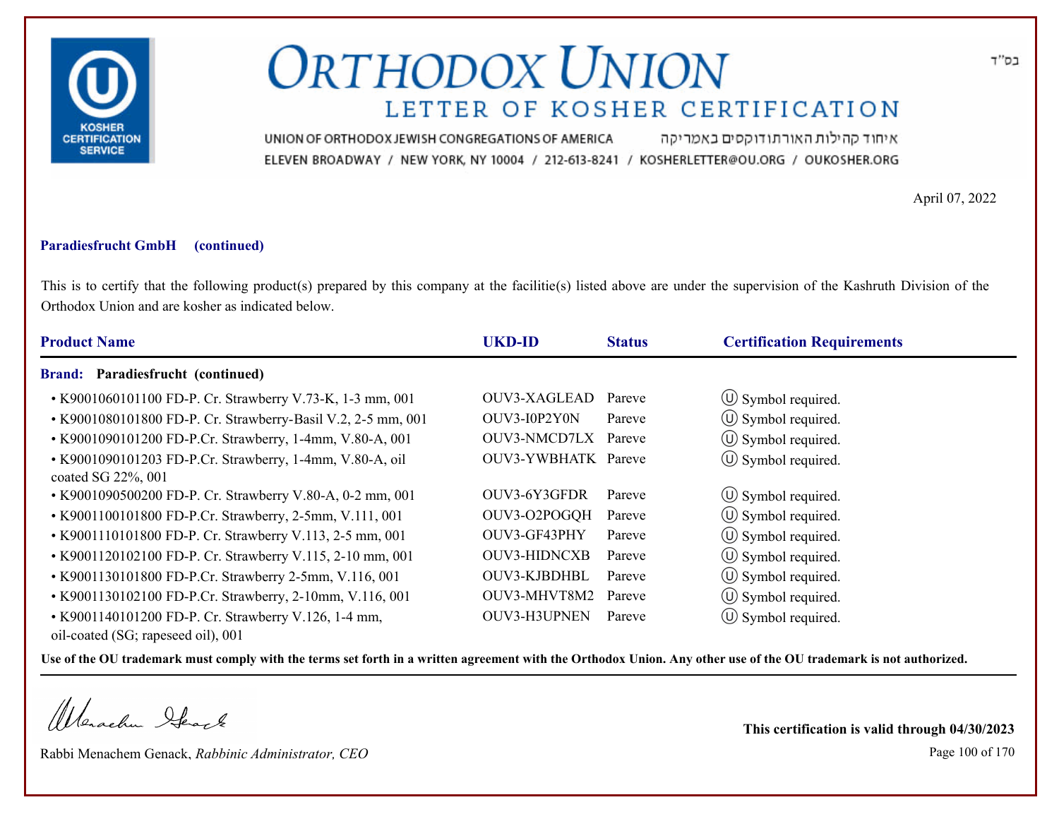# ORTHODOX UNION
## LETTER OF KOSHER CERTIFICATION

UNION OF ORTHODOX JEWISH CONGREGATIONS OF AMERICA איחוד קהילות האורתודוקסים באמריקה
ELEVEN BROADWAY / NEW YORK, NY 10004 / 212-613-8241 / KOSHERLETTER@OU.ORG / OUKOSHER.ORG

בס"ד

April 07, 2022

**Paradiesfrucht GmbH (continued)**

This is to certify that the following product(s) prepared by this company at the facilitie(s) listed above are under the supervision of the Kashruth Division of the Orthodox Union and are kosher as indicated below.

| Product Name | UKD-ID | Status | Certification Requirements |
|---|---|---|---|
| **Brand: Paradiesfrucht (continued)** | | | |
| • K9001060101100 FD-P. Cr. Strawberry V.73-K, 1-3 mm, 001 | OUV3-XAGLEAD | Pareve | Ⓤ Symbol required. |
| • K9001080101800 FD-P. Cr. Strawberry-Basil V.2, 2-5 mm, 001 | OUV3-I0P2Y0N | Pareve | Ⓤ Symbol required. |
| • K9001090101200 FD-P.Cr. Strawberry, 1-4mm, V.80-A, 001 | OUV3-NMCD7LX | Pareve | Ⓤ Symbol required. |
| • K9001090101203 FD-P.Cr. Strawberry, 1-4mm, V.80-A, oil coated SG 22%, 001 | OUV3-YWBHATK | Pareve | Ⓤ Symbol required. |
| • K9001090500200 FD-P. Cr. Strawberry V.80-A, 0-2 mm, 001 | OUV3-6Y3GFDR | Pareve | Ⓤ Symbol required. |
| • K9001100101800 FD-P.Cr. Strawberry, 2-5mm, V.111, 001 | OUV3-O2POGQH | Pareve | Ⓤ Symbol required. |
| • K9001110101800 FD-P. Cr. Strawberry V.113, 2-5 mm, 001 | OUV3-GF43PHY | Pareve | Ⓤ Symbol required. |
| • K9001120102100 FD-P. Cr. Strawberry V.115, 2-10 mm, 001 | OUV3-HIDNCXB | Pareve | Ⓤ Symbol required. |
| • K9001130101800 FD-P.Cr. Strawberry 2-5mm, V.116, 001 | OUV3-KJBDHBL | Pareve | Ⓤ Symbol required. |
| • K9001130102100 FD-P.Cr. Strawberry, 2-10mm, V.116, 001 | OUV3-MHVT8M2 | Pareve | Ⓤ Symbol required. |
| • K9001140101200 FD-P. Cr. Strawberry V.126, 1-4 mm, oil-coated (SG; rapeseed oil), 001 | OUV3-H3UPNEN | Pareve | Ⓤ Symbol required. |

**Use of the OU trademark must comply with the terms set forth in a written agreement with the Orthodox Union. Any other use of the OU trademark is not authorized.**

Rabbi Menachem Genack, *Rabbinic Administrator, CEO*

**This certification is valid through 04/30/2023**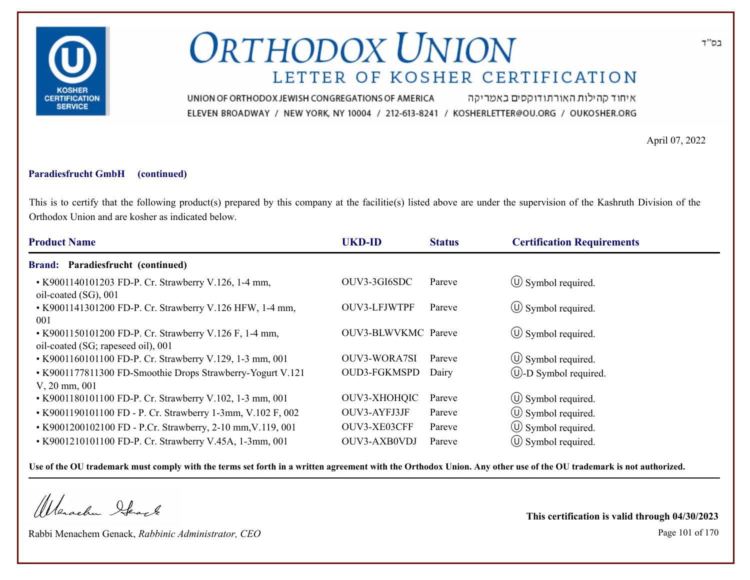# ORTHODOX UNION

## LETTER OF KOSHER CERTIFICATION

UNION OF ORTHODOX JEWISH CONGREGATIONS OF AMERICA איחוד קהילות האורתודוקסים באמריקה

ELEVEN BROADWAY / NEW YORK, NY 10004 / 212-613-8241 / KOSHERLETTER@OU.ORG / OUKOSHER.ORG

בס"ד

April 07, 2022

**Paradiesfrucht GmbH (continued)**

This is to certify that the following product(s) prepared by this company at the facilitie(s) listed above are under the supervision of the Kashruth Division of the Orthodox Union and are kosher as indicated below.

| Product Name | UKD-ID | Status | Certification Requirements |
|---|---|---|---|
| **Brand: Paradiesfrucht (continued)** | | | |
| • K9001140101203 FD-P. Cr. Strawberry V.126, 1-4 mm, oil-coated (SG), 001 | OUV3-3GI6SDC | Pareve | Ⓤ Symbol required. |
| • K9001141301200 FD-P. Cr. Strawberry V.126 HFW, 1-4 mm, 001 | OUV3-LFJWTPF | Pareve | Ⓤ Symbol required. |
| • K9001150101200 FD-P. Cr. Strawberry V.126 F, 1-4 mm, oil-coated (SG; rapeseed oil), 001 | OUV3-BLWVKMC | Pareve | Ⓤ Symbol required. |
| • K9001160101100 FD-P. Cr. Strawberry V.129, 1-3 mm, 001 | OUV3-WORA7SI | Pareve | Ⓤ Symbol required. |
| • K9001177811300 FD-Smoothie Drops Strawberry-Yogurt V.121 V, 20 mm, 001 | OUD3-FGKMSPD | Dairy | Ⓤ-D Symbol required. |
| • K9001180101100 FD-P. Cr. Strawberry V.102, 1-3 mm, 001 | OUV3-XHOHQIC | Pareve | Ⓤ Symbol required. |
| • K9001190101100 FD - P. Cr. Strawberry 1-3mm, V.102 F, 002 | OUV3-AYFJ3JF | Pareve | Ⓤ Symbol required. |
| • K9001200102100 FD - P.Cr. Strawberry, 2-10 mm,V.119, 001 | OUV3-XE03CFF | Pareve | Ⓤ Symbol required. |
| • K9001210101100 FD-P. Cr. Strawberry V.45A, 1-3mm, 001 | OUV3-AXB0VDJ | Pareve | Ⓤ Symbol required. |

**Use of the OU trademark must comply with the terms set forth in a written agreement with the Orthodox Union. Any other use of the OU trademark is not authorized.**

Rabbi Menachem Genack, *Rabbinic Administrator, CEO*

**This certification is valid through 04/30/2023**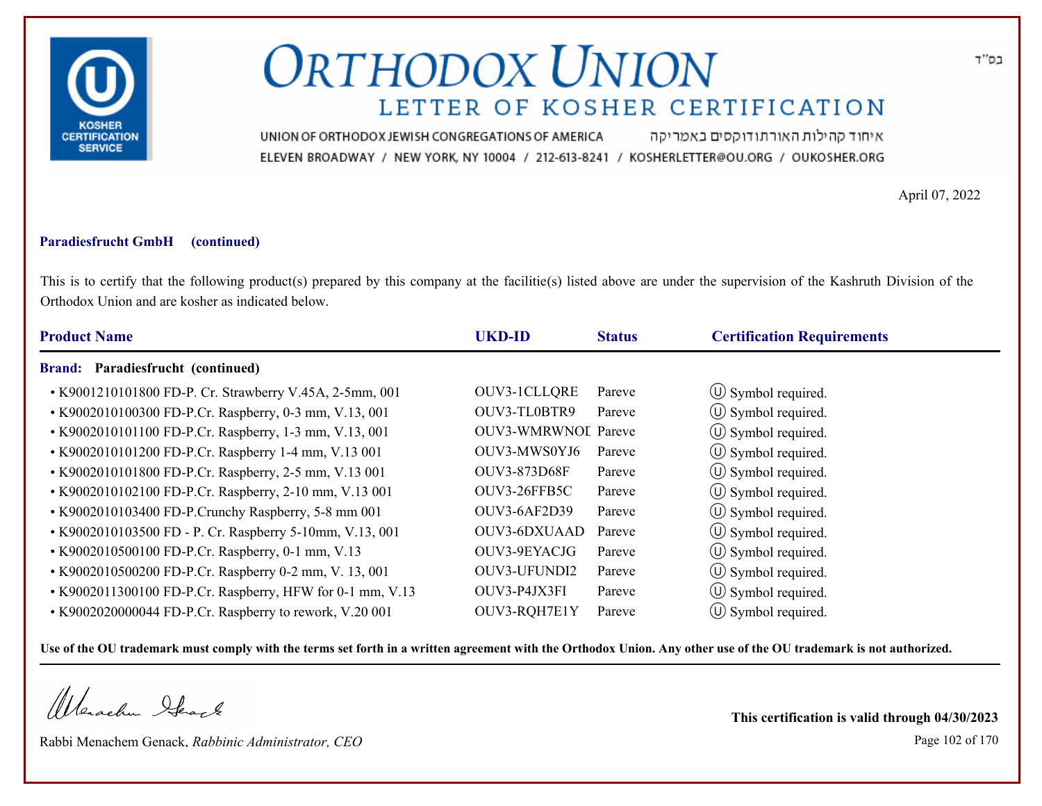בס"ד

# ORTHODOX UNION

## LETTER OF KOSHER CERTIFICATION

UNION OF ORTHODOX JEWISH CONGREGATIONS OF AMERICA איחוד קהילות האורתודוקסים באמריקה

ELEVEN BROADWAY / NEW YORK, NY 10004 / 212-613-8241 / KOSHERLETTER@OU.ORG / OUKOSHER.ORG

April 07, 2022

**Paradiesfrucht GmbH (continued)**

This is to certify that the following product(s) prepared by this company at the facilitie(s) listed above are under the supervision of the Kashruth Division of the Orthodox Union and are kosher as indicated below.

| Product Name | UKD-ID | Status | Certification Requirements |
|---|---|---|---|
| **Brand: Paradiesfrucht (continued)** | | | |
| • K9001210101800 FD-P. Cr. Strawberry V.45A, 2-5mm, 001 | OUV3-1CLLQRE | Pareve | Ⓤ Symbol required. |
| • K9002010100300 FD-P.Cr. Raspberry, 0-3 mm, V.13, 001 | OUV3-TL0BTR9 | Pareve | Ⓤ Symbol required. |
| • K9002010101100 FD-P.Cr. Raspberry, 1-3 mm, V.13, 001 | OUV3-WMRWNOI | Pareve | Ⓤ Symbol required. |
| • K9002010101200 FD-P.Cr. Raspberry 1-4 mm, V.13 001 | OUV3-MWS0YJ6 | Pareve | Ⓤ Symbol required. |
| • K9002010101800 FD-P.Cr. Raspberry, 2-5 mm, V.13 001 | OUV3-873D68F | Pareve | Ⓤ Symbol required. |
| • K9002010102100 FD-P.Cr. Raspberry, 2-10 mm, V.13 001 | OUV3-26FFB5C | Pareve | Ⓤ Symbol required. |
| • K9002010103400 FD-P.Crunchy Raspberry, 5-8 mm 001 | OUV3-6AF2D39 | Pareve | Ⓤ Symbol required. |
| • K9002010103500 FD - P. Cr. Raspberry 5-10mm, V.13, 001 | OUV3-6DXUAAD | Pareve | Ⓤ Symbol required. |
| • K9002010500100 FD-P.Cr. Raspberry, 0-1 mm, V.13 | OUV3-9EYACJG | Pareve | Ⓤ Symbol required. |
| • K9002010500200 FD-P.Cr. Raspberry 0-2 mm, V. 13, 001 | OUV3-UFUNDI2 | Pareve | Ⓤ Symbol required. |
| • K9002011300100 FD-P.Cr. Raspberry, HFW for 0-1 mm, V.13 | OUV3-P4JX3FI | Pareve | Ⓤ Symbol required. |
| • K9002020000044 FD-P.Cr. Raspberry to rework, V.20 001 | OUV3-RQH7E1Y | Pareve | Ⓤ Symbol required. |

**Use of the OU trademark must comply with the terms set forth in a written agreement with the Orthodox Union. Any other use of the OU trademark is not authorized.**

Rabbi Menachem Genack, *Rabbinic Administrator, CEO*

**This certification is valid through 04/30/2023**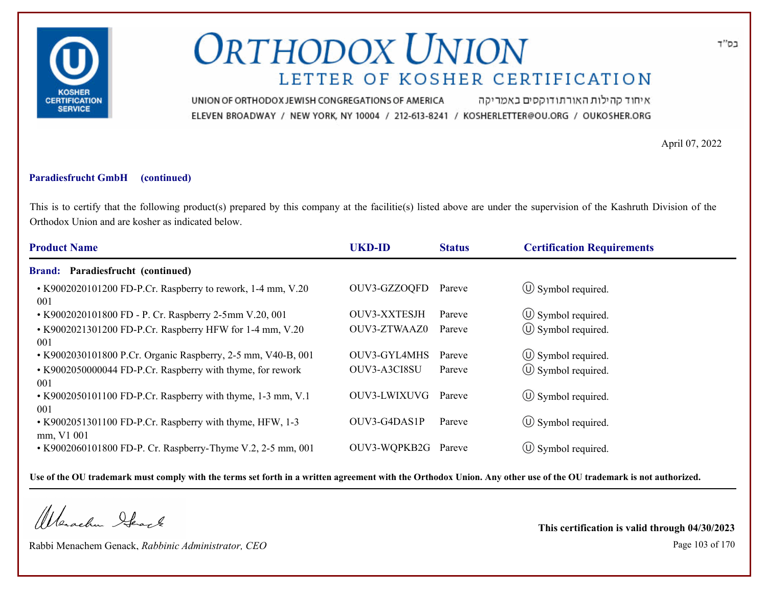בס"ד

# ORTHODOX UNION

## LETTER OF KOSHER CERTIFICATION

UNION OF ORTHODOX JEWISH CONGREGATIONS OF AMERICA איחוד קהילות האורתודוקסים באמריקה

ELEVEN BROADWAY / NEW YORK, NY 10004 / 212-613-8241 / KOSHERLETTER@OU.ORG / OUKOSHER.ORG

April 07, 2022

**Paradiesfrucht GmbH (continued)**

This is to certify that the following product(s) prepared by this company at the facilitie(s) listed above are under the supervision of the Kashruth Division of the Orthodox Union and are kosher as indicated below.

| Product Name | UKD-ID | Status | Certification Requirements |
|---|---|---|---|
| **Brand: Paradiesfrucht (continued)** | | | |
| • K9002020101200 FD-P.Cr. Raspberry to rework, 1-4 mm, V.20 001 | OUV3-GZZOQFD | Pareve | Ⓤ Symbol required. |
| • K9002020101800 FD - P. Cr. Raspberry 2-5mm V.20, 001 | OUV3-XXTESJH | Pareve | Ⓤ Symbol required. |
| • K9002021301200 FD-P.Cr. Raspberry HFW for 1-4 mm, V.20 001 | OUV3-ZTWAAZ0 | Pareve | Ⓤ Symbol required. |
| • K9002030101800 P.Cr. Organic Raspberry, 2-5 mm, V40-B, 001 | OUV3-GYL4MHS | Pareve | Ⓤ Symbol required. |
| • K9002050000044 FD-P.Cr. Raspberry with thyme, for rework 001 | OUV3-A3CI8SU | Pareve | Ⓤ Symbol required. |
| • K9002050101100 FD-P.Cr. Raspberry with thyme, 1-3 mm, V.1 001 | OUV3-LWIXUVG | Pareve | Ⓤ Symbol required. |
| • K9002051301100 FD-P.Cr. Raspberry with thyme, HFW, 1-3 mm, V1 001 | OUV3-G4DAS1P | Pareve | Ⓤ Symbol required. |
| • K9002060101800 FD-P. Cr. Raspberry-Thyme V.2, 2-5 mm, 001 | OUV3-WQPKB2G | Pareve | Ⓤ Symbol required. |

**Use of the OU trademark must comply with the terms set forth in a written agreement with the Orthodox Union. Any other use of the OU trademark is not authorized.**

Rabbi Menachem Genack, *Rabbinic Administrator, CEO*

**This certification is valid through 04/30/2023**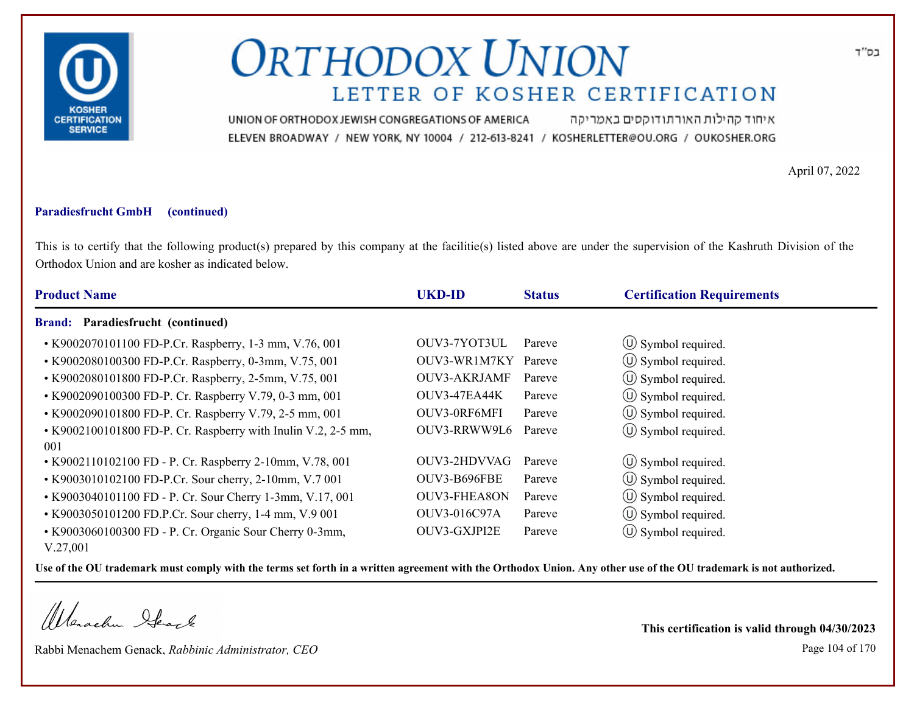# ORTHODOX UNION

## LETTER OF KOSHER CERTIFICATION

UNION OF ORTHODOX JEWISH CONGREGATIONS OF AMERICA איחוד קהילות האורתודוקסים באמריקה

ELEVEN BROADWAY / NEW YORK, NY 10004 / 212-613-8241 / KOSHERLETTER@OU.ORG / OUKOSHER.ORG

בס"ד

April 07, 2022

**Paradiesfrucht GmbH (continued)**

This is to certify that the following product(s) prepared by this company at the facilitie(s) listed above are under the supervision of the Kashruth Division of the Orthodox Union and are kosher as indicated below.

| Product Name | UKD-ID | Status | Certification Requirements |
|---|---|---|---|
| **Brand: Paradiesfrucht (continued)** | | | |
| • K9002070101100 FD-P.Cr. Raspberry, 1-3 mm, V.76, 001 | OUV3-7YOT3UL | Pareve | Ⓤ Symbol required. |
| • K9002080100300 FD-P.Cr. Raspberry, 0-3mm, V.75, 001 | OUV3-WR1M7KY | Pareve | Ⓤ Symbol required. |
| • K9002080101800 FD-P.Cr. Raspberry, 2-5mm, V.75, 001 | OUV3-AKRJAMF | Pareve | Ⓤ Symbol required. |
| • K9002090100300 FD-P. Cr. Raspberry V.79, 0-3 mm, 001 | OUV3-47EA44K | Pareve | Ⓤ Symbol required. |
| • K9002090101800 FD-P. Cr. Raspberry V.79, 2-5 mm, 001 | OUV3-0RF6MFI | Pareve | Ⓤ Symbol required. |
| • K9002100101800 FD-P. Cr. Raspberry with Inulin V.2, 2-5 mm, 001 | OUV3-RRWW9L6 | Pareve | Ⓤ Symbol required. |
| • K9002110102100 FD - P. Cr. Raspberry 2-10mm, V.78, 001 | OUV3-2HDVVAG | Pareve | Ⓤ Symbol required. |
| • K9003010102100 FD-P.Cr. Sour cherry, 2-10mm, V.7 001 | OUV3-B696FBE | Pareve | Ⓤ Symbol required. |
| • K9003040101100 FD - P. Cr. Sour Cherry 1-3mm, V.17, 001 | OUV3-FHEA8ON | Pareve | Ⓤ Symbol required. |
| • K9003050101200 FD.P.Cr. Sour cherry, 1-4 mm, V.9 001 | OUV3-016C97A | Pareve | Ⓤ Symbol required. |
| • K9003060100300 FD - P. Cr. Organic Sour Cherry 0-3mm, V.27,001 | OUV3-GXJPI2E | Pareve | Ⓤ Symbol required. |

**Use of the OU trademark must comply with the terms set forth in a written agreement with the Orthodox Union. Any other use of the OU trademark is not authorized.**

Rabbi Menachem Genack, *Rabbinic Administrator, CEO*

**This certification is valid through 04/30/2023**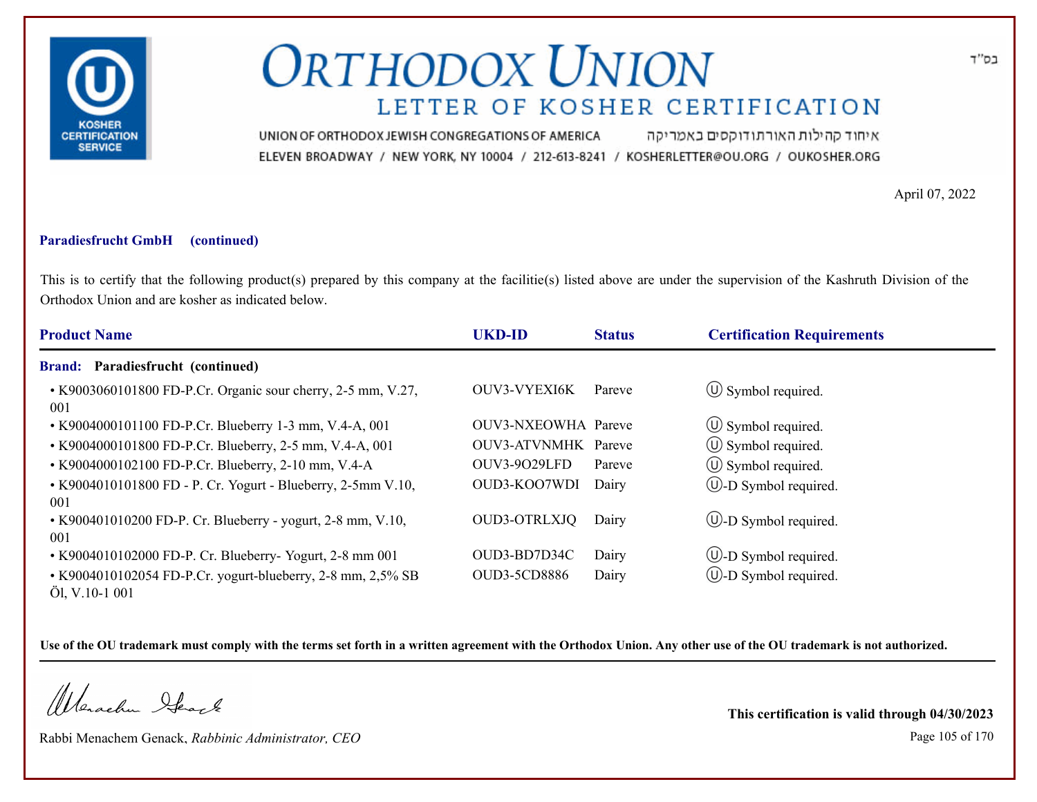# ORTHODOX UNION

## LETTER OF KOSHER CERTIFICATION

UNION OF ORTHODOX JEWISH CONGREGATIONS OF AMERICA איחוד קהילות האורתודוקסים באמריקה
ELEVEN BROADWAY / NEW YORK, NY 10004 / 212-613-8241 / KOSHERLETTER@OU.ORG / OUKOSHER.ORG

בס"ד

April 07, 2022

**Paradiesfrucht GmbH (continued)**

This is to certify that the following product(s) prepared by this company at the facilitie(s) listed above are under the supervision of the Kashruth Division of the Orthodox Union and are kosher as indicated below.

| Product Name | UKD-ID | Status | Certification Requirements |
|---|---|---|---|
| **Brand: Paradiesfrucht (continued)** | | | |
| • K9003060101800 FD-P.Cr. Organic sour cherry, 2-5 mm, V.27, 001 | OUV3-VYEXI6K | Pareve | Ⓤ Symbol required. |
| • K9004000101100 FD-P.Cr. Blueberry 1-3 mm, V.4-A, 001 | OUV3-NXEOWHA | Pareve | Ⓤ Symbol required. |
| • K9004000101800 FD-P.Cr. Blueberry, 2-5 mm, V.4-A, 001 | OUV3-ATVNMHK | Pareve | Ⓤ Symbol required. |
| • K9004000102100 FD-P.Cr. Blueberry, 2-10 mm, V.4-A | OUV3-9O29LFD | Pareve | Ⓤ Symbol required. |
| • K9004010101800 FD - P. Cr. Yogurt - Blueberry, 2-5mm V.10, 001 | OUD3-KOO7WDI | Dairy | Ⓤ-D Symbol required. |
| • K900401010200 FD-P. Cr. Blueberry - yogurt, 2-8 mm, V.10, 001 | OUD3-OTRLXJQ | Dairy | Ⓤ-D Symbol required. |
| • K9004010102000 FD-P. Cr. Blueberry- Yogurt, 2-8 mm 001 | OUD3-BD7D34C | Dairy | Ⓤ-D Symbol required. |
| • K9004010102054 FD-P.Cr. yogurt-blueberry, 2-8 mm, 2,5% SB Öl, V.10-1 001 | OUD3-5CD8886 | Dairy | Ⓤ-D Symbol required. |

**Use of the OU trademark must comply with the terms set forth in a written agreement with the Orthodox Union. Any other use of the OU trademark is not authorized.**

Rabbi Menachem Genack, *Rabbinic Administrator, CEO*

**This certification is valid through 04/30/2023**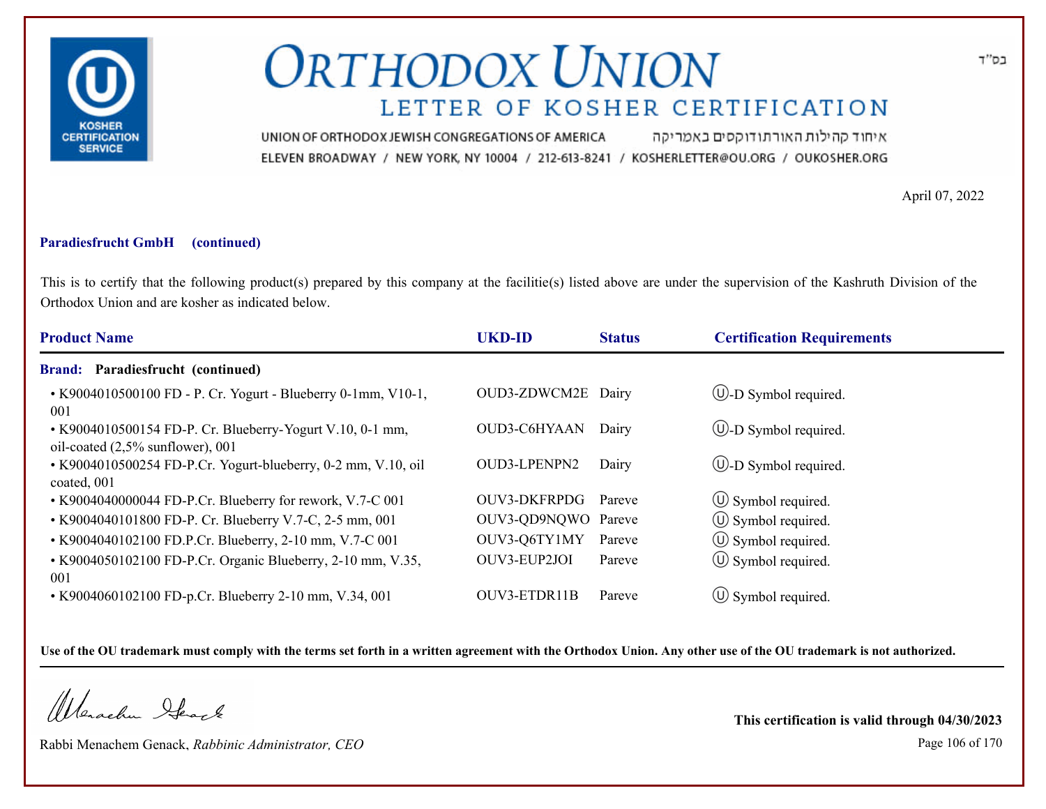# ORTHODOX UNION

## LETTER OF KOSHER CERTIFICATION

בס"ד

UNION OF ORTHODOX JEWISH CONGREGATIONS OF AMERICA איחוד קהילות האורתודוקסים באמריקה

ELEVEN BROADWAY / NEW YORK, NY 10004 / 212-613-8241 / KOSHERLETTER@OU.ORG / OUKOSHER.ORG

April 07, 2022

**Paradiesfrucht GmbH (continued)**

This is to certify that the following product(s) prepared by this company at the facilitie(s) listed above are under the supervision of the Kashruth Division of the Orthodox Union and are kosher as indicated below.

| Product Name | UKD-ID | Status | Certification Requirements |
|---|---|---|---|
| **Brand: Paradiesfrucht (continued)** | | | |
| • K9004010500100 FD - P. Cr. Yogurt - Blueberry 0-1mm, V10-1, 001 | OUD3-ZDWCM2E | Dairy | Ⓤ-D Symbol required. |
| • K9004010500154 FD-P. Cr. Blueberry-Yogurt V.10, 0-1 mm, oil-coated (2,5% sunflower), 001 | OUD3-C6HYAAN | Dairy | Ⓤ-D Symbol required. |
| • K9004010500254 FD-P.Cr. Yogurt-blueberry, 0-2 mm, V.10, oil coated, 001 | OUD3-LPENPN2 | Dairy | Ⓤ-D Symbol required. |
| • K9004040000044 FD-P.Cr. Blueberry for rework, V.7-C 001 | OUV3-DKFRPDG | Pareve | Ⓤ Symbol required. |
| • K9004040101800 FD-P. Cr. Blueberry V.7-C, 2-5 mm, 001 | OUV3-QD9NQWO | Pareve | Ⓤ Symbol required. |
| • K9004040102100 FD.P.Cr. Blueberry, 2-10 mm, V.7-C 001 | OUV3-Q6TY1MY | Pareve | Ⓤ Symbol required. |
| • K9004050102100 FD-P.Cr. Organic Blueberry, 2-10 mm, V.35, 001 | OUV3-EUP2JOI | Pareve | Ⓤ Symbol required. |
| • K9004060102100 FD-p.Cr. Blueberry 2-10 mm, V.34, 001 | OUV3-ETDR11B | Pareve | Ⓤ Symbol required. |

**Use of the OU trademark must comply with the terms set forth in a written agreement with the Orthodox Union. Any other use of the OU trademark is not authorized.**

Rabbi Menachem Genack, *Rabbinic Administrator, CEO*

**This certification is valid through 04/30/2023**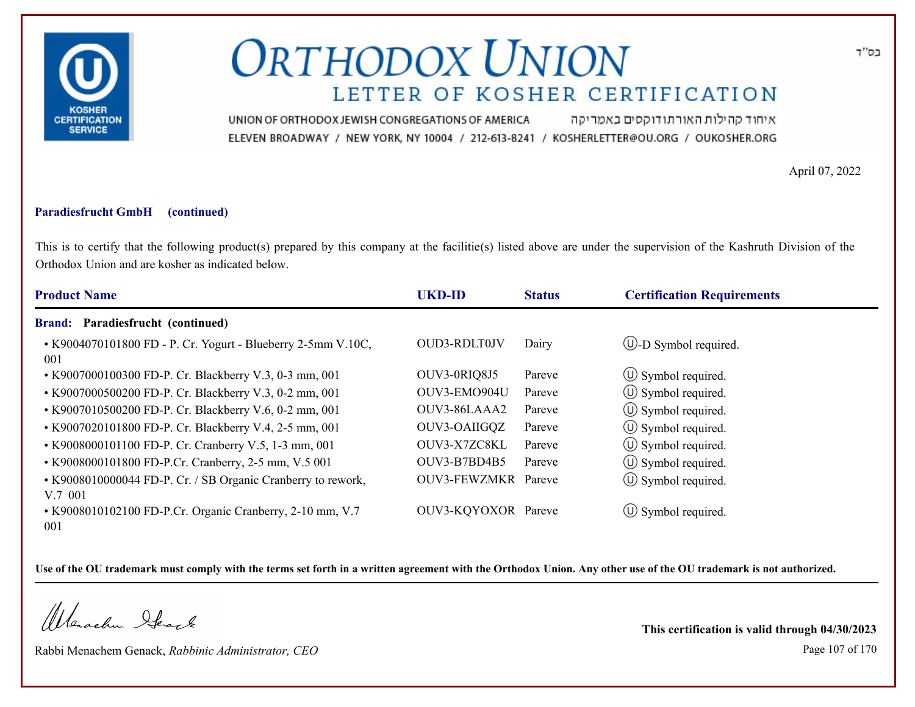# ORTHODOX UNION

## LETTER OF KOSHER CERTIFICATION

UNION OF ORTHODOX JEWISH CONGREGATIONS OF AMERICA איחוד קהילות האורתודוקסים באמריקה

ELEVEN BROADWAY / NEW YORK, NY 10004 / 212-613-8241 / KOSHERLETTER@OU.ORG / OUKOSHER.ORG

בס"ד

April 07, 2022

**Paradiesfrucht GmbH (continued)**

This is to certify that the following product(s) prepared by this company at the facilitie(s) listed above are under the supervision of the Kashruth Division of the Orthodox Union and are kosher as indicated below.

| Product Name | UKD-ID | Status | Certification Requirements |
|---|---|---|---|
| **Brand: Paradiesfrucht (continued)** | | | |
| • K9004070101800 FD - P. Cr. Yogurt - Blueberry 2-5mm V.10C, 001 | OUD3-RDLT0JV | Dairy | Ⓤ-D Symbol required. |
| • K9007000100300 FD-P. Cr. Blackberry V.3, 0-3 mm, 001 | OUV3-0RIQ8J5 | Pareve | Ⓤ Symbol required. |
| • K9007000500200 FD-P. Cr. Blackberry V.3, 0-2 mm, 001 | OUV3-EMO904U | Pareve | Ⓤ Symbol required. |
| • K9007010500200 FD-P. Cr. Blackberry V.6, 0-2 mm, 001 | OUV3-86LAAA2 | Pareve | Ⓤ Symbol required. |
| • K9007020101800 FD-P. Cr. Blackberry V.4, 2-5 mm, 001 | OUV3-OAIIGQZ | Pareve | Ⓤ Symbol required. |
| • K9008000101100 FD-P. Cr. Cranberry V.5, 1-3 mm, 001 | OUV3-X7ZC8KL | Pareve | Ⓤ Symbol required. |
| • K9008000101800 FD-P.Cr. Cranberry, 2-5 mm, V.5 001 | OUV3-B7BD4B5 | Pareve | Ⓤ Symbol required. |
| • K9008010000044 FD-P. Cr. / SB Organic Cranberry to rework, V.7 001 | OUV3-FEWZMKR | Pareve | Ⓤ Symbol required. |
| • K9008010102100 FD-P.Cr. Organic Cranberry, 2-10 mm, V.7 001 | OUV3-KQYOXOR | Pareve | Ⓤ Symbol required. |

**Use of the OU trademark must comply with the terms set forth in a written agreement with the Orthodox Union. Any other use of the OU trademark is not authorized.**

Rabbi Menachem Genack, *Rabbinic Administrator, CEO*

**This certification is valid through 04/30/2023**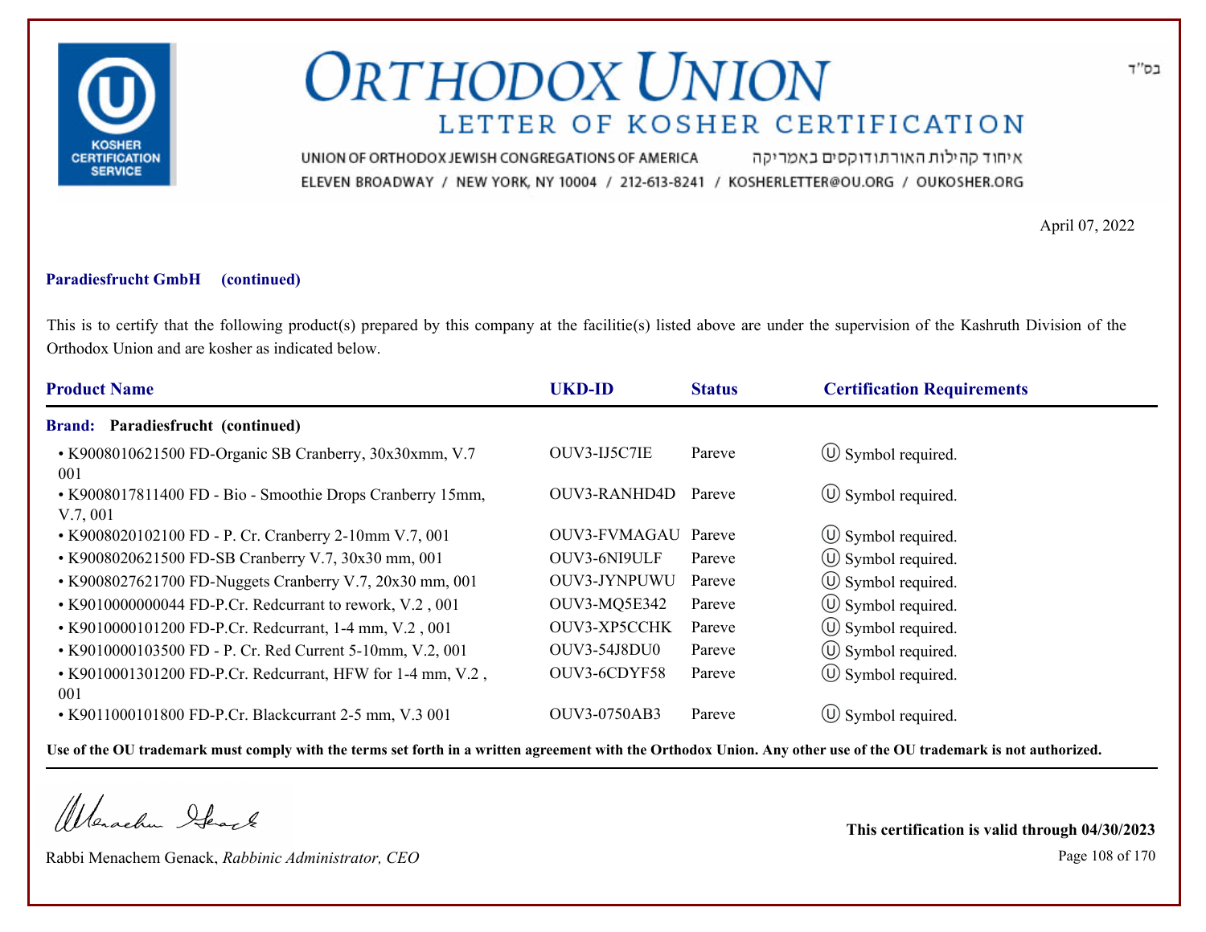# ORTHODOX UNION

## LETTER OF KOSHER CERTIFICATION

UNION OF ORTHODOX JEWISH CONGREGATIONS OF AMERICA איחוד קהילות האורתודוקסים באמריקה

ELEVEN BROADWAY / NEW YORK, NY 10004 / 212-613-8241 / KOSHERLETTER@OU.ORG / OUKOSHER.ORG

בס"ד

April 07, 2022

**Paradiesfrucht GmbH (continued)**

This is to certify that the following product(s) prepared by this company at the facilitie(s) listed above are under the supervision of the Kashruth Division of the Orthodox Union and are kosher as indicated below.

| Product Name | UKD-ID | Status | Certification Requirements |
|---|---|---|---|
| **Brand: Paradiesfrucht (continued)** | | | |
| • K9008010621500 FD-Organic SB Cranberry, 30x30xmm, V.7 001 | OUV3-IJ5C7IE | Pareve | Ⓤ Symbol required. |
| • K9008017811400 FD - Bio - Smoothie Drops Cranberry 15mm, V.7, 001 | OUV3-RANHD4D | Pareve | Ⓤ Symbol required. |
| • K9008020102100 FD - P. Cr. Cranberry 2-10mm V.7, 001 | OUV3-FVMAGAU | Pareve | Ⓤ Symbol required. |
| • K9008020621500 FD-SB Cranberry V.7, 30x30 mm, 001 | OUV3-6NI9ULF | Pareve | Ⓤ Symbol required. |
| • K9008027621700 FD-Nuggets Cranberry V.7, 20x30 mm, 001 | OUV3-JYNPUWU | Pareve | Ⓤ Symbol required. |
| • K9010000000044 FD-P.Cr. Redcurrant to rework, V.2 , 001 | OUV3-MQ5E342 | Pareve | Ⓤ Symbol required. |
| • K9010000101200 FD-P.Cr. Redcurrant, 1-4 mm, V.2 , 001 | OUV3-XP5CCHK | Pareve | Ⓤ Symbol required. |
| • K9010000103500 FD - P. Cr. Red Current 5-10mm, V.2, 001 | OUV3-54J8DU0 | Pareve | Ⓤ Symbol required. |
| • K9010001301200 FD-P.Cr. Redcurrant, HFW for 1-4 mm, V.2 , 001 | OUV3-6CDYF58 | Pareve | Ⓤ Symbol required. |
| • K9011000101800 FD-P.Cr. Blackcurrant 2-5 mm, V.3 001 | OUV3-0750AB3 | Pareve | Ⓤ Symbol required. |

**Use of the OU trademark must comply with the terms set forth in a written agreement with the Orthodox Union. Any other use of the OU trademark is not authorized.**

Rabbi Menachem Genack, *Rabbinic Administrator, CEO*

**This certification is valid through 04/30/2023**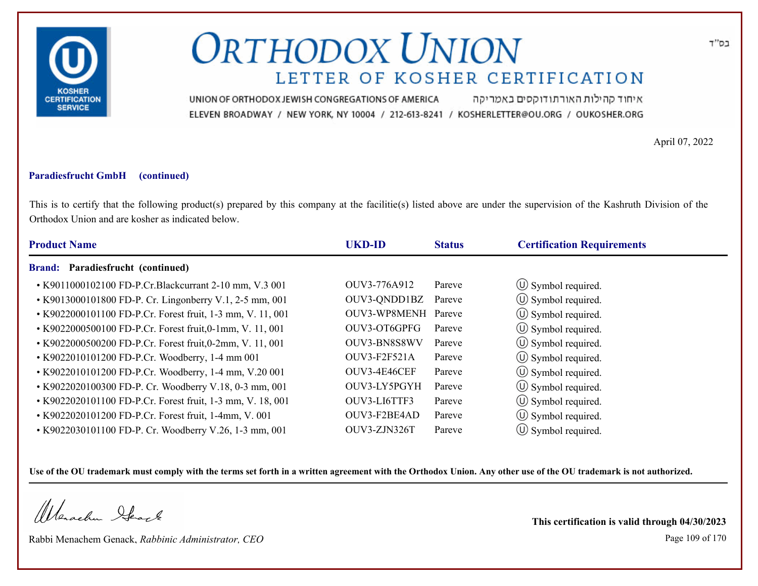בס"ד

# ORTHODOX UNION

## LETTER OF KOSHER CERTIFICATION

UNION OF ORTHODOX JEWISH CONGREGATIONS OF AMERICA איחוד קהילות האורתודוקסים באמריקה

ELEVEN BROADWAY / NEW YORK, NY 10004 / 212-613-8241 / KOSHERLETTER@OU.ORG / OUKOSHER.ORG

April 07, 2022

**Paradiesfrucht GmbH (continued)**

This is to certify that the following product(s) prepared by this company at the facilitie(s) listed above are under the supervision of the Kashruth Division of the Orthodox Union and are kosher as indicated below.

| Product Name | UKD-ID | Status | Certification Requirements |
|---|---|---|---|
| **Brand: Paradiesfrucht (continued)** | | | |
| • K9011000102100 FD-P.Cr.Blackcurrant 2-10 mm, V.3 001 | OUV3-776A912 | Pareve | Ⓤ Symbol required. |
| • K9013000101800 FD-P. Cr. Lingonberry V.1, 2-5 mm, 001 | OUV3-QNDD1BZ | Pareve | Ⓤ Symbol required. |
| • K9022000101100 FD-P.Cr. Forest fruit, 1-3 mm, V. 11, 001 | OUV3-WP8MENH | Pareve | Ⓤ Symbol required. |
| • K9022000500100 FD-P.Cr. Forest fruit,0-1mm, V. 11, 001 | OUV3-OT6GPFG | Pareve | Ⓤ Symbol required. |
| • K9022000500200 FD-P.Cr. Forest fruit,0-2mm, V. 11, 001 | OUV3-BN8S8WV | Pareve | Ⓤ Symbol required. |
| • K9022010101200 FD-P.Cr. Woodberry, 1-4 mm 001 | OUV3-F2F521A | Pareve | Ⓤ Symbol required. |
| • K9022010101200 FD-P.Cr. Woodberry, 1-4 mm, V.20 001 | OUV3-4E46CEF | Pareve | Ⓤ Symbol required. |
| • K9022020100300 FD-P. Cr. Woodberry V.18, 0-3 mm, 001 | OUV3-LY5PGYH | Pareve | Ⓤ Symbol required. |
| • K9022020101100 FD-P.Cr. Forest fruit, 1-3 mm, V. 18, 001 | OUV3-LI6TTF3 | Pareve | Ⓤ Symbol required. |
| • K9022020101200 FD-P.Cr. Forest fruit, 1-4mm, V. 001 | OUV3-F2BE4AD | Pareve | Ⓤ Symbol required. |
| • K9022030101100 FD-P. Cr. Woodberry V.26, 1-3 mm, 001 | OUV3-ZJN326T | Pareve | Ⓤ Symbol required. |

**Use of the OU trademark must comply with the terms set forth in a written agreement with the Orthodox Union. Any other use of the OU trademark is not authorized.**

Rabbi Menachem Genack, *Rabbinic Administrator, CEO*

**This certification is valid through 04/30/2023**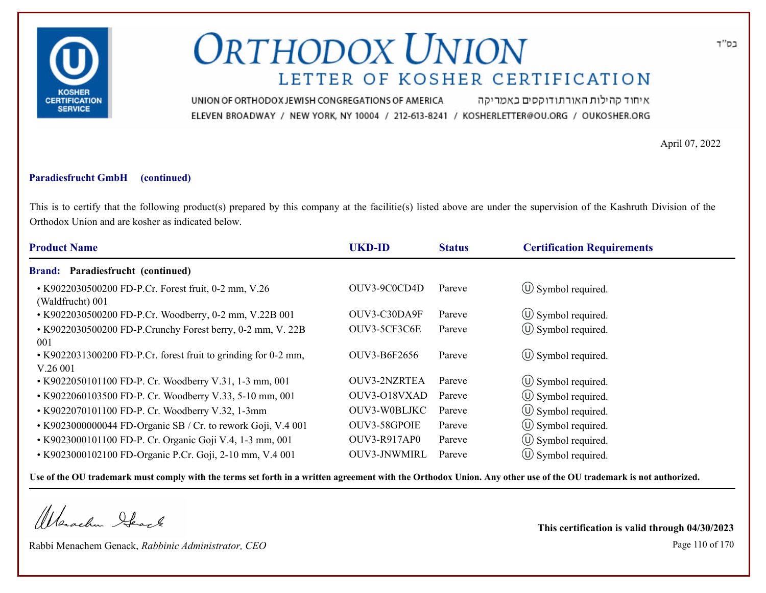# ORTHODOX UNION

## LETTER OF KOSHER CERTIFICATION

בס"ד

UNION OF ORTHODOX JEWISH CONGREGATIONS OF AMERICA איחוד קהילות האורתודוקסים באמריקה
ELEVEN BROADWAY / NEW YORK, NY 10004 / 212-613-8241 / KOSHERLETTER@OU.ORG / OUKOSHER.ORG

April 07, 2022

**Paradiesfrucht GmbH (continued)**

This is to certify that the following product(s) prepared by this company at the facilitie(s) listed above are under the supervision of the Kashruth Division of the Orthodox Union and are kosher as indicated below.

| Product Name | UKD-ID | Status | Certification Requirements |
|---|---|---|---|
| **Brand: Paradiesfrucht (continued)** | | | |
| • K9022030500200 FD-P.Cr. Forest fruit, 0-2 mm, V.26 (Waldfrucht) 001 | OUV3-9C0CD4D | Pareve | Ⓤ Symbol required. |
| • K9022030500200 FD-P.Cr. Woodberry, 0-2 mm, V.22B 001 | OUV3-C30DA9F | Pareve | Ⓤ Symbol required. |
| • K9022030500200 FD-P.Crunchy Forest berry, 0-2 mm, V. 22B 001 | OUV3-5CF3C6E | Pareve | Ⓤ Symbol required. |
| • K9022031300200 FD-P.Cr. forest fruit to grinding for 0-2 mm, V.26 001 | OUV3-B6F2656 | Pareve | Ⓤ Symbol required. |
| • K9022050101100 FD-P. Cr. Woodberry V.31, 1-3 mm, 001 | OUV3-2NZRTEA | Pareve | Ⓤ Symbol required. |
| • K9022060103500 FD-P. Cr. Woodberry V.33, 5-10 mm, 001 | OUV3-O18VXAD | Pareve | Ⓤ Symbol required. |
| • K9022070101100 FD-P. Cr. Woodberry V.32, 1-3mm | OUV3-W0BLJKC | Pareve | Ⓤ Symbol required. |
| • K9023000000044 FD-Organic SB / Cr. to rework Goji, V.4 001 | OUV3-58GPOIE | Pareve | Ⓤ Symbol required. |
| • K9023000101100 FD-P. Cr. Organic Goji V.4, 1-3 mm, 001 | OUV3-R917AP0 | Pareve | Ⓤ Symbol required. |
| • K9023000102100 FD-Organic P.Cr. Goji, 2-10 mm, V.4 001 | OUV3-JNWMIRL | Pareve | Ⓤ Symbol required. |

**Use of the OU trademark must comply with the terms set forth in a written agreement with the Orthodox Union. Any other use of the OU trademark is not authorized.**

Rabbi Menachem Genack, *Rabbinic Administrator, CEO*

**This certification is valid through 04/30/2023**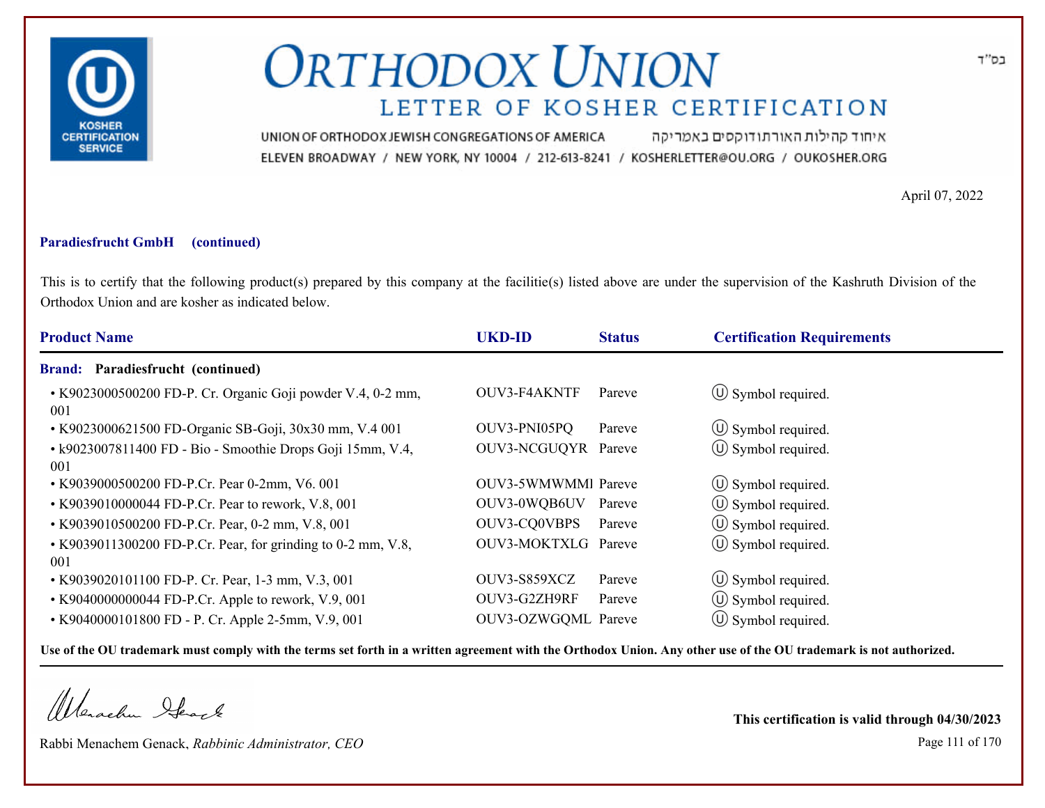# ORTHODOX UNION

## LETTER OF KOSHER CERTIFICATION

KOSHER CERTIFICATION SERVICE

UNION OF ORTHODOX JEWISH CONGREGATIONS OF AMERICA איחוד קהילות האורתודוקסים באמריקה

ELEVEN BROADWAY / NEW YORK, NY 10004 / 212-613-8241 / KOSHERLETTER@OU.ORG / OUKOSHER.ORG

בס"ד

April 07, 2022

**Paradiesfrucht GmbH (continued)**

This is to certify that the following product(s) prepared by this company at the facilitie(s) listed above are under the supervision of the Kashruth Division of the Orthodox Union and are kosher as indicated below.

| Product Name | UKD-ID | Status | Certification Requirements |
|---|---|---|---|
| **Brand: Paradiesfrucht (continued)** | | | |
| • K9023000500200 FD-P. Cr. Organic Goji powder V.4, 0-2 mm, 001 | OUV3-F4AKNTF | Pareve | Ⓤ Symbol required. |
| • K9023000621500 FD-Organic SB-Goji, 30x30 mm, V.4 001 | OUV3-PNI05PQ | Pareve | Ⓤ Symbol required. |
| • k9023007811400 FD - Bio - Smoothie Drops Goji 15mm, V.4, 001 | OUV3-NCGUQYR | Pareve | Ⓤ Symbol required. |
| • K9039000500200 FD-P.Cr. Pear 0-2mm, V6. 001 | OUV3-5WMWMMI | Pareve | Ⓤ Symbol required. |
| • K9039010000044 FD-P.Cr. Pear to rework, V.8, 001 | OUV3-0WQB6UV | Pareve | Ⓤ Symbol required. |
| • K9039010500200 FD-P.Cr. Pear, 0-2 mm, V.8, 001 | OUV3-CQ0VBPS | Pareve | Ⓤ Symbol required. |
| • K9039011300200 FD-P.Cr. Pear, for grinding to 0-2 mm, V.8, 001 | OUV3-MOKTXLG | Pareve | Ⓤ Symbol required. |
| • K9039020101100 FD-P. Cr. Pear, 1-3 mm, V.3, 001 | OUV3-S859XCZ | Pareve | Ⓤ Symbol required. |
| • K9040000000044 FD-P.Cr. Apple to rework, V.9, 001 | OUV3-G2ZH9RF | Pareve | Ⓤ Symbol required. |
| • K9040000101800 FD - P. Cr. Apple 2-5mm, V.9, 001 | OUV3-OZWGQML | Pareve | Ⓤ Symbol required. |

**Use of the OU trademark must comply with the terms set forth in a written agreement with the Orthodox Union. Any other use of the OU trademark is not authorized.**

Rabbi Menachem Genack, *Rabbinic Administrator, CEO*

**This certification is valid through 04/30/2023**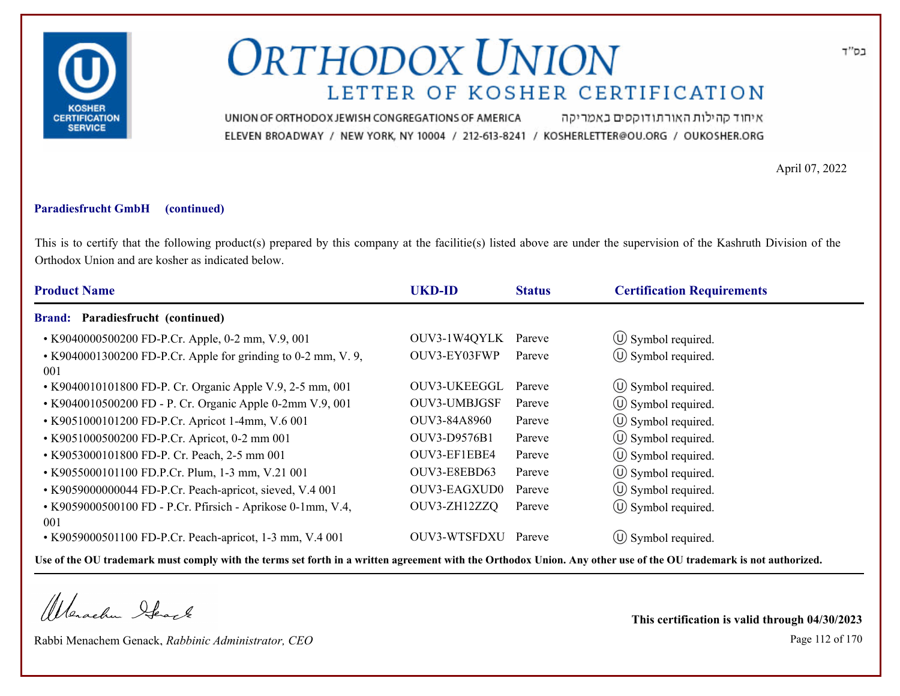בס"ד

# ORTHODOX UNION

## LETTER OF KOSHER CERTIFICATION

UNION OF ORTHODOX JEWISH CONGREGATIONS OF AMERICA איחוד קהילות האורתודוקסים באמריקה

ELEVEN BROADWAY / NEW YORK, NY 10004 / 212-613-8241 / KOSHERLETTER@OU.ORG / OUKOSHER.ORG

April 07, 2022

**Paradiesfrucht GmbH (continued)**

This is to certify that the following product(s) prepared by this company at the facilitie(s) listed above are under the supervision of the Kashruth Division of the Orthodox Union and are kosher as indicated below.

| Product Name | UKD-ID | Status | Certification Requirements |
|---|---|---|---|
| **Brand: Paradiesfrucht (continued)** | | | |
| • K9040000500200 FD-P.Cr. Apple, 0-2 mm, V.9, 001 | OUV3-1W4QYLK | Pareve | Ⓤ Symbol required. |
| • K9040001300200 FD-P.Cr. Apple for grinding to 0-2 mm, V. 9, 001 | OUV3-EY03FWP | Pareve | Ⓤ Symbol required. |
| • K9040010101800 FD-P. Cr. Organic Apple V.9, 2-5 mm, 001 | OUV3-UKEEGGL | Pareve | Ⓤ Symbol required. |
| • K9040010500200 FD - P. Cr. Organic Apple 0-2mm V.9, 001 | OUV3-UMBJGSF | Pareve | Ⓤ Symbol required. |
| • K9051000101200 FD-P.Cr. Apricot 1-4mm, V.6 001 | OUV3-84A8960 | Pareve | Ⓤ Symbol required. |
| • K9051000500200 FD-P.Cr. Apricot, 0-2 mm 001 | OUV3-D9576B1 | Pareve | Ⓤ Symbol required. |
| • K9053000101800 FD-P. Cr. Peach, 2-5 mm 001 | OUV3-EF1EBE4 | Pareve | Ⓤ Symbol required. |
| • K9055000101100 FD.P.Cr. Plum, 1-3 mm, V.21 001 | OUV3-E8EBD63 | Pareve | Ⓤ Symbol required. |
| • K9059000000044 FD-P.Cr. Peach-apricot, sieved, V.4 001 | OUV3-EAGXUD0 | Pareve | Ⓤ Symbol required. |
| • K9059000500100 FD - P.Cr. Pfirsich - Aprikose 0-1mm, V.4, 001 | OUV3-ZH12ZZQ | Pareve | Ⓤ Symbol required. |
| • K9059000501100 FD-P.Cr. Peach-apricot, 1-3 mm, V.4 001 | OUV3-WTSFDXU | Pareve | Ⓤ Symbol required. |

**Use of the OU trademark must comply with the terms set forth in a written agreement with the Orthodox Union. Any other use of the OU trademark is not authorized.**

Rabbi Menachem Genack, *Rabbinic Administrator, CEO*

**This certification is valid through 04/30/2023**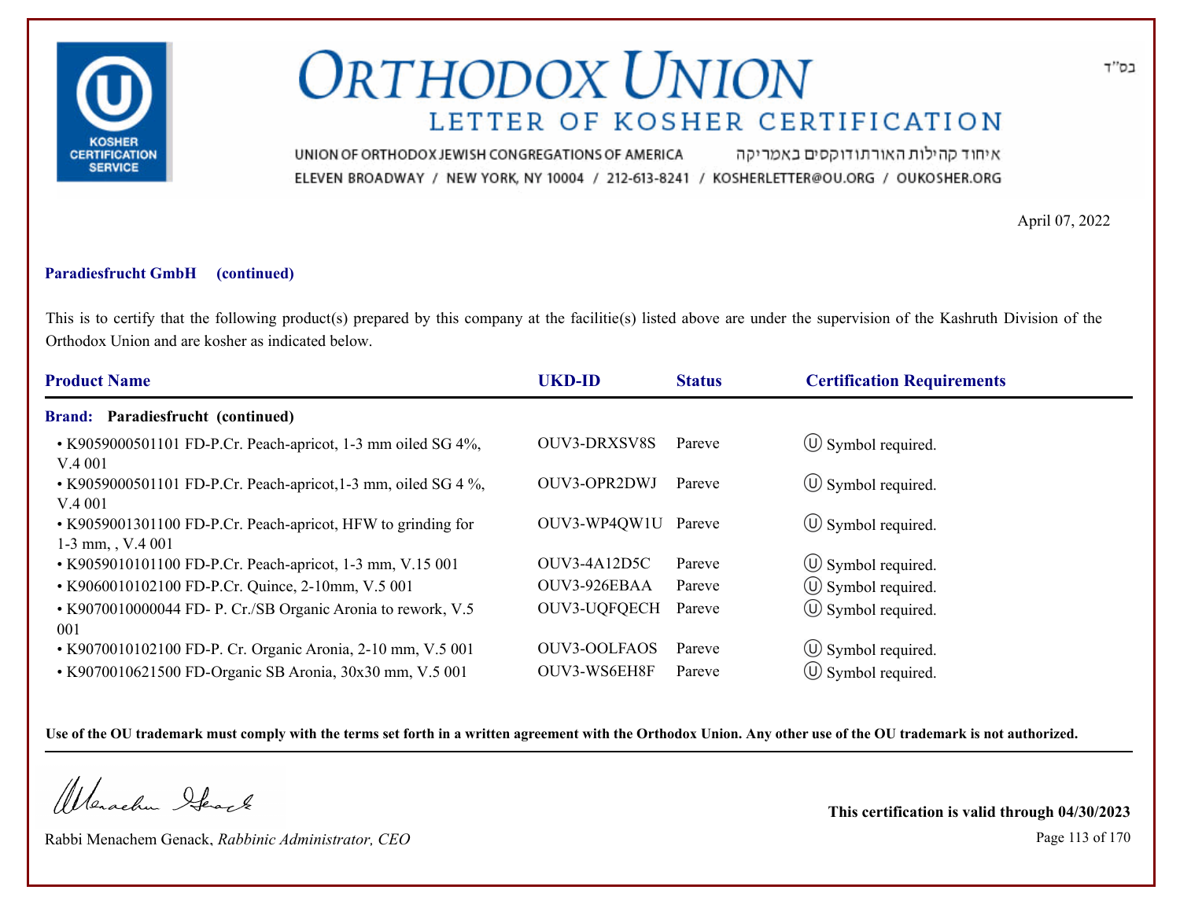# ORTHODOX UNION

## LETTER OF KOSHER CERTIFICATION

UNION OF ORTHODOX JEWISH CONGREGATIONS OF AMERICA איחוד קהילות האורתודוקסים באמריקה

ELEVEN BROADWAY / NEW YORK, NY 10004 / 212-613-8241 / KOSHERLETTER@OU.ORG / OUKOSHER.ORG

בס"ד

April 07, 2022

**Paradiesfrucht GmbH (continued)**

This is to certify that the following product(s) prepared by this company at the facilitie(s) listed above are under the supervision of the Kashruth Division of the Orthodox Union and are kosher as indicated below.

| Product Name | UKD-ID | Status | Certification Requirements |
|---|---|---|---|
| **Brand: Paradiesfrucht (continued)** | | | |
| • K9059000501101 FD-P.Cr. Peach-apricot, 1-3 mm oiled SG 4%, V.4 001 | OUV3-DRXSV8S | Pareve | Ⓤ Symbol required. |
| • K9059000501101 FD-P.Cr. Peach-apricot,1-3 mm, oiled SG 4 %, V.4 001 | OUV3-OPR2DWJ | Pareve | Ⓤ Symbol required. |
| • K9059001301100 FD-P.Cr. Peach-apricot, HFW to grinding for 1-3 mm, , V.4 001 | OUV3-WP4QW1U | Pareve | Ⓤ Symbol required. |
| • K9059010101100 FD-P.Cr. Peach-apricot, 1-3 mm, V.15 001 | OUV3-4A12D5C | Pareve | Ⓤ Symbol required. |
| • K9060010102100 FD-P.Cr. Quince, 2-10mm, V.5 001 | OUV3-926EBAA | Pareve | Ⓤ Symbol required. |
| • K9070010000044 FD- P. Cr./SB Organic Aronia to rework, V.5 001 | OUV3-UQFQECH | Pareve | Ⓤ Symbol required. |
| • K9070010102100 FD-P. Cr. Organic Aronia, 2-10 mm, V.5 001 | OUV3-OOLFAOS | Pareve | Ⓤ Symbol required. |
| • K9070010621500 FD-Organic SB Aronia, 30x30 mm, V.5 001 | OUV3-WS6EH8F | Pareve | Ⓤ Symbol required. |

**Use of the OU trademark must comply with the terms set forth in a written agreement with the Orthodox Union. Any other use of the OU trademark is not authorized.**

Rabbi Menachem Genack, *Rabbinic Administrator, CEO*

**This certification is valid through 04/30/2023**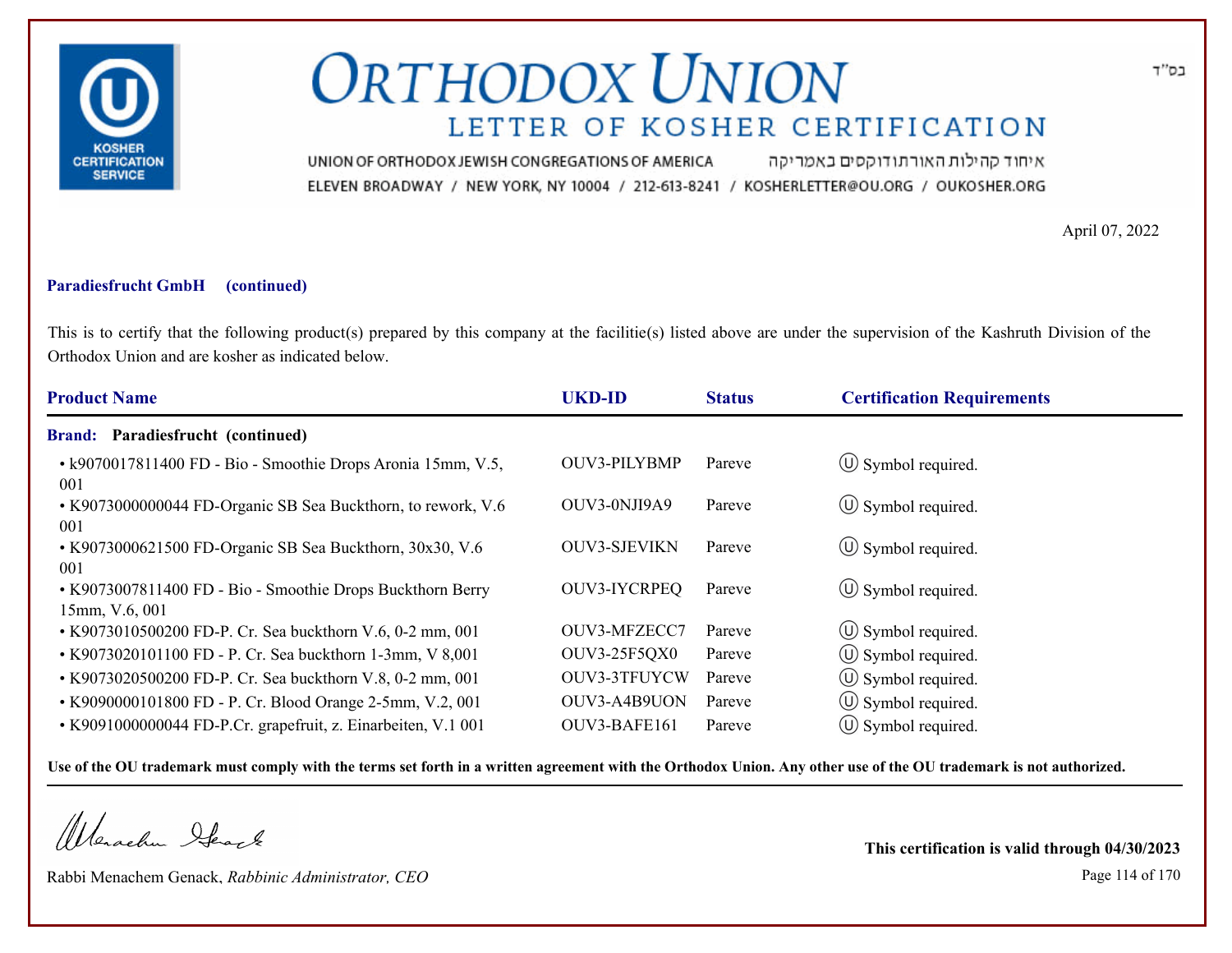# ORTHODOX UNION

## LETTER OF KOSHER CERTIFICATION

UNION OF ORTHODOX JEWISH CONGREGATIONS OF AMERICA איחוד קהילות האורתודוקסים באמריקה

ELEVEN BROADWAY / NEW YORK, NY 10004 / 212-613-8241 / KOSHERLETTER@OU.ORG / OUKOSHER.ORG

בס"ד

April 07, 2022

**Paradiesfrucht GmbH (continued)**

This is to certify that the following product(s) prepared by this company at the facilitie(s) listed above are under the supervision of the Kashruth Division of the Orthodox Union and are kosher as indicated below.

| Product Name | UKD-ID | Status | Certification Requirements |
|---|---|---|---|
| **Brand: Paradiesfrucht (continued)** | | | |
| • k9070017811400 FD - Bio - Smoothie Drops Aronia 15mm, V.5, 001 | OUV3-PILYBMP | Pareve | Ⓤ Symbol required. |
| • K9073000000044 FD-Organic SB Sea Buckthorn, to rework, V.6 001 | OUV3-0NJI9A9 | Pareve | Ⓤ Symbol required. |
| • K9073000621500 FD-Organic SB Sea Buckthorn, 30x30, V.6 001 | OUV3-SJEVIKN | Pareve | Ⓤ Symbol required. |
| • K9073007811400 FD - Bio - Smoothie Drops Buckthorn Berry 15mm, V.6, 001 | OUV3-IYCRPEQ | Pareve | Ⓤ Symbol required. |
| • K9073010500200 FD-P. Cr. Sea buckthorn V.6, 0-2 mm, 001 | OUV3-MFZECC7 | Pareve | Ⓤ Symbol required. |
| • K9073020101100 FD - P. Cr. Sea buckthorn 1-3mm, V 8,001 | OUV3-25F5QX0 | Pareve | Ⓤ Symbol required. |
| • K9073020500200 FD-P. Cr. Sea buckthorn V.8, 0-2 mm, 001 | OUV3-3TFUYCW | Pareve | Ⓤ Symbol required. |
| • K9090000101800 FD - P. Cr. Blood Orange 2-5mm, V.2, 001 | OUV3-A4B9UON | Pareve | Ⓤ Symbol required. |
| • K9091000000044 FD-P.Cr. grapefruit, z. Einarbeiten, V.1 001 | OUV3-BAFE161 | Pareve | Ⓤ Symbol required. |

**Use of the OU trademark must comply with the terms set forth in a written agreement with the Orthodox Union. Any other use of the OU trademark is not authorized.**

Rabbi Menachem Genack, *Rabbinic Administrator, CEO*

**This certification is valid through 04/30/2023**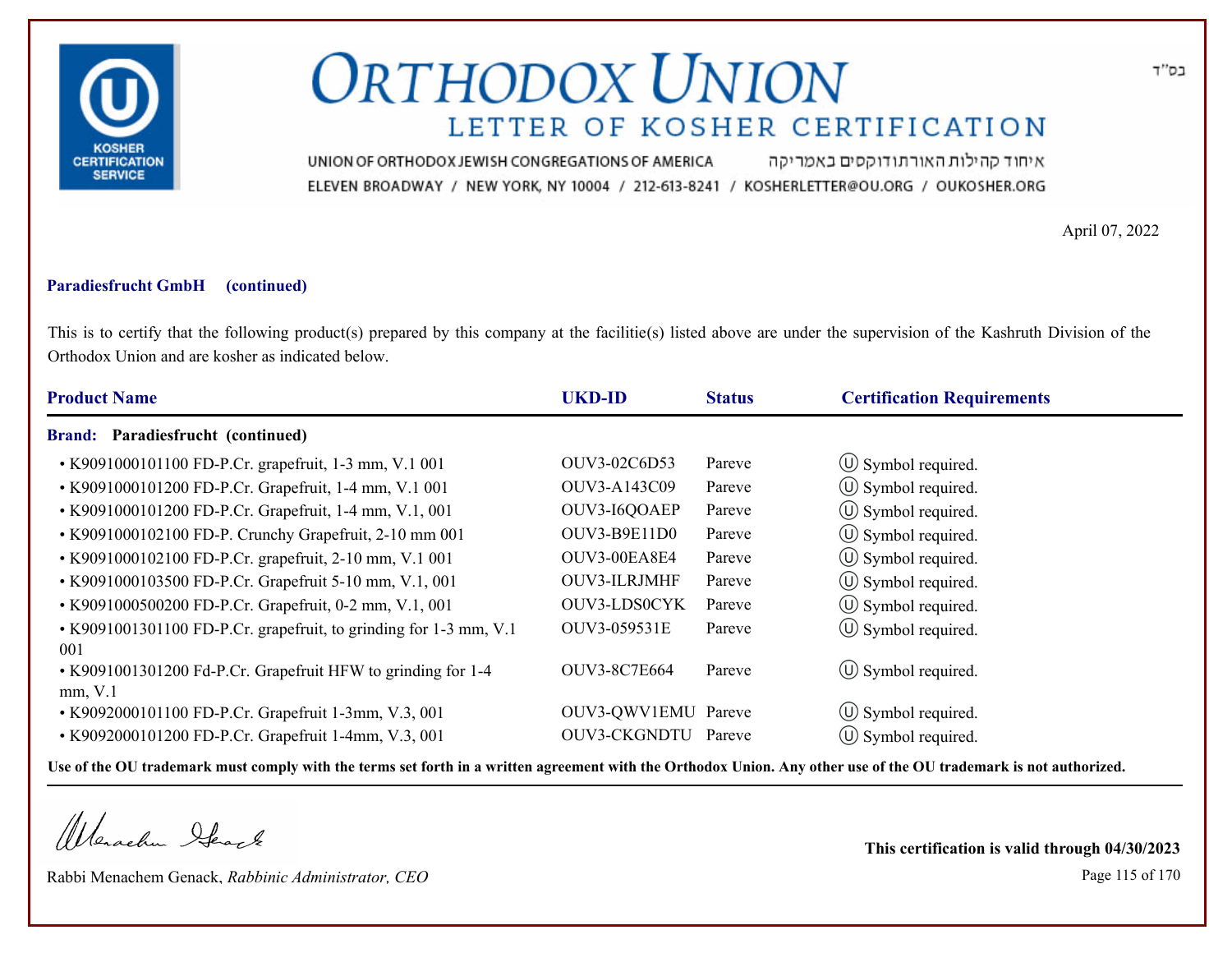# ORTHODOX UNION

## LETTER OF KOSHER CERTIFICATION

UNION OF ORTHODOX JEWISH CONGREGATIONS OF AMERICA איחוד קהילות האורתודוקסים באמריקה

ELEVEN BROADWAY / NEW YORK, NY 10004 / 212-613-8241 / KOSHERLETTER@OU.ORG / OUKOSHER.ORG

בס"ד

April 07, 2022

**Paradiesfrucht GmbH (continued)**

This is to certify that the following product(s) prepared by this company at the facilitie(s) listed above are under the supervision of the Kashruth Division of the Orthodox Union and are kosher as indicated below.

| Product Name | UKD-ID | Status | Certification Requirements |
|---|---|---|---|
| **Brand: Paradiesfrucht (continued)** | | | |
| • K9091000101100 FD-P.Cr. grapefruit, 1-3 mm, V.1 001 | OUV3-02C6D53 | Pareve | Ⓤ Symbol required. |
| • K9091000101200 FD-P.Cr. Grapefruit, 1-4 mm, V.1 001 | OUV3-A143C09 | Pareve | Ⓤ Symbol required. |
| • K9091000101200 FD-P.Cr. Grapefruit, 1-4 mm, V.1, 001 | OUV3-I6QOAEP | Pareve | Ⓤ Symbol required. |
| • K9091000102100 FD-P. Crunchy Grapefruit, 2-10 mm 001 | OUV3-B9E11D0 | Pareve | Ⓤ Symbol required. |
| • K9091000102100 FD-P.Cr. grapefruit, 2-10 mm, V.1 001 | OUV3-00EA8E4 | Pareve | Ⓤ Symbol required. |
| • K9091000103500 FD-P.Cr. Grapefruit 5-10 mm, V.1, 001 | OUV3-ILRJMHF | Pareve | Ⓤ Symbol required. |
| • K9091000500200 FD-P.Cr. Grapefruit, 0-2 mm, V.1, 001 | OUV3-LDS0CYK | Pareve | Ⓤ Symbol required. |
| • K9091001301100 FD-P.Cr. grapefruit, to grinding for 1-3 mm, V.1 001 | OUV3-059531E | Pareve | Ⓤ Symbol required. |
| • K9091001301200 Fd-P.Cr. Grapefruit HFW to grinding for 1-4 mm, V.1 | OUV3-8C7E664 | Pareve | Ⓤ Symbol required. |
| • K9092000101100 FD-P.Cr. Grapefruit 1-3mm, V.3, 001 | OUV3-QWV1EMU | Pareve | Ⓤ Symbol required. |
| • K9092000101200 FD-P.Cr. Grapefruit 1-4mm, V.3, 001 | OUV3-CKGNDTU | Pareve | Ⓤ Symbol required. |

**Use of the OU trademark must comply with the terms set forth in a written agreement with the Orthodox Union. Any other use of the OU trademark is not authorized.**

Rabbi Menachem Genack, *Rabbinic Administrator, CEO*

**This certification is valid through 04/30/2023**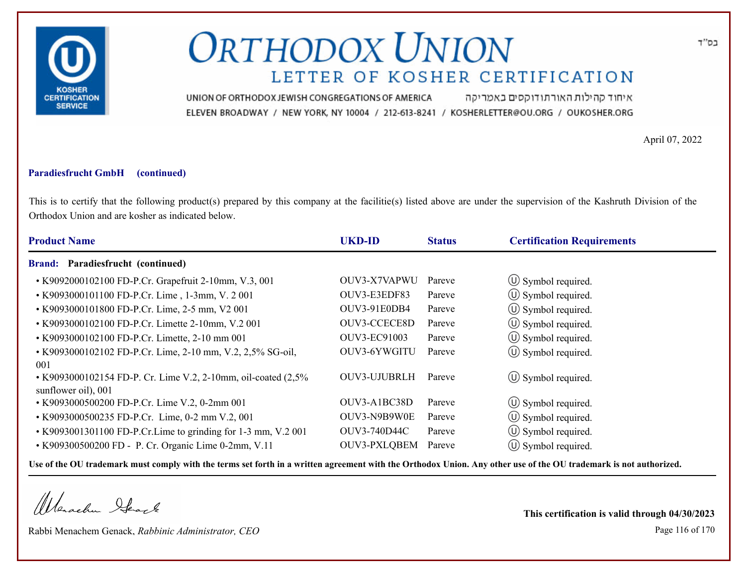# ORTHODOX UNION
## LETTER OF KOSHER CERTIFICATION

UNION OF ORTHODOX JEWISH CONGREGATIONS OF AMERICA איחוד קהילות האורתודוקסים באמריקה
ELEVEN BROADWAY / NEW YORK, NY 10004 / 212-613-8241 / KOSHERLETTER@OU.ORG / OUKOSHER.ORG

בס"ד

April 07, 2022

**Paradiesfrucht GmbH (continued)**

This is to certify that the following product(s) prepared by this company at the facilitie(s) listed above are under the supervision of the Kashruth Division of the Orthodox Union and are kosher as indicated below.

| Product Name | UKD-ID | Status | Certification Requirements |
|---|---|---|---|
| **Brand: Paradiesfrucht (continued)** | | | |
| • K9092000102100 FD-P.Cr. Grapefruit 2-10mm, V.3, 001 | OUV3-X7VAPWU | Pareve | Ⓤ Symbol required. |
| • K9093000101100 FD-P.Cr. Lime , 1-3mm, V. 2 001 | OUV3-E3EDF83 | Pareve | Ⓤ Symbol required. |
| • K9093000101800 FD-P.Cr. Lime, 2-5 mm, V2 001 | OUV3-91E0DB4 | Pareve | Ⓤ Symbol required. |
| • K9093000102100 FD-P.Cr. Limette 2-10mm, V.2 001 | OUV3-CCECE8D | Pareve | Ⓤ Symbol required. |
| • K9093000102100 FD-P.Cr. Limette, 2-10 mm 001 | OUV3-EC91003 | Pareve | Ⓤ Symbol required. |
| • K9093000102102 FD-P.Cr. Lime, 2-10 mm, V.2, 2,5% SG-oil, 001 | OUV3-6YWGITU | Pareve | Ⓤ Symbol required. |
| • K9093000102154 FD-P. Cr. Lime V.2, 2-10mm, oil-coated (2,5% sunflower oil), 001 | OUV3-UJUBRLH | Pareve | Ⓤ Symbol required. |
| • K9093000500200 FD-P.Cr. Lime V.2, 0-2mm 001 | OUV3-A1BC38D | Pareve | Ⓤ Symbol required. |
| • K9093000500235 FD-P.Cr. Lime, 0-2 mm V.2, 001 | OUV3-N9B9W0E | Pareve | Ⓤ Symbol required. |
| • K9093001301100 FD-P.Cr.Lime to grinding for 1-3 mm, V.2 001 | OUV3-740D44C | Pareve | Ⓤ Symbol required. |
| • K909300500200 FD - P. Cr. Organic Lime 0-2mm, V.11 | OUV3-PXLQBEM | Pareve | Ⓤ Symbol required. |

**Use of the OU trademark must comply with the terms set forth in a written agreement with the Orthodox Union. Any other use of the OU trademark is not authorized.**

Rabbi Menachem Genack, *Rabbinic Administrator, CEO*

**This certification is valid through 04/30/2023**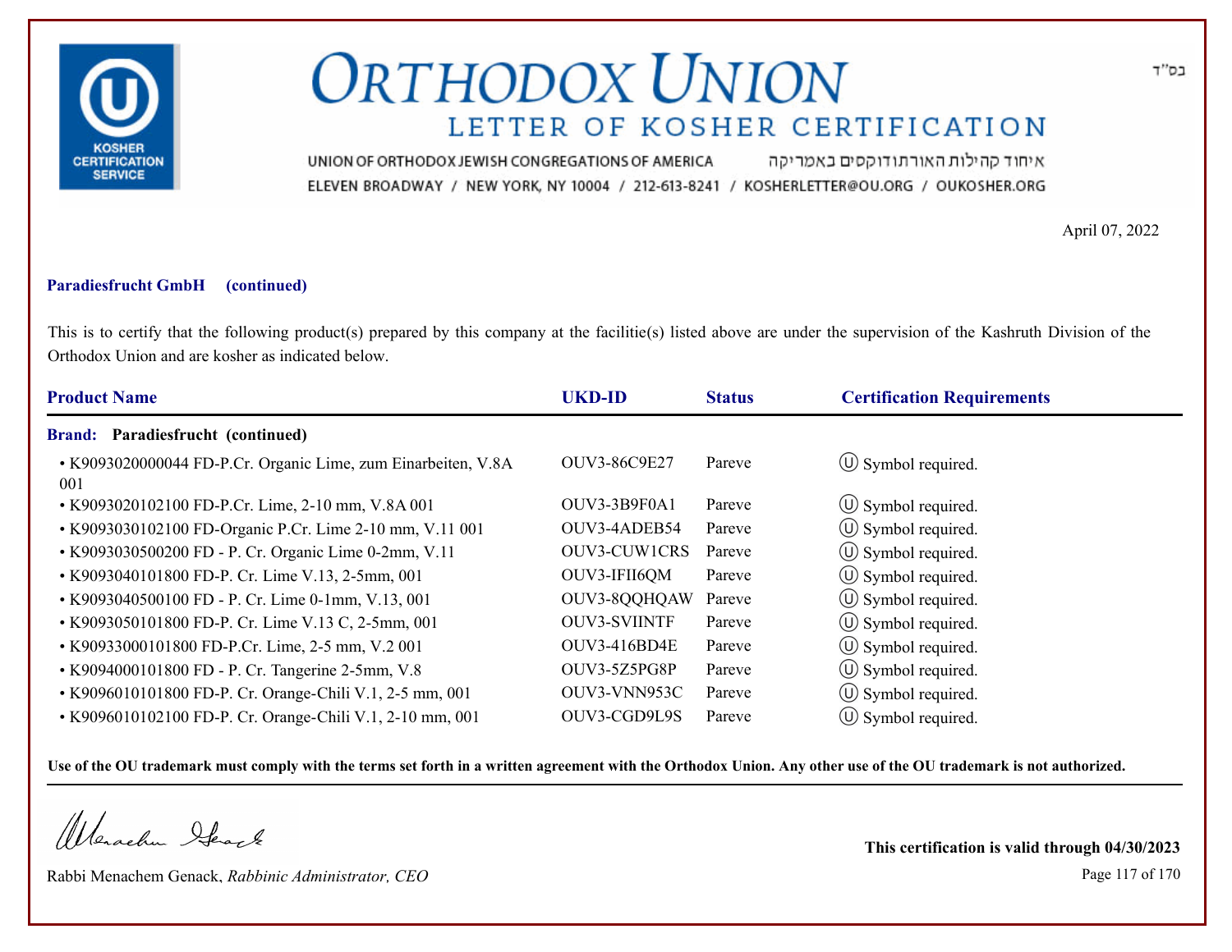# ORTHODOX UNION

## LETTER OF KOSHER CERTIFICATION

בס"ד

UNION OF ORTHODOX JEWISH CONGREGATIONS OF AMERICA איחוד קהילות האורתודוקסים באמריקה
ELEVEN BROADWAY / NEW YORK, NY 10004 / 212-613-8241 / KOSHERLETTER@OU.ORG / OUKOSHER.ORG

April 07, 2022

**Paradiesfrucht GmbH (continued)**

This is to certify that the following product(s) prepared by this company at the facilitie(s) listed above are under the supervision of the Kashruth Division of the Orthodox Union and are kosher as indicated below.

| Product Name | UKD-ID | Status | Certification Requirements |
|---|---|---|---|
| **Brand: Paradiesfrucht (continued)** | | | |
| • K9093020000044 FD-P.Cr. Organic Lime, zum Einarbeiten, V.8A 001 | OUV3-86C9E27 | Pareve | Ⓤ Symbol required. |
| • K9093020102100 FD-P.Cr. Lime, 2-10 mm, V.8A 001 | OUV3-3B9F0A1 | Pareve | Ⓤ Symbol required. |
| • K9093030102100 FD-Organic P.Cr. Lime 2-10 mm, V.11 001 | OUV3-4ADEB54 | Pareve | Ⓤ Symbol required. |
| • K9093030500200 FD - P. Cr. Organic Lime 0-2mm, V.11 | OUV3-CUW1CRS | Pareve | Ⓤ Symbol required. |
| • K9093040101800 FD-P. Cr. Lime V.13, 2-5mm, 001 | OUV3-IFII6QM | Pareve | Ⓤ Symbol required. |
| • K9093040500100 FD - P. Cr. Lime 0-1mm, V.13, 001 | OUV3-8QQHQAW | Pareve | Ⓤ Symbol required. |
| • K9093050101800 FD-P. Cr. Lime V.13 C, 2-5mm, 001 | OUV3-SVIINTF | Pareve | Ⓤ Symbol required. |
| • K90933000101800 FD-P.Cr. Lime, 2-5 mm, V.2 001 | OUV3-416BD4E | Pareve | Ⓤ Symbol required. |
| • K9094000101800 FD - P. Cr. Tangerine 2-5mm, V.8 | OUV3-5Z5PG8P | Pareve | Ⓤ Symbol required. |
| • K9096010101800 FD-P. Cr. Orange-Chili V.1, 2-5 mm, 001 | OUV3-VNN953C | Pareve | Ⓤ Symbol required. |
| • K9096010102100 FD-P. Cr. Orange-Chili V.1, 2-10 mm, 001 | OUV3-CGD9L9S | Pareve | Ⓤ Symbol required. |

**Use of the OU trademark must comply with the terms set forth in a written agreement with the Orthodox Union. Any other use of the OU trademark is not authorized.**

Rabbi Menachem Genack, *Rabbinic Administrator, CEO*

**This certification is valid through 04/30/2023**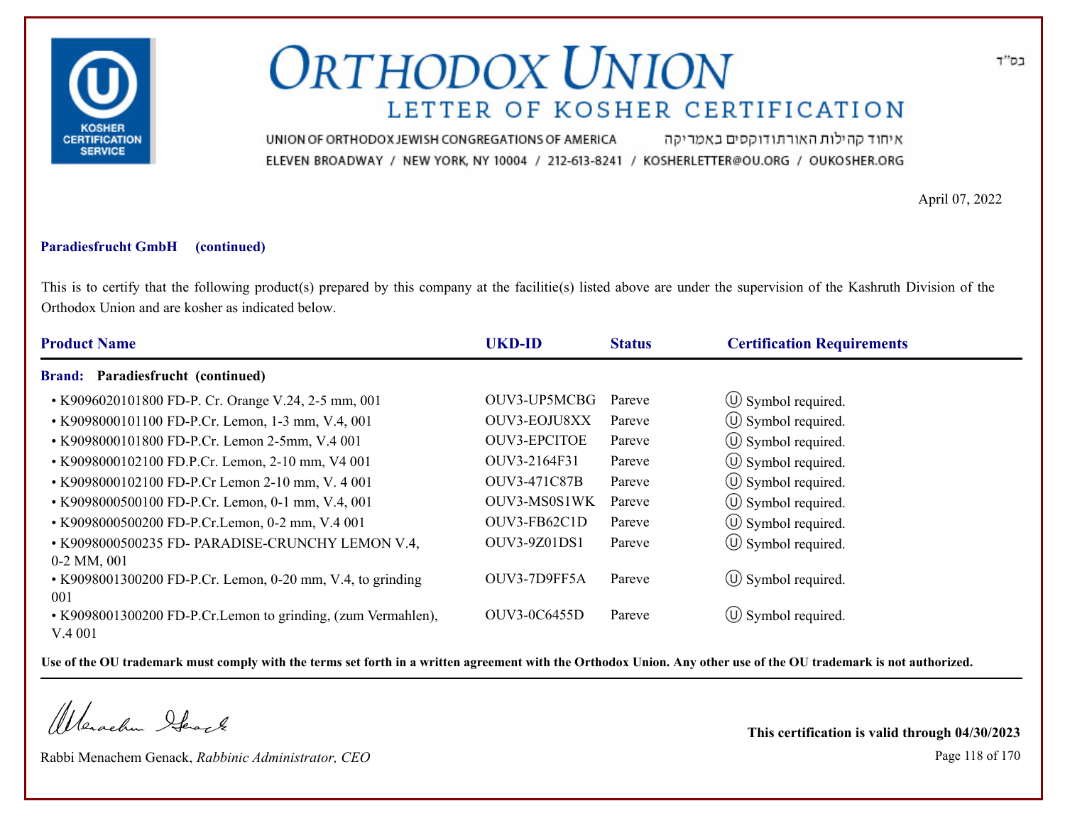# ORTHODOX UNION

## LETTER OF KOSHER CERTIFICATION

UNION OF ORTHODOX JEWISH CONGREGATIONS OF AMERICA איחוד קהילות האורתודוקסים באמריקה

ELEVEN BROADWAY / NEW YORK, NY 10004 / 212-613-8241 / KOSHERLETTER@OU.ORG / OUKOSHER.ORG

בס"ד

April 07, 2022

**Paradiesfrucht GmbH (continued)**

This is to certify that the following product(s) prepared by this company at the facilitie(s) listed above are under the supervision of the Kashruth Division of the Orthodox Union and are kosher as indicated below.

| Product Name | UKD-ID | Status | Certification Requirements |
|---|---|---|---|
| **Brand: Paradiesfrucht (continued)** | | | |
| • K9096020101800 FD-P. Cr. Orange V.24, 2-5 mm, 001 | OUV3-UP5MCBG | Pareve | Ⓤ Symbol required. |
| • K9098000101100 FD-P.Cr. Lemon, 1-3 mm, V.4, 001 | OUV3-EOJU8XX | Pareve | Ⓤ Symbol required. |
| • K9098000101800 FD-P.Cr. Lemon 2-5mm, V.4 001 | OUV3-EPCITOE | Pareve | Ⓤ Symbol required. |
| • K9098000102100 FD.P.Cr. Lemon, 2-10 mm, V4 001 | OUV3-2164F31 | Pareve | Ⓤ Symbol required. |
| • K9098000102100 FD-P.Cr Lemon 2-10 mm, V. 4 001 | OUV3-471C87B | Pareve | Ⓤ Symbol required. |
| • K9098000500100 FD-P.Cr. Lemon, 0-1 mm, V.4, 001 | OUV3-MS0S1WK | Pareve | Ⓤ Symbol required. |
| • K9098000500200 FD-P.Cr.Lemon, 0-2 mm, V.4 001 | OUV3-FB62C1D | Pareve | Ⓤ Symbol required. |
| • K9098000500235 FD- PARADISE-CRUNCHY LEMON V.4, 0-2 MM, 001 | OUV3-9Z01DS1 | Pareve | Ⓤ Symbol required. |
| • K9098001300200 FD-P.Cr. Lemon, 0-20 mm, V.4, to grinding 001 | OUV3-7D9FF5A | Pareve | Ⓤ Symbol required. |
| • K9098001300200 FD-P.Cr.Lemon to grinding, (zum Vermahlen), V.4 001 | OUV3-0C6455D | Pareve | Ⓤ Symbol required. |

**Use of the OU trademark must comply with the terms set forth in a written agreement with the Orthodox Union. Any other use of the OU trademark is not authorized.**

Rabbi Menachem Genack, *Rabbinic Administrator, CEO*

**This certification is valid through 04/30/2023**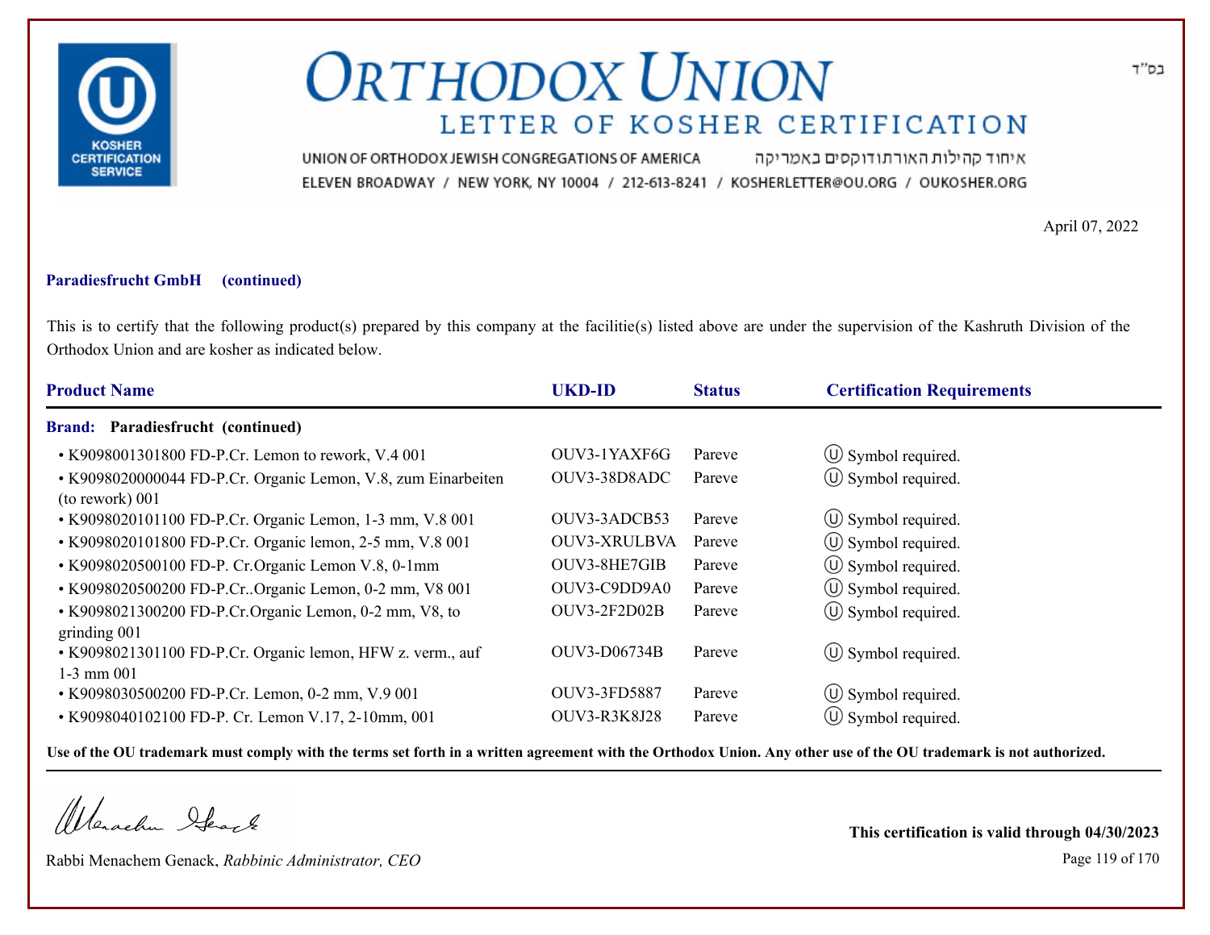# ORTHODOX UNION
## LETTER OF KOSHER CERTIFICATION

בס"ד

UNION OF ORTHODOX JEWISH CONGREGATIONS OF AMERICA איחוד קהילות האורתודוקסים באמריקה
ELEVEN BROADWAY / NEW YORK, NY 10004 / 212-613-8241 / KOSHERLETTER@OU.ORG / OUKOSHER.ORG

April 07, 2022

**Paradiesfrucht GmbH (continued)**

This is to certify that the following product(s) prepared by this company at the facilitie(s) listed above are under the supervision of the Kashruth Division of the Orthodox Union and are kosher as indicated below.

| Product Name | UKD-ID | Status | Certification Requirements |
|---|---|---|---|
| **Brand: Paradiesfrucht (continued)** | | | |
| • K9098001301800 FD-P.Cr. Lemon to rework, V.4 001 | OUV3-1YAXF6G | Pareve | Ⓤ Symbol required. |
| • K9098020000044 FD-P.Cr. Organic Lemon, V.8, zum Einarbeiten (to rework) 001 | OUV3-38D8ADC | Pareve | Ⓤ Symbol required. |
| • K9098020101100 FD-P.Cr. Organic Lemon, 1-3 mm, V.8 001 | OUV3-3ADCB53 | Pareve | Ⓤ Symbol required. |
| • K9098020101800 FD-P.Cr. Organic lemon, 2-5 mm, V.8 001 | OUV3-XRULBVA | Pareve | Ⓤ Symbol required. |
| • K9098020500100 FD-P. Cr.Organic Lemon V.8, 0-1mm | OUV3-8HE7GIB | Pareve | Ⓤ Symbol required. |
| • K9098020500200 FD-P.Cr..Organic Lemon, 0-2 mm, V8 001 | OUV3-C9DD9A0 | Pareve | Ⓤ Symbol required. |
| • K9098021300200 FD-P.Cr.Organic Lemon, 0-2 mm, V8, to grinding 001 | OUV3-2F2D02B | Pareve | Ⓤ Symbol required. |
| • K9098021301100 FD-P.Cr. Organic lemon, HFW z. verm., auf 1-3 mm 001 | OUV3-D06734B | Pareve | Ⓤ Symbol required. |
| • K9098030500200 FD-P.Cr. Lemon, 0-2 mm, V.9 001 | OUV3-3FD5887 | Pareve | Ⓤ Symbol required. |
| • K9098040102100 FD-P. Cr. Lemon V.17, 2-10mm, 001 | OUV3-R3K8J28 | Pareve | Ⓤ Symbol required. |

**Use of the OU trademark must comply with the terms set forth in a written agreement with the Orthodox Union. Any other use of the OU trademark is not authorized.**

Rabbi Menachem Genack, *Rabbinic Administrator, CEO*

**This certification is valid through 04/30/2023**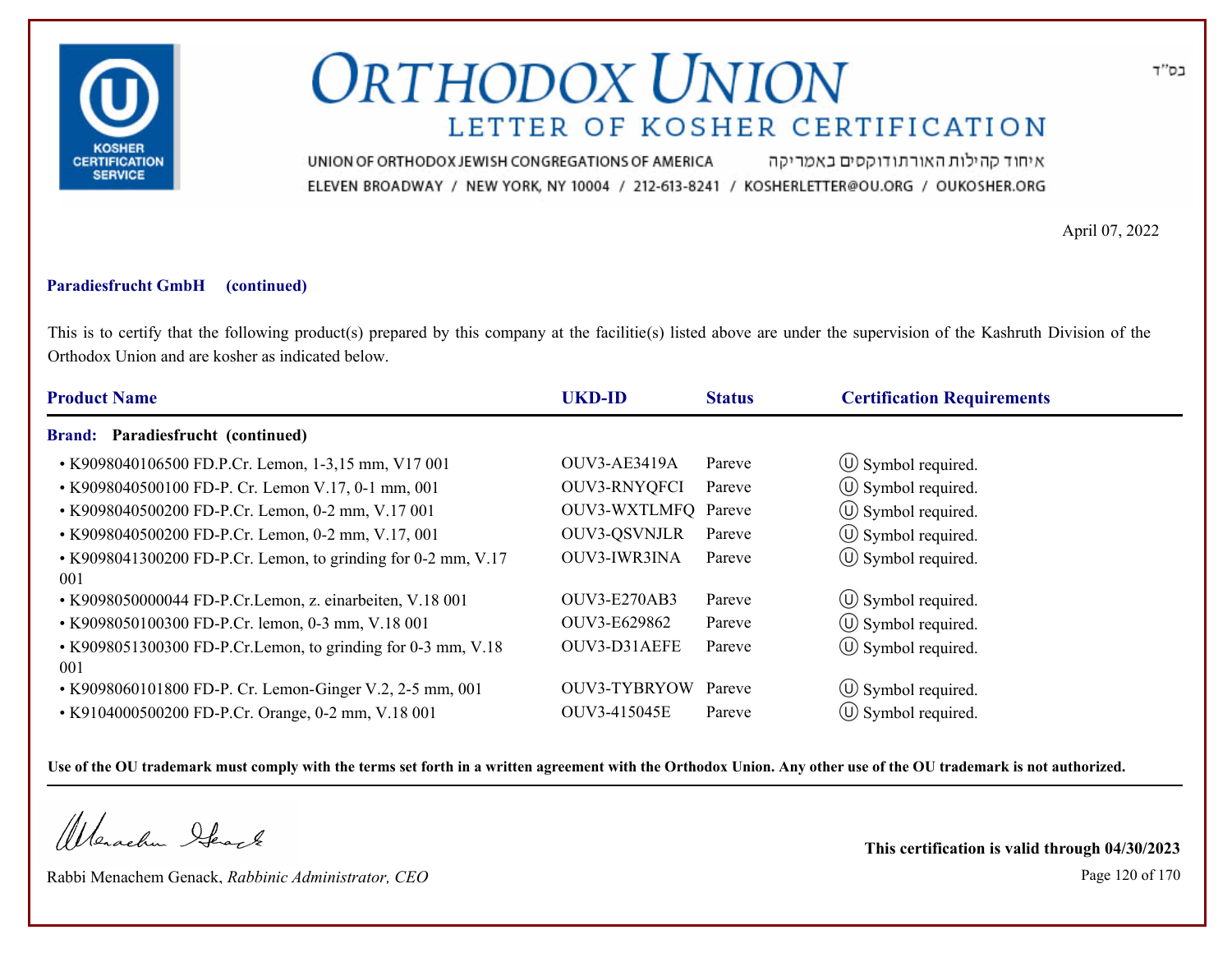# ORTHODOX UNION

## LETTER OF KOSHER CERTIFICATION

UNION OF ORTHODOX JEWISH CONGREGATIONS OF AMERICA איחוד קהילות האורתודוקסים באמריקה

ELEVEN BROADWAY / NEW YORK, NY 10004 / 212-613-8241 / KOSHERLETTER@OU.ORG / OUKOSHER.ORG

בס"ד

April 07, 2022

**Paradiesfrucht GmbH (continued)**

This is to certify that the following product(s) prepared by this company at the facilitie(s) listed above are under the supervision of the Kashruth Division of the Orthodox Union and are kosher as indicated below.

| Product Name | UKD-ID | Status | Certification Requirements |
|---|---|---|---|
| **Brand: Paradiesfrucht (continued)** | | | |
| • K9098040106500 FD.P.Cr. Lemon, 1-3,15 mm, V17 001 | OUV3-AE3419A | Pareve | Ⓤ Symbol required. |
| • K9098040500100 FD-P. Cr. Lemon V.17, 0-1 mm, 001 | OUV3-RNYQFCI | Pareve | Ⓤ Symbol required. |
| • K9098040500200 FD-P.Cr. Lemon, 0-2 mm, V.17 001 | OUV3-WXTLMFQ | Pareve | Ⓤ Symbol required. |
| • K9098040500200 FD-P.Cr. Lemon, 0-2 mm, V.17, 001 | OUV3-QSVNJLR | Pareve | Ⓤ Symbol required. |
| • K9098041300200 FD-P.Cr. Lemon, to grinding for 0-2 mm, V.17 001 | OUV3-IWR3INA | Pareve | Ⓤ Symbol required. |
| • K9098050000044 FD-P.Cr.Lemon, z. einarbeiten, V.18 001 | OUV3-E270AB3 | Pareve | Ⓤ Symbol required. |
| • K9098050100300 FD-P.Cr. lemon, 0-3 mm, V.18 001 | OUV3-E629862 | Pareve | Ⓤ Symbol required. |
| • K9098051300300 FD-P.Cr.Lemon, to grinding for 0-3 mm, V.18 001 | OUV3-D31AEFE | Pareve | Ⓤ Symbol required. |
| • K9098060101800 FD-P. Cr. Lemon-Ginger V.2, 2-5 mm, 001 | OUV3-TYBRYOW | Pareve | Ⓤ Symbol required. |
| • K9104000500200 FD-P.Cr. Orange, 0-2 mm, V.18 001 | OUV3-415045E | Pareve | Ⓤ Symbol required. |

**Use of the OU trademark must comply with the terms set forth in a written agreement with the Orthodox Union. Any other use of the OU trademark is not authorized.**

Rabbi Menachem Genack, *Rabbinic Administrator, CEO*

**This certification is valid through 04/30/2023**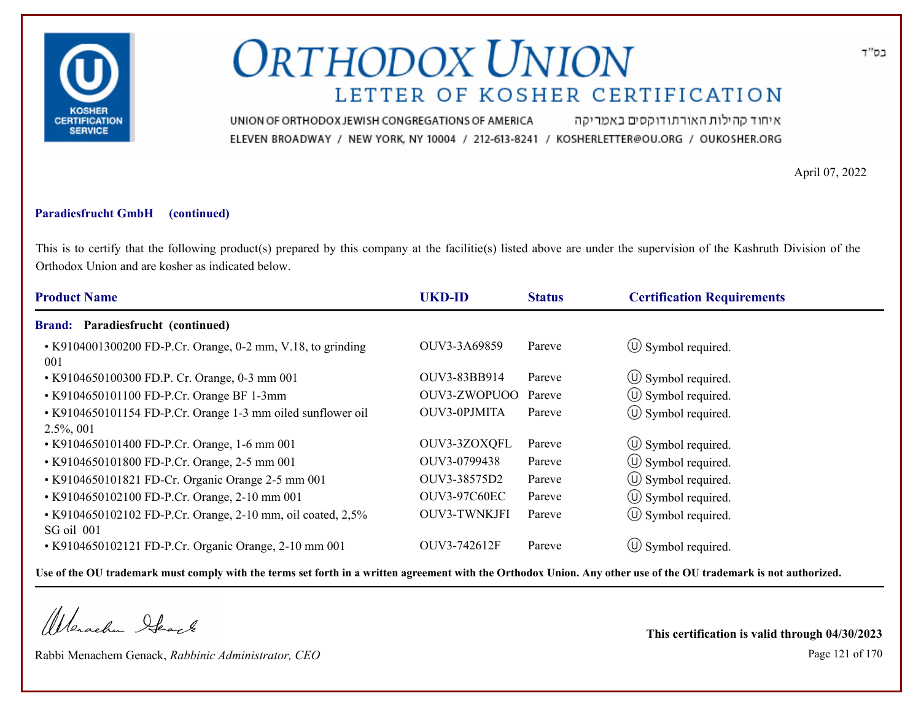# ORTHODOX UNION

## LETTER OF KOSHER CERTIFICATION

UNION OF ORTHODOX JEWISH CONGREGATIONS OF AMERICA איחוד קהילות האורתודוקסים באמריקה

ELEVEN BROADWAY / NEW YORK, NY 10004 / 212-613-8241 / KOSHERLETTER@OU.ORG / OUKOSHER.ORG

בס"ד

April 07, 2022

**Paradiesfrucht GmbH (continued)**

This is to certify that the following product(s) prepared by this company at the facilitie(s) listed above are under the supervision of the Kashruth Division of the Orthodox Union and are kosher as indicated below.

| Product Name | UKD-ID | Status | Certification Requirements |
|---|---|---|---|
| **Brand: Paradiesfrucht (continued)** | | | |
| • K9104001300200 FD-P.Cr. Orange, 0-2 mm, V.18, to grinding 001 | OUV3-3A69859 | Pareve | Ⓤ Symbol required. |
| • K9104650100300 FD.P. Cr. Orange, 0-3 mm 001 | OUV3-83BB914 | Pareve | Ⓤ Symbol required. |
| • K9104650101100 FD-P.Cr. Orange BF 1-3mm | OUV3-ZWOPUOO | Pareve | Ⓤ Symbol required. |
| • K9104650101154 FD-P.Cr. Orange 1-3 mm oiled sunflower oil 2.5%, 001 | OUV3-0PJMITA | Pareve | Ⓤ Symbol required. |
| • K9104650101400 FD-P.Cr. Orange, 1-6 mm 001 | OUV3-3ZOXQFL | Pareve | Ⓤ Symbol required. |
| • K9104650101800 FD-P.Cr. Orange, 2-5 mm 001 | OUV3-0799438 | Pareve | Ⓤ Symbol required. |
| • K9104650101821 FD-Cr. Organic Orange 2-5 mm 001 | OUV3-38575D2 | Pareve | Ⓤ Symbol required. |
| • K9104650102100 FD-P.Cr. Orange, 2-10 mm 001 | OUV3-97C60EC | Pareve | Ⓤ Symbol required. |
| • K9104650102102 FD-P.Cr. Orange, 2-10 mm, oil coated, 2,5% SG oil 001 | OUV3-TWNKJFI | Pareve | Ⓤ Symbol required. |
| • K9104650102121 FD-P.Cr. Organic Orange, 2-10 mm 001 | OUV3-742612F | Pareve | Ⓤ Symbol required. |

**Use of the OU trademark must comply with the terms set forth in a written agreement with the Orthodox Union. Any other use of the OU trademark is not authorized.**

Rabbi Menachem Genack, *Rabbinic Administrator, CEO*

**This certification is valid through 04/30/2023**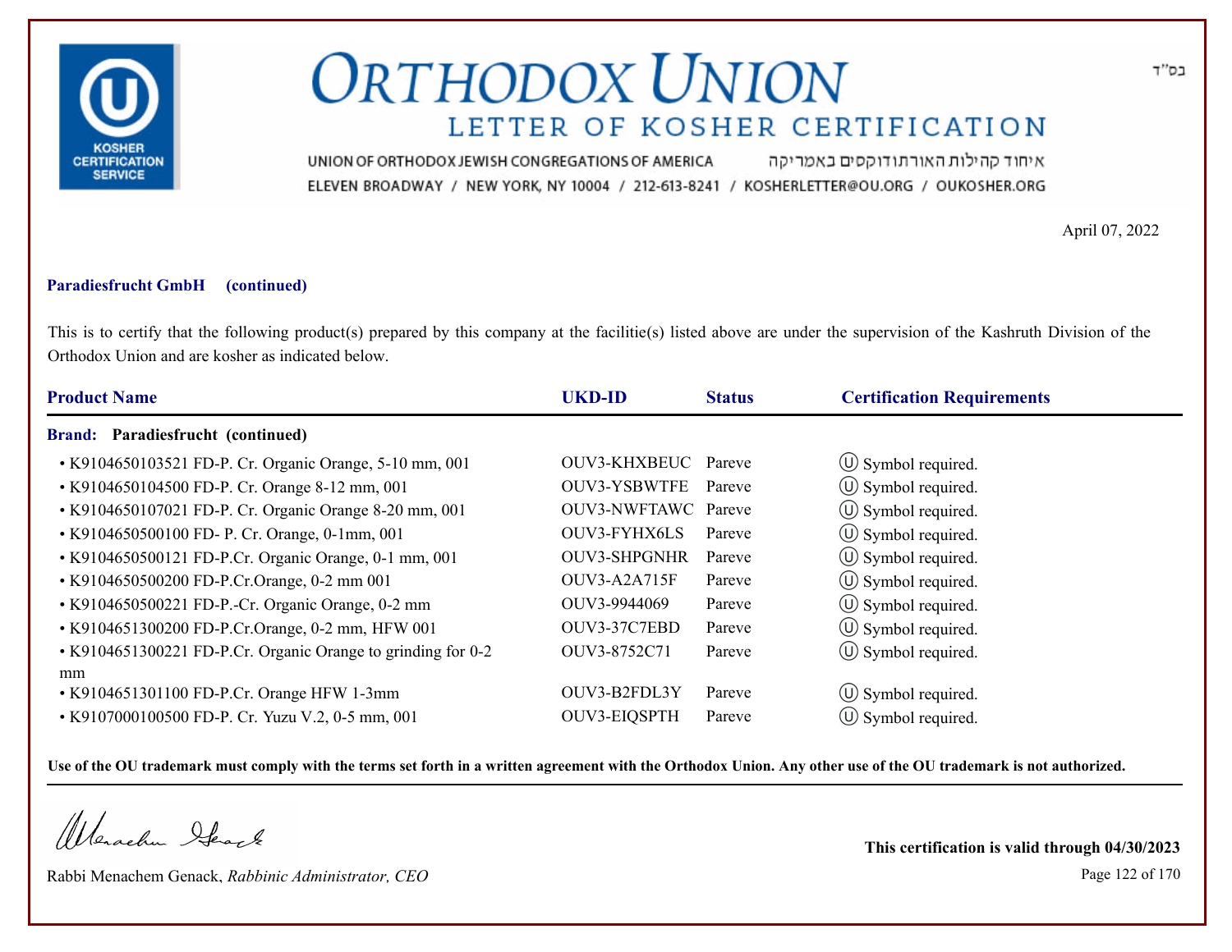# ORTHODOX UNION

## LETTER OF KOSHER CERTIFICATION

UNION OF ORTHODOX JEWISH CONGREGATIONS OF AMERICA איחוד קהילות האורתודוקסים באמריקה

ELEVEN BROADWAY / NEW YORK, NY 10004 / 212-613-8241 / KOSHERLETTER@OU.ORG / OUKOSHER.ORG

בס"ד

April 07, 2022

**Paradiesfrucht GmbH (continued)**

This is to certify that the following product(s) prepared by this company at the facilitie(s) listed above are under the supervision of the Kashruth Division of the Orthodox Union and are kosher as indicated below.

| Product Name | UKD-ID | Status | Certification Requirements |
|---|---|---|---|
| **Brand: Paradiesfrucht (continued)** | | | |
| • K9104650103521 FD-P. Cr. Organic Orange, 5-10 mm, 001 | OUV3-KHXBEUC | Pareve | Ⓤ Symbol required. |
| • K9104650104500 FD-P. Cr. Orange 8-12 mm, 001 | OUV3-YSBWTFE | Pareve | Ⓤ Symbol required. |
| • K9104650107021 FD-P. Cr. Organic Orange 8-20 mm, 001 | OUV3-NWFTAWC | Pareve | Ⓤ Symbol required. |
| • K9104650500100 FD- P. Cr. Orange, 0-1mm, 001 | OUV3-FYHX6LS | Pareve | Ⓤ Symbol required. |
| • K9104650500121 FD-P.Cr. Organic Orange, 0-1 mm, 001 | OUV3-SHPGNHR | Pareve | Ⓤ Symbol required. |
| • K9104650500200 FD-P.Cr.Orange, 0-2 mm 001 | OUV3-A2A715F | Pareve | Ⓤ Symbol required. |
| • K9104650500221 FD-P.-Cr. Organic Orange, 0-2 mm | OUV3-9944069 | Pareve | Ⓤ Symbol required. |
| • K9104651300200 FD-P.Cr.Orange, 0-2 mm, HFW 001 | OUV3-37C7EBD | Pareve | Ⓤ Symbol required. |
| • K9104651300221 FD-P.Cr. Organic Orange to grinding for 0-2 mm | OUV3-8752C71 | Pareve | Ⓤ Symbol required. |
| • K9104651301100 FD-P.Cr. Orange HFW 1-3mm | OUV3-B2FDL3Y | Pareve | Ⓤ Symbol required. |
| • K9107000100500 FD-P. Cr. Yuzu V.2, 0-5 mm, 001 | OUV3-EIQSPTH | Pareve | Ⓤ Symbol required. |

**Use of the OU trademark must comply with the terms set forth in a written agreement with the Orthodox Union. Any other use of the OU trademark is not authorized.**

Rabbi Menachem Genack, *Rabbinic Administrator, CEO*

**This certification is valid through 04/30/2023**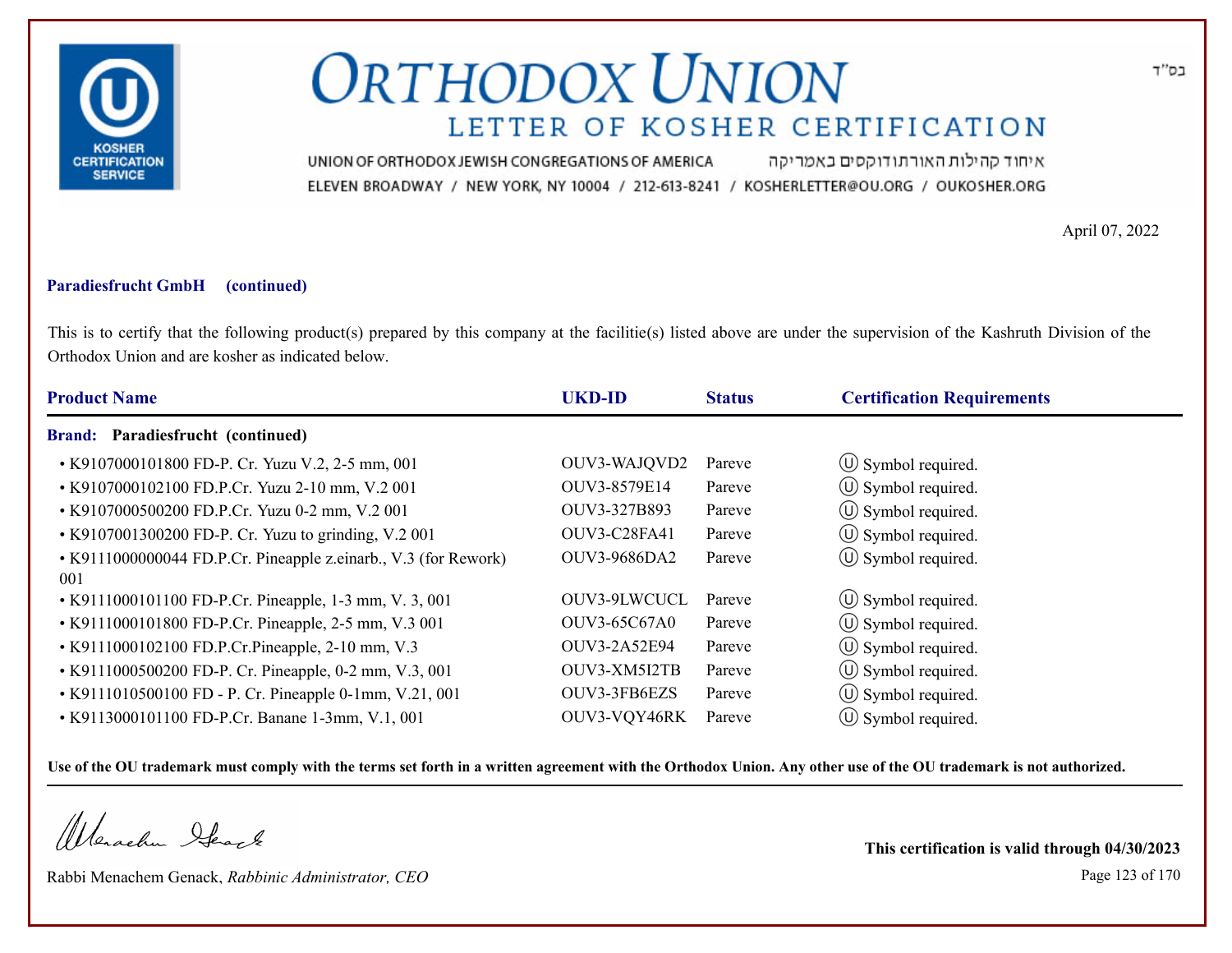# ORTHODOX UNION

## LETTER OF KOSHER CERTIFICATION

KOSHER CERTIFICATION SERVICE

בס"ד

UNION OF ORTHODOX JEWISH CONGREGATIONS OF AMERICA איחוד קהילות האורתודוקסים באמריקה

ELEVEN BROADWAY / NEW YORK, NY 10004 / 212-613-8241 / KOSHERLETTER@OU.ORG / OUKOSHER.ORG

April 07, 2022

**Paradiesfrucht GmbH (continued)**

This is to certify that the following product(s) prepared by this company at the facilitie(s) listed above are under the supervision of the Kashruth Division of the Orthodox Union and are kosher as indicated below.

| Product Name | UKD-ID | Status | Certification Requirements |
|---|---|---|---|
| **Brand: Paradiesfrucht (continued)** | | | |
| • K9107000101800 FD-P. Cr. Yuzu V.2, 2-5 mm, 001 | OUV3-WAJQVD2 | Pareve | Ⓤ Symbol required. |
| • K9107000102100 FD.P.Cr. Yuzu 2-10 mm, V.2 001 | OUV3-8579E14 | Pareve | Ⓤ Symbol required. |
| • K9107000500200 FD.P.Cr. Yuzu 0-2 mm, V.2 001 | OUV3-327B893 | Pareve | Ⓤ Symbol required. |
| • K9107001300200 FD-P. Cr. Yuzu to grinding, V.2 001 | OUV3-C28FA41 | Pareve | Ⓤ Symbol required. |
| • K9111000000044 FD.P.Cr. Pineapple z.einarb., V.3 (for Rework) 001 | OUV3-9686DA2 | Pareve | Ⓤ Symbol required. |
| • K9111000101100 FD-P.Cr. Pineapple, 1-3 mm, V. 3, 001 | OUV3-9LWCUCL | Pareve | Ⓤ Symbol required. |
| • K9111000101800 FD-P.Cr. Pineapple, 2-5 mm, V.3 001 | OUV3-65C67A0 | Pareve | Ⓤ Symbol required. |
| • K9111000102100 FD.P.Cr.Pineapple, 2-10 mm, V.3 | OUV3-2A52E94 | Pareve | Ⓤ Symbol required. |
| • K9111000500200 FD-P. Cr. Pineapple, 0-2 mm, V.3, 001 | OUV3-XM5I2TB | Pareve | Ⓤ Symbol required. |
| • K9111010500100 FD - P. Cr. Pineapple 0-1mm, V.21, 001 | OUV3-3FB6EZS | Pareve | Ⓤ Symbol required. |
| • K9113000101100 FD-P.Cr. Banane 1-3mm, V.1, 001 | OUV3-VQY46RK | Pareve | Ⓤ Symbol required. |

**Use of the OU trademark must comply with the terms set forth in a written agreement with the Orthodox Union. Any other use of the OU trademark is not authorized.**

Rabbi Menachem Genack, *Rabbinic Administrator, CEO*

**This certification is valid through 04/30/2023**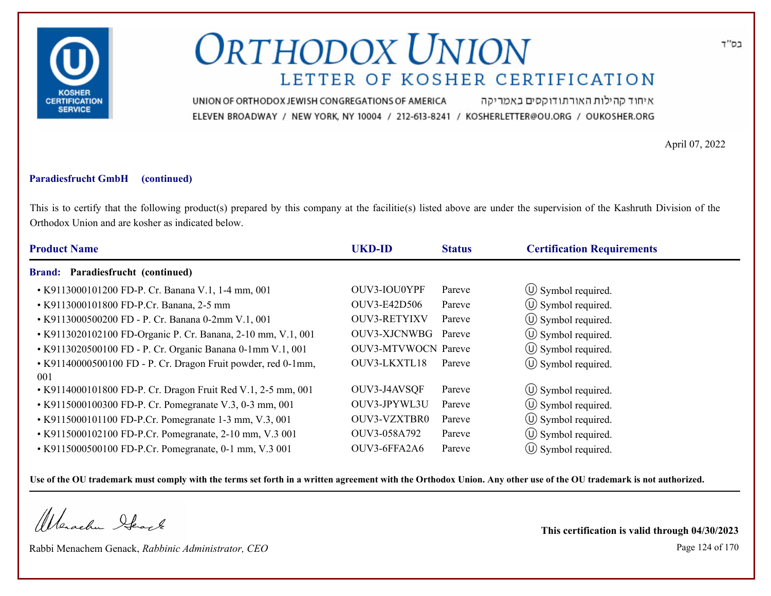בס"ד

# ORTHODOX UNION

## LETTER OF KOSHER CERTIFICATION

UNION OF ORTHODOX JEWISH CONGREGATIONS OF AMERICA איחוד קהילות האורתודוקסים באמריקה

ELEVEN BROADWAY / NEW YORK, NY 10004 / 212-613-8241 / KOSHERLETTER@OU.ORG / OUKOSHER.ORG

April 07, 2022

**Paradiesfrucht GmbH (continued)**

This is to certify that the following product(s) prepared by this company at the facilitie(s) listed above are under the supervision of the Kashruth Division of the Orthodox Union and are kosher as indicated below.

| Product Name | UKD-ID | Status | Certification Requirements |
|---|---|---|---|
| **Brand: Paradiesfrucht (continued)** | | | |
| • K9113000101200 FD-P. Cr. Banana V.1, 1-4 mm, 001 | OUV3-IOU0YPF | Pareve | Ⓤ Symbol required. |
| • K9113000101800 FD-P.Cr. Banana, 2-5 mm | OUV3-E42D506 | Pareve | Ⓤ Symbol required. |
| • K9113000500200 FD - P. Cr. Banana 0-2mm V.1, 001 | OUV3-RETYIXV | Pareve | Ⓤ Symbol required. |
| • K9113020102100 FD-Organic P. Cr. Banana, 2-10 mm, V.1, 001 | OUV3-XJCNWBG | Pareve | Ⓤ Symbol required. |
| • K9113020500100 FD - P. Cr. Organic Banana 0-1mm V.1, 001 | OUV3-MTVWOCN | Pareve | Ⓤ Symbol required. |
| • K91140000500100 FD - P. Cr. Dragon Fruit powder, red 0-1mm, 001 | OUV3-LKXTL18 | Pareve | Ⓤ Symbol required. |
| • K9114000101800 FD-P. Cr. Dragon Fruit Red V.1, 2-5 mm, 001 | OUV3-J4AVSQF | Pareve | Ⓤ Symbol required. |
| • K9115000100300 FD-P. Cr. Pomegranate V.3, 0-3 mm, 001 | OUV3-JPYWL3U | Pareve | Ⓤ Symbol required. |
| • K9115000101100 FD-P.Cr. Pomegranate 1-3 mm, V.3, 001 | OUV3-VZXTBR0 | Pareve | Ⓤ Symbol required. |
| • K9115000102100 FD-P.Cr. Pomegranate, 2-10 mm, V.3 001 | OUV3-058A792 | Pareve | Ⓤ Symbol required. |
| • K9115000500100 FD-P.Cr. Pomegranate, 0-1 mm, V.3 001 | OUV3-6FFA2A6 | Pareve | Ⓤ Symbol required. |

**Use of the OU trademark must comply with the terms set forth in a written agreement with the Orthodox Union. Any other use of the OU trademark is not authorized.**

Rabbi Menachem Genack, *Rabbinic Administrator, CEO*

**This certification is valid through 04/30/2023**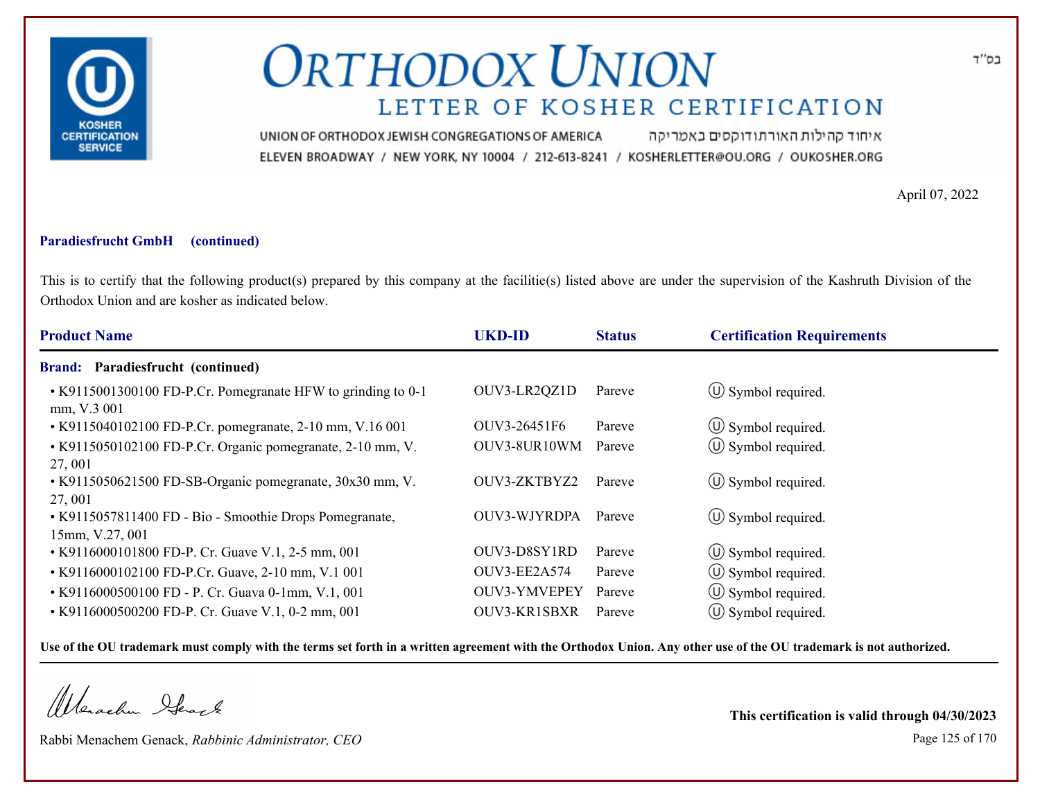בס"ד

# Orthodox Union

## Letter of Kosher Certification

UNION OF ORTHODOX JEWISH CONGREGATIONS OF AMERICA איחוד קהילות האורתודוקסים באמריקה

ELEVEN BROADWAY / NEW YORK, NY 10004 / 212-613-8241 / KOSHERLETTER@OU.ORG / OUKOSHER.ORG

April 07, 2022

**Paradiesfrucht GmbH (continued)**

This is to certify that the following product(s) prepared by this company at the facilitie(s) listed above are under the supervision of the Kashruth Division of the Orthodox Union and are kosher as indicated below.

| Product Name | UKD-ID | Status | Certification Requirements |
|---|---|---|---|
| **Brand: Paradiesfrucht (continued)** | | | |
| • K9115001300100 FD-P.Cr. Pomegranate HFW to grinding to 0-1 mm, V.3 001 | OUV3-LR2QZ1D | Pareve | Ⓤ Symbol required. |
| • K9115040102100 FD-P.Cr. pomegranate, 2-10 mm, V.16 001 | OUV3-26451F6 | Pareve | Ⓤ Symbol required. |
| • K9115050102100 FD-P.Cr. Organic pomegranate, 2-10 mm, V. 27, 001 | OUV3-8UR10WM | Pareve | Ⓤ Symbol required. |
| • K9115050621500 FD-SB-Organic pomegranate, 30x30 mm, V. 27, 001 | OUV3-ZKTBYZ2 | Pareve | Ⓤ Symbol required. |
| • K9115057811400 FD - Bio - Smoothie Drops Pomegranate, 15mm, V.27, 001 | OUV3-WJYRDPA | Pareve | Ⓤ Symbol required. |
| • K9116000101800 FD-P. Cr. Guave V.1, 2-5 mm, 001 | OUV3-D8SY1RD | Pareve | Ⓤ Symbol required. |
| • K9116000102100 FD-P.Cr. Guave, 2-10 mm, V.1 001 | OUV3-EE2A574 | Pareve | Ⓤ Symbol required. |
| • K9116000500100 FD - P. Cr. Guava 0-1mm, V.1, 001 | OUV3-YMVEPEY | Pareve | Ⓤ Symbol required. |
| • K9116000500200 FD-P. Cr. Guave V.1, 0-2 mm, 001 | OUV3-KR1SBXR | Pareve | Ⓤ Symbol required. |

**Use of the OU trademark must comply with the terms set forth in a written agreement with the Orthodox Union. Any other use of the OU trademark is not authorized.**

Rabbi Menachem Genack, *Rabbinic Administrator, CEO*

**This certification is valid through 04/30/2023**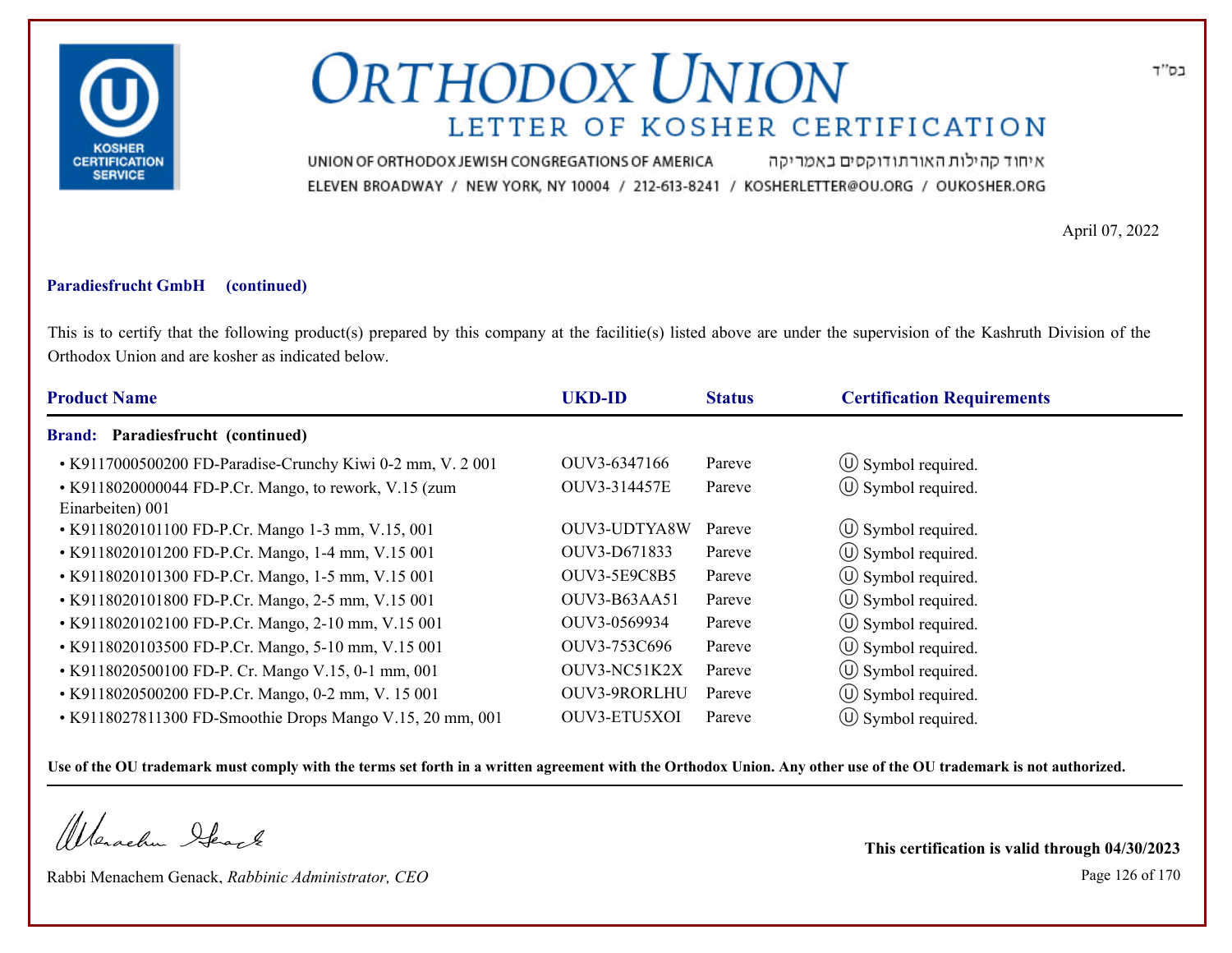בס"ד

# ORTHODOX UNION

## LETTER OF KOSHER CERTIFICATION

UNION OF ORTHODOX JEWISH CONGREGATIONS OF AMERICA איחוד קהילות האורתודוקסים באמריקה

ELEVEN BROADWAY / NEW YORK, NY 10004 / 212-613-8241 / KOSHERLETTER@OU.ORG / OUKOSHER.ORG

April 07, 2022

**Paradiesfrucht GmbH (continued)**

This is to certify that the following product(s) prepared by this company at the facilitie(s) listed above are under the supervision of the Kashruth Division of the Orthodox Union and are kosher as indicated below.

| Product Name | UKD-ID | Status | Certification Requirements |
|---|---|---|---|
| **Brand: Paradiesfrucht (continued)** | | | |
| • K9117000500200 FD-Paradise-Crunchy Kiwi 0-2 mm, V. 2 001 | OUV3-6347166 | Pareve | Ⓤ Symbol required. |
| • K9118020000044 FD-P.Cr. Mango, to rework, V.15 (zum Einarbeiten) 001 | OUV3-314457E | Pareve | Ⓤ Symbol required. |
| • K9118020101100 FD-P.Cr. Mango 1-3 mm, V.15, 001 | OUV3-UDTYA8W | Pareve | Ⓤ Symbol required. |
| • K9118020101200 FD-P.Cr. Mango, 1-4 mm, V.15 001 | OUV3-D671833 | Pareve | Ⓤ Symbol required. |
| • K9118020101300 FD-P.Cr. Mango, 1-5 mm, V.15 001 | OUV3-5E9C8B5 | Pareve | Ⓤ Symbol required. |
| • K9118020101800 FD-P.Cr. Mango, 2-5 mm, V.15 001 | OUV3-B63AA51 | Pareve | Ⓤ Symbol required. |
| • K9118020102100 FD-P.Cr. Mango, 2-10 mm, V.15 001 | OUV3-0569934 | Pareve | Ⓤ Symbol required. |
| • K9118020103500 FD-P.Cr. Mango, 5-10 mm, V.15 001 | OUV3-753C696 | Pareve | Ⓤ Symbol required. |
| • K9118020500100 FD-P. Cr. Mango V.15, 0-1 mm, 001 | OUV3-NC51K2X | Pareve | Ⓤ Symbol required. |
| • K9118020500200 FD-P.Cr. Mango, 0-2 mm, V. 15 001 | OUV3-9RORLHU | Pareve | Ⓤ Symbol required. |
| • K9118027811300 FD-Smoothie Drops Mango V.15, 20 mm, 001 | OUV3-ETU5XOI | Pareve | Ⓤ Symbol required. |

**Use of the OU trademark must comply with the terms set forth in a written agreement with the Orthodox Union. Any other use of the OU trademark is not authorized.**

Rabbi Menachem Genack, *Rabbinic Administrator, CEO*

**This certification is valid through 04/30/2023**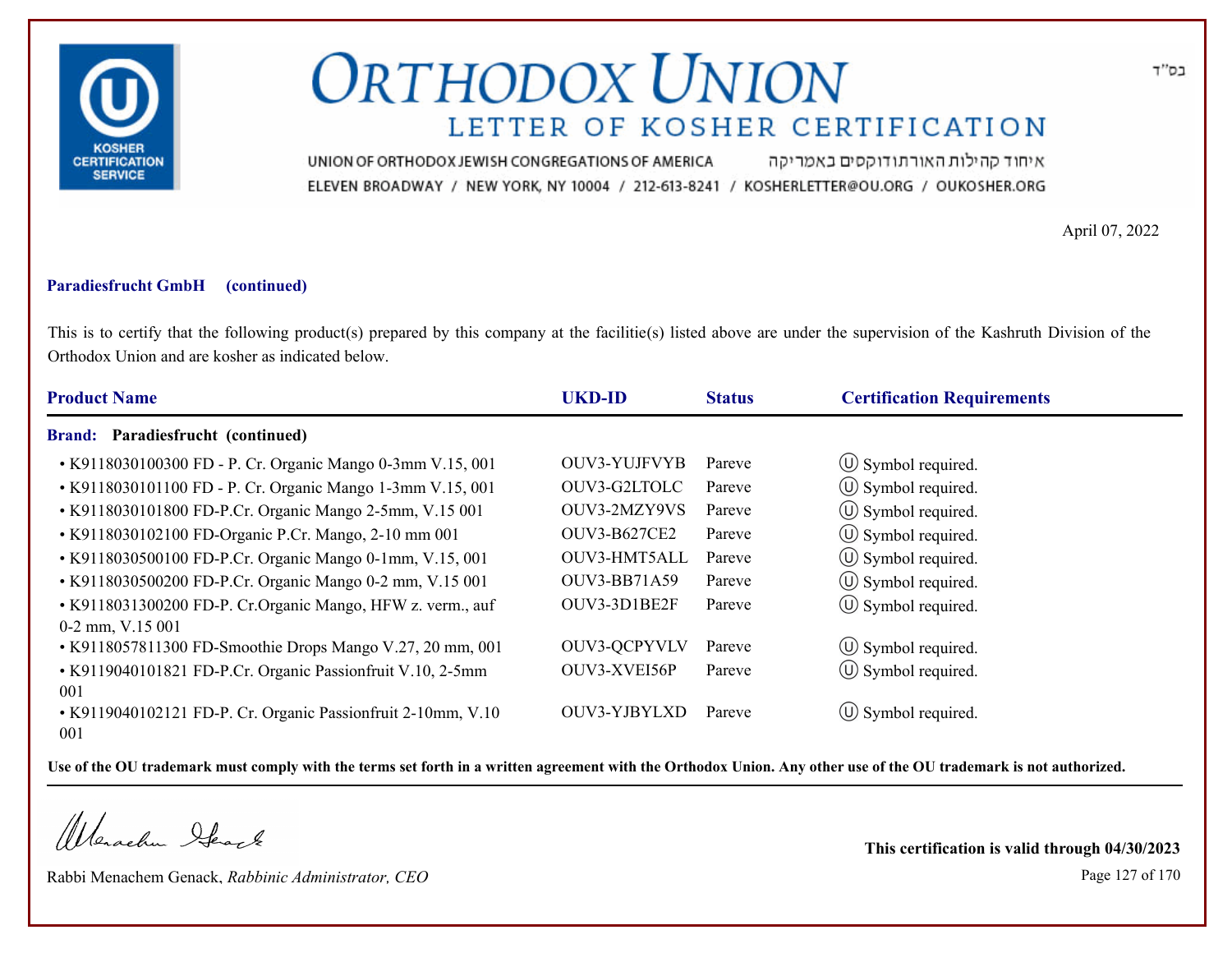בס"ד

# ORTHODOX UNION

## LETTER OF KOSHER CERTIFICATION

UNION OF ORTHODOX JEWISH CONGREGATIONS OF AMERICA איחוד קהילות האורתודוקסים באמריקה

ELEVEN BROADWAY / NEW YORK, NY 10004 / 212-613-8241 / KOSHERLETTER@OU.ORG / OUKOSHER.ORG

April 07, 2022

**Paradiesfrucht GmbH (continued)**

This is to certify that the following product(s) prepared by this company at the facilitie(s) listed above are under the supervision of the Kashruth Division of the Orthodox Union and are kosher as indicated below.

| Product Name | UKD-ID | Status | Certification Requirements |
|---|---|---|---|
| **Brand: Paradiesfrucht (continued)** | | | |
| • K9118030100300 FD - P. Cr. Organic Mango 0-3mm V.15, 001 | OUV3-YUJFVYB | Pareve | Ⓤ Symbol required. |
| • K9118030101100 FD - P. Cr. Organic Mango 1-3mm V.15, 001 | OUV3-G2LTOLC | Pareve | Ⓤ Symbol required. |
| • K9118030101800 FD-P.Cr. Organic Mango 2-5mm, V.15 001 | OUV3-2MZY9VS | Pareve | Ⓤ Symbol required. |
| • K9118030102100 FD-Organic P.Cr. Mango, 2-10 mm 001 | OUV3-B627CE2 | Pareve | Ⓤ Symbol required. |
| • K9118030500100 FD-P.Cr. Organic Mango 0-1mm, V.15, 001 | OUV3-HMT5ALL | Pareve | Ⓤ Symbol required. |
| • K9118030500200 FD-P.Cr. Organic Mango 0-2 mm, V.15 001 | OUV3-BB71A59 | Pareve | Ⓤ Symbol required. |
| • K9118031300200 FD-P. Cr.Organic Mango, HFW z. verm., auf 0-2 mm, V.15 001 | OUV3-3D1BE2F | Pareve | Ⓤ Symbol required. |
| • K9118057811300 FD-Smoothie Drops Mango V.27, 20 mm, 001 | OUV3-QCPYVLV | Pareve | Ⓤ Symbol required. |
| • K9119040101821 FD-P.Cr. Organic Passionfruit V.10, 2-5mm 001 | OUV3-XVEI56P | Pareve | Ⓤ Symbol required. |
| • K9119040102121 FD-P. Cr. Organic Passionfruit 2-10mm, V.10 001 | OUV3-YJBYLXD | Pareve | Ⓤ Symbol required. |

**Use of the OU trademark must comply with the terms set forth in a written agreement with the Orthodox Union. Any other use of the OU trademark is not authorized.**

Rabbi Menachem Genack, *Rabbinic Administrator, CEO*

**This certification is valid through 04/30/2023**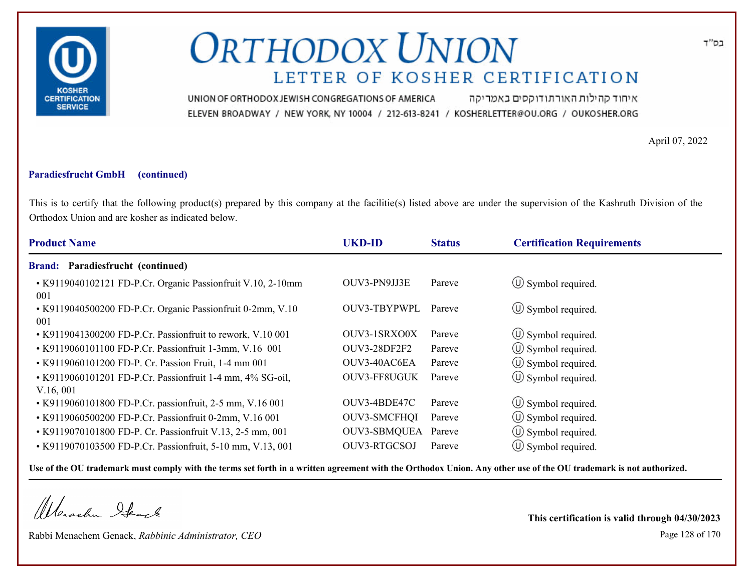בס"ד

# ORTHODOX UNION

## LETTER OF KOSHER CERTIFICATION

UNION OF ORTHODOX JEWISH CONGREGATIONS OF AMERICA איחוד קהילות האורתודוקסים באמריקה

ELEVEN BROADWAY / NEW YORK, NY 10004 / 212-613-8241 / KOSHERLETTER@OU.ORG / OUKOSHER.ORG

April 07, 2022

**Paradiesfrucht GmbH (continued)**

This is to certify that the following product(s) prepared by this company at the facilitie(s) listed above are under the supervision of the Kashruth Division of the Orthodox Union and are kosher as indicated below.

| Product Name | UKD-ID | Status | Certification Requirements |
|---|---|---|---|
| **Brand: Paradiesfrucht (continued)** | | | |
| • K9119040102121 FD-P.Cr. Organic Passionfruit V.10, 2-10mm 001 | OUV3-PN9JJ3E | Pareve | Ⓤ Symbol required. |
| • K9119040500200 FD-P.Cr. Organic Passionfruit 0-2mm, V.10 001 | OUV3-TBYPWPL | Pareve | Ⓤ Symbol required. |
| • K9119041300200 FD-P.Cr. Passionfruit to rework, V.10 001 | OUV3-1SRXO0X | Pareve | Ⓤ Symbol required. |
| • K9119060101100 FD-P.Cr. Passionfruit 1-3mm, V.16 001 | OUV3-28DF2F2 | Pareve | Ⓤ Symbol required. |
| • K9119060101200 FD-P. Cr. Passion Fruit, 1-4 mm 001 | OUV3-40AC6EA | Pareve | Ⓤ Symbol required. |
| • K9119060101201 FD-P.Cr. Passionfruit 1-4 mm, 4% SG-oil, V.16, 001 | OUV3-FF8UGUK | Pareve | Ⓤ Symbol required. |
| • K9119060101800 FD-P.Cr. passionfruit, 2-5 mm, V.16 001 | OUV3-4BDE47C | Pareve | Ⓤ Symbol required. |
| • K9119060500200 FD-P.Cr. Passionfruit 0-2mm, V.16 001 | OUV3-SMCFHQI | Pareve | Ⓤ Symbol required. |
| • K9119070101800 FD-P. Cr. Passionfruit V.13, 2-5 mm, 001 | OUV3-SBMQUEA | Pareve | Ⓤ Symbol required. |
| • K9119070103500 FD-P.Cr. Passionfruit, 5-10 mm, V.13, 001 | OUV3-RTGCSOJ | Pareve | Ⓤ Symbol required. |

**Use of the OU trademark must comply with the terms set forth in a written agreement with the Orthodox Union. Any other use of the OU trademark is not authorized.**

Rabbi Menachem Genack, *Rabbinic Administrator, CEO*

**This certification is valid through 04/30/2023**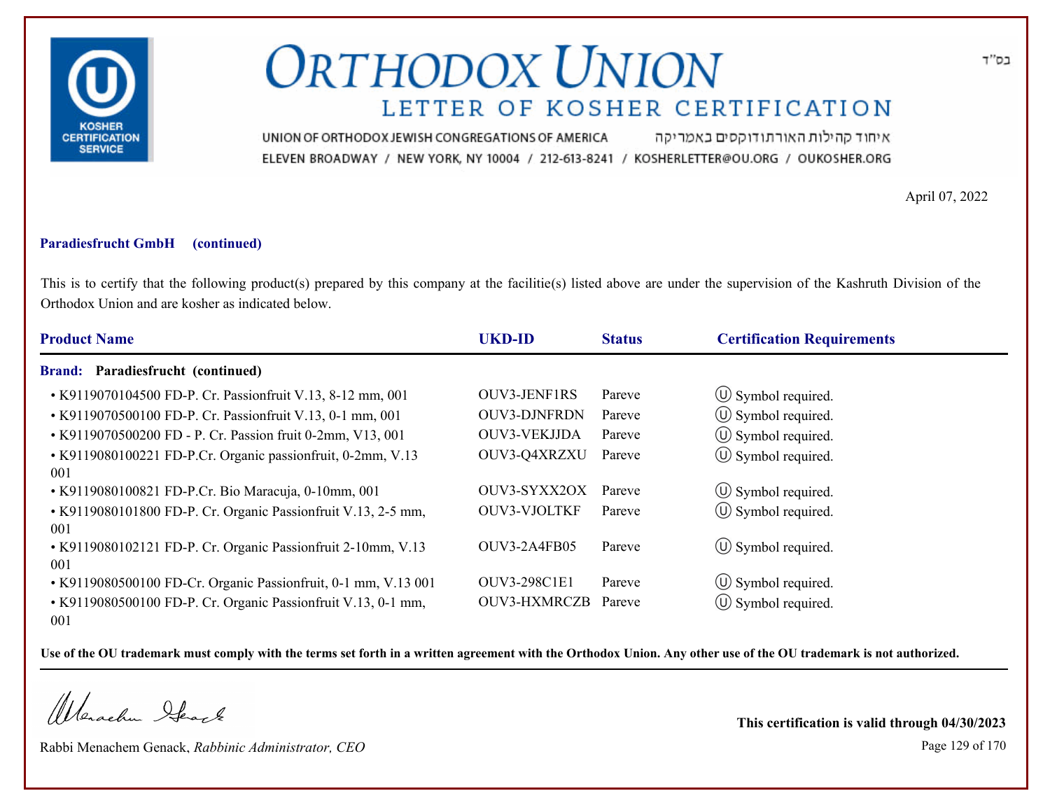# ORTHODOX UNION

## LETTER OF KOSHER CERTIFICATION

UNION OF ORTHODOX JEWISH CONGREGATIONS OF AMERICA איחוד קהילות האורתודוקסים באמריקה

ELEVEN BROADWAY / NEW YORK, NY 10004 / 212-613-8241 / KOSHERLETTER@OU.ORG / OUKOSHER.ORG

בס"ד

April 07, 2022

**Paradiesfrucht GmbH (continued)**

This is to certify that the following product(s) prepared by this company at the facilitie(s) listed above are under the supervision of the Kashruth Division of the Orthodox Union and are kosher as indicated below.

| Product Name | UKD-ID | Status | Certification Requirements |
|---|---|---|---|
| **Brand: Paradiesfrucht (continued)** | | | |
| • K9119070104500 FD-P. Cr. Passionfruit V.13, 8-12 mm, 001 | OUV3-JENF1RS | Pareve | Ⓤ Symbol required. |
| • K9119070500100 FD-P. Cr. Passionfruit V.13, 0-1 mm, 001 | OUV3-DJNFRDN | Pareve | Ⓤ Symbol required. |
| • K9119070500200 FD - P. Cr. Passion fruit 0-2mm, V13, 001 | OUV3-VEKJJDA | Pareve | Ⓤ Symbol required. |
| • K9119080100221 FD-P.Cr. Organic passionfruit, 0-2mm, V.13 001 | OUV3-Q4XRZXU | Pareve | Ⓤ Symbol required. |
| • K9119080100821 FD-P.Cr. Bio Maracuja, 0-10mm, 001 | OUV3-SYXX2OX | Pareve | Ⓤ Symbol required. |
| • K9119080101800 FD-P. Cr. Organic Passionfruit V.13, 2-5 mm, 001 | OUV3-VJOLTKF | Pareve | Ⓤ Symbol required. |
| • K9119080102121 FD-P. Cr. Organic Passionfruit 2-10mm, V.13 001 | OUV3-2A4FB05 | Pareve | Ⓤ Symbol required. |
| • K9119080500100 FD-Cr. Organic Passionfruit, 0-1 mm, V.13 001 | OUV3-298C1E1 | Pareve | Ⓤ Symbol required. |
| • K9119080500100 FD-P. Cr. Organic Passionfruit V.13, 0-1 mm, 001 | OUV3-HXMRCZB | Pareve | Ⓤ Symbol required. |

**Use of the OU trademark must comply with the terms set forth in a written agreement with the Orthodox Union. Any other use of the OU trademark is not authorized.**

Rabbi Menachem Genack, *Rabbinic Administrator, CEO*

**This certification is valid through 04/30/2023**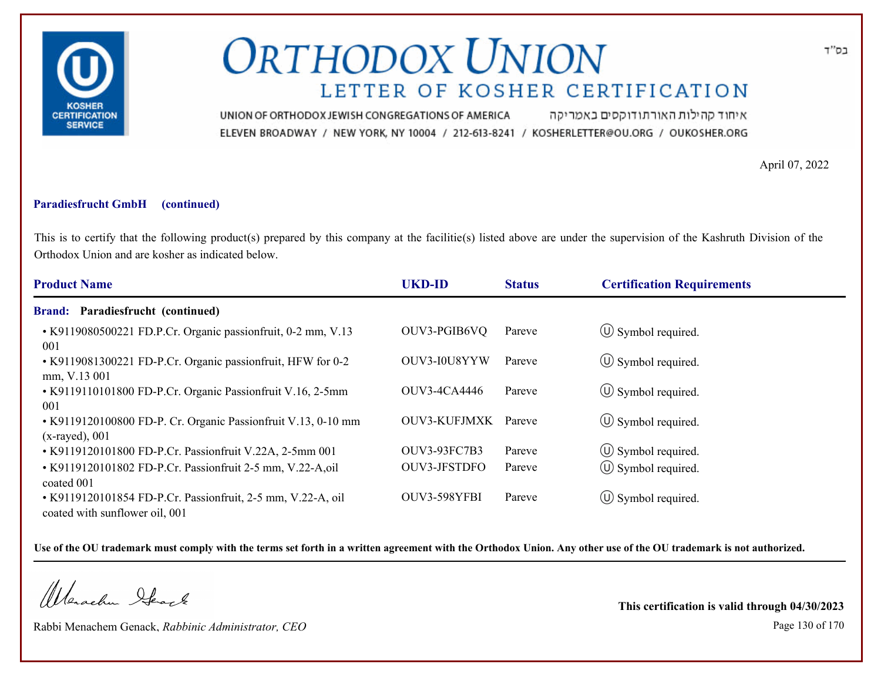# ORTHODOX UNION

## LETTER OF KOSHER CERTIFICATION

UNION OF ORTHODOX JEWISH CONGREGATIONS OF AMERICA איחוד קהילות האורתודוקסים באמריקה

ELEVEN BROADWAY / NEW YORK, NY 10004 / 212-613-8241 / KOSHERLETTER@OU.ORG / OUKOSHER.ORG

בס"ד

April 07, 2022

**Paradiesfrucht GmbH (continued)**

This is to certify that the following product(s) prepared by this company at the facilitie(s) listed above are under the supervision of the Kashruth Division of the Orthodox Union and are kosher as indicated below.

| Product Name | UKD-ID | Status | Certification Requirements |
|---|---|---|---|
| **Brand: Paradiesfrucht (continued)** | | | |
| • K9119080500221 FD.P.Cr. Organic passionfruit, 0-2 mm, V.13 001 | OUV3-PGIB6VQ | Pareve | Ⓤ Symbol required. |
| • K9119081300221 FD-P.Cr. Organic passionfruit, HFW for 0-2 mm, V.13 001 | OUV3-I0U8YYW | Pareve | Ⓤ Symbol required. |
| • K9119110101800 FD-P.Cr. Organic Passionfruit V.16, 2-5mm 001 | OUV3-4CA4446 | Pareve | Ⓤ Symbol required. |
| • K9119120100800 FD-P. Cr. Organic Passionfruit V.13, 0-10 mm (x-rayed), 001 | OUV3-KUFJMXK | Pareve | Ⓤ Symbol required. |
| • K9119120101800 FD-P.Cr. Passionfruit V.22A, 2-5mm 001 | OUV3-93FC7B3 | Pareve | Ⓤ Symbol required. |
| • K9119120101802 FD-P.Cr. Passionfruit 2-5 mm, V.22-A,oil coated 001 | OUV3-JFSTDFO | Pareve | Ⓤ Symbol required. |
| • K9119120101854 FD-P.Cr. Passionfruit, 2-5 mm, V.22-A, oil coated with sunflower oil, 001 | OUV3-598YFBI | Pareve | Ⓤ Symbol required. |

**Use of the OU trademark must comply with the terms set forth in a written agreement with the Orthodox Union. Any other use of the OU trademark is not authorized.**

Rabbi Menachem Genack, *Rabbinic Administrator, CEO*

**This certification is valid through 04/30/2023**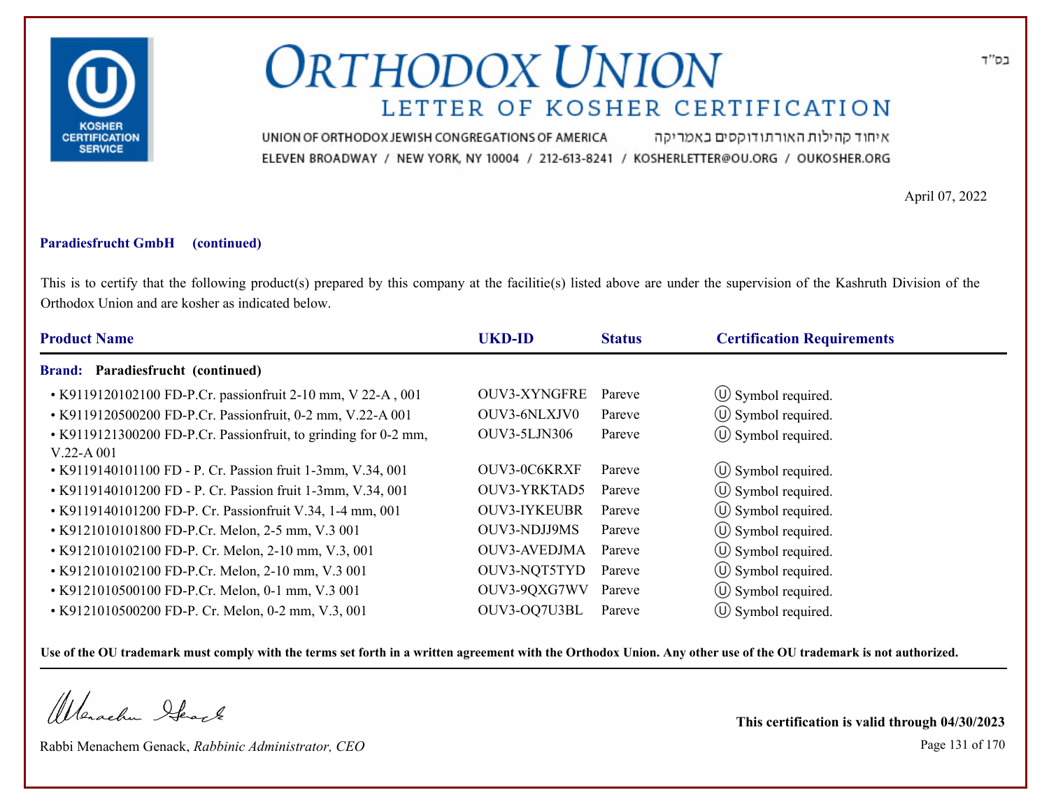# ORTHODOX UNION

## LETTER OF KOSHER CERTIFICATION

UNION OF ORTHODOX JEWISH CONGREGATIONS OF AMERICA איחוד קהילות האורתודוקסים באמריקה

ELEVEN BROADWAY / NEW YORK, NY 10004 / 212-613-8241 / KOSHERLETTER@OU.ORG / OUKOSHER.ORG

בס"ד

April 07, 2022

**Paradiesfrucht GmbH (continued)**

This is to certify that the following product(s) prepared by this company at the facilitie(s) listed above are under the supervision of the Kashruth Division of the Orthodox Union and are kosher as indicated below.

| Product Name | UKD-ID | Status | Certification Requirements |
|---|---|---|---|
| **Brand: Paradiesfrucht (continued)** | | | |
| • K9119120102100 FD-P.Cr. passionfruit 2-10 mm, V 22-A , 001 | OUV3-XYNGFRE | Pareve | Ⓤ Symbol required. |
| • K9119120500200 FD-P.Cr. Passionfruit, 0-2 mm, V.22-A 001 | OUV3-6NLXJV0 | Pareve | Ⓤ Symbol required. |
| • K9119121300200 FD-P.Cr. Passionfruit, to grinding for 0-2 mm, V.22-A 001 | OUV3-5LJN306 | Pareve | Ⓤ Symbol required. |
| • K9119140101100 FD - P. Cr. Passion fruit 1-3mm, V.34, 001 | OUV3-0C6KRXF | Pareve | Ⓤ Symbol required. |
| • K9119140101200 FD - P. Cr. Passion fruit 1-3mm, V.34, 001 | OUV3-YRKTAD5 | Pareve | Ⓤ Symbol required. |
| • K9119140101200 FD-P. Cr. Passionfruit V.34, 1-4 mm, 001 | OUV3-IYKEUBR | Pareve | Ⓤ Symbol required. |
| • K9121010101800 FD-P.Cr. Melon, 2-5 mm, V.3 001 | OUV3-NDJJ9MS | Pareve | Ⓤ Symbol required. |
| • K9121010102100 FD-P. Cr. Melon, 2-10 mm, V.3, 001 | OUV3-AVEDJMA | Pareve | Ⓤ Symbol required. |
| • K9121010102100 FD-P.Cr. Melon, 2-10 mm, V.3 001 | OUV3-NQT5TYD | Pareve | Ⓤ Symbol required. |
| • K9121010500100 FD-P.Cr. Melon, 0-1 mm, V.3 001 | OUV3-9QXG7WV | Pareve | Ⓤ Symbol required. |
| • K9121010500200 FD-P. Cr. Melon, 0-2 mm, V.3, 001 | OUV3-OQ7U3BL | Pareve | Ⓤ Symbol required. |

**Use of the OU trademark must comply with the terms set forth in a written agreement with the Orthodox Union. Any other use of the OU trademark is not authorized.**

Rabbi Menachem Genack, *Rabbinic Administrator, CEO*

**This certification is valid through 04/30/2023**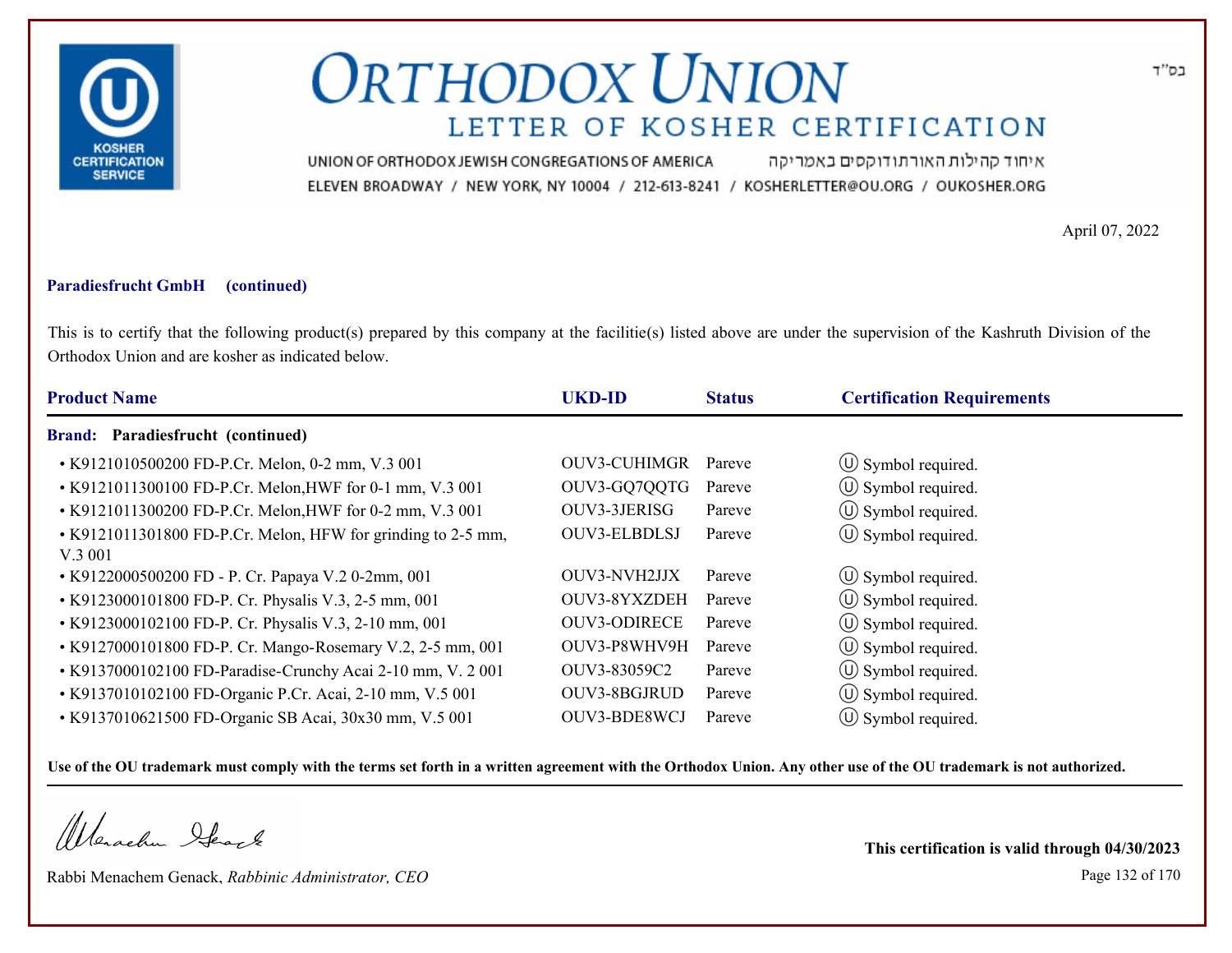בס"ד

# ORTHODOX UNION

## LETTER OF KOSHER CERTIFICATION

UNION OF ORTHODOX JEWISH CONGREGATIONS OF AMERICA איחוד קהילות האורתודוקסים באמריקה
ELEVEN BROADWAY / NEW YORK, NY 10004 / 212-613-8241 / KOSHERLETTER@OU.ORG / OUKOSHER.ORG

April 07, 2022

**Paradiesfrucht GmbH (continued)**

This is to certify that the following product(s) prepared by this company at the facilitie(s) listed above are under the supervision of the Kashruth Division of the Orthodox Union and are kosher as indicated below.

| Product Name | UKD-ID | Status | Certification Requirements |
|---|---|---|---|
| **Brand: Paradiesfrucht (continued)** | | | |
| • K9121010500200 FD-P.Cr. Melon, 0-2 mm, V.3 001 | OUV3-CUHIMGR | Pareve | Ⓤ Symbol required. |
| • K9121011300100 FD-P.Cr. Melon,HWF for 0-1 mm, V.3 001 | OUV3-GQ7QQTG | Pareve | Ⓤ Symbol required. |
| • K9121011300200 FD-P.Cr. Melon,HWF for 0-2 mm, V.3 001 | OUV3-3JERISG | Pareve | Ⓤ Symbol required. |
| • K9121011301800 FD-P.Cr. Melon, HFW for grinding to 2-5 mm, V.3 001 | OUV3-ELBDLSJ | Pareve | Ⓤ Symbol required. |
| • K9122000500200 FD - P. Cr. Papaya V.2 0-2mm, 001 | OUV3-NVH2JJX | Pareve | Ⓤ Symbol required. |
| • K9123000101800 FD-P. Cr. Physalis V.3, 2-5 mm, 001 | OUV3-8YXZDEH | Pareve | Ⓤ Symbol required. |
| • K9123000102100 FD-P. Cr. Physalis V.3, 2-10 mm, 001 | OUV3-ODIRECE | Pareve | Ⓤ Symbol required. |
| • K9127000101800 FD-P. Cr. Mango-Rosemary V.2, 2-5 mm, 001 | OUV3-P8WHV9H | Pareve | Ⓤ Symbol required. |
| • K9137000102100 FD-Paradise-Crunchy Acai 2-10 mm, V. 2 001 | OUV3-83059C2 | Pareve | Ⓤ Symbol required. |
| • K9137010102100 FD-Organic P.Cr. Acai, 2-10 mm, V.5 001 | OUV3-8BGJRUD | Pareve | Ⓤ Symbol required. |
| • K9137010621500 FD-Organic SB Acai, 30x30 mm, V.5 001 | OUV3-BDE8WCJ | Pareve | Ⓤ Symbol required. |

**Use of the OU trademark must comply with the terms set forth in a written agreement with the Orthodox Union. Any other use of the OU trademark is not authorized.**

Rabbi Menachem Genack, *Rabbinic Administrator, CEO*

**This certification is valid through 04/30/2023**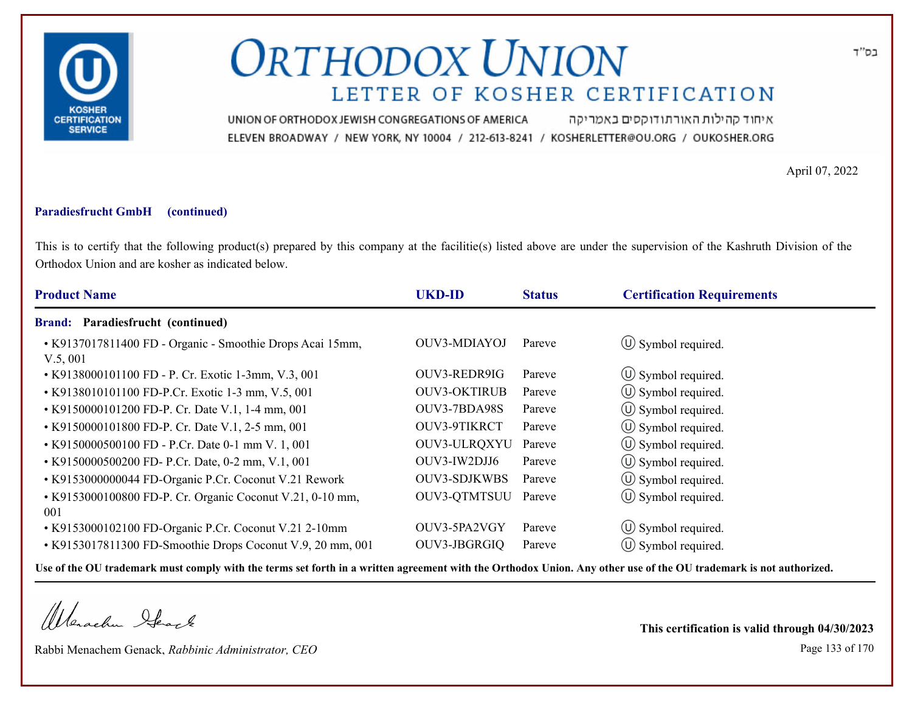בס"ד

# ORTHODOX UNION

## LETTER OF KOSHER CERTIFICATION

UNION OF ORTHODOX JEWISH CONGREGATIONS OF AMERICA איחוד קהילות האורתודוקסים באמריקה

ELEVEN BROADWAY / NEW YORK, NY 10004 / 212-613-8241 / KOSHERLETTER@OU.ORG / OUKOSHER.ORG

April 07, 2022

**Paradiesfrucht GmbH (continued)**

This is to certify that the following product(s) prepared by this company at the facilitie(s) listed above are under the supervision of the Kashruth Division of the Orthodox Union and are kosher as indicated below.

| Product Name | UKD-ID | Status | Certification Requirements |
|---|---|---|---|
| **Brand: Paradiesfrucht (continued)** | | | |
| • K9137017811400 FD - Organic - Smoothie Drops Acai 15mm, V.5, 001 | OUV3-MDIAYOJ | Pareve | Ⓤ Symbol required. |
| • K9138000101100 FD - P. Cr. Exotic 1-3mm, V.3, 001 | OUV3-REDR9IG | Pareve | Ⓤ Symbol required. |
| • K9138010101100 FD-P.Cr. Exotic 1-3 mm, V.5, 001 | OUV3-OKTIRUB | Pareve | Ⓤ Symbol required. |
| • K9150000101200 FD-P. Cr. Date V.1, 1-4 mm, 001 | OUV3-7BDA98S | Pareve | Ⓤ Symbol required. |
| • K9150000101800 FD-P. Cr. Date V.1, 2-5 mm, 001 | OUV3-9TIKRCT | Pareve | Ⓤ Symbol required. |
| • K9150000500100 FD - P.Cr. Date 0-1 mm V. 1, 001 | OUV3-ULRQXYU | Pareve | Ⓤ Symbol required. |
| • K9150000500200 FD- P.Cr. Date, 0-2 mm, V.1, 001 | OUV3-IW2DJJ6 | Pareve | Ⓤ Symbol required. |
| • K9153000000044 FD-Organic P.Cr. Coconut V.21 Rework | OUV3-SDJKWBS | Pareve | Ⓤ Symbol required. |
| • K9153000100800 FD-P. Cr. Organic Coconut V.21, 0-10 mm, 001 | OUV3-QTMTSUU | Pareve | Ⓤ Symbol required. |
| • K9153000102100 FD-Organic P.Cr. Coconut V.21 2-10mm | OUV3-5PA2VGY | Pareve | Ⓤ Symbol required. |
| • K9153017811300 FD-Smoothie Drops Coconut V.9, 20 mm, 001 | OUV3-JBGRGIQ | Pareve | Ⓤ Symbol required. |

**Use of the OU trademark must comply with the terms set forth in a written agreement with the Orthodox Union. Any other use of the OU trademark is not authorized.**

Rabbi Menachem Genack, *Rabbinic Administrator, CEO*

**This certification is valid through 04/30/2023**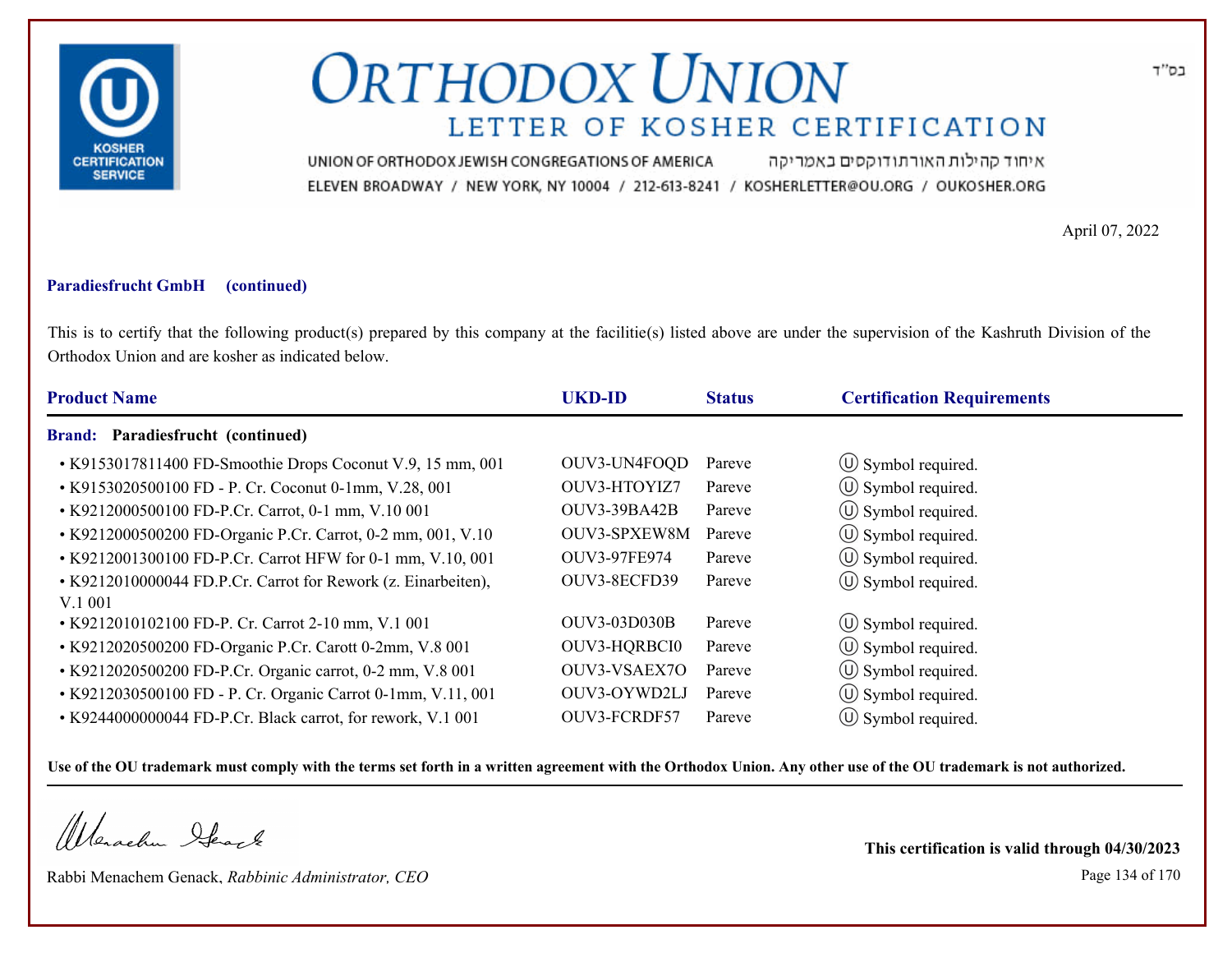# ORTHODOX UNION

## LETTER OF KOSHER CERTIFICATION

בס"ד

UNION OF ORTHODOX JEWISH CONGREGATIONS OF AMERICA איחוד קהילות האורתודוקסים באמריקה

ELEVEN BROADWAY / NEW YORK, NY 10004 / 212-613-8241 / KOSHERLETTER@OU.ORG / OUKOSHER.ORG

April 07, 2022

**Paradiesfrucht GmbH (continued)**

This is to certify that the following product(s) prepared by this company at the facilitie(s) listed above are under the supervision of the Kashruth Division of the Orthodox Union and are kosher as indicated below.

| Product Name | UKD-ID | Status | Certification Requirements |
|---|---|---|---|
| **Brand: Paradiesfrucht (continued)** | | | |
| • K9153017811400 FD-Smoothie Drops Coconut V.9, 15 mm, 001 | OUV3-UN4FOQD | Pareve | Ⓤ Symbol required. |
| • K9153020500100 FD - P. Cr. Coconut 0-1mm, V.28, 001 | OUV3-HTOYIZ7 | Pareve | Ⓤ Symbol required. |
| • K9212000500100 FD-P.Cr. Carrot, 0-1 mm, V.10 001 | OUV3-39BA42B | Pareve | Ⓤ Symbol required. |
| • K9212000500200 FD-Organic P.Cr. Carrot, 0-2 mm, 001, V.10 | OUV3-SPXEW8M | Pareve | Ⓤ Symbol required. |
| • K9212001300100 FD-P.Cr. Carrot HFW for 0-1 mm, V.10, 001 | OUV3-97FE974 | Pareve | Ⓤ Symbol required. |
| • K9212010000044 FD.P.Cr. Carrot for Rework (z. Einarbeiten), V.1 001 | OUV3-8ECFD39 | Pareve | Ⓤ Symbol required. |
| • K9212010102100 FD-P. Cr. Carrot 2-10 mm, V.1 001 | OUV3-03D030B | Pareve | Ⓤ Symbol required. |
| • K9212020500200 FD-Organic P.Cr. Carott 0-2mm, V.8 001 | OUV3-HQRBCI0 | Pareve | Ⓤ Symbol required. |
| • K9212020500200 FD-P.Cr. Organic carrot, 0-2 mm, V.8 001 | OUV3-VSAEX7O | Pareve | Ⓤ Symbol required. |
| • K9212030500100 FD - P. Cr. Organic Carrot 0-1mm, V.11, 001 | OUV3-OYWD2LJ | Pareve | Ⓤ Symbol required. |
| • K9244000000044 FD-P.Cr. Black carrot, for rework, V.1 001 | OUV3-FCRDF57 | Pareve | Ⓤ Symbol required. |

**Use of the OU trademark must comply with the terms set forth in a written agreement with the Orthodox Union. Any other use of the OU trademark is not authorized.**

Rabbi Menachem Genack, *Rabbinic Administrator, CEO*

**This certification is valid through 04/30/2023**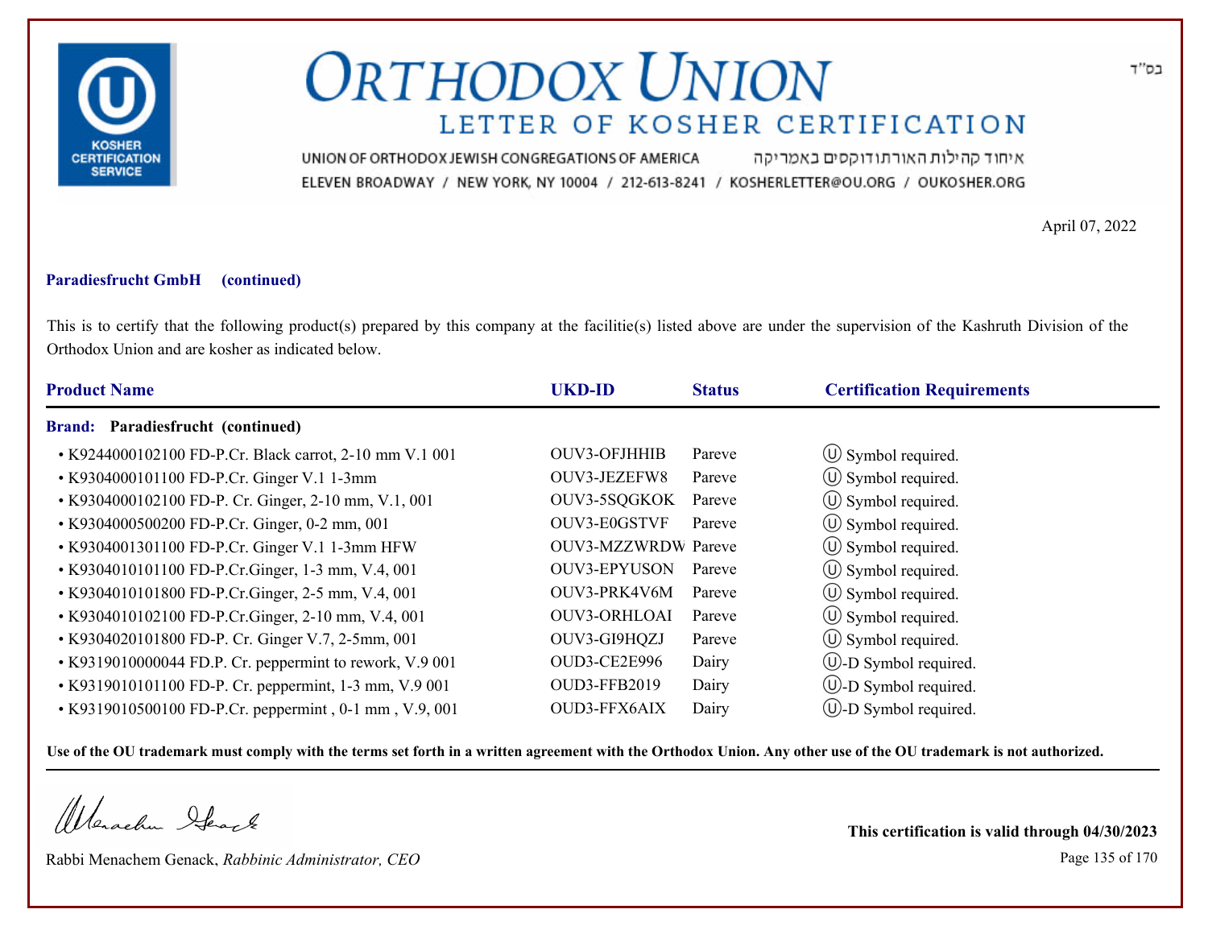בס"ד

# ORTHODOX UNION

## LETTER OF KOSHER CERTIFICATION

UNION OF ORTHODOX JEWISH CONGREGATIONS OF AMERICA איחוד קהילות האורתודוקסים באמריקה

ELEVEN BROADWAY / NEW YORK, NY 10004 / 212-613-8241 / KOSHERLETTER@OU.ORG / OUKOSHER.ORG

April 07, 2022

**Paradiesfrucht GmbH (continued)**

This is to certify that the following product(s) prepared by this company at the facilitie(s) listed above are under the supervision of the Kashruth Division of the Orthodox Union and are kosher as indicated below.

| Product Name | UKD-ID | Status | Certification Requirements |
|---|---|---|---|
| **Brand: Paradiesfrucht (continued)** | | | |
| • K9244000102100 FD-P.Cr. Black carrot, 2-10 mm V.1 001 | OUV3-OFJHHIB | Pareve | Ⓤ Symbol required. |
| • K9304000101100 FD-P.Cr. Ginger V.1 1-3mm | OUV3-JEZEFW8 | Pareve | Ⓤ Symbol required. |
| • K9304000102100 FD-P. Cr. Ginger, 2-10 mm, V.1, 001 | OUV3-5SQGKOK | Pareve | Ⓤ Symbol required. |
| • K9304000500200 FD-P.Cr. Ginger, 0-2 mm, 001 | OUV3-E0GSTVF | Pareve | Ⓤ Symbol required. |
| • K9304001301100 FD-P.Cr. Ginger V.1 1-3mm HFW | OUV3-MZZWRDW | Pareve | Ⓤ Symbol required. |
| • K9304010101100 FD-P.Cr.Ginger, 1-3 mm, V.4, 001 | OUV3-EPYUSON | Pareve | Ⓤ Symbol required. |
| • K9304010101800 FD-P.Cr.Ginger, 2-5 mm, V.4, 001 | OUV3-PRK4V6M | Pareve | Ⓤ Symbol required. |
| • K9304010102100 FD-P.Cr.Ginger, 2-10 mm, V.4, 001 | OUV3-ORHLOAI | Pareve | Ⓤ Symbol required. |
| • K9304020101800 FD-P. Cr. Ginger V.7, 2-5mm, 001 | OUV3-GI9HQZJ | Pareve | Ⓤ Symbol required. |
| • K9319010000044 FD.P. Cr. peppermint to rework, V.9 001 | OUD3-CE2E996 | Dairy | Ⓤ-D Symbol required. |
| • K9319010101100 FD-P. Cr. peppermint, 1-3 mm, V.9 001 | OUD3-FFB2019 | Dairy | Ⓤ-D Symbol required. |
| • K9319010500100 FD-P.Cr. peppermint , 0-1 mm , V.9, 001 | OUD3-FFX6AIX | Dairy | Ⓤ-D Symbol required. |

**Use of the OU trademark must comply with the terms set forth in a written agreement with the Orthodox Union. Any other use of the OU trademark is not authorized.**

Rabbi Menachem Genack, *Rabbinic Administrator, CEO*

**This certification is valid through 04/30/2023**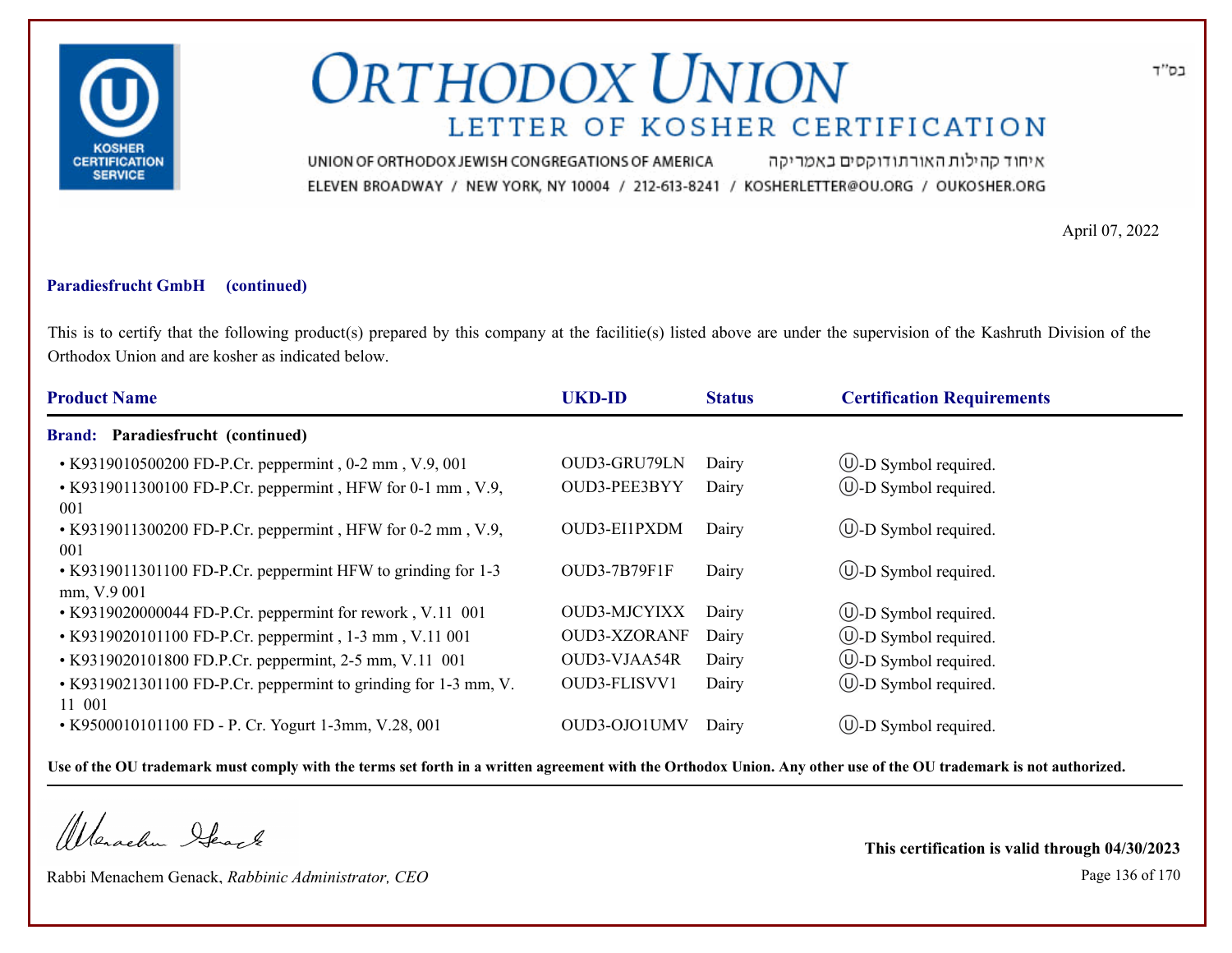# ORTHODOX UNION

## LETTER OF KOSHER CERTIFICATION

UNION OF ORTHODOX JEWISH CONGREGATIONS OF AMERICA איחוד קהילות האורתודוקסים באמריקה

ELEVEN BROADWAY / NEW YORK, NY 10004 / 212-613-8241 / KOSHERLETTER@OU.ORG / OUKOSHER.ORG

בס"ד

April 07, 2022

**Paradiesfrucht GmbH (continued)**

This is to certify that the following product(s) prepared by this company at the facilitie(s) listed above are under the supervision of the Kashruth Division of the Orthodox Union and are kosher as indicated below.

| Product Name | UKD-ID | Status | Certification Requirements |
|---|---|---|---|
| **Brand: Paradiesfrucht (continued)** | | | |
| • K9319010500200 FD-P.Cr. peppermint , 0-2 mm , V.9, 001 | OUD3-GRU79LN | Dairy | Ⓤ-D Symbol required. |
| • K9319011300100 FD-P.Cr. peppermint , HFW for 0-1 mm , V.9, 001 | OUD3-PEE3BYY | Dairy | Ⓤ-D Symbol required. |
| • K9319011300200 FD-P.Cr. peppermint , HFW for 0-2 mm , V.9, 001 | OUD3-EI1PXDM | Dairy | Ⓤ-D Symbol required. |
| • K9319011301100 FD-P.Cr. peppermint HFW to grinding for 1-3 mm, V.9 001 | OUD3-7B79F1F | Dairy | Ⓤ-D Symbol required. |
| • K9319020000044 FD-P.Cr. peppermint for rework , V.11 001 | OUD3-MJCYIXX | Dairy | Ⓤ-D Symbol required. |
| • K9319020101100 FD-P.Cr. peppermint , 1-3 mm , V.11 001 | OUD3-XZORANF | Dairy | Ⓤ-D Symbol required. |
| • K9319020101800 FD.P.Cr. peppermint, 2-5 mm, V.11 001 | OUD3-VJAA54R | Dairy | Ⓤ-D Symbol required. |
| • K9319021301100 FD-P.Cr. peppermint to grinding for 1-3 mm, V. 11 001 | OUD3-FLISVV1 | Dairy | Ⓤ-D Symbol required. |
| • K9500010101100 FD - P. Cr. Yogurt 1-3mm, V.28, 001 | OUD3-OJO1UMV | Dairy | Ⓤ-D Symbol required. |

**Use of the OU trademark must comply with the terms set forth in a written agreement with the Orthodox Union. Any other use of the OU trademark is not authorized.**

Rabbi Menachem Genack, *Rabbinic Administrator, CEO*

**This certification is valid through 04/30/2023**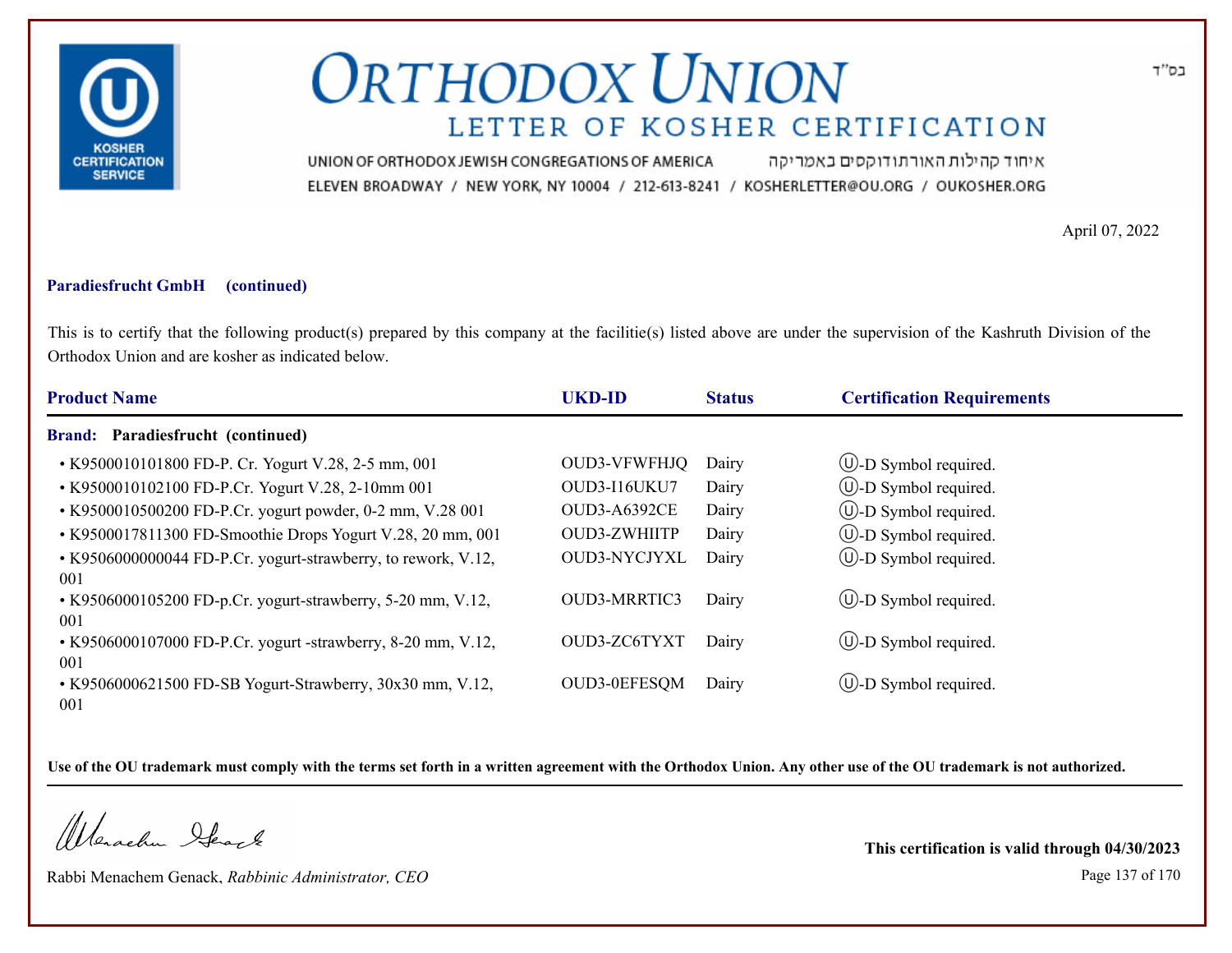# ORTHODOX UNION

## LETTER OF KOSHER CERTIFICATION

UNION OF ORTHODOX JEWISH CONGREGATIONS OF AMERICA איחוד קהילות האורתודוקסים באמריקה

ELEVEN BROADWAY / NEW YORK, NY 10004 / 212-613-8241 / KOSHERLETTER@OU.ORG / OUKOSHER.ORG

בס"ד

April 07, 2022

**Paradiesfrucht GmbH (continued)**

This is to certify that the following product(s) prepared by this company at the facilitie(s) listed above are under the supervision of the Kashruth Division of the Orthodox Union and are kosher as indicated below.

| Product Name | UKD-ID | Status | Certification Requirements |
|---|---|---|---|
| **Brand: Paradiesfrucht (continued)** | | | |
| • K9500010101800 FD-P. Cr. Yogurt V.28, 2-5 mm, 001 | OUD3-VFWFHJQ | Dairy | Ⓤ-D Symbol required. |
| • K9500010102100 FD-P.Cr. Yogurt V.28, 2-10mm 001 | OUD3-I16UKU7 | Dairy | Ⓤ-D Symbol required. |
| • K9500010500200 FD-P.Cr. yogurt powder, 0-2 mm, V.28 001 | OUD3-A6392CE | Dairy | Ⓤ-D Symbol required. |
| • K9500017811300 FD-Smoothie Drops Yogurt V.28, 20 mm, 001 | OUD3-ZWHIITP | Dairy | Ⓤ-D Symbol required. |
| • K9506000000044 FD-P.Cr. yogurt-strawberry, to rework, V.12, 001 | OUD3-NYCJYXL | Dairy | Ⓤ-D Symbol required. |
| • K9506000105200 FD-p.Cr. yogurt-strawberry, 5-20 mm, V.12, 001 | OUD3-MRRTIC3 | Dairy | Ⓤ-D Symbol required. |
| • K9506000107000 FD-P.Cr. yogurt -strawberry, 8-20 mm, V.12, 001 | OUD3-ZC6TYXT | Dairy | Ⓤ-D Symbol required. |
| • K9506000621500 FD-SB Yogurt-Strawberry, 30x30 mm, V.12, 001 | OUD3-0EFESQM | Dairy | Ⓤ-D Symbol required. |

**Use of the OU trademark must comply with the terms set forth in a written agreement with the Orthodox Union. Any other use of the OU trademark is not authorized.**

Rabbi Menachem Genack, *Rabbinic Administrator, CEO*

**This certification is valid through 04/30/2023**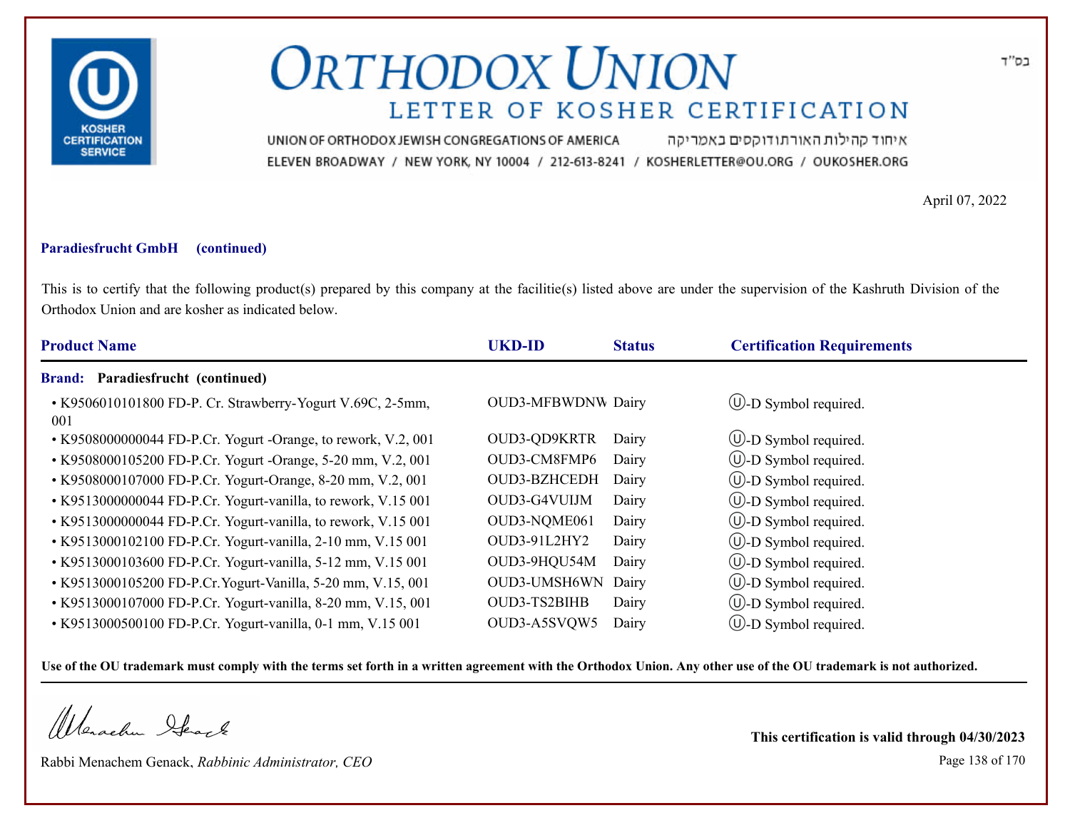# ORTHODOX UNION

## LETTER OF KOSHER CERTIFICATION

UNION OF ORTHODOX JEWISH CONGREGATIONS OF AMERICA איחוד קהילות האורתודוקסים באמריקה

ELEVEN BROADWAY / NEW YORK, NY 10004 / 212-613-8241 / KOSHERLETTER@OU.ORG / OUKOSHER.ORG

בס"ד

KOSHER CERTIFICATION SERVICE

April 07, 2022

**Paradiesfrucht GmbH (continued)**

This is to certify that the following product(s) prepared by this company at the facilitie(s) listed above are under the supervision of the Kashruth Division of the Orthodox Union and are kosher as indicated below.

| Product Name | UKD-ID | Status | Certification Requirements |
|---|---|---|---|
| **Brand: Paradiesfrucht (continued)** | | | |
| • K9506010101800 FD-P. Cr. Strawberry-Yogurt V.69C, 2-5mm, 001 | OUD3-MFBWDNW | Dairy | Ⓤ-D Symbol required. |
| • K9508000000044 FD-P.Cr. Yogurt -Orange, to rework, V.2, 001 | OUD3-QD9KRTR | Dairy | Ⓤ-D Symbol required. |
| • K9508000105200 FD-P.Cr. Yogurt -Orange, 5-20 mm, V.2, 001 | OUD3-CM8FMP6 | Dairy | Ⓤ-D Symbol required. |
| • K9508000107000 FD-P.Cr. Yogurt-Orange, 8-20 mm, V.2, 001 | OUD3-BZHCEDH | Dairy | Ⓤ-D Symbol required. |
| • K9513000000044 FD-P.Cr. Yogurt-vanilla, to rework, V.15 001 | OUD3-G4VUIJM | Dairy | Ⓤ-D Symbol required. |
| • K9513000000044 FD-P.Cr. Yogurt-vanilla, to rework, V.15 001 | OUD3-NQME061 | Dairy | Ⓤ-D Symbol required. |
| • K9513000102100 FD-P.Cr. Yogurt-vanilla, 2-10 mm, V.15 001 | OUD3-91L2HY2 | Dairy | Ⓤ-D Symbol required. |
| • K9513000103600 FD-P.Cr. Yogurt-vanilla, 5-12 mm, V.15 001 | OUD3-9HQU54M | Dairy | Ⓤ-D Symbol required. |
| • K9513000105200 FD-P.Cr.Yogurt-Vanilla, 5-20 mm, V.15, 001 | OUD3-UMSH6WN | Dairy | Ⓤ-D Symbol required. |
| • K9513000107000 FD-P.Cr. Yogurt-vanilla, 8-20 mm, V.15, 001 | OUD3-TS2BIHB | Dairy | Ⓤ-D Symbol required. |
| • K9513000500100 FD-P.Cr. Yogurt-vanilla, 0-1 mm, V.15 001 | OUD3-A5SVQW5 | Dairy | Ⓤ-D Symbol required. |

**Use of the OU trademark must comply with the terms set forth in a written agreement with the Orthodox Union. Any other use of the OU trademark is not authorized.**

Rabbi Menachem Genack, *Rabbinic Administrator, CEO*

**This certification is valid through 04/30/2023**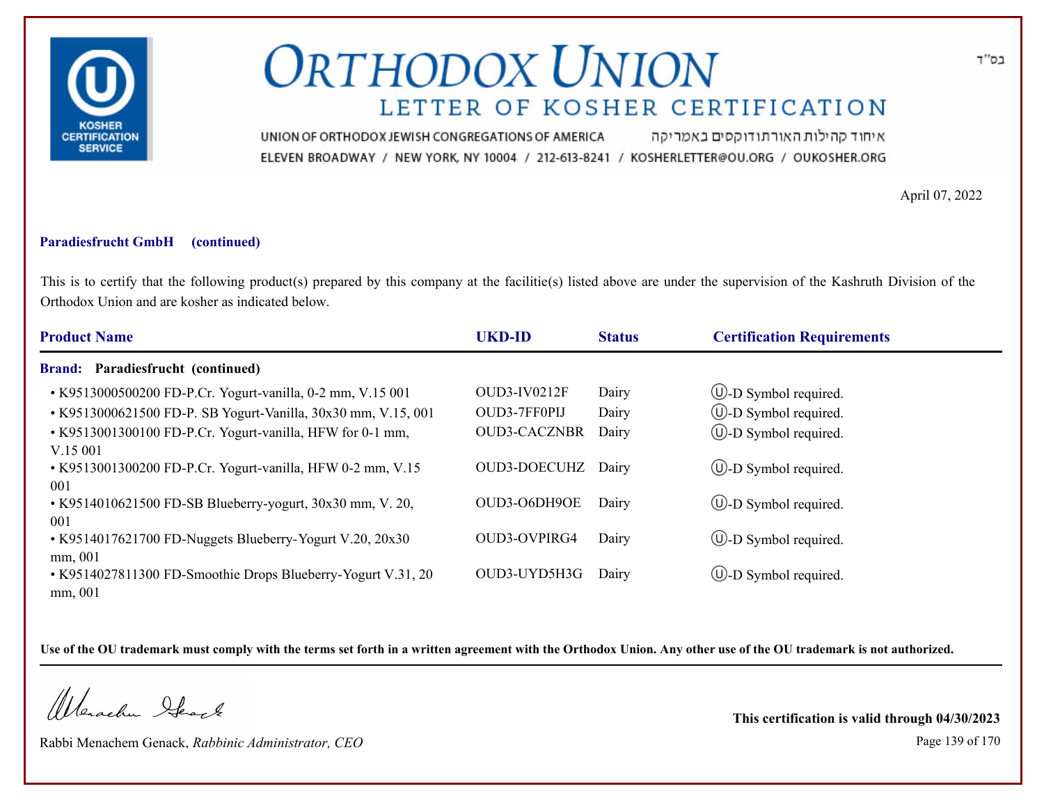# ORTHODOX UNION

## LETTER OF KOSHER CERTIFICATION

UNION OF ORTHODOX JEWISH CONGREGATIONS OF AMERICA איחוד קהילות האורתודוקסים באמריקה

ELEVEN BROADWAY / NEW YORK, NY 10004 / 212-613-8241 / KOSHERLETTER@OU.ORG / OUKOSHER.ORG

בס"ד

April 07, 2022

**Paradiesfrucht GmbH (continued)**

This is to certify that the following product(s) prepared by this company at the facilitie(s) listed above are under the supervision of the Kashruth Division of the Orthodox Union and are kosher as indicated below.

| Product Name | UKD-ID | Status | Certification Requirements |
|---|---|---|---|
| **Brand: Paradiesfrucht (continued)** | | | |
| • K9513000500200 FD-P.Cr. Yogurt-vanilla, 0-2 mm, V.15 001 | OUD3-IV0212F | Dairy | Ⓤ-D Symbol required. |
| • K9513000621500 FD-P. SB Yogurt-Vanilla, 30x30 mm, V.15, 001 | OUD3-7FF0PIJ | Dairy | Ⓤ-D Symbol required. |
| • K9513001300100 FD-P.Cr. Yogurt-vanilla, HFW for 0-1 mm, V.15 001 | OUD3-CACZNBR | Dairy | Ⓤ-D Symbol required. |
| • K9513001300200 FD-P.Cr. Yogurt-vanilla, HFW 0-2 mm, V.15 001 | OUD3-DOECUHZ | Dairy | Ⓤ-D Symbol required. |
| • K9514010621500 FD-SB Blueberry-yogurt, 30x30 mm, V. 20, 001 | OUD3-O6DH9OE | Dairy | Ⓤ-D Symbol required. |
| • K9514017621700 FD-Nuggets Blueberry-Yogurt V.20, 20x30 mm, 001 | OUD3-OVPIRG4 | Dairy | Ⓤ-D Symbol required. |
| • K9514027811300 FD-Smoothie Drops Blueberry-Yogurt V.31, 20 mm, 001 | OUD3-UYD5H3G | Dairy | Ⓤ-D Symbol required. |

**Use of the OU trademark must comply with the terms set forth in a written agreement with the Orthodox Union. Any other use of the OU trademark is not authorized.**

Rabbi Menachem Genack, *Rabbinic Administrator, CEO*

**This certification is valid through 04/30/2023**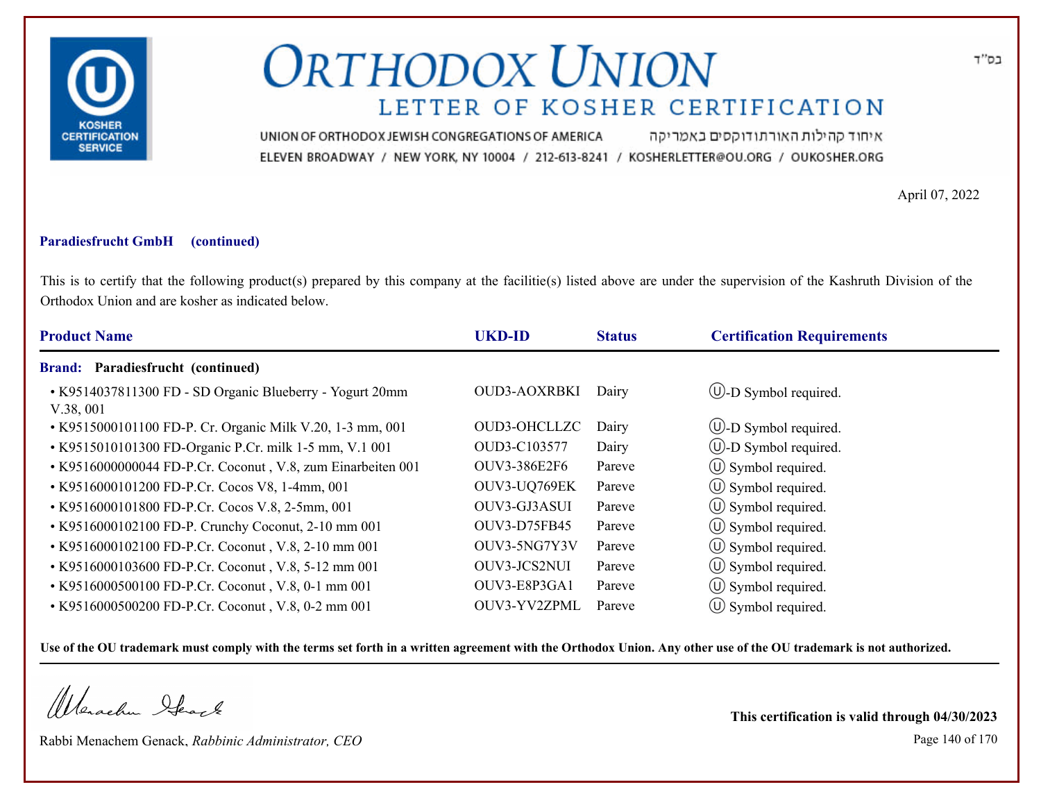# ORTHODOX UNION

## LETTER OF KOSHER CERTIFICATION

UNION OF ORTHODOX JEWISH CONGREGATIONS OF AMERICA איחוד קהילות האורתודוקסים באמריקה
ELEVEN BROADWAY / NEW YORK, NY 10004 / 212-613-8241 / KOSHERLETTER@OU.ORG / OUKOSHER.ORG

בס"ד

April 07, 2022

**Paradiesfrucht GmbH (continued)**

This is to certify that the following product(s) prepared by this company at the facilitie(s) listed above are under the supervision of the Kashruth Division of the Orthodox Union and are kosher as indicated below.

| Product Name | UKD-ID | Status | Certification Requirements |
|---|---|---|---|
| **Brand: Paradiesfrucht (continued)** | | | |
| • K9514037811300 FD - SD Organic Blueberry - Yogurt 20mm V.38, 001 | OUD3-AOXRBKI | Dairy | Ⓤ-D Symbol required. |
| • K9515000101100 FD-P. Cr. Organic Milk V.20, 1-3 mm, 001 | OUD3-OHCLLZC | Dairy | Ⓤ-D Symbol required. |
| • K9515010101300 FD-Organic P.Cr. milk 1-5 mm, V.1 001 | OUD3-C103577 | Dairy | Ⓤ-D Symbol required. |
| • K9516000000044 FD-P.Cr. Coconut , V.8, zum Einarbeiten 001 | OUV3-386E2F6 | Pareve | Ⓤ Symbol required. |
| • K9516000101200 FD-P.Cr. Cocos V8, 1-4mm, 001 | OUV3-UQ769EK | Pareve | Ⓤ Symbol required. |
| • K9516000101800 FD-P.Cr. Cocos V.8, 2-5mm, 001 | OUV3-GJ3ASUI | Pareve | Ⓤ Symbol required. |
| • K9516000102100 FD-P. Crunchy Coconut, 2-10 mm 001 | OUV3-D75FB45 | Pareve | Ⓤ Symbol required. |
| • K9516000102100 FD-P.Cr. Coconut , V.8, 2-10 mm 001 | OUV3-5NG7Y3V | Pareve | Ⓤ Symbol required. |
| • K9516000103600 FD-P.Cr. Coconut , V.8, 5-12 mm 001 | OUV3-JCS2NUI | Pareve | Ⓤ Symbol required. |
| • K9516000500100 FD-P.Cr. Coconut , V.8, 0-1 mm 001 | OUV3-E8P3GA1 | Pareve | Ⓤ Symbol required. |
| • K9516000500200 FD-P.Cr. Coconut , V.8, 0-2 mm 001 | OUV3-YV2ZPML | Pareve | Ⓤ Symbol required. |

**Use of the OU trademark must comply with the terms set forth in a written agreement with the Orthodox Union. Any other use of the OU trademark is not authorized.**

Rabbi Menachem Genack, *Rabbinic Administrator, CEO*

**This certification is valid through 04/30/2023**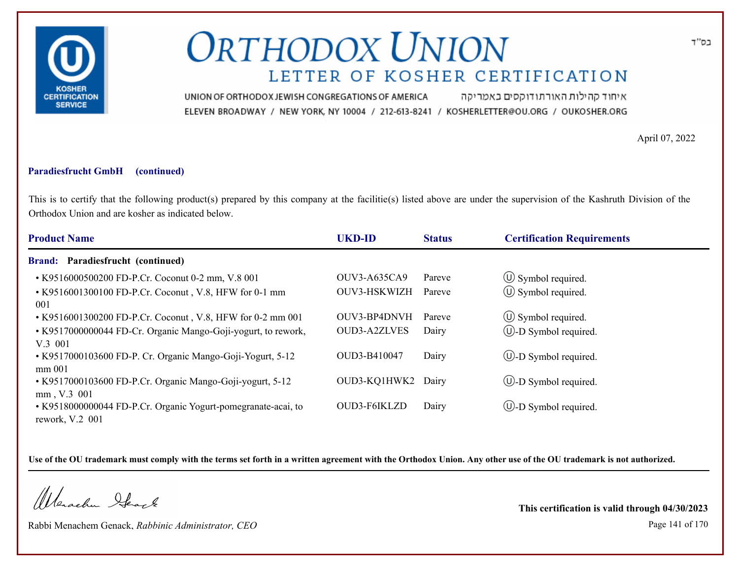# ORTHODOX UNION

## LETTER OF KOSHER CERTIFICATION

UNION OF ORTHODOX JEWISH CONGREGATIONS OF AMERICA איחוד קהילות האורתודוקסים באמריקה

ELEVEN BROADWAY / NEW YORK, NY 10004 / 212-613-8241 / KOSHERLETTER@OU.ORG / OUKOSHER.ORG

בס"ד

April 07, 2022

**Paradiesfrucht GmbH (continued)**

This is to certify that the following product(s) prepared by this company at the facilitie(s) listed above are under the supervision of the Kashruth Division of the Orthodox Union and are kosher as indicated below.

| Product Name | UKD-ID | Status | Certification Requirements |
|---|---|---|---|
| **Brand: Paradiesfrucht (continued)** | | | |
| • K9516000500200 FD-P.Cr. Coconut 0-2 mm, V.8 001 | OUV3-A635CA9 | Pareve | Ⓤ Symbol required. |
| • K9516001300100 FD-P.Cr. Coconut , V.8, HFW for 0-1 mm 001 | OUV3-HSKWIZH | Pareve | Ⓤ Symbol required. |
| • K9516001300200 FD-P.Cr. Coconut , V.8, HFW for 0-2 mm 001 | OUV3-BP4DNVH | Pareve | Ⓤ Symbol required. |
| • K9517000000044 FD-Cr. Organic Mango-Goji-yogurt, to rework, V.3 001 | OUD3-A2ZLVES | Dairy | Ⓤ-D Symbol required. |
| • K9517000103600 FD-P. Cr. Organic Mango-Goji-Yogurt, 5-12 mm 001 | OUD3-B410047 | Dairy | Ⓤ-D Symbol required. |
| • K9517000103600 FD-P.Cr. Organic Mango-Goji-yogurt, 5-12 mm , V.3 001 | OUD3-KQ1HWK2 | Dairy | Ⓤ-D Symbol required. |
| • K9518000000044 FD-P.Cr. Organic Yogurt-pomegranate-acai, to rework, V.2 001 | OUD3-F6IKLZD | Dairy | Ⓤ-D Symbol required. |

**Use of the OU trademark must comply with the terms set forth in a written agreement with the Orthodox Union. Any other use of the OU trademark is not authorized.**

Rabbi Menachem Genack, *Rabbinic Administrator, CEO*

**This certification is valid through 04/30/2023**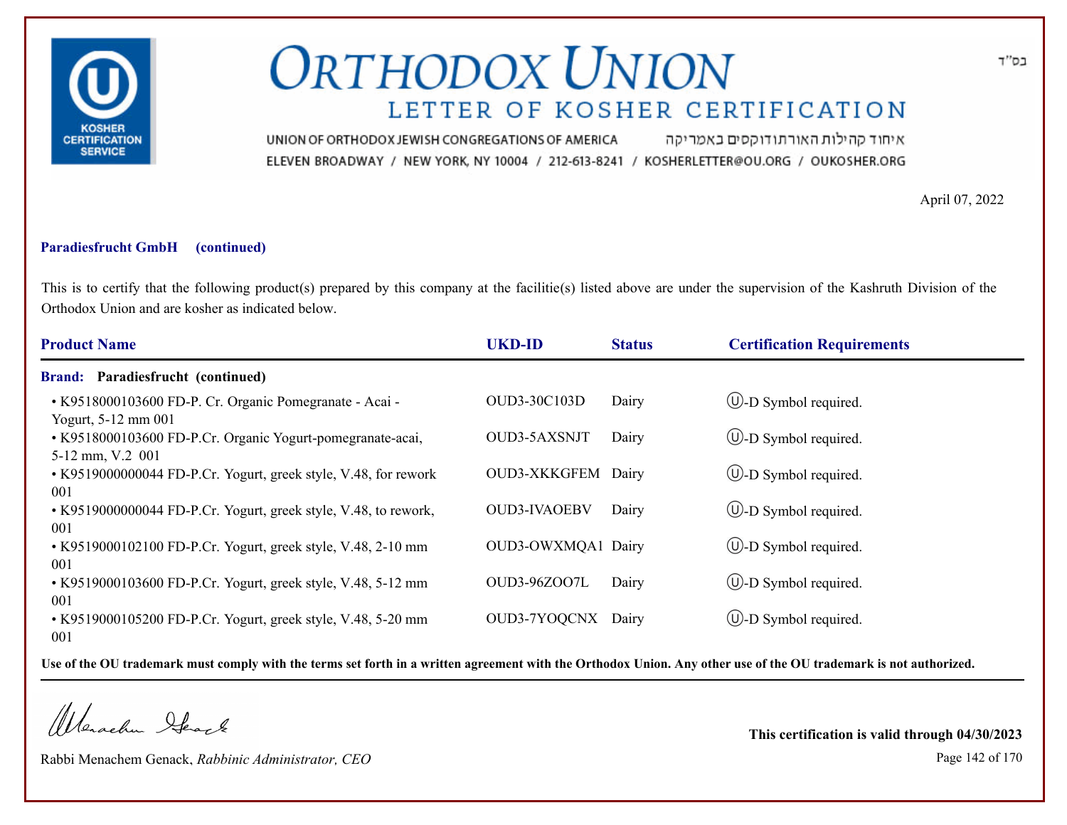# ORTHODOX UNION

## LETTER OF KOSHER CERTIFICATION

UNION OF ORTHODOX JEWISH CONGREGATIONS OF AMERICA איחוד קהילות האורתודוקסים באמריקה
ELEVEN BROADWAY / NEW YORK, NY 10004 / 212-613-8241 / KOSHERLETTER@OU.ORG / OUKOSHER.ORG

בס"ד

April 07, 2022

**Paradiesfrucht GmbH (continued)**

This is to certify that the following product(s) prepared by this company at the facilitie(s) listed above are under the supervision of the Kashruth Division of the Orthodox Union and are kosher as indicated below.

| Product Name | UKD-ID | Status | Certification Requirements |
|---|---|---|---|
| **Brand: Paradiesfrucht (continued)** | | | |
| • K9518000103600 FD-P. Cr. Organic Pomegranate - Acai - Yogurt, 5-12 mm 001 | OUD3-30C103D | Dairy | Ⓤ-D Symbol required. |
| • K9518000103600 FD-P.Cr. Organic Yogurt-pomegranate-acai, 5-12 mm, V.2 001 | OUD3-5AXSNJT | Dairy | Ⓤ-D Symbol required. |
| • K9519000000044 FD-P.Cr. Yogurt, greek style, V.48, for rework 001 | OUD3-XKKGFEM | Dairy | Ⓤ-D Symbol required. |
| • K9519000000044 FD-P.Cr. Yogurt, greek style, V.48, to rework, 001 | OUD3-IVAOEBV | Dairy | Ⓤ-D Symbol required. |
| • K9519000102100 FD-P.Cr. Yogurt, greek style, V.48, 2-10 mm 001 | OUD3-OWXMQA1 | Dairy | Ⓤ-D Symbol required. |
| • K9519000103600 FD-P.Cr. Yogurt, greek style, V.48, 5-12 mm 001 | OUD3-96ZOO7L | Dairy | Ⓤ-D Symbol required. |
| • K9519000105200 FD-P.Cr. Yogurt, greek style, V.48, 5-20 mm 001 | OUD3-7YOQCNX | Dairy | Ⓤ-D Symbol required. |

**Use of the OU trademark must comply with the terms set forth in a written agreement with the Orthodox Union. Any other use of the OU trademark is not authorized.**

Rabbi Menachem Genack, *Rabbinic Administrator, CEO*

**This certification is valid through 04/30/2023**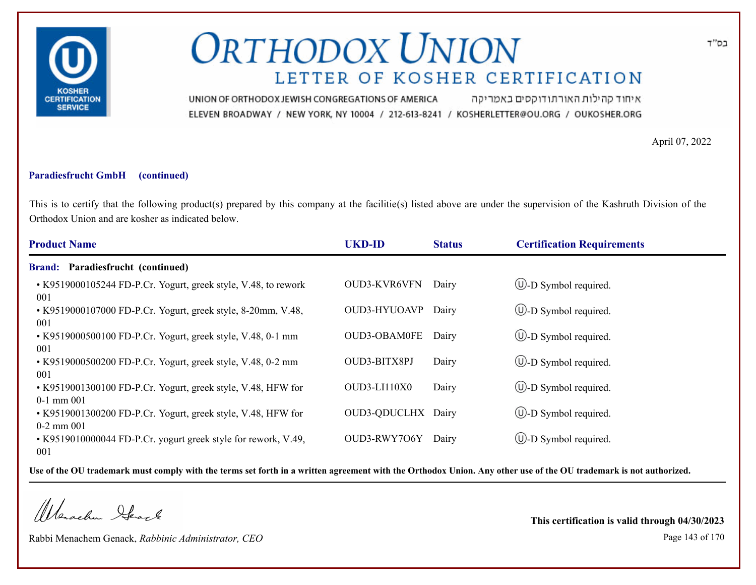# ORTHODOX UNION

## LETTER OF KOSHER CERTIFICATION

UNION OF ORTHODOX JEWISH CONGREGATIONS OF AMERICA איחוד קהילות האורתודוקסים באמריקה
ELEVEN BROADWAY / NEW YORK, NY 10004 / 212-613-8241 / KOSHERLETTER@OU.ORG / OUKOSHER.ORG

בס"ד

April 07, 2022

**Paradiesfrucht GmbH (continued)**

This is to certify that the following product(s) prepared by this company at the facilitie(s) listed above are under the supervision of the Kashruth Division of the Orthodox Union and are kosher as indicated below.

| Product Name | UKD-ID | Status | Certification Requirements |
|---|---|---|---|
| **Brand: Paradiesfrucht (continued)** | | | |
| • K9519000105244 FD-P.Cr. Yogurt, greek style, V.48, to rework 001 | OUD3-KVR6VFN | Dairy | Ⓤ-D Symbol required. |
| • K9519000107000 FD-P.Cr. Yogurt, greek style, 8-20mm, V.48, 001 | OUD3-HYUOAVP | Dairy | Ⓤ-D Symbol required. |
| • K9519000500100 FD-P.Cr. Yogurt, greek style, V.48, 0-1 mm 001 | OUD3-OBAM0FE | Dairy | Ⓤ-D Symbol required. |
| • K9519000500200 FD-P.Cr. Yogurt, greek style, V.48, 0-2 mm 001 | OUD3-BITX8PJ | Dairy | Ⓤ-D Symbol required. |
| • K9519001300100 FD-P.Cr. Yogurt, greek style, V.48, HFW for 0-1 mm 001 | OUD3-LI110X0 | Dairy | Ⓤ-D Symbol required. |
| • K9519001300200 FD-P.Cr. Yogurt, greek style, V.48, HFW for 0-2 mm 001 | OUD3-QDUCLHX | Dairy | Ⓤ-D Symbol required. |
| • K9519010000044 FD-P.Cr. yogurt greek style for rework, V.49, 001 | OUD3-RWY7O6Y | Dairy | Ⓤ-D Symbol required. |

**Use of the OU trademark must comply with the terms set forth in a written agreement with the Orthodox Union. Any other use of the OU trademark is not authorized.**

Rabbi Menachem Genack, *Rabbinic Administrator, CEO*

**This certification is valid through 04/30/2023**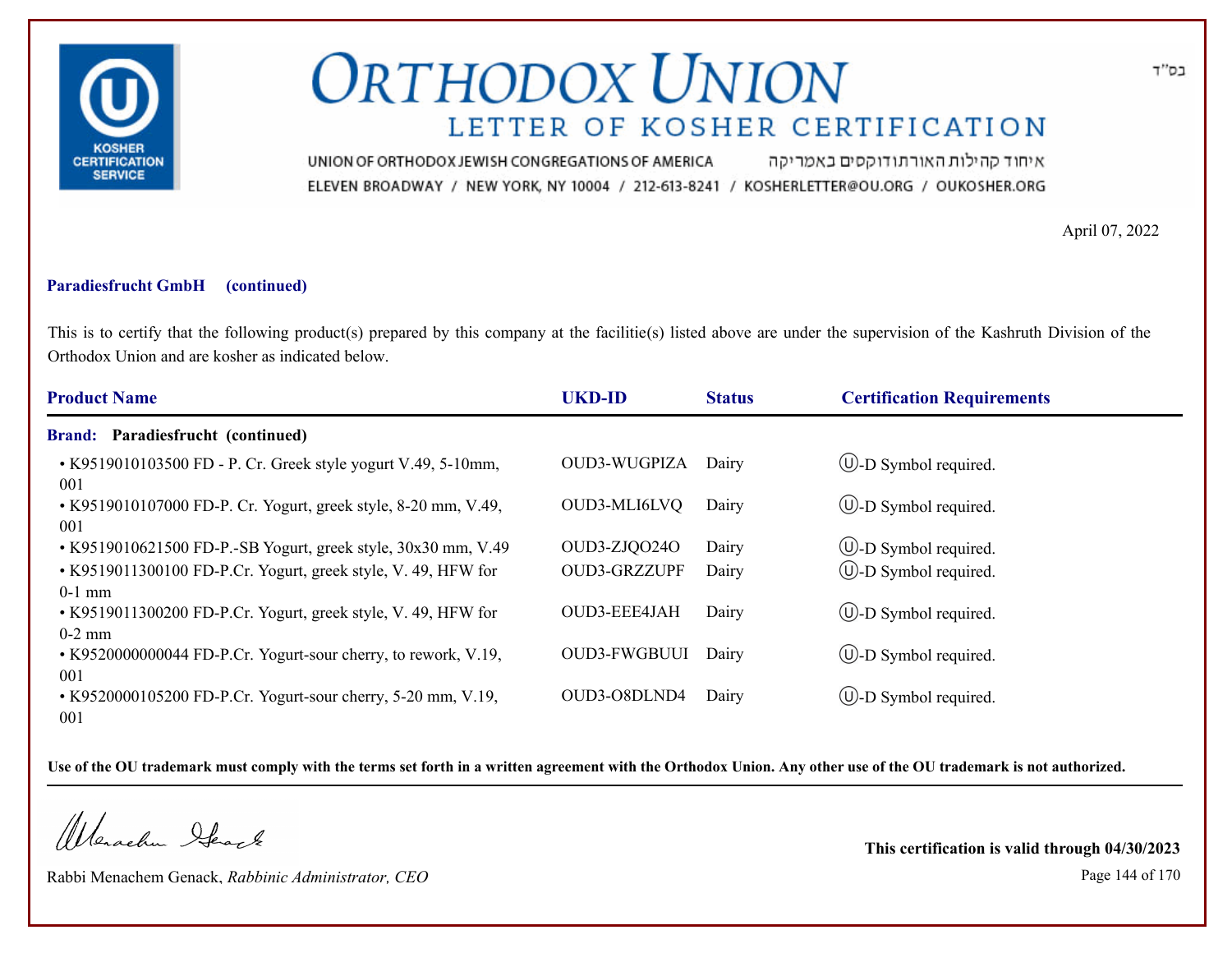# ORTHODOX UNION

## LETTER OF KOSHER CERTIFICATION

UNION OF ORTHODOX JEWISH CONGREGATIONS OF AMERICA איחוד קהילות האורתודוקסים באמריקה

ELEVEN BROADWAY / NEW YORK, NY 10004 / 212-613-8241 / KOSHERLETTER@OU.ORG / OUKOSHER.ORG

בס"ד

April 07, 2022

**Paradiesfrucht GmbH (continued)**

This is to certify that the following product(s) prepared by this company at the facilitie(s) listed above are under the supervision of the Kashruth Division of the Orthodox Union and are kosher as indicated below.

| Product Name | UKD-ID | Status | Certification Requirements |
|---|---|---|---|
| **Brand: Paradiesfrucht (continued)** | | | |
| • K9519010103500 FD - P. Cr. Greek style yogurt V.49, 5-10mm, 001 | OUD3-WUGPIZA | Dairy | Ⓤ-D Symbol required. |
| • K9519010107000 FD-P. Cr. Yogurt, greek style, 8-20 mm, V.49, 001 | OUD3-MLI6LVQ | Dairy | Ⓤ-D Symbol required. |
| • K9519010621500 FD-P.-SB Yogurt, greek style, 30x30 mm, V.49 | OUD3-ZJQO24O | Dairy | Ⓤ-D Symbol required. |
| • K9519011300100 FD-P.Cr. Yogurt, greek style, V. 49, HFW for 0-1 mm | OUD3-GRZZUPF | Dairy | Ⓤ-D Symbol required. |
| • K9519011300200 FD-P.Cr. Yogurt, greek style, V. 49, HFW for 0-2 mm | OUD3-EEE4JAH | Dairy | Ⓤ-D Symbol required. |
| • K9520000000044 FD-P.Cr. Yogurt-sour cherry, to rework, V.19, 001 | OUD3-FWGBUUI | Dairy | Ⓤ-D Symbol required. |
| • K9520000105200 FD-P.Cr. Yogurt-sour cherry, 5-20 mm, V.19, 001 | OUD3-O8DLND4 | Dairy | Ⓤ-D Symbol required. |

**Use of the OU trademark must comply with the terms set forth in a written agreement with the Orthodox Union. Any other use of the OU trademark is not authorized.**

Rabbi Menachem Genack, *Rabbinic Administrator, CEO*

**This certification is valid through 04/30/2023**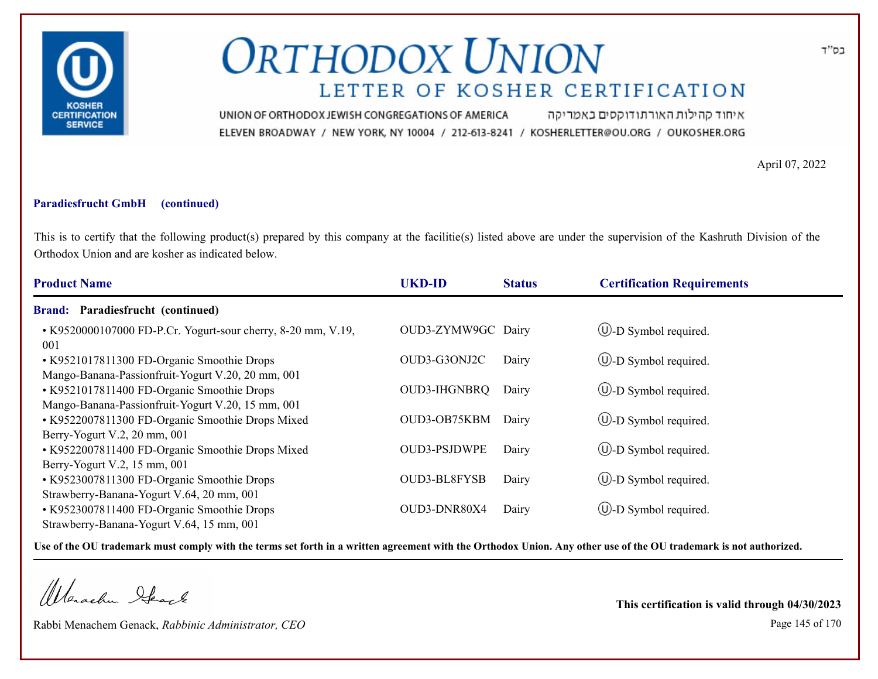בס"ד

# ORTHODOX UNION

## LETTER OF KOSHER CERTIFICATION

UNION OF ORTHODOX JEWISH CONGREGATIONS OF AMERICA איחוד קהילות האורתודוקסים באמריקה

ELEVEN BROADWAY / NEW YORK, NY 10004 / 212-613-8241 / KOSHERLETTER@OU.ORG / OUKOSHER.ORG

April 07, 2022

**Paradiesfrucht GmbH (continued)**

This is to certify that the following product(s) prepared by this company at the facilitie(s) listed above are under the supervision of the Kashruth Division of the Orthodox Union and are kosher as indicated below.

| Product Name | UKD-ID | Status | Certification Requirements |
|---|---|---|---|
| **Brand: Paradiesfrucht (continued)** | | | |
| • K9520000107000 FD-P.Cr. Yogurt-sour cherry, 8-20 mm, V.19, 001 | OUD3-ZYMW9GC | Dairy | Ⓤ-D Symbol required. |
| • K9521017811300 FD-Organic Smoothie Drops Mango-Banana-Passionfruit-Yogurt V.20, 20 mm, 001 | OUD3-G3ONJ2C | Dairy | Ⓤ-D Symbol required. |
| • K9521017811400 FD-Organic Smoothie Drops Mango-Banana-Passionfruit-Yogurt V.20, 15 mm, 001 | OUD3-IHGNBRQ | Dairy | Ⓤ-D Symbol required. |
| • K9522007811300 FD-Organic Smoothie Drops Mixed Berry-Yogurt V.2, 20 mm, 001 | OUD3-OB75KBM | Dairy | Ⓤ-D Symbol required. |
| • K9522007811400 FD-Organic Smoothie Drops Mixed Berry-Yogurt V.2, 15 mm, 001 | OUD3-PSJDWPE | Dairy | Ⓤ-D Symbol required. |
| • K9523007811300 FD-Organic Smoothie Drops Strawberry-Banana-Yogurt V.64, 20 mm, 001 | OUD3-BL8FYSB | Dairy | Ⓤ-D Symbol required. |
| • K9523007811400 FD-Organic Smoothie Drops Strawberry-Banana-Yogurt V.64, 15 mm, 001 | OUD3-DNR80X4 | Dairy | Ⓤ-D Symbol required. |

**Use of the OU trademark must comply with the terms set forth in a written agreement with the Orthodox Union. Any other use of the OU trademark is not authorized.**

Rabbi Menachem Genack, *Rabbinic Administrator, CEO*

**This certification is valid through 04/30/2023**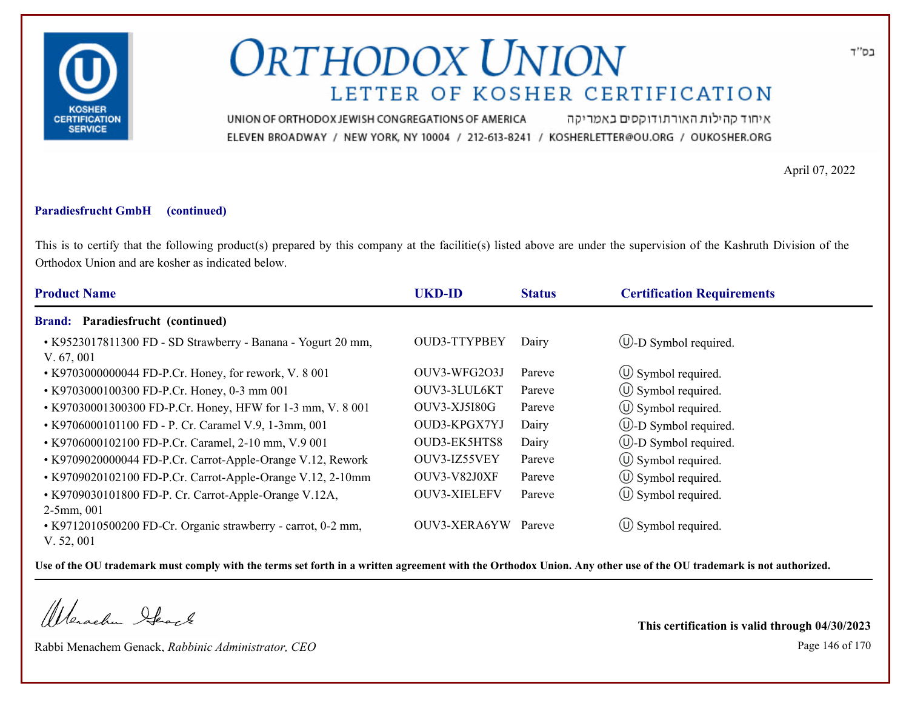# ORTHODOX UNION

## LETTER OF KOSHER CERTIFICATION

UNION OF ORTHODOX JEWISH CONGREGATIONS OF AMERICA איחוד קהילות האורתודוקסים באמריקה

ELEVEN BROADWAY / NEW YORK, NY 10004 / 212-613-8241 / KOSHERLETTER@OU.ORG / OUKOSHER.ORG

בס"ד

April 07, 2022

**Paradiesfrucht GmbH (continued)**

This is to certify that the following product(s) prepared by this company at the facilitie(s) listed above are under the supervision of the Kashruth Division of the Orthodox Union and are kosher as indicated below.

| Product Name | UKD-ID | Status | Certification Requirements |
|---|---|---|---|
| **Brand: Paradiesfrucht (continued)** | | | |
| • K9523017811300 FD - SD Strawberry - Banana - Yogurt 20 mm, V. 67, 001 | OUD3-TTYPBEY | Dairy | Ⓤ-D Symbol required. |
| • K9703000000044 FD-P.Cr. Honey, for rework, V. 8 001 | OUV3-WFG2O3J | Pareve | Ⓤ Symbol required. |
| • K9703000100300 FD-P.Cr. Honey, 0-3 mm 001 | OUV3-3LUL6KT | Pareve | Ⓤ Symbol required. |
| • K97030001300300 FD-P.Cr. Honey, HFW for 1-3 mm, V. 8 001 | OUV3-XJ5I80G | Pareve | Ⓤ Symbol required. |
| • K9706000101100 FD - P. Cr. Caramel V.9, 1-3mm, 001 | OUD3-KPGX7YJ | Dairy | Ⓤ-D Symbol required. |
| • K9706000102100 FD-P.Cr. Caramel, 2-10 mm, V.9 001 | OUD3-EK5HTS8 | Dairy | Ⓤ-D Symbol required. |
| • K9709020000044 FD-P.Cr. Carrot-Apple-Orange V.12, Rework | OUV3-IZ55VEY | Pareve | Ⓤ Symbol required. |
| • K9709020102100 FD-P.Cr. Carrot-Apple-Orange V.12, 2-10mm | OUV3-V82J0XF | Pareve | Ⓤ Symbol required. |
| • K9709030101800 FD-P. Cr. Carrot-Apple-Orange V.12A, 2-5mm, 001 | OUV3-XIELEFV | Pareve | Ⓤ Symbol required. |
| • K9712010500200 FD-Cr. Organic strawberry - carrot, 0-2 mm, V. 52, 001 | OUV3-XERA6YW | Pareve | Ⓤ Symbol required. |

**Use of the OU trademark must comply with the terms set forth in a written agreement with the Orthodox Union. Any other use of the OU trademark is not authorized.**

Rabbi Menachem Genack, *Rabbinic Administrator, CEO*

**This certification is valid through 04/30/2023**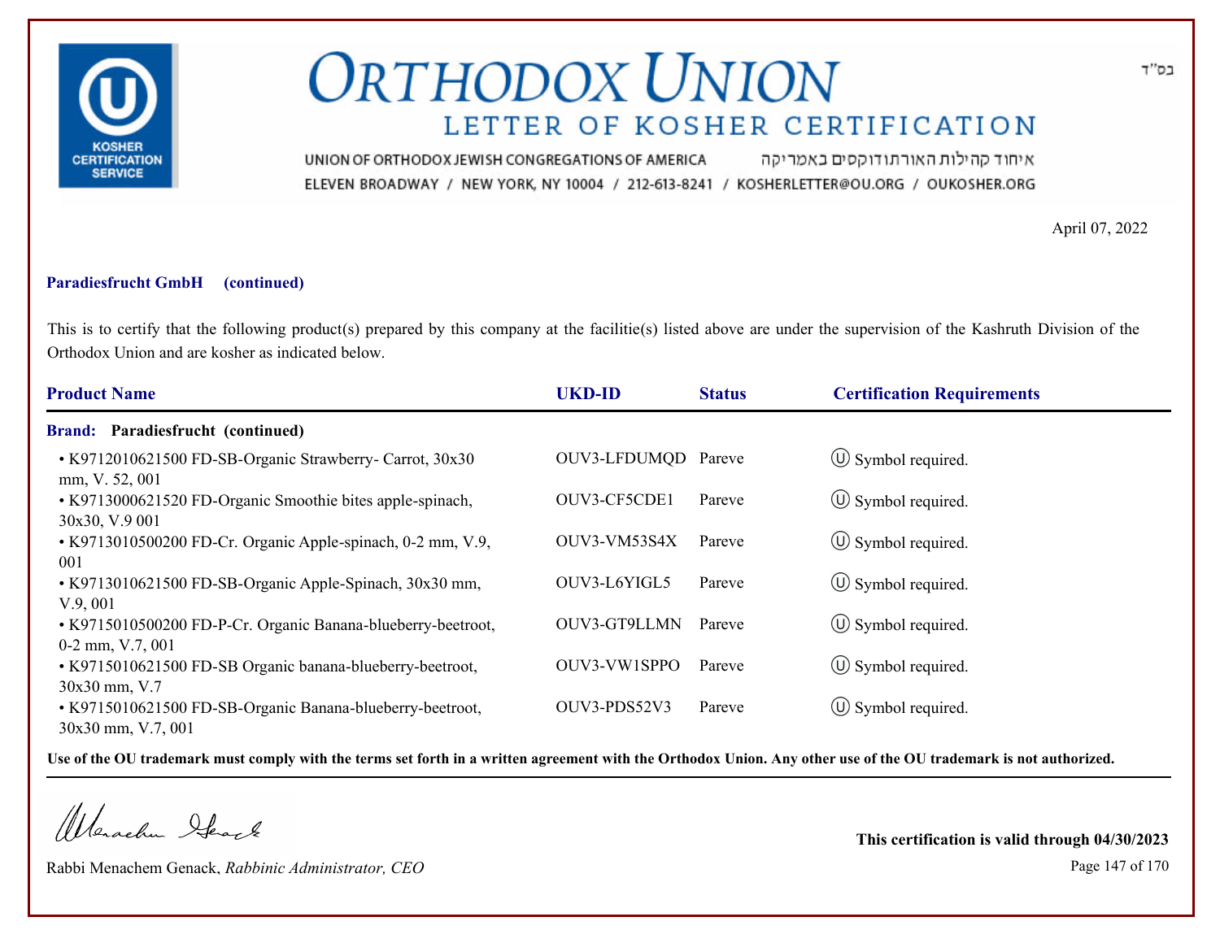# ORTHODOX UNION

## LETTER OF KOSHER CERTIFICATION

UNION OF ORTHODOX JEWISH CONGREGATIONS OF AMERICA איחוד קהילות האורתודוקסים באמריקה

ELEVEN BROADWAY / NEW YORK, NY 10004 / 212-613-8241 / KOSHERLETTER@OU.ORG / OUKOSHER.ORG

בס"ד

April 07, 2022

**Paradiesfrucht GmbH (continued)**

This is to certify that the following product(s) prepared by this company at the facilitie(s) listed above are under the supervision of the Kashruth Division of the Orthodox Union and are kosher as indicated below.

| Product Name | UKD-ID | Status | Certification Requirements |
|---|---|---|---|
| **Brand: Paradiesfrucht (continued)** | | | |
| • K9712010621500 FD-SB-Organic Strawberry- Carrot, 30x30 mm, V. 52, 001 | OUV3-LFDUMQD | Pareve | Ⓤ Symbol required. |
| • K9713000621520 FD-Organic Smoothie bites apple-spinach, 30x30, V.9 001 | OUV3-CF5CDE1 | Pareve | Ⓤ Symbol required. |
| • K9713010500200 FD-Cr. Organic Apple-spinach, 0-2 mm, V.9, 001 | OUV3-VM53S4X | Pareve | Ⓤ Symbol required. |
| • K9713010621500 FD-SB-Organic Apple-Spinach, 30x30 mm, V.9, 001 | OUV3-L6YIGL5 | Pareve | Ⓤ Symbol required. |
| • K9715010500200 FD-P-Cr. Organic Banana-blueberry-beetroot, 0-2 mm, V.7, 001 | OUV3-GT9LLMN | Pareve | Ⓤ Symbol required. |
| • K9715010621500 FD-SB Organic banana-blueberry-beetroot, 30x30 mm, V.7 | OUV3-VW1SPPO | Pareve | Ⓤ Symbol required. |
| • K9715010621500 FD-SB-Organic Banana-blueberry-beetroot, 30x30 mm, V.7, 001 | OUV3-PDS52V3 | Pareve | Ⓤ Symbol required. |

**Use of the OU trademark must comply with the terms set forth in a written agreement with the Orthodox Union. Any other use of the OU trademark is not authorized.**

Rabbi Menachem Genack, *Rabbinic Administrator, CEO*

**This certification is valid through 04/30/2023**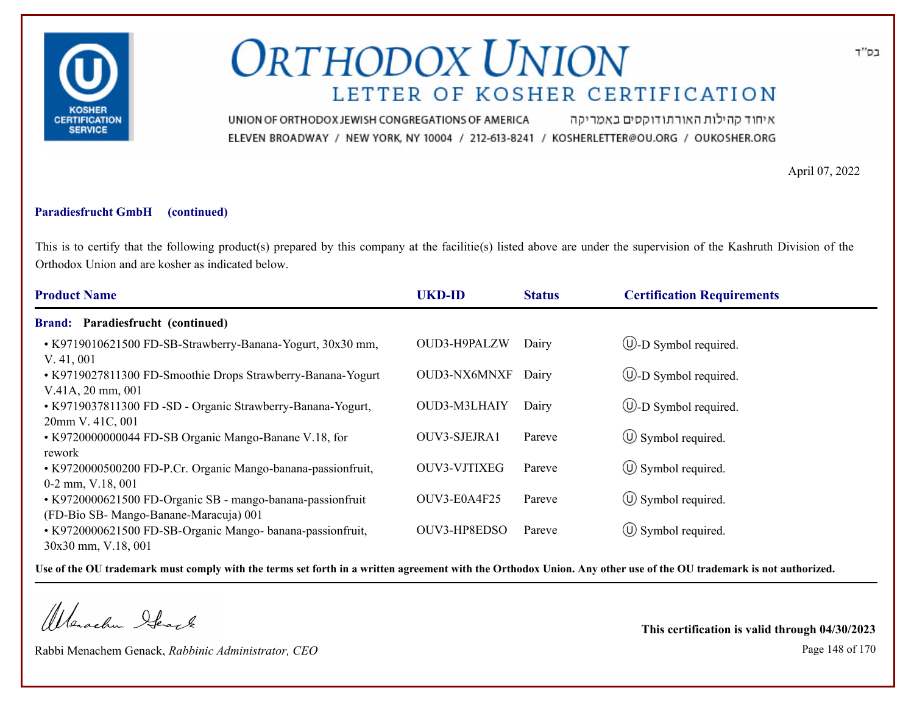# ORTHODOX UNION

## LETTER OF KOSHER CERTIFICATION

UNION OF ORTHODOX JEWISH CONGREGATIONS OF AMERICA איחוד קהילות האורתודוקסים באמריקה

ELEVEN BROADWAY / NEW YORK, NY 10004 / 212-613-8241 / KOSHERLETTER@OU.ORG / OUKOSHER.ORG

בס"ד

April 07, 2022

**Paradiesfrucht GmbH (continued)**

This is to certify that the following product(s) prepared by this company at the facilitie(s) listed above are under the supervision of the Kashruth Division of the Orthodox Union and are kosher as indicated below.

| Product Name | UKD-ID | Status | Certification Requirements |
|---|---|---|---|
| **Brand: Paradiesfrucht (continued)** | | | |
| • K9719010621500 FD-SB-Strawberry-Banana-Yogurt, 30x30 mm, V. 41, 001 | OUD3-H9PALZW | Dairy | Ⓤ-D Symbol required. |
| • K9719027811300 FD-Smoothie Drops Strawberry-Banana-Yogurt V.41A, 20 mm, 001 | OUD3-NX6MNXF | Dairy | Ⓤ-D Symbol required. |
| • K9719037811300 FD -SD - Organic Strawberry-Banana-Yogurt, 20mm V. 41C, 001 | OUD3-M3LHAIY | Dairy | Ⓤ-D Symbol required. |
| • K9720000000044 FD-SB Organic Mango-Banane V.18, for rework | OUV3-SJEJRA1 | Pareve | Ⓤ Symbol required. |
| • K9720000500200 FD-P.Cr. Organic Mango-banana-passionfruit, 0-2 mm, V.18, 001 | OUV3-VJTIXEG | Pareve | Ⓤ Symbol required. |
| • K9720000621500 FD-Organic SB - mango-banana-passionfruit (FD-Bio SB- Mango-Banane-Maracuja) 001 | OUV3-E0A4F25 | Pareve | Ⓤ Symbol required. |
| • K9720000621500 FD-SB-Organic Mango- banana-passionfruit, 30x30 mm, V.18, 001 | OUV3-HP8EDSO | Pareve | Ⓤ Symbol required. |

**Use of the OU trademark must comply with the terms set forth in a written agreement with the Orthodox Union. Any other use of the OU trademark is not authorized.**

Rabbi Menachem Genack, *Rabbinic Administrator, CEO*

**This certification is valid through 04/30/2023**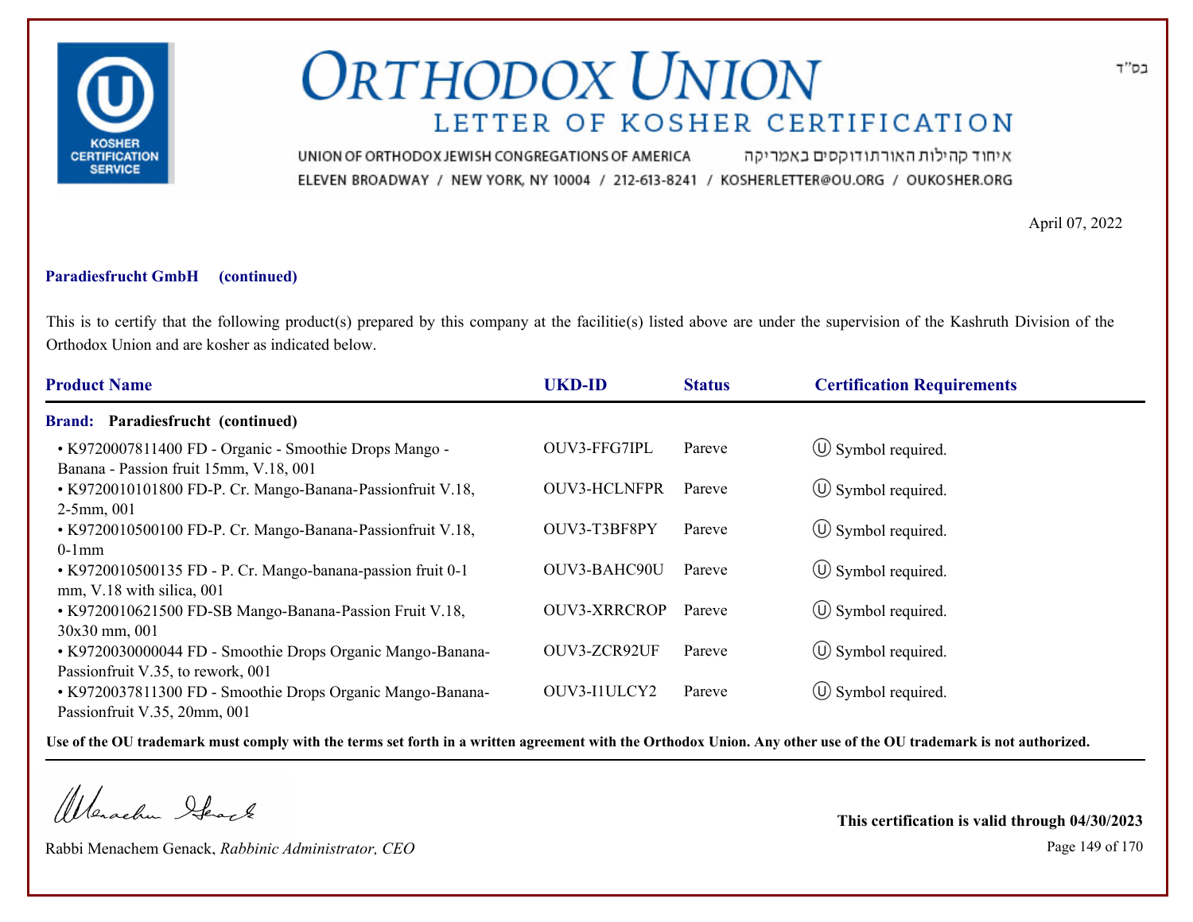בס"ד

# ORTHODOX UNION

## LETTER OF KOSHER CERTIFICATION

UNION OF ORTHODOX JEWISH CONGREGATIONS OF AMERICA איחוד קהילות האורתודוקסים באמריקה
ELEVEN BROADWAY / NEW YORK, NY 10004 / 212-613-8241 / KOSHERLETTER@OU.ORG / OUKOSHER.ORG

April 07, 2022

**Paradiesfrucht GmbH (continued)**

This is to certify that the following product(s) prepared by this company at the facilitie(s) listed above are under the supervision of the Kashruth Division of the Orthodox Union and are kosher as indicated below.

| Product Name | UKD-ID | Status | Certification Requirements |
|---|---|---|---|
| **Brand: Paradiesfrucht (continued)** | | | |
| • K9720007811400 FD - Organic - Smoothie Drops Mango - Banana - Passion fruit 15mm, V.18, 001 | OUV3-FFG7IPL | Pareve | Ⓤ Symbol required. |
| • K9720010101800 FD-P. Cr. Mango-Banana-Passionfruit V.18, 2-5mm, 001 | OUV3-HCLNFPR | Pareve | Ⓤ Symbol required. |
| • K9720010500100 FD-P. Cr. Mango-Banana-Passionfruit V.18, 0-1mm | OUV3-T3BF8PY | Pareve | Ⓤ Symbol required. |
| • K9720010500135 FD - P. Cr. Mango-banana-passion fruit 0-1 mm, V.18 with silica, 001 | OUV3-BAHC90U | Pareve | Ⓤ Symbol required. |
| • K9720010621500 FD-SB Mango-Banana-Passion Fruit V.18, 30x30 mm, 001 | OUV3-XRRCROP | Pareve | Ⓤ Symbol required. |
| • K9720030000044 FD - Smoothie Drops Organic Mango-Banana-Passionfruit V.35, to rework, 001 | OUV3-ZCR92UF | Pareve | Ⓤ Symbol required. |
| • K9720037811300 FD - Smoothie Drops Organic Mango-Banana-Passionfruit V.35, 20mm, 001 | OUV3-I1ULCY2 | Pareve | Ⓤ Symbol required. |

**Use of the OU trademark must comply with the terms set forth in a written agreement with the Orthodox Union. Any other use of the OU trademark is not authorized.**

Rabbi Menachem Genack, *Rabbinic Administrator, CEO*

**This certification is valid through 04/30/2023**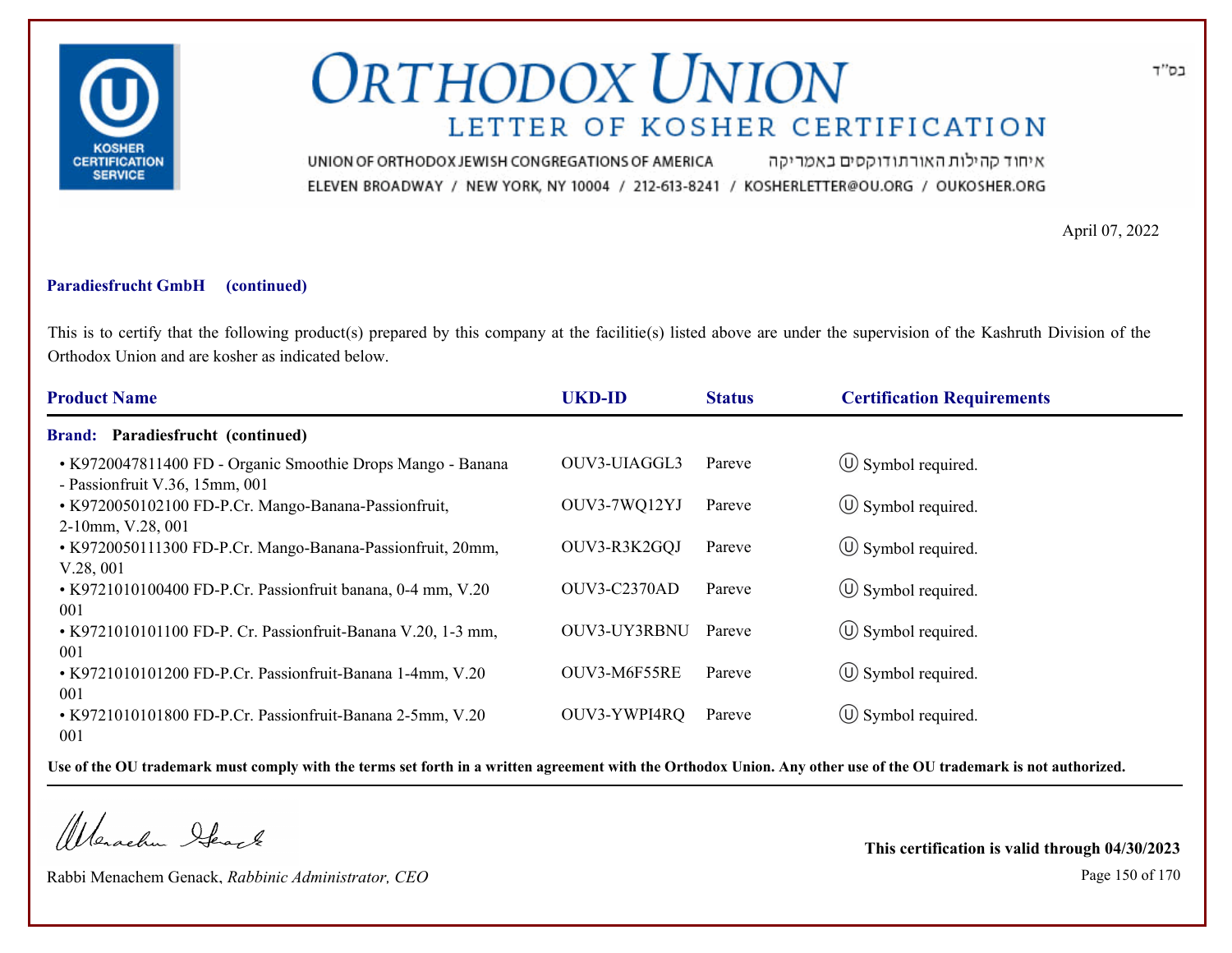בס"ד

# ORTHODOX UNION

## LETTER OF KOSHER CERTIFICATION

UNION OF ORTHODOX JEWISH CONGREGATIONS OF AMERICA איחוד קהילות האורתודוקסים באמריקה

ELEVEN BROADWAY / NEW YORK, NY 10004 / 212-613-8241 / KOSHERLETTER@OU.ORG / OUKOSHER.ORG

April 07, 2022

**Paradiesfrucht GmbH (continued)**

This is to certify that the following product(s) prepared by this company at the facilitie(s) listed above are under the supervision of the Kashruth Division of the Orthodox Union and are kosher as indicated below.

| Product Name | UKD-ID | Status | Certification Requirements |
|---|---|---|---|
| **Brand: Paradiesfrucht (continued)** | | | |
| • K9720047811400 FD - Organic Smoothie Drops Mango - Banana - Passionfruit V.36, 15mm, 001 | OUV3-UIAGGL3 | Pareve | Ⓤ Symbol required. |
| • K9720050102100 FD-P.Cr. Mango-Banana-Passionfruit, 2-10mm, V.28, 001 | OUV3-7WQ12YJ | Pareve | Ⓤ Symbol required. |
| • K9720050111300 FD-P.Cr. Mango-Banana-Passionfruit, 20mm, V.28, 001 | OUV3-R3K2GQJ | Pareve | Ⓤ Symbol required. |
| • K9721010100400 FD-P.Cr. Passionfruit banana, 0-4 mm, V.20 001 | OUV3-C2370AD | Pareve | Ⓤ Symbol required. |
| • K9721010101100 FD-P. Cr. Passionfruit-Banana V.20, 1-3 mm, 001 | OUV3-UY3RBNU | Pareve | Ⓤ Symbol required. |
| • K9721010101200 FD-P.Cr. Passionfruit-Banana 1-4mm, V.20 001 | OUV3-M6F55RE | Pareve | Ⓤ Symbol required. |
| • K9721010101800 FD-P.Cr. Passionfruit-Banana 2-5mm, V.20 001 | OUV3-YWPI4RQ | Pareve | Ⓤ Symbol required. |

**Use of the OU trademark must comply with the terms set forth in a written agreement with the Orthodox Union. Any other use of the OU trademark is not authorized.**

Rabbi Menachem Genack, *Rabbinic Administrator, CEO*

**This certification is valid through 04/30/2023**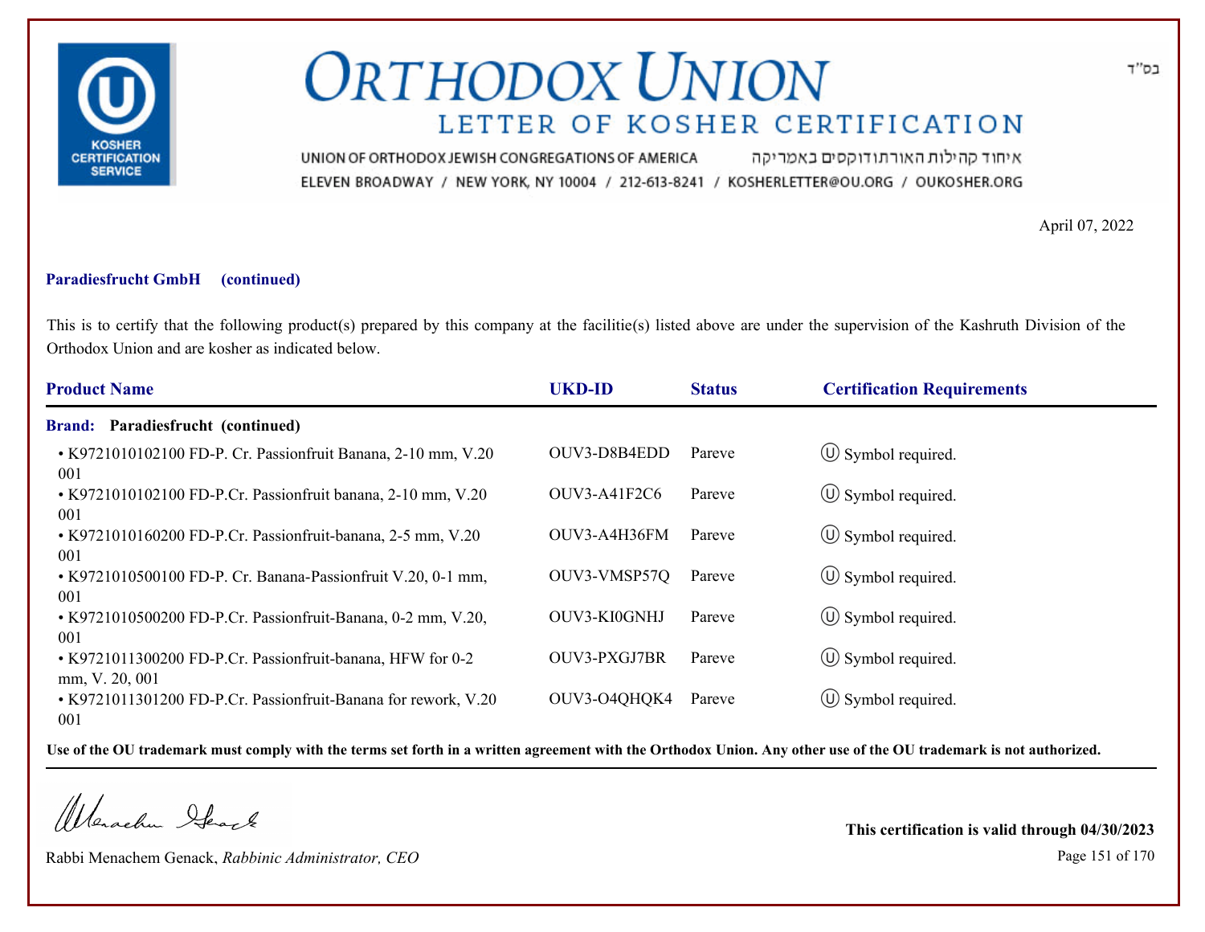בס"ד

# ORTHODOX UNION

## LETTER OF KOSHER CERTIFICATION

UNION OF ORTHODOX JEWISH CONGREGATIONS OF AMERICA איחוד קהילות האורתודוקסים באמריקה
ELEVEN BROADWAY / NEW YORK, NY 10004 / 212-613-8241 / KOSHERLETTER@OU.ORG / OUKOSHER.ORG

April 07, 2022

**Paradiesfrucht GmbH (continued)**

This is to certify that the following product(s) prepared by this company at the facilitie(s) listed above are under the supervision of the Kashruth Division of the Orthodox Union and are kosher as indicated below.

| Product Name | UKD-ID | Status | Certification Requirements |
|---|---|---|---|
| **Brand: Paradiesfrucht (continued)** | | | |
| • K9721010102100 FD-P. Cr. Passionfruit Banana, 2-10 mm, V.20 001 | OUV3-D8B4EDD | Pareve | Ⓤ Symbol required. |
| • K9721010102100 FD-P.Cr. Passionfruit banana, 2-10 mm, V.20 001 | OUV3-A41F2C6 | Pareve | Ⓤ Symbol required. |
| • K9721010160200 FD-P.Cr. Passionfruit-banana, 2-5 mm, V.20 001 | OUV3-A4H36FM | Pareve | Ⓤ Symbol required. |
| • K9721010500100 FD-P. Cr. Banana-Passionfruit V.20, 0-1 mm, 001 | OUV3-VMSP57Q | Pareve | Ⓤ Symbol required. |
| • K9721010500200 FD-P.Cr. Passionfruit-Banana, 0-2 mm, V.20, 001 | OUV3-KI0GNHJ | Pareve | Ⓤ Symbol required. |
| • K9721011300200 FD-P.Cr. Passionfruit-banana, HFW for 0-2 mm, V. 20, 001 | OUV3-PXGJ7BR | Pareve | Ⓤ Symbol required. |
| • K9721011301200 FD-P.Cr. Passionfruit-Banana for rework, V.20 001 | OUV3-O4QHQK4 | Pareve | Ⓤ Symbol required. |

**Use of the OU trademark must comply with the terms set forth in a written agreement with the Orthodox Union. Any other use of the OU trademark is not authorized.**

Rabbi Menachem Genack, *Rabbinic Administrator, CEO*

**This certification is valid through 04/30/2023**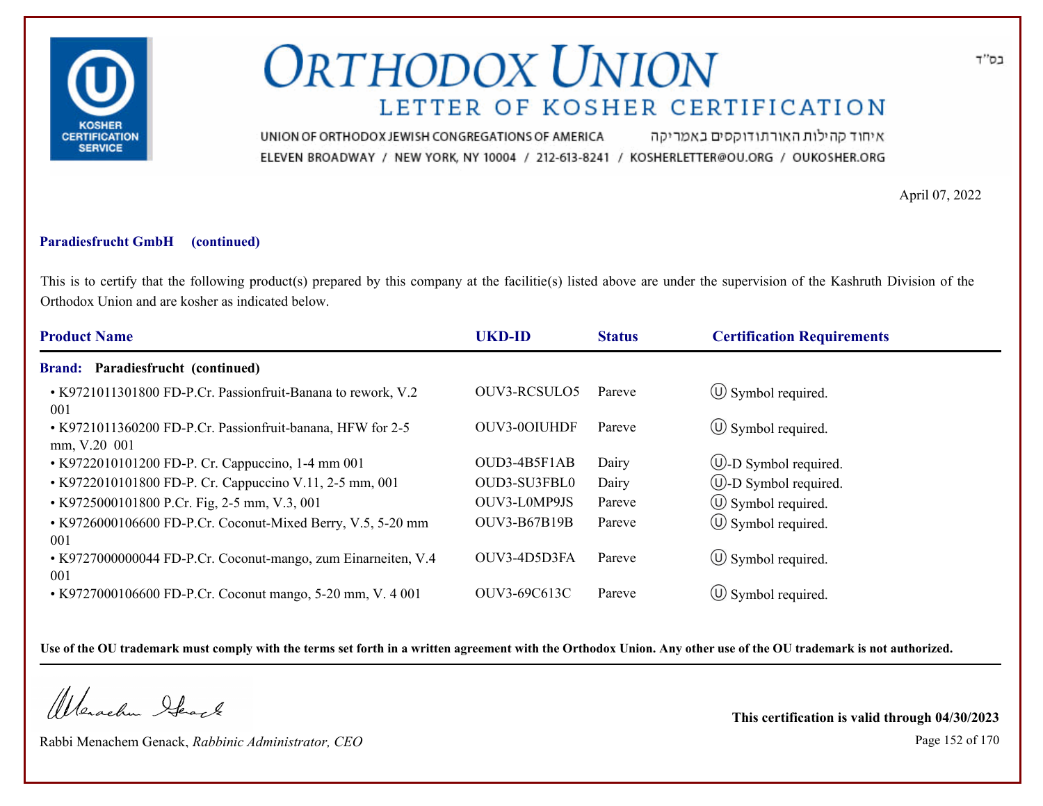# ORTHODOX UNION

## LETTER OF KOSHER CERTIFICATION

UNION OF ORTHODOX JEWISH CONGREGATIONS OF AMERICA איחוד קהילות האורתודוקסים באמריקה
ELEVEN BROADWAY / NEW YORK, NY 10004 / 212-613-8241 / KOSHERLETTER@OU.ORG / OUKOSHER.ORG

בס"ד

April 07, 2022

**Paradiesfrucht GmbH (continued)**

This is to certify that the following product(s) prepared by this company at the facilitie(s) listed above are under the supervision of the Kashruth Division of the Orthodox Union and are kosher as indicated below.

| Product Name | UKD-ID | Status | Certification Requirements |
|---|---|---|---|
| **Brand: Paradiesfrucht (continued)** | | | |
| • K9721011301800 FD-P.Cr. Passionfruit-Banana to rework, V.2 001 | OUV3-RCSULO5 | Pareve | Ⓤ Symbol required. |
| • K9721011360200 FD-P.Cr. Passionfruit-banana, HFW for 2-5 mm, V.20 001 | OUV3-0OIUHDF | Pareve | Ⓤ Symbol required. |
| • K9722010101200 FD-P. Cr. Cappuccino, 1-4 mm 001 | OUD3-4B5F1AB | Dairy | Ⓤ-D Symbol required. |
| • K9722010101800 FD-P. Cr. Cappuccino V.11, 2-5 mm, 001 | OUD3-SU3FBL0 | Dairy | Ⓤ-D Symbol required. |
| • K9725000101800 P.Cr. Fig, 2-5 mm, V.3, 001 | OUV3-L0MP9JS | Pareve | Ⓤ Symbol required. |
| • K9726000106600 FD-P.Cr. Coconut-Mixed Berry, V.5, 5-20 mm 001 | OUV3-B67B19B | Pareve | Ⓤ Symbol required. |
| • K9727000000044 FD-P.Cr. Coconut-mango, zum Einarneiten, V.4 001 | OUV3-4D5D3FA | Pareve | Ⓤ Symbol required. |
| • K9727000106600 FD-P.Cr. Coconut mango, 5-20 mm, V. 4 001 | OUV3-69C613C | Pareve | Ⓤ Symbol required. |

**Use of the OU trademark must comply with the terms set forth in a written agreement with the Orthodox Union. Any other use of the OU trademark is not authorized.**

Rabbi Menachem Genack, *Rabbinic Administrator, CEO*

**This certification is valid through 04/30/2023**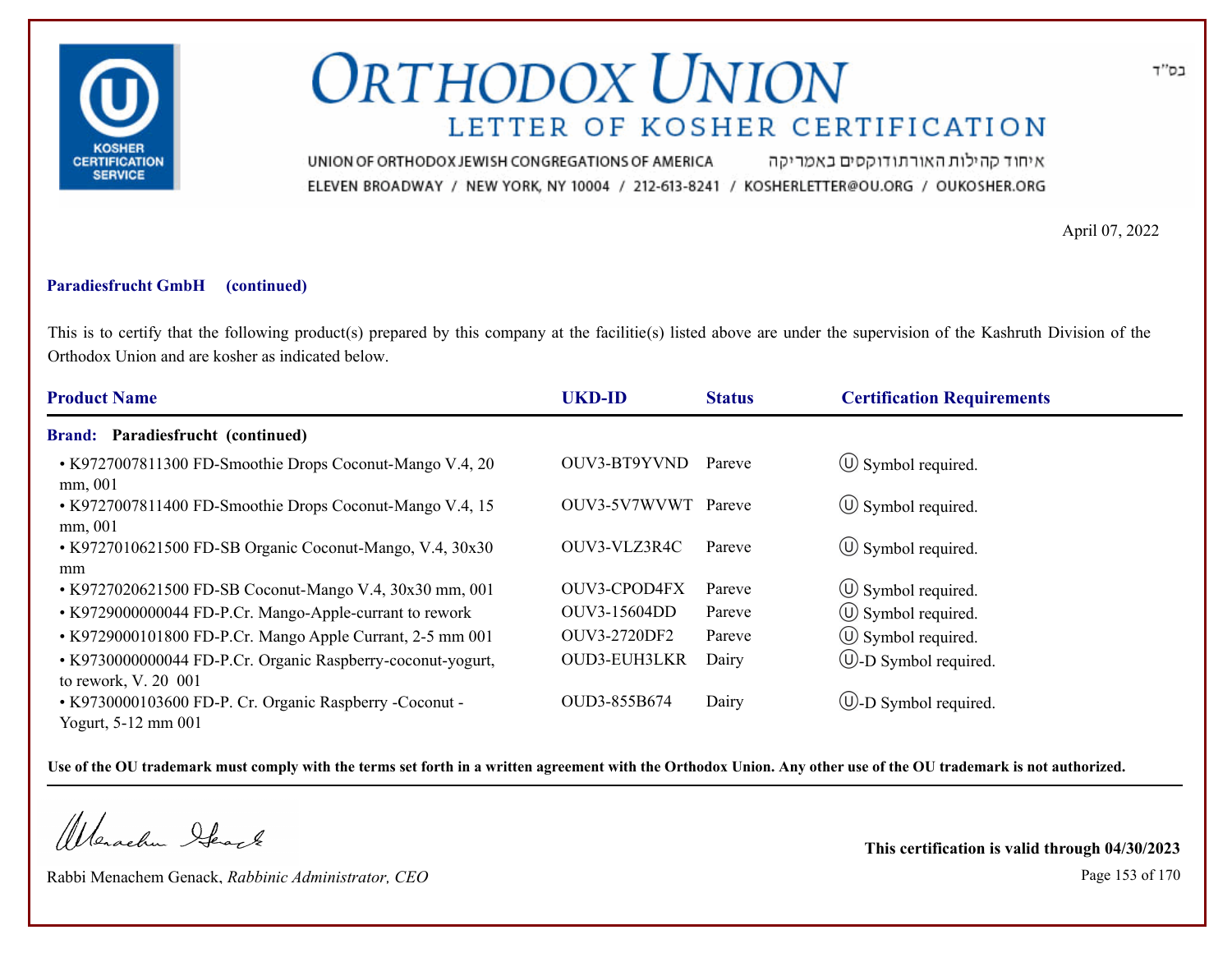# ORTHODOX UNION

## LETTER OF KOSHER CERTIFICATION

UNION OF ORTHODOX JEWISH CONGREGATIONS OF AMERICA איחוד קהילות האורתודוקסים באמריקה

ELEVEN BROADWAY / NEW YORK, NY 10004 / 212-613-8241 / KOSHERLETTER@OU.ORG / OUKOSHER.ORG

בס"ד

April 07, 2022

**Paradiesfrucht GmbH (continued)**

This is to certify that the following product(s) prepared by this company at the facilitie(s) listed above are under the supervision of the Kashruth Division of the Orthodox Union and are kosher as indicated below.

| Product Name | UKD-ID | Status | Certification Requirements |
|---|---|---|---|
| **Brand: Paradiesfrucht (continued)** | | | |
| • K9727007811300 FD-Smoothie Drops Coconut-Mango V.4, 20 mm, 001 | OUV3-BT9YVND | Pareve | Ⓤ Symbol required. |
| • K9727007811400 FD-Smoothie Drops Coconut-Mango V.4, 15 mm, 001 | OUV3-5V7WVWT | Pareve | Ⓤ Symbol required. |
| • K9727010621500 FD-SB Organic Coconut-Mango, V.4, 30x30 mm | OUV3-VLZ3R4C | Pareve | Ⓤ Symbol required. |
| • K9727020621500 FD-SB Coconut-Mango V.4, 30x30 mm, 001 | OUV3-CPOD4FX | Pareve | Ⓤ Symbol required. |
| • K9729000000044 FD-P.Cr. Mango-Apple-currant to rework | OUV3-15604DD | Pareve | Ⓤ Symbol required. |
| • K9729000101800 FD-P.Cr. Mango Apple Currant, 2-5 mm 001 | OUV3-2720DF2 | Pareve | Ⓤ Symbol required. |
| • K9730000000044 FD-P.Cr. Organic Raspberry-coconut-yogurt, to rework, V. 20 001 | OUD3-EUH3LKR | Dairy | Ⓤ-D Symbol required. |
| • K9730000103600 FD-P. Cr. Organic Raspberry -Coconut - Yogurt, 5-12 mm 001 | OUD3-855B674 | Dairy | Ⓤ-D Symbol required. |

**Use of the OU trademark must comply with the terms set forth in a written agreement with the Orthodox Union. Any other use of the OU trademark is not authorized.**

Rabbi Menachem Genack, *Rabbinic Administrator, CEO*

**This certification is valid through 04/30/2023**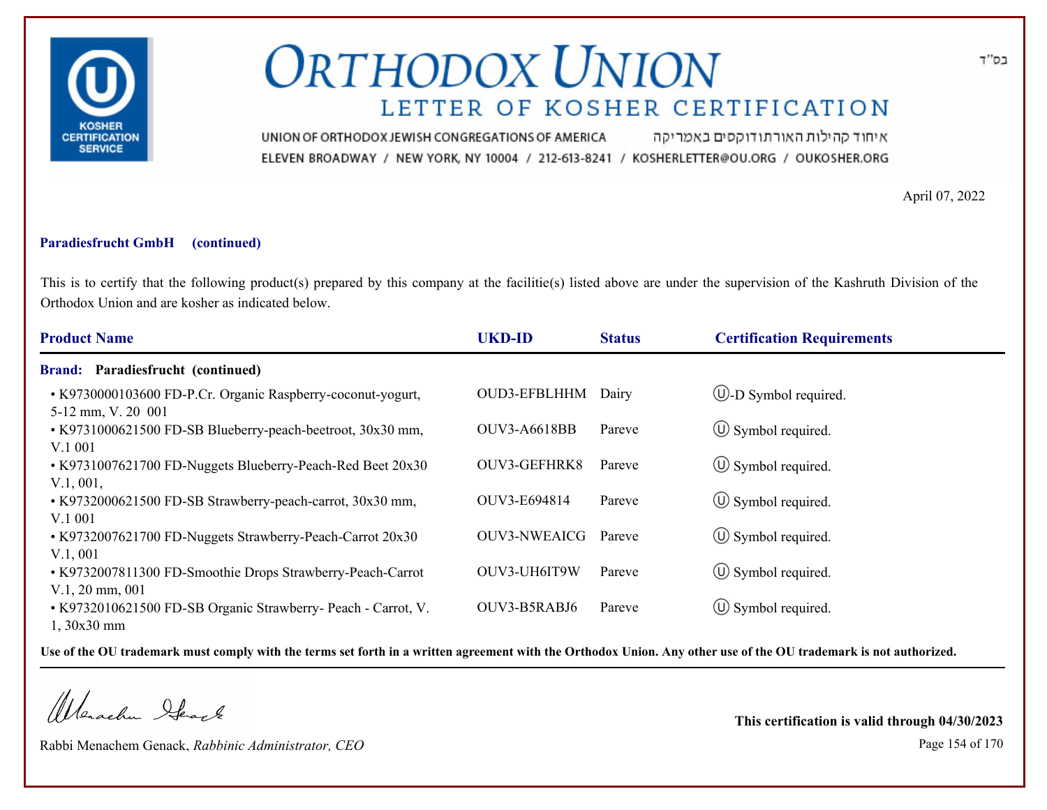# ORTHODOX UNION

## LETTER OF KOSHER CERTIFICATION

UNION OF ORTHODOX JEWISH CONGREGATIONS OF AMERICA איחוד קהילות האורתודוקסים באמריקה

ELEVEN BROADWAY / NEW YORK, NY 10004 / 212-613-8241 / KOSHERLETTER@OU.ORG / OUKOSHER.ORG

בס"ד

April 07, 2022

**Paradiesfrucht GmbH (continued)**

This is to certify that the following product(s) prepared by this company at the facilitie(s) listed above are under the supervision of the Kashruth Division of the Orthodox Union and are kosher as indicated below.

| Product Name | UKD-ID | Status | Certification Requirements |
|---|---|---|---|
| **Brand: Paradiesfrucht (continued)** | | | |
| • K9730000103600 FD-P.Cr. Organic Raspberry-coconut-yogurt, 5-12 mm, V. 20 001 | OUD3-EFBLHHM | Dairy | Ⓤ-D Symbol required. |
| • K9731000621500 FD-SB Blueberry-peach-beetroot, 30x30 mm, V.1 001 | OUV3-A6618BB | Pareve | Ⓤ Symbol required. |
| • K9731007621700 FD-Nuggets Blueberry-Peach-Red Beet 20x30 V.1, 001, | OUV3-GEFHRK8 | Pareve | Ⓤ Symbol required. |
| • K9732000621500 FD-SB Strawberry-peach-carrot, 30x30 mm, V.1 001 | OUV3-E694814 | Pareve | Ⓤ Symbol required. |
| • K9732007621700 FD-Nuggets Strawberry-Peach-Carrot 20x30 V.1, 001 | OUV3-NWEAICG | Pareve | Ⓤ Symbol required. |
| • K9732007811300 FD-Smoothie Drops Strawberry-Peach-Carrot V.1, 20 mm, 001 | OUV3-UH6IT9W | Pareve | Ⓤ Symbol required. |
| • K9732010621500 FD-SB Organic Strawberry- Peach - Carrot, V. 1, 30x30 mm | OUV3-B5RABJ6 | Pareve | Ⓤ Symbol required. |

**Use of the OU trademark must comply with the terms set forth in a written agreement with the Orthodox Union. Any other use of the OU trademark is not authorized.**

Rabbi Menachem Genack, *Rabbinic Administrator, CEO*

**This certification is valid through 04/30/2023**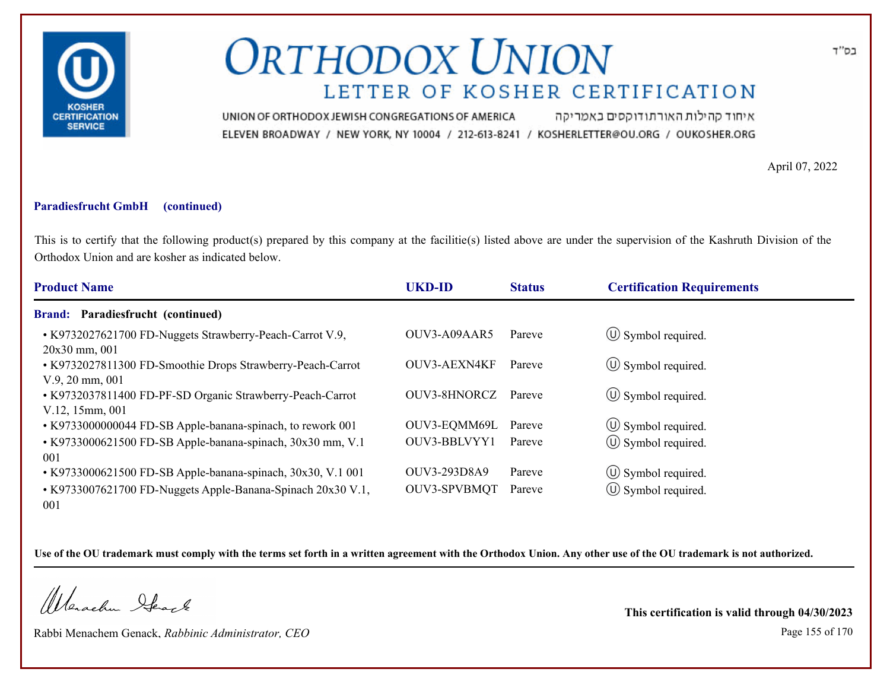בס"ד

# ORTHODOX UNION

## LETTER OF KOSHER CERTIFICATION

UNION OF ORTHODOX JEWISH CONGREGATIONS OF AMERICA איחוד קהילות האורתודוקסים באמריקה

ELEVEN BROADWAY / NEW YORK, NY 10004 / 212-613-8241 / KOSHERLETTER@OU.ORG / OUKOSHER.ORG

April 07, 2022

**Paradiesfrucht GmbH (continued)**

This is to certify that the following product(s) prepared by this company at the facilitie(s) listed above are under the supervision of the Kashruth Division of the Orthodox Union and are kosher as indicated below.

| Product Name | UKD-ID | Status | Certification Requirements |
|---|---|---|---|
| **Brand: Paradiesfrucht (continued)** | | | |
| • K9732027621700 FD-Nuggets Strawberry-Peach-Carrot V.9, 20x30 mm, 001 | OUV3-A09AAR5 | Pareve | Ⓤ Symbol required. |
| • K9732027811300 FD-Smoothie Drops Strawberry-Peach-Carrot V.9, 20 mm, 001 | OUV3-AEXN4KF | Pareve | Ⓤ Symbol required. |
| • K9732037811400 FD-PF-SD Organic Strawberry-Peach-Carrot V.12, 15mm, 001 | OUV3-8HNORCZ | Pareve | Ⓤ Symbol required. |
| • K9733000000044 FD-SB Apple-banana-spinach, to rework 001 | OUV3-EQMM69L | Pareve | Ⓤ Symbol required. |
| • K9733000621500 FD-SB Apple-banana-spinach, 30x30 mm, V.1 001 | OUV3-BBLVYY1 | Pareve | Ⓤ Symbol required. |
| • K9733000621500 FD-SB Apple-banana-spinach, 30x30, V.1 001 | OUV3-293D8A9 | Pareve | Ⓤ Symbol required. |
| • K9733007621700 FD-Nuggets Apple-Banana-Spinach 20x30 V.1, 001 | OUV3-SPVBMQT | Pareve | Ⓤ Symbol required. |

**Use of the OU trademark must comply with the terms set forth in a written agreement with the Orthodox Union. Any other use of the OU trademark is not authorized.**

Rabbi Menachem Genack, *Rabbinic Administrator, CEO*

**This certification is valid through 04/30/2023**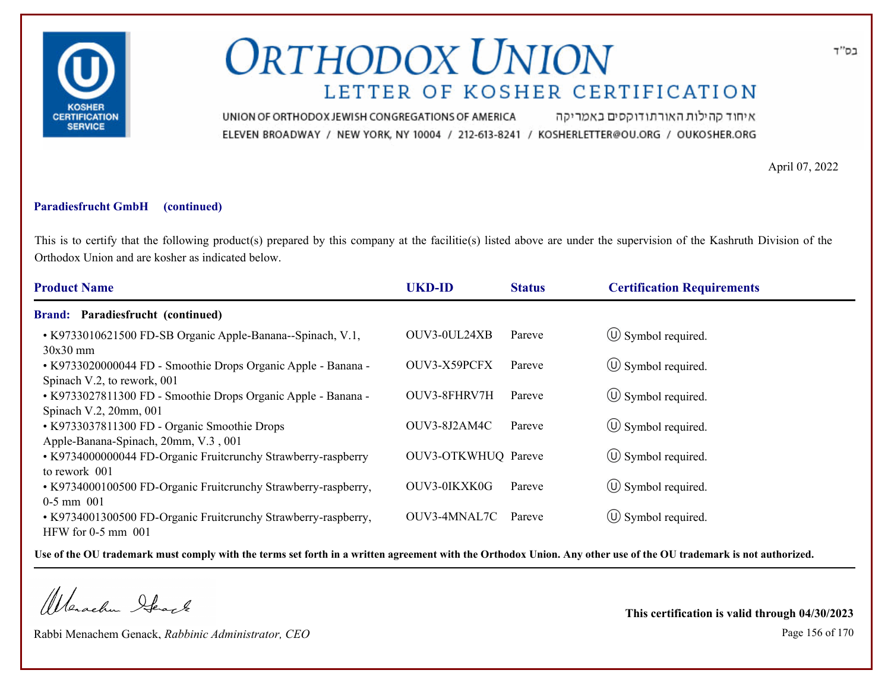# ORTHODOX UNION

## LETTER OF KOSHER CERTIFICATION

UNION OF ORTHODOX JEWISH CONGREGATIONS OF AMERICA איחוד קהילות האורתודוקסים באמריקה

ELEVEN BROADWAY / NEW YORK, NY 10004 / 212-613-8241 / KOSHERLETTER@OU.ORG / OUKOSHER.ORG

בס"ד

April 07, 2022

**Paradiesfrucht GmbH (continued)**

This is to certify that the following product(s) prepared by this company at the facilitie(s) listed above are under the supervision of the Kashruth Division of the Orthodox Union and are kosher as indicated below.

| Product Name | UKD-ID | Status | Certification Requirements |
|---|---|---|---|
| **Brand: Paradiesfrucht (continued)** | | | |
| • K9733010621500 FD-SB Organic Apple-Banana--Spinach, V.1, 30x30 mm | OUV3-0UL24XB | Pareve | Ⓤ Symbol required. |
| • K9733020000044 FD - Smoothie Drops Organic Apple - Banana - Spinach V.2, to rework, 001 | OUV3-X59PCFX | Pareve | Ⓤ Symbol required. |
| • K9733027811300 FD - Smoothie Drops Organic Apple - Banana - Spinach V.2, 20mm, 001 | OUV3-8FHRV7H | Pareve | Ⓤ Symbol required. |
| • K9733037811300 FD - Organic Smoothie Drops Apple-Banana-Spinach, 20mm, V.3 , 001 | OUV3-8J2AM4C | Pareve | Ⓤ Symbol required. |
| • K9734000000044 FD-Organic Fruitcrunchy Strawberry-raspberry to rework 001 | OUV3-OTKWHUQ | Pareve | Ⓤ Symbol required. |
| • K9734000100500 FD-Organic Fruitcrunchy Strawberry-raspberry, 0-5 mm 001 | OUV3-0IKXK0G | Pareve | Ⓤ Symbol required. |
| • K9734001300500 FD-Organic Fruitcrunchy Strawberry-raspberry, HFW for 0-5 mm 001 | OUV3-4MNAL7C | Pareve | Ⓤ Symbol required. |

**Use of the OU trademark must comply with the terms set forth in a written agreement with the Orthodox Union. Any other use of the OU trademark is not authorized.**

Rabbi Menachem Genack, *Rabbinic Administrator, CEO*

**This certification is valid through 04/30/2023**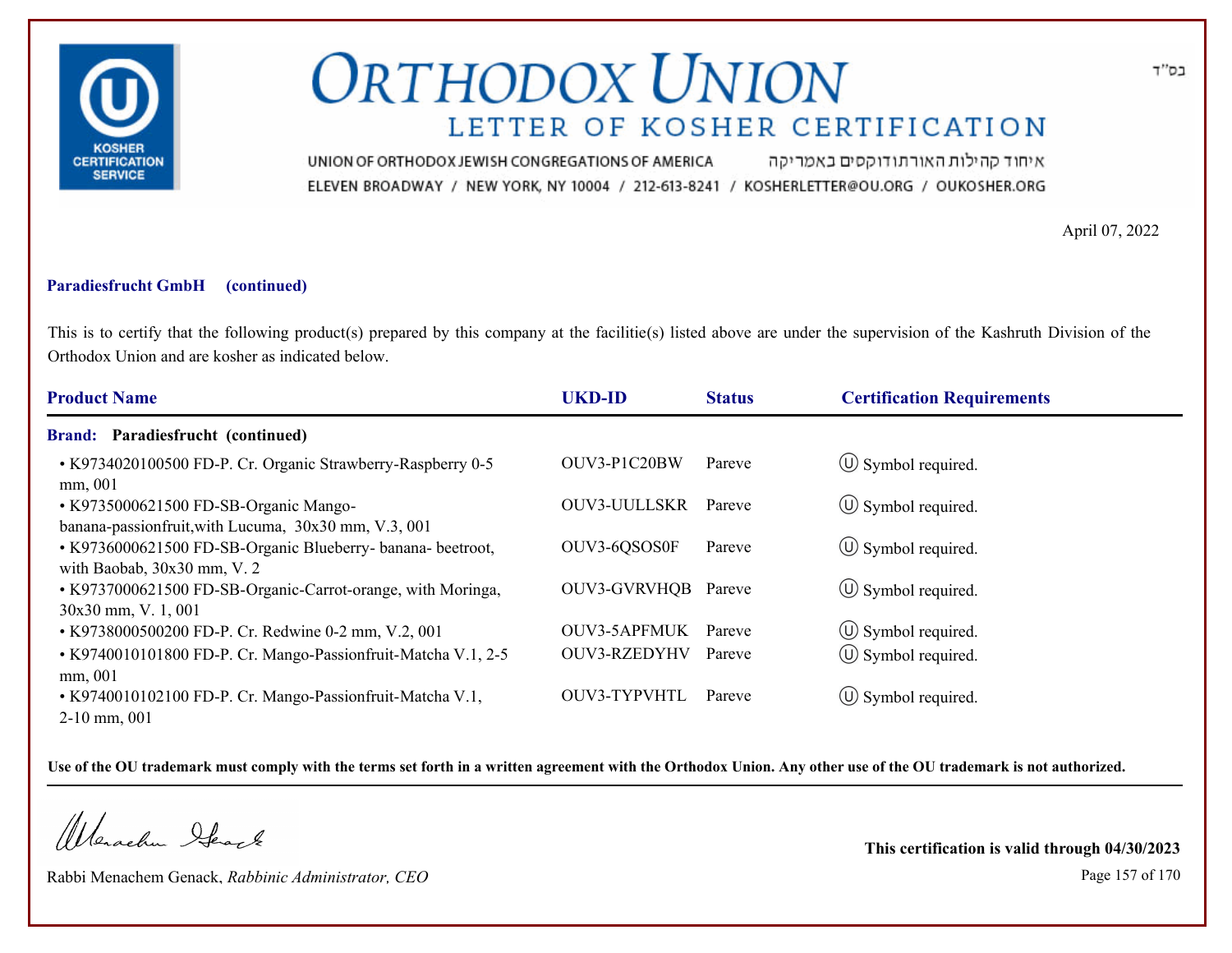# ORTHODOX UNION

## LETTER OF KOSHER CERTIFICATION

UNION OF ORTHODOX JEWISH CONGREGATIONS OF AMERICA איחוד קהילות האורתודוקסים באמריקה
ELEVEN BROADWAY / NEW YORK, NY 10004 / 212-613-8241 / KOSHERLETTER@OU.ORG / OUKOSHER.ORG

בס"ד

April 07, 2022

**Paradiesfrucht GmbH (continued)**

This is to certify that the following product(s) prepared by this company at the facilitie(s) listed above are under the supervision of the Kashruth Division of the Orthodox Union and are kosher as indicated below.

| Product Name | UKD-ID | Status | Certification Requirements |
|---|---|---|---|
| **Brand: Paradiesfrucht (continued)** | | | |
| • K9734020100500 FD-P. Cr. Organic Strawberry-Raspberry 0-5 mm, 001 | OUV3-P1C20BW | Pareve | Ⓤ Symbol required. |
| • K9735000621500 FD-SB-Organic Mango-banana-passionfruit,with Lucuma, 30x30 mm, V.3, 001 | OUV3-UULLSKR | Pareve | Ⓤ Symbol required. |
| • K9736000621500 FD-SB-Organic Blueberry- banana- beetroot, with Baobab, 30x30 mm, V. 2 | OUV3-6QSOS0F | Pareve | Ⓤ Symbol required. |
| • K9737000621500 FD-SB-Organic-Carrot-orange, with Moringa, 30x30 mm, V. 1, 001 | OUV3-GVRVHQB | Pareve | Ⓤ Symbol required. |
| • K9738000500200 FD-P. Cr. Redwine 0-2 mm, V.2, 001 | OUV3-5APFMUK | Pareve | Ⓤ Symbol required. |
| • K9740010101800 FD-P. Cr. Mango-Passionfruit-Matcha V.1, 2-5 mm, 001 | OUV3-RZEDYHV | Pareve | Ⓤ Symbol required. |
| • K9740010102100 FD-P. Cr. Mango-Passionfruit-Matcha V.1, 2-10 mm, 001 | OUV3-TYPVHTL | Pareve | Ⓤ Symbol required. |

**Use of the OU trademark must comply with the terms set forth in a written agreement with the Orthodox Union. Any other use of the OU trademark is not authorized.**

Rabbi Menachem Genack, *Rabbinic Administrator, CEO*

**This certification is valid through 04/30/2023**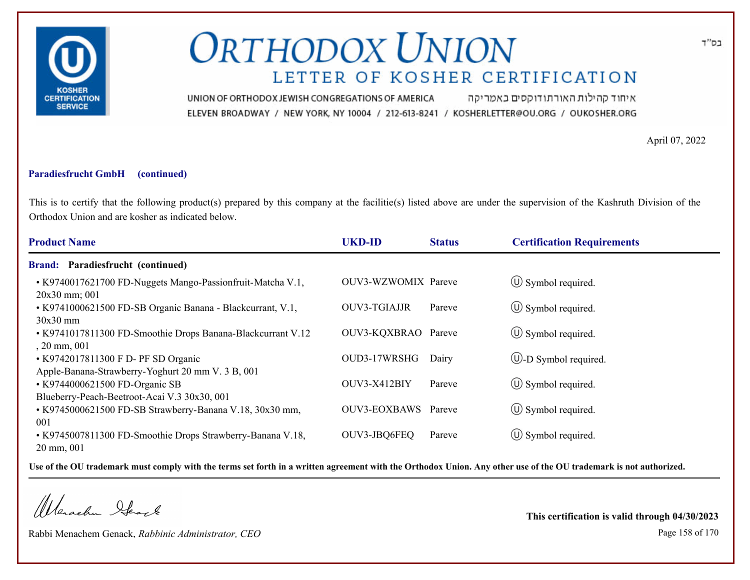# ORTHODOX UNION

## LETTER OF KOSHER CERTIFICATION

UNION OF ORTHODOX JEWISH CONGREGATIONS OF AMERICA איחוד קהילות האורתודוקסים באמריקה

ELEVEN BROADWAY / NEW YORK, NY 10004 / 212-613-8241 / KOSHERLETTER@OU.ORG / OUKOSHER.ORG

בס"ד

April 07, 2022

**Paradiesfrucht GmbH (continued)**

This is to certify that the following product(s) prepared by this company at the facilitie(s) listed above are under the supervision of the Kashruth Division of the Orthodox Union and are kosher as indicated below.

| Product Name | UKD-ID | Status | Certification Requirements |
|---|---|---|---|
| **Brand: Paradiesfrucht (continued)** | | | |
| • K9740017621700 FD-Nuggets Mango-Passionfruit-Matcha V.1, 20x30 mm; 001 | OUV3-WZWOMIX | Pareve | Ⓤ Symbol required. |
| • K9741000621500 FD-SB Organic Banana - Blackcurrant, V.1, 30x30 mm | OUV3-TGIAJJR | Pareve | Ⓤ Symbol required. |
| • K9741017811300 FD-Smoothie Drops Banana-Blackcurrant V.12 , 20 mm, 001 | OUV3-KQXBRAO | Pareve | Ⓤ Symbol required. |
| • K9742017811300 F D- PF SD Organic Apple-Banana-Strawberry-Yoghurt 20 mm V. 3 B, 001 | OUD3-17WRSHG | Dairy | Ⓤ-D Symbol required. |
| • K9744000621500 FD-Organic SB Blueberry-Peach-Beetroot-Acai V.3 30x30, 001 | OUV3-X412BIY | Pareve | Ⓤ Symbol required. |
| • K9745000621500 FD-SB Strawberry-Banana V.18, 30x30 mm, 001 | OUV3-EOXBAWS | Pareve | Ⓤ Symbol required. |
| • K9745007811300 FD-Smoothie Drops Strawberry-Banana V.18, 20 mm, 001 | OUV3-JBQ6FEQ | Pareve | Ⓤ Symbol required. |

**Use of the OU trademark must comply with the terms set forth in a written agreement with the Orthodox Union. Any other use of the OU trademark is not authorized.**

Rabbi Menachem Genack, *Rabbinic Administrator, CEO*

**This certification is valid through 04/30/2023**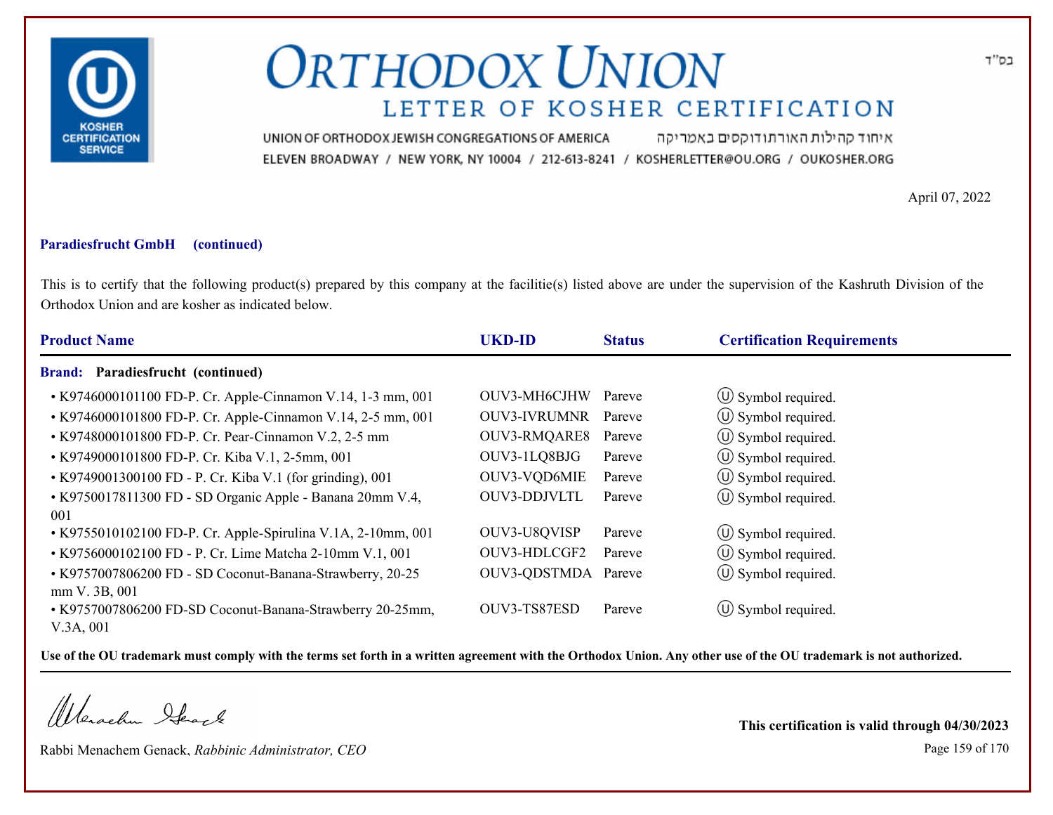# ORTHODOX UNION

## LETTER OF KOSHER CERTIFICATION

UNION OF ORTHODOX JEWISH CONGREGATIONS OF AMERICA איחוד קהילות האורתודוקסים באמריקה

ELEVEN BROADWAY / NEW YORK, NY 10004 / 212-613-8241 / KOSHERLETTER@OU.ORG / OUKOSHER.ORG

בס"ד

April 07, 2022

**Paradiesfrucht GmbH (continued)**

This is to certify that the following product(s) prepared by this company at the facilitie(s) listed above are under the supervision of the Kashruth Division of the Orthodox Union and are kosher as indicated below.

| Product Name | UKD-ID | Status | Certification Requirements |
|---|---|---|---|
| **Brand: Paradiesfrucht (continued)** | | | |
| • K9746000101100 FD-P. Cr. Apple-Cinnamon V.14, 1-3 mm, 001 | OUV3-MH6CJHW | Pareve | Ⓤ Symbol required. |
| • K9746000101800 FD-P. Cr. Apple-Cinnamon V.14, 2-5 mm, 001 | OUV3-IVRUMNR | Pareve | Ⓤ Symbol required. |
| • K9748000101800 FD-P. Cr. Pear-Cinnamon V.2, 2-5 mm | OUV3-RMQARE8 | Pareve | Ⓤ Symbol required. |
| • K9749000101800 FD-P. Cr. Kiba V.1, 2-5mm, 001 | OUV3-1LQ8BJG | Pareve | Ⓤ Symbol required. |
| • K9749001300100 FD - P. Cr. Kiba V.1 (for grinding), 001 | OUV3-VQD6MIE | Pareve | Ⓤ Symbol required. |
| • K9750017811300 FD - SD Organic Apple - Banana 20mm V.4, 001 | OUV3-DDJVLTL | Pareve | Ⓤ Symbol required. |
| • K9755010102100 FD-P. Cr. Apple-Spirulina V.1A, 2-10mm, 001 | OUV3-U8QVISP | Pareve | Ⓤ Symbol required. |
| • K9756000102100 FD - P. Cr. Lime Matcha 2-10mm V.1, 001 | OUV3-HDLCGF2 | Pareve | Ⓤ Symbol required. |
| • K9757007806200 FD - SD Coconut-Banana-Strawberry, 20-25 mm V. 3B, 001 | OUV3-QDSTMDA | Pareve | Ⓤ Symbol required. |
| • K9757007806200 FD-SD Coconut-Banana-Strawberry 20-25mm, V.3A, 001 | OUV3-TS87ESD | Pareve | Ⓤ Symbol required. |

**Use of the OU trademark must comply with the terms set forth in a written agreement with the Orthodox Union. Any other use of the OU trademark is not authorized.**

Rabbi Menachem Genack, *Rabbinic Administrator, CEO*

**This certification is valid through 04/30/2023**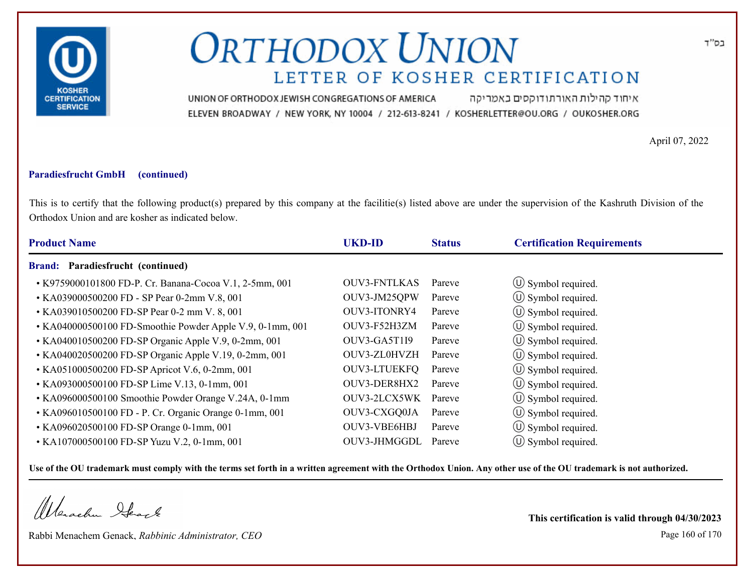# ORTHODOX UNION

## LETTER OF KOSHER CERTIFICATION

UNION OF ORTHODOX JEWISH CONGREGATIONS OF AMERICA איחוד קהילות האורתודוקסים באמריקה

ELEVEN BROADWAY / NEW YORK, NY 10004 / 212-613-8241 / KOSHERLETTER@OU.ORG / OUKOSHER.ORG

בס"ד

April 07, 2022

**Paradiesfrucht GmbH (continued)**

This is to certify that the following product(s) prepared by this company at the facilitie(s) listed above are under the supervision of the Kashruth Division of the Orthodox Union and are kosher as indicated below.

| Product Name | UKD-ID | Status | Certification Requirements |
|---|---|---|---|
| **Brand: Paradiesfrucht (continued)** | | | |
| • K9759000101800 FD-P. Cr. Banana-Cocoa V.1, 2-5mm, 001 | OUV3-FNTLKAS | Pareve | Ⓤ Symbol required. |
| • KA039000500200 FD - SP Pear 0-2mm V.8, 001 | OUV3-JM25QPW | Pareve | Ⓤ Symbol required. |
| • KA039010500200 FD-SP Pear 0-2 mm V. 8, 001 | OUV3-ITONRY4 | Pareve | Ⓤ Symbol required. |
| • KA040000500100 FD-Smoothie Powder Apple V.9, 0-1mm, 001 | OUV3-F52H3ZM | Pareve | Ⓤ Symbol required. |
| • KA040010500200 FD-SP Organic Apple V.9, 0-2mm, 001 | OUV3-GA5T1I9 | Pareve | Ⓤ Symbol required. |
| • KA040020500200 FD-SP Organic Apple V.19, 0-2mm, 001 | OUV3-ZL0HVZH | Pareve | Ⓤ Symbol required. |
| • KA051000500200 FD-SP Apricot V.6, 0-2mm, 001 | OUV3-LTUEKFQ | Pareve | Ⓤ Symbol required. |
| • KA093000500100 FD-SP Lime V.13, 0-1mm, 001 | OUV3-DER8HX2 | Pareve | Ⓤ Symbol required. |
| • KA096000500100 Smoothie Powder Orange V.24A, 0-1mm | OUV3-2LCX5WK | Pareve | Ⓤ Symbol required. |
| • KA096010500100 FD - P. Cr. Organic Orange 0-1mm, 001 | OUV3-CXGQ0JA | Pareve | Ⓤ Symbol required. |
| • KA096020500100 FD-SP Orange 0-1mm, 001 | OUV3-VBE6HBJ | Pareve | Ⓤ Symbol required. |
| • KA107000500100 FD-SP Yuzu V.2, 0-1mm, 001 | OUV3-JHMGGDL | Pareve | Ⓤ Symbol required. |

**Use of the OU trademark must comply with the terms set forth in a written agreement with the Orthodox Union. Any other use of the OU trademark is not authorized.**

Rabbi Menachem Genack, *Rabbinic Administrator, CEO*

**This certification is valid through 04/30/2023**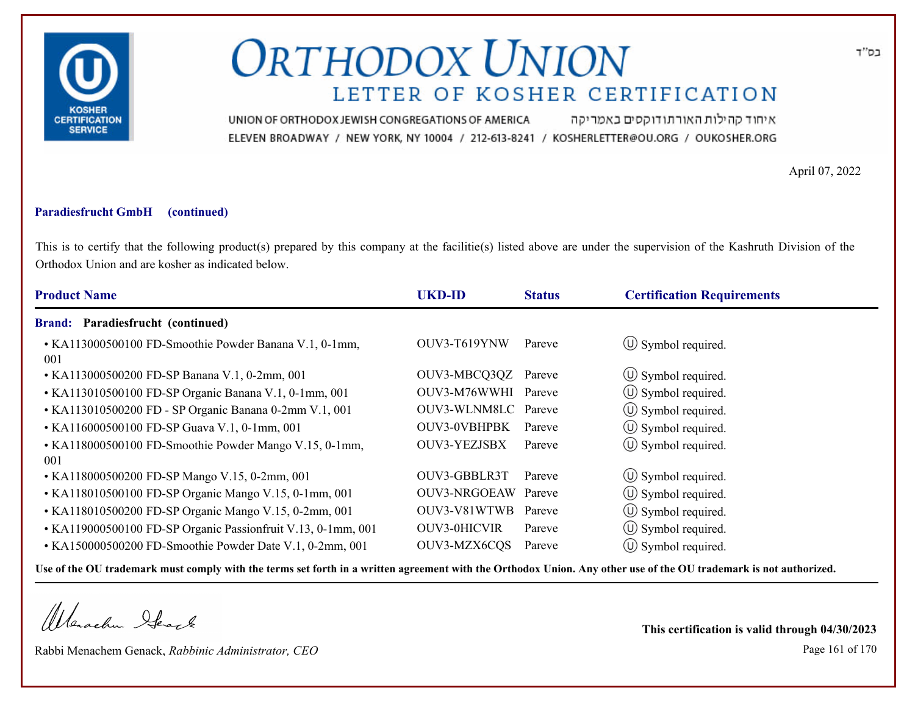בס"ד

# ORTHODOX UNION

## LETTER OF KOSHER CERTIFICATION

UNION OF ORTHODOX JEWISH CONGREGATIONS OF AMERICA איחוד קהילות האורתודוקסים באמריקה

ELEVEN BROADWAY / NEW YORK, NY 10004 / 212-613-8241 / KOSHERLETTER@OU.ORG / OUKOSHER.ORG

April 07, 2022

**Paradiesfrucht GmbH (continued)**

This is to certify that the following product(s) prepared by this company at the facilitie(s) listed above are under the supervision of the Kashruth Division of the Orthodox Union and are kosher as indicated below.

| Product Name | UKD-ID | Status | Certification Requirements |
|---|---|---|---|
| **Brand: Paradiesfrucht (continued)** | | | |
| • KA113000500100 FD-Smoothie Powder Banana V.1, 0-1mm, 001 | OUV3-T619YNW | Pareve | Ⓤ Symbol required. |
| • KA113000500200 FD-SP Banana V.1, 0-2mm, 001 | OUV3-MBCQ3QZ | Pareve | Ⓤ Symbol required. |
| • KA113010500100 FD-SP Organic Banana V.1, 0-1mm, 001 | OUV3-M76WWHI | Pareve | Ⓤ Symbol required. |
| • KA113010500200 FD - SP Organic Banana 0-2mm V.1, 001 | OUV3-WLNM8LC | Pareve | Ⓤ Symbol required. |
| • KA116000500100 FD-SP Guava V.1, 0-1mm, 001 | OUV3-0VBHPBK | Pareve | Ⓤ Symbol required. |
| • KA118000500100 FD-Smoothie Powder Mango V.15, 0-1mm, 001 | OUV3-YEZJSBX | Pareve | Ⓤ Symbol required. |
| • KA118000500200 FD-SP Mango V.15, 0-2mm, 001 | OUV3-GBBLR3T | Pareve | Ⓤ Symbol required. |
| • KA118010500100 FD-SP Organic Mango V.15, 0-1mm, 001 | OUV3-NRGOEAW | Pareve | Ⓤ Symbol required. |
| • KA118010500200 FD-SP Organic Mango V.15, 0-2mm, 001 | OUV3-V81WTWB | Pareve | Ⓤ Symbol required. |
| • KA119000500100 FD-SP Organic Passionfruit V.13, 0-1mm, 001 | OUV3-0HICVIR | Pareve | Ⓤ Symbol required. |
| • KA150000500200 FD-Smoothie Powder Date V.1, 0-2mm, 001 | OUV3-MZX6CQS | Pareve | Ⓤ Symbol required. |

**Use of the OU trademark must comply with the terms set forth in a written agreement with the Orthodox Union. Any other use of the OU trademark is not authorized.**

Rabbi Menachem Genack, *Rabbinic Administrator, CEO*

**This certification is valid through 04/30/2023**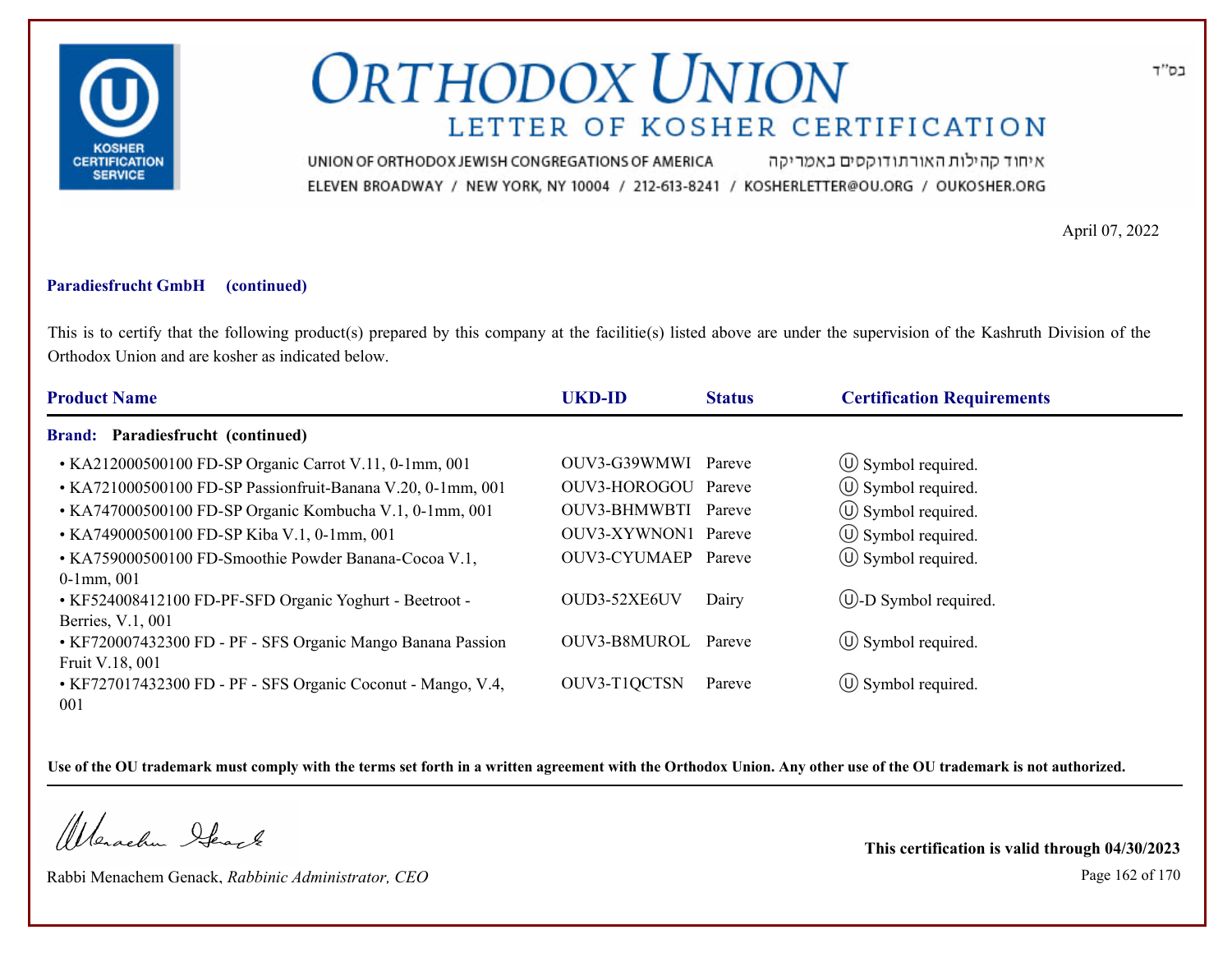בס"ד

# ORTHODOX UNION

## LETTER OF KOSHER CERTIFICATION

UNION OF ORTHODOX JEWISH CONGREGATIONS OF AMERICA איחוד קהילות האורתודוקסים באמריקה

ELEVEN BROADWAY / NEW YORK, NY 10004 / 212-613-8241 / KOSHERLETTER@OU.ORG / OUKOSHER.ORG

April 07, 2022

**Paradiesfrucht GmbH (continued)**

This is to certify that the following product(s) prepared by this company at the facilitie(s) listed above are under the supervision of the Kashruth Division of the Orthodox Union and are kosher as indicated below.

| Product Name | UKD-ID | Status | Certification Requirements |
|---|---|---|---|
| **Brand: Paradiesfrucht (continued)** | | | |
| • KA212000500100 FD-SP Organic Carrot V.11, 0-1mm, 001 | OUV3-G39WMWI | Pareve | Ⓤ Symbol required. |
| • KA721000500100 FD-SP Passionfruit-Banana V.20, 0-1mm, 001 | OUV3-HOROGOU | Pareve | Ⓤ Symbol required. |
| • KA747000500100 FD-SP Organic Kombucha V.1, 0-1mm, 001 | OUV3-BHMWBTI | Pareve | Ⓤ Symbol required. |
| • KA749000500100 FD-SP Kiba V.1, 0-1mm, 001 | OUV3-XYWNON1 | Pareve | Ⓤ Symbol required. |
| • KA759000500100 FD-Smoothie Powder Banana-Cocoa V.1, 0-1mm, 001 | OUV3-CYUMAEP | Pareve | Ⓤ Symbol required. |
| • KF524008412100 FD-PF-SFD Organic Yoghurt - Beetroot - Berries, V.1, 001 | OUD3-52XE6UV | Dairy | Ⓤ-D Symbol required. |
| • KF720007432300 FD - PF - SFS Organic Mango Banana Passion Fruit V.18, 001 | OUV3-B8MUROL | Pareve | Ⓤ Symbol required. |
| • KF727017432300 FD - PF - SFS Organic Coconut - Mango, V.4, 001 | OUV3-T1QCTSN | Pareve | Ⓤ Symbol required. |

**Use of the OU trademark must comply with the terms set forth in a written agreement with the Orthodox Union. Any other use of the OU trademark is not authorized.**

Rabbi Menachem Genack, *Rabbinic Administrator, CEO*

**This certification is valid through 04/30/2023**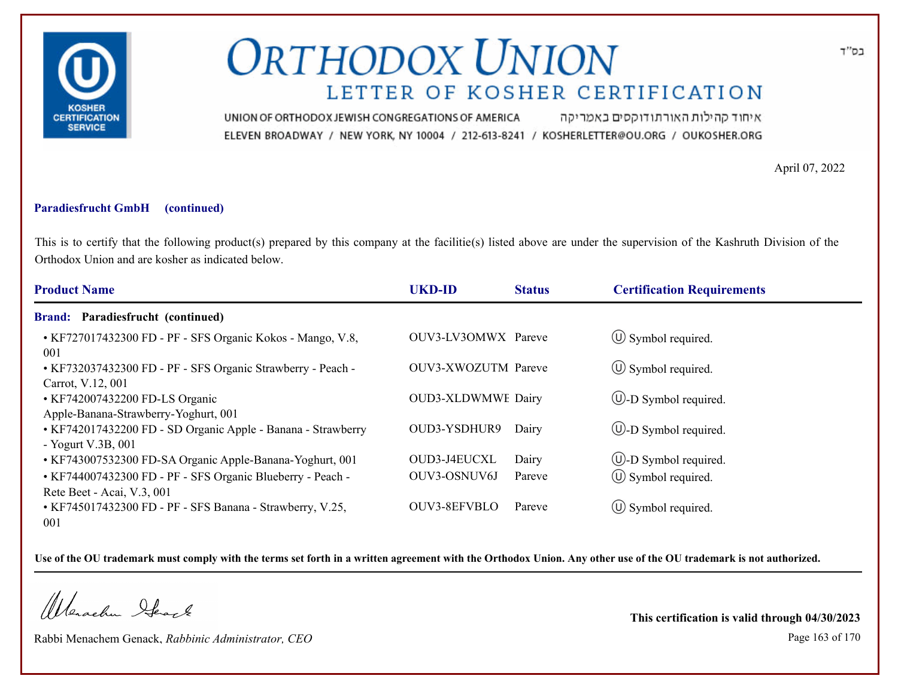# ORTHODOX UNION

## LETTER OF KOSHER CERTIFICATION

בס"ד

UNION OF ORTHODOX JEWISH CONGREGATIONS OF AMERICA איחוד קהילות האורתודוקסים באמריקה

ELEVEN BROADWAY / NEW YORK, NY 10004 / 212-613-8241 / KOSHERLETTER@OU.ORG / OUKOSHER.ORG

April 07, 2022

**Paradiesfrucht GmbH (continued)**

This is to certify that the following product(s) prepared by this company at the facilitie(s) listed above are under the supervision of the Kashruth Division of the Orthodox Union and are kosher as indicated below.

| Product Name | UKD-ID | Status | Certification Requirements |
|---|---|---|---|
| **Brand: Paradiesfrucht (continued)** | | | |
| • KF727017432300 FD - PF - SFS Organic Kokos - Mango, V.8, 001 | OUV3-LV3OMWX | Pareve | Ⓤ Symbol required. |
| • KF732037432300 FD - PF - SFS Organic Strawberry - Peach - Carrot, V.12, 001 | OUV3-XWOZUTM | Pareve | Ⓤ Symbol required. |
| • KF742007432200 FD-LS Organic Apple-Banana-Strawberry-Yoghurt, 001 | OUD3-XLDWMWE | Dairy | Ⓤ-D Symbol required. |
| • KF742017432200 FD - SD Organic Apple - Banana - Strawberry - Yogurt V.3B, 001 | OUD3-YSDHUR9 | Dairy | Ⓤ-D Symbol required. |
| • KF743007532300 FD-SA Organic Apple-Banana-Yoghurt, 001 | OUD3-J4EUCXL | Dairy | Ⓤ-D Symbol required. |
| • KF744007432300 FD - PF - SFS Organic Blueberry - Peach - Rete Beet - Acai, V.3, 001 | OUV3-OSNUV6J | Pareve | Ⓤ Symbol required. |
| • KF745017432300 FD - PF - SFS Banana - Strawberry, V.25, 001 | OUV3-8EFVBLO | Pareve | Ⓤ Symbol required. |

**Use of the OU trademark must comply with the terms set forth in a written agreement with the Orthodox Union. Any other use of the OU trademark is not authorized.**

Rabbi Menachem Genack, *Rabbinic Administrator, CEO*

**This certification is valid through 04/30/2023**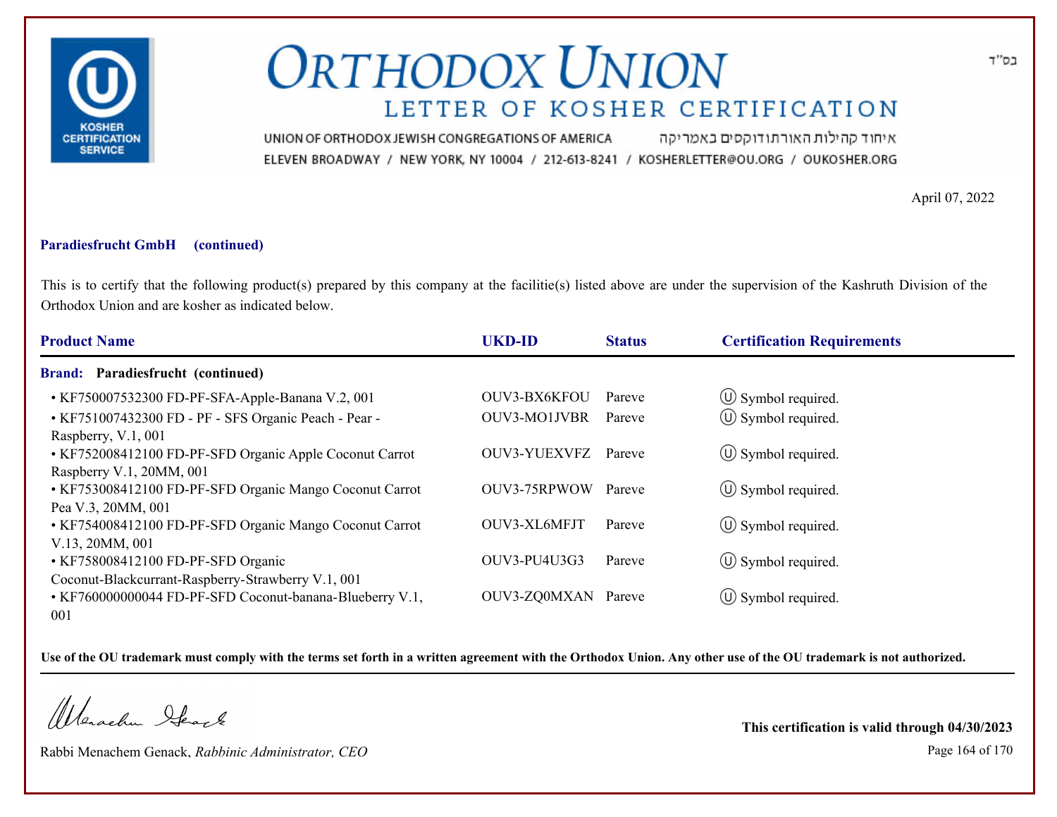בס"ד

# ORTHODOX UNION

## LETTER OF KOSHER CERTIFICATION

UNION OF ORTHODOX JEWISH CONGREGATIONS OF AMERICA איחוד קהילות האורתודוקסים באמריקה

ELEVEN BROADWAY / NEW YORK, NY 10004 / 212-613-8241 / KOSHERLETTER@OU.ORG / OUKOSHER.ORG

April 07, 2022

**Paradiesfrucht GmbH (continued)**

This is to certify that the following product(s) prepared by this company at the facilitie(s) listed above are under the supervision of the Kashruth Division of the Orthodox Union and are kosher as indicated below.

| Product Name | UKD-ID | Status | Certification Requirements |
|---|---|---|---|
| **Brand: Paradiesfrucht (continued)** | | | |
| • KF750007532300 FD-PF-SFA-Apple-Banana V.2, 001 | OUV3-BX6KFOU | Pareve | Ⓤ Symbol required. |
| • KF751007432300 FD - PF - SFS Organic Peach - Pear - Raspberry, V.1, 001 | OUV3-MO1JVBR | Pareve | Ⓤ Symbol required. |
| • KF752008412100 FD-PF-SFD Organic Apple Coconut Carrot Raspberry V.1, 20MM, 001 | OUV3-YUEXVFZ | Pareve | Ⓤ Symbol required. |
| • KF753008412100 FD-PF-SFD Organic Mango Coconut Carrot Pea V.3, 20MM, 001 | OUV3-75RPWOW | Pareve | Ⓤ Symbol required. |
| • KF754008412100 FD-PF-SFD Organic Mango Coconut Carrot V.13, 20MM, 001 | OUV3-XL6MFJT | Pareve | Ⓤ Symbol required. |
| • KF758008412100 FD-PF-SFD Organic Coconut-Blackcurrant-Raspberry-Strawberry V.1, 001 | OUV3-PU4U3G3 | Pareve | Ⓤ Symbol required. |
| • KF760000000044 FD-PF-SFD Coconut-banana-Blueberry V.1, 001 | OUV3-ZQ0MXAN | Pareve | Ⓤ Symbol required. |

**Use of the OU trademark must comply with the terms set forth in a written agreement with the Orthodox Union. Any other use of the OU trademark is not authorized.**

Rabbi Menachem Genack, *Rabbinic Administrator, CEO*

**This certification is valid through 04/30/2023**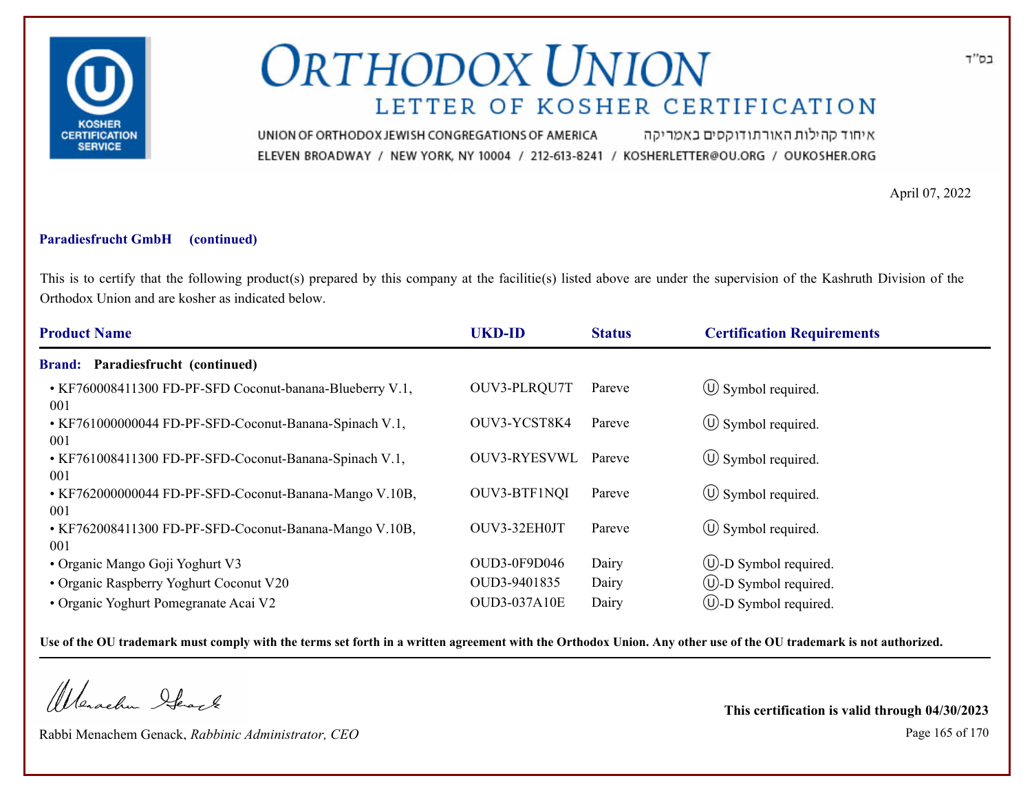# ORTHODOX UNION

## LETTER OF KOSHER CERTIFICATION

בס"ד

UNION OF ORTHODOX JEWISH CONGREGATIONS OF AMERICA איחוד קהילות האורתודוקסים באמריקה

ELEVEN BROADWAY / NEW YORK, NY 10004 / 212-613-8241 / KOSHERLETTER@OU.ORG / OUKOSHER.ORG

April 07, 2022

**Paradiesfrucht GmbH (continued)**

This is to certify that the following product(s) prepared by this company at the facilitie(s) listed above are under the supervision of the Kashruth Division of the Orthodox Union and are kosher as indicated below.

| Product Name | UKD-ID | Status | Certification Requirements |
|---|---|---|---|
| **Brand: Paradiesfrucht (continued)** | | | |
| • KF760008411300 FD-PF-SFD Coconut-banana-Blueberry V.1, 001 | OUV3-PLRQU7T | Pareve | Ⓤ Symbol required. |
| • KF761000000044 FD-PF-SFD-Coconut-Banana-Spinach V.1, 001 | OUV3-YCST8K4 | Pareve | Ⓤ Symbol required. |
| • KF761008411300 FD-PF-SFD-Coconut-Banana-Spinach V.1, 001 | OUV3-RYESVWL | Pareve | Ⓤ Symbol required. |
| • KF762000000044 FD-PF-SFD-Coconut-Banana-Mango V.10B, 001 | OUV3-BTF1NQI | Pareve | Ⓤ Symbol required. |
| • KF762008411300 FD-PF-SFD-Coconut-Banana-Mango V.10B, 001 | OUV3-32EH0JT | Pareve | Ⓤ Symbol required. |
| • Organic Mango Goji Yoghurt V3 | OUD3-0F9D046 | Dairy | Ⓤ-D Symbol required. |
| • Organic Raspberry Yoghurt Coconut V20 | OUD3-9401835 | Dairy | Ⓤ-D Symbol required. |
| • Organic Yoghurt Pomegranate Acai V2 | OUD3-037A10E | Dairy | Ⓤ-D Symbol required. |

**Use of the OU trademark must comply with the terms set forth in a written agreement with the Orthodox Union. Any other use of the OU trademark is not authorized.**

Rabbi Menachem Genack, *Rabbinic Administrator, CEO*

**This certification is valid through 04/30/2023**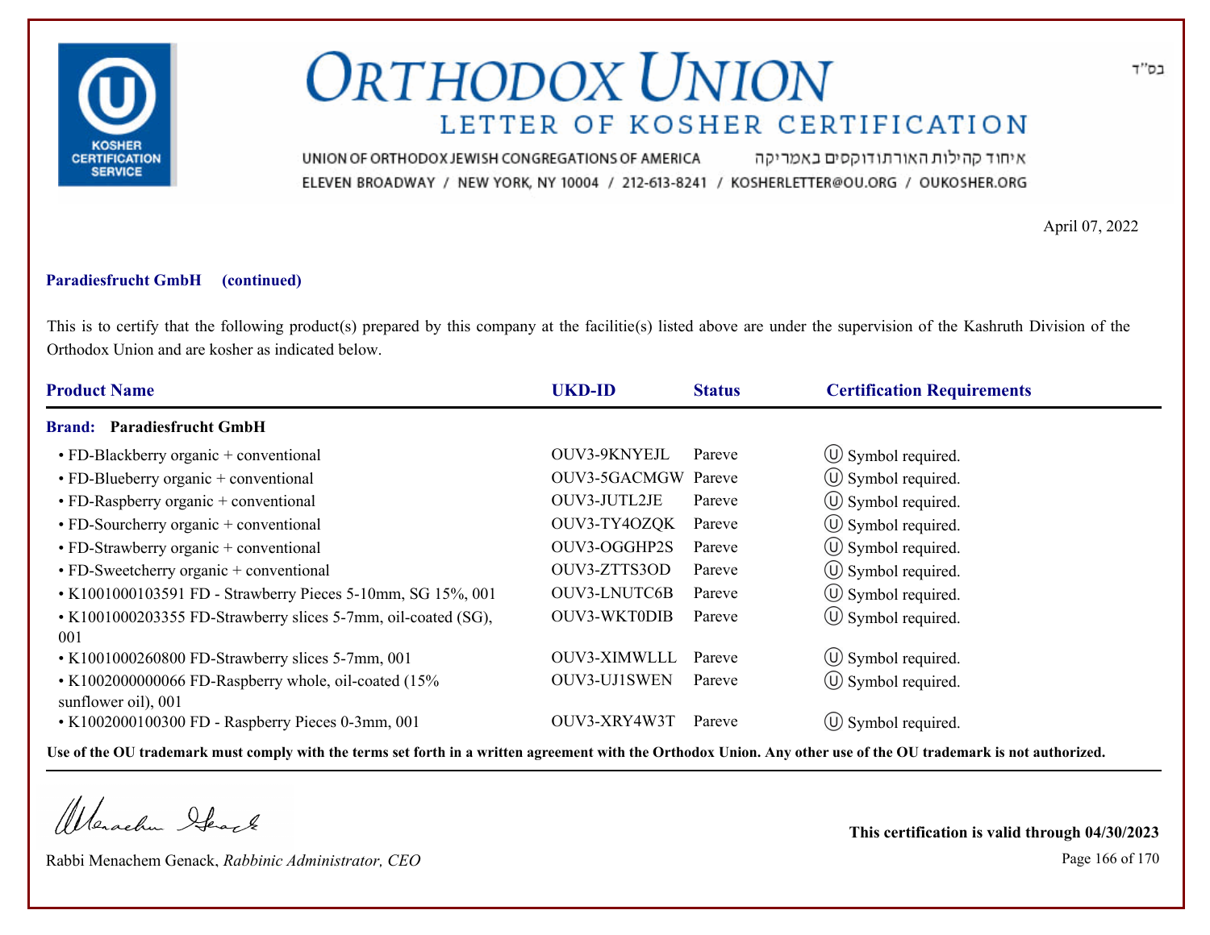# ORTHODOX UNION

## LETTER OF KOSHER CERTIFICATION

בס"ד

UNION OF ORTHODOX JEWISH CONGREGATIONS OF AMERICA איחוד קהילות האורתודוקסים באמריקה

ELEVEN BROADWAY / NEW YORK, NY 10004 / 212-613-8241 / KOSHERLETTER@OU.ORG / OUKOSHER.ORG

April 07, 2022

**Paradiesfrucht GmbH (continued)**

This is to certify that the following product(s) prepared by this company at the facilitie(s) listed above are under the supervision of the Kashruth Division of the Orthodox Union and are kosher as indicated below.

| Product Name | UKD-ID | Status | Certification Requirements |
|---|---|---|---|
| **Brand: Paradiesfrucht GmbH** | | | |
| • FD-Blackberry organic + conventional | OUV3-9KNYEJL | Pareve | Ⓤ Symbol required. |
| • FD-Blueberry organic + conventional | OUV3-5GACMGW | Pareve | Ⓤ Symbol required. |
| • FD-Raspberry organic + conventional | OUV3-JUTL2JE | Pareve | Ⓤ Symbol required. |
| • FD-Sourcherry organic + conventional | OUV3-TY4OZQK | Pareve | Ⓤ Symbol required. |
| • FD-Strawberry organic + conventional | OUV3-OGGHP2S | Pareve | Ⓤ Symbol required. |
| • FD-Sweetcherry organic + conventional | OUV3-ZTTS3OD | Pareve | Ⓤ Symbol required. |
| • K1001000103591 FD - Strawberry Pieces 5-10mm, SG 15%, 001 | OUV3-LNUTC6B | Pareve | Ⓤ Symbol required. |
| • K1001000203355 FD-Strawberry slices 5-7mm, oil-coated (SG), 001 | OUV3-WKT0DIB | Pareve | Ⓤ Symbol required. |
| • K1001000260800 FD-Strawberry slices 5-7mm, 001 | OUV3-XIMWLLL | Pareve | Ⓤ Symbol required. |
| • K1002000000066 FD-Raspberry whole, oil-coated (15% sunflower oil), 001 | OUV3-UJ1SWEN | Pareve | Ⓤ Symbol required. |
| • K1002000100300 FD - Raspberry Pieces 0-3mm, 001 | OUV3-XRY4W3T | Pareve | Ⓤ Symbol required. |

**Use of the OU trademark must comply with the terms set forth in a written agreement with the Orthodox Union. Any other use of the OU trademark is not authorized.**

Rabbi Menachem Genack, *Rabbinic Administrator, CEO*

**This certification is valid through 04/30/2023**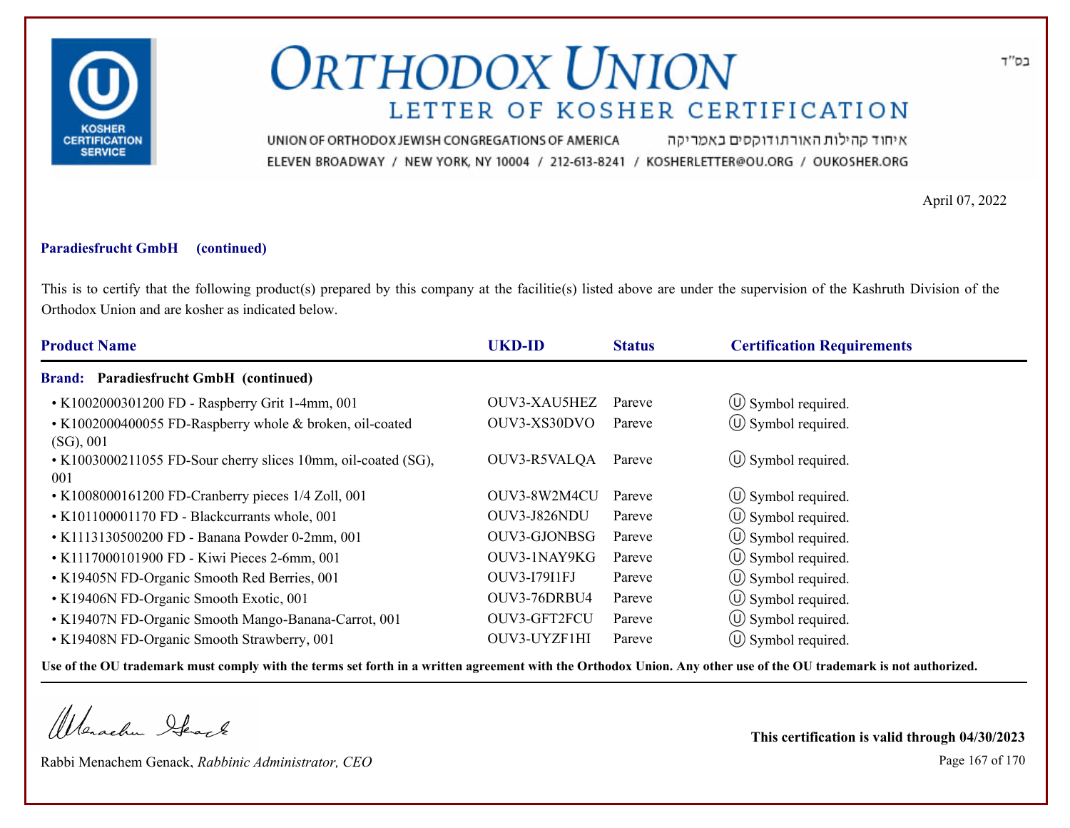בס"ד

# ORTHODOX UNION

## LETTER OF KOSHER CERTIFICATION

UNION OF ORTHODOX JEWISH CONGREGATIONS OF AMERICA איחוד קהילות האורתודוקסים באמריקה

ELEVEN BROADWAY / NEW YORK, NY 10004 / 212-613-8241 / KOSHERLETTER@OU.ORG / OUKOSHER.ORG

April 07, 2022

**Paradiesfrucht GmbH (continued)**

This is to certify that the following product(s) prepared by this company at the facilitie(s) listed above are under the supervision of the Kashruth Division of the Orthodox Union and are kosher as indicated below.

| Product Name | UKD-ID | Status | Certification Requirements |
|---|---|---|---|
| **Brand: Paradiesfrucht GmbH (continued)** | | | |
| • K1002000301200 FD - Raspberry Grit 1-4mm, 001 | OUV3-XAU5HEZ | Pareve | Ⓤ Symbol required. |
| • K1002000400055 FD-Raspberry whole & broken, oil-coated (SG), 001 | OUV3-XS30DVO | Pareve | Ⓤ Symbol required. |
| • K1003000211055 FD-Sour cherry slices 10mm, oil-coated (SG), 001 | OUV3-R5VALQA | Pareve | Ⓤ Symbol required. |
| • K1008000161200 FD-Cranberry pieces 1/4 Zoll, 001 | OUV3-8W2M4CU | Pareve | Ⓤ Symbol required. |
| • K101100001170 FD - Blackcurrants whole, 001 | OUV3-J826NDU | Pareve | Ⓤ Symbol required. |
| • K1113130500200 FD - Banana Powder 0-2mm, 001 | OUV3-GJONBSG | Pareve | Ⓤ Symbol required. |
| • K1117000101900 FD - Kiwi Pieces 2-6mm, 001 | OUV3-1NAY9KG | Pareve | Ⓤ Symbol required. |
| • K19405N FD-Organic Smooth Red Berries, 001 | OUV3-I79I1FJ | Pareve | Ⓤ Symbol required. |
| • K19406N FD-Organic Smooth Exotic, 001 | OUV3-76DRBU4 | Pareve | Ⓤ Symbol required. |
| • K19407N FD-Organic Smooth Mango-Banana-Carrot, 001 | OUV3-GFT2FCU | Pareve | Ⓤ Symbol required. |
| • K19408N FD-Organic Smooth Strawberry, 001 | OUV3-UYZF1HI | Pareve | Ⓤ Symbol required. |

**Use of the OU trademark must comply with the terms set forth in a written agreement with the Orthodox Union. Any other use of the OU trademark is not authorized.**

Rabbi Menachem Genack, *Rabbinic Administrator, CEO*

**This certification is valid through 04/30/2023**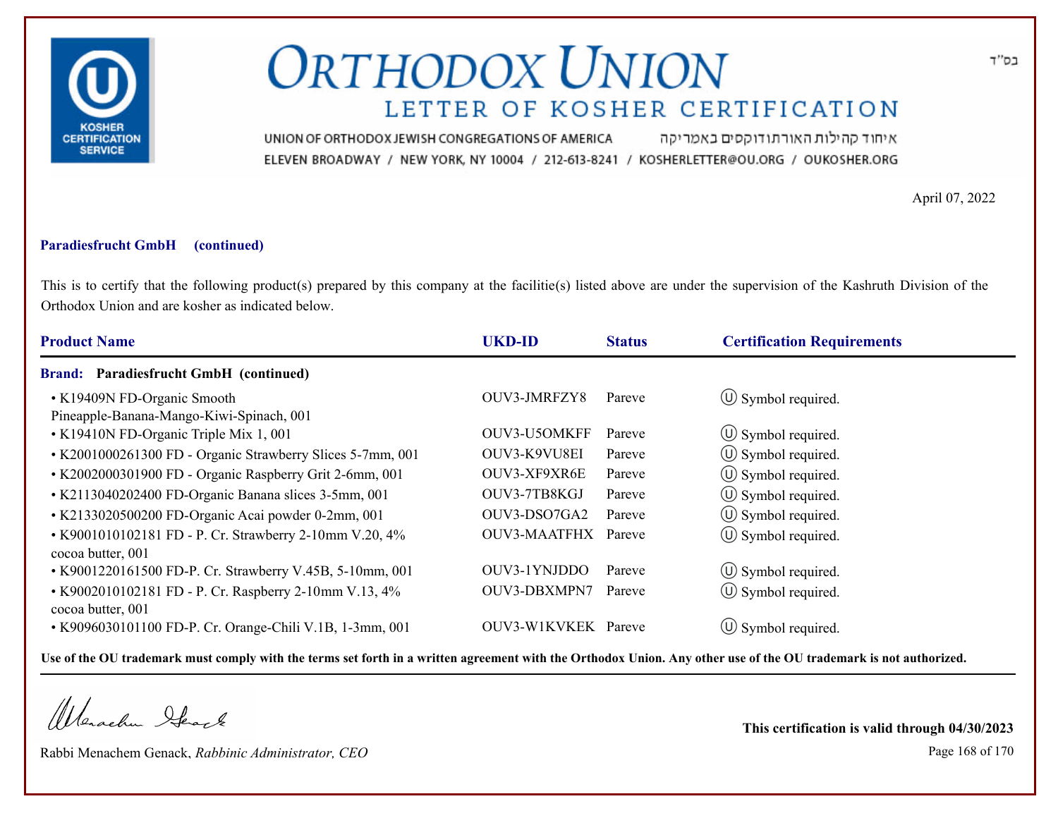# ORTHODOX UNION

## LETTER OF KOSHER CERTIFICATION

UNION OF ORTHODOX JEWISH CONGREGATIONS OF AMERICA איחוד קהילות האורתודוקסים באמריקה

ELEVEN BROADWAY / NEW YORK, NY 10004 / 212-613-8241 / KOSHERLETTER@OU.ORG / OUKOSHER.ORG

בס"ד

April 07, 2022

**Paradiesfrucht GmbH (continued)**

This is to certify that the following product(s) prepared by this company at the facilitie(s) listed above are under the supervision of the Kashruth Division of the Orthodox Union and are kosher as indicated below.

| Product Name | UKD-ID | Status | Certification Requirements |
|---|---|---|---|
| **Brand: Paradiesfrucht GmbH (continued)** | | | |
| • K19409N FD-Organic Smooth Pineapple-Banana-Mango-Kiwi-Spinach, 001 | OUV3-JMRFZY8 | Pareve | Ⓤ Symbol required. |
| • K19410N FD-Organic Triple Mix 1, 001 | OUV3-U5OMKFF | Pareve | Ⓤ Symbol required. |
| • K2001000261300 FD - Organic Strawberry Slices 5-7mm, 001 | OUV3-K9VU8EI | Pareve | Ⓤ Symbol required. |
| • K2002000301900 FD - Organic Raspberry Grit 2-6mm, 001 | OUV3-XF9XR6E | Pareve | Ⓤ Symbol required. |
| • K2113040202400 FD-Organic Banana slices 3-5mm, 001 | OUV3-7TB8KGJ | Pareve | Ⓤ Symbol required. |
| • K2133020500200 FD-Organic Acai powder 0-2mm, 001 | OUV3-DSO7GA2 | Pareve | Ⓤ Symbol required. |
| • K9001010102181 FD - P. Cr. Strawberry 2-10mm V.20, 4% cocoa butter, 001 | OUV3-MAATFHX | Pareve | Ⓤ Symbol required. |
| • K9001220161500 FD-P. Cr. Strawberry V.45B, 5-10mm, 001 | OUV3-1YNJDDO | Pareve | Ⓤ Symbol required. |
| • K9002010102181 FD - P. Cr. Raspberry 2-10mm V.13, 4% cocoa butter, 001 | OUV3-DBXMPN7 | Pareve | Ⓤ Symbol required. |
| • K9096030101100 FD-P. Cr. Orange-Chili V.1B, 1-3mm, 001 | OUV3-W1KVKEK | Pareve | Ⓤ Symbol required. |

**Use of the OU trademark must comply with the terms set forth in a written agreement with the Orthodox Union. Any other use of the OU trademark is not authorized.**

Rabbi Menachem Genack, *Rabbinic Administrator, CEO*

**This certification is valid through 04/30/2023**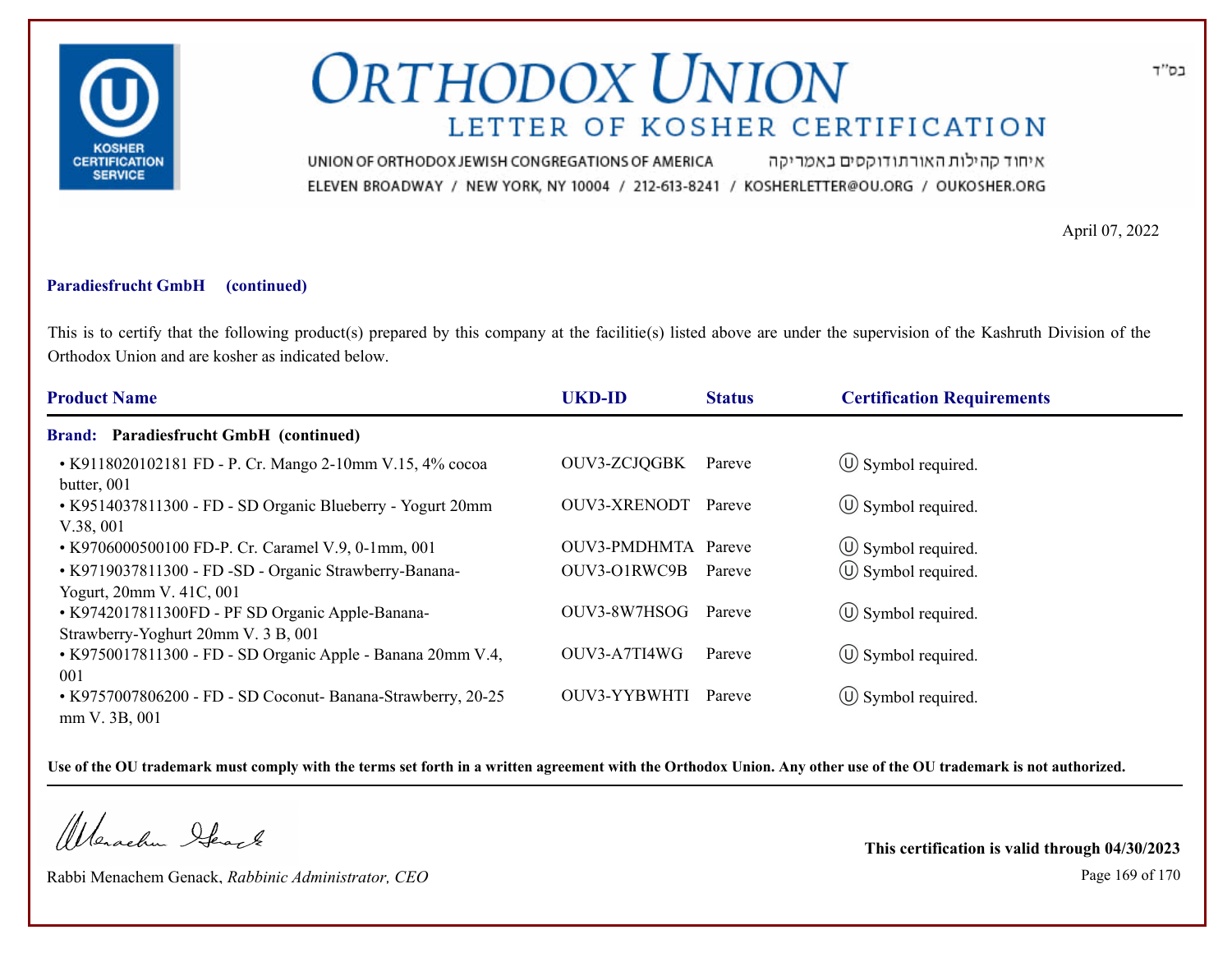# ORTHODOX UNION

## LETTER OF KOSHER CERTIFICATION

בס"ד

UNION OF ORTHODOX JEWISH CONGREGATIONS OF AMERICA איחוד קהילות האורתודוקסים באמריקה

ELEVEN BROADWAY / NEW YORK, NY 10004 / 212-613-8241 / KOSHERLETTER@OU.ORG / OUKOSHER.ORG

April 07, 2022

**Paradiesfrucht GmbH (continued)**

This is to certify that the following product(s) prepared by this company at the facilitie(s) listed above are under the supervision of the Kashruth Division of the Orthodox Union and are kosher as indicated below.

| Product Name | UKD-ID | Status | Certification Requirements |
|---|---|---|---|
| **Brand: Paradiesfrucht GmbH (continued)** | | | |
| • K9118020102181 FD - P. Cr. Mango 2-10mm V.15, 4% cocoa butter, 001 | OUV3-ZCJQGBK | Pareve | Ⓤ Symbol required. |
| • K9514037811300 - FD - SD Organic Blueberry - Yogurt 20mm V.38, 001 | OUV3-XRENODT | Pareve | Ⓤ Symbol required. |
| • K9706000500100 FD-P. Cr. Caramel V.9, 0-1mm, 001 | OUV3-PMDHMTA | Pareve | Ⓤ Symbol required. |
| • K9719037811300 - FD -SD - Organic Strawberry-Banana-Yogurt, 20mm V. 41C, 001 | OUV3-O1RWC9B | Pareve | Ⓤ Symbol required. |
| • K9742017811300FD - PF SD Organic Apple-Banana-Strawberry-Yoghurt 20mm V. 3 B, 001 | OUV3-8W7HSOG | Pareve | Ⓤ Symbol required. |
| • K9750017811300 - FD - SD Organic Apple - Banana 20mm V.4, 001 | OUV3-A7TI4WG | Pareve | Ⓤ Symbol required. |
| • K9757007806200 - FD - SD Coconut- Banana-Strawberry, 20-25 mm V. 3B, 001 | OUV3-YYBWHTI | Pareve | Ⓤ Symbol required. |

**Use of the OU trademark must comply with the terms set forth in a written agreement with the Orthodox Union. Any other use of the OU trademark is not authorized.**

Rabbi Menachem Genack, *Rabbinic Administrator, CEO*

**This certification is valid through 04/30/2023**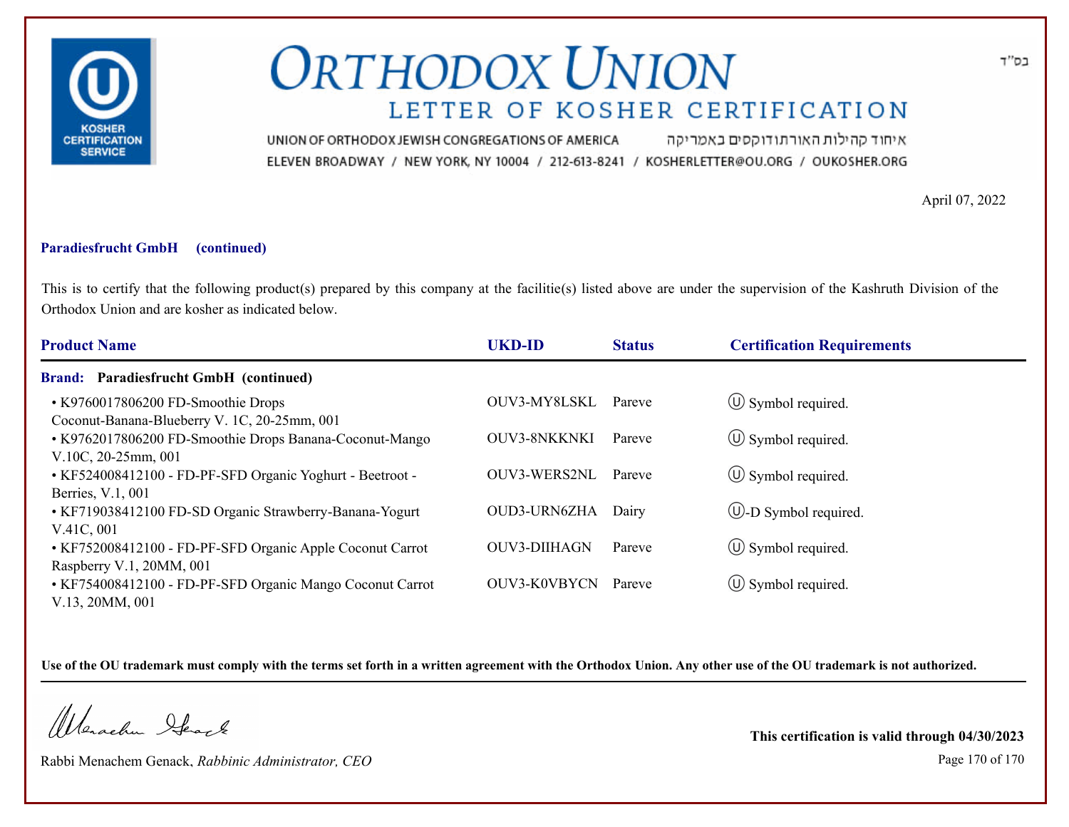# ORTHODOX UNION

## LETTER OF KOSHER CERTIFICATION

בס"ד

UNION OF ORTHODOX JEWISH CONGREGATIONS OF AMERICA איחוד קהילות האורתודוקסים באמריקה

ELEVEN BROADWAY / NEW YORK, NY 10004 / 212-613-8241 / KOSHERLETTER@OU.ORG / OUKOSHER.ORG

April 07, 2022

**Paradiesfrucht GmbH (continued)**

This is to certify that the following product(s) prepared by this company at the facilitie(s) listed above are under the supervision of the Kashruth Division of the Orthodox Union and are kosher as indicated below.

| Product Name | UKD-ID | Status | Certification Requirements |
|---|---|---|---|
| **Brand: Paradiesfrucht GmbH (continued)** | | | |
| • K9760017806200 FD-Smoothie Drops Coconut-Banana-Blueberry V. 1C, 20-25mm, 001 | OUV3-MY8LSKL | Pareve | Ⓤ Symbol required. |
| • K9762017806200 FD-Smoothie Drops Banana-Coconut-Mango V.10C, 20-25mm, 001 | OUV3-8NKKNKI | Pareve | Ⓤ Symbol required. |
| • KF524008412100 - FD-PF-SFD Organic Yoghurt - Beetroot - Berries, V.1, 001 | OUV3-WERS2NL | Pareve | Ⓤ Symbol required. |
| • KF719038412100 FD-SD Organic Strawberry-Banana-Yogurt V.41C, 001 | OUD3-URN6ZHA | Dairy | Ⓤ-D Symbol required. |
| • KF752008412100 - FD-PF-SFD Organic Apple Coconut Carrot Raspberry V.1, 20MM, 001 | OUV3-DIIHAGN | Pareve | Ⓤ Symbol required. |
| • KF754008412100 - FD-PF-SFD Organic Mango Coconut Carrot V.13, 20MM, 001 | OUV3-K0VBYCN | Pareve | Ⓤ Symbol required. |

**Use of the OU trademark must comply with the terms set forth in a written agreement with the Orthodox Union. Any other use of the OU trademark is not authorized.**

Rabbi Menachem Genack, *Rabbinic Administrator, CEO*

**This certification is valid through 04/30/2023**